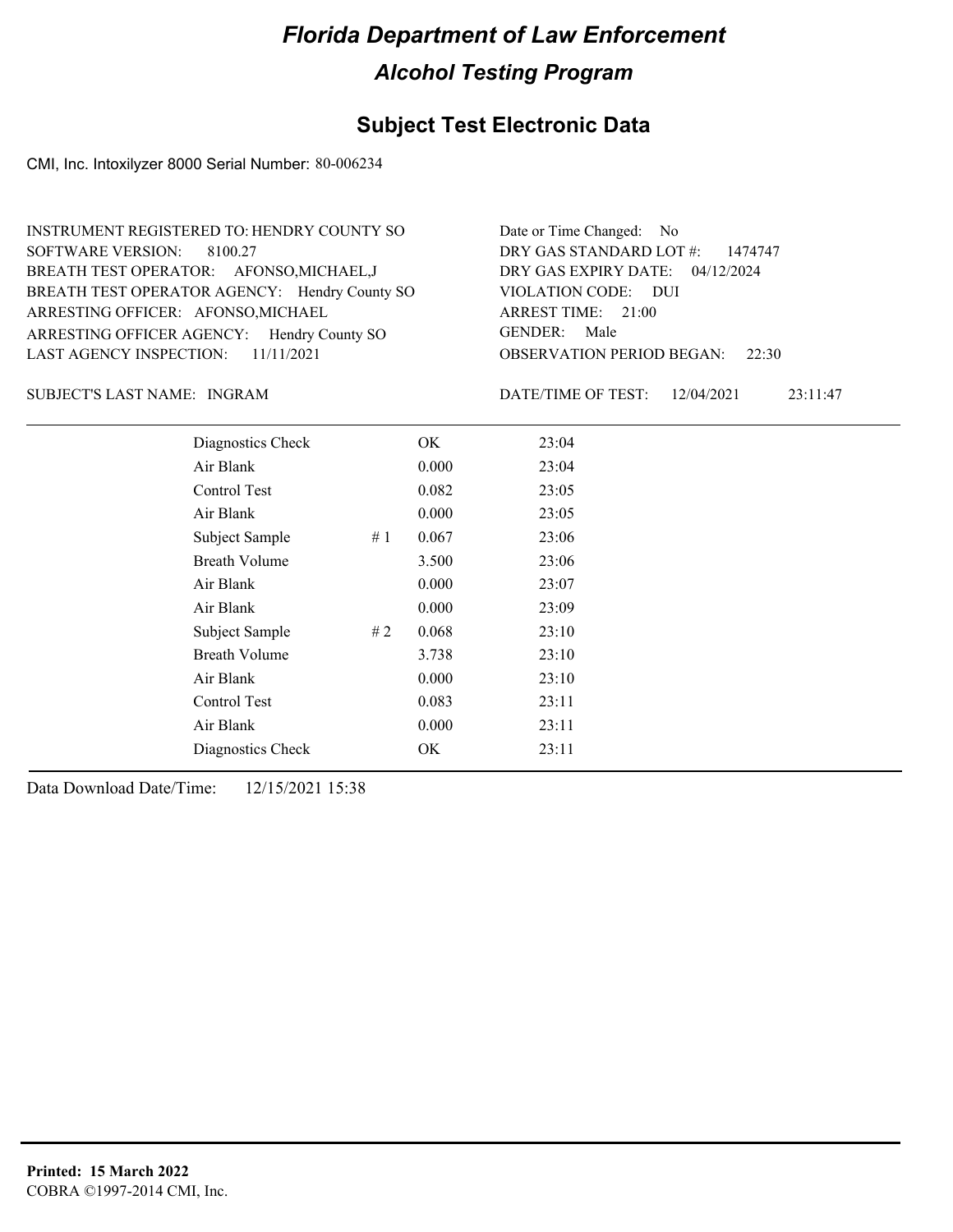# Florida Department of Law Enforcement

## Alcohol Testing Program

### Subject Test Electronic Data

CMI, Inc. Intoxilyzer 8000 Serial Number: 80-006234

INSTRUMENT REGISTERED TO: HENDRY COUNTY SO
SOFTWARE VERSION: 8100.27
BREATH TEST OPERATOR: AFONSO,MICHAEL,J
BREATH TEST OPERATOR AGENCY: Hendry County SO
ARRESTING OFFICER: AFONSO,MICHAEL
ARRESTING OFFICER AGENCY: Hendry County SO
LAST AGENCY INSPECTION: 11/11/2021

Date or Time Changed: No
DRY GAS STANDARD LOT #: 1474747
DRY GAS EXPIRY DATE: 04/12/2024
VIOLATION CODE: DUI
ARREST TIME: 21:00
GENDER: Male
OBSERVATION PERIOD BEGAN: 22:30

SUBJECT'S LAST NAME: INGRAM

DATE/TIME OF TEST: 12/04/2021 23:11:47

| Test | # | Result | Time |
|---|---|---|---|
| Diagnostics Check | | OK | 23:04 |
| Air Blank | | 0.000 | 23:04 |
| Control Test | | 0.082 | 23:05 |
| Air Blank | | 0.000 | 23:05 |
| Subject Sample | # 1 | 0.067 | 23:06 |
| Breath Volume | | 3.500 | 23:06 |
| Air Blank | | 0.000 | 23:07 |
| Air Blank | | 0.000 | 23:09 |
| Subject Sample | # 2 | 0.068 | 23:10 |
| Breath Volume | | 3.738 | 23:10 |
| Air Blank | | 0.000 | 23:10 |
| Control Test | | 0.083 | 23:11 |
| Air Blank | | 0.000 | 23:11 |
| Diagnostics Check | | OK | 23:11 |

Data Download Date/Time: 12/15/2021 15:38

**Printed: 15 March 2022**
COBRA ©1997-2014 CMI, Inc.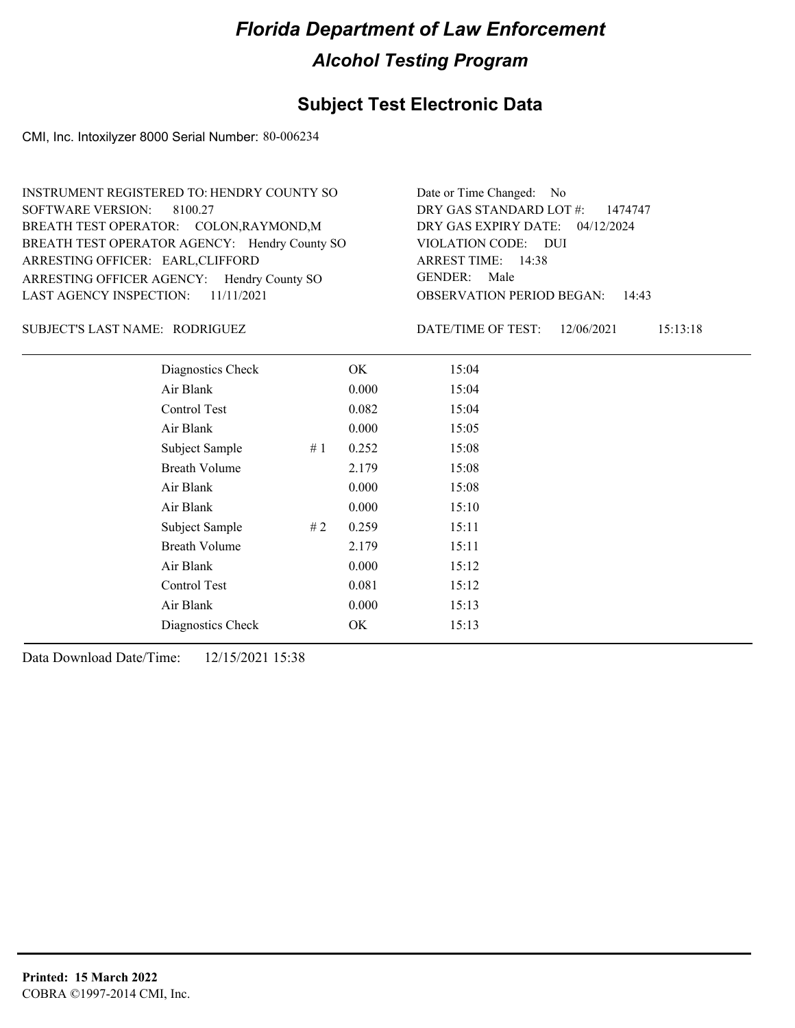# Florida Department of Law Enforcement

## Alcohol Testing Program

### Subject Test Electronic Data

CMI, Inc. Intoxilyzer 8000 Serial Number: 80-006234

INSTRUMENT REGISTERED TO: HENDRY COUNTY SO
SOFTWARE VERSION: 8100.27
BREATH TEST OPERATOR: COLON,RAYMOND,M
BREATH TEST OPERATOR AGENCY: Hendry County SO
ARRESTING OFFICER: EARL,CLIFFORD
ARRESTING OFFICER AGENCY: Hendry County SO
LAST AGENCY INSPECTION: 11/11/2021

Date or Time Changed: No
DRY GAS STANDARD LOT #: 1474747
DRY GAS EXPIRY DATE: 04/12/2024
VIOLATION CODE: DUI
ARREST TIME: 14:38
GENDER: Male
OBSERVATION PERIOD BEGAN: 14:43

SUBJECT'S LAST NAME: RODRIGUEZ

DATE/TIME OF TEST: 12/06/2021 15:13:18

| | | | |
|---|---|---|---|
| Diagnostics Check | | OK | 15:04 |
| Air Blank | | 0.000 | 15:04 |
| Control Test | | 0.082 | 15:04 |
| Air Blank | | 0.000 | 15:05 |
| Subject Sample | # 1 | 0.252 | 15:08 |
| Breath Volume | | 2.179 | 15:08 |
| Air Blank | | 0.000 | 15:08 |
| Air Blank | | 0.000 | 15:10 |
| Subject Sample | # 2 | 0.259 | 15:11 |
| Breath Volume | | 2.179 | 15:11 |
| Air Blank | | 0.000 | 15:12 |
| Control Test | | 0.081 | 15:12 |
| Air Blank | | 0.000 | 15:13 |
| Diagnostics Check | | OK | 15:13 |

Data Download Date/Time: 12/15/2021 15:38

**Printed: 15 March 2022**
COBRA ©1997-2014 CMI, Inc.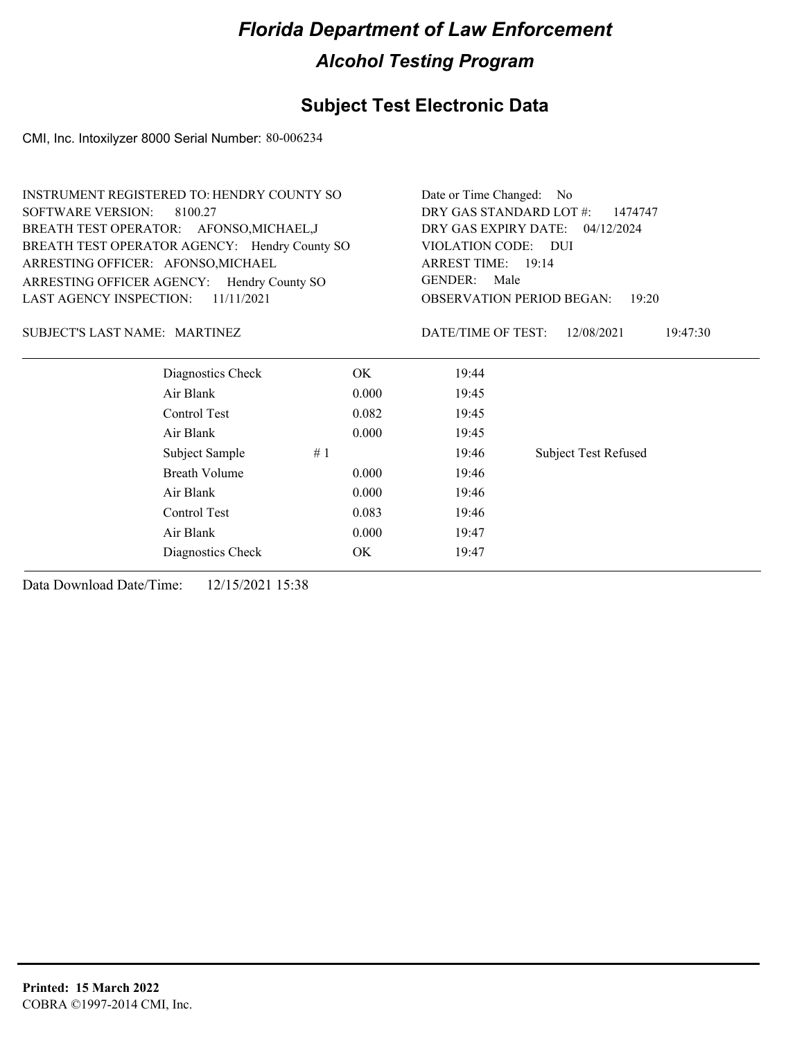# Florida Department of Law Enforcement

## Alcohol Testing Program

## Subject Test Electronic Data

CMI, Inc. Intoxilyzer 8000 Serial Number: 80-006234

INSTRUMENT REGISTERED TO: HENDRY COUNTY SO
SOFTWARE VERSION: 8100.27
BREATH TEST OPERATOR: AFONSO,MICHAEL,J
BREATH TEST OPERATOR AGENCY: Hendry County SO
ARRESTING OFFICER: AFONSO,MICHAEL
ARRESTING OFFICER AGENCY: Hendry County SO
LAST AGENCY INSPECTION: 11/11/2021

Date or Time Changed: No
DRY GAS STANDARD LOT #: 1474747
DRY GAS EXPIRY DATE: 04/12/2024
VIOLATION CODE: DUI
ARREST TIME: 19:14
GENDER: Male
OBSERVATION PERIOD BEGAN: 19:20

SUBJECT'S LAST NAME: MARTINEZ

DATE/TIME OF TEST: 12/08/2021 19:47:30

| | | | | |
|---|---|---|---|---|
| Diagnostics Check | | OK | 19:44 | |
| Air Blank | | 0.000 | 19:45 | |
| Control Test | | 0.082 | 19:45 | |
| Air Blank | | 0.000 | 19:45 | |
| Subject Sample | # 1 | | 19:46 | Subject Test Refused |
| Breath Volume | | 0.000 | 19:46 | |
| Air Blank | | 0.000 | 19:46 | |
| Control Test | | 0.083 | 19:46 | |
| Air Blank | | 0.000 | 19:47 | |
| Diagnostics Check | | OK | 19:47 | |

Data Download Date/Time: 12/15/2021 15:38

**Printed: 15 March 2022**
COBRA ©1997-2014 CMI, Inc.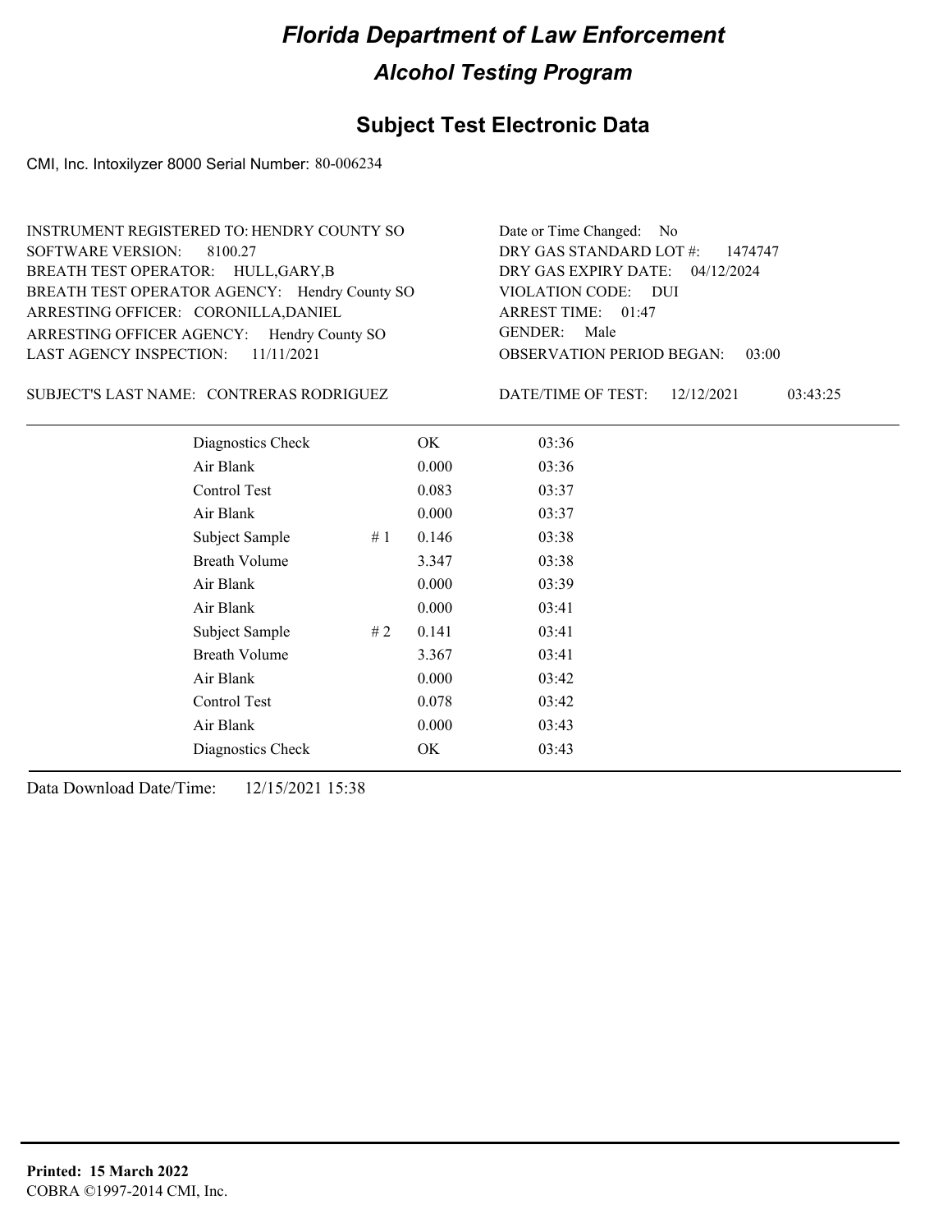# Florida Department of Law Enforcement

## Alcohol Testing Program

## Subject Test Electronic Data

CMI, Inc. Intoxilyzer 8000 Serial Number: 80-006234

INSTRUMENT REGISTERED TO: HENDRY COUNTY SO
SOFTWARE VERSION: 8100.27
BREATH TEST OPERATOR: HULL,GARY,B
BREATH TEST OPERATOR AGENCY: Hendry County SO
ARRESTING OFFICER: CORONILLA,DANIEL
ARRESTING OFFICER AGENCY: Hendry County SO
LAST AGENCY INSPECTION: 11/11/2021

Date or Time Changed: No
DRY GAS STANDARD LOT #: 1474747
DRY GAS EXPIRY DATE: 04/12/2024
VIOLATION CODE: DUI
ARREST TIME: 01:47
GENDER: Male
OBSERVATION PERIOD BEGAN: 03:00

SUBJECT'S LAST NAME: CONTRERAS RODRIGUEZ

DATE/TIME OF TEST: 12/12/2021 03:43:25

| | | | |
|---|---|---|---|
| Diagnostics Check | | OK | 03:36 |
| Air Blank | | 0.000 | 03:36 |
| Control Test | | 0.083 | 03:37 |
| Air Blank | | 0.000 | 03:37 |
| Subject Sample | # 1 | 0.146 | 03:38 |
| Breath Volume | | 3.347 | 03:38 |
| Air Blank | | 0.000 | 03:39 |
| Air Blank | | 0.000 | 03:41 |
| Subject Sample | # 2 | 0.141 | 03:41 |
| Breath Volume | | 3.367 | 03:41 |
| Air Blank | | 0.000 | 03:42 |
| Control Test | | 0.078 | 03:42 |
| Air Blank | | 0.000 | 03:43 |
| Diagnostics Check | | OK | 03:43 |

Data Download Date/Time: 12/15/2021 15:38

**Printed: 15 March 2022**
COBRA ©1997-2014 CMI, Inc.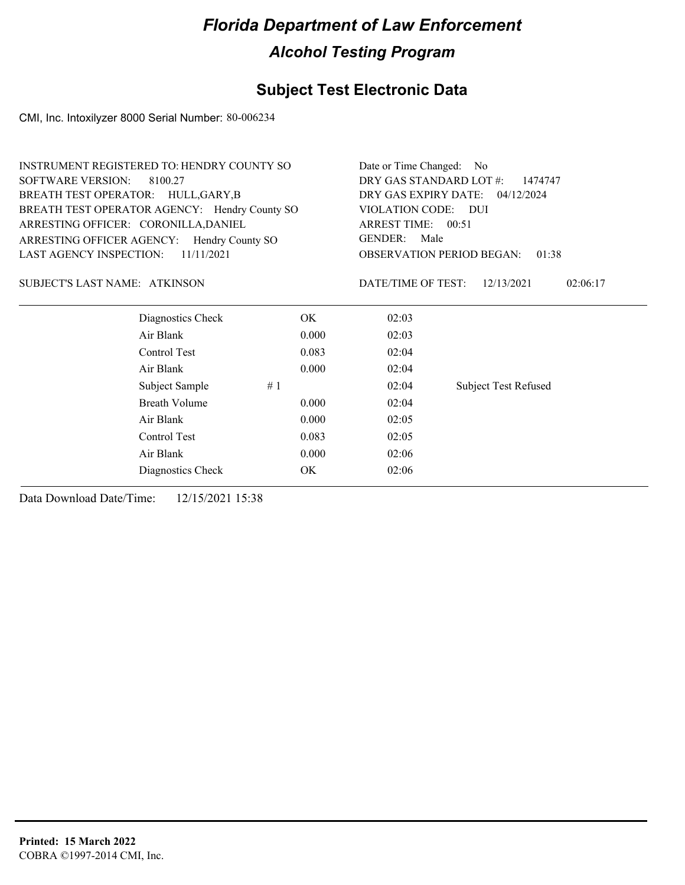# Florida Department of Law Enforcement

## Alcohol Testing Program

## Subject Test Electronic Data

CMI, Inc. Intoxilyzer 8000 Serial Number: 80-006234

INSTRUMENT REGISTERED TO: HENDRY COUNTY SO
SOFTWARE VERSION: 8100.27
BREATH TEST OPERATOR: HULL,GARY,B
BREATH TEST OPERATOR AGENCY: Hendry County SO
ARRESTING OFFICER: CORONILLA,DANIEL
ARRESTING OFFICER AGENCY: Hendry County SO
LAST AGENCY INSPECTION: 11/11/2021

Date or Time Changed: No
DRY GAS STANDARD LOT #: 1474747
DRY GAS EXPIRY DATE: 04/12/2024
VIOLATION CODE: DUI
ARREST TIME: 00:51
GENDER: Male
OBSERVATION PERIOD BEGAN: 01:38

SUBJECT'S LAST NAME: ATKINSON

DATE/TIME OF TEST: 12/13/2021 02:06:17

| | | | |
|---|---|---|---|
| Diagnostics Check | OK | 02:03 | |
| Air Blank | 0.000 | 02:03 | |
| Control Test | 0.083 | 02:04 | |
| Air Blank | 0.000 | 02:04 | |
| Subject Sample # 1 | | 02:04 | Subject Test Refused |
| Breath Volume | 0.000 | 02:04 | |
| Air Blank | 0.000 | 02:05 | |
| Control Test | 0.083 | 02:05 | |
| Air Blank | 0.000 | 02:06 | |
| Diagnostics Check | OK | 02:06 | |

Data Download Date/Time: 12/15/2021 15:38

**Printed: 15 March 2022**
COBRA ©1997-2014 CMI, Inc.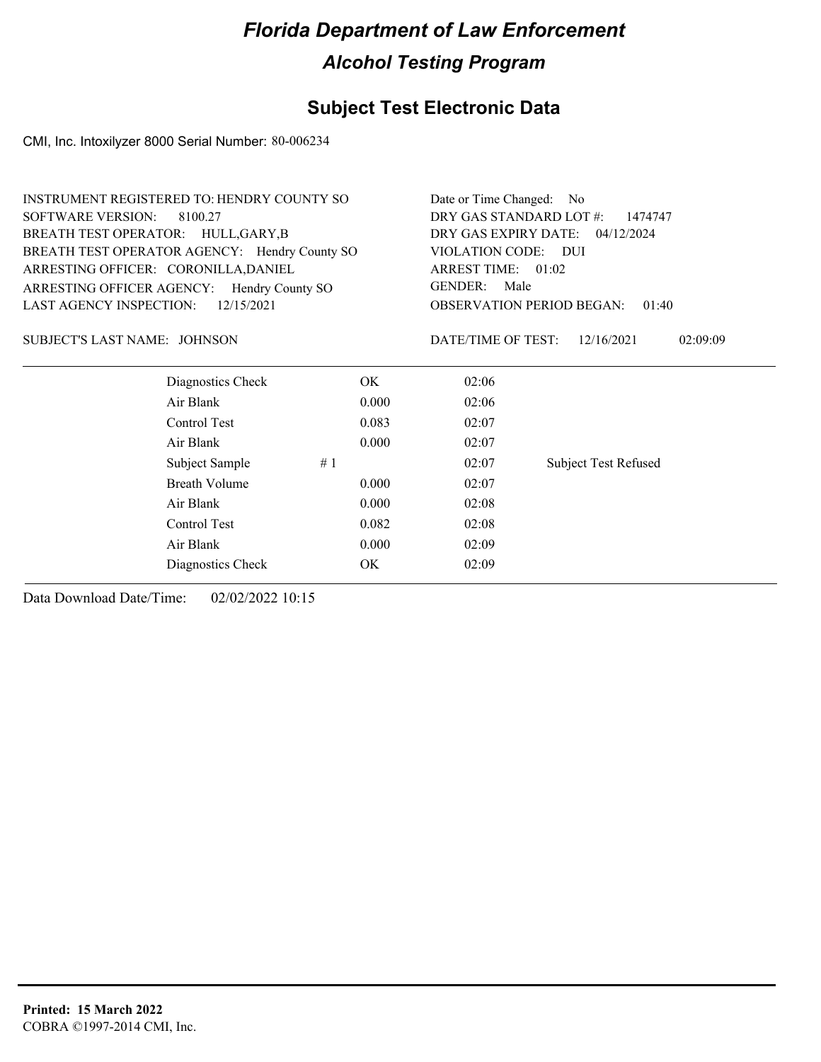# Florida Department of Law Enforcement

## Alcohol Testing Program

### Subject Test Electronic Data

CMI, Inc. Intoxilyzer 8000 Serial Number: 80-006234

INSTRUMENT REGISTERED TO: HENDRY COUNTY SO
SOFTWARE VERSION: 8100.27
BREATH TEST OPERATOR: HULL,GARY,B
BREATH TEST OPERATOR AGENCY: Hendry County SO
ARRESTING OFFICER: CORONILLA,DANIEL
ARRESTING OFFICER AGENCY: Hendry County SO
LAST AGENCY INSPECTION: 12/15/2021

Date or Time Changed: No
DRY GAS STANDARD LOT #: 1474747
DRY GAS EXPIRY DATE: 04/12/2024
VIOLATION CODE: DUI
ARREST TIME: 01:02
GENDER: Male
OBSERVATION PERIOD BEGAN: 01:40

SUBJECT'S LAST NAME: JOHNSON

DATE/TIME OF TEST: 12/16/2021 02:09:09

| | | | |
|---|---|---|---|
| Diagnostics Check | OK | 02:06 | |
| Air Blank | 0.000 | 02:06 | |
| Control Test | 0.083 | 02:07 | |
| Air Blank | 0.000 | 02:07 | |
| Subject Sample # 1 | | 02:07 | Subject Test Refused |
| Breath Volume | 0.000 | 02:07 | |
| Air Blank | 0.000 | 02:08 | |
| Control Test | 0.082 | 02:08 | |
| Air Blank | 0.000 | 02:09 | |
| Diagnostics Check | OK | 02:09 | |

Data Download Date/Time: 02/02/2022 10:15

**Printed: 15 March 2022**
COBRA ©1997-2014 CMI, Inc.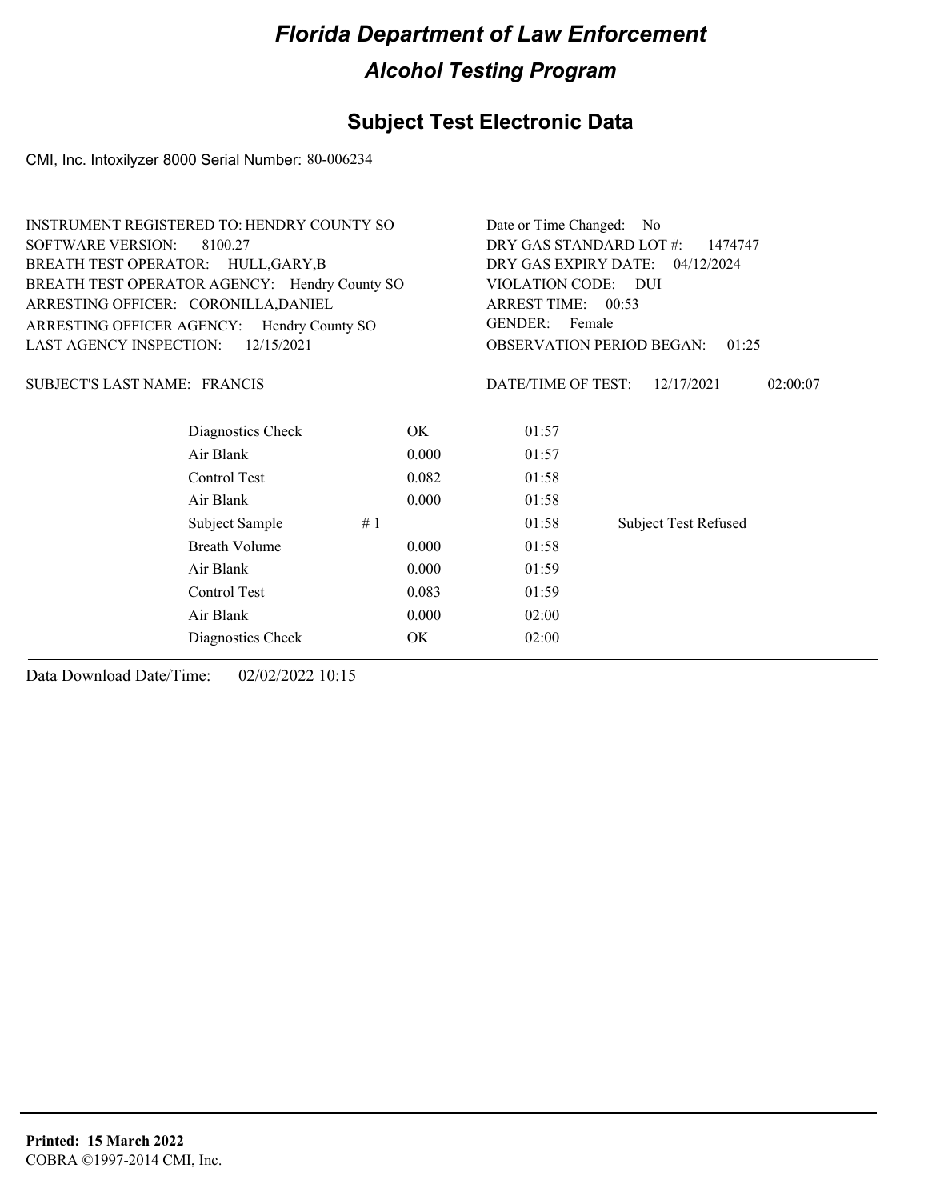# Florida Department of Law Enforcement

## Alcohol Testing Program

## Subject Test Electronic Data

CMI, Inc. Intoxilyzer 8000 Serial Number: 80-006234

INSTRUMENT REGISTERED TO: HENDRY COUNTY SO
SOFTWARE VERSION: 8100.27
BREATH TEST OPERATOR: HULL,GARY,B
BREATH TEST OPERATOR AGENCY: Hendry County SO
ARRESTING OFFICER: CORONILLA,DANIEL
ARRESTING OFFICER AGENCY: Hendry County SO
LAST AGENCY INSPECTION: 12/15/2021

Date or Time Changed: No
DRY GAS STANDARD LOT #: 1474747
DRY GAS EXPIRY DATE: 04/12/2024
VIOLATION CODE: DUI
ARREST TIME: 00:53
GENDER: Female
OBSERVATION PERIOD BEGAN: 01:25

SUBJECT'S LAST NAME: FRANCIS

DATE/TIME OF TEST: 12/17/2021 02:00:07

| | | | | |
|---|---|---|---|---|
| Diagnostics Check | | OK | 01:57 | |
| Air Blank | | 0.000 | 01:57 | |
| Control Test | | 0.082 | 01:58 | |
| Air Blank | | 0.000 | 01:58 | |
| Subject Sample | # 1 | | 01:58 | Subject Test Refused |
| Breath Volume | | 0.000 | 01:58 | |
| Air Blank | | 0.000 | 01:59 | |
| Control Test | | 0.083 | 01:59 | |
| Air Blank | | 0.000 | 02:00 | |
| Diagnostics Check | | OK | 02:00 | |

Data Download Date/Time: 02/02/2022 10:15

**Printed: 15 March 2022**
COBRA ©1997-2014 CMI, Inc.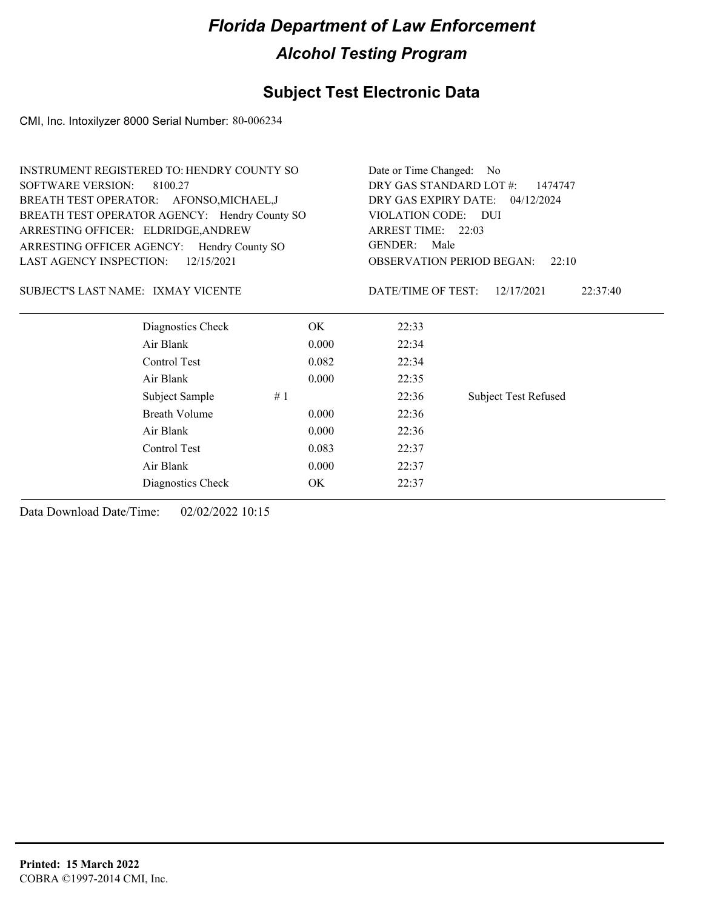# Florida Department of Law Enforcement

## Alcohol Testing Program

### Subject Test Electronic Data

CMI, Inc. Intoxilyzer 8000 Serial Number: 80-006234

INSTRUMENT REGISTERED TO: HENDRY COUNTY SO
SOFTWARE VERSION: 8100.27
BREATH TEST OPERATOR: AFONSO,MICHAEL,J
BREATH TEST OPERATOR AGENCY: Hendry County SO
ARRESTING OFFICER: ELDRIDGE,ANDREW
ARRESTING OFFICER AGENCY: Hendry County SO
LAST AGENCY INSPECTION: 12/15/2021

Date or Time Changed: No
DRY GAS STANDARD LOT #: 1474747
DRY GAS EXPIRY DATE: 04/12/2024
VIOLATION CODE: DUI
ARREST TIME: 22:03
GENDER: Male
OBSERVATION PERIOD BEGAN: 22:10

SUBJECT'S LAST NAME: IXMAY VICENTE

DATE/TIME OF TEST: 12/17/2021 22:37:40

| Test | | Result | Time | Note |
|---|---|---|---|---|
| Diagnostics Check | | OK | 22:33 | |
| Air Blank | | 0.000 | 22:34 | |
| Control Test | | 0.082 | 22:34 | |
| Air Blank | | 0.000 | 22:35 | |
| Subject Sample | # 1 | | 22:36 | Subject Test Refused |
| Breath Volume | | 0.000 | 22:36 | |
| Air Blank | | 0.000 | 22:36 | |
| Control Test | | 0.083 | 22:37 | |
| Air Blank | | 0.000 | 22:37 | |
| Diagnostics Check | | OK | 22:37 | |

Data Download Date/Time: 02/02/2022 10:15

**Printed: 15 March 2022**
COBRA ©1997-2014 CMI, Inc.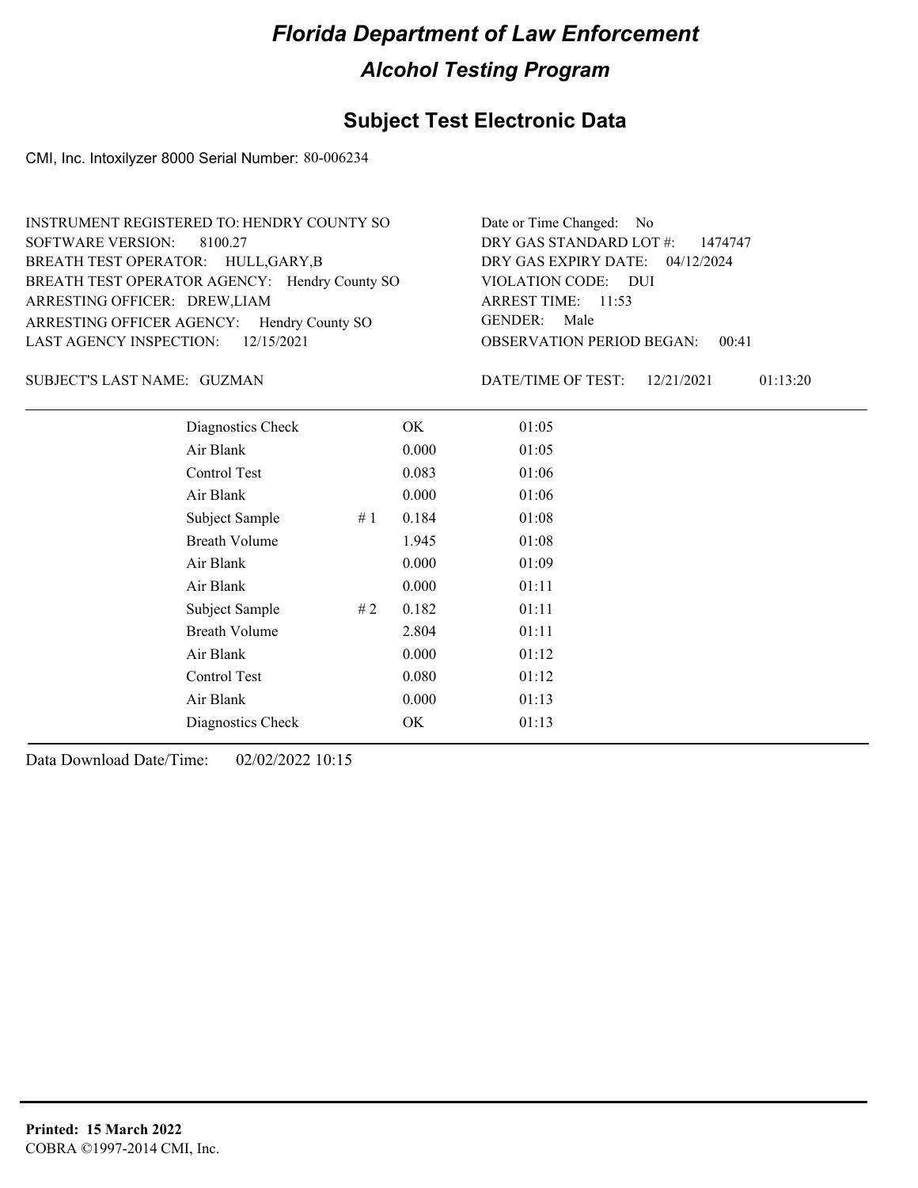# Florida Department of Law Enforcement

## Alcohol Testing Program

## Subject Test Electronic Data

CMI, Inc. Intoxilyzer 8000 Serial Number: 80-006234

INSTRUMENT REGISTERED TO: HENDRY COUNTY SO
SOFTWARE VERSION: 8100.27
BREATH TEST OPERATOR: HULL,GARY,B
BREATH TEST OPERATOR AGENCY: Hendry County SO
ARRESTING OFFICER: DREW,LIAM
ARRESTING OFFICER AGENCY: Hendry County SO
LAST AGENCY INSPECTION: 12/15/2021

Date or Time Changed: No
DRY GAS STANDARD LOT #: 1474747
DRY GAS EXPIRY DATE: 04/12/2024
VIOLATION CODE: DUI
ARREST TIME: 11:53
GENDER: Male
OBSERVATION PERIOD BEGAN: 00:41

SUBJECT'S LAST NAME: GUZMAN

DATE/TIME OF TEST: 12/21/2021 01:13:20

| Test | # | Result | Time |
|---|---|---|---|
| Diagnostics Check | | OK | 01:05 |
| Air Blank | | 0.000 | 01:05 |
| Control Test | | 0.083 | 01:06 |
| Air Blank | | 0.000 | 01:06 |
| Subject Sample | # 1 | 0.184 | 01:08 |
| Breath Volume | | 1.945 | 01:08 |
| Air Blank | | 0.000 | 01:09 |
| Air Blank | | 0.000 | 01:11 |
| Subject Sample | # 2 | 0.182 | 01:11 |
| Breath Volume | | 2.804 | 01:11 |
| Air Blank | | 0.000 | 01:12 |
| Control Test | | 0.080 | 01:12 |
| Air Blank | | 0.000 | 01:13 |
| Diagnostics Check | | OK | 01:13 |

Data Download Date/Time: 02/02/2022 10:15

**Printed: 15 March 2022**
COBRA ©1997-2014 CMI, Inc.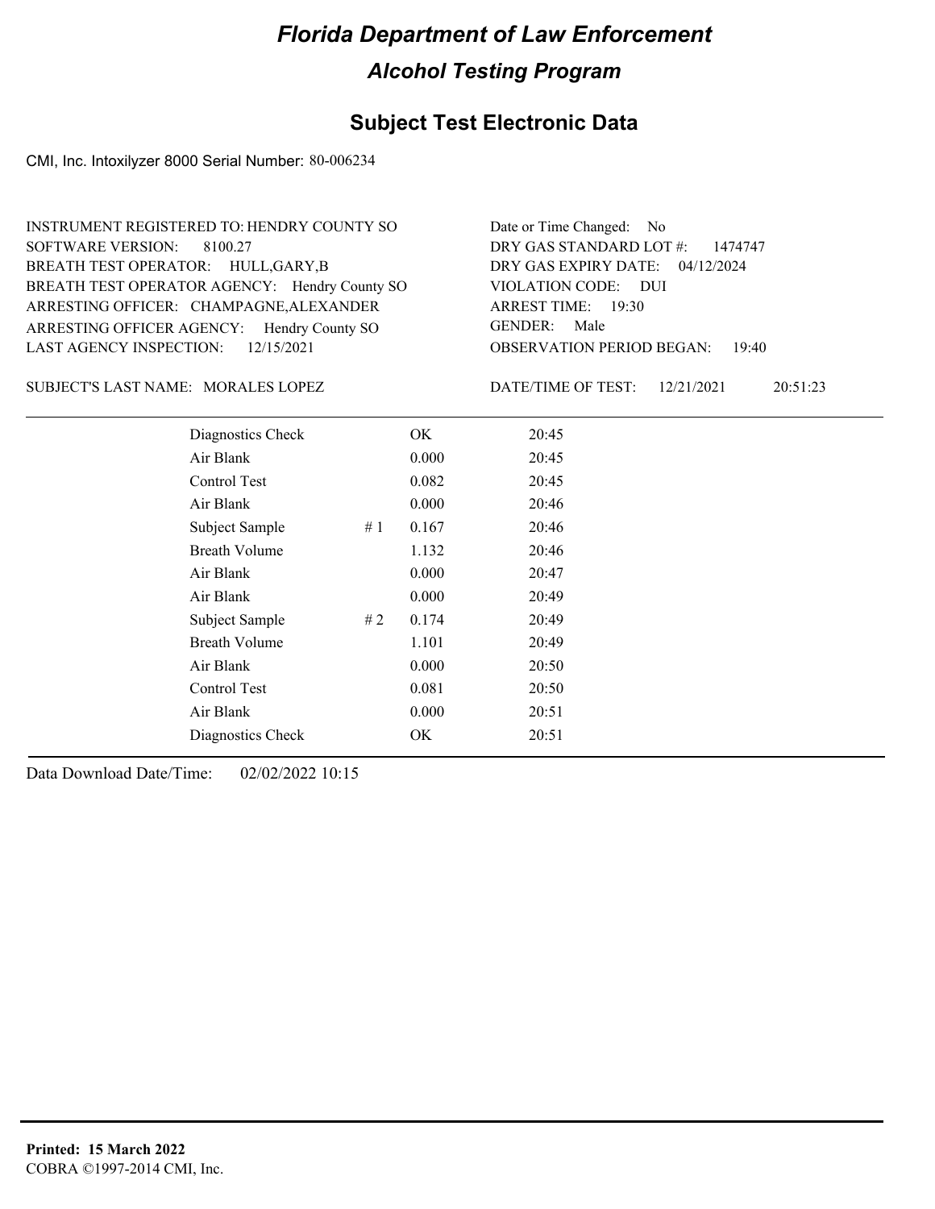# Florida Department of Law Enforcement

## Alcohol Testing Program

### Subject Test Electronic Data

CMI, Inc. Intoxilyzer 8000 Serial Number: 80-006234

INSTRUMENT REGISTERED TO: HENDRY COUNTY SO
SOFTWARE VERSION: 8100.27
BREATH TEST OPERATOR: HULL,GARY,B
BREATH TEST OPERATOR AGENCY: Hendry County SO
ARRESTING OFFICER: CHAMPAGNE,ALEXANDER
ARRESTING OFFICER AGENCY: Hendry County SO
LAST AGENCY INSPECTION: 12/15/2021

Date or Time Changed: No
DRY GAS STANDARD LOT #: 1474747
DRY GAS EXPIRY DATE: 04/12/2024
VIOLATION CODE: DUI
ARREST TIME: 19:30
GENDER: Male
OBSERVATION PERIOD BEGAN: 19:40

SUBJECT'S LAST NAME: MORALES LOPEZ

DATE/TIME OF TEST: 12/21/2021 20:51:23

| | | | |
|---|---|---|---|
| Diagnostics Check | | OK | 20:45 |
| Air Blank | | 0.000 | 20:45 |
| Control Test | | 0.082 | 20:45 |
| Air Blank | | 0.000 | 20:46 |
| Subject Sample | # 1 | 0.167 | 20:46 |
| Breath Volume | | 1.132 | 20:46 |
| Air Blank | | 0.000 | 20:47 |
| Air Blank | | 0.000 | 20:49 |
| Subject Sample | # 2 | 0.174 | 20:49 |
| Breath Volume | | 1.101 | 20:49 |
| Air Blank | | 0.000 | 20:50 |
| Control Test | | 0.081 | 20:50 |
| Air Blank | | 0.000 | 20:51 |
| Diagnostics Check | | OK | 20:51 |

Data Download Date/Time: 02/02/2022 10:15

**Printed: 15 March 2022**
COBRA ©1997-2014 CMI, Inc.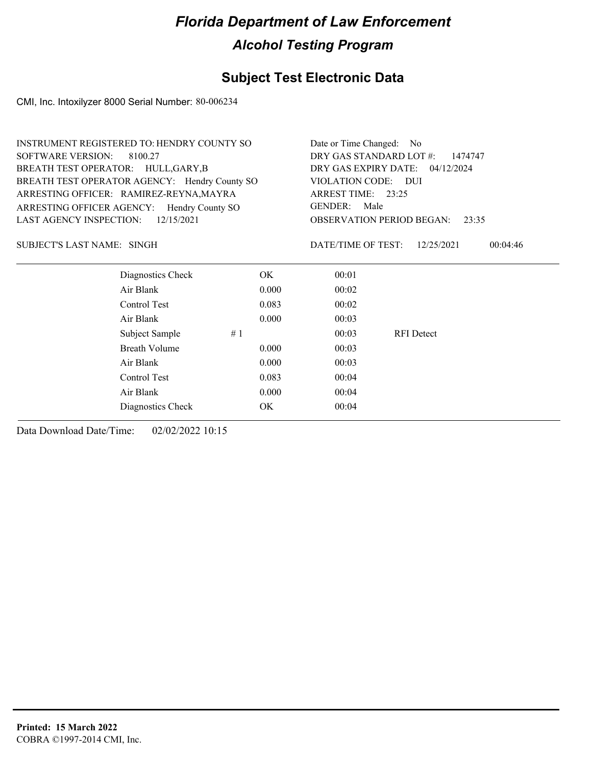# Florida Department of Law Enforcement

## Alcohol Testing Program

## Subject Test Electronic Data

CMI, Inc. Intoxilyzer 8000 Serial Number: 80-006234

INSTRUMENT REGISTERED TO: HENDRY COUNTY SO
SOFTWARE VERSION: 8100.27
BREATH TEST OPERATOR: HULL,GARY,B
BREATH TEST OPERATOR AGENCY: Hendry County SO
ARRESTING OFFICER: RAMIREZ-REYNA,MAYRA
ARRESTING OFFICER AGENCY: Hendry County SO
LAST AGENCY INSPECTION: 12/15/2021

Date or Time Changed: No
DRY GAS STANDARD LOT #: 1474747
DRY GAS EXPIRY DATE: 04/12/2024
VIOLATION CODE: DUI
ARREST TIME: 23:25
GENDER: Male
OBSERVATION PERIOD BEGAN: 23:35

SUBJECT'S LAST NAME: SINGH

DATE/TIME OF TEST: 12/25/2021 00:04:46

| | | | | |
|---|---|---|---|---|
| Diagnostics Check | | OK | 00:01 | |
| Air Blank | | 0.000 | 00:02 | |
| Control Test | | 0.083 | 00:02 | |
| Air Blank | | 0.000 | 00:03 | |
| Subject Sample | # 1 | | 00:03 | RFI Detect |
| Breath Volume | | 0.000 | 00:03 | |
| Air Blank | | 0.000 | 00:03 | |
| Control Test | | 0.083 | 00:04 | |
| Air Blank | | 0.000 | 00:04 | |
| Diagnostics Check | | OK | 00:04 | |

Data Download Date/Time: 02/02/2022 10:15

**Printed: 15 March 2022**
COBRA ©1997-2014 CMI, Inc.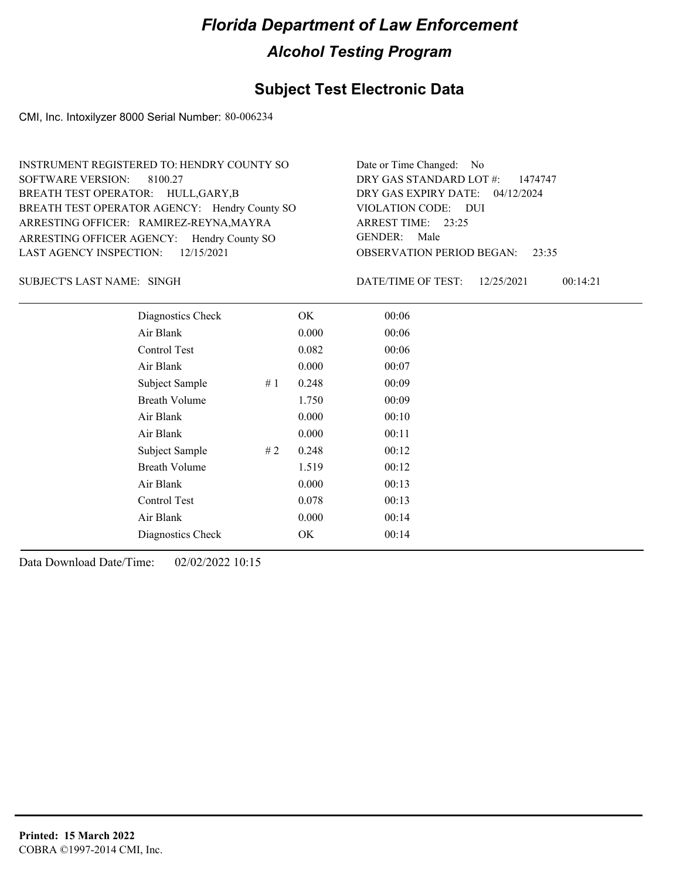# Florida Department of Law Enforcement

## Alcohol Testing Program

### Subject Test Electronic Data

CMI, Inc. Intoxilyzer 8000 Serial Number: 80-006234

INSTRUMENT REGISTERED TO: HENDRY COUNTY SO
SOFTWARE VERSION: 8100.27
BREATH TEST OPERATOR: HULL,GARY,B
BREATH TEST OPERATOR AGENCY: Hendry County SO
ARRESTING OFFICER: RAMIREZ-REYNA,MAYRA
ARRESTING OFFICER AGENCY: Hendry County SO
LAST AGENCY INSPECTION: 12/15/2021

Date or Time Changed: No
DRY GAS STANDARD LOT #: 1474747
DRY GAS EXPIRY DATE: 04/12/2024
VIOLATION CODE: DUI
ARREST TIME: 23:25
GENDER: Male
OBSERVATION PERIOD BEGAN: 23:35

SUBJECT'S LAST NAME: SINGH

DATE/TIME OF TEST: 12/25/2021 00:14:21

| Test | # | Result | Time |
|---|---|---|---|
| Diagnostics Check | | OK | 00:06 |
| Air Blank | | 0.000 | 00:06 |
| Control Test | | 0.082 | 00:06 |
| Air Blank | | 0.000 | 00:07 |
| Subject Sample | # 1 | 0.248 | 00:09 |
| Breath Volume | | 1.750 | 00:09 |
| Air Blank | | 0.000 | 00:10 |
| Air Blank | | 0.000 | 00:11 |
| Subject Sample | # 2 | 0.248 | 00:12 |
| Breath Volume | | 1.519 | 00:12 |
| Air Blank | | 0.000 | 00:13 |
| Control Test | | 0.078 | 00:13 |
| Air Blank | | 0.000 | 00:14 |
| Diagnostics Check | | OK | 00:14 |

Data Download Date/Time: 02/02/2022 10:15

**Printed: 15 March 2022**
COBRA ©1997-2014 CMI, Inc.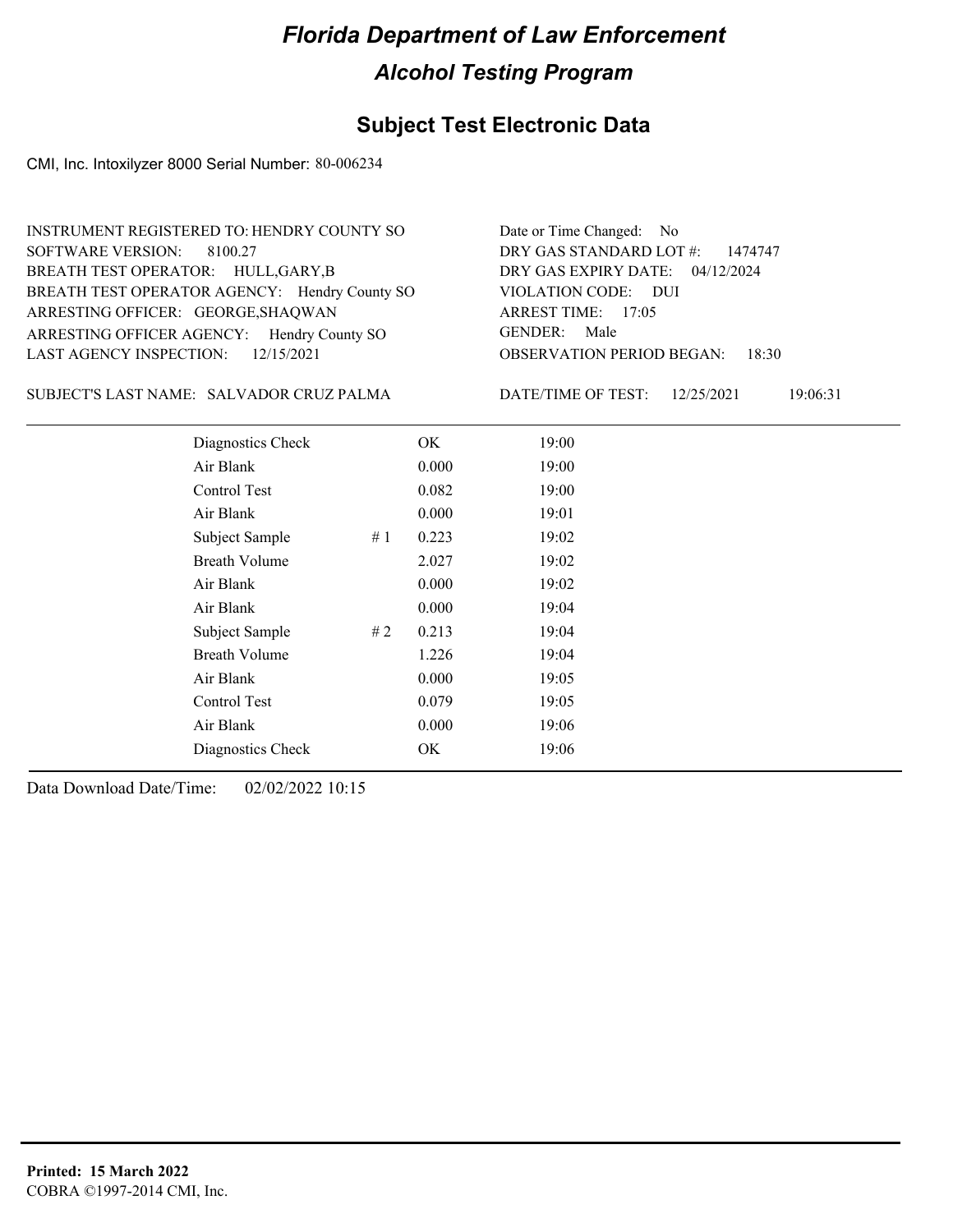# Florida Department of Law Enforcement

## Alcohol Testing Program

### Subject Test Electronic Data

CMI, Inc. Intoxilyzer 8000 Serial Number: 80-006234

INSTRUMENT REGISTERED TO: HENDRY COUNTY SO
SOFTWARE VERSION: 8100.27
BREATH TEST OPERATOR: HULL,GARY,B
BREATH TEST OPERATOR AGENCY: Hendry County SO
ARRESTING OFFICER: GEORGE,SHAQWAN
ARRESTING OFFICER AGENCY: Hendry County SO
LAST AGENCY INSPECTION: 12/15/2021

Date or Time Changed: No
DRY GAS STANDARD LOT #: 1474747
DRY GAS EXPIRY DATE: 04/12/2024
VIOLATION CODE: DUI
ARREST TIME: 17:05
GENDER: Male
OBSERVATION PERIOD BEGAN: 18:30

SUBJECT'S LAST NAME: SALVADOR CRUZ PALMA

DATE/TIME OF TEST: 12/25/2021 19:06:31

| Test | # | Result | Time |
|---|---|---|---|
| Diagnostics Check | | OK | 19:00 |
| Air Blank | | 0.000 | 19:00 |
| Control Test | | 0.082 | 19:00 |
| Air Blank | | 0.000 | 19:01 |
| Subject Sample | # 1 | 0.223 | 19:02 |
| Breath Volume | | 2.027 | 19:02 |
| Air Blank | | 0.000 | 19:02 |
| Air Blank | | 0.000 | 19:04 |
| Subject Sample | # 2 | 0.213 | 19:04 |
| Breath Volume | | 1.226 | 19:04 |
| Air Blank | | 0.000 | 19:05 |
| Control Test | | 0.079 | 19:05 |
| Air Blank | | 0.000 | 19:06 |
| Diagnostics Check | | OK | 19:06 |

Data Download Date/Time: 02/02/2022 10:15

**Printed: 15 March 2022**
COBRA ©1997-2014 CMI, Inc.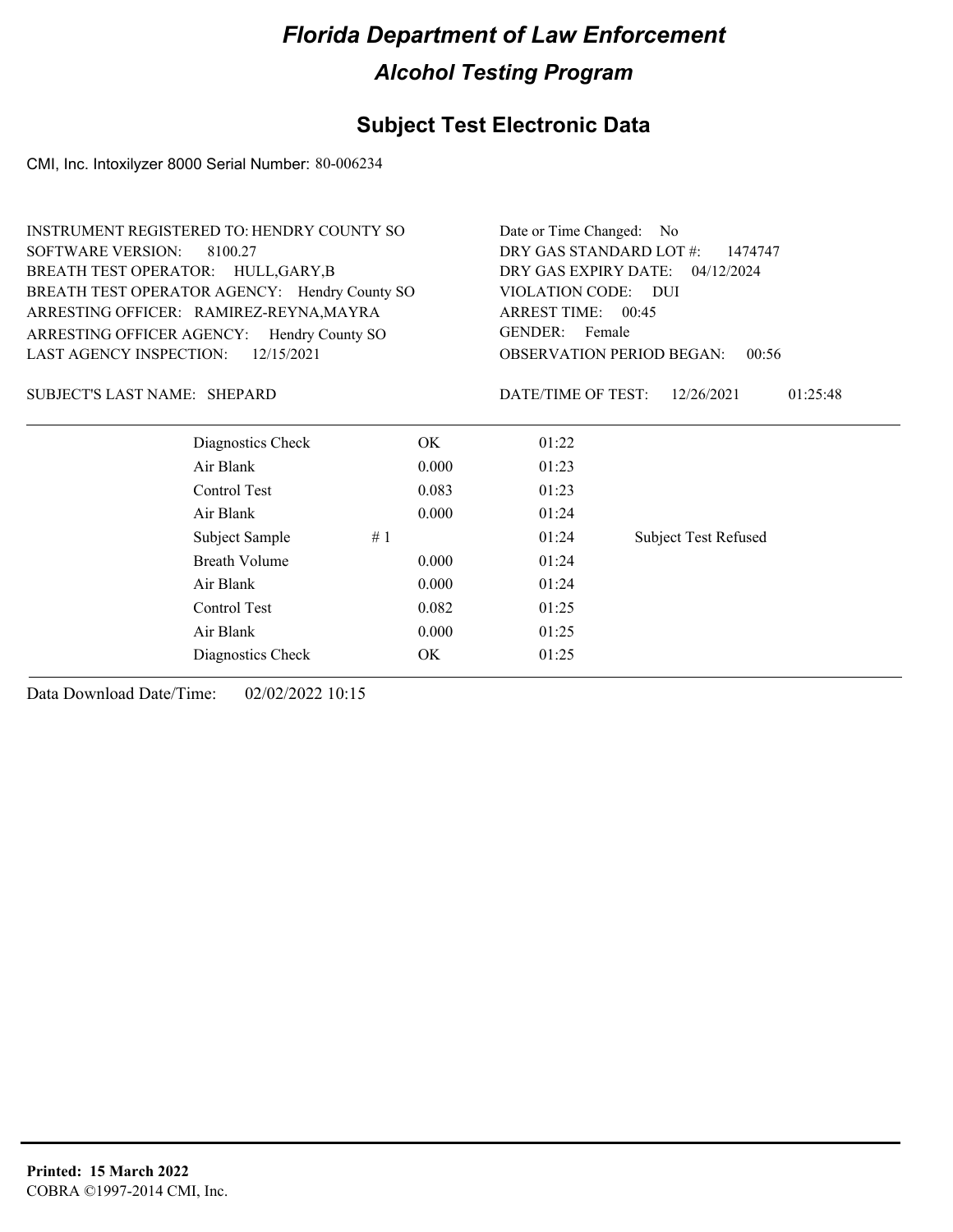# Florida Department of Law Enforcement

## Alcohol Testing Program

## Subject Test Electronic Data

CMI, Inc. Intoxilyzer 8000 Serial Number: 80-006234

INSTRUMENT REGISTERED TO: HENDRY COUNTY SO
SOFTWARE VERSION: 8100.27
BREATH TEST OPERATOR: HULL,GARY,B
BREATH TEST OPERATOR AGENCY: Hendry County SO
ARRESTING OFFICER: RAMIREZ-REYNA,MAYRA
ARRESTING OFFICER AGENCY: Hendry County SO
LAST AGENCY INSPECTION: 12/15/2021

Date or Time Changed: No
DRY GAS STANDARD LOT #: 1474747
DRY GAS EXPIRY DATE: 04/12/2024
VIOLATION CODE: DUI
ARREST TIME: 00:45
GENDER: Female
OBSERVATION PERIOD BEGAN: 00:56

SUBJECT'S LAST NAME: SHEPARD

DATE/TIME OF TEST: 12/26/2021 01:25:48

| | | | |
|---|---|---|---|
| Diagnostics Check | OK | 01:22 | |
| Air Blank | 0.000 | 01:23 | |
| Control Test | 0.083 | 01:23 | |
| Air Blank | 0.000 | 01:24 | |
| Subject Sample | # 1 | 01:24 | Subject Test Refused |
| Breath Volume | 0.000 | 01:24 | |
| Air Blank | 0.000 | 01:24 | |
| Control Test | 0.082 | 01:25 | |
| Air Blank | 0.000 | 01:25 | |
| Diagnostics Check | OK | 01:25 | |

Data Download Date/Time: 02/02/2022 10:15

**Printed: 15 March 2022**
COBRA ©1997-2014 CMI, Inc.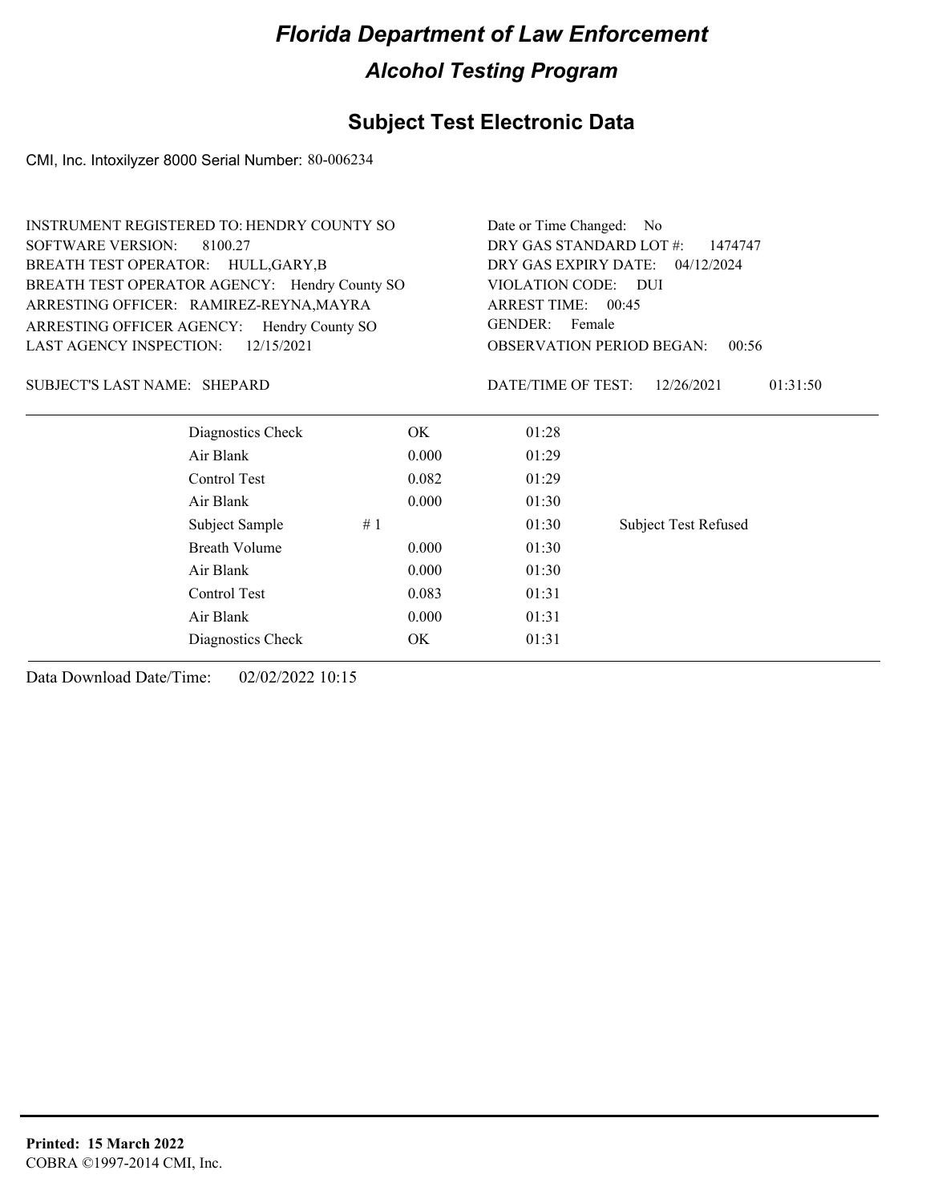# Florida Department of Law Enforcement

## Alcohol Testing Program

### Subject Test Electronic Data

CMI, Inc. Intoxilyzer 8000 Serial Number: 80-006234

INSTRUMENT REGISTERED TO: HENDRY COUNTY SO
SOFTWARE VERSION: 8100.27
BREATH TEST OPERATOR: HULL,GARY,B
BREATH TEST OPERATOR AGENCY: Hendry County SO
ARRESTING OFFICER: RAMIREZ-REYNA,MAYRA
ARRESTING OFFICER AGENCY: Hendry County SO
LAST AGENCY INSPECTION: 12/15/2021

Date or Time Changed: No
DRY GAS STANDARD LOT #: 1474747
DRY GAS EXPIRY DATE: 04/12/2024
VIOLATION CODE: DUI
ARREST TIME: 00:45
GENDER: Female
OBSERVATION PERIOD BEGAN: 00:56

SUBJECT'S LAST NAME: SHEPARD

DATE/TIME OF TEST: 12/26/2021 01:31:50

| | | | | |
|---|---|---|---|---|
| Diagnostics Check | | OK | 01:28 | |
| Air Blank | | 0.000 | 01:29 | |
| Control Test | | 0.082 | 01:29 | |
| Air Blank | | 0.000 | 01:30 | |
| Subject Sample | # 1 | | 01:30 | Subject Test Refused |
| Breath Volume | | 0.000 | 01:30 | |
| Air Blank | | 0.000 | 01:30 | |
| Control Test | | 0.083 | 01:31 | |
| Air Blank | | 0.000 | 01:31 | |
| Diagnostics Check | | OK | 01:31 | |

Data Download Date/Time: 02/02/2022 10:15

**Printed: 15 March 2022**
COBRA ©1997-2014 CMI, Inc.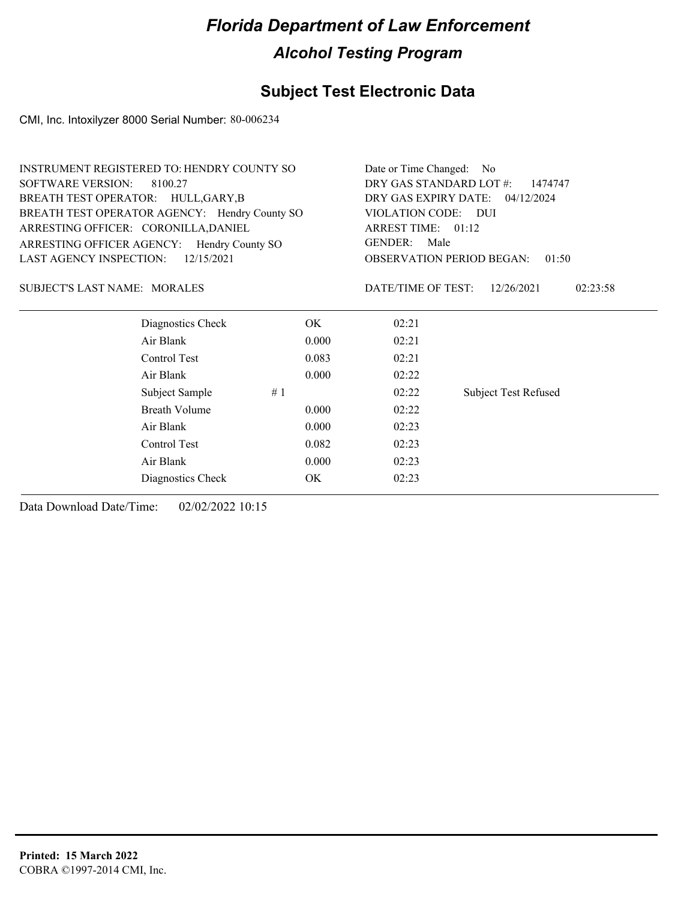# Florida Department of Law Enforcement

## Alcohol Testing Program

### Subject Test Electronic Data

CMI, Inc. Intoxilyzer 8000 Serial Number: 80-006234

INSTRUMENT REGISTERED TO: HENDRY COUNTY SO
SOFTWARE VERSION: 8100.27
BREATH TEST OPERATOR: HULL,GARY,B
BREATH TEST OPERATOR AGENCY: Hendry County SO
ARRESTING OFFICER: CORONILLA,DANIEL
ARRESTING OFFICER AGENCY: Hendry County SO
LAST AGENCY INSPECTION: 12/15/2021

Date or Time Changed: No
DRY GAS STANDARD LOT #: 1474747
DRY GAS EXPIRY DATE: 04/12/2024
VIOLATION CODE: DUI
ARREST TIME: 01:12
GENDER: Male
OBSERVATION PERIOD BEGAN: 01:50

SUBJECT'S LAST NAME: MORALES

DATE/TIME OF TEST: 12/26/2021 02:23:58

| | | | |
|---|---|---|---|
| Diagnostics Check | OK | 02:21 | |
| Air Blank | 0.000 | 02:21 | |
| Control Test | 0.083 | 02:21 | |
| Air Blank | 0.000 | 02:22 | |
| Subject Sample # 1 | | 02:22 | Subject Test Refused |
| Breath Volume | 0.000 | 02:22 | |
| Air Blank | 0.000 | 02:23 | |
| Control Test | 0.082 | 02:23 | |
| Air Blank | 0.000 | 02:23 | |
| Diagnostics Check | OK | 02:23 | |

Data Download Date/Time: 02/02/2022 10:15

**Printed: 15 March 2022**
COBRA ©1997-2014 CMI, Inc.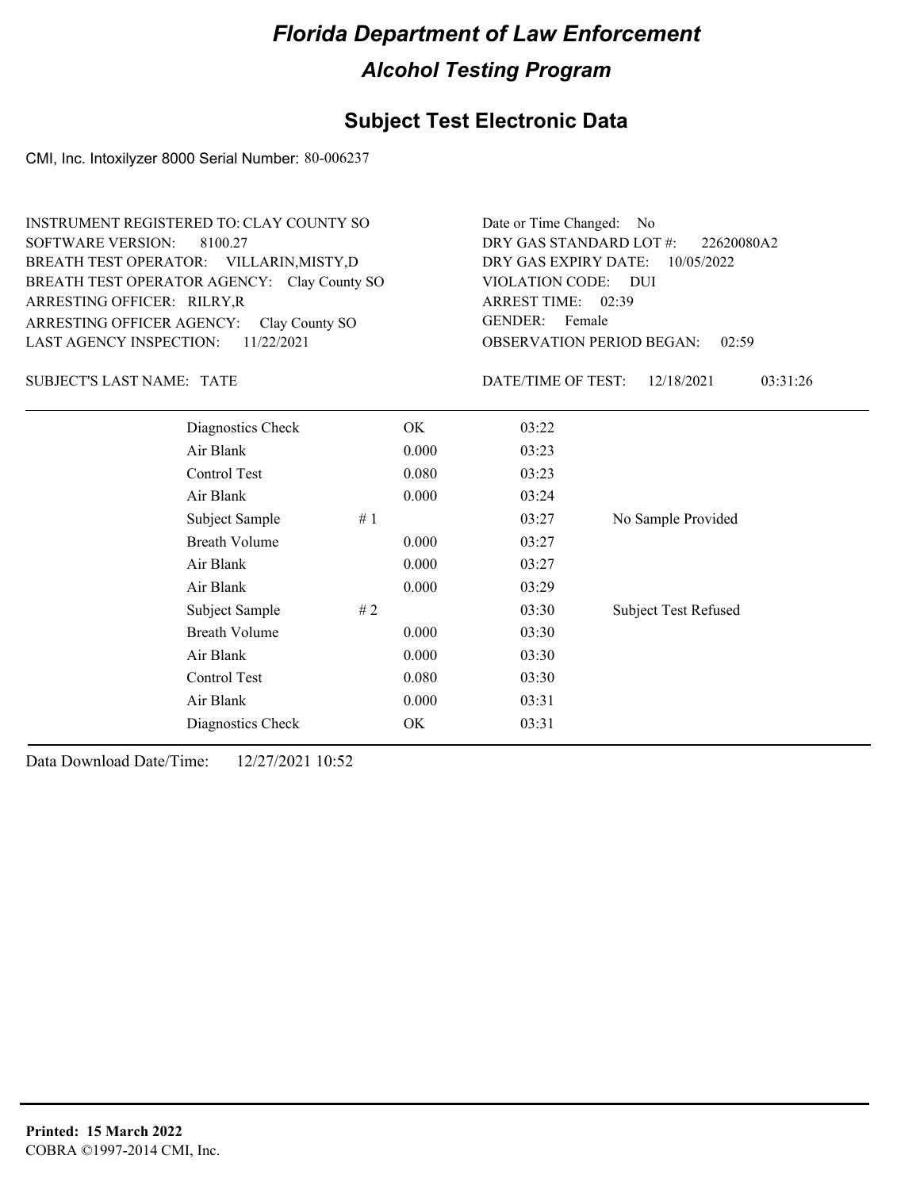# Florida Department of Law Enforcement

## Alcohol Testing Program

### Subject Test Electronic Data

CMI, Inc. Intoxilyzer 8000 Serial Number: 80-006237

INSTRUMENT REGISTERED TO: CLAY COUNTY SO
SOFTWARE VERSION: 8100.27
BREATH TEST OPERATOR: VILLARIN,MISTY,D
BREATH TEST OPERATOR AGENCY: Clay County SO
ARRESTING OFFICER: RILRY,R
ARRESTING OFFICER AGENCY: Clay County SO
LAST AGENCY INSPECTION: 11/22/2021

Date or Time Changed: No
DRY GAS STANDARD LOT #: 22620080A2
DRY GAS EXPIRY DATE: 10/05/2022
VIOLATION CODE: DUI
ARREST TIME: 02:39
GENDER: Female
OBSERVATION PERIOD BEGAN: 02:59

SUBJECT'S LAST NAME: TATE

DATE/TIME OF TEST: 12/18/2021 03:31:26

| Test | | Result | Time | Note |
|---|---|---|---|---|
| Diagnostics Check | | OK | 03:22 | |
| Air Blank | | 0.000 | 03:23 | |
| Control Test | | 0.080 | 03:23 | |
| Air Blank | | 0.000 | 03:24 | |
| Subject Sample | # 1 | | 03:27 | No Sample Provided |
| Breath Volume | | 0.000 | 03:27 | |
| Air Blank | | 0.000 | 03:27 | |
| Air Blank | | 0.000 | 03:29 | |
| Subject Sample | # 2 | | 03:30 | Subject Test Refused |
| Breath Volume | | 0.000 | 03:30 | |
| Air Blank | | 0.000 | 03:30 | |
| Control Test | | 0.080 | 03:30 | |
| Air Blank | | 0.000 | 03:31 | |
| Diagnostics Check | | OK | 03:31 | |

Data Download Date/Time: 12/27/2021 10:52

**Printed: 15 March 2022**
COBRA ©1997-2014 CMI, Inc.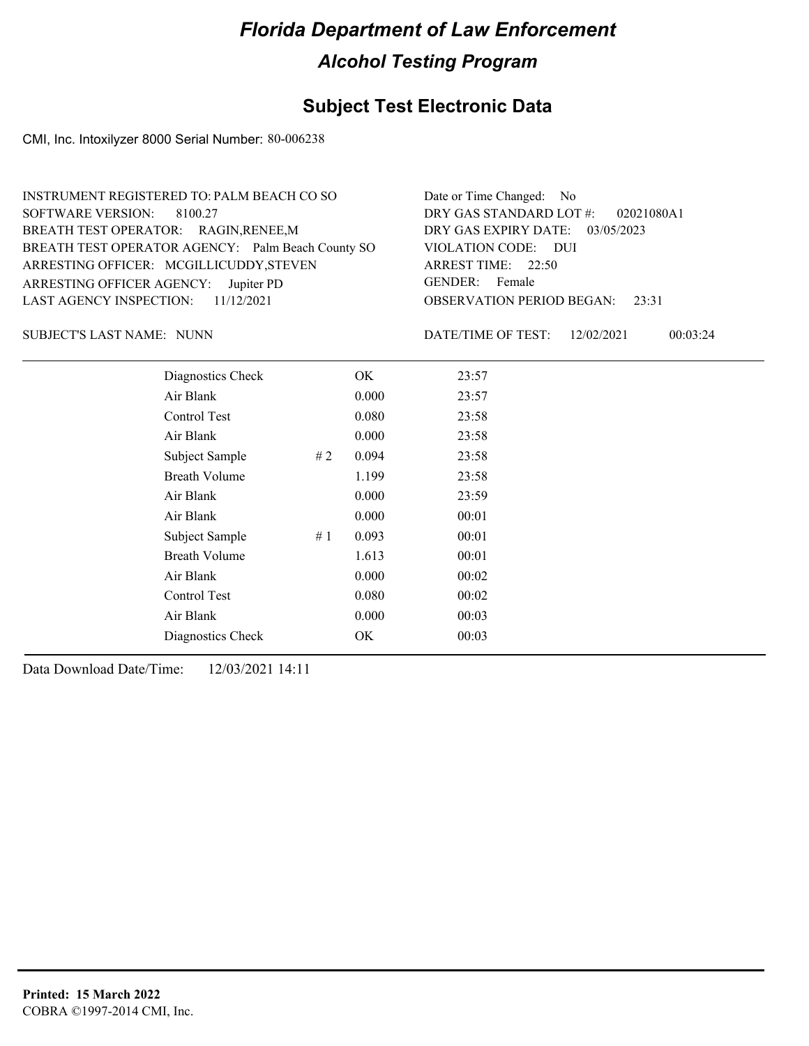# Florida Department of Law Enforcement

## Alcohol Testing Program

### Subject Test Electronic Data

CMI, Inc. Intoxilyzer 8000 Serial Number: 80-006238

INSTRUMENT REGISTERED TO: PALM BEACH CO SO
SOFTWARE VERSION: 8100.27
BREATH TEST OPERATOR: RAGIN,RENEE,M
BREATH TEST OPERATOR AGENCY: Palm Beach County SO
ARRESTING OFFICER: MCGILLICUDDY,STEVEN
ARRESTING OFFICER AGENCY: Jupiter PD
LAST AGENCY INSPECTION: 11/12/2021

Date or Time Changed: No
DRY GAS STANDARD LOT #: 02021080A1
DRY GAS EXPIRY DATE: 03/05/2023
VIOLATION CODE: DUI
ARREST TIME: 22:50
GENDER: Female
OBSERVATION PERIOD BEGAN: 23:31

SUBJECT'S LAST NAME: NUNN

DATE/TIME OF TEST: 12/02/2021 00:03:24

| | | | |
|---|---|---|---|
| Diagnostics Check | | OK | 23:57 |
| Air Blank | | 0.000 | 23:57 |
| Control Test | | 0.080 | 23:58 |
| Air Blank | | 0.000 | 23:58 |
| Subject Sample | # 2 | 0.094 | 23:58 |
| Breath Volume | | 1.199 | 23:58 |
| Air Blank | | 0.000 | 23:59 |
| Air Blank | | 0.000 | 00:01 |
| Subject Sample | # 1 | 0.093 | 00:01 |
| Breath Volume | | 1.613 | 00:01 |
| Air Blank | | 0.000 | 00:02 |
| Control Test | | 0.080 | 00:02 |
| Air Blank | | 0.000 | 00:03 |
| Diagnostics Check | | OK | 00:03 |

Data Download Date/Time: 12/03/2021 14:11

**Printed: 15 March 2022**
COBRA ©1997-2014 CMI, Inc.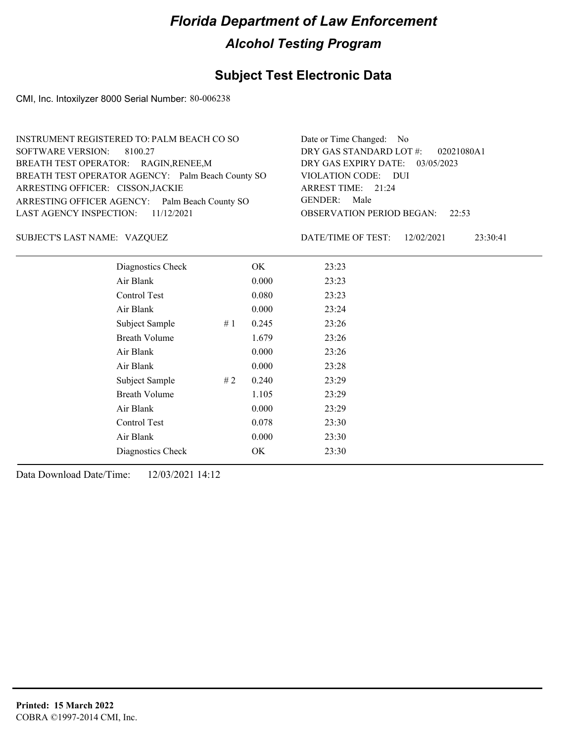# Florida Department of Law Enforcement

## Alcohol Testing Program

### Subject Test Electronic Data

CMI, Inc. Intoxilyzer 8000 Serial Number: 80-006238

INSTRUMENT REGISTERED TO: PALM BEACH CO SO
SOFTWARE VERSION: 8100.27
BREATH TEST OPERATOR: RAGIN,RENEE,M
BREATH TEST OPERATOR AGENCY: Palm Beach County SO
ARRESTING OFFICER: CISSON,JACKIE
ARRESTING OFFICER AGENCY: Palm Beach County SO
LAST AGENCY INSPECTION: 11/12/2021

Date or Time Changed: No
DRY GAS STANDARD LOT #: 02021080A1
DRY GAS EXPIRY DATE: 03/05/2023
VIOLATION CODE: DUI
ARREST TIME: 21:24
GENDER: Male
OBSERVATION PERIOD BEGAN: 22:53

SUBJECT'S LAST NAME: VAZQUEZ

DATE/TIME OF TEST: 12/02/2021 23:30:41

| | | | |
|---|---|---|---|
| Diagnostics Check | | OK | 23:23 |
| Air Blank | | 0.000 | 23:23 |
| Control Test | | 0.080 | 23:23 |
| Air Blank | | 0.000 | 23:24 |
| Subject Sample | # 1 | 0.245 | 23:26 |
| Breath Volume | | 1.679 | 23:26 |
| Air Blank | | 0.000 | 23:26 |
| Air Blank | | 0.000 | 23:28 |
| Subject Sample | # 2 | 0.240 | 23:29 |
| Breath Volume | | 1.105 | 23:29 |
| Air Blank | | 0.000 | 23:29 |
| Control Test | | 0.078 | 23:30 |
| Air Blank | | 0.000 | 23:30 |
| Diagnostics Check | | OK | 23:30 |

Data Download Date/Time: 12/03/2021 14:12

**Printed: 15 March 2022**
COBRA ©1997-2014 CMI, Inc.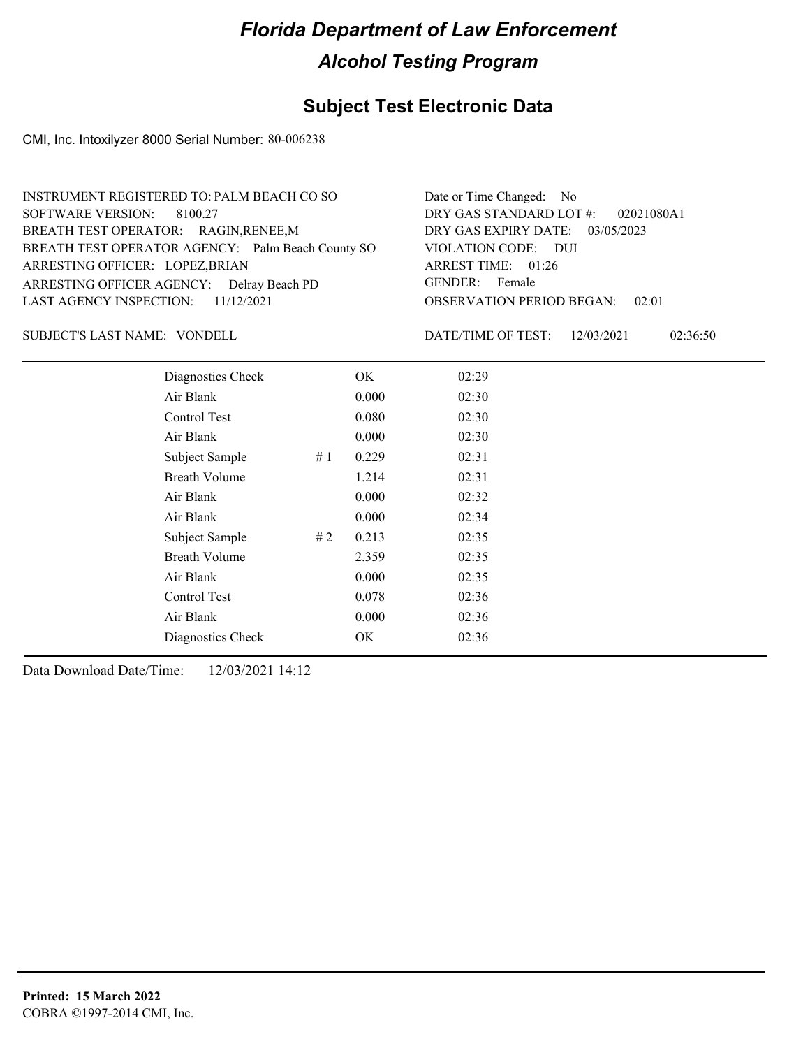# Florida Department of Law Enforcement

## Alcohol Testing Program

### Subject Test Electronic Data

CMI, Inc. Intoxilyzer 8000 Serial Number: 80-006238

INSTRUMENT REGISTERED TO: PALM BEACH CO SO
SOFTWARE VERSION: 8100.27
BREATH TEST OPERATOR: RAGIN,RENEE,M
BREATH TEST OPERATOR AGENCY: Palm Beach County SO
ARRESTING OFFICER: LOPEZ,BRIAN
ARRESTING OFFICER AGENCY: Delray Beach PD
LAST AGENCY INSPECTION: 11/12/2021

Date or Time Changed: No
DRY GAS STANDARD LOT #: 02021080A1
DRY GAS EXPIRY DATE: 03/05/2023
VIOLATION CODE: DUI
ARREST TIME: 01:26
GENDER: Female
OBSERVATION PERIOD BEGAN: 02:01

SUBJECT'S LAST NAME: VONDELL

DATE/TIME OF TEST: 12/03/2021 02:36:50

| | | | |
|---|---|---|---|
| Diagnostics Check | | OK | 02:29 |
| Air Blank | | 0.000 | 02:30 |
| Control Test | | 0.080 | 02:30 |
| Air Blank | | 0.000 | 02:30 |
| Subject Sample | # 1 | 0.229 | 02:31 |
| Breath Volume | | 1.214 | 02:31 |
| Air Blank | | 0.000 | 02:32 |
| Air Blank | | 0.000 | 02:34 |
| Subject Sample | # 2 | 0.213 | 02:35 |
| Breath Volume | | 2.359 | 02:35 |
| Air Blank | | 0.000 | 02:35 |
| Control Test | | 0.078 | 02:36 |
| Air Blank | | 0.000 | 02:36 |
| Diagnostics Check | | OK | 02:36 |

Data Download Date/Time: 12/03/2021 14:12

**Printed: 15 March 2022**
COBRA ©1997-2014 CMI, Inc.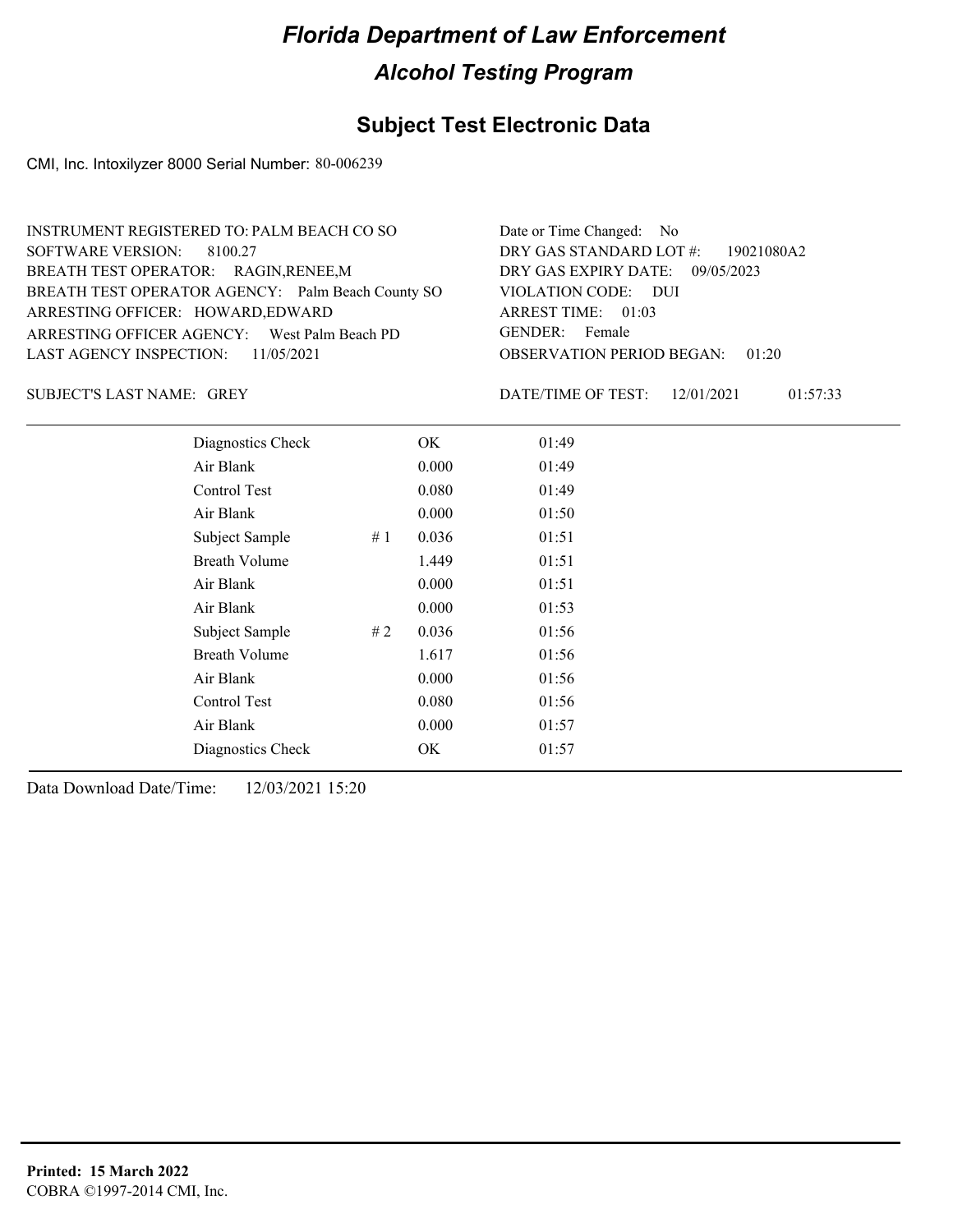# Florida Department of Law Enforcement

## Alcohol Testing Program

### Subject Test Electronic Data

CMI, Inc. Intoxilyzer 8000 Serial Number: 80-006239

INSTRUMENT REGISTERED TO: PALM BEACH CO SO
SOFTWARE VERSION: 8100.27
BREATH TEST OPERATOR: RAGIN,RENEE,M
BREATH TEST OPERATOR AGENCY: Palm Beach County SO
ARRESTING OFFICER: HOWARD,EDWARD
ARRESTING OFFICER AGENCY: West Palm Beach PD
LAST AGENCY INSPECTION: 11/05/2021

Date or Time Changed: No
DRY GAS STANDARD LOT #: 19021080A2
DRY GAS EXPIRY DATE: 09/05/2023
VIOLATION CODE: DUI
ARREST TIME: 01:03
GENDER: Female
OBSERVATION PERIOD BEGAN: 01:20

SUBJECT'S LAST NAME: GREY

DATE/TIME OF TEST: 12/01/2021 01:57:33

| Test | | Result | Time |
|---|---|---|---|
| Diagnostics Check | | OK | 01:49 |
| Air Blank | | 0.000 | 01:49 |
| Control Test | | 0.080 | 01:49 |
| Air Blank | | 0.000 | 01:50 |
| Subject Sample | # 1 | 0.036 | 01:51 |
| Breath Volume | | 1.449 | 01:51 |
| Air Blank | | 0.000 | 01:51 |
| Air Blank | | 0.000 | 01:53 |
| Subject Sample | # 2 | 0.036 | 01:56 |
| Breath Volume | | 1.617 | 01:56 |
| Air Blank | | 0.000 | 01:56 |
| Control Test | | 0.080 | 01:56 |
| Air Blank | | 0.000 | 01:57 |
| Diagnostics Check | | OK | 01:57 |

Data Download Date/Time: 12/03/2021 15:20

**Printed: 15 March 2022**
COBRA ©1997-2014 CMI, Inc.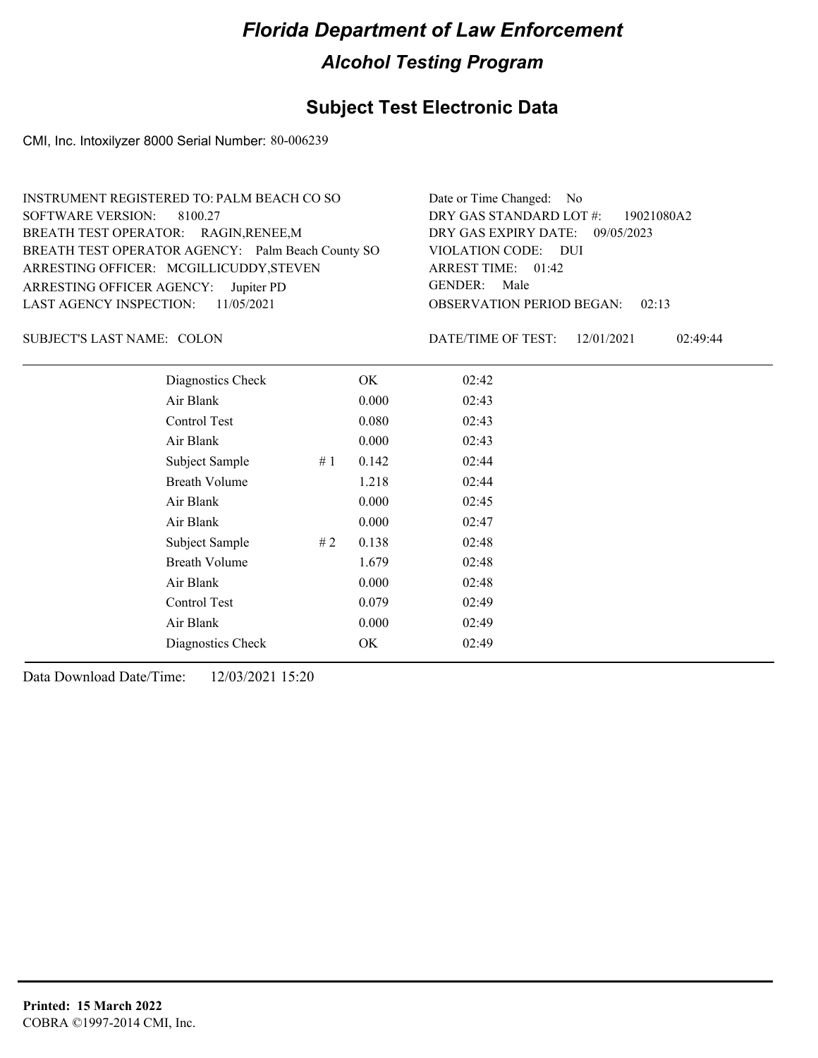# Florida Department of Law Enforcement

## Alcohol Testing Program

### Subject Test Electronic Data

CMI, Inc. Intoxilyzer 8000 Serial Number: 80-006239

INSTRUMENT REGISTERED TO: PALM BEACH CO SO
SOFTWARE VERSION: 8100.27
BREATH TEST OPERATOR: RAGIN,RENEE,M
BREATH TEST OPERATOR AGENCY: Palm Beach County SO
ARRESTING OFFICER: MCGILLICUDDY,STEVEN
ARRESTING OFFICER AGENCY: Jupiter PD
LAST AGENCY INSPECTION: 11/05/2021

Date or Time Changed: No
DRY GAS STANDARD LOT #: 19021080A2
DRY GAS EXPIRY DATE: 09/05/2023
VIOLATION CODE: DUI
ARREST TIME: 01:42
GENDER: Male
OBSERVATION PERIOD BEGAN: 02:13

SUBJECT'S LAST NAME: COLON

DATE/TIME OF TEST: 12/01/2021 02:49:44

| | | | |
|---|---|---|---|
| Diagnostics Check | | OK | 02:42 |
| Air Blank | | 0.000 | 02:43 |
| Control Test | | 0.080 | 02:43 |
| Air Blank | | 0.000 | 02:43 |
| Subject Sample | # 1 | 0.142 | 02:44 |
| Breath Volume | | 1.218 | 02:44 |
| Air Blank | | 0.000 | 02:45 |
| Air Blank | | 0.000 | 02:47 |
| Subject Sample | # 2 | 0.138 | 02:48 |
| Breath Volume | | 1.679 | 02:48 |
| Air Blank | | 0.000 | 02:48 |
| Control Test | | 0.079 | 02:49 |
| Air Blank | | 0.000 | 02:49 |
| Diagnostics Check | | OK | 02:49 |

Data Download Date/Time: 12/03/2021 15:20

**Printed: 15 March 2022**
COBRA ©1997-2014 CMI, Inc.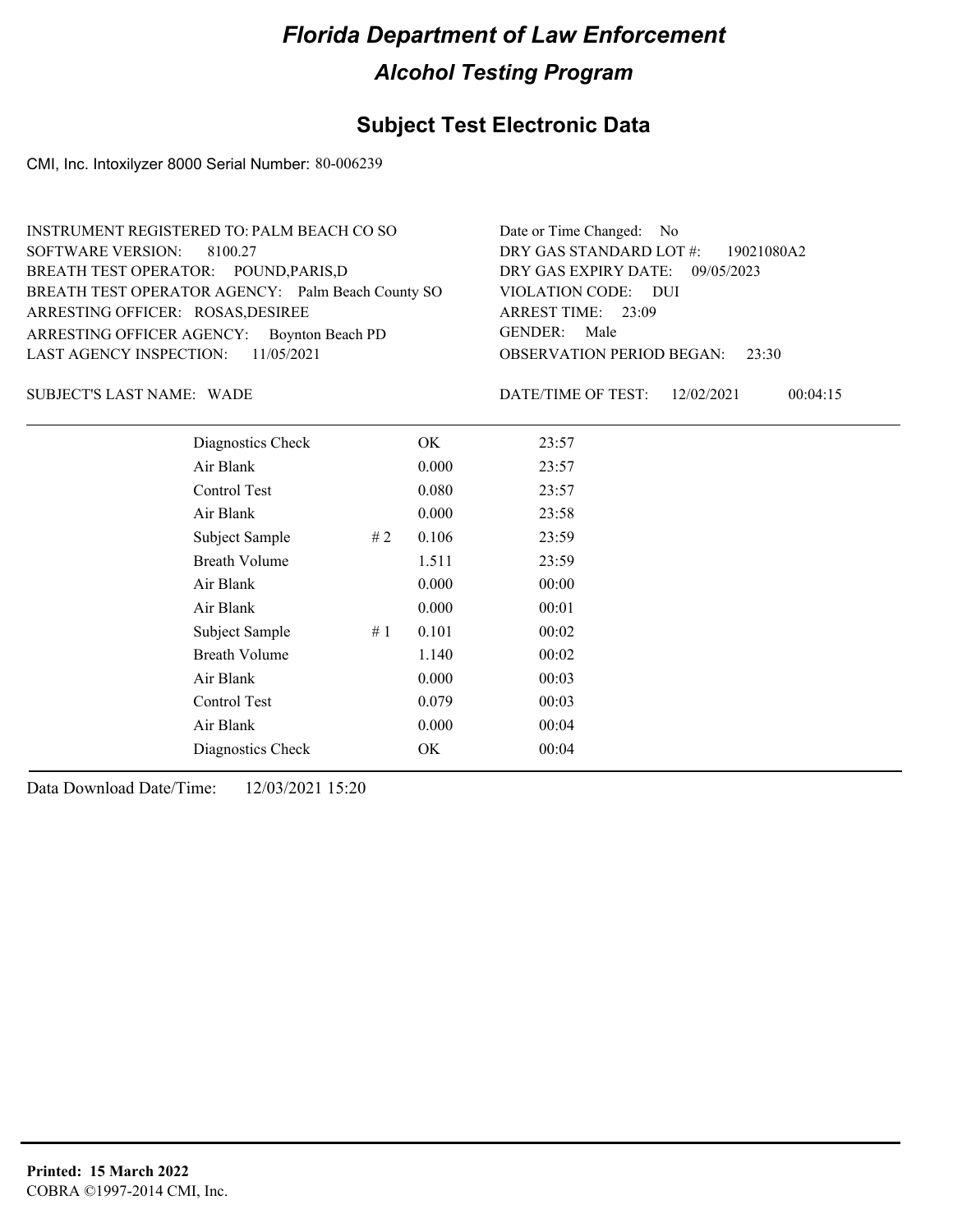# Florida Department of Law Enforcement

## Alcohol Testing Program

## Subject Test Electronic Data

CMI, Inc. Intoxilyzer 8000 Serial Number: 80-006239

INSTRUMENT REGISTERED TO: PALM BEACH CO SO
SOFTWARE VERSION: 8100.27
BREATH TEST OPERATOR: POUND,PARIS,D
BREATH TEST OPERATOR AGENCY: Palm Beach County SO
ARRESTING OFFICER: ROSAS,DESIREE
ARRESTING OFFICER AGENCY: Boynton Beach PD
LAST AGENCY INSPECTION: 11/05/2021

Date or Time Changed: No
DRY GAS STANDARD LOT #: 19021080A2
DRY GAS EXPIRY DATE: 09/05/2023
VIOLATION CODE: DUI
ARREST TIME: 23:09
GENDER: Male
OBSERVATION PERIOD BEGAN: 23:30

SUBJECT'S LAST NAME: WADE

DATE/TIME OF TEST: 12/02/2021 00:04:15

| | | | |
|---|---|---|---|
| Diagnostics Check | | OK | 23:57 |
| Air Blank | | 0.000 | 23:57 |
| Control Test | | 0.080 | 23:57 |
| Air Blank | | 0.000 | 23:58 |
| Subject Sample | # 2 | 0.106 | 23:59 |
| Breath Volume | | 1.511 | 23:59 |
| Air Blank | | 0.000 | 00:00 |
| Air Blank | | 0.000 | 00:01 |
| Subject Sample | # 1 | 0.101 | 00:02 |
| Breath Volume | | 1.140 | 00:02 |
| Air Blank | | 0.000 | 00:03 |
| Control Test | | 0.079 | 00:03 |
| Air Blank | | 0.000 | 00:04 |
| Diagnostics Check | | OK | 00:04 |

Data Download Date/Time: 12/03/2021 15:20

**Printed: 15 March 2022**
COBRA ©1997-2014 CMI, Inc.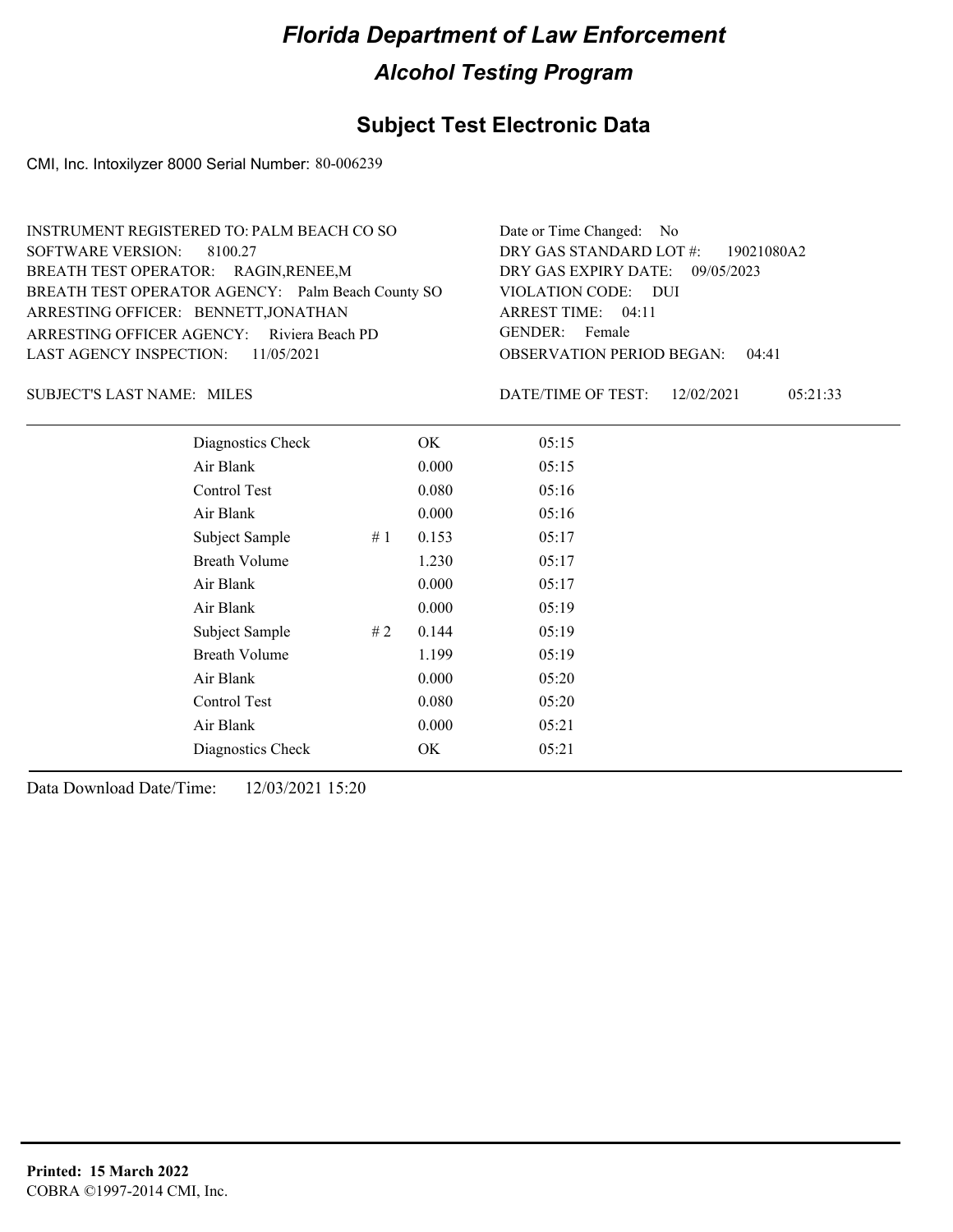# Florida Department of Law Enforcement

## Alcohol Testing Program

### Subject Test Electronic Data

CMI, Inc. Intoxilyzer 8000 Serial Number: 80-006239

INSTRUMENT REGISTERED TO: PALM BEACH CO SO
SOFTWARE VERSION: 8100.27
BREATH TEST OPERATOR: RAGIN,RENEE,M
BREATH TEST OPERATOR AGENCY: Palm Beach County SO
ARRESTING OFFICER: BENNETT,JONATHAN
ARRESTING OFFICER AGENCY: Riviera Beach PD
LAST AGENCY INSPECTION: 11/05/2021

Date or Time Changed: No
DRY GAS STANDARD LOT #: 19021080A2
DRY GAS EXPIRY DATE: 09/05/2023
VIOLATION CODE: DUI
ARREST TIME: 04:11
GENDER: Female
OBSERVATION PERIOD BEGAN: 04:41

SUBJECT'S LAST NAME: MILES

DATE/TIME OF TEST: 12/02/2021 05:21:33

| | | | |
|---|---|---|---|
| Diagnostics Check | | OK | 05:15 |
| Air Blank | | 0.000 | 05:15 |
| Control Test | | 0.080 | 05:16 |
| Air Blank | | 0.000 | 05:16 |
| Subject Sample | # 1 | 0.153 | 05:17 |
| Breath Volume | | 1.230 | 05:17 |
| Air Blank | | 0.000 | 05:17 |
| Air Blank | | 0.000 | 05:19 |
| Subject Sample | # 2 | 0.144 | 05:19 |
| Breath Volume | | 1.199 | 05:19 |
| Air Blank | | 0.000 | 05:20 |
| Control Test | | 0.080 | 05:20 |
| Air Blank | | 0.000 | 05:21 |
| Diagnostics Check | | OK | 05:21 |

Data Download Date/Time: 12/03/2021 15:20

**Printed: 15 March 2022**
COBRA ©1997-2014 CMI, Inc.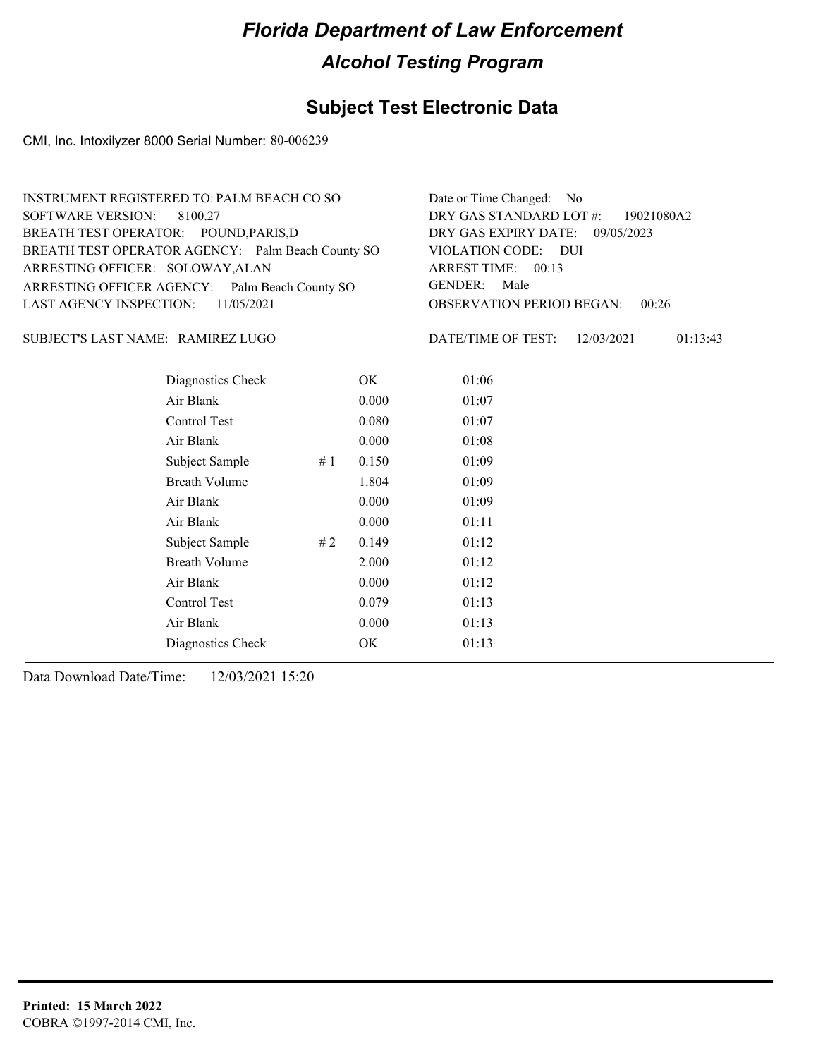# Florida Department of Law Enforcement

## Alcohol Testing Program

## Subject Test Electronic Data

CMI, Inc. Intoxilyzer 8000 Serial Number: 80-006239

INSTRUMENT REGISTERED TO: PALM BEACH CO SO
SOFTWARE VERSION: 8100.27
BREATH TEST OPERATOR: POUND,PARIS,D
BREATH TEST OPERATOR AGENCY: Palm Beach County SO
ARRESTING OFFICER: SOLOWAY,ALAN
ARRESTING OFFICER AGENCY: Palm Beach County SO
LAST AGENCY INSPECTION: 11/05/2021

Date or Time Changed: No
DRY GAS STANDARD LOT #: 19021080A2
DRY GAS EXPIRY DATE: 09/05/2023
VIOLATION CODE: DUI
ARREST TIME: 00:13
GENDER: Male
OBSERVATION PERIOD BEGAN: 00:26

SUBJECT'S LAST NAME: RAMIREZ LUGO

DATE/TIME OF TEST: 12/03/2021 01:13:43

| Test | | Result | Time |
|---|---|---|---|
| Diagnostics Check | | OK | 01:06 |
| Air Blank | | 0.000 | 01:07 |
| Control Test | | 0.080 | 01:07 |
| Air Blank | | 0.000 | 01:08 |
| Subject Sample | # 1 | 0.150 | 01:09 |
| Breath Volume | | 1.804 | 01:09 |
| Air Blank | | 0.000 | 01:09 |
| Air Blank | | 0.000 | 01:11 |
| Subject Sample | # 2 | 0.149 | 01:12 |
| Breath Volume | | 2.000 | 01:12 |
| Air Blank | | 0.000 | 01:12 |
| Control Test | | 0.079 | 01:13 |
| Air Blank | | 0.000 | 01:13 |
| Diagnostics Check | | OK | 01:13 |

Data Download Date/Time: 12/03/2021 15:20

**Printed: 15 March 2022**
COBRA ©1997-2014 CMI, Inc.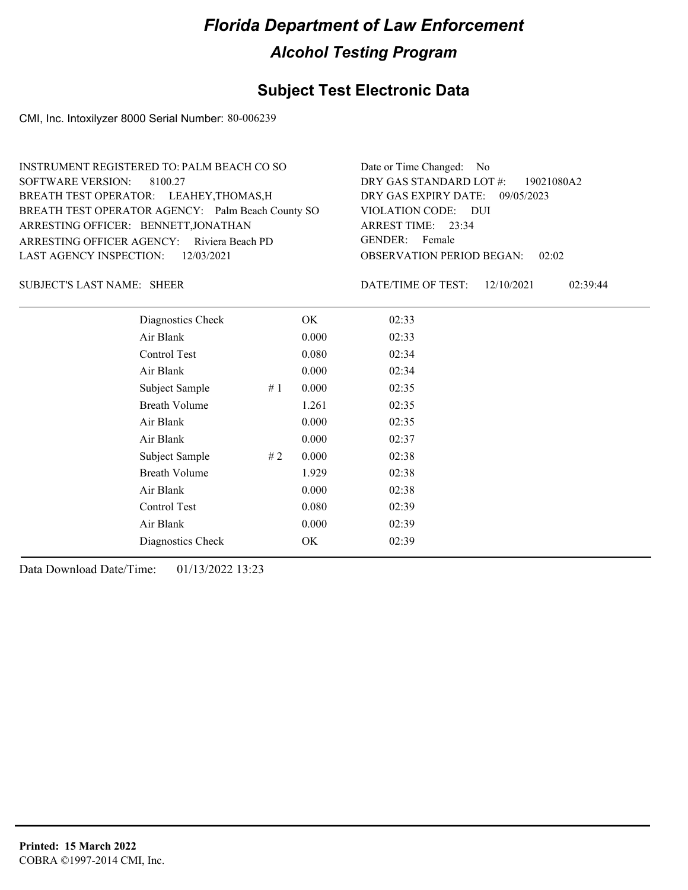# Florida Department of Law Enforcement

## Alcohol Testing Program

### Subject Test Electronic Data

CMI, Inc. Intoxilyzer 8000 Serial Number: 80-006239

INSTRUMENT REGISTERED TO: PALM BEACH CO SO
SOFTWARE VERSION: 8100.27
BREATH TEST OPERATOR: LEAHEY,THOMAS,H
BREATH TEST OPERATOR AGENCY: Palm Beach County SO
ARRESTING OFFICER: BENNETT,JONATHAN
ARRESTING OFFICER AGENCY: Riviera Beach PD
LAST AGENCY INSPECTION: 12/03/2021

Date or Time Changed: No
DRY GAS STANDARD LOT #: 19021080A2
DRY GAS EXPIRY DATE: 09/05/2023
VIOLATION CODE: DUI
ARREST TIME: 23:34
GENDER: Female
OBSERVATION PERIOD BEGAN: 02:02

SUBJECT'S LAST NAME: SHEER

DATE/TIME OF TEST: 12/10/2021 02:39:44

| | | | |
|---|---|---|---|
| Diagnostics Check | | OK | 02:33 |
| Air Blank | | 0.000 | 02:33 |
| Control Test | | 0.080 | 02:34 |
| Air Blank | | 0.000 | 02:34 |
| Subject Sample | # 1 | 0.000 | 02:35 |
| Breath Volume | | 1.261 | 02:35 |
| Air Blank | | 0.000 | 02:35 |
| Air Blank | | 0.000 | 02:37 |
| Subject Sample | # 2 | 0.000 | 02:38 |
| Breath Volume | | 1.929 | 02:38 |
| Air Blank | | 0.000 | 02:38 |
| Control Test | | 0.080 | 02:39 |
| Air Blank | | 0.000 | 02:39 |
| Diagnostics Check | | OK | 02:39 |

Data Download Date/Time: 01/13/2022 13:23

**Printed: 15 March 2022**
COBRA ©1997-2014 CMI, Inc.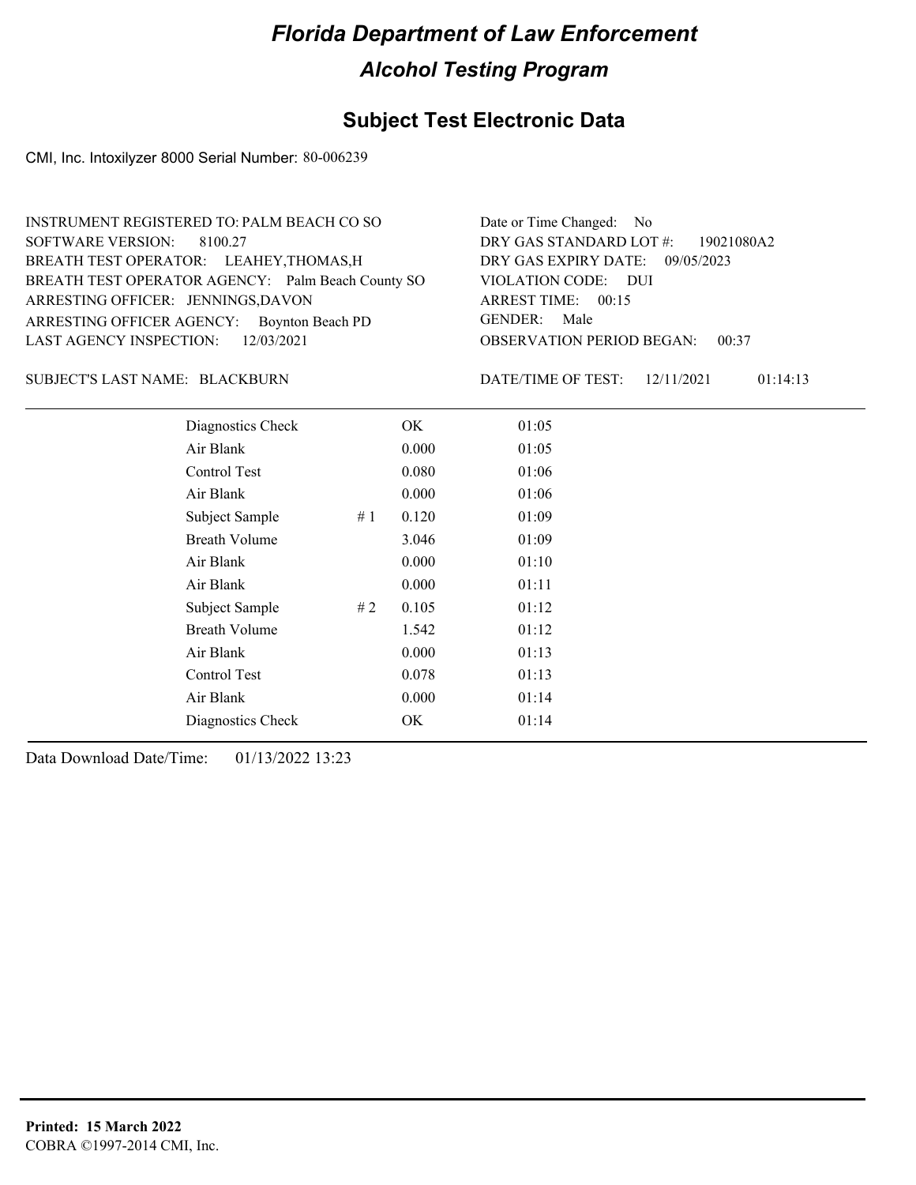# Florida Department of Law Enforcement

## Alcohol Testing Program

### Subject Test Electronic Data

CMI, Inc. Intoxilyzer 8000 Serial Number: 80-006239

INSTRUMENT REGISTERED TO: PALM BEACH CO SO
SOFTWARE VERSION: 8100.27
BREATH TEST OPERATOR: LEAHEY,THOMAS,H
BREATH TEST OPERATOR AGENCY: Palm Beach County SO
ARRESTING OFFICER: JENNINGS,DAVON
ARRESTING OFFICER AGENCY: Boynton Beach PD
LAST AGENCY INSPECTION: 12/03/2021

Date or Time Changed: No
DRY GAS STANDARD LOT #: 19021080A2
DRY GAS EXPIRY DATE: 09/05/2023
VIOLATION CODE: DUI
ARREST TIME: 00:15
GENDER: Male
OBSERVATION PERIOD BEGAN: 00:37

SUBJECT'S LAST NAME: BLACKBURN

DATE/TIME OF TEST: 12/11/2021 01:14:13

| | | | |
|---|---|---|---|
| Diagnostics Check | | OK | 01:05 |
| Air Blank | | 0.000 | 01:05 |
| Control Test | | 0.080 | 01:06 |
| Air Blank | | 0.000 | 01:06 |
| Subject Sample | # 1 | 0.120 | 01:09 |
| Breath Volume | | 3.046 | 01:09 |
| Air Blank | | 0.000 | 01:10 |
| Air Blank | | 0.000 | 01:11 |
| Subject Sample | # 2 | 0.105 | 01:12 |
| Breath Volume | | 1.542 | 01:12 |
| Air Blank | | 0.000 | 01:13 |
| Control Test | | 0.078 | 01:13 |
| Air Blank | | 0.000 | 01:14 |
| Diagnostics Check | | OK | 01:14 |

Data Download Date/Time: 01/13/2022 13:23

**Printed: 15 March 2022**
COBRA ©1997-2014 CMI, Inc.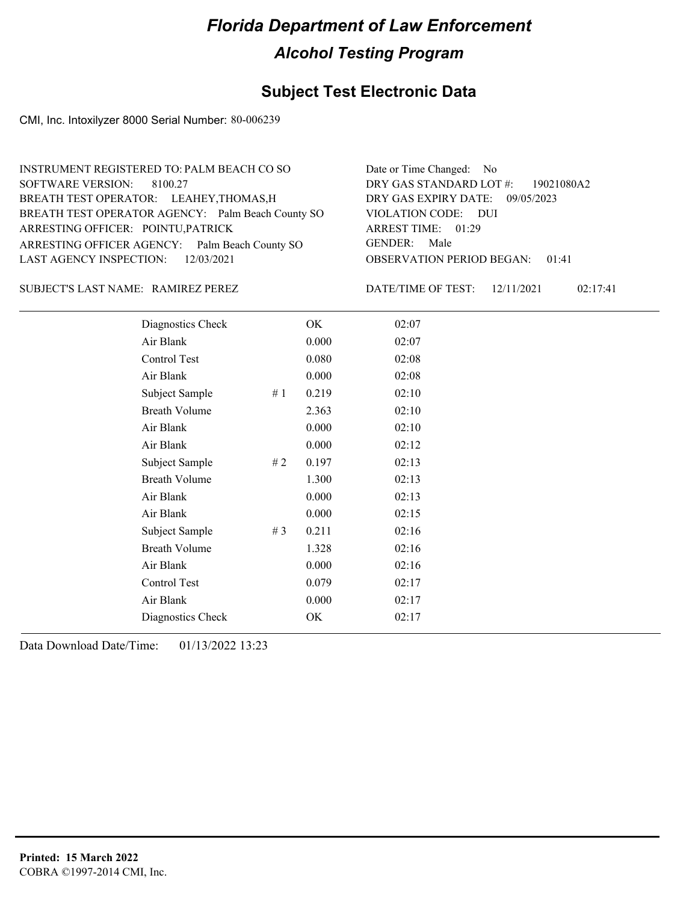# Florida Department of Law Enforcement

## Alcohol Testing Program

### Subject Test Electronic Data

CMI, Inc. Intoxilyzer 8000 Serial Number: 80-006239

INSTRUMENT REGISTERED TO: PALM BEACH CO SO
SOFTWARE VERSION: 8100.27
BREATH TEST OPERATOR: LEAHEY,THOMAS,H
BREATH TEST OPERATOR AGENCY: Palm Beach County SO
ARRESTING OFFICER: POINTU,PATRICK
ARRESTING OFFICER AGENCY: Palm Beach County SO
LAST AGENCY INSPECTION: 12/03/2021

Date or Time Changed: No
DRY GAS STANDARD LOT #: 19021080A2
DRY GAS EXPIRY DATE: 09/05/2023
VIOLATION CODE: DUI
ARREST TIME: 01:29
GENDER: Male
OBSERVATION PERIOD BEGAN: 01:41

SUBJECT'S LAST NAME: RAMIREZ PEREZ

DATE/TIME OF TEST: 12/11/2021 02:17:41

| Test | # | Result | Time |
|---|---|---|---|
| Diagnostics Check | | OK | 02:07 |
| Air Blank | | 0.000 | 02:07 |
| Control Test | | 0.080 | 02:08 |
| Air Blank | | 0.000 | 02:08 |
| Subject Sample | # 1 | 0.219 | 02:10 |
| Breath Volume | | 2.363 | 02:10 |
| Air Blank | | 0.000 | 02:10 |
| Air Blank | | 0.000 | 02:12 |
| Subject Sample | # 2 | 0.197 | 02:13 |
| Breath Volume | | 1.300 | 02:13 |
| Air Blank | | 0.000 | 02:13 |
| Air Blank | | 0.000 | 02:15 |
| Subject Sample | # 3 | 0.211 | 02:16 |
| Breath Volume | | 1.328 | 02:16 |
| Air Blank | | 0.000 | 02:16 |
| Control Test | | 0.079 | 02:17 |
| Air Blank | | 0.000 | 02:17 |
| Diagnostics Check | | OK | 02:17 |

Data Download Date/Time: 01/13/2022 13:23

**Printed: 15 March 2022**
COBRA ©1997-2014 CMI, Inc.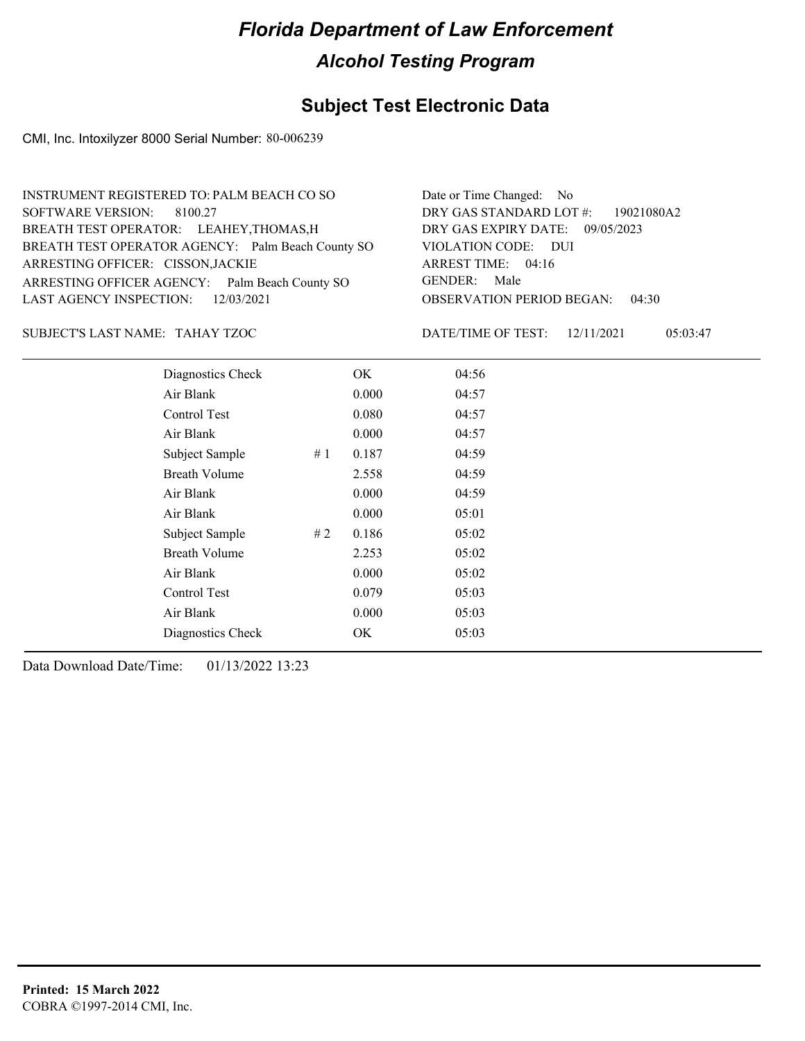# Florida Department of Law Enforcement

## Alcohol Testing Program

## Subject Test Electronic Data

CMI, Inc. Intoxilyzer 8000 Serial Number: 80-006239

INSTRUMENT REGISTERED TO: PALM BEACH CO SO
SOFTWARE VERSION: 8100.27
BREATH TEST OPERATOR: LEAHEY,THOMAS,H
BREATH TEST OPERATOR AGENCY: Palm Beach County SO
ARRESTING OFFICER: CISSON,JACKIE
ARRESTING OFFICER AGENCY: Palm Beach County SO
LAST AGENCY INSPECTION: 12/03/2021

Date or Time Changed: No
DRY GAS STANDARD LOT #: 19021080A2
DRY GAS EXPIRY DATE: 09/05/2023
VIOLATION CODE: DUI
ARREST TIME: 04:16
GENDER: Male
OBSERVATION PERIOD BEGAN: 04:30

SUBJECT'S LAST NAME: TAHAY TZOC

DATE/TIME OF TEST: 12/11/2021 05:03:47

| | | | |
|---|---|---|---|
| Diagnostics Check | | OK | 04:56 |
| Air Blank | | 0.000 | 04:57 |
| Control Test | | 0.080 | 04:57 |
| Air Blank | | 0.000 | 04:57 |
| Subject Sample | # 1 | 0.187 | 04:59 |
| Breath Volume | | 2.558 | 04:59 |
| Air Blank | | 0.000 | 04:59 |
| Air Blank | | 0.000 | 05:01 |
| Subject Sample | # 2 | 0.186 | 05:02 |
| Breath Volume | | 2.253 | 05:02 |
| Air Blank | | 0.000 | 05:02 |
| Control Test | | 0.079 | 05:03 |
| Air Blank | | 0.000 | 05:03 |
| Diagnostics Check | | OK | 05:03 |

Data Download Date/Time: 01/13/2022 13:23

**Printed: 15 March 2022**
COBRA ©1997-2014 CMI, Inc.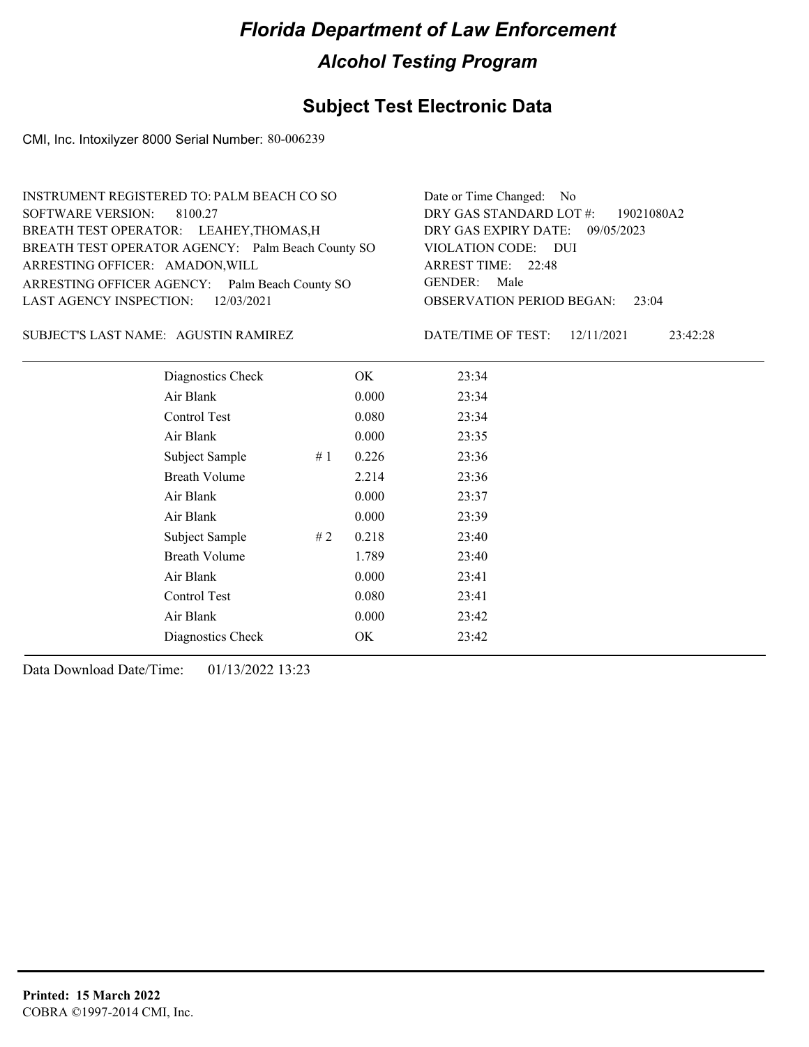# Florida Department of Law Enforcement

## Alcohol Testing Program

### Subject Test Electronic Data

CMI, Inc. Intoxilyzer 8000 Serial Number: 80-006239

INSTRUMENT REGISTERED TO: PALM BEACH CO SO
SOFTWARE VERSION: 8100.27
BREATH TEST OPERATOR: LEAHEY,THOMAS,H
BREATH TEST OPERATOR AGENCY: Palm Beach County SO
ARRESTING OFFICER: AMADON,WILL
ARRESTING OFFICER AGENCY: Palm Beach County SO
LAST AGENCY INSPECTION: 12/03/2021

Date or Time Changed: No
DRY GAS STANDARD LOT #: 19021080A2
DRY GAS EXPIRY DATE: 09/05/2023
VIOLATION CODE: DUI
ARREST TIME: 22:48
GENDER: Male
OBSERVATION PERIOD BEGAN: 23:04

SUBJECT'S LAST NAME: AGUSTIN RAMIREZ

DATE/TIME OF TEST: 12/11/2021 23:42:28

| | | | |
|---|---|---|---|
| Diagnostics Check | | OK | 23:34 |
| Air Blank | | 0.000 | 23:34 |
| Control Test | | 0.080 | 23:34 |
| Air Blank | | 0.000 | 23:35 |
| Subject Sample | # 1 | 0.226 | 23:36 |
| Breath Volume | | 2.214 | 23:36 |
| Air Blank | | 0.000 | 23:37 |
| Air Blank | | 0.000 | 23:39 |
| Subject Sample | # 2 | 0.218 | 23:40 |
| Breath Volume | | 1.789 | 23:40 |
| Air Blank | | 0.000 | 23:41 |
| Control Test | | 0.080 | 23:41 |
| Air Blank | | 0.000 | 23:42 |
| Diagnostics Check | | OK | 23:42 |

Data Download Date/Time: 01/13/2022 13:23

**Printed: 15 March 2022**
COBRA ©1997-2014 CMI, Inc.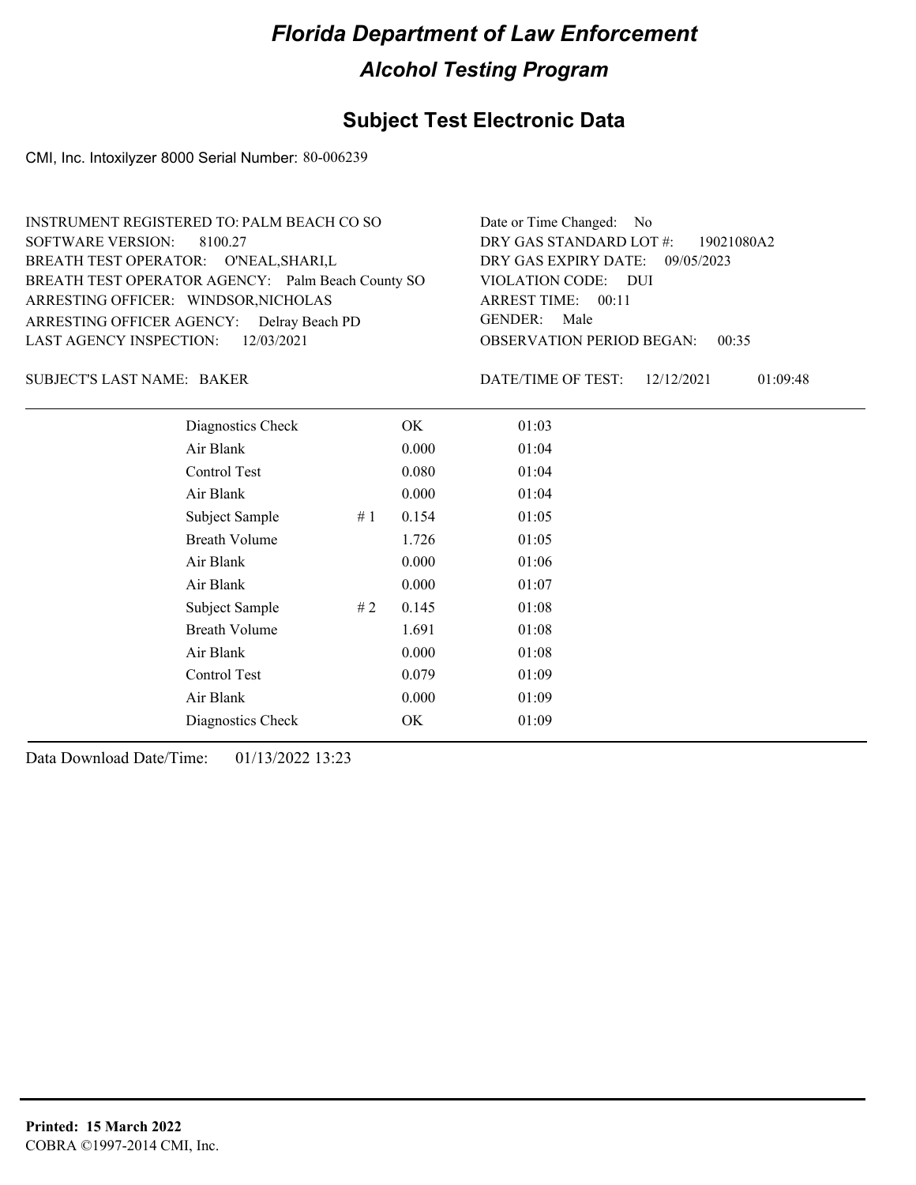# Florida Department of Law Enforcement

## Alcohol Testing Program

### Subject Test Electronic Data

CMI, Inc. Intoxilyzer 8000 Serial Number: 80-006239

INSTRUMENT REGISTERED TO: PALM BEACH CO SO
SOFTWARE VERSION: 8100.27
BREATH TEST OPERATOR: O'NEAL,SHARI,L
BREATH TEST OPERATOR AGENCY: Palm Beach County SO
ARRESTING OFFICER: WINDSOR,NICHOLAS
ARRESTING OFFICER AGENCY: Delray Beach PD
LAST AGENCY INSPECTION: 12/03/2021

Date or Time Changed: No
DRY GAS STANDARD LOT #: 19021080A2
DRY GAS EXPIRY DATE: 09/05/2023
VIOLATION CODE: DUI
ARREST TIME: 00:11
GENDER: Male
OBSERVATION PERIOD BEGAN: 00:35

SUBJECT'S LAST NAME: BAKER

DATE/TIME OF TEST: 12/12/2021 01:09:48

| | | | |
|---|---|---|---|
| Diagnostics Check | | OK | 01:03 |
| Air Blank | | 0.000 | 01:04 |
| Control Test | | 0.080 | 01:04 |
| Air Blank | | 0.000 | 01:04 |
| Subject Sample | # 1 | 0.154 | 01:05 |
| Breath Volume | | 1.726 | 01:05 |
| Air Blank | | 0.000 | 01:06 |
| Air Blank | | 0.000 | 01:07 |
| Subject Sample | # 2 | 0.145 | 01:08 |
| Breath Volume | | 1.691 | 01:08 |
| Air Blank | | 0.000 | 01:08 |
| Control Test | | 0.079 | 01:09 |
| Air Blank | | 0.000 | 01:09 |
| Diagnostics Check | | OK | 01:09 |

Data Download Date/Time: 01/13/2022 13:23

**Printed: 15 March 2022**
COBRA ©1997-2014 CMI, Inc.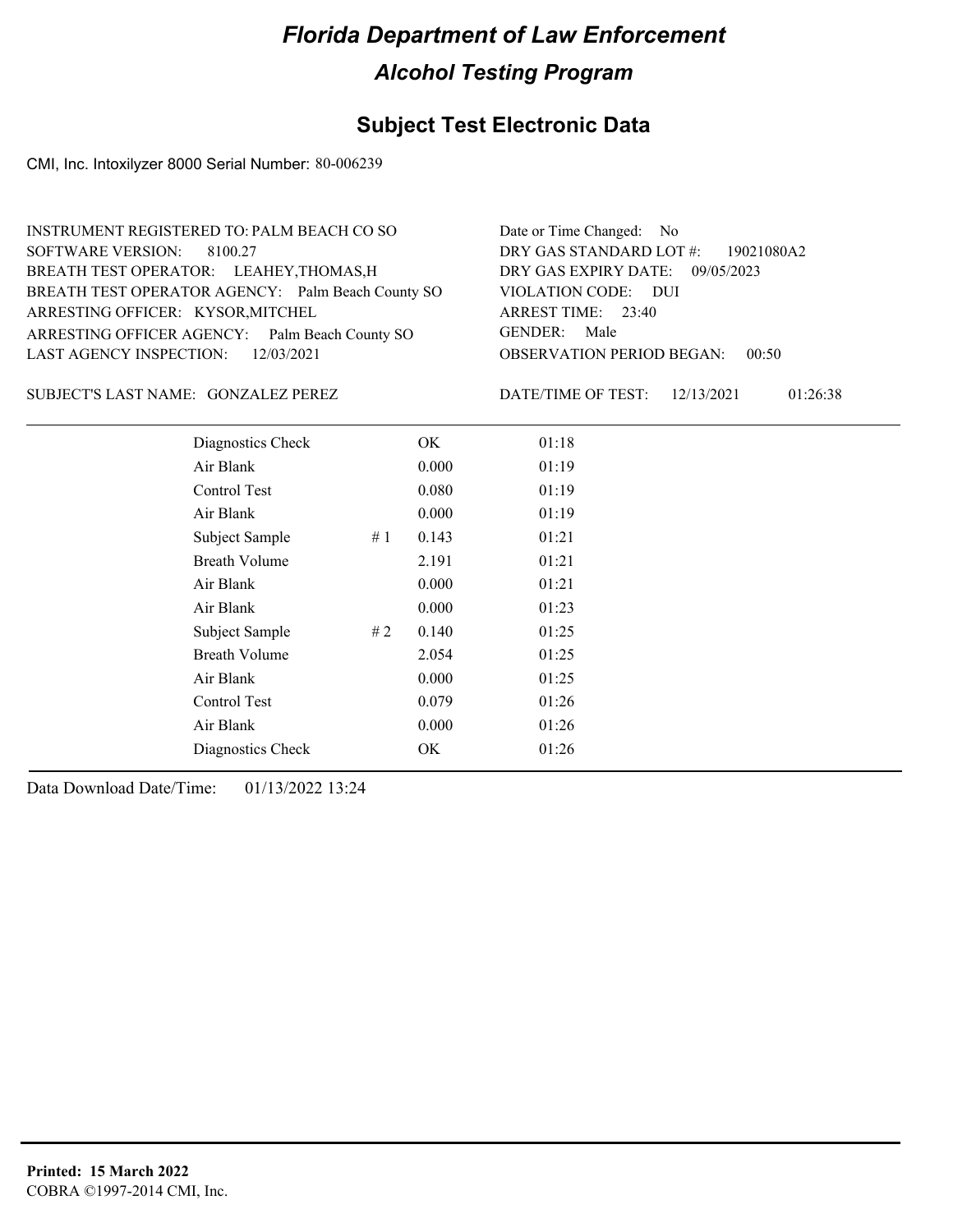# Florida Department of Law Enforcement

## Alcohol Testing Program

### Subject Test Electronic Data

CMI, Inc. Intoxilyzer 8000 Serial Number: 80-006239

INSTRUMENT REGISTERED TO: PALM BEACH CO SO
SOFTWARE VERSION: 8100.27
BREATH TEST OPERATOR: LEAHEY,THOMAS,H
BREATH TEST OPERATOR AGENCY: Palm Beach County SO
ARRESTING OFFICER: KYSOR,MITCHEL
ARRESTING OFFICER AGENCY: Palm Beach County SO
LAST AGENCY INSPECTION: 12/03/2021

Date or Time Changed: No
DRY GAS STANDARD LOT #: 19021080A2
DRY GAS EXPIRY DATE: 09/05/2023
VIOLATION CODE: DUI
ARREST TIME: 23:40
GENDER: Male
OBSERVATION PERIOD BEGAN: 00:50

SUBJECT'S LAST NAME: GONZALEZ PEREZ

DATE/TIME OF TEST: 12/13/2021 01:26:38

| | | | |
|---|---|---|---|
| Diagnostics Check | | OK | 01:18 |
| Air Blank | | 0.000 | 01:19 |
| Control Test | | 0.080 | 01:19 |
| Air Blank | | 0.000 | 01:19 |
| Subject Sample | # 1 | 0.143 | 01:21 |
| Breath Volume | | 2.191 | 01:21 |
| Air Blank | | 0.000 | 01:21 |
| Air Blank | | 0.000 | 01:23 |
| Subject Sample | # 2 | 0.140 | 01:25 |
| Breath Volume | | 2.054 | 01:25 |
| Air Blank | | 0.000 | 01:25 |
| Control Test | | 0.079 | 01:26 |
| Air Blank | | 0.000 | 01:26 |
| Diagnostics Check | | OK | 01:26 |

Data Download Date/Time: 01/13/2022 13:24

**Printed: 15 March 2022**
COBRA ©1997-2014 CMI, Inc.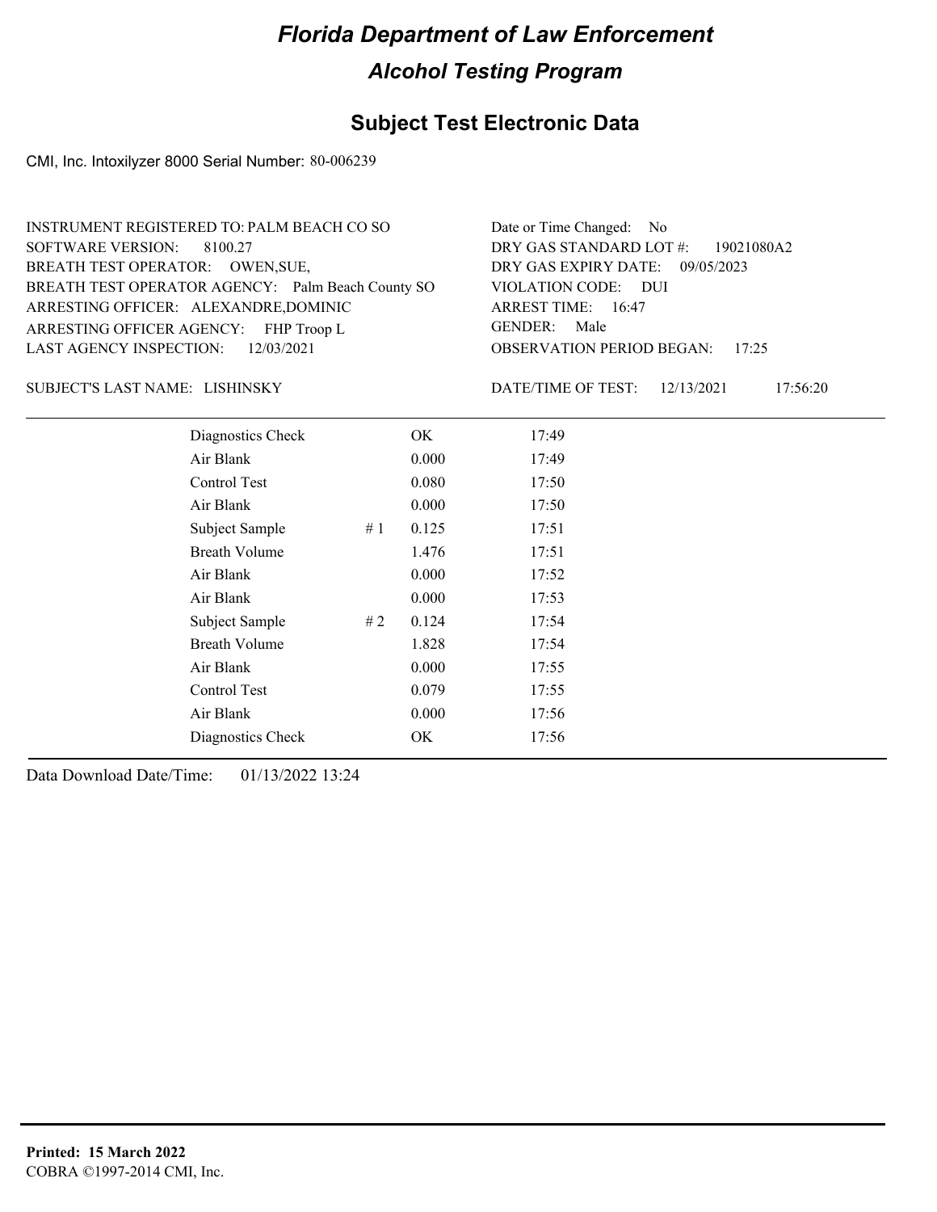# Florida Department of Law Enforcement

## Alcohol Testing Program

### Subject Test Electronic Data

CMI, Inc. Intoxilyzer 8000 Serial Number: 80-006239

INSTRUMENT REGISTERED TO: PALM BEACH CO SO
SOFTWARE VERSION: 8100.27
BREATH TEST OPERATOR: OWEN,SUE,
BREATH TEST OPERATOR AGENCY: Palm Beach County SO
ARRESTING OFFICER: ALEXANDRE,DOMINIC
ARRESTING OFFICER AGENCY: FHP Troop L
LAST AGENCY INSPECTION: 12/03/2021

Date or Time Changed: No
DRY GAS STANDARD LOT #: 19021080A2
DRY GAS EXPIRY DATE: 09/05/2023
VIOLATION CODE: DUI
ARREST TIME: 16:47
GENDER: Male
OBSERVATION PERIOD BEGAN: 17:25

SUBJECT'S LAST NAME: LISHINSKY

DATE/TIME OF TEST: 12/13/2021 17:56:20

| | | | |
|---|---|---|---|
| Diagnostics Check | | OK | 17:49 |
| Air Blank | | 0.000 | 17:49 |
| Control Test | | 0.080 | 17:50 |
| Air Blank | | 0.000 | 17:50 |
| Subject Sample | # 1 | 0.125 | 17:51 |
| Breath Volume | | 1.476 | 17:51 |
| Air Blank | | 0.000 | 17:52 |
| Air Blank | | 0.000 | 17:53 |
| Subject Sample | # 2 | 0.124 | 17:54 |
| Breath Volume | | 1.828 | 17:54 |
| Air Blank | | 0.000 | 17:55 |
| Control Test | | 0.079 | 17:55 |
| Air Blank | | 0.000 | 17:56 |
| Diagnostics Check | | OK | 17:56 |

Data Download Date/Time: 01/13/2022 13:24

**Printed: 15 March 2022**
COBRA ©1997-2014 CMI, Inc.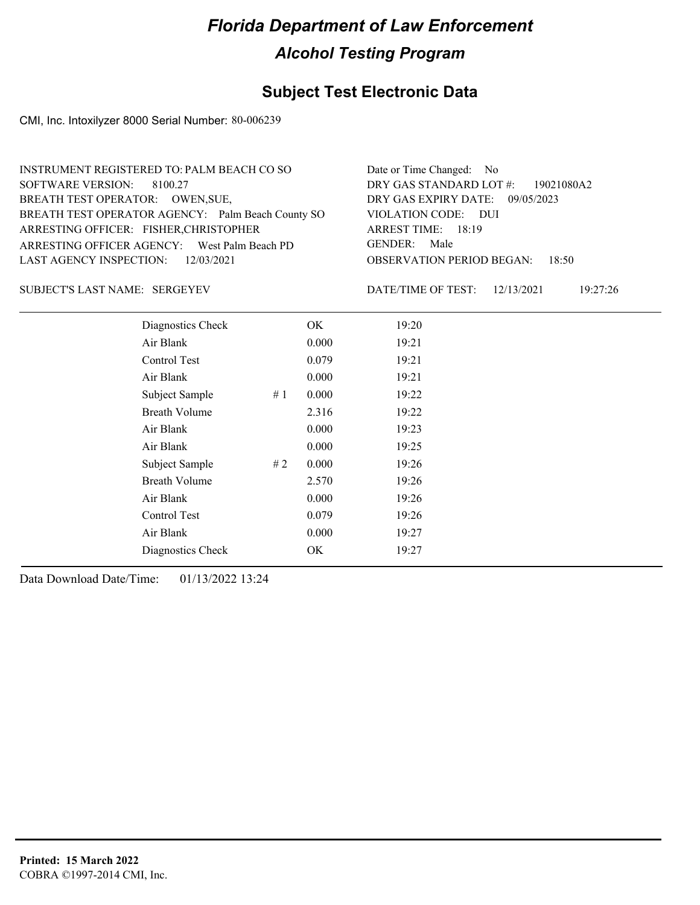# Florida Department of Law Enforcement

## Alcohol Testing Program

### Subject Test Electronic Data

CMI, Inc. Intoxilyzer 8000 Serial Number: 80-006239

INSTRUMENT REGISTERED TO: PALM BEACH CO SO
SOFTWARE VERSION: 8100.27
BREATH TEST OPERATOR: OWEN,SUE,
BREATH TEST OPERATOR AGENCY: Palm Beach County SO
ARRESTING OFFICER: FISHER,CHRISTOPHER
ARRESTING OFFICER AGENCY: West Palm Beach PD
LAST AGENCY INSPECTION: 12/03/2021

Date or Time Changed: No
DRY GAS STANDARD LOT #: 19021080A2
DRY GAS EXPIRY DATE: 09/05/2023
VIOLATION CODE: DUI
ARREST TIME: 18:19
GENDER: Male
OBSERVATION PERIOD BEGAN: 18:50

SUBJECT'S LAST NAME: SERGEYEV

DATE/TIME OF TEST: 12/13/2021 19:27:26

| | | | |
|---|---|---|---|
| Diagnostics Check | | OK | 19:20 |
| Air Blank | | 0.000 | 19:21 |
| Control Test | | 0.079 | 19:21 |
| Air Blank | | 0.000 | 19:21 |
| Subject Sample | # 1 | 0.000 | 19:22 |
| Breath Volume | | 2.316 | 19:22 |
| Air Blank | | 0.000 | 19:23 |
| Air Blank | | 0.000 | 19:25 |
| Subject Sample | # 2 | 0.000 | 19:26 |
| Breath Volume | | 2.570 | 19:26 |
| Air Blank | | 0.000 | 19:26 |
| Control Test | | 0.079 | 19:26 |
| Air Blank | | 0.000 | 19:27 |
| Diagnostics Check | | OK | 19:27 |

Data Download Date/Time: 01/13/2022 13:24

**Printed: 15 March 2022**
COBRA ©1997-2014 CMI, Inc.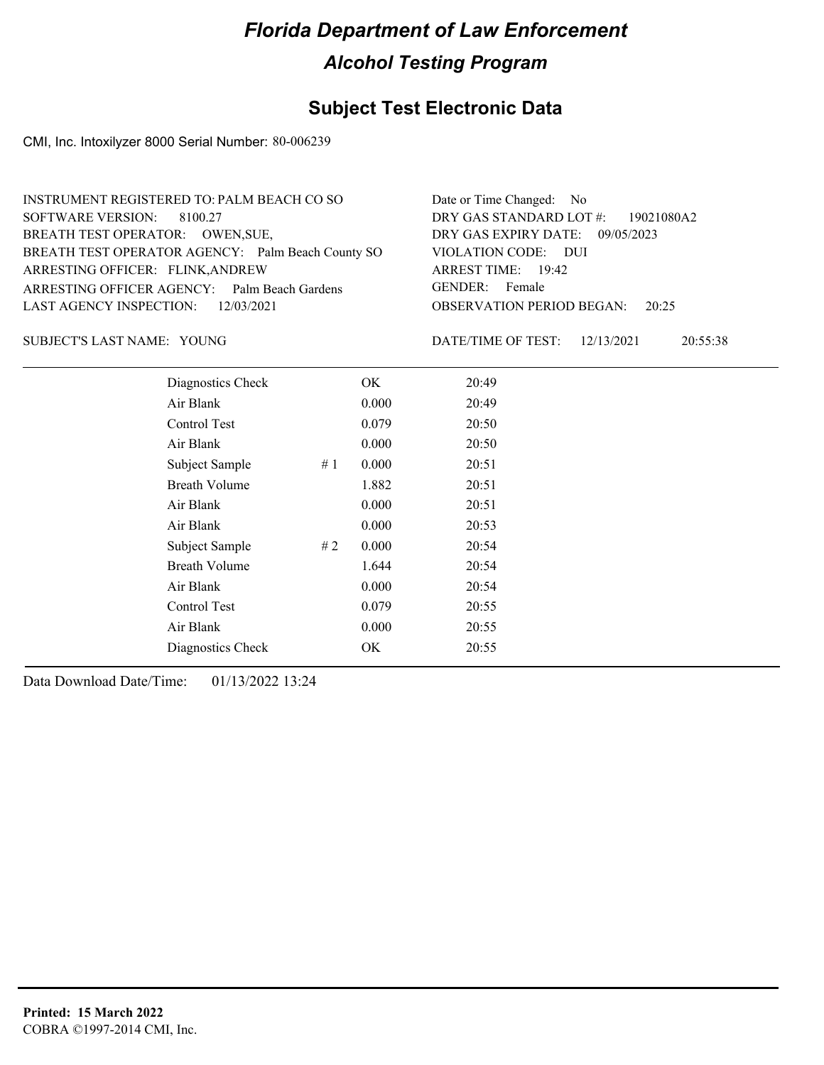# Florida Department of Law Enforcement

## Alcohol Testing Program

### Subject Test Electronic Data

CMI, Inc. Intoxilyzer 8000 Serial Number: 80-006239

INSTRUMENT REGISTERED TO: PALM BEACH CO SO
SOFTWARE VERSION: 8100.27
BREATH TEST OPERATOR: OWEN,SUE,
BREATH TEST OPERATOR AGENCY: Palm Beach County SO
ARRESTING OFFICER: FLINK,ANDREW
ARRESTING OFFICER AGENCY: Palm Beach Gardens
LAST AGENCY INSPECTION: 12/03/2021

Date or Time Changed: No
DRY GAS STANDARD LOT #: 19021080A2
DRY GAS EXPIRY DATE: 09/05/2023
VIOLATION CODE: DUI
ARREST TIME: 19:42
GENDER: Female
OBSERVATION PERIOD BEGAN: 20:25

SUBJECT'S LAST NAME: YOUNG

DATE/TIME OF TEST: 12/13/2021 20:55:38

| | | | |
|---|---|---|---|
| Diagnostics Check | | OK | 20:49 |
| Air Blank | | 0.000 | 20:49 |
| Control Test | | 0.079 | 20:50 |
| Air Blank | | 0.000 | 20:50 |
| Subject Sample | # 1 | 0.000 | 20:51 |
| Breath Volume | | 1.882 | 20:51 |
| Air Blank | | 0.000 | 20:51 |
| Air Blank | | 0.000 | 20:53 |
| Subject Sample | # 2 | 0.000 | 20:54 |
| Breath Volume | | 1.644 | 20:54 |
| Air Blank | | 0.000 | 20:54 |
| Control Test | | 0.079 | 20:55 |
| Air Blank | | 0.000 | 20:55 |
| Diagnostics Check | | OK | 20:55 |

Data Download Date/Time: 01/13/2022 13:24

**Printed: 15 March 2022**
COBRA ©1997-2014 CMI, Inc.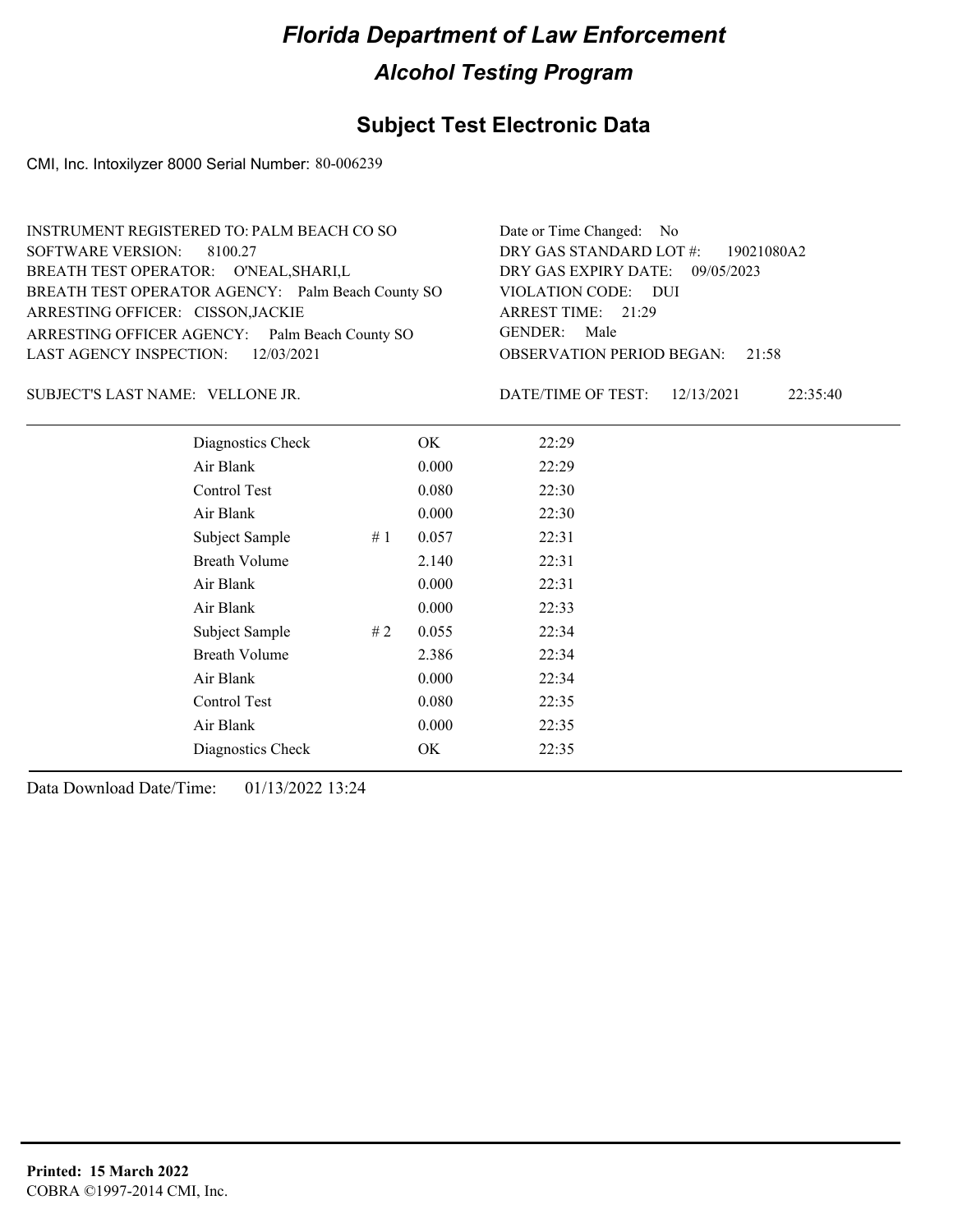# Florida Department of Law Enforcement

## Alcohol Testing Program

### Subject Test Electronic Data

CMI, Inc. Intoxilyzer 8000 Serial Number: 80-006239

INSTRUMENT REGISTERED TO: PALM BEACH CO SO
SOFTWARE VERSION: 8100.27
BREATH TEST OPERATOR: O'NEAL,SHARI,L
BREATH TEST OPERATOR AGENCY: Palm Beach County SO
ARRESTING OFFICER: CISSON,JACKIE
ARRESTING OFFICER AGENCY: Palm Beach County SO
LAST AGENCY INSPECTION: 12/03/2021

Date or Time Changed: No
DRY GAS STANDARD LOT #: 19021080A2
DRY GAS EXPIRY DATE: 09/05/2023
VIOLATION CODE: DUI
ARREST TIME: 21:29
GENDER: Male
OBSERVATION PERIOD BEGAN: 21:58

SUBJECT'S LAST NAME: VELLONE JR.

DATE/TIME OF TEST: 12/13/2021 22:35:40

| Test | # | Result | Time |
|---|---|---|---|
| Diagnostics Check | | OK | 22:29 |
| Air Blank | | 0.000 | 22:29 |
| Control Test | | 0.080 | 22:30 |
| Air Blank | | 0.000 | 22:30 |
| Subject Sample | # 1 | 0.057 | 22:31 |
| Breath Volume | | 2.140 | 22:31 |
| Air Blank | | 0.000 | 22:31 |
| Air Blank | | 0.000 | 22:33 |
| Subject Sample | # 2 | 0.055 | 22:34 |
| Breath Volume | | 2.386 | 22:34 |
| Air Blank | | 0.000 | 22:34 |
| Control Test | | 0.080 | 22:35 |
| Air Blank | | 0.000 | 22:35 |
| Diagnostics Check | | OK | 22:35 |

Data Download Date/Time: 01/13/2022 13:24

**Printed: 15 March 2022**
COBRA ©1997-2014 CMI, Inc.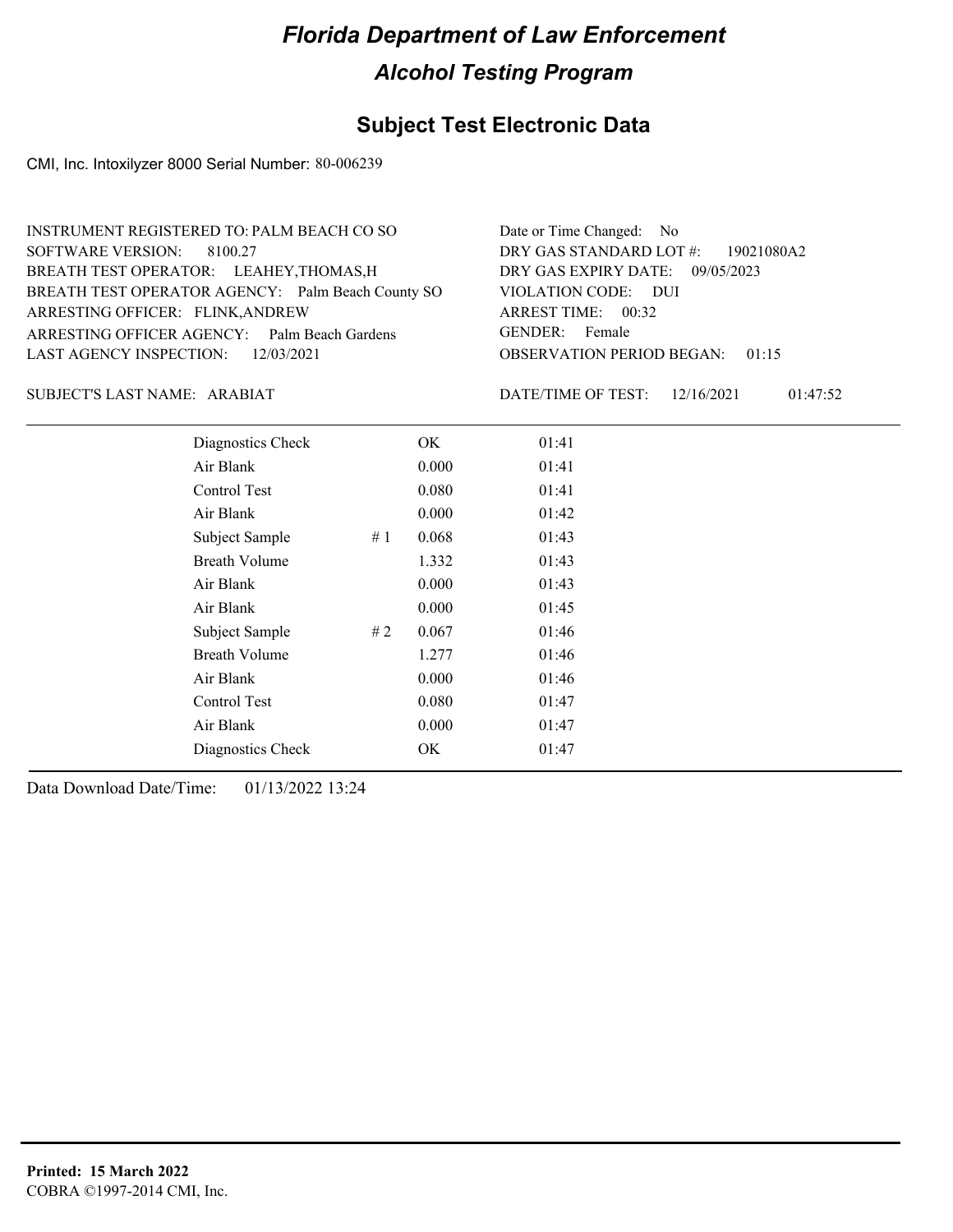# Florida Department of Law Enforcement

## Alcohol Testing Program

### Subject Test Electronic Data

CMI, Inc. Intoxilyzer 8000 Serial Number: 80-006239

INSTRUMENT REGISTERED TO: PALM BEACH CO SO
SOFTWARE VERSION: 8100.27
BREATH TEST OPERATOR: LEAHEY,THOMAS,H
BREATH TEST OPERATOR AGENCY: Palm Beach County SO
ARRESTING OFFICER: FLINK,ANDREW
ARRESTING OFFICER AGENCY: Palm Beach Gardens
LAST AGENCY INSPECTION: 12/03/2021

Date or Time Changed: No
DRY GAS STANDARD LOT #: 19021080A2
DRY GAS EXPIRY DATE: 09/05/2023
VIOLATION CODE: DUI
ARREST TIME: 00:32
GENDER: Female
OBSERVATION PERIOD BEGAN: 01:15

SUBJECT'S LAST NAME: ARABIAT

DATE/TIME OF TEST: 12/16/2021 01:47:52

| | | | |
|---|---|---|---|
| Diagnostics Check | | OK | 01:41 |
| Air Blank | | 0.000 | 01:41 |
| Control Test | | 0.080 | 01:41 |
| Air Blank | | 0.000 | 01:42 |
| Subject Sample | # 1 | 0.068 | 01:43 |
| Breath Volume | | 1.332 | 01:43 |
| Air Blank | | 0.000 | 01:43 |
| Air Blank | | 0.000 | 01:45 |
| Subject Sample | # 2 | 0.067 | 01:46 |
| Breath Volume | | 1.277 | 01:46 |
| Air Blank | | 0.000 | 01:46 |
| Control Test | | 0.080 | 01:47 |
| Air Blank | | 0.000 | 01:47 |
| Diagnostics Check | | OK | 01:47 |

Data Download Date/Time: 01/13/2022 13:24

**Printed: 15 March 2022**
COBRA ©1997-2014 CMI, Inc.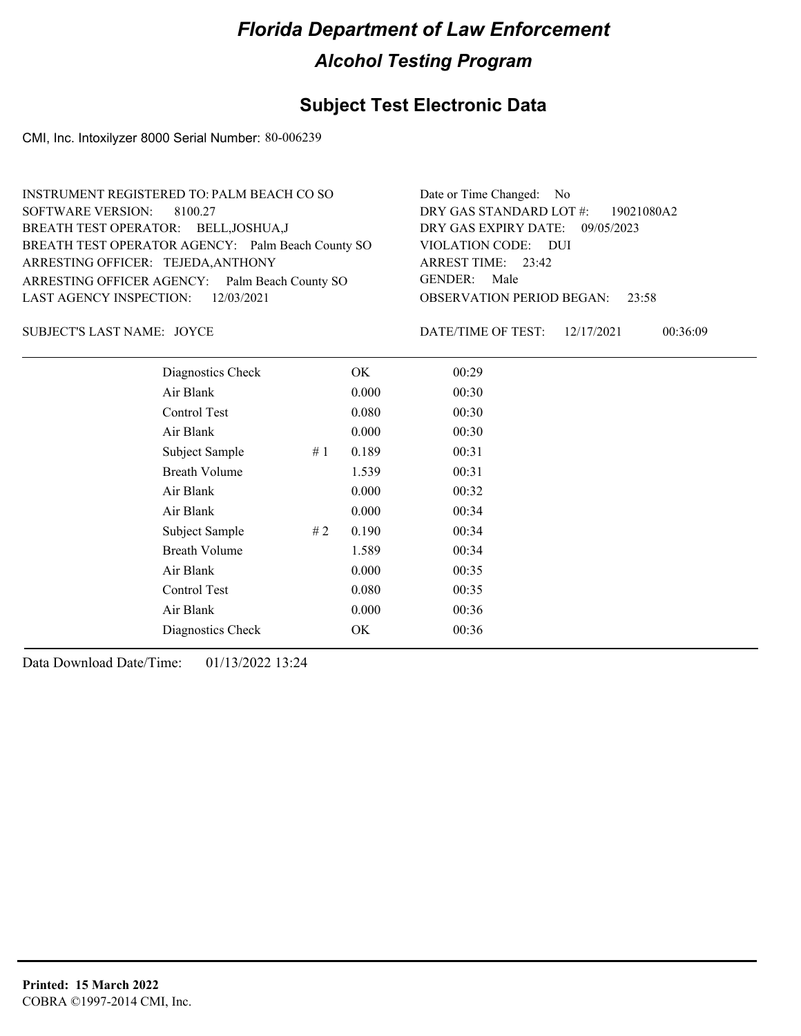# Florida Department of Law Enforcement

## Alcohol Testing Program

### Subject Test Electronic Data

CMI, Inc. Intoxilyzer 8000 Serial Number: 80-006239

INSTRUMENT REGISTERED TO: PALM BEACH CO SO
SOFTWARE VERSION: 8100.27
BREATH TEST OPERATOR: BELL,JOSHUA,J
BREATH TEST OPERATOR AGENCY: Palm Beach County SO
ARRESTING OFFICER: TEJEDA,ANTHONY
ARRESTING OFFICER AGENCY: Palm Beach County SO
LAST AGENCY INSPECTION: 12/03/2021

Date or Time Changed: No
DRY GAS STANDARD LOT #: 19021080A2
DRY GAS EXPIRY DATE: 09/05/2023
VIOLATION CODE: DUI
ARREST TIME: 23:42
GENDER: Male
OBSERVATION PERIOD BEGAN: 23:58

SUBJECT'S LAST NAME: JOYCE

DATE/TIME OF TEST: 12/17/2021 00:36:09

| | | | |
|---|---|---|---|
| Diagnostics Check | | OK | 00:29 |
| Air Blank | | 0.000 | 00:30 |
| Control Test | | 0.080 | 00:30 |
| Air Blank | | 0.000 | 00:30 |
| Subject Sample | # 1 | 0.189 | 00:31 |
| Breath Volume | | 1.539 | 00:31 |
| Air Blank | | 0.000 | 00:32 |
| Air Blank | | 0.000 | 00:34 |
| Subject Sample | # 2 | 0.190 | 00:34 |
| Breath Volume | | 1.589 | 00:34 |
| Air Blank | | 0.000 | 00:35 |
| Control Test | | 0.080 | 00:35 |
| Air Blank | | 0.000 | 00:36 |
| Diagnostics Check | | OK | 00:36 |

Data Download Date/Time: 01/13/2022 13:24

**Printed: 15 March 2022**
COBRA ©1997-2014 CMI, Inc.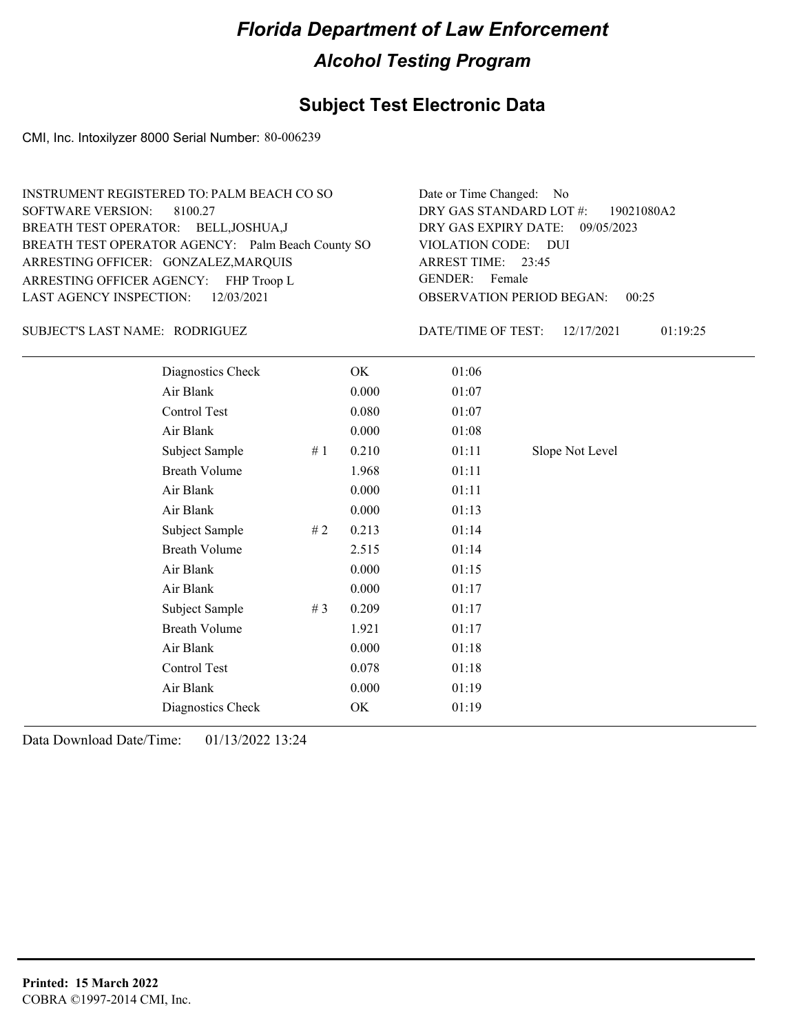# Florida Department of Law Enforcement

## Alcohol Testing Program

### Subject Test Electronic Data

CMI, Inc. Intoxilyzer 8000 Serial Number: 80-006239

INSTRUMENT REGISTERED TO: PALM BEACH CO SO
SOFTWARE VERSION: 8100.27
BREATH TEST OPERATOR: BELL,JOSHUA,J
BREATH TEST OPERATOR AGENCY: Palm Beach County SO
ARRESTING OFFICER: GONZALEZ,MARQUIS
ARRESTING OFFICER AGENCY: FHP Troop L
LAST AGENCY INSPECTION: 12/03/2021

Date or Time Changed: No
DRY GAS STANDARD LOT #: 19021080A2
DRY GAS EXPIRY DATE: 09/05/2023
VIOLATION CODE: DUI
ARREST TIME: 23:45
GENDER: Female
OBSERVATION PERIOD BEGAN: 00:25

SUBJECT'S LAST NAME: RODRIGUEZ

DATE/TIME OF TEST: 12/17/2021 01:19:25

| | | | | |
|---|---|---|---|---|
| Diagnostics Check | | OK | 01:06 | |
| Air Blank | | 0.000 | 01:07 | |
| Control Test | | 0.080 | 01:07 | |
| Air Blank | | 0.000 | 01:08 | |
| Subject Sample | # 1 | 0.210 | 01:11 | Slope Not Level |
| Breath Volume | | 1.968 | 01:11 | |
| Air Blank | | 0.000 | 01:11 | |
| Air Blank | | 0.000 | 01:13 | |
| Subject Sample | # 2 | 0.213 | 01:14 | |
| Breath Volume | | 2.515 | 01:14 | |
| Air Blank | | 0.000 | 01:15 | |
| Air Blank | | 0.000 | 01:17 | |
| Subject Sample | # 3 | 0.209 | 01:17 | |
| Breath Volume | | 1.921 | 01:17 | |
| Air Blank | | 0.000 | 01:18 | |
| Control Test | | 0.078 | 01:18 | |
| Air Blank | | 0.000 | 01:19 | |
| Diagnostics Check | | OK | 01:19 | |

Data Download Date/Time: 01/13/2022 13:24

**Printed: 15 March 2022**
COBRA ©1997-2014 CMI, Inc.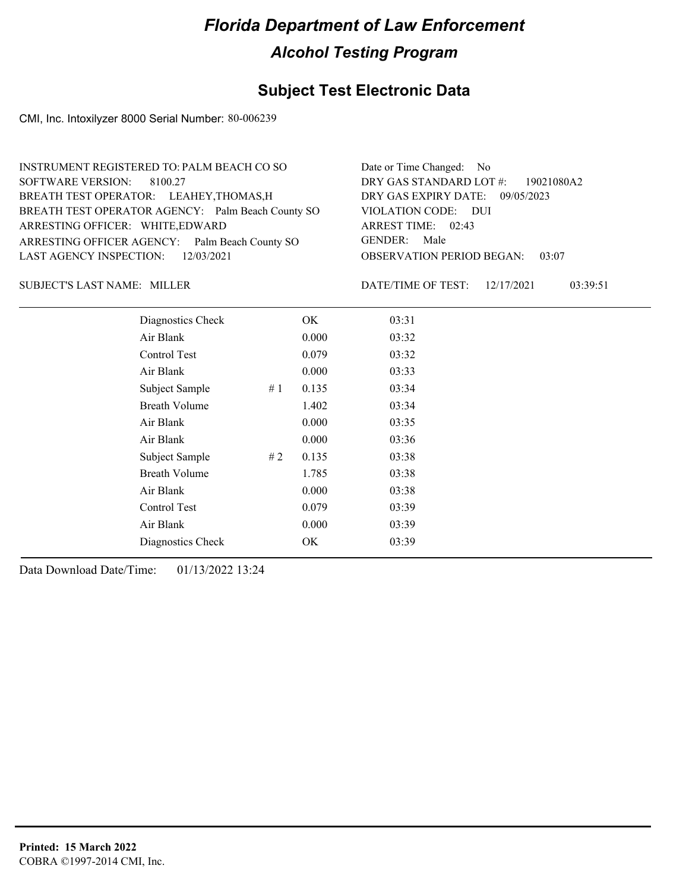# Florida Department of Law Enforcement

## Alcohol Testing Program

### Subject Test Electronic Data

CMI, Inc. Intoxilyzer 8000 Serial Number: 80-006239

INSTRUMENT REGISTERED TO: PALM BEACH CO SO
SOFTWARE VERSION: 8100.27
BREATH TEST OPERATOR: LEAHEY,THOMAS,H
BREATH TEST OPERATOR AGENCY: Palm Beach County SO
ARRESTING OFFICER: WHITE,EDWARD
ARRESTING OFFICER AGENCY: Palm Beach County SO
LAST AGENCY INSPECTION: 12/03/2021

Date or Time Changed: No
DRY GAS STANDARD LOT #: 19021080A2
DRY GAS EXPIRY DATE: 09/05/2023
VIOLATION CODE: DUI
ARREST TIME: 02:43
GENDER: Male
OBSERVATION PERIOD BEGAN: 03:07

SUBJECT'S LAST NAME: MILLER

DATE/TIME OF TEST: 12/17/2021 03:39:51

| | | | |
|---|---|---|---|
| Diagnostics Check | | OK | 03:31 |
| Air Blank | | 0.000 | 03:32 |
| Control Test | | 0.079 | 03:32 |
| Air Blank | | 0.000 | 03:33 |
| Subject Sample | # 1 | 0.135 | 03:34 |
| Breath Volume | | 1.402 | 03:34 |
| Air Blank | | 0.000 | 03:35 |
| Air Blank | | 0.000 | 03:36 |
| Subject Sample | # 2 | 0.135 | 03:38 |
| Breath Volume | | 1.785 | 03:38 |
| Air Blank | | 0.000 | 03:38 |
| Control Test | | 0.079 | 03:39 |
| Air Blank | | 0.000 | 03:39 |
| Diagnostics Check | | OK | 03:39 |

Data Download Date/Time: 01/13/2022 13:24

**Printed: 15 March 2022**
COBRA ©1997-2014 CMI, Inc.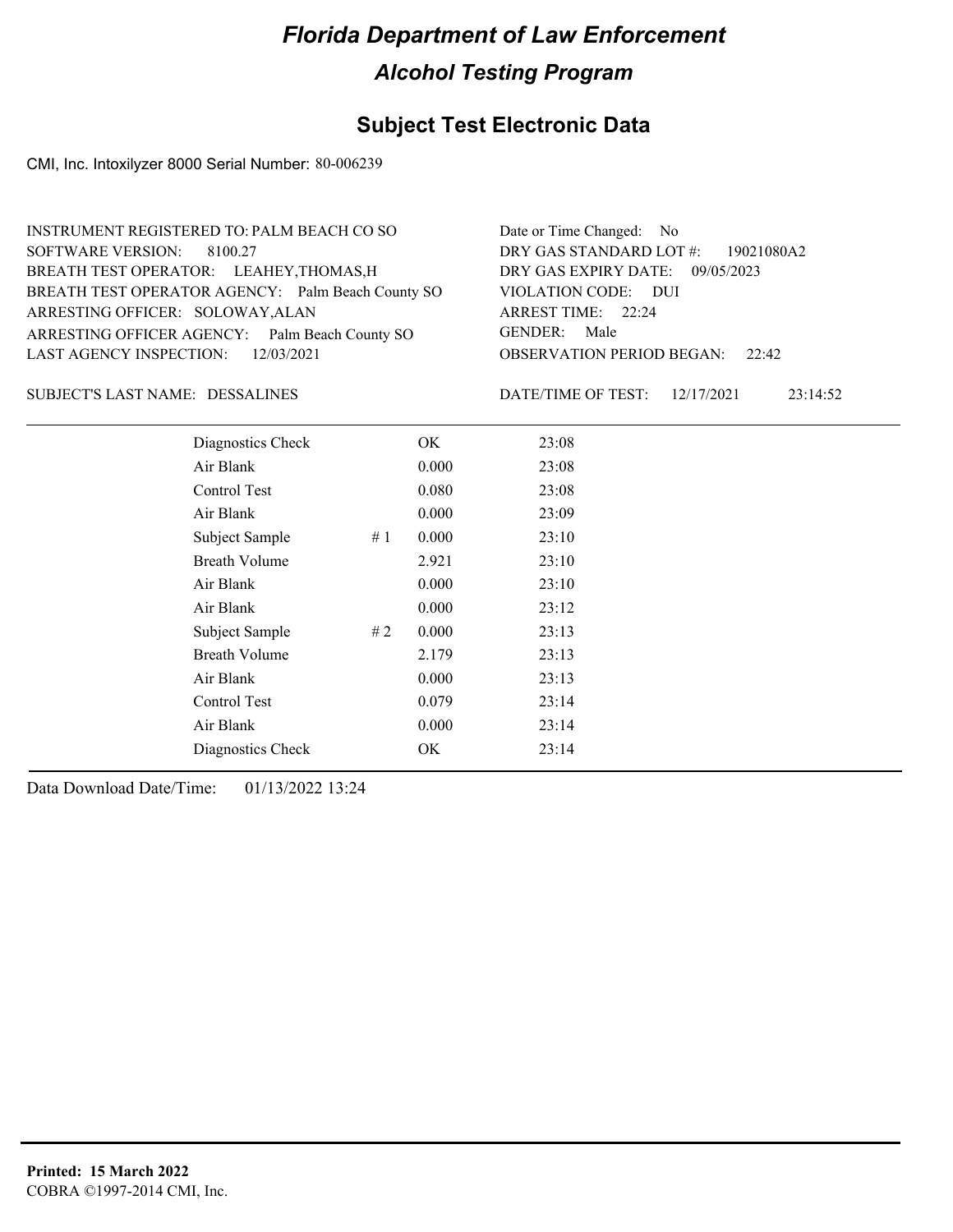# Florida Department of Law Enforcement

## Alcohol Testing Program

### Subject Test Electronic Data

CMI, Inc. Intoxilyzer 8000 Serial Number: 80-006239

INSTRUMENT REGISTERED TO: PALM BEACH CO SO
SOFTWARE VERSION: 8100.27
BREATH TEST OPERATOR: LEAHEY,THOMAS,H
BREATH TEST OPERATOR AGENCY: Palm Beach County SO
ARRESTING OFFICER: SOLOWAY,ALAN
ARRESTING OFFICER AGENCY: Palm Beach County SO
LAST AGENCY INSPECTION: 12/03/2021

Date or Time Changed: No
DRY GAS STANDARD LOT #: 19021080A2
DRY GAS EXPIRY DATE: 09/05/2023
VIOLATION CODE: DUI
ARREST TIME: 22:24
GENDER: Male
OBSERVATION PERIOD BEGAN: 22:42

SUBJECT'S LAST NAME: DESSALINES

DATE/TIME OF TEST: 12/17/2021 23:14:52

| | | | |
|---|---|---|---|
| Diagnostics Check | | OK | 23:08 |
| Air Blank | | 0.000 | 23:08 |
| Control Test | | 0.080 | 23:08 |
| Air Blank | | 0.000 | 23:09 |
| Subject Sample | # 1 | 0.000 | 23:10 |
| Breath Volume | | 2.921 | 23:10 |
| Air Blank | | 0.000 | 23:10 |
| Air Blank | | 0.000 | 23:12 |
| Subject Sample | # 2 | 0.000 | 23:13 |
| Breath Volume | | 2.179 | 23:13 |
| Air Blank | | 0.000 | 23:13 |
| Control Test | | 0.079 | 23:14 |
| Air Blank | | 0.000 | 23:14 |
| Diagnostics Check | | OK | 23:14 |

Data Download Date/Time: 01/13/2022 13:24

**Printed: 15 March 2022**
COBRA ©1997-2014 CMI, Inc.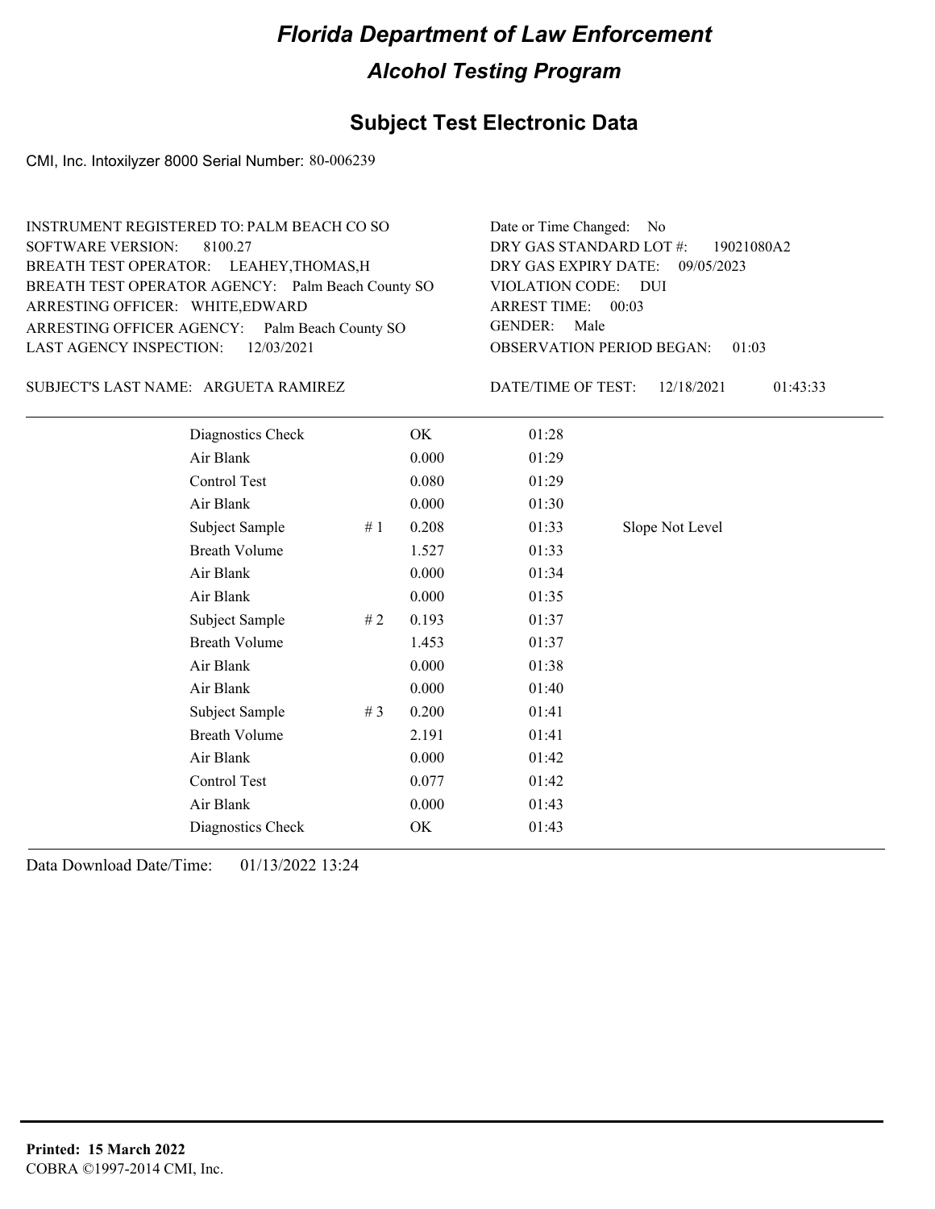# Florida Department of Law Enforcement

## Alcohol Testing Program

### Subject Test Electronic Data

CMI, Inc. Intoxilyzer 8000 Serial Number: 80-006239

INSTRUMENT REGISTERED TO: PALM BEACH CO SO
SOFTWARE VERSION: 8100.27
BREATH TEST OPERATOR: LEAHEY,THOMAS,H
BREATH TEST OPERATOR AGENCY: Palm Beach County SO
ARRESTING OFFICER: WHITE,EDWARD
ARRESTING OFFICER AGENCY: Palm Beach County SO
LAST AGENCY INSPECTION: 12/03/2021

Date or Time Changed: No
DRY GAS STANDARD LOT #: 19021080A2
DRY GAS EXPIRY DATE: 09/05/2023
VIOLATION CODE: DUI
ARREST TIME: 00:03
GENDER: Male
OBSERVATION PERIOD BEGAN: 01:03

SUBJECT'S LAST NAME: ARGUETA RAMIREZ

DATE/TIME OF TEST: 12/18/2021 01:43:33

| | | | | |
|---|---|---|---|---|
| Diagnostics Check | | OK | 01:28 | |
| Air Blank | | 0.000 | 01:29 | |
| Control Test | | 0.080 | 01:29 | |
| Air Blank | | 0.000 | 01:30 | |
| Subject Sample | # 1 | 0.208 | 01:33 | Slope Not Level |
| Breath Volume | | 1.527 | 01:33 | |
| Air Blank | | 0.000 | 01:34 | |
| Air Blank | | 0.000 | 01:35 | |
| Subject Sample | # 2 | 0.193 | 01:37 | |
| Breath Volume | | 1.453 | 01:37 | |
| Air Blank | | 0.000 | 01:38 | |
| Air Blank | | 0.000 | 01:40 | |
| Subject Sample | # 3 | 0.200 | 01:41 | |
| Breath Volume | | 2.191 | 01:41 | |
| Air Blank | | 0.000 | 01:42 | |
| Control Test | | 0.077 | 01:42 | |
| Air Blank | | 0.000 | 01:43 | |
| Diagnostics Check | | OK | 01:43 | |

Data Download Date/Time: 01/13/2022 13:24

**Printed: 15 March 2022**
COBRA ©1997-2014 CMI, Inc.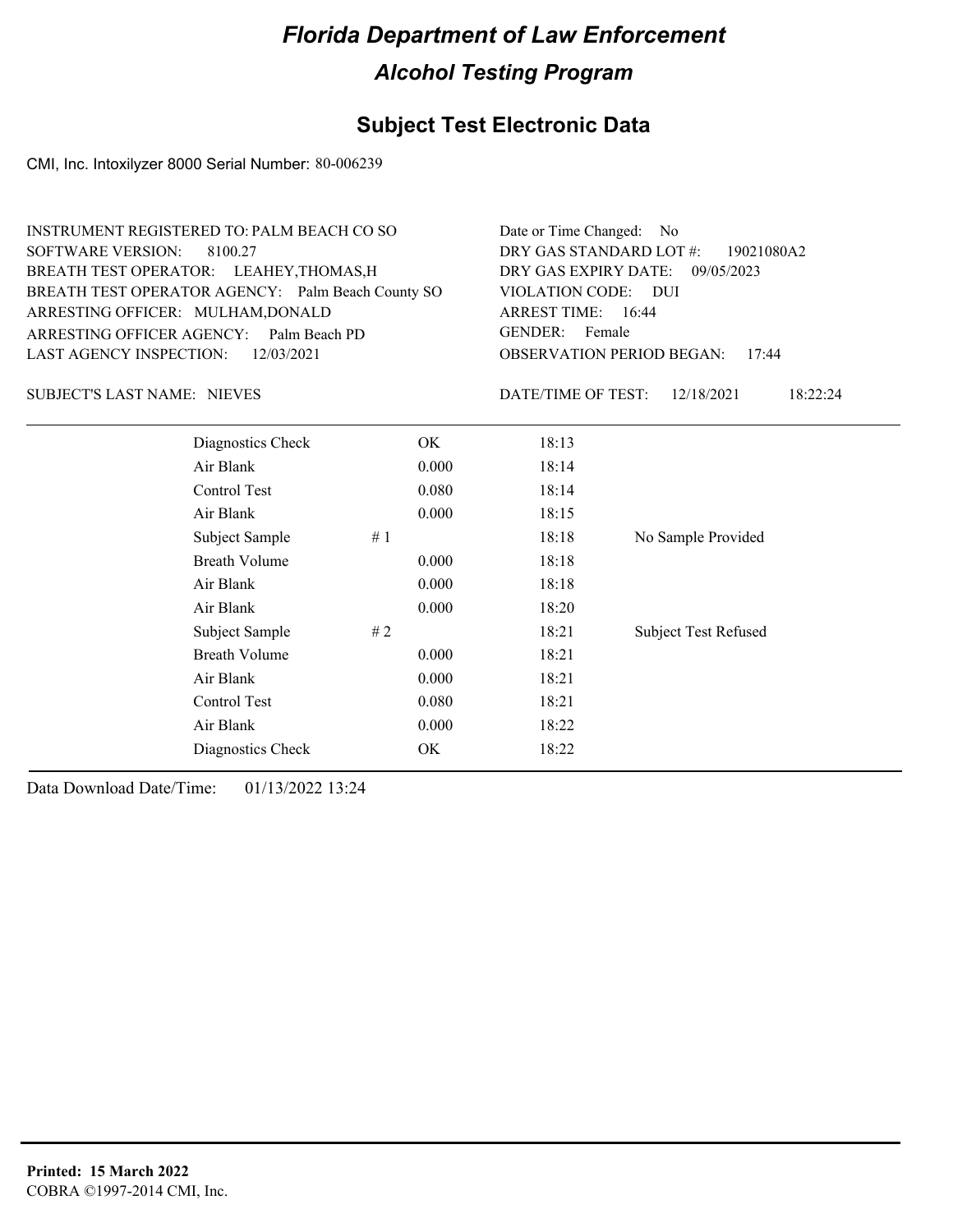# Florida Department of Law Enforcement

## Alcohol Testing Program

### Subject Test Electronic Data

CMI, Inc. Intoxilyzer 8000 Serial Number: 80-006239

INSTRUMENT REGISTERED TO: PALM BEACH CO SO
SOFTWARE VERSION: 8100.27
BREATH TEST OPERATOR: LEAHEY,THOMAS,H
BREATH TEST OPERATOR AGENCY: Palm Beach County SO
ARRESTING OFFICER: MULHAM,DONALD
ARRESTING OFFICER AGENCY: Palm Beach PD
LAST AGENCY INSPECTION: 12/03/2021

Date or Time Changed: No
DRY GAS STANDARD LOT #: 19021080A2
DRY GAS EXPIRY DATE: 09/05/2023
VIOLATION CODE: DUI
ARREST TIME: 16:44
GENDER: Female
OBSERVATION PERIOD BEGAN: 17:44

SUBJECT'S LAST NAME: NIEVES

DATE/TIME OF TEST: 12/18/2021 18:22:24

| | | | | |
|---|---|---|---|---|
| Diagnostics Check | | OK | 18:13 | |
| Air Blank | | 0.000 | 18:14 | |
| Control Test | | 0.080 | 18:14 | |
| Air Blank | | 0.000 | 18:15 | |
| Subject Sample | # 1 | | 18:18 | No Sample Provided |
| Breath Volume | | 0.000 | 18:18 | |
| Air Blank | | 0.000 | 18:18 | |
| Air Blank | | 0.000 | 18:20 | |
| Subject Sample | # 2 | | 18:21 | Subject Test Refused |
| Breath Volume | | 0.000 | 18:21 | |
| Air Blank | | 0.000 | 18:21 | |
| Control Test | | 0.080 | 18:21 | |
| Air Blank | | 0.000 | 18:22 | |
| Diagnostics Check | | OK | 18:22 | |

Data Download Date/Time: 01/13/2022 13:24

**Printed: 15 March 2022**
COBRA ©1997-2014 CMI, Inc.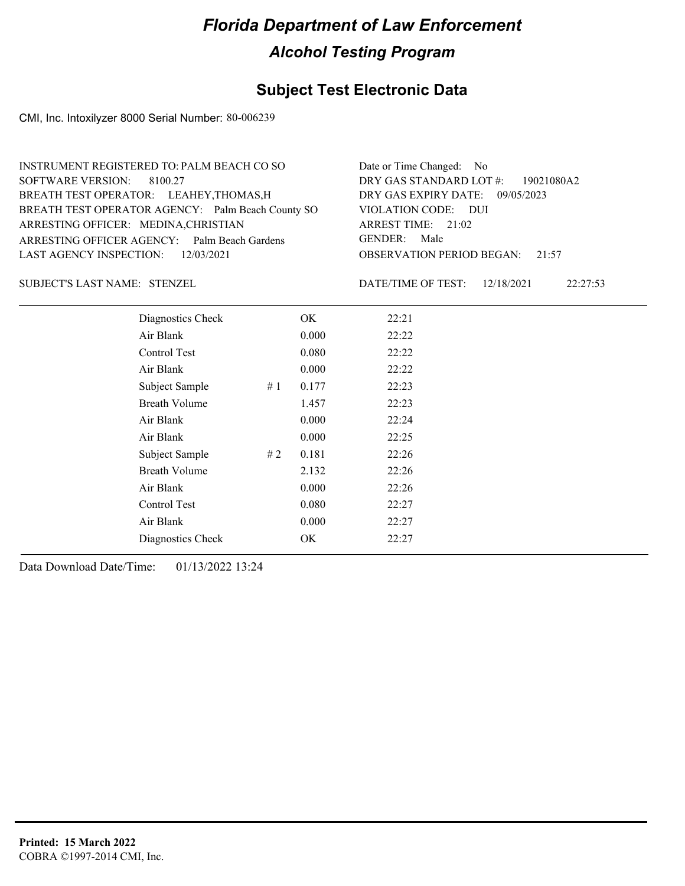# Florida Department of Law Enforcement

## Alcohol Testing Program

### Subject Test Electronic Data

CMI, Inc. Intoxilyzer 8000 Serial Number: 80-006239

INSTRUMENT REGISTERED TO: PALM BEACH CO SO
SOFTWARE VERSION: 8100.27
BREATH TEST OPERATOR: LEAHEY,THOMAS,H
BREATH TEST OPERATOR AGENCY: Palm Beach County SO
ARRESTING OFFICER: MEDINA,CHRISTIAN
ARRESTING OFFICER AGENCY: Palm Beach Gardens
LAST AGENCY INSPECTION: 12/03/2021

Date or Time Changed: No
DRY GAS STANDARD LOT #: 19021080A2
DRY GAS EXPIRY DATE: 09/05/2023
VIOLATION CODE: DUI
ARREST TIME: 21:02
GENDER: Male
OBSERVATION PERIOD BEGAN: 21:57

SUBJECT'S LAST NAME: STENZEL

DATE/TIME OF TEST: 12/18/2021 22:27:53

| | | | |
|---|---|---|---|
| Diagnostics Check | | OK | 22:21 |
| Air Blank | | 0.000 | 22:22 |
| Control Test | | 0.080 | 22:22 |
| Air Blank | | 0.000 | 22:22 |
| Subject Sample | # 1 | 0.177 | 22:23 |
| Breath Volume | | 1.457 | 22:23 |
| Air Blank | | 0.000 | 22:24 |
| Air Blank | | 0.000 | 22:25 |
| Subject Sample | # 2 | 0.181 | 22:26 |
| Breath Volume | | 2.132 | 22:26 |
| Air Blank | | 0.000 | 22:26 |
| Control Test | | 0.080 | 22:27 |
| Air Blank | | 0.000 | 22:27 |
| Diagnostics Check | | OK | 22:27 |

Data Download Date/Time: 01/13/2022 13:24

**Printed: 15 March 2022**
COBRA ©1997-2014 CMI, Inc.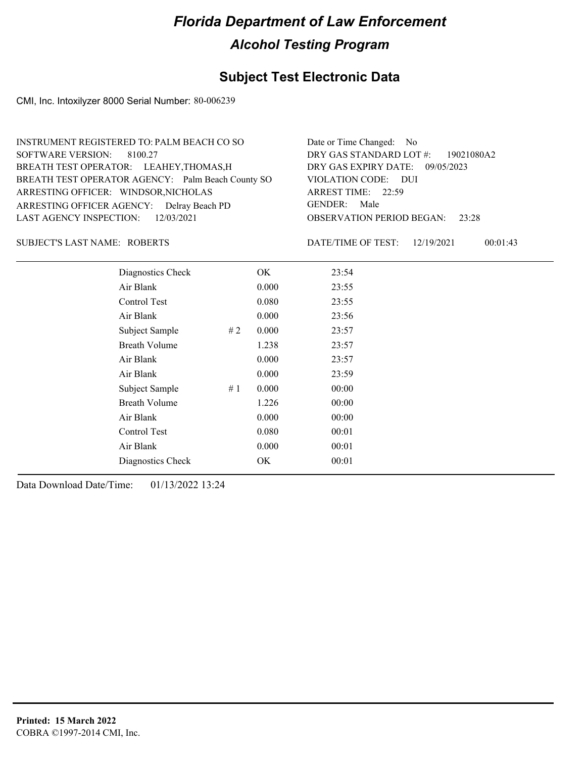# Florida Department of Law Enforcement

## Alcohol Testing Program

### Subject Test Electronic Data

CMI, Inc. Intoxilyzer 8000 Serial Number: 80-006239

INSTRUMENT REGISTERED TO: PALM BEACH CO SO
SOFTWARE VERSION: 8100.27
BREATH TEST OPERATOR: LEAHEY,THOMAS,H
BREATH TEST OPERATOR AGENCY: Palm Beach County SO
ARRESTING OFFICER: WINDSOR,NICHOLAS
ARRESTING OFFICER AGENCY: Delray Beach PD
LAST AGENCY INSPECTION: 12/03/2021

Date or Time Changed: No
DRY GAS STANDARD LOT #: 19021080A2
DRY GAS EXPIRY DATE: 09/05/2023
VIOLATION CODE: DUI
ARREST TIME: 22:59
GENDER: Male
OBSERVATION PERIOD BEGAN: 23:28

SUBJECT'S LAST NAME: ROBERTS

DATE/TIME OF TEST: 12/19/2021 00:01:43

| | | | |
|---|---|---|---|
| Diagnostics Check | | OK | 23:54 |
| Air Blank | | 0.000 | 23:55 |
| Control Test | | 0.080 | 23:55 |
| Air Blank | | 0.000 | 23:56 |
| Subject Sample | # 2 | 0.000 | 23:57 |
| Breath Volume | | 1.238 | 23:57 |
| Air Blank | | 0.000 | 23:57 |
| Air Blank | | 0.000 | 23:59 |
| Subject Sample | # 1 | 0.000 | 00:00 |
| Breath Volume | | 1.226 | 00:00 |
| Air Blank | | 0.000 | 00:00 |
| Control Test | | 0.080 | 00:01 |
| Air Blank | | 0.000 | 00:01 |
| Diagnostics Check | | OK | 00:01 |

Data Download Date/Time: 01/13/2022 13:24

**Printed: 15 March 2022**
COBRA ©1997-2014 CMI, Inc.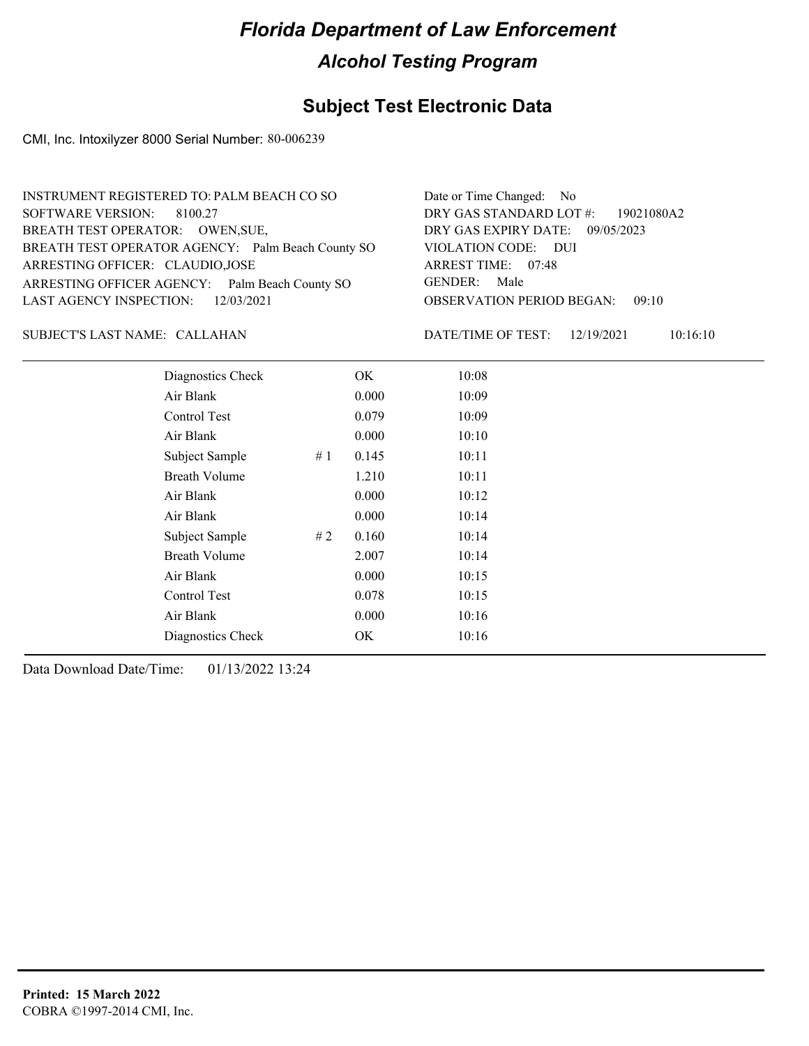# Florida Department of Law Enforcement

## Alcohol Testing Program

### Subject Test Electronic Data

CMI, Inc. Intoxilyzer 8000 Serial Number: 80-006239

INSTRUMENT REGISTERED TO: PALM BEACH CO SO
SOFTWARE VERSION: 8100.27
BREATH TEST OPERATOR: OWEN,SUE,
BREATH TEST OPERATOR AGENCY: Palm Beach County SO
ARRESTING OFFICER: CLAUDIO,JOSE
ARRESTING OFFICER AGENCY: Palm Beach County SO
LAST AGENCY INSPECTION: 12/03/2021

Date or Time Changed: No
DRY GAS STANDARD LOT #: 19021080A2
DRY GAS EXPIRY DATE: 09/05/2023
VIOLATION CODE: DUI
ARREST TIME: 07:48
GENDER: Male
OBSERVATION PERIOD BEGAN: 09:10

SUBJECT'S LAST NAME: CALLAHAN

DATE/TIME OF TEST: 12/19/2021 10:16:10

| | | | |
|---|---|---|---|
| Diagnostics Check | | OK | 10:08 |
| Air Blank | | 0.000 | 10:09 |
| Control Test | | 0.079 | 10:09 |
| Air Blank | | 0.000 | 10:10 |
| Subject Sample | # 1 | 0.145 | 10:11 |
| Breath Volume | | 1.210 | 10:11 |
| Air Blank | | 0.000 | 10:12 |
| Air Blank | | 0.000 | 10:14 |
| Subject Sample | # 2 | 0.160 | 10:14 |
| Breath Volume | | 2.007 | 10:14 |
| Air Blank | | 0.000 | 10:15 |
| Control Test | | 0.078 | 10:15 |
| Air Blank | | 0.000 | 10:16 |
| Diagnostics Check | | OK | 10:16 |

Data Download Date/Time: 01/13/2022 13:24

**Printed: 15 March 2022**
COBRA ©1997-2014 CMI, Inc.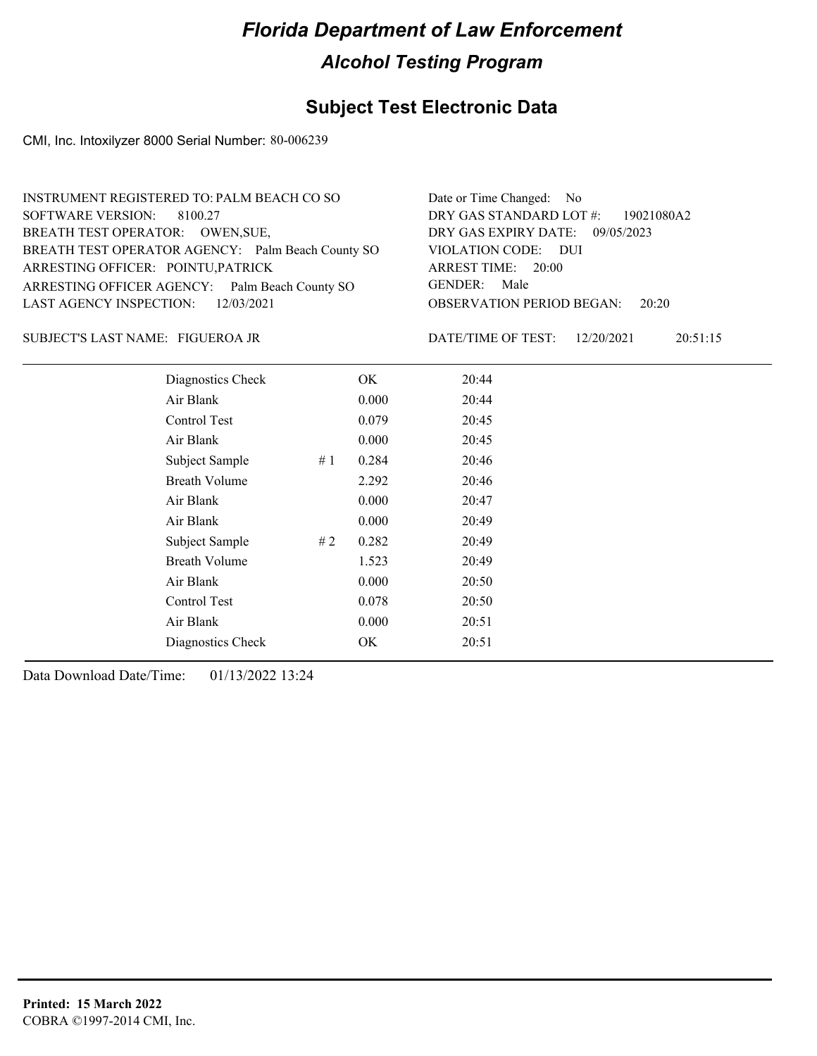# Florida Department of Law Enforcement

## Alcohol Testing Program

### Subject Test Electronic Data

CMI, Inc. Intoxilyzer 8000 Serial Number: 80-006239

INSTRUMENT REGISTERED TO: PALM BEACH CO SO
SOFTWARE VERSION: 8100.27
BREATH TEST OPERATOR: OWEN,SUE,
BREATH TEST OPERATOR AGENCY: Palm Beach County SO
ARRESTING OFFICER: POINTU,PATRICK
ARRESTING OFFICER AGENCY: Palm Beach County SO
LAST AGENCY INSPECTION: 12/03/2021

Date or Time Changed: No
DRY GAS STANDARD LOT #: 19021080A2
DRY GAS EXPIRY DATE: 09/05/2023
VIOLATION CODE: DUI
ARREST TIME: 20:00
GENDER: Male
OBSERVATION PERIOD BEGAN: 20:20

SUBJECT'S LAST NAME: FIGUEROA JR

DATE/TIME OF TEST: 12/20/2021 20:51:15

| | | | |
|---|---|---|---|
| Diagnostics Check | | OK | 20:44 |
| Air Blank | | 0.000 | 20:44 |
| Control Test | | 0.079 | 20:45 |
| Air Blank | | 0.000 | 20:45 |
| Subject Sample | # 1 | 0.284 | 20:46 |
| Breath Volume | | 2.292 | 20:46 |
| Air Blank | | 0.000 | 20:47 |
| Air Blank | | 0.000 | 20:49 |
| Subject Sample | # 2 | 0.282 | 20:49 |
| Breath Volume | | 1.523 | 20:49 |
| Air Blank | | 0.000 | 20:50 |
| Control Test | | 0.078 | 20:50 |
| Air Blank | | 0.000 | 20:51 |
| Diagnostics Check | | OK | 20:51 |

Data Download Date/Time: 01/13/2022 13:24

**Printed: 15 March 2022**
COBRA ©1997-2014 CMI, Inc.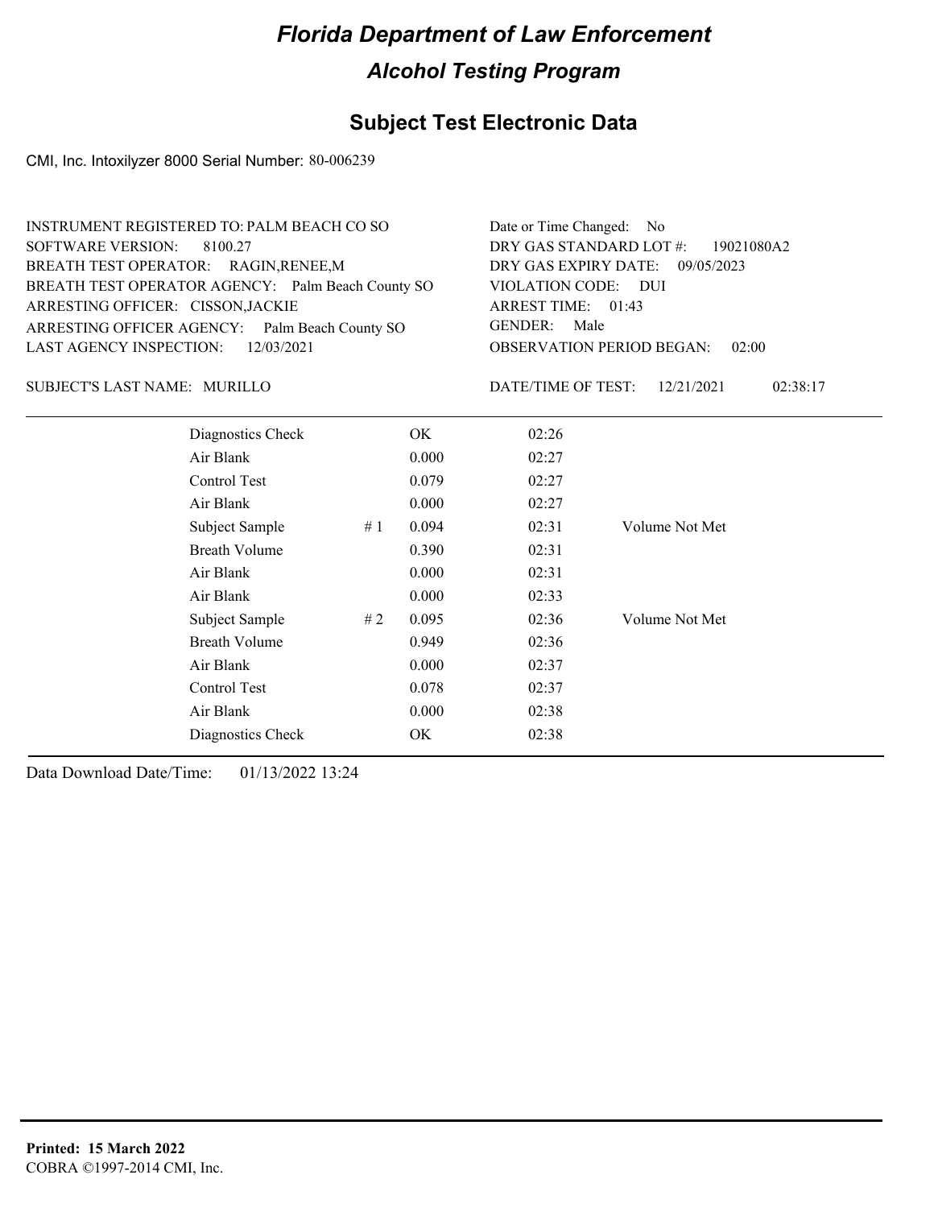# Florida Department of Law Enforcement

## Alcohol Testing Program

### Subject Test Electronic Data

CMI, Inc. Intoxilyzer 8000 Serial Number: 80-006239

INSTRUMENT REGISTERED TO: PALM BEACH CO SO
SOFTWARE VERSION: 8100.27
BREATH TEST OPERATOR: RAGIN,RENEE,M
BREATH TEST OPERATOR AGENCY: Palm Beach County SO
ARRESTING OFFICER: CISSON,JACKIE
ARRESTING OFFICER AGENCY: Palm Beach County SO
LAST AGENCY INSPECTION: 12/03/2021

Date or Time Changed: No
DRY GAS STANDARD LOT #: 19021080A2
DRY GAS EXPIRY DATE: 09/05/2023
VIOLATION CODE: DUI
ARREST TIME: 01:43
GENDER: Male
OBSERVATION PERIOD BEGAN: 02:00

SUBJECT'S LAST NAME: MURILLO

DATE/TIME OF TEST: 12/21/2021 02:38:17

| | | | | |
|---|---|---|---|---|
| Diagnostics Check | | OK | 02:26 | |
| Air Blank | | 0.000 | 02:27 | |
| Control Test | | 0.079 | 02:27 | |
| Air Blank | | 0.000 | 02:27 | |
| Subject Sample | # 1 | 0.094 | 02:31 | Volume Not Met |
| Breath Volume | | 0.390 | 02:31 | |
| Air Blank | | 0.000 | 02:31 | |
| Air Blank | | 0.000 | 02:33 | |
| Subject Sample | # 2 | 0.095 | 02:36 | Volume Not Met |
| Breath Volume | | 0.949 | 02:36 | |
| Air Blank | | 0.000 | 02:37 | |
| Control Test | | 0.078 | 02:37 | |
| Air Blank | | 0.000 | 02:38 | |
| Diagnostics Check | | OK | 02:38 | |

Data Download Date/Time: 01/13/2022 13:24

**Printed: 15 March 2022**
COBRA ©1997-2014 CMI, Inc.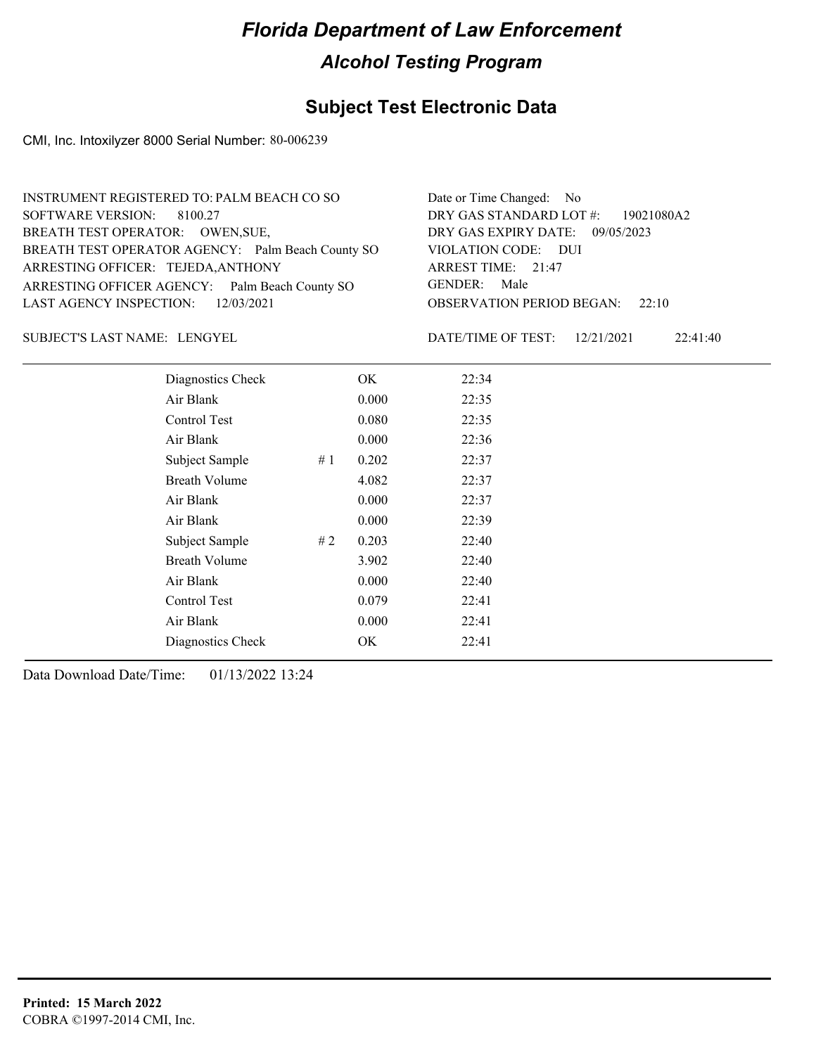# Florida Department of Law Enforcement

## Alcohol Testing Program

## Subject Test Electronic Data

CMI, Inc. Intoxilyzer 8000 Serial Number: 80-006239

INSTRUMENT REGISTERED TO: PALM BEACH CO SO
SOFTWARE VERSION: 8100.27
BREATH TEST OPERATOR: OWEN,SUE,
BREATH TEST OPERATOR AGENCY: Palm Beach County SO
ARRESTING OFFICER: TEJEDA,ANTHONY
ARRESTING OFFICER AGENCY: Palm Beach County SO
LAST AGENCY INSPECTION: 12/03/2021

Date or Time Changed: No
DRY GAS STANDARD LOT #: 19021080A2
DRY GAS EXPIRY DATE: 09/05/2023
VIOLATION CODE: DUI
ARREST TIME: 21:47
GENDER: Male
OBSERVATION PERIOD BEGAN: 22:10

SUBJECT'S LAST NAME: LENGYEL

DATE/TIME OF TEST: 12/21/2021 22:41:40

| | | | |
|---|---|---|---|
| Diagnostics Check | | OK | 22:34 |
| Air Blank | | 0.000 | 22:35 |
| Control Test | | 0.080 | 22:35 |
| Air Blank | | 0.000 | 22:36 |
| Subject Sample | # 1 | 0.202 | 22:37 |
| Breath Volume | | 4.082 | 22:37 |
| Air Blank | | 0.000 | 22:37 |
| Air Blank | | 0.000 | 22:39 |
| Subject Sample | # 2 | 0.203 | 22:40 |
| Breath Volume | | 3.902 | 22:40 |
| Air Blank | | 0.000 | 22:40 |
| Control Test | | 0.079 | 22:41 |
| Air Blank | | 0.000 | 22:41 |
| Diagnostics Check | | OK | 22:41 |

Data Download Date/Time: 01/13/2022 13:24

**Printed: 15 March 2022**
COBRA ©1997-2014 CMI, Inc.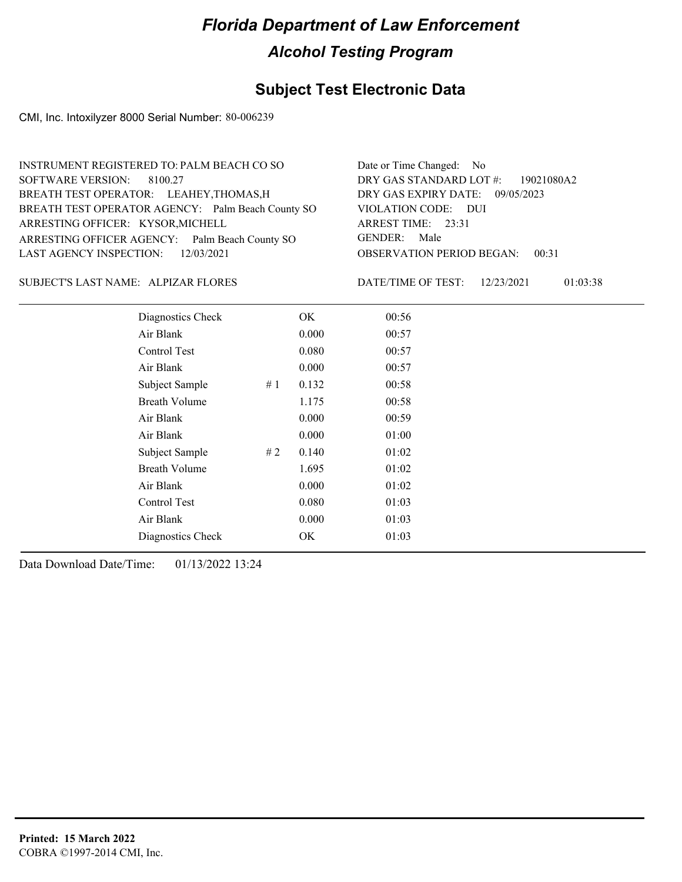# Florida Department of Law Enforcement

## Alcohol Testing Program

### Subject Test Electronic Data

CMI, Inc. Intoxilyzer 8000 Serial Number: 80-006239

INSTRUMENT REGISTERED TO: PALM BEACH CO SO
SOFTWARE VERSION: 8100.27
BREATH TEST OPERATOR: LEAHEY,THOMAS,H
BREATH TEST OPERATOR AGENCY: Palm Beach County SO
ARRESTING OFFICER: KYSOR,MICHELL
ARRESTING OFFICER AGENCY: Palm Beach County SO
LAST AGENCY INSPECTION: 12/03/2021

Date or Time Changed: No
DRY GAS STANDARD LOT #: 19021080A2
DRY GAS EXPIRY DATE: 09/05/2023
VIOLATION CODE: DUI
ARREST TIME: 23:31
GENDER: Male
OBSERVATION PERIOD BEGAN: 00:31

SUBJECT'S LAST NAME: ALPIZAR FLORES

DATE/TIME OF TEST: 12/23/2021 01:03:38

| | | | |
|---|---|---|---|
| Diagnostics Check | | OK | 00:56 |
| Air Blank | | 0.000 | 00:57 |
| Control Test | | 0.080 | 00:57 |
| Air Blank | | 0.000 | 00:57 |
| Subject Sample | # 1 | 0.132 | 00:58 |
| Breath Volume | | 1.175 | 00:58 |
| Air Blank | | 0.000 | 00:59 |
| Air Blank | | 0.000 | 01:00 |
| Subject Sample | # 2 | 0.140 | 01:02 |
| Breath Volume | | 1.695 | 01:02 |
| Air Blank | | 0.000 | 01:02 |
| Control Test | | 0.080 | 01:03 |
| Air Blank | | 0.000 | 01:03 |
| Diagnostics Check | | OK | 01:03 |

Data Download Date/Time: 01/13/2022 13:24

**Printed: 15 March 2022**
COBRA ©1997-2014 CMI, Inc.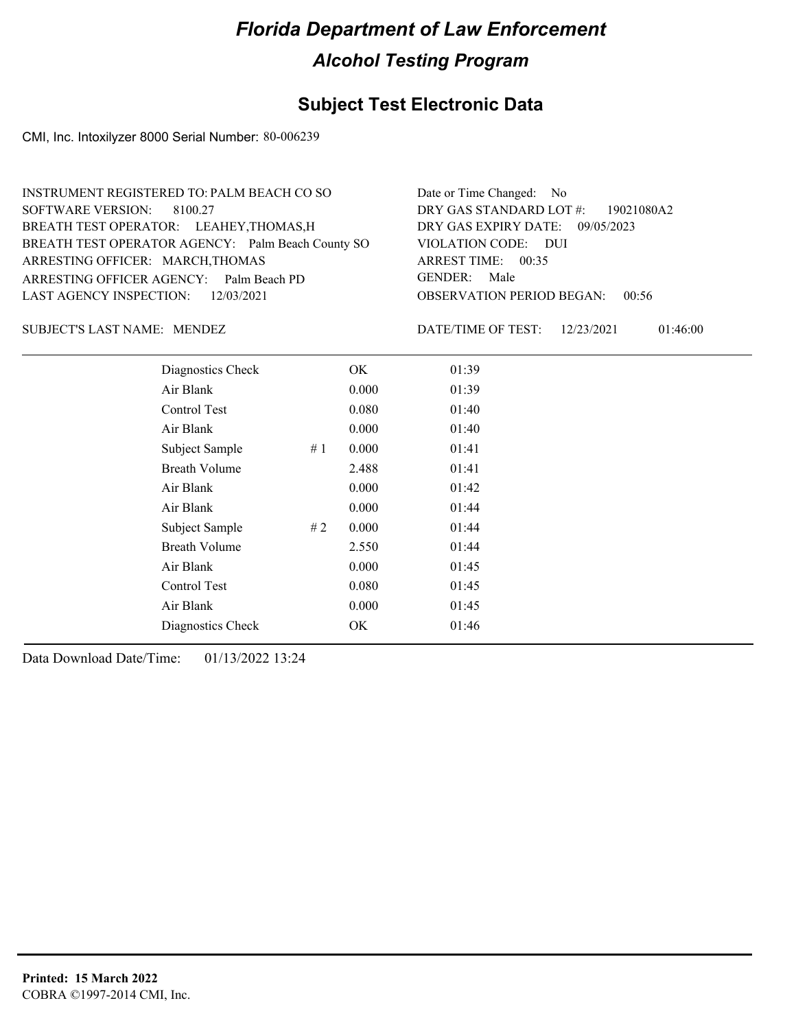# Florida Department of Law Enforcement

## Alcohol Testing Program

### Subject Test Electronic Data

CMI, Inc. Intoxilyzer 8000 Serial Number: 80-006239

INSTRUMENT REGISTERED TO: PALM BEACH CO SO
SOFTWARE VERSION: 8100.27
BREATH TEST OPERATOR: LEAHEY,THOMAS,H
BREATH TEST OPERATOR AGENCY: Palm Beach County SO
ARRESTING OFFICER: MARCH,THOMAS
ARRESTING OFFICER AGENCY: Palm Beach PD
LAST AGENCY INSPECTION: 12/03/2021

Date or Time Changed: No
DRY GAS STANDARD LOT #: 19021080A2
DRY GAS EXPIRY DATE: 09/05/2023
VIOLATION CODE: DUI
ARREST TIME: 00:35
GENDER: Male
OBSERVATION PERIOD BEGAN: 00:56

SUBJECT'S LAST NAME: MENDEZ

DATE/TIME OF TEST: 12/23/2021 01:46:00

| | | | |
|---|---|---|---|
| Diagnostics Check | | OK | 01:39 |
| Air Blank | | 0.000 | 01:39 |
| Control Test | | 0.080 | 01:40 |
| Air Blank | | 0.000 | 01:40 |
| Subject Sample | # 1 | 0.000 | 01:41 |
| Breath Volume | | 2.488 | 01:41 |
| Air Blank | | 0.000 | 01:42 |
| Air Blank | | 0.000 | 01:44 |
| Subject Sample | # 2 | 0.000 | 01:44 |
| Breath Volume | | 2.550 | 01:44 |
| Air Blank | | 0.000 | 01:45 |
| Control Test | | 0.080 | 01:45 |
| Air Blank | | 0.000 | 01:45 |
| Diagnostics Check | | OK | 01:46 |

Data Download Date/Time: 01/13/2022 13:24

**Printed: 15 March 2022**
COBRA ©1997-2014 CMI, Inc.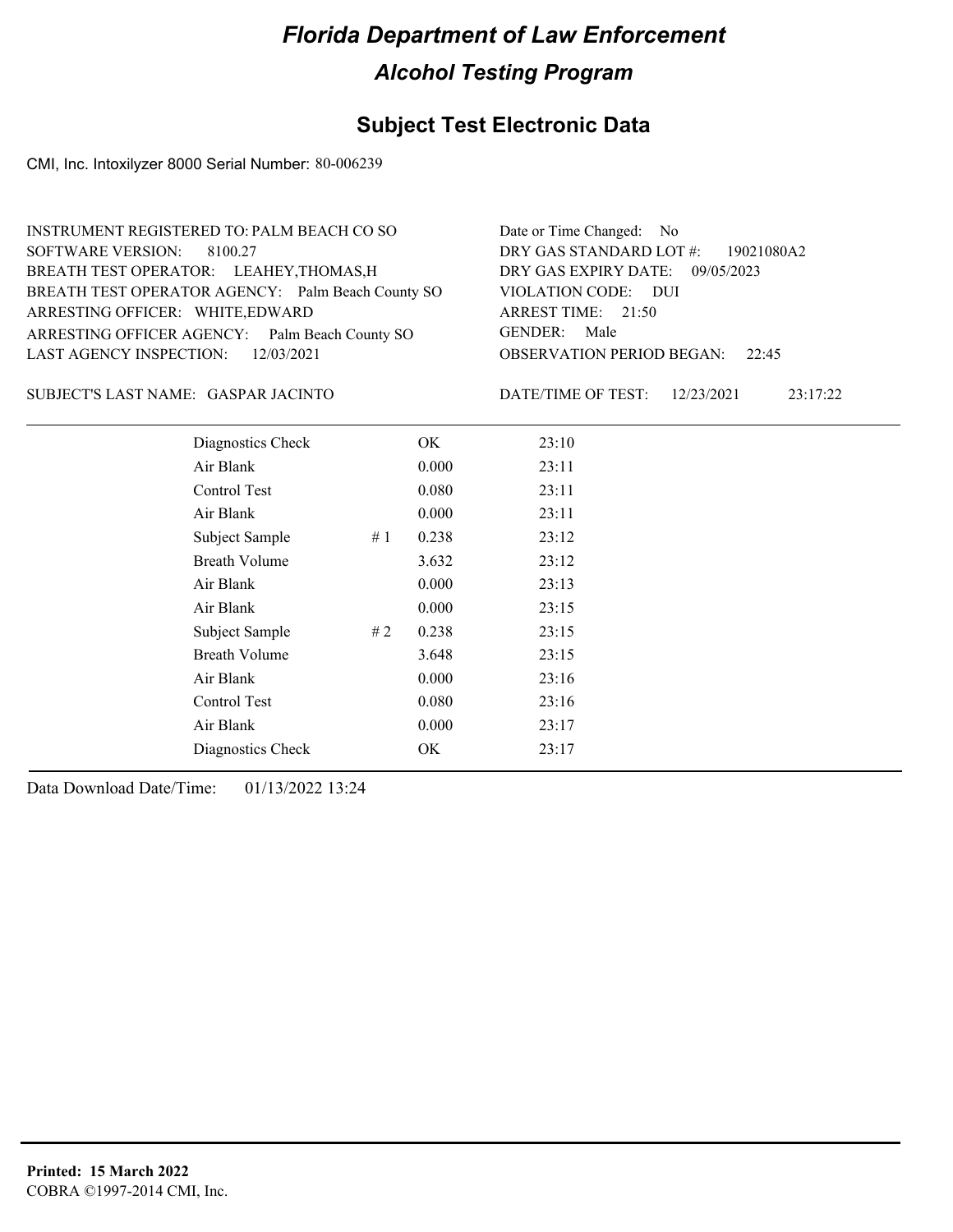# Florida Department of Law Enforcement

## Alcohol Testing Program

## Subject Test Electronic Data

CMI, Inc. Intoxilyzer 8000 Serial Number: 80-006239

INSTRUMENT REGISTERED TO: PALM BEACH CO SO
SOFTWARE VERSION: 8100.27
BREATH TEST OPERATOR: LEAHEY,THOMAS,H
BREATH TEST OPERATOR AGENCY: Palm Beach County SO
ARRESTING OFFICER: WHITE,EDWARD
ARRESTING OFFICER AGENCY: Palm Beach County SO
LAST AGENCY INSPECTION: 12/03/2021

Date or Time Changed: No
DRY GAS STANDARD LOT #: 19021080A2
DRY GAS EXPIRY DATE: 09/05/2023
VIOLATION CODE: DUI
ARREST TIME: 21:50
GENDER: Male
OBSERVATION PERIOD BEGAN: 22:45

SUBJECT'S LAST NAME: GASPAR JACINTO

DATE/TIME OF TEST: 12/23/2021 23:17:22

| | | | |
|---|---|---|---|
| Diagnostics Check | | OK | 23:10 |
| Air Blank | | 0.000 | 23:11 |
| Control Test | | 0.080 | 23:11 |
| Air Blank | | 0.000 | 23:11 |
| Subject Sample | # 1 | 0.238 | 23:12 |
| Breath Volume | | 3.632 | 23:12 |
| Air Blank | | 0.000 | 23:13 |
| Air Blank | | 0.000 | 23:15 |
| Subject Sample | # 2 | 0.238 | 23:15 |
| Breath Volume | | 3.648 | 23:15 |
| Air Blank | | 0.000 | 23:16 |
| Control Test | | 0.080 | 23:16 |
| Air Blank | | 0.000 | 23:17 |
| Diagnostics Check | | OK | 23:17 |

Data Download Date/Time: 01/13/2022 13:24

**Printed: 15 March 2022**
COBRA ©1997-2014 CMI, Inc.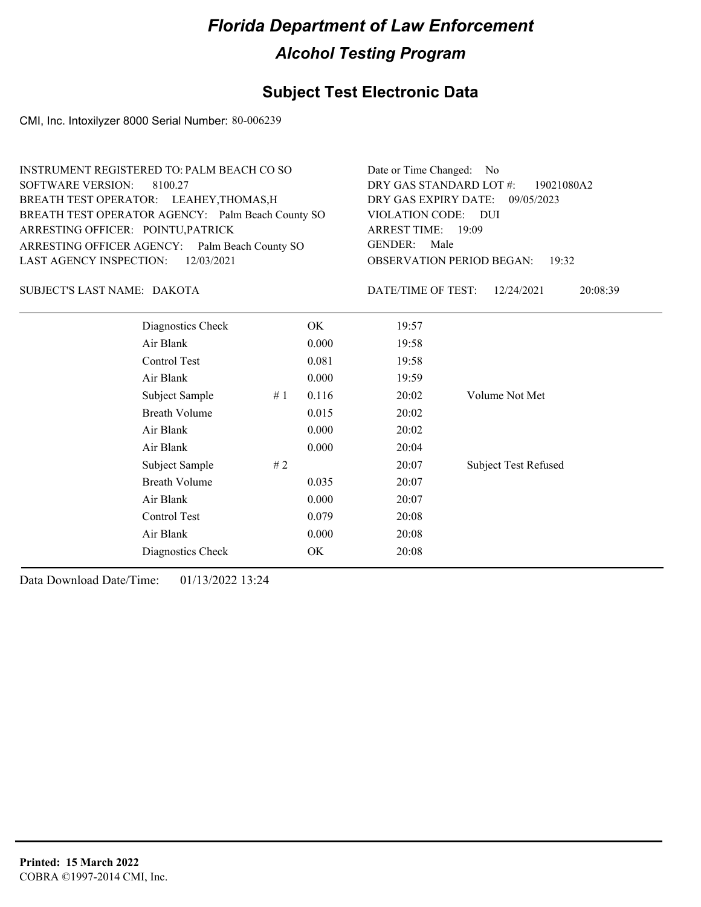# Florida Department of Law Enforcement

## Alcohol Testing Program

### Subject Test Electronic Data

CMI, Inc. Intoxilyzer 8000 Serial Number: 80-006239

INSTRUMENT REGISTERED TO: PALM BEACH CO SO
SOFTWARE VERSION: 8100.27
BREATH TEST OPERATOR: LEAHEY,THOMAS,H
BREATH TEST OPERATOR AGENCY: Palm Beach County SO
ARRESTING OFFICER: POINTU,PATRICK
ARRESTING OFFICER AGENCY: Palm Beach County SO
LAST AGENCY INSPECTION: 12/03/2021

Date or Time Changed: No
DRY GAS STANDARD LOT #: 19021080A2
DRY GAS EXPIRY DATE: 09/05/2023
VIOLATION CODE: DUI
ARREST TIME: 19:09
GENDER: Male
OBSERVATION PERIOD BEGAN: 19:32

SUBJECT'S LAST NAME: DAKOTA

DATE/TIME OF TEST: 12/24/2021 20:08:39

| | | | | |
|---|---|---|---|---|
| Diagnostics Check | | OK | 19:57 | |
| Air Blank | | 0.000 | 19:58 | |
| Control Test | | 0.081 | 19:58 | |
| Air Blank | | 0.000 | 19:59 | |
| Subject Sample | # 1 | 0.116 | 20:02 | Volume Not Met |
| Breath Volume | | 0.015 | 20:02 | |
| Air Blank | | 0.000 | 20:02 | |
| Air Blank | | 0.000 | 20:04 | |
| Subject Sample | # 2 | | 20:07 | Subject Test Refused |
| Breath Volume | | 0.035 | 20:07 | |
| Air Blank | | 0.000 | 20:07 | |
| Control Test | | 0.079 | 20:08 | |
| Air Blank | | 0.000 | 20:08 | |
| Diagnostics Check | | OK | 20:08 | |

Data Download Date/Time: 01/13/2022 13:24

**Printed: 15 March 2022**
COBRA ©1997-2014 CMI, Inc.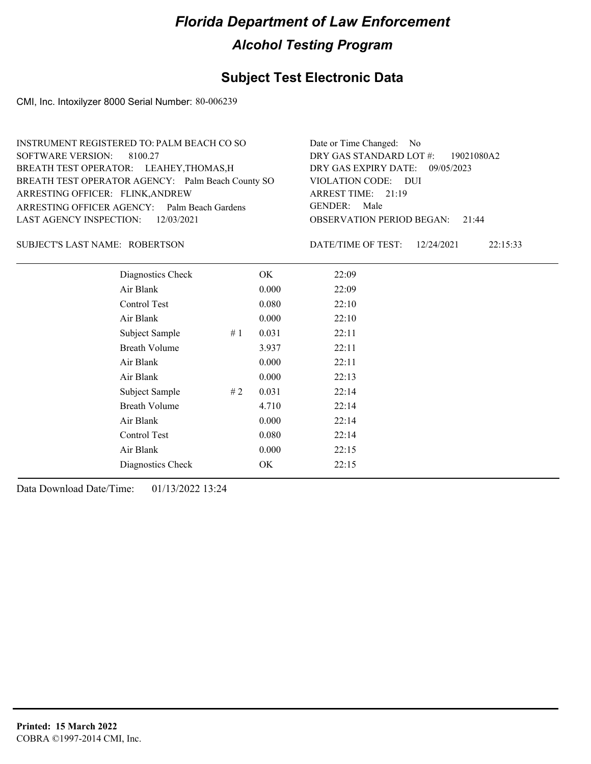# Florida Department of Law Enforcement

## Alcohol Testing Program

### Subject Test Electronic Data

CMI, Inc. Intoxilyzer 8000 Serial Number: 80-006239

INSTRUMENT REGISTERED TO: PALM BEACH CO SO
SOFTWARE VERSION: 8100.27
BREATH TEST OPERATOR: LEAHEY,THOMAS,H
BREATH TEST OPERATOR AGENCY: Palm Beach County SO
ARRESTING OFFICER: FLINK,ANDREW
ARRESTING OFFICER AGENCY: Palm Beach Gardens
LAST AGENCY INSPECTION: 12/03/2021

Date or Time Changed: No
DRY GAS STANDARD LOT #: 19021080A2
DRY GAS EXPIRY DATE: 09/05/2023
VIOLATION CODE: DUI
ARREST TIME: 21:19
GENDER: Male
OBSERVATION PERIOD BEGAN: 21:44

SUBJECT'S LAST NAME: ROBERTSON

DATE/TIME OF TEST: 12/24/2021 22:15:33

| | | | |
|---|---|---|---|
| Diagnostics Check | | OK | 22:09 |
| Air Blank | | 0.000 | 22:09 |
| Control Test | | 0.080 | 22:10 |
| Air Blank | | 0.000 | 22:10 |
| Subject Sample | # 1 | 0.031 | 22:11 |
| Breath Volume | | 3.937 | 22:11 |
| Air Blank | | 0.000 | 22:11 |
| Air Blank | | 0.000 | 22:13 |
| Subject Sample | # 2 | 0.031 | 22:14 |
| Breath Volume | | 4.710 | 22:14 |
| Air Blank | | 0.000 | 22:14 |
| Control Test | | 0.080 | 22:14 |
| Air Blank | | 0.000 | 22:15 |
| Diagnostics Check | | OK | 22:15 |

Data Download Date/Time: 01/13/2022 13:24

**Printed: 15 March 2022**
COBRA ©1997-2014 CMI, Inc.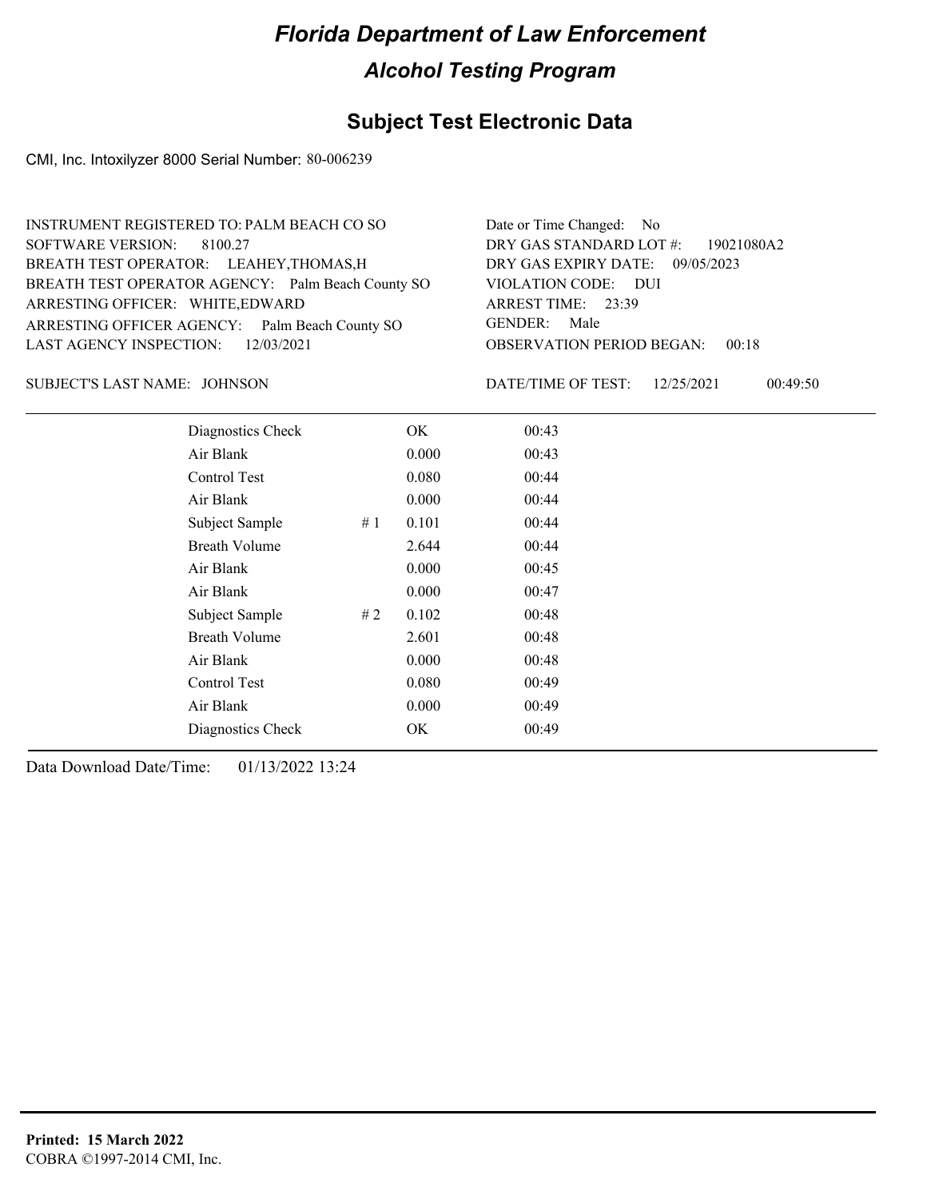# Florida Department of Law Enforcement

## Alcohol Testing Program

### Subject Test Electronic Data

CMI, Inc. Intoxilyzer 8000 Serial Number: 80-006239

INSTRUMENT REGISTERED TO: PALM BEACH CO SO
SOFTWARE VERSION: 8100.27
BREATH TEST OPERATOR: LEAHEY,THOMAS,H
BREATH TEST OPERATOR AGENCY: Palm Beach County SO
ARRESTING OFFICER: WHITE,EDWARD
ARRESTING OFFICER AGENCY: Palm Beach County SO
LAST AGENCY INSPECTION: 12/03/2021

Date or Time Changed: No
DRY GAS STANDARD LOT #: 19021080A2
DRY GAS EXPIRY DATE: 09/05/2023
VIOLATION CODE: DUI
ARREST TIME: 23:39
GENDER: Male
OBSERVATION PERIOD BEGAN: 00:18

SUBJECT'S LAST NAME: JOHNSON

DATE/TIME OF TEST: 12/25/2021 00:49:50

| | | | |
|---|---|---|---|
| Diagnostics Check | | OK | 00:43 |
| Air Blank | | 0.000 | 00:43 |
| Control Test | | 0.080 | 00:44 |
| Air Blank | | 0.000 | 00:44 |
| Subject Sample | # 1 | 0.101 | 00:44 |
| Breath Volume | | 2.644 | 00:44 |
| Air Blank | | 0.000 | 00:45 |
| Air Blank | | 0.000 | 00:47 |
| Subject Sample | # 2 | 0.102 | 00:48 |
| Breath Volume | | 2.601 | 00:48 |
| Air Blank | | 0.000 | 00:48 |
| Control Test | | 0.080 | 00:49 |
| Air Blank | | 0.000 | 00:49 |
| Diagnostics Check | | OK | 00:49 |

Data Download Date/Time: 01/13/2022 13:24

**Printed: 15 March 2022**
COBRA ©1997-2014 CMI, Inc.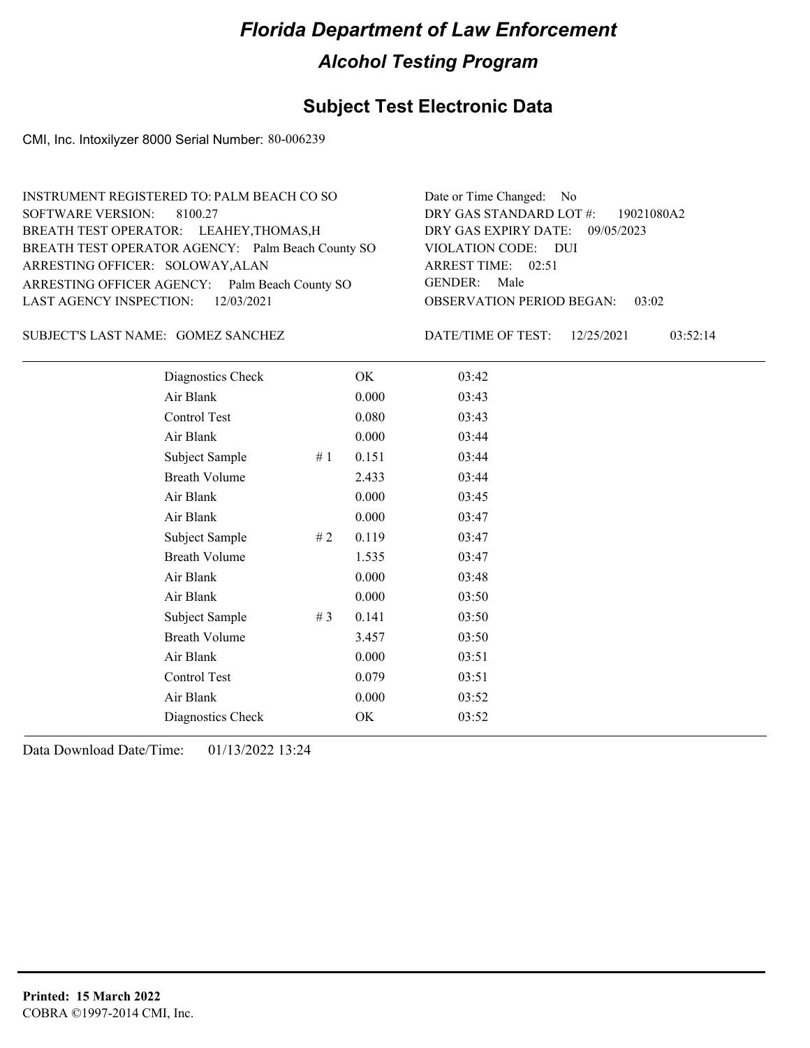# Florida Department of Law Enforcement

## Alcohol Testing Program

### Subject Test Electronic Data

CMI, Inc. Intoxilyzer 8000 Serial Number: 80-006239

INSTRUMENT REGISTERED TO: PALM BEACH CO SO
SOFTWARE VERSION: 8100.27
BREATH TEST OPERATOR: LEAHEY,THOMAS,H
BREATH TEST OPERATOR AGENCY: Palm Beach County SO
ARRESTING OFFICER: SOLOWAY,ALAN
ARRESTING OFFICER AGENCY: Palm Beach County SO
LAST AGENCY INSPECTION: 12/03/2021

Date or Time Changed: No
DRY GAS STANDARD LOT #: 19021080A2
DRY GAS EXPIRY DATE: 09/05/2023
VIOLATION CODE: DUI
ARREST TIME: 02:51
GENDER: Male
OBSERVATION PERIOD BEGAN: 03:02

SUBJECT'S LAST NAME: GOMEZ SANCHEZ

DATE/TIME OF TEST: 12/25/2021 03:52:14

| | | | |
|---|---|---|---|
| Diagnostics Check | | OK | 03:42 |
| Air Blank | | 0.000 | 03:43 |
| Control Test | | 0.080 | 03:43 |
| Air Blank | | 0.000 | 03:44 |
| Subject Sample | # 1 | 0.151 | 03:44 |
| Breath Volume | | 2.433 | 03:44 |
| Air Blank | | 0.000 | 03:45 |
| Air Blank | | 0.000 | 03:47 |
| Subject Sample | # 2 | 0.119 | 03:47 |
| Breath Volume | | 1.535 | 03:47 |
| Air Blank | | 0.000 | 03:48 |
| Air Blank | | 0.000 | 03:50 |
| Subject Sample | # 3 | 0.141 | 03:50 |
| Breath Volume | | 3.457 | 03:50 |
| Air Blank | | 0.000 | 03:51 |
| Control Test | | 0.079 | 03:51 |
| Air Blank | | 0.000 | 03:52 |
| Diagnostics Check | | OK | 03:52 |

Data Download Date/Time: 01/13/2022 13:24

**Printed: 15 March 2022**
COBRA ©1997-2014 CMI, Inc.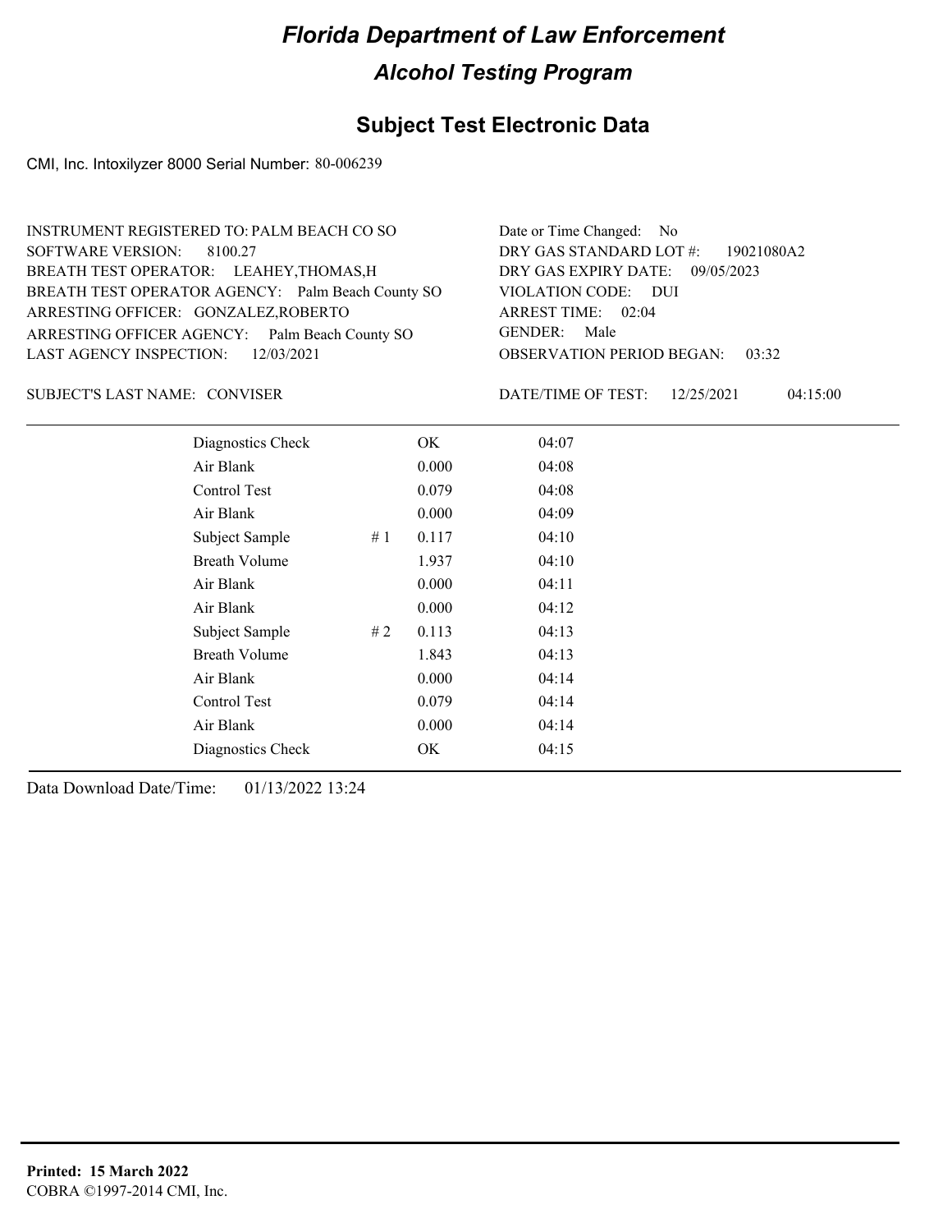# Florida Department of Law Enforcement

## Alcohol Testing Program

### Subject Test Electronic Data

CMI, Inc. Intoxilyzer 8000 Serial Number: 80-006239

INSTRUMENT REGISTERED TO: PALM BEACH CO SO
SOFTWARE VERSION: 8100.27
BREATH TEST OPERATOR: LEAHEY,THOMAS,H
BREATH TEST OPERATOR AGENCY: Palm Beach County SO
ARRESTING OFFICER: GONZALEZ,ROBERTO
ARRESTING OFFICER AGENCY: Palm Beach County SO
LAST AGENCY INSPECTION: 12/03/2021

Date or Time Changed: No
DRY GAS STANDARD LOT #: 19021080A2
DRY GAS EXPIRY DATE: 09/05/2023
VIOLATION CODE: DUI
ARREST TIME: 02:04
GENDER: Male
OBSERVATION PERIOD BEGAN: 03:32

SUBJECT'S LAST NAME: CONVISER

DATE/TIME OF TEST: 12/25/2021 04:15:00

| | | | |
|---|---|---|---|
| Diagnostics Check | | OK | 04:07 |
| Air Blank | | 0.000 | 04:08 |
| Control Test | | 0.079 | 04:08 |
| Air Blank | | 0.000 | 04:09 |
| Subject Sample | # 1 | 0.117 | 04:10 |
| Breath Volume | | 1.937 | 04:10 |
| Air Blank | | 0.000 | 04:11 |
| Air Blank | | 0.000 | 04:12 |
| Subject Sample | # 2 | 0.113 | 04:13 |
| Breath Volume | | 1.843 | 04:13 |
| Air Blank | | 0.000 | 04:14 |
| Control Test | | 0.079 | 04:14 |
| Air Blank | | 0.000 | 04:14 |
| Diagnostics Check | | OK | 04:15 |

Data Download Date/Time: 01/13/2022 13:24

**Printed: 15 March 2022**
COBRA ©1997-2014 CMI, Inc.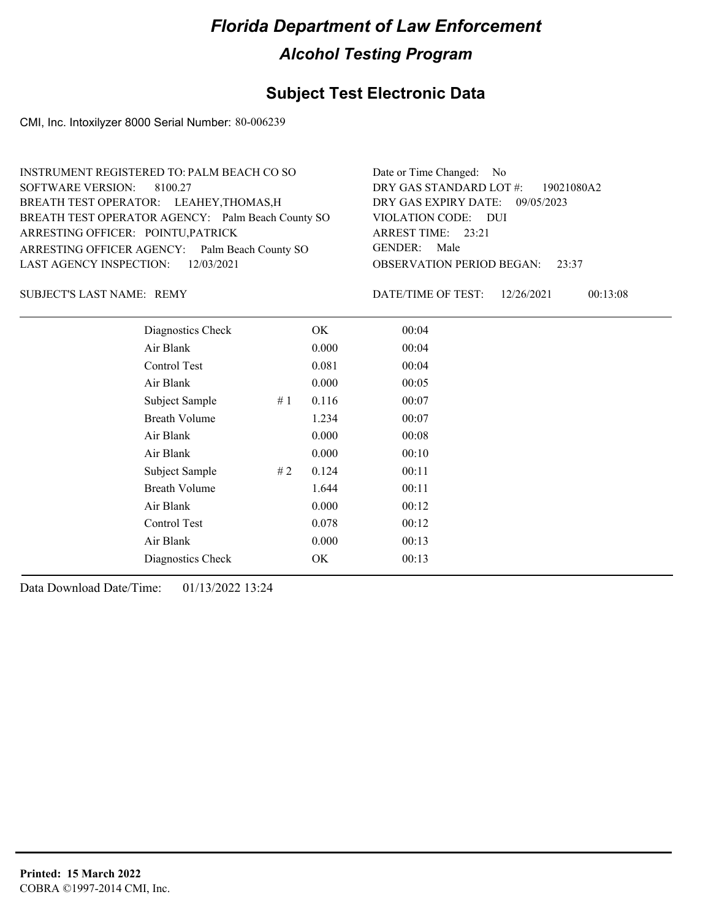# Florida Department of Law Enforcement

## Alcohol Testing Program

### Subject Test Electronic Data

CMI, Inc. Intoxilyzer 8000 Serial Number: 80-006239

INSTRUMENT REGISTERED TO: PALM BEACH CO SO
SOFTWARE VERSION: 8100.27
BREATH TEST OPERATOR: LEAHEY,THOMAS,H
BREATH TEST OPERATOR AGENCY: Palm Beach County SO
ARRESTING OFFICER: POINTU,PATRICK
ARRESTING OFFICER AGENCY: Palm Beach County SO
LAST AGENCY INSPECTION: 12/03/2021

Date or Time Changed: No
DRY GAS STANDARD LOT #: 19021080A2
DRY GAS EXPIRY DATE: 09/05/2023
VIOLATION CODE: DUI
ARREST TIME: 23:21
GENDER: Male
OBSERVATION PERIOD BEGAN: 23:37

SUBJECT'S LAST NAME: REMY

DATE/TIME OF TEST: 12/26/2021 00:13:08

| | | | |
|---|---|---|---|
| Diagnostics Check | | OK | 00:04 |
| Air Blank | | 0.000 | 00:04 |
| Control Test | | 0.081 | 00:04 |
| Air Blank | | 0.000 | 00:05 |
| Subject Sample | # 1 | 0.116 | 00:07 |
| Breath Volume | | 1.234 | 00:07 |
| Air Blank | | 0.000 | 00:08 |
| Air Blank | | 0.000 | 00:10 |
| Subject Sample | # 2 | 0.124 | 00:11 |
| Breath Volume | | 1.644 | 00:11 |
| Air Blank | | 0.000 | 00:12 |
| Control Test | | 0.078 | 00:12 |
| Air Blank | | 0.000 | 00:13 |
| Diagnostics Check | | OK | 00:13 |

Data Download Date/Time: 01/13/2022 13:24

**Printed: 15 March 2022**
COBRA ©1997-2014 CMI, Inc.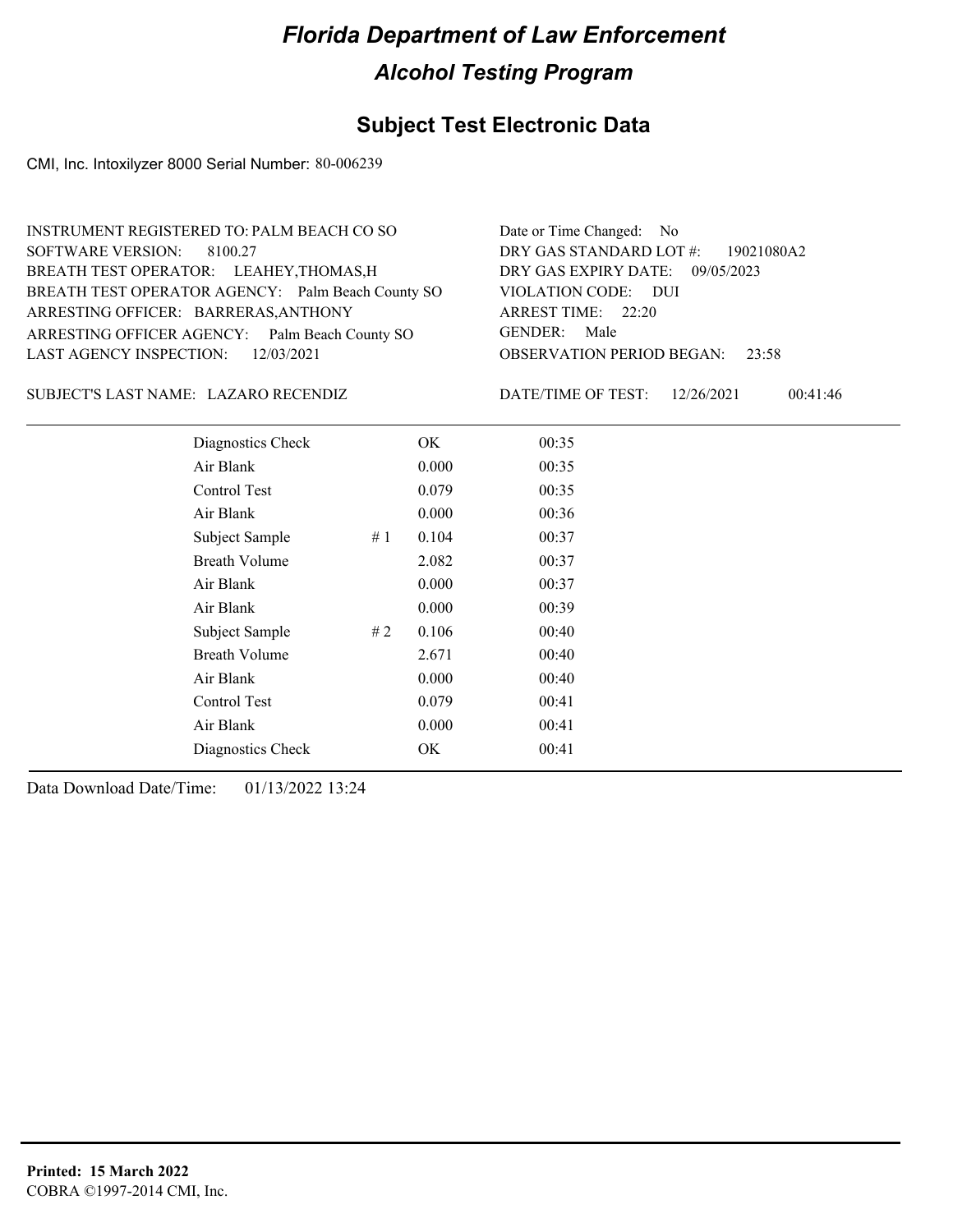# Florida Department of Law Enforcement

## Alcohol Testing Program

### Subject Test Electronic Data

CMI, Inc. Intoxilyzer 8000 Serial Number: 80-006239

INSTRUMENT REGISTERED TO: PALM BEACH CO SO
SOFTWARE VERSION: 8100.27
BREATH TEST OPERATOR: LEAHEY,THOMAS,H
BREATH TEST OPERATOR AGENCY: Palm Beach County SO
ARRESTING OFFICER: BARRERAS,ANTHONY
ARRESTING OFFICER AGENCY: Palm Beach County SO
LAST AGENCY INSPECTION: 12/03/2021

Date or Time Changed: No
DRY GAS STANDARD LOT #: 19021080A2
DRY GAS EXPIRY DATE: 09/05/2023
VIOLATION CODE: DUI
ARREST TIME: 22:20
GENDER: Male
OBSERVATION PERIOD BEGAN: 23:58

SUBJECT'S LAST NAME: LAZARO RECENDIZ

DATE/TIME OF TEST: 12/26/2021 00:41:46

| | | | |
|---|---|---|---|
| Diagnostics Check | | OK | 00:35 |
| Air Blank | | 0.000 | 00:35 |
| Control Test | | 0.079 | 00:35 |
| Air Blank | | 0.000 | 00:36 |
| Subject Sample | # 1 | 0.104 | 00:37 |
| Breath Volume | | 2.082 | 00:37 |
| Air Blank | | 0.000 | 00:37 |
| Air Blank | | 0.000 | 00:39 |
| Subject Sample | # 2 | 0.106 | 00:40 |
| Breath Volume | | 2.671 | 00:40 |
| Air Blank | | 0.000 | 00:40 |
| Control Test | | 0.079 | 00:41 |
| Air Blank | | 0.000 | 00:41 |
| Diagnostics Check | | OK | 00:41 |

Data Download Date/Time: 01/13/2022 13:24

**Printed: 15 March 2022**
COBRA ©1997-2014 CMI, Inc.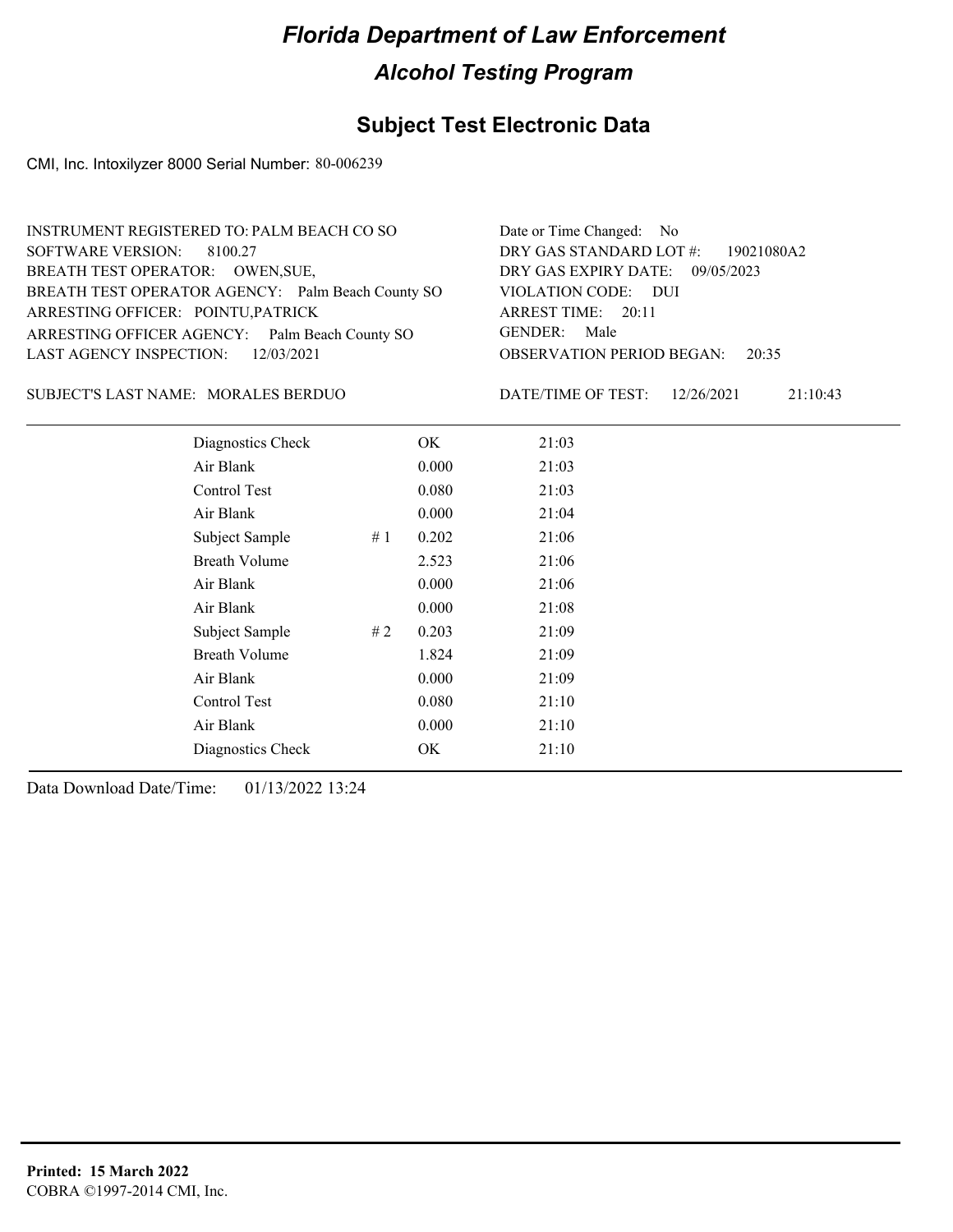# Florida Department of Law Enforcement

## Alcohol Testing Program

### Subject Test Electronic Data

CMI, Inc. Intoxilyzer 8000 Serial Number: 80-006239

INSTRUMENT REGISTERED TO: PALM BEACH CO SO
SOFTWARE VERSION: 8100.27
BREATH TEST OPERATOR: OWEN,SUE,
BREATH TEST OPERATOR AGENCY: Palm Beach County SO
ARRESTING OFFICER: POINTU,PATRICK
ARRESTING OFFICER AGENCY: Palm Beach County SO
LAST AGENCY INSPECTION: 12/03/2021

Date or Time Changed: No
DRY GAS STANDARD LOT #: 19021080A2
DRY GAS EXPIRY DATE: 09/05/2023
VIOLATION CODE: DUI
ARREST TIME: 20:11
GENDER: Male
OBSERVATION PERIOD BEGAN: 20:35

SUBJECT'S LAST NAME: MORALES BERDUO

DATE/TIME OF TEST: 12/26/2021 21:10:43

| | | | |
|---|---|---|---|
| Diagnostics Check | | OK | 21:03 |
| Air Blank | | 0.000 | 21:03 |
| Control Test | | 0.080 | 21:03 |
| Air Blank | | 0.000 | 21:04 |
| Subject Sample | # 1 | 0.202 | 21:06 |
| Breath Volume | | 2.523 | 21:06 |
| Air Blank | | 0.000 | 21:06 |
| Air Blank | | 0.000 | 21:08 |
| Subject Sample | # 2 | 0.203 | 21:09 |
| Breath Volume | | 1.824 | 21:09 |
| Air Blank | | 0.000 | 21:09 |
| Control Test | | 0.080 | 21:10 |
| Air Blank | | 0.000 | 21:10 |
| Diagnostics Check | | OK | 21:10 |

Data Download Date/Time: 01/13/2022 13:24

**Printed: 15 March 2022**
COBRA ©1997-2014 CMI, Inc.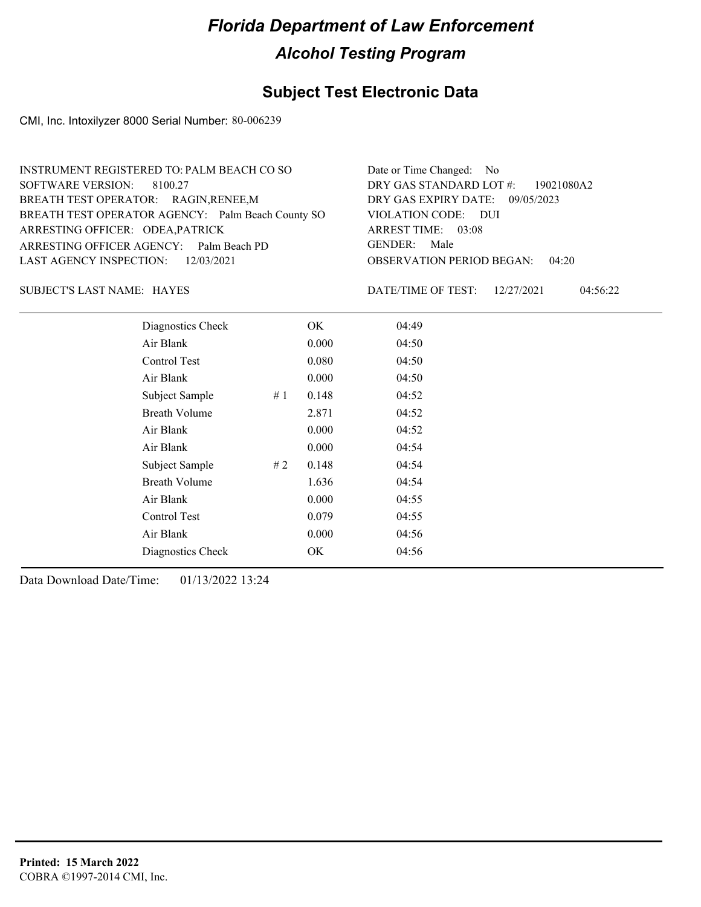# Florida Department of Law Enforcement

## Alcohol Testing Program

### Subject Test Electronic Data

CMI, Inc. Intoxilyzer 8000 Serial Number: 80-006239

INSTRUMENT REGISTERED TO: PALM BEACH CO SO
SOFTWARE VERSION: 8100.27
BREATH TEST OPERATOR: RAGIN,RENEE,M
BREATH TEST OPERATOR AGENCY: Palm Beach County SO
ARRESTING OFFICER: ODEA,PATRICK
ARRESTING OFFICER AGENCY: Palm Beach PD
LAST AGENCY INSPECTION: 12/03/2021

Date or Time Changed: No
DRY GAS STANDARD LOT #: 19021080A2
DRY GAS EXPIRY DATE: 09/05/2023
VIOLATION CODE: DUI
ARREST TIME: 03:08
GENDER: Male
OBSERVATION PERIOD BEGAN: 04:20

SUBJECT'S LAST NAME: HAYES

DATE/TIME OF TEST: 12/27/2021 04:56:22

| | | | |
|---|---|---|---|
| Diagnostics Check | | OK | 04:49 |
| Air Blank | | 0.000 | 04:50 |
| Control Test | | 0.080 | 04:50 |
| Air Blank | | 0.000 | 04:50 |
| Subject Sample | # 1 | 0.148 | 04:52 |
| Breath Volume | | 2.871 | 04:52 |
| Air Blank | | 0.000 | 04:52 |
| Air Blank | | 0.000 | 04:54 |
| Subject Sample | # 2 | 0.148 | 04:54 |
| Breath Volume | | 1.636 | 04:54 |
| Air Blank | | 0.000 | 04:55 |
| Control Test | | 0.079 | 04:55 |
| Air Blank | | 0.000 | 04:56 |
| Diagnostics Check | | OK | 04:56 |

Data Download Date/Time: 01/13/2022 13:24

**Printed: 15 March 2022**
COBRA ©1997-2014 CMI, Inc.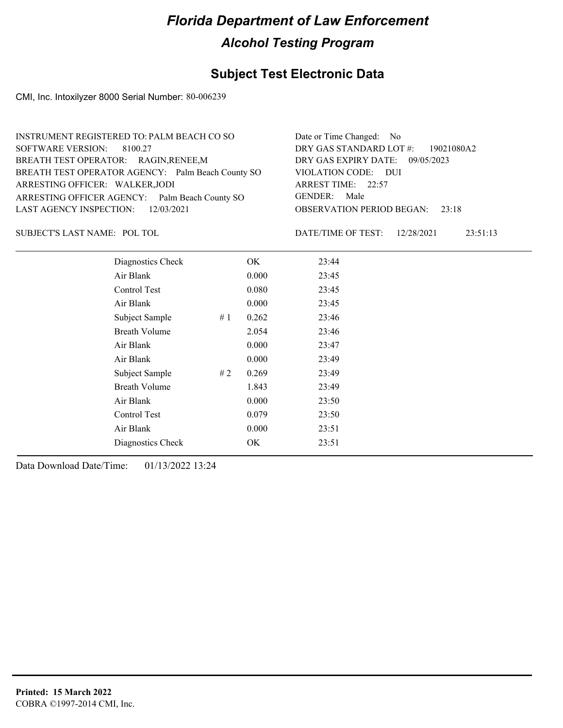# Florida Department of Law Enforcement

## Alcohol Testing Program

## Subject Test Electronic Data

CMI, Inc. Intoxilyzer 8000 Serial Number: 80-006239

INSTRUMENT REGISTERED TO: PALM BEACH CO SO
SOFTWARE VERSION: 8100.27
BREATH TEST OPERATOR: RAGIN,RENEE,M
BREATH TEST OPERATOR AGENCY: Palm Beach County SO
ARRESTING OFFICER: WALKER,JODI
ARRESTING OFFICER AGENCY: Palm Beach County SO
LAST AGENCY INSPECTION: 12/03/2021

Date or Time Changed: No
DRY GAS STANDARD LOT #: 19021080A2
DRY GAS EXPIRY DATE: 09/05/2023
VIOLATION CODE: DUI
ARREST TIME: 22:57
GENDER: Male
OBSERVATION PERIOD BEGAN: 23:18

SUBJECT'S LAST NAME: POL TOL

DATE/TIME OF TEST: 12/28/2021 23:51:13

| | | | |
|---|---|---|---|
| Diagnostics Check | | OK | 23:44 |
| Air Blank | | 0.000 | 23:45 |
| Control Test | | 0.080 | 23:45 |
| Air Blank | | 0.000 | 23:45 |
| Subject Sample | # 1 | 0.262 | 23:46 |
| Breath Volume | | 2.054 | 23:46 |
| Air Blank | | 0.000 | 23:47 |
| Air Blank | | 0.000 | 23:49 |
| Subject Sample | # 2 | 0.269 | 23:49 |
| Breath Volume | | 1.843 | 23:49 |
| Air Blank | | 0.000 | 23:50 |
| Control Test | | 0.079 | 23:50 |
| Air Blank | | 0.000 | 23:51 |
| Diagnostics Check | | OK | 23:51 |

Data Download Date/Time: 01/13/2022 13:24

**Printed: 15 March 2022**
COBRA ©1997-2014 CMI, Inc.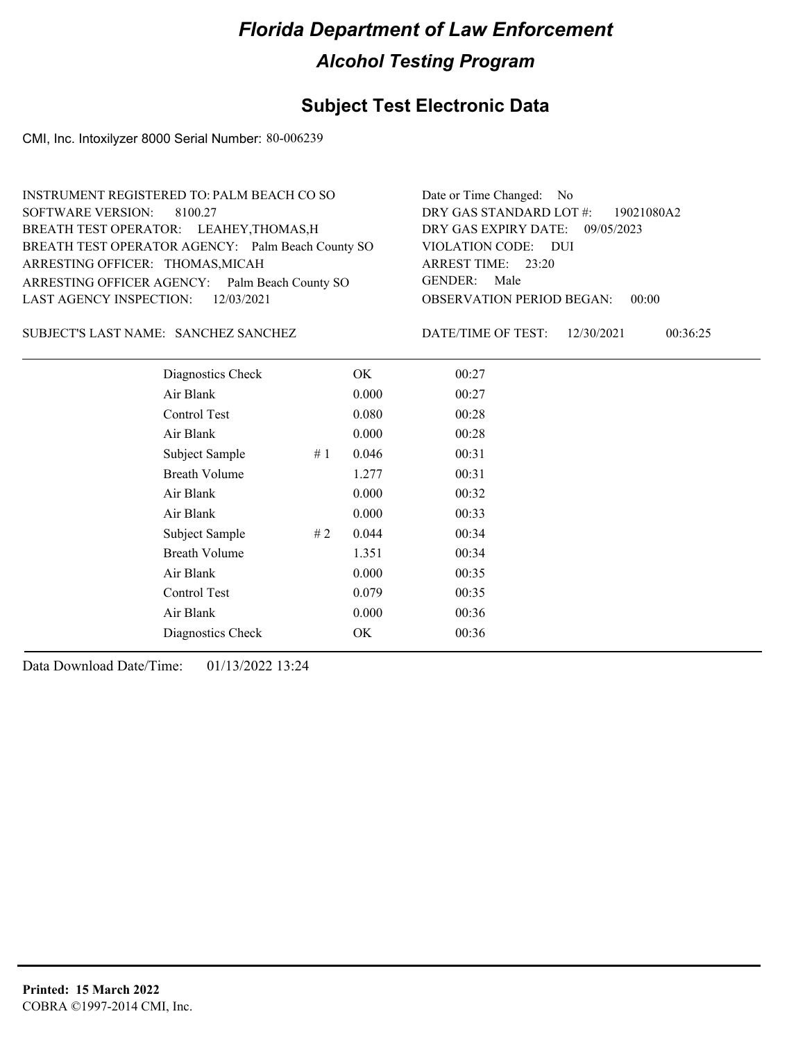# Florida Department of Law Enforcement

## Alcohol Testing Program

### Subject Test Electronic Data

CMI, Inc. Intoxilyzer 8000 Serial Number: 80-006239

INSTRUMENT REGISTERED TO: PALM BEACH CO SO
SOFTWARE VERSION: 8100.27
BREATH TEST OPERATOR: LEAHEY,THOMAS,H
BREATH TEST OPERATOR AGENCY: Palm Beach County SO
ARRESTING OFFICER: THOMAS,MICAH
ARRESTING OFFICER AGENCY: Palm Beach County SO
LAST AGENCY INSPECTION: 12/03/2021

Date or Time Changed: No
DRY GAS STANDARD LOT #: 19021080A2
DRY GAS EXPIRY DATE: 09/05/2023
VIOLATION CODE: DUI
ARREST TIME: 23:20
GENDER: Male
OBSERVATION PERIOD BEGAN: 00:00

SUBJECT'S LAST NAME: SANCHEZ SANCHEZ

DATE/TIME OF TEST: 12/30/2021 00:36:25

| Test | | Result | Time |
|---|---|---|---|
| Diagnostics Check | | OK | 00:27 |
| Air Blank | | 0.000 | 00:27 |
| Control Test | | 0.080 | 00:28 |
| Air Blank | | 0.000 | 00:28 |
| Subject Sample | # 1 | 0.046 | 00:31 |
| Breath Volume | | 1.277 | 00:31 |
| Air Blank | | 0.000 | 00:32 |
| Air Blank | | 0.000 | 00:33 |
| Subject Sample | # 2 | 0.044 | 00:34 |
| Breath Volume | | 1.351 | 00:34 |
| Air Blank | | 0.000 | 00:35 |
| Control Test | | 0.079 | 00:35 |
| Air Blank | | 0.000 | 00:36 |
| Diagnostics Check | | OK | 00:36 |

Data Download Date/Time: 01/13/2022 13:24

**Printed: 15 March 2022**
COBRA ©1997-2014 CMI, Inc.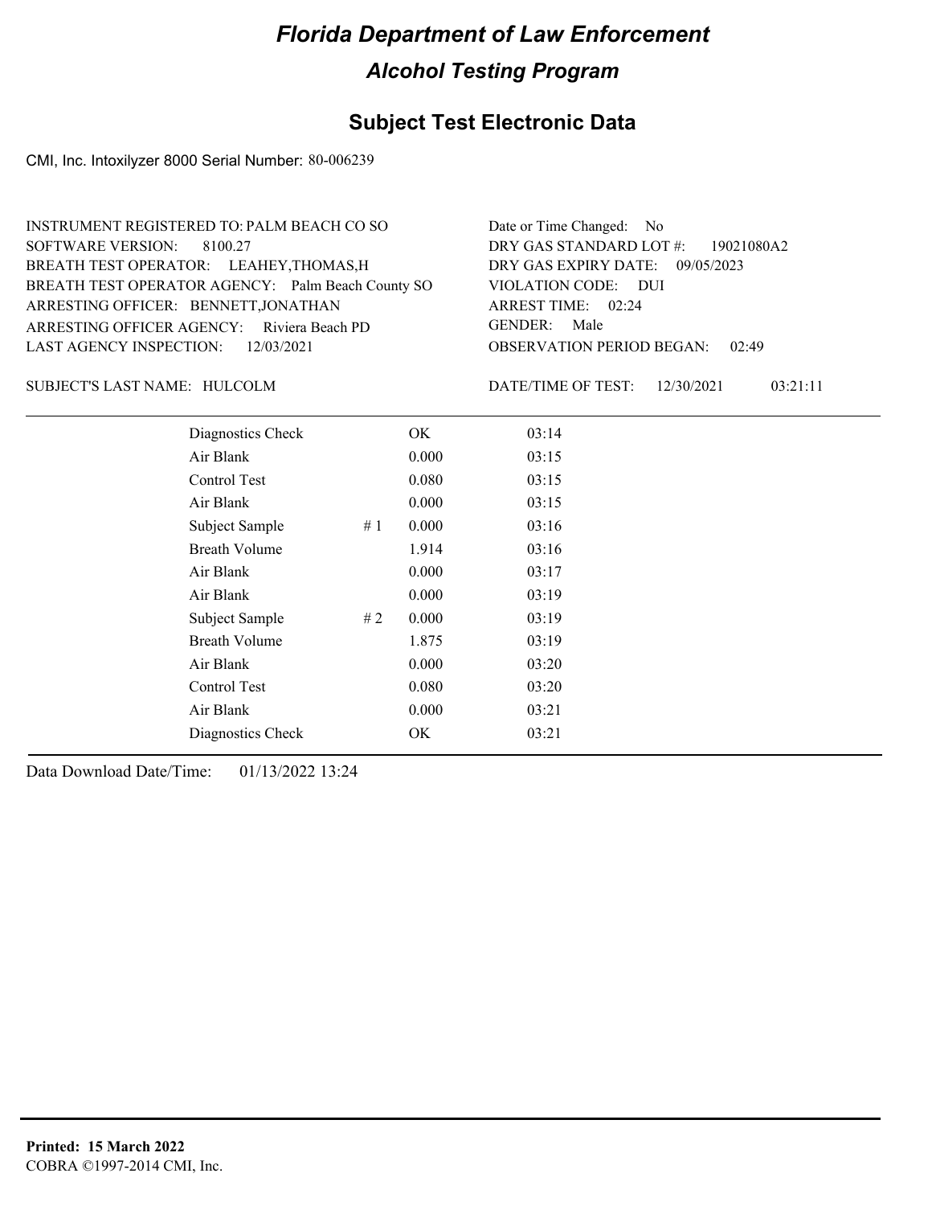# Florida Department of Law Enforcement

## Alcohol Testing Program

### Subject Test Electronic Data

CMI, Inc. Intoxilyzer 8000 Serial Number: 80-006239

INSTRUMENT REGISTERED TO: PALM BEACH CO SO
SOFTWARE VERSION: 8100.27
BREATH TEST OPERATOR: LEAHEY,THOMAS,H
BREATH TEST OPERATOR AGENCY: Palm Beach County SO
ARRESTING OFFICER: BENNETT,JONATHAN
ARRESTING OFFICER AGENCY: Riviera Beach PD
LAST AGENCY INSPECTION: 12/03/2021

Date or Time Changed: No
DRY GAS STANDARD LOT #: 19021080A2
DRY GAS EXPIRY DATE: 09/05/2023
VIOLATION CODE: DUI
ARREST TIME: 02:24
GENDER: Male
OBSERVATION PERIOD BEGAN: 02:49

SUBJECT'S LAST NAME: HULCOLM

DATE/TIME OF TEST: 12/30/2021 03:21:11

| | | | |
|---|---|---|---|
| Diagnostics Check | | OK | 03:14 |
| Air Blank | | 0.000 | 03:15 |
| Control Test | | 0.080 | 03:15 |
| Air Blank | | 0.000 | 03:15 |
| Subject Sample | # 1 | 0.000 | 03:16 |
| Breath Volume | | 1.914 | 03:16 |
| Air Blank | | 0.000 | 03:17 |
| Air Blank | | 0.000 | 03:19 |
| Subject Sample | # 2 | 0.000 | 03:19 |
| Breath Volume | | 1.875 | 03:19 |
| Air Blank | | 0.000 | 03:20 |
| Control Test | | 0.080 | 03:20 |
| Air Blank | | 0.000 | 03:21 |
| Diagnostics Check | | OK | 03:21 |

Data Download Date/Time: 01/13/2022 13:24

**Printed: 15 March 2022**
COBRA ©1997-2014 CMI, Inc.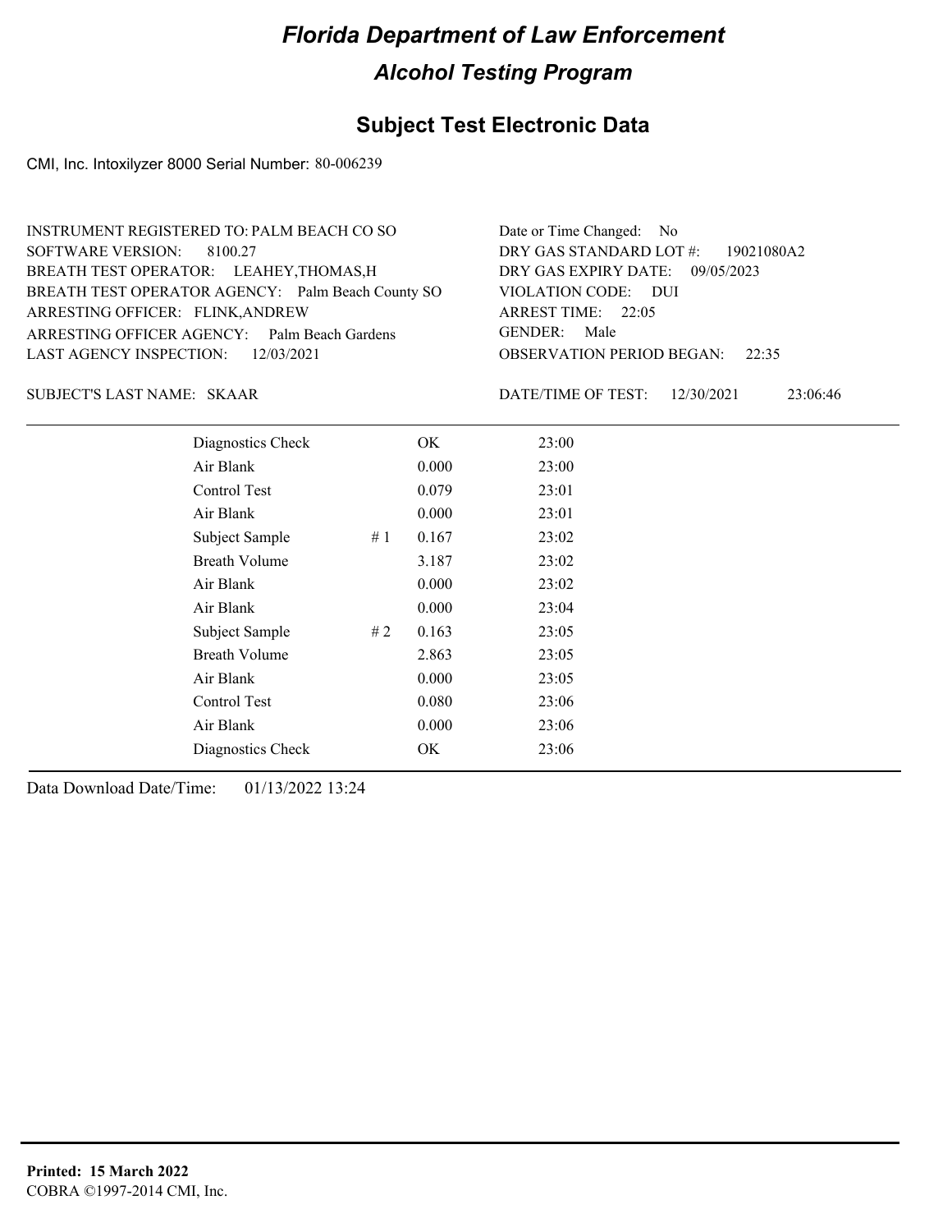# Florida Department of Law Enforcement

## Alcohol Testing Program

### Subject Test Electronic Data

CMI, Inc. Intoxilyzer 8000 Serial Number: 80-006239

INSTRUMENT REGISTERED TO: PALM BEACH CO SO
SOFTWARE VERSION: 8100.27
BREATH TEST OPERATOR: LEAHEY,THOMAS,H
BREATH TEST OPERATOR AGENCY: Palm Beach County SO
ARRESTING OFFICER: FLINK,ANDREW
ARRESTING OFFICER AGENCY: Palm Beach Gardens
LAST AGENCY INSPECTION: 12/03/2021

Date or Time Changed: No
DRY GAS STANDARD LOT #: 19021080A2
DRY GAS EXPIRY DATE: 09/05/2023
VIOLATION CODE: DUI
ARREST TIME: 22:05
GENDER: Male
OBSERVATION PERIOD BEGAN: 22:35

SUBJECT'S LAST NAME: SKAAR

DATE/TIME OF TEST: 12/30/2021 23:06:46

| | | | |
|---|---|---|---|
| Diagnostics Check | | OK | 23:00 |
| Air Blank | | 0.000 | 23:00 |
| Control Test | | 0.079 | 23:01 |
| Air Blank | | 0.000 | 23:01 |
| Subject Sample | # 1 | 0.167 | 23:02 |
| Breath Volume | | 3.187 | 23:02 |
| Air Blank | | 0.000 | 23:02 |
| Air Blank | | 0.000 | 23:04 |
| Subject Sample | # 2 | 0.163 | 23:05 |
| Breath Volume | | 2.863 | 23:05 |
| Air Blank | | 0.000 | 23:05 |
| Control Test | | 0.080 | 23:06 |
| Air Blank | | 0.000 | 23:06 |
| Diagnostics Check | | OK | 23:06 |

Data Download Date/Time: 01/13/2022 13:24

**Printed: 15 March 2022**
COBRA ©1997-2014 CMI, Inc.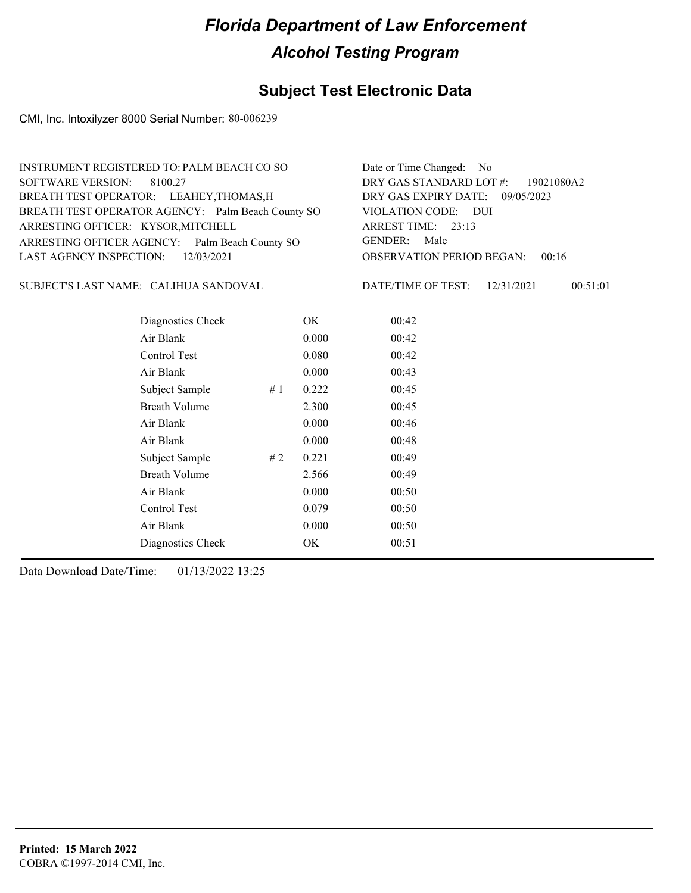# Florida Department of Law Enforcement

## Alcohol Testing Program

### Subject Test Electronic Data

CMI, Inc. Intoxilyzer 8000 Serial Number: 80-006239

INSTRUMENT REGISTERED TO: PALM BEACH CO SO
SOFTWARE VERSION: 8100.27
BREATH TEST OPERATOR: LEAHEY,THOMAS,H
BREATH TEST OPERATOR AGENCY: Palm Beach County SO
ARRESTING OFFICER: KYSOR,MITCHELL
ARRESTING OFFICER AGENCY: Palm Beach County SO
LAST AGENCY INSPECTION: 12/03/2021

Date or Time Changed: No
DRY GAS STANDARD LOT #: 19021080A2
DRY GAS EXPIRY DATE: 09/05/2023
VIOLATION CODE: DUI
ARREST TIME: 23:13
GENDER: Male
OBSERVATION PERIOD BEGAN: 00:16

SUBJECT'S LAST NAME: CALIHUA SANDOVAL

DATE/TIME OF TEST: 12/31/2021 00:51:01

| | | | |
|---|---|---|---|
| Diagnostics Check | | OK | 00:42 |
| Air Blank | | 0.000 | 00:42 |
| Control Test | | 0.080 | 00:42 |
| Air Blank | | 0.000 | 00:43 |
| Subject Sample | # 1 | 0.222 | 00:45 |
| Breath Volume | | 2.300 | 00:45 |
| Air Blank | | 0.000 | 00:46 |
| Air Blank | | 0.000 | 00:48 |
| Subject Sample | # 2 | 0.221 | 00:49 |
| Breath Volume | | 2.566 | 00:49 |
| Air Blank | | 0.000 | 00:50 |
| Control Test | | 0.079 | 00:50 |
| Air Blank | | 0.000 | 00:50 |
| Diagnostics Check | | OK | 00:51 |

Data Download Date/Time: 01/13/2022 13:25

**Printed: 15 March 2022**
COBRA ©1997-2014 CMI, Inc.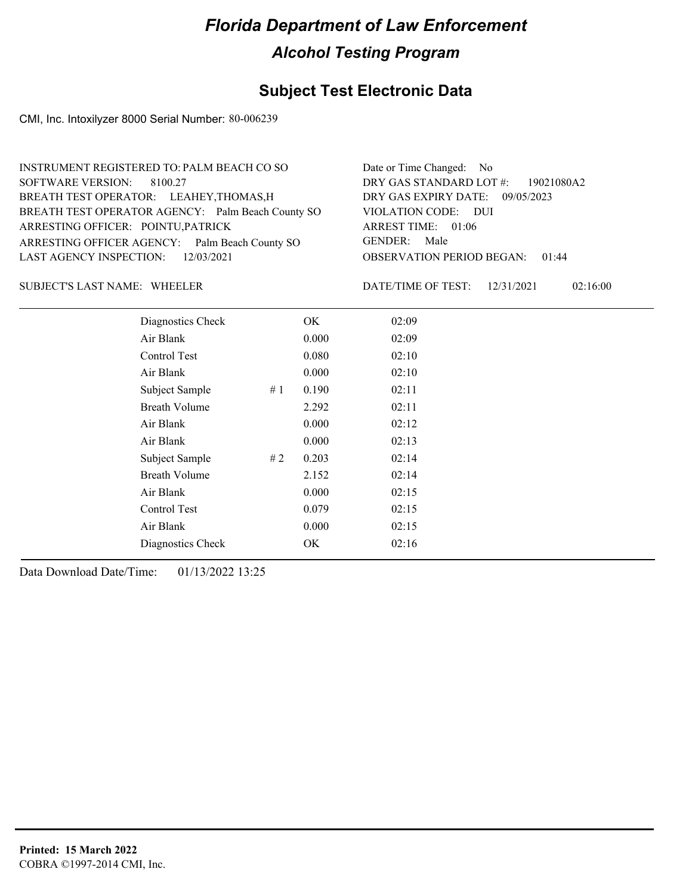# Florida Department of Law Enforcement

## Alcohol Testing Program

### Subject Test Electronic Data

CMI, Inc. Intoxilyzer 8000 Serial Number: 80-006239

INSTRUMENT REGISTERED TO: PALM BEACH CO SO
SOFTWARE VERSION: 8100.27
BREATH TEST OPERATOR: LEAHEY,THOMAS,H
BREATH TEST OPERATOR AGENCY: Palm Beach County SO
ARRESTING OFFICER: POINTU,PATRICK
ARRESTING OFFICER AGENCY: Palm Beach County SO
LAST AGENCY INSPECTION: 12/03/2021

Date or Time Changed: No
DRY GAS STANDARD LOT #: 19021080A2
DRY GAS EXPIRY DATE: 09/05/2023
VIOLATION CODE: DUI
ARREST TIME: 01:06
GENDER: Male
OBSERVATION PERIOD BEGAN: 01:44

SUBJECT'S LAST NAME: WHEELER

DATE/TIME OF TEST: 12/31/2021 02:16:00

| | | | |
|---|---|---|---|
| Diagnostics Check | | OK | 02:09 |
| Air Blank | | 0.000 | 02:09 |
| Control Test | | 0.080 | 02:10 |
| Air Blank | | 0.000 | 02:10 |
| Subject Sample | # 1 | 0.190 | 02:11 |
| Breath Volume | | 2.292 | 02:11 |
| Air Blank | | 0.000 | 02:12 |
| Air Blank | | 0.000 | 02:13 |
| Subject Sample | # 2 | 0.203 | 02:14 |
| Breath Volume | | 2.152 | 02:14 |
| Air Blank | | 0.000 | 02:15 |
| Control Test | | 0.079 | 02:15 |
| Air Blank | | 0.000 | 02:15 |
| Diagnostics Check | | OK | 02:16 |

Data Download Date/Time: 01/13/2022 13:25

**Printed: 15 March 2022**
COBRA ©1997-2014 CMI, Inc.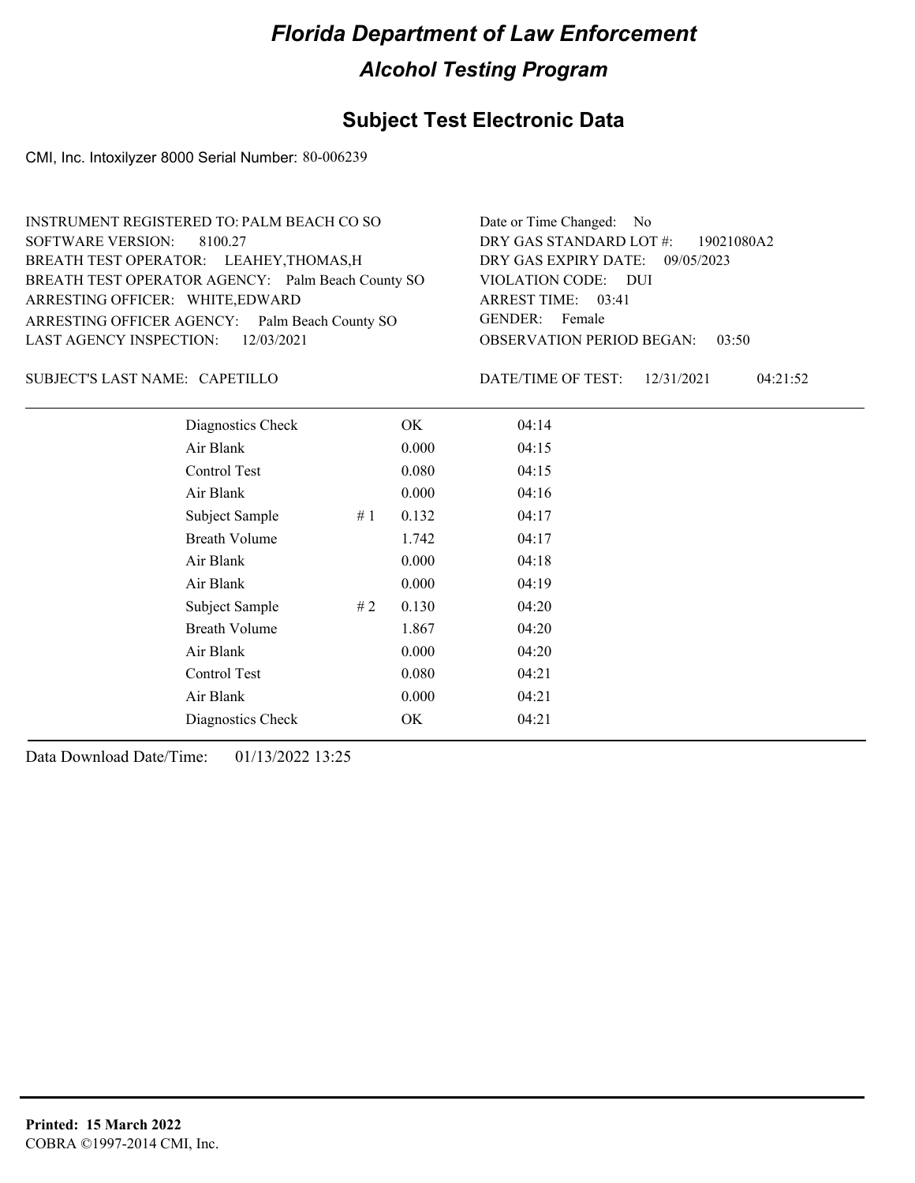# Florida Department of Law Enforcement

## Alcohol Testing Program

### Subject Test Electronic Data

CMI, Inc. Intoxilyzer 8000 Serial Number: 80-006239

INSTRUMENT REGISTERED TO: PALM BEACH CO SO
SOFTWARE VERSION: 8100.27
BREATH TEST OPERATOR: LEAHEY,THOMAS,H
BREATH TEST OPERATOR AGENCY: Palm Beach County SO
ARRESTING OFFICER: WHITE,EDWARD
ARRESTING OFFICER AGENCY: Palm Beach County SO
LAST AGENCY INSPECTION: 12/03/2021

Date or Time Changed: No
DRY GAS STANDARD LOT #: 19021080A2
DRY GAS EXPIRY DATE: 09/05/2023
VIOLATION CODE: DUI
ARREST TIME: 03:41
GENDER: Female
OBSERVATION PERIOD BEGAN: 03:50

SUBJECT'S LAST NAME: CAPETILLO

DATE/TIME OF TEST: 12/31/2021 04:21:52

| | | | |
|---|---|---|---|
| Diagnostics Check | | OK | 04:14 |
| Air Blank | | 0.000 | 04:15 |
| Control Test | | 0.080 | 04:15 |
| Air Blank | | 0.000 | 04:16 |
| Subject Sample | # 1 | 0.132 | 04:17 |
| Breath Volume | | 1.742 | 04:17 |
| Air Blank | | 0.000 | 04:18 |
| Air Blank | | 0.000 | 04:19 |
| Subject Sample | # 2 | 0.130 | 04:20 |
| Breath Volume | | 1.867 | 04:20 |
| Air Blank | | 0.000 | 04:20 |
| Control Test | | 0.080 | 04:21 |
| Air Blank | | 0.000 | 04:21 |
| Diagnostics Check | | OK | 04:21 |

Data Download Date/Time: 01/13/2022 13:25

**Printed: 15 March 2022**
COBRA ©1997-2014 CMI, Inc.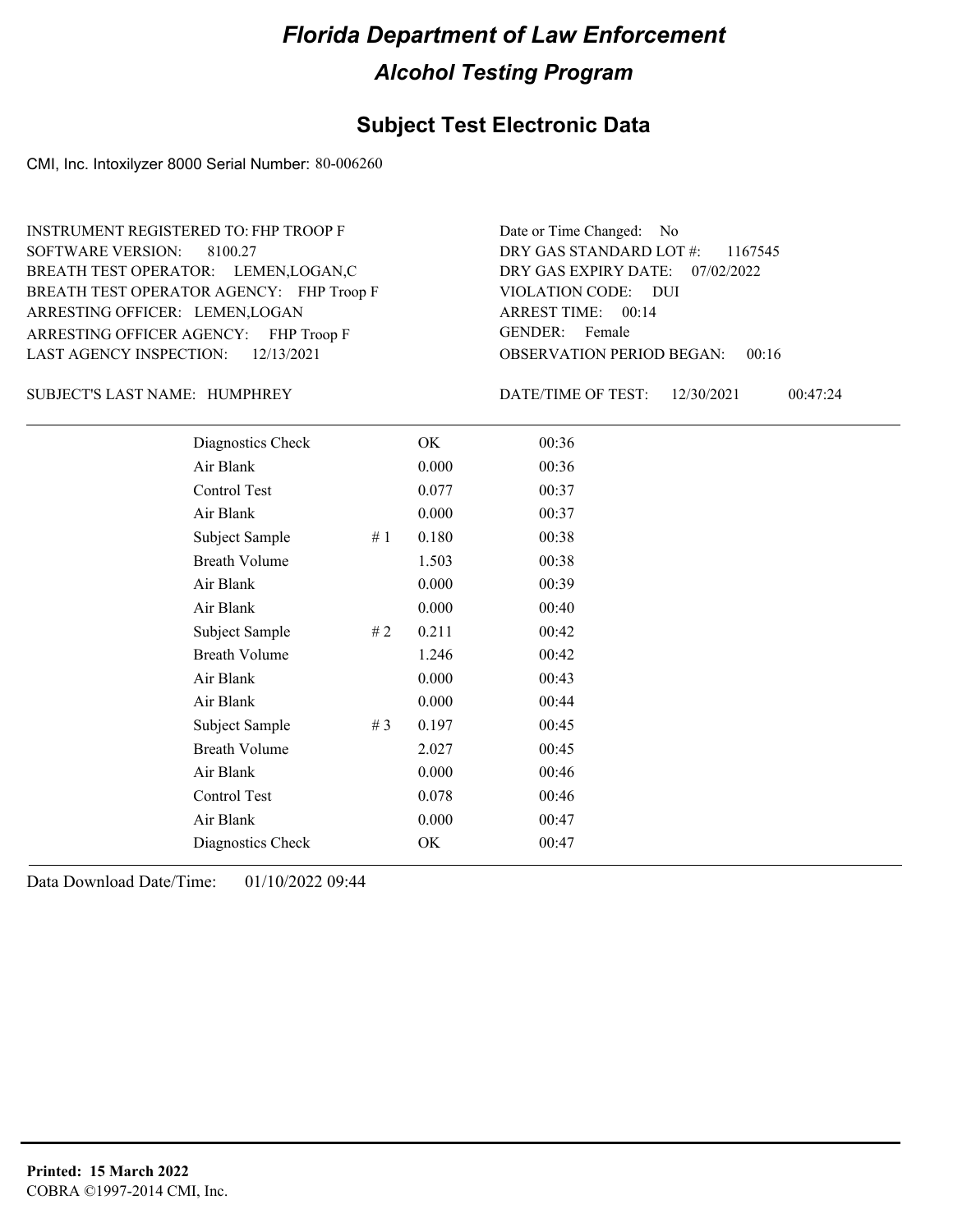# Florida Department of Law Enforcement

## Alcohol Testing Program

### Subject Test Electronic Data

CMI, Inc. Intoxilyzer 8000 Serial Number: 80-006260

INSTRUMENT REGISTERED TO: FHP TROOP F
SOFTWARE VERSION: 8100.27
BREATH TEST OPERATOR: LEMEN,LOGAN,C
BREATH TEST OPERATOR AGENCY: FHP Troop F
ARRESTING OFFICER: LEMEN,LOGAN
ARRESTING OFFICER AGENCY: FHP Troop F
LAST AGENCY INSPECTION: 12/13/2021

Date or Time Changed: No
DRY GAS STANDARD LOT #: 1167545
DRY GAS EXPIRY DATE: 07/02/2022
VIOLATION CODE: DUI
ARREST TIME: 00:14
GENDER: Female
OBSERVATION PERIOD BEGAN: 00:16

SUBJECT'S LAST NAME: HUMPHREY

DATE/TIME OF TEST: 12/30/2021 00:47:24

| | | | |
|---|---|---|---|
| Diagnostics Check | | OK | 00:36 |
| Air Blank | | 0.000 | 00:36 |
| Control Test | | 0.077 | 00:37 |
| Air Blank | | 0.000 | 00:37 |
| Subject Sample | # 1 | 0.180 | 00:38 |
| Breath Volume | | 1.503 | 00:38 |
| Air Blank | | 0.000 | 00:39 |
| Air Blank | | 0.000 | 00:40 |
| Subject Sample | # 2 | 0.211 | 00:42 |
| Breath Volume | | 1.246 | 00:42 |
| Air Blank | | 0.000 | 00:43 |
| Air Blank | | 0.000 | 00:44 |
| Subject Sample | # 3 | 0.197 | 00:45 |
| Breath Volume | | 2.027 | 00:45 |
| Air Blank | | 0.000 | 00:46 |
| Control Test | | 0.078 | 00:46 |
| Air Blank | | 0.000 | 00:47 |
| Diagnostics Check | | OK | 00:47 |

Data Download Date/Time: 01/10/2022 09:44

**Printed: 15 March 2022**
COBRA ©1997-2014 CMI, Inc.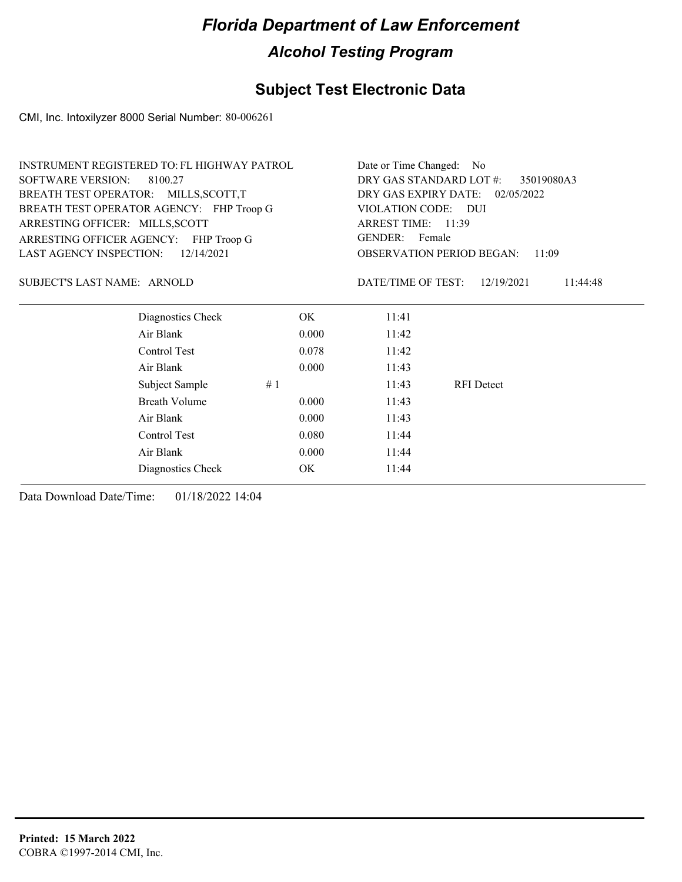# Florida Department of Law Enforcement

## Alcohol Testing Program

## Subject Test Electronic Data

CMI, Inc. Intoxilyzer 8000 Serial Number: 80-006261

INSTRUMENT REGISTERED TO: FL HIGHWAY PATROL
SOFTWARE VERSION: 8100.27
BREATH TEST OPERATOR: MILLS,SCOTT,T
BREATH TEST OPERATOR AGENCY: FHP Troop G
ARRESTING OFFICER: MILLS,SCOTT
ARRESTING OFFICER AGENCY: FHP Troop G
LAST AGENCY INSPECTION: 12/14/2021

Date or Time Changed: No
DRY GAS STANDARD LOT #: 35019080A3
DRY GAS EXPIRY DATE: 02/05/2022
VIOLATION CODE: DUI
ARREST TIME: 11:39
GENDER: Female
OBSERVATION PERIOD BEGAN: 11:09

SUBJECT'S LAST NAME: ARNOLD

DATE/TIME OF TEST: 12/19/2021 11:44:48

| | | | | |
|---|---|---|---|---|
| Diagnostics Check | | OK | 11:41 | |
| Air Blank | | 0.000 | 11:42 | |
| Control Test | | 0.078 | 11:42 | |
| Air Blank | | 0.000 | 11:43 | |
| Subject Sample | # 1 | | 11:43 | RFI Detect |
| Breath Volume | | 0.000 | 11:43 | |
| Air Blank | | 0.000 | 11:43 | |
| Control Test | | 0.080 | 11:44 | |
| Air Blank | | 0.000 | 11:44 | |
| Diagnostics Check | | OK | 11:44 | |

Data Download Date/Time: 01/18/2022 14:04

**Printed: 15 March 2022**
COBRA ©1997-2014 CMI, Inc.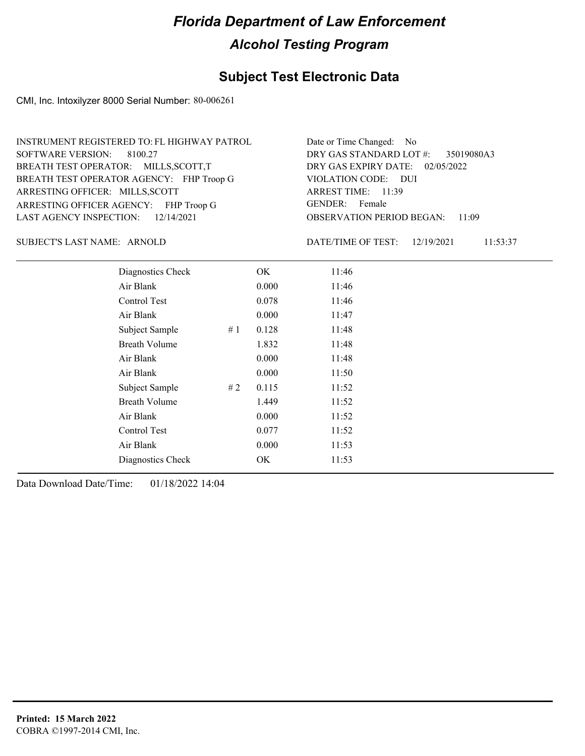# Florida Department of Law Enforcement

## Alcohol Testing Program

## Subject Test Electronic Data

CMI, Inc. Intoxilyzer 8000 Serial Number: 80-006261

INSTRUMENT REGISTERED TO: FL HIGHWAY PATROL
SOFTWARE VERSION: 8100.27
BREATH TEST OPERATOR: MILLS,SCOTT,T
BREATH TEST OPERATOR AGENCY: FHP Troop G
ARRESTING OFFICER: MILLS,SCOTT
ARRESTING OFFICER AGENCY: FHP Troop G
LAST AGENCY INSPECTION: 12/14/2021

Date or Time Changed: No
DRY GAS STANDARD LOT #: 35019080A3
DRY GAS EXPIRY DATE: 02/05/2022
VIOLATION CODE: DUI
ARREST TIME: 11:39
GENDER: Female
OBSERVATION PERIOD BEGAN: 11:09

SUBJECT'S LAST NAME: ARNOLD

DATE/TIME OF TEST: 12/19/2021 11:53:37

| | | | |
|---|---|---|---|
| Diagnostics Check | | OK | 11:46 |
| Air Blank | | 0.000 | 11:46 |
| Control Test | | 0.078 | 11:46 |
| Air Blank | | 0.000 | 11:47 |
| Subject Sample | # 1 | 0.128 | 11:48 |
| Breath Volume | | 1.832 | 11:48 |
| Air Blank | | 0.000 | 11:48 |
| Air Blank | | 0.000 | 11:50 |
| Subject Sample | # 2 | 0.115 | 11:52 |
| Breath Volume | | 1.449 | 11:52 |
| Air Blank | | 0.000 | 11:52 |
| Control Test | | 0.077 | 11:52 |
| Air Blank | | 0.000 | 11:53 |
| Diagnostics Check | | OK | 11:53 |

Data Download Date/Time: 01/18/2022 14:04

**Printed: 15 March 2022**
COBRA ©1997-2014 CMI, Inc.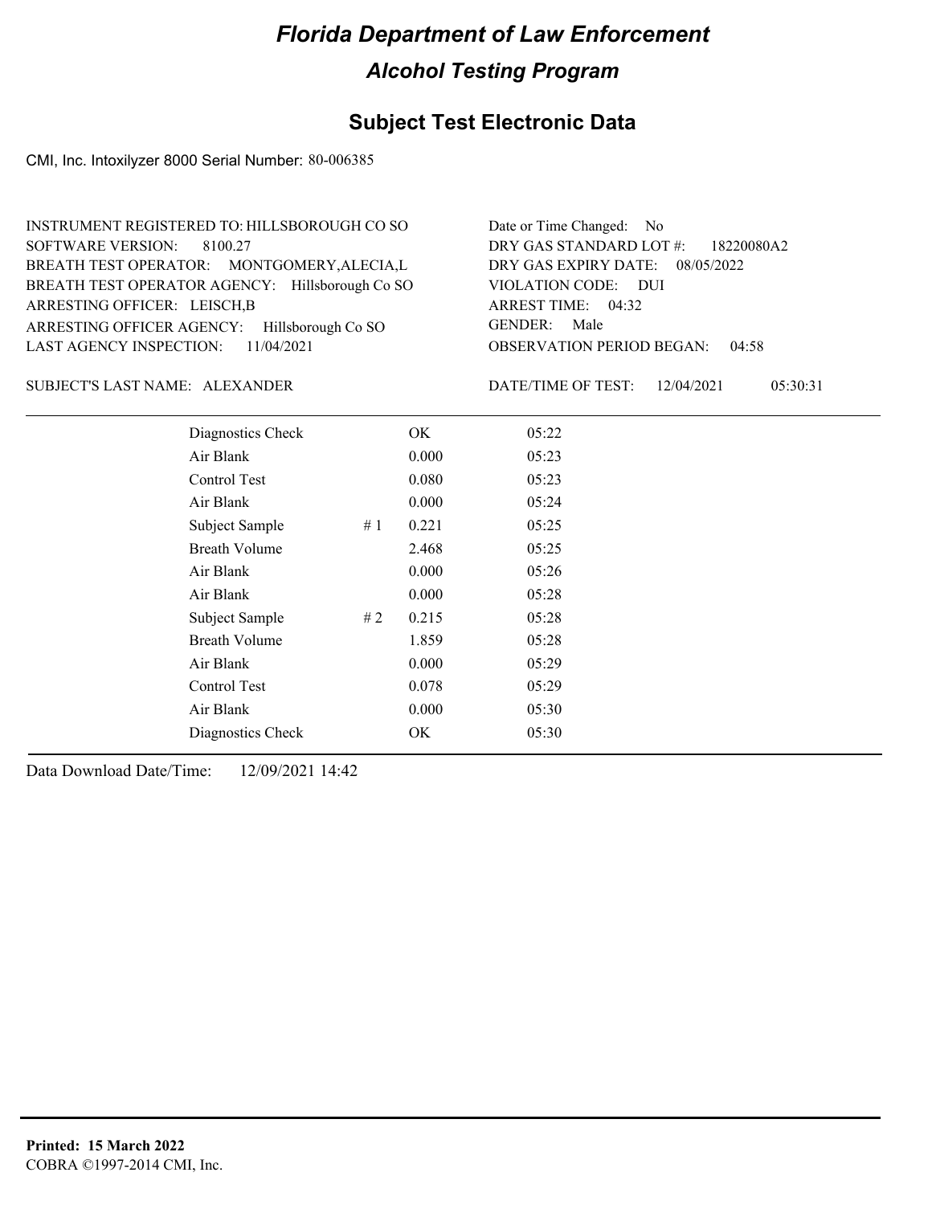# Florida Department of Law Enforcement

## Alcohol Testing Program

## Subject Test Electronic Data

CMI, Inc. Intoxilyzer 8000 Serial Number: 80-006385

INSTRUMENT REGISTERED TO: HILLSBOROUGH CO SO
SOFTWARE VERSION: 8100.27
BREATH TEST OPERATOR: MONTGOMERY,ALECIA,L
BREATH TEST OPERATOR AGENCY: Hillsborough Co SO
ARRESTING OFFICER: LEISCH,B
ARRESTING OFFICER AGENCY: Hillsborough Co SO
LAST AGENCY INSPECTION: 11/04/2021

Date or Time Changed: No
DRY GAS STANDARD LOT #: 18220080A2
DRY GAS EXPIRY DATE: 08/05/2022
VIOLATION CODE: DUI
ARREST TIME: 04:32
GENDER: Male
OBSERVATION PERIOD BEGAN: 04:58

SUBJECT'S LAST NAME: ALEXANDER

DATE/TIME OF TEST: 12/04/2021 05:30:31

| | | | |
|---|---|---|---|
| Diagnostics Check | | OK | 05:22 |
| Air Blank | | 0.000 | 05:23 |
| Control Test | | 0.080 | 05:23 |
| Air Blank | | 0.000 | 05:24 |
| Subject Sample | # 1 | 0.221 | 05:25 |
| Breath Volume | | 2.468 | 05:25 |
| Air Blank | | 0.000 | 05:26 |
| Air Blank | | 0.000 | 05:28 |
| Subject Sample | # 2 | 0.215 | 05:28 |
| Breath Volume | | 1.859 | 05:28 |
| Air Blank | | 0.000 | 05:29 |
| Control Test | | 0.078 | 05:29 |
| Air Blank | | 0.000 | 05:30 |
| Diagnostics Check | | OK | 05:30 |

Data Download Date/Time: 12/09/2021 14:42

**Printed: 15 March 2022**
COBRA ©1997-2014 CMI, Inc.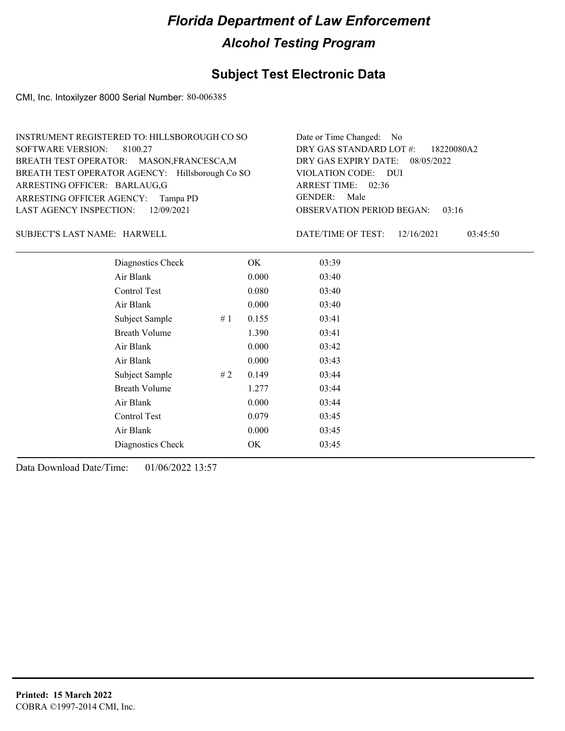# Florida Department of Law Enforcement

## Alcohol Testing Program

### Subject Test Electronic Data

CMI, Inc. Intoxilyzer 8000 Serial Number: 80-006385

INSTRUMENT REGISTERED TO: HILLSBOROUGH CO SO
SOFTWARE VERSION: 8100.27
BREATH TEST OPERATOR: MASON,FRANCESCA,M
BREATH TEST OPERATOR AGENCY: Hillsborough Co SO
ARRESTING OFFICER: BARLAUG,G
ARRESTING OFFICER AGENCY: Tampa PD
LAST AGENCY INSPECTION: 12/09/2021

Date or Time Changed: No
DRY GAS STANDARD LOT #: 18220080A2
DRY GAS EXPIRY DATE: 08/05/2022
VIOLATION CODE: DUI
ARREST TIME: 02:36
GENDER: Male
OBSERVATION PERIOD BEGAN: 03:16

SUBJECT'S LAST NAME: HARWELL

DATE/TIME OF TEST: 12/16/2021 03:45:50

| | | | |
|---|---|---|---|
| Diagnostics Check | | OK | 03:39 |
| Air Blank | | 0.000 | 03:40 |
| Control Test | | 0.080 | 03:40 |
| Air Blank | | 0.000 | 03:40 |
| Subject Sample | # 1 | 0.155 | 03:41 |
| Breath Volume | | 1.390 | 03:41 |
| Air Blank | | 0.000 | 03:42 |
| Air Blank | | 0.000 | 03:43 |
| Subject Sample | # 2 | 0.149 | 03:44 |
| Breath Volume | | 1.277 | 03:44 |
| Air Blank | | 0.000 | 03:44 |
| Control Test | | 0.079 | 03:45 |
| Air Blank | | 0.000 | 03:45 |
| Diagnostics Check | | OK | 03:45 |

Data Download Date/Time: 01/06/2022 13:57

**Printed: 15 March 2022**
COBRA ©1997-2014 CMI, Inc.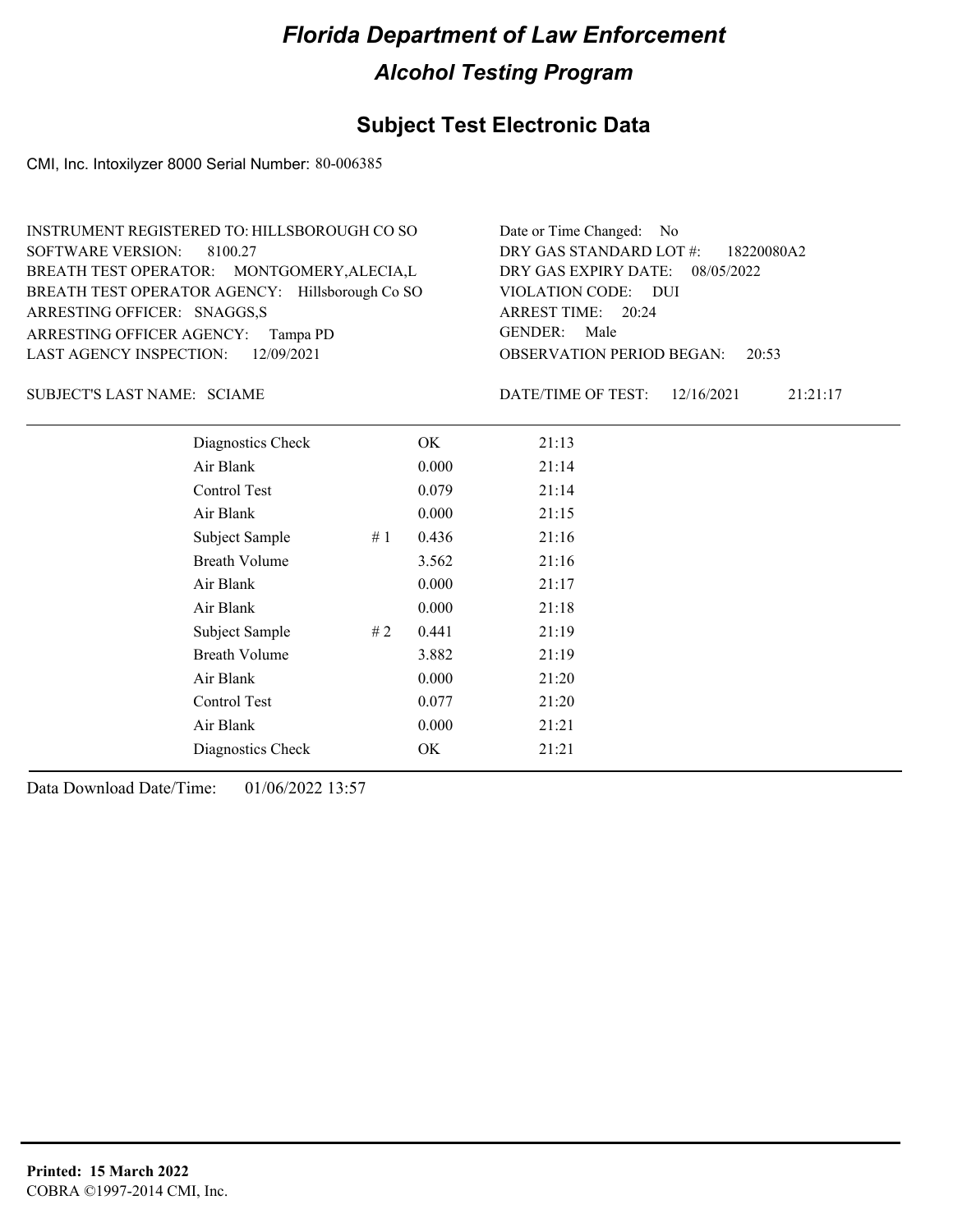# Florida Department of Law Enforcement

## Alcohol Testing Program

### Subject Test Electronic Data

CMI, Inc. Intoxilyzer 8000 Serial Number: 80-006385

INSTRUMENT REGISTERED TO: HILLSBOROUGH CO SO
SOFTWARE VERSION: 8100.27
BREATH TEST OPERATOR: MONTGOMERY,ALECIA,L
BREATH TEST OPERATOR AGENCY: Hillsborough Co SO
ARRESTING OFFICER: SNAGGS,S
ARRESTING OFFICER AGENCY: Tampa PD
LAST AGENCY INSPECTION: 12/09/2021

Date or Time Changed: No
DRY GAS STANDARD LOT #: 18220080A2
DRY GAS EXPIRY DATE: 08/05/2022
VIOLATION CODE: DUI
ARREST TIME: 20:24
GENDER: Male
OBSERVATION PERIOD BEGAN: 20:53

SUBJECT'S LAST NAME: SCIAME

DATE/TIME OF TEST: 12/16/2021 21:21:17

| Test | # | Result | Time |
|---|---|---|---|
| Diagnostics Check | | OK | 21:13 |
| Air Blank | | 0.000 | 21:14 |
| Control Test | | 0.079 | 21:14 |
| Air Blank | | 0.000 | 21:15 |
| Subject Sample | # 1 | 0.436 | 21:16 |
| Breath Volume | | 3.562 | 21:16 |
| Air Blank | | 0.000 | 21:17 |
| Air Blank | | 0.000 | 21:18 |
| Subject Sample | # 2 | 0.441 | 21:19 |
| Breath Volume | | 3.882 | 21:19 |
| Air Blank | | 0.000 | 21:20 |
| Control Test | | 0.077 | 21:20 |
| Air Blank | | 0.000 | 21:21 |
| Diagnostics Check | | OK | 21:21 |

Data Download Date/Time: 01/06/2022 13:57

**Printed: 15 March 2022**
COBRA ©1997-2014 CMI, Inc.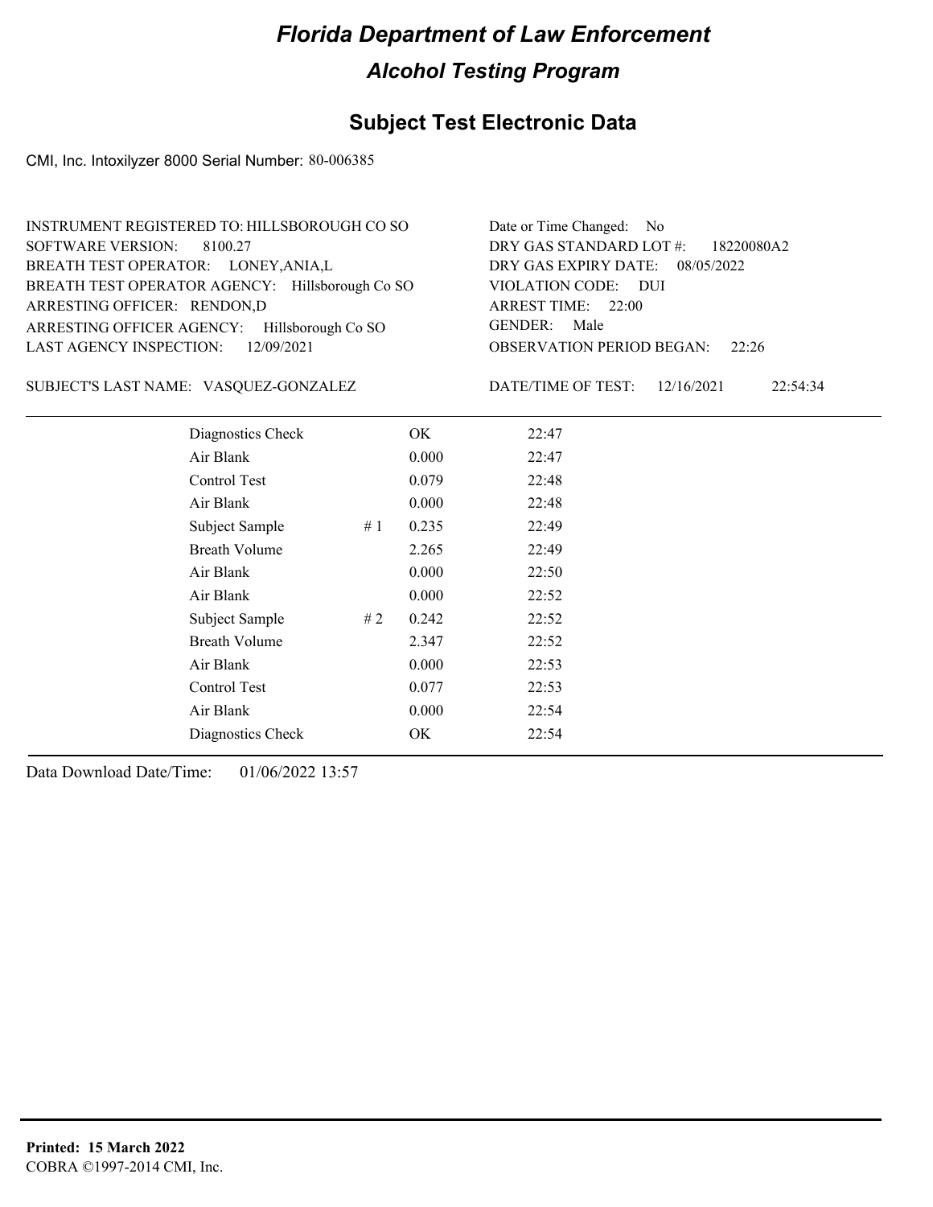# Florida Department of Law Enforcement

## Alcohol Testing Program

### Subject Test Electronic Data

CMI, Inc. Intoxilyzer 8000 Serial Number: 80-006385

INSTRUMENT REGISTERED TO: HILLSBOROUGH CO SO
SOFTWARE VERSION: 8100.27
BREATH TEST OPERATOR: LONEY,ANIA,L
BREATH TEST OPERATOR AGENCY: Hillsborough Co SO
ARRESTING OFFICER: RENDON,D
ARRESTING OFFICER AGENCY: Hillsborough Co SO
LAST AGENCY INSPECTION: 12/09/2021

Date or Time Changed: No
DRY GAS STANDARD LOT #: 18220080A2
DRY GAS EXPIRY DATE: 08/05/2022
VIOLATION CODE: DUI
ARREST TIME: 22:00
GENDER: Male
OBSERVATION PERIOD BEGAN: 22:26

SUBJECT'S LAST NAME: VASQUEZ-GONZALEZ

DATE/TIME OF TEST: 12/16/2021 22:54:34

| | | | |
|---|---|---|---|
| Diagnostics Check | | OK | 22:47 |
| Air Blank | | 0.000 | 22:47 |
| Control Test | | 0.079 | 22:48 |
| Air Blank | | 0.000 | 22:48 |
| Subject Sample | # 1 | 0.235 | 22:49 |
| Breath Volume | | 2.265 | 22:49 |
| Air Blank | | 0.000 | 22:50 |
| Air Blank | | 0.000 | 22:52 |
| Subject Sample | # 2 | 0.242 | 22:52 |
| Breath Volume | | 2.347 | 22:52 |
| Air Blank | | 0.000 | 22:53 |
| Control Test | | 0.077 | 22:53 |
| Air Blank | | 0.000 | 22:54 |
| Diagnostics Check | | OK | 22:54 |

Data Download Date/Time: 01/06/2022 13:57

**Printed: 15 March 2022**
COBRA ©1997-2014 CMI, Inc.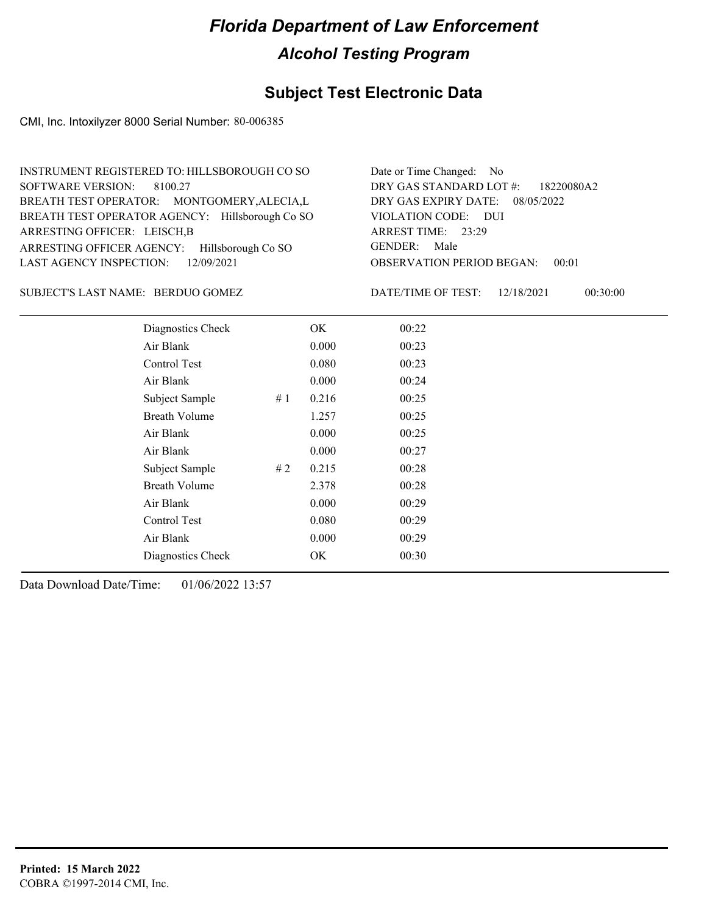# Florida Department of Law Enforcement

## Alcohol Testing Program

### Subject Test Electronic Data

CMI, Inc. Intoxilyzer 8000 Serial Number: 80-006385

INSTRUMENT REGISTERED TO: HILLSBOROUGH CO SO
SOFTWARE VERSION: 8100.27
BREATH TEST OPERATOR: MONTGOMERY,ALECIA,L
BREATH TEST OPERATOR AGENCY: Hillsborough Co SO
ARRESTING OFFICER: LEISCH,B
ARRESTING OFFICER AGENCY: Hillsborough Co SO
LAST AGENCY INSPECTION: 12/09/2021

Date or Time Changed: No
DRY GAS STANDARD LOT #: 18220080A2
DRY GAS EXPIRY DATE: 08/05/2022
VIOLATION CODE: DUI
ARREST TIME: 23:29
GENDER: Male
OBSERVATION PERIOD BEGAN: 00:01

SUBJECT'S LAST NAME: BERDUO GOMEZ

DATE/TIME OF TEST: 12/18/2021 00:30:00

| | | | |
|---|---|---|---|
| Diagnostics Check | | OK | 00:22 |
| Air Blank | | 0.000 | 00:23 |
| Control Test | | 0.080 | 00:23 |
| Air Blank | | 0.000 | 00:24 |
| Subject Sample | # 1 | 0.216 | 00:25 |
| Breath Volume | | 1.257 | 00:25 |
| Air Blank | | 0.000 | 00:25 |
| Air Blank | | 0.000 | 00:27 |
| Subject Sample | # 2 | 0.215 | 00:28 |
| Breath Volume | | 2.378 | 00:28 |
| Air Blank | | 0.000 | 00:29 |
| Control Test | | 0.080 | 00:29 |
| Air Blank | | 0.000 | 00:29 |
| Diagnostics Check | | OK | 00:30 |

Data Download Date/Time: 01/06/2022 13:57

**Printed: 15 March 2022**
COBRA ©1997-2014 CMI, Inc.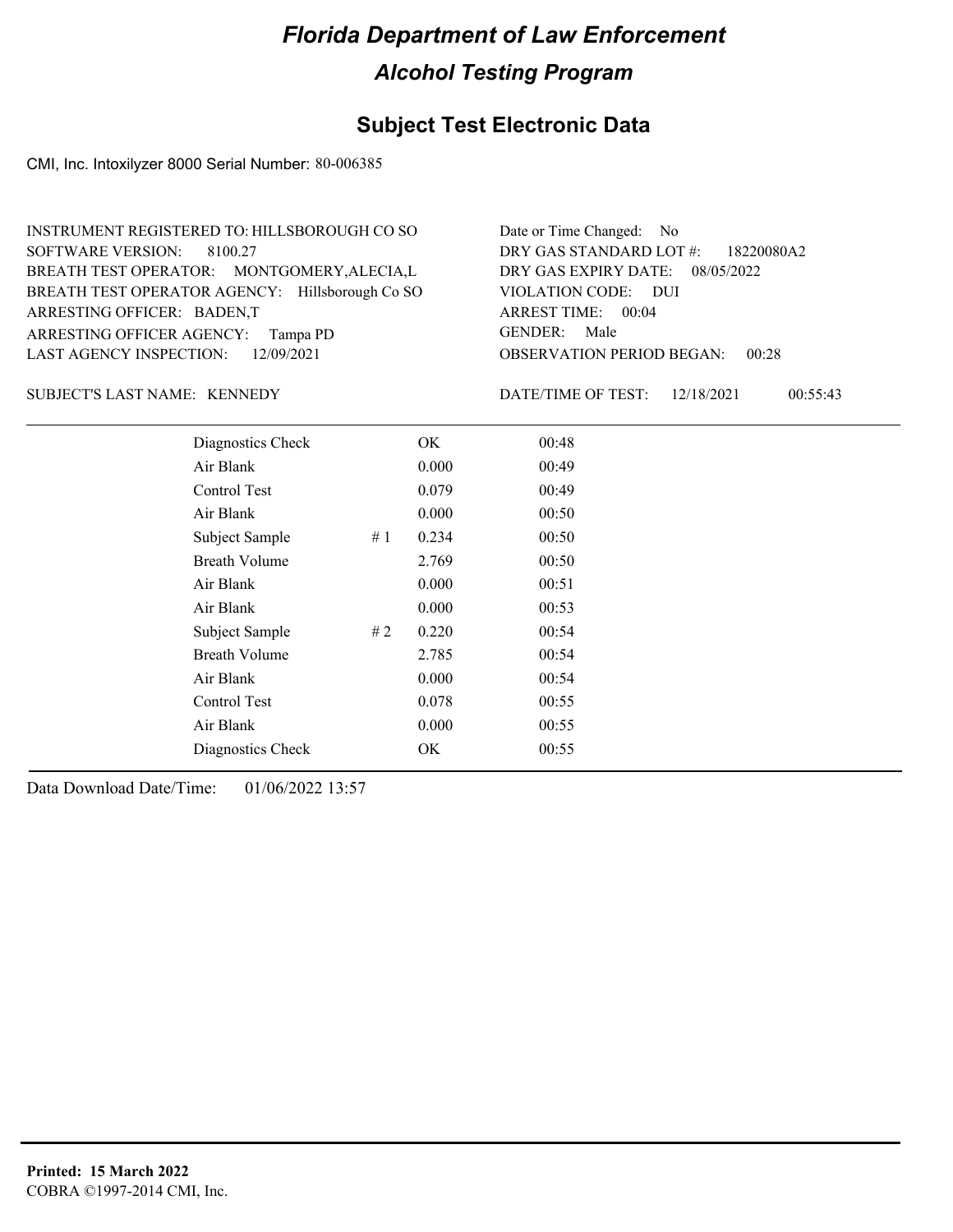# Florida Department of Law Enforcement

## Alcohol Testing Program

## Subject Test Electronic Data

CMI, Inc. Intoxilyzer 8000 Serial Number: 80-006385

INSTRUMENT REGISTERED TO: HILLSBOROUGH CO SO
SOFTWARE VERSION: 8100.27
BREATH TEST OPERATOR: MONTGOMERY,ALECIA,L
BREATH TEST OPERATOR AGENCY: Hillsborough Co SO
ARRESTING OFFICER: BADEN,T
ARRESTING OFFICER AGENCY: Tampa PD
LAST AGENCY INSPECTION: 12/09/2021

Date or Time Changed: No
DRY GAS STANDARD LOT #: 18220080A2
DRY GAS EXPIRY DATE: 08/05/2022
VIOLATION CODE: DUI
ARREST TIME: 00:04
GENDER: Male
OBSERVATION PERIOD BEGAN: 00:28

SUBJECT'S LAST NAME: KENNEDY

DATE/TIME OF TEST: 12/18/2021 00:55:43

| | | | |
|---|---|---|---|
| Diagnostics Check | | OK | 00:48 |
| Air Blank | | 0.000 | 00:49 |
| Control Test | | 0.079 | 00:49 |
| Air Blank | | 0.000 | 00:50 |
| Subject Sample | # 1 | 0.234 | 00:50 |
| Breath Volume | | 2.769 | 00:50 |
| Air Blank | | 0.000 | 00:51 |
| Air Blank | | 0.000 | 00:53 |
| Subject Sample | # 2 | 0.220 | 00:54 |
| Breath Volume | | 2.785 | 00:54 |
| Air Blank | | 0.000 | 00:54 |
| Control Test | | 0.078 | 00:55 |
| Air Blank | | 0.000 | 00:55 |
| Diagnostics Check | | OK | 00:55 |

Data Download Date/Time: 01/06/2022 13:57

**Printed: 15 March 2022**
COBRA ©1997-2014 CMI, Inc.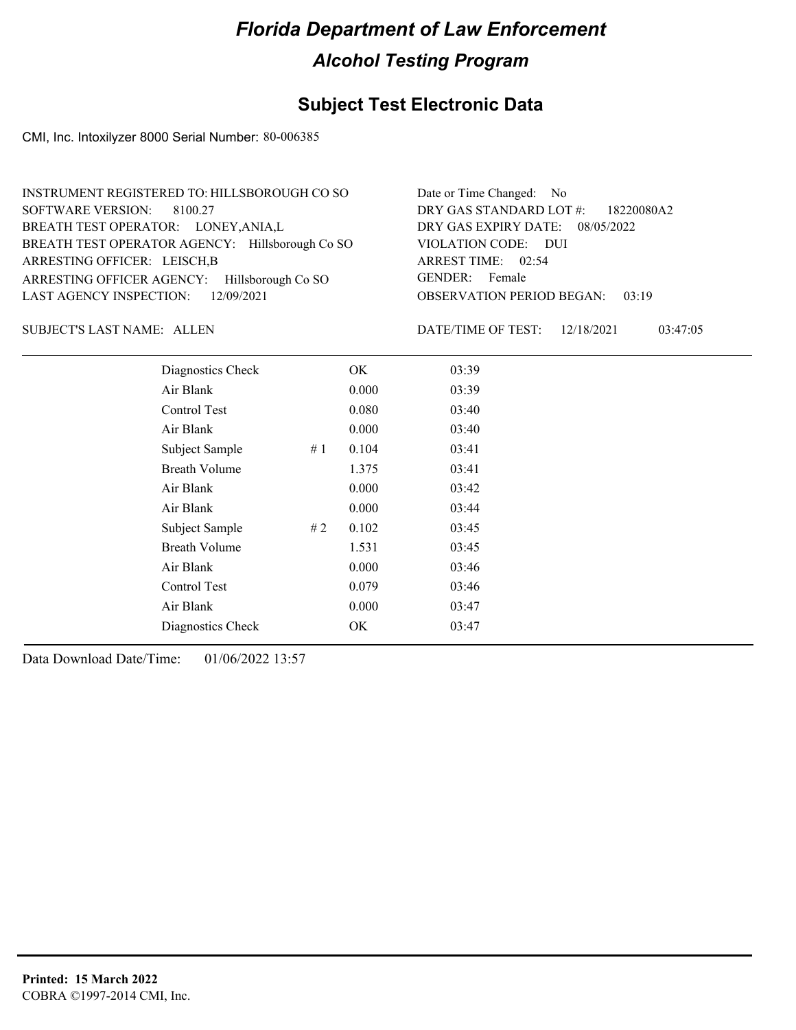# Florida Department of Law Enforcement

## Alcohol Testing Program

### Subject Test Electronic Data

CMI, Inc. Intoxilyzer 8000 Serial Number: 80-006385

INSTRUMENT REGISTERED TO: HILLSBOROUGH CO SO
SOFTWARE VERSION: 8100.27
BREATH TEST OPERATOR: LONEY,ANIA,L
BREATH TEST OPERATOR AGENCY: Hillsborough Co SO
ARRESTING OFFICER: LEISCH,B
ARRESTING OFFICER AGENCY: Hillsborough Co SO
LAST AGENCY INSPECTION: 12/09/2021

Date or Time Changed: No
DRY GAS STANDARD LOT #: 18220080A2
DRY GAS EXPIRY DATE: 08/05/2022
VIOLATION CODE: DUI
ARREST TIME: 02:54
GENDER: Female
OBSERVATION PERIOD BEGAN: 03:19

SUBJECT'S LAST NAME: ALLEN

DATE/TIME OF TEST: 12/18/2021 03:47:05

| | | | |
|---|---|---|---|
| Diagnostics Check | | OK | 03:39 |
| Air Blank | | 0.000 | 03:39 |
| Control Test | | 0.080 | 03:40 |
| Air Blank | | 0.000 | 03:40 |
| Subject Sample | # 1 | 0.104 | 03:41 |
| Breath Volume | | 1.375 | 03:41 |
| Air Blank | | 0.000 | 03:42 |
| Air Blank | | 0.000 | 03:44 |
| Subject Sample | # 2 | 0.102 | 03:45 |
| Breath Volume | | 1.531 | 03:45 |
| Air Blank | | 0.000 | 03:46 |
| Control Test | | 0.079 | 03:46 |
| Air Blank | | 0.000 | 03:47 |
| Diagnostics Check | | OK | 03:47 |

Data Download Date/Time: 01/06/2022 13:57

**Printed: 15 March 2022**
COBRA ©1997-2014 CMI, Inc.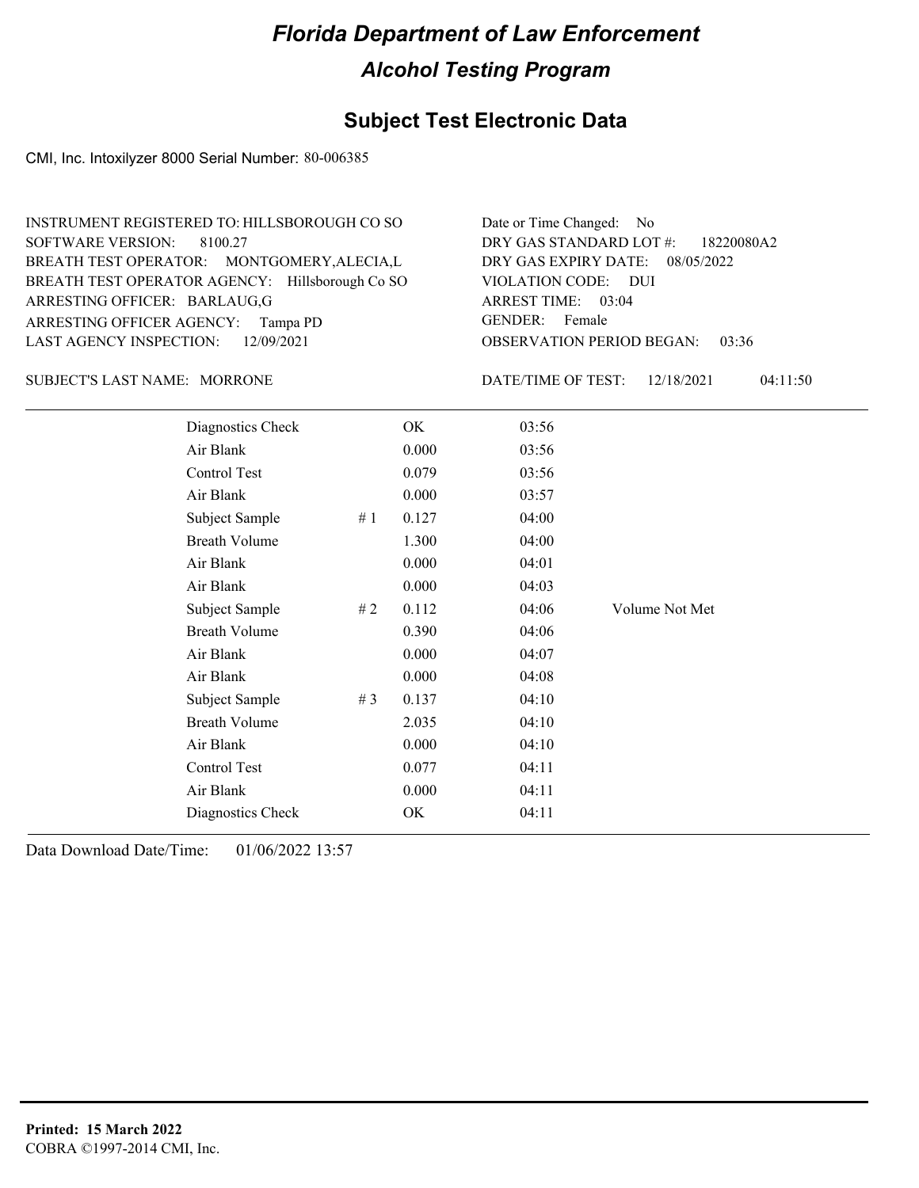# Florida Department of Law Enforcement

## Alcohol Testing Program

## Subject Test Electronic Data

CMI, Inc. Intoxilyzer 8000 Serial Number: 80-006385

INSTRUMENT REGISTERED TO: HILLSBOROUGH CO SO
SOFTWARE VERSION: 8100.27
BREATH TEST OPERATOR: MONTGOMERY,ALECIA,L
BREATH TEST OPERATOR AGENCY: Hillsborough Co SO
ARRESTING OFFICER: BARLAUG,G
ARRESTING OFFICER AGENCY: Tampa PD
LAST AGENCY INSPECTION: 12/09/2021

Date or Time Changed: No
DRY GAS STANDARD LOT #: 18220080A2
DRY GAS EXPIRY DATE: 08/05/2022
VIOLATION CODE: DUI
ARREST TIME: 03:04
GENDER: Female
OBSERVATION PERIOD BEGAN: 03:36

SUBJECT'S LAST NAME: MORRONE

DATE/TIME OF TEST: 12/18/2021 04:11:50

| | | | | |
|---|---|---|---|---|
| Diagnostics Check | | OK | 03:56 | |
| Air Blank | | 0.000 | 03:56 | |
| Control Test | | 0.079 | 03:56 | |
| Air Blank | | 0.000 | 03:57 | |
| Subject Sample | # 1 | 0.127 | 04:00 | |
| Breath Volume | | 1.300 | 04:00 | |
| Air Blank | | 0.000 | 04:01 | |
| Air Blank | | 0.000 | 04:03 | |
| Subject Sample | # 2 | 0.112 | 04:06 | Volume Not Met |
| Breath Volume | | 0.390 | 04:06 | |
| Air Blank | | 0.000 | 04:07 | |
| Air Blank | | 0.000 | 04:08 | |
| Subject Sample | # 3 | 0.137 | 04:10 | |
| Breath Volume | | 2.035 | 04:10 | |
| Air Blank | | 0.000 | 04:10 | |
| Control Test | | 0.077 | 04:11 | |
| Air Blank | | 0.000 | 04:11 | |
| Diagnostics Check | | OK | 04:11 | |

Data Download Date/Time: 01/06/2022 13:57

**Printed: 15 March 2022**
COBRA ©1997-2014 CMI, Inc.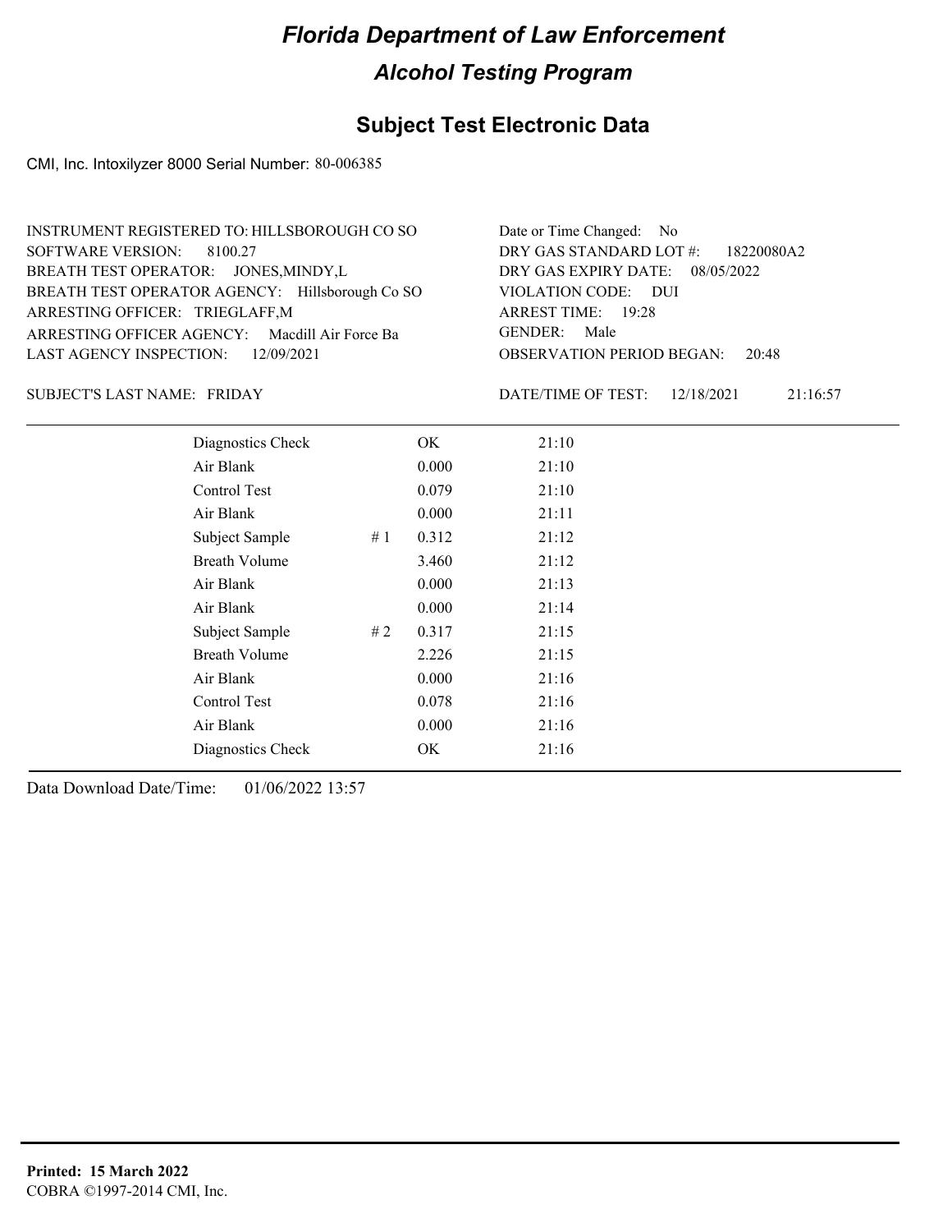# Florida Department of Law Enforcement

## Alcohol Testing Program

### Subject Test Electronic Data

CMI, Inc. Intoxilyzer 8000 Serial Number: 80-006385

INSTRUMENT REGISTERED TO: HILLSBOROUGH CO SO
SOFTWARE VERSION: 8100.27
BREATH TEST OPERATOR: JONES,MINDY,L
BREATH TEST OPERATOR AGENCY: Hillsborough Co SO
ARRESTING OFFICER: TRIEGLAFF,M
ARRESTING OFFICER AGENCY: Macdill Air Force Ba
LAST AGENCY INSPECTION: 12/09/2021

Date or Time Changed: No
DRY GAS STANDARD LOT #: 18220080A2
DRY GAS EXPIRY DATE: 08/05/2022
VIOLATION CODE: DUI
ARREST TIME: 19:28
GENDER: Male
OBSERVATION PERIOD BEGAN: 20:48

SUBJECT'S LAST NAME: FRIDAY

DATE/TIME OF TEST: 12/18/2021 21:16:57

| | | | |
|---|---|---|---|
| Diagnostics Check | | OK | 21:10 |
| Air Blank | | 0.000 | 21:10 |
| Control Test | | 0.079 | 21:10 |
| Air Blank | | 0.000 | 21:11 |
| Subject Sample | # 1 | 0.312 | 21:12 |
| Breath Volume | | 3.460 | 21:12 |
| Air Blank | | 0.000 | 21:13 |
| Air Blank | | 0.000 | 21:14 |
| Subject Sample | # 2 | 0.317 | 21:15 |
| Breath Volume | | 2.226 | 21:15 |
| Air Blank | | 0.000 | 21:16 |
| Control Test | | 0.078 | 21:16 |
| Air Blank | | 0.000 | 21:16 |
| Diagnostics Check | | OK | 21:16 |

Data Download Date/Time: 01/06/2022 13:57

**Printed: 15 March 2022**
COBRA ©1997-2014 CMI, Inc.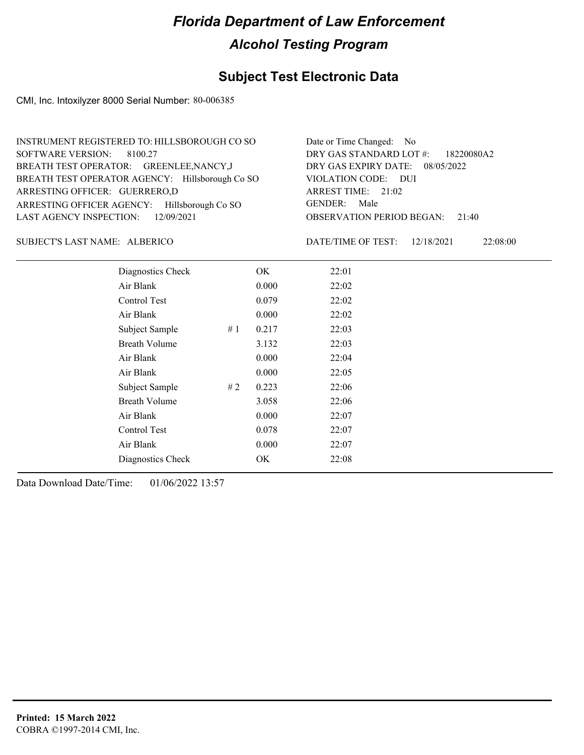# Florida Department of Law Enforcement

## Alcohol Testing Program

## Subject Test Electronic Data

CMI, Inc. Intoxilyzer 8000 Serial Number: 80-006385

INSTRUMENT REGISTERED TO: HILLSBOROUGH CO SO
SOFTWARE VERSION: 8100.27
BREATH TEST OPERATOR: GREENLEE,NANCY,J
BREATH TEST OPERATOR AGENCY: Hillsborough Co SO
ARRESTING OFFICER: GUERRERO,D
ARRESTING OFFICER AGENCY: Hillsborough Co SO
LAST AGENCY INSPECTION: 12/09/2021

Date or Time Changed: No
DRY GAS STANDARD LOT #: 18220080A2
DRY GAS EXPIRY DATE: 08/05/2022
VIOLATION CODE: DUI
ARREST TIME: 21:02
GENDER: Male
OBSERVATION PERIOD BEGAN: 21:40

SUBJECT'S LAST NAME: ALBERICO

DATE/TIME OF TEST: 12/18/2021 22:08:00

| Test | # | Result | Time |
|---|---|---|---|
| Diagnostics Check | | OK | 22:01 |
| Air Blank | | 0.000 | 22:02 |
| Control Test | | 0.079 | 22:02 |
| Air Blank | | 0.000 | 22:02 |
| Subject Sample | # 1 | 0.217 | 22:03 |
| Breath Volume | | 3.132 | 22:03 |
| Air Blank | | 0.000 | 22:04 |
| Air Blank | | 0.000 | 22:05 |
| Subject Sample | # 2 | 0.223 | 22:06 |
| Breath Volume | | 3.058 | 22:06 |
| Air Blank | | 0.000 | 22:07 |
| Control Test | | 0.078 | 22:07 |
| Air Blank | | 0.000 | 22:07 |
| Diagnostics Check | | OK | 22:08 |

Data Download Date/Time: 01/06/2022 13:57

**Printed: 15 March 2022**
COBRA ©1997-2014 CMI, Inc.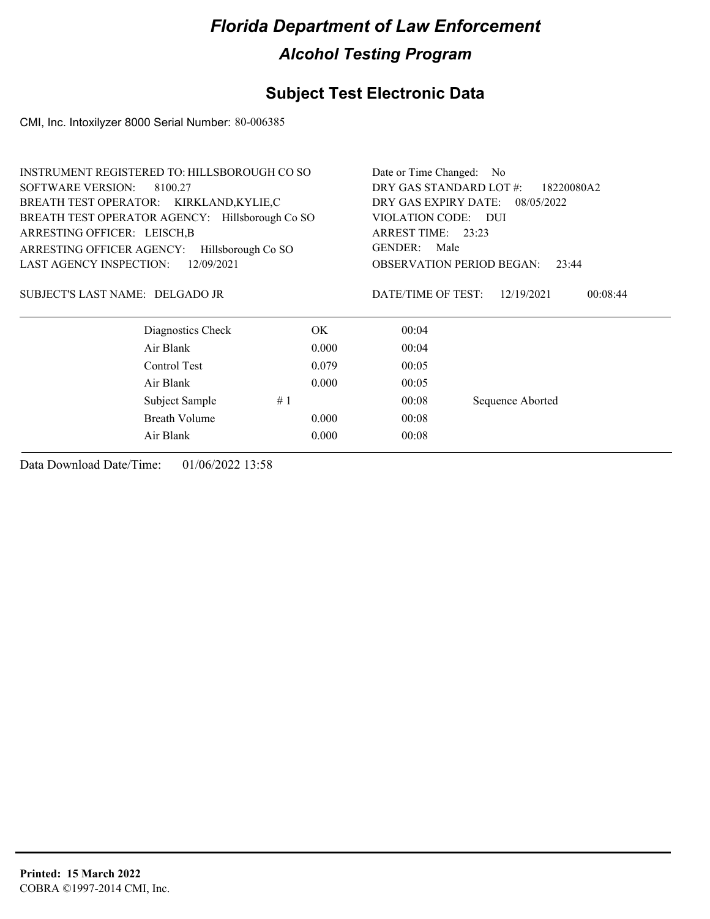# Florida Department of Law Enforcement

## Alcohol Testing Program

### Subject Test Electronic Data

CMI, Inc. Intoxilyzer 8000 Serial Number: 80-006385

INSTRUMENT REGISTERED TO: HILLSBOROUGH CO SO
SOFTWARE VERSION: 8100.27
BREATH TEST OPERATOR: KIRKLAND,KYLIE,C
BREATH TEST OPERATOR AGENCY: Hillsborough Co SO
ARRESTING OFFICER: LEISCH,B
ARRESTING OFFICER AGENCY: Hillsborough Co SO
LAST AGENCY INSPECTION: 12/09/2021

Date or Time Changed: No
DRY GAS STANDARD LOT #: 18220080A2
DRY GAS EXPIRY DATE: 08/05/2022
VIOLATION CODE: DUI
ARREST TIME: 23:23
GENDER: Male
OBSERVATION PERIOD BEGAN: 23:44

SUBJECT'S LAST NAME: DELGADO JR

DATE/TIME OF TEST: 12/19/2021 00:08:44

| | | | |
|---|---|---|---|
| Diagnostics Check | OK | 00:04 | |
| Air Blank | 0.000 | 00:04 | |
| Control Test | 0.079 | 00:05 | |
| Air Blank | 0.000 | 00:05 | |
| Subject Sample # 1 | | 00:08 | Sequence Aborted |
| Breath Volume | 0.000 | 00:08 | |
| Air Blank | 0.000 | 00:08 | |

Data Download Date/Time: 01/06/2022 13:58

**Printed: 15 March 2022**
COBRA ©1997-2014 CMI, Inc.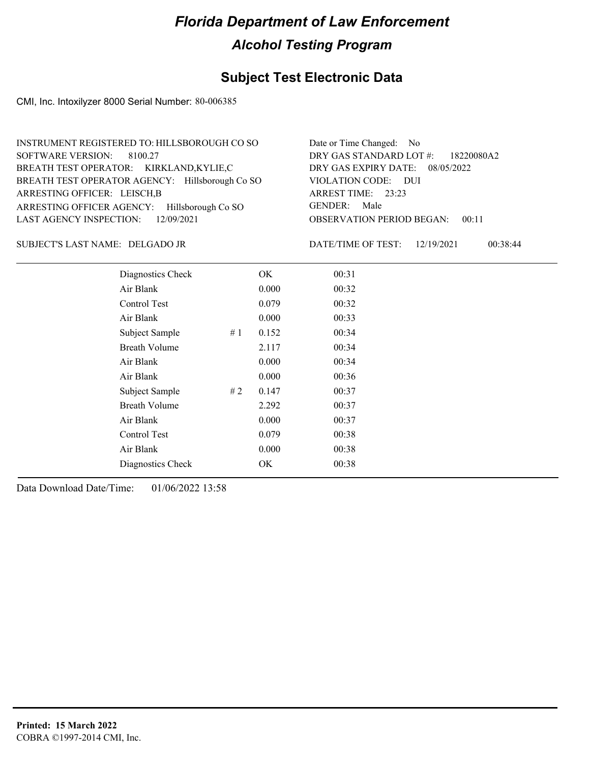# Florida Department of Law Enforcement

## Alcohol Testing Program

### Subject Test Electronic Data

CMI, Inc. Intoxilyzer 8000 Serial Number: 80-006385

INSTRUMENT REGISTERED TO: HILLSBOROUGH CO SO
SOFTWARE VERSION: 8100.27
BREATH TEST OPERATOR: KIRKLAND,KYLIE,C
BREATH TEST OPERATOR AGENCY: Hillsborough Co SO
ARRESTING OFFICER: LEISCH,B
ARRESTING OFFICER AGENCY: Hillsborough Co SO
LAST AGENCY INSPECTION: 12/09/2021

Date or Time Changed: No
DRY GAS STANDARD LOT #: 18220080A2
DRY GAS EXPIRY DATE: 08/05/2022
VIOLATION CODE: DUI
ARREST TIME: 23:23
GENDER: Male
OBSERVATION PERIOD BEGAN: 00:11

SUBJECT'S LAST NAME: DELGADO JR

DATE/TIME OF TEST: 12/19/2021 00:38:44

| Test | # | Result | Time |
|---|---|---|---|
| Diagnostics Check | | OK | 00:31 |
| Air Blank | | 0.000 | 00:32 |
| Control Test | | 0.079 | 00:32 |
| Air Blank | | 0.000 | 00:33 |
| Subject Sample | # 1 | 0.152 | 00:34 |
| Breath Volume | | 2.117 | 00:34 |
| Air Blank | | 0.000 | 00:34 |
| Air Blank | | 0.000 | 00:36 |
| Subject Sample | # 2 | 0.147 | 00:37 |
| Breath Volume | | 2.292 | 00:37 |
| Air Blank | | 0.000 | 00:37 |
| Control Test | | 0.079 | 00:38 |
| Air Blank | | 0.000 | 00:38 |
| Diagnostics Check | | OK | 00:38 |

Data Download Date/Time: 01/06/2022 13:58

**Printed: 15 March 2022**
COBRA ©1997-2014 CMI, Inc.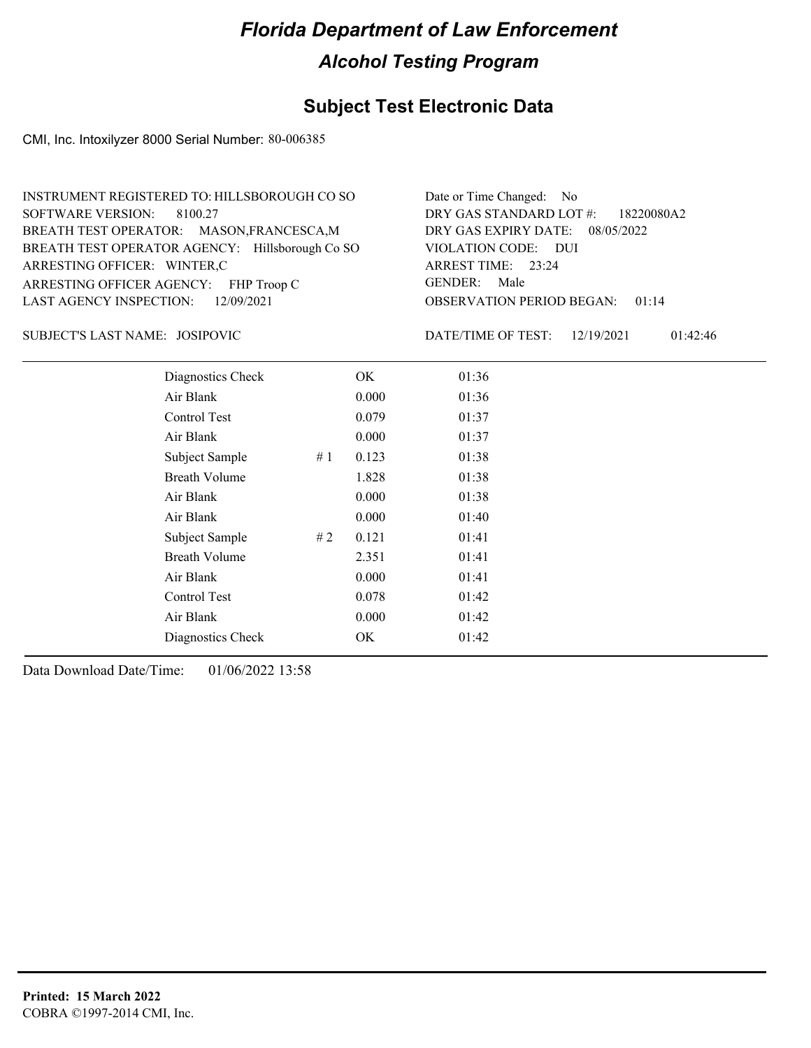# Florida Department of Law Enforcement

## Alcohol Testing Program

### Subject Test Electronic Data

CMI, Inc. Intoxilyzer 8000 Serial Number: 80-006385

INSTRUMENT REGISTERED TO: HILLSBOROUGH CO SO
SOFTWARE VERSION: 8100.27
BREATH TEST OPERATOR: MASON,FRANCESCA,M
BREATH TEST OPERATOR AGENCY: Hillsborough Co SO
ARRESTING OFFICER: WINTER,C
ARRESTING OFFICER AGENCY: FHP Troop C
LAST AGENCY INSPECTION: 12/09/2021

Date or Time Changed: No
DRY GAS STANDARD LOT #: 18220080A2
DRY GAS EXPIRY DATE: 08/05/2022
VIOLATION CODE: DUI
ARREST TIME: 23:24
GENDER: Male
OBSERVATION PERIOD BEGAN: 01:14

SUBJECT'S LAST NAME: JOSIPOVIC

DATE/TIME OF TEST: 12/19/2021 01:42:46

| | | | |
|---|---|---|---|
| Diagnostics Check | | OK | 01:36 |
| Air Blank | | 0.000 | 01:36 |
| Control Test | | 0.079 | 01:37 |
| Air Blank | | 0.000 | 01:37 |
| Subject Sample | # 1 | 0.123 | 01:38 |
| Breath Volume | | 1.828 | 01:38 |
| Air Blank | | 0.000 | 01:38 |
| Air Blank | | 0.000 | 01:40 |
| Subject Sample | # 2 | 0.121 | 01:41 |
| Breath Volume | | 2.351 | 01:41 |
| Air Blank | | 0.000 | 01:41 |
| Control Test | | 0.078 | 01:42 |
| Air Blank | | 0.000 | 01:42 |
| Diagnostics Check | | OK | 01:42 |

Data Download Date/Time: 01/06/2022 13:58

**Printed: 15 March 2022**
COBRA ©1997-2014 CMI, Inc.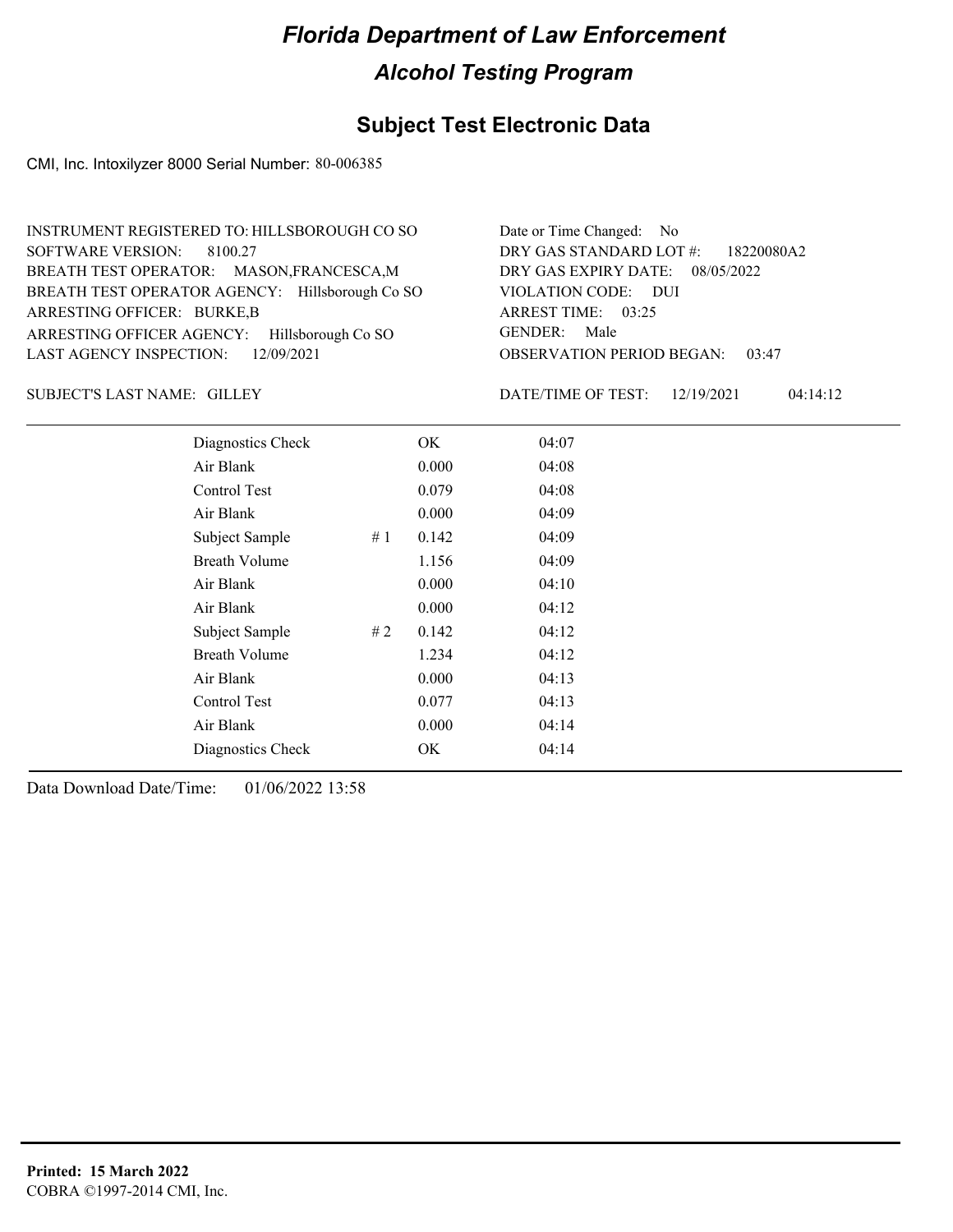# Florida Department of Law Enforcement

## Alcohol Testing Program

### Subject Test Electronic Data

CMI, Inc. Intoxilyzer 8000 Serial Number: 80-006385

INSTRUMENT REGISTERED TO: HILLSBOROUGH CO SO
SOFTWARE VERSION: 8100.27
BREATH TEST OPERATOR: MASON,FRANCESCA,M
BREATH TEST OPERATOR AGENCY: Hillsborough Co SO
ARRESTING OFFICER: BURKE,B
ARRESTING OFFICER AGENCY: Hillsborough Co SO
LAST AGENCY INSPECTION: 12/09/2021

Date or Time Changed: No
DRY GAS STANDARD LOT #: 18220080A2
DRY GAS EXPIRY DATE: 08/05/2022
VIOLATION CODE: DUI
ARREST TIME: 03:25
GENDER: Male
OBSERVATION PERIOD BEGAN: 03:47

SUBJECT'S LAST NAME: GILLEY

DATE/TIME OF TEST: 12/19/2021 04:14:12

| | | | |
|---|---|---|---|
| Diagnostics Check | | OK | 04:07 |
| Air Blank | | 0.000 | 04:08 |
| Control Test | | 0.079 | 04:08 |
| Air Blank | | 0.000 | 04:09 |
| Subject Sample | # 1 | 0.142 | 04:09 |
| Breath Volume | | 1.156 | 04:09 |
| Air Blank | | 0.000 | 04:10 |
| Air Blank | | 0.000 | 04:12 |
| Subject Sample | # 2 | 0.142 | 04:12 |
| Breath Volume | | 1.234 | 04:12 |
| Air Blank | | 0.000 | 04:13 |
| Control Test | | 0.077 | 04:13 |
| Air Blank | | 0.000 | 04:14 |
| Diagnostics Check | | OK | 04:14 |

Data Download Date/Time: 01/06/2022 13:58

**Printed: 15 March 2022**
COBRA ©1997-2014 CMI, Inc.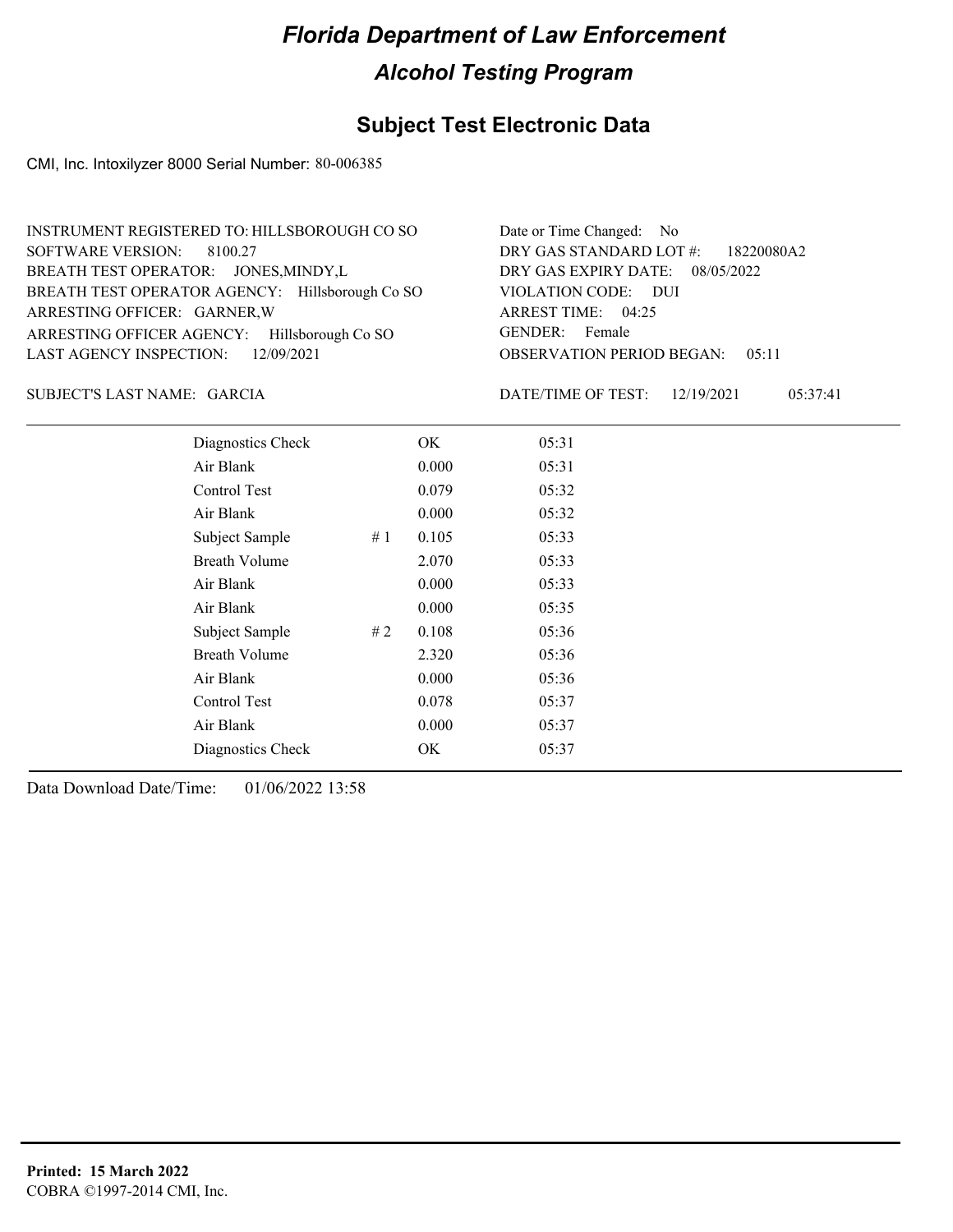# Florida Department of Law Enforcement

## Alcohol Testing Program

## Subject Test Electronic Data

CMI, Inc. Intoxilyzer 8000 Serial Number: 80-006385

INSTRUMENT REGISTERED TO: HILLSBOROUGH CO SO
SOFTWARE VERSION: 8100.27
BREATH TEST OPERATOR: JONES,MINDY,L
BREATH TEST OPERATOR AGENCY: Hillsborough Co SO
ARRESTING OFFICER: GARNER,W
ARRESTING OFFICER AGENCY: Hillsborough Co SO
LAST AGENCY INSPECTION: 12/09/2021

Date or Time Changed: No
DRY GAS STANDARD LOT #: 18220080A2
DRY GAS EXPIRY DATE: 08/05/2022
VIOLATION CODE: DUI
ARREST TIME: 04:25
GENDER: Female
OBSERVATION PERIOD BEGAN: 05:11

SUBJECT'S LAST NAME: GARCIA

DATE/TIME OF TEST: 12/19/2021 05:37:41

| Test | # | Result | Time |
|---|---|---|---|
| Diagnostics Check | | OK | 05:31 |
| Air Blank | | 0.000 | 05:31 |
| Control Test | | 0.079 | 05:32 |
| Air Blank | | 0.000 | 05:32 |
| Subject Sample | # 1 | 0.105 | 05:33 |
| Breath Volume | | 2.070 | 05:33 |
| Air Blank | | 0.000 | 05:33 |
| Air Blank | | 0.000 | 05:35 |
| Subject Sample | # 2 | 0.108 | 05:36 |
| Breath Volume | | 2.320 | 05:36 |
| Air Blank | | 0.000 | 05:36 |
| Control Test | | 0.078 | 05:37 |
| Air Blank | | 0.000 | 05:37 |
| Diagnostics Check | | OK | 05:37 |

Data Download Date/Time: 01/06/2022 13:58

**Printed: 15 March 2022**
COBRA ©1997-2014 CMI, Inc.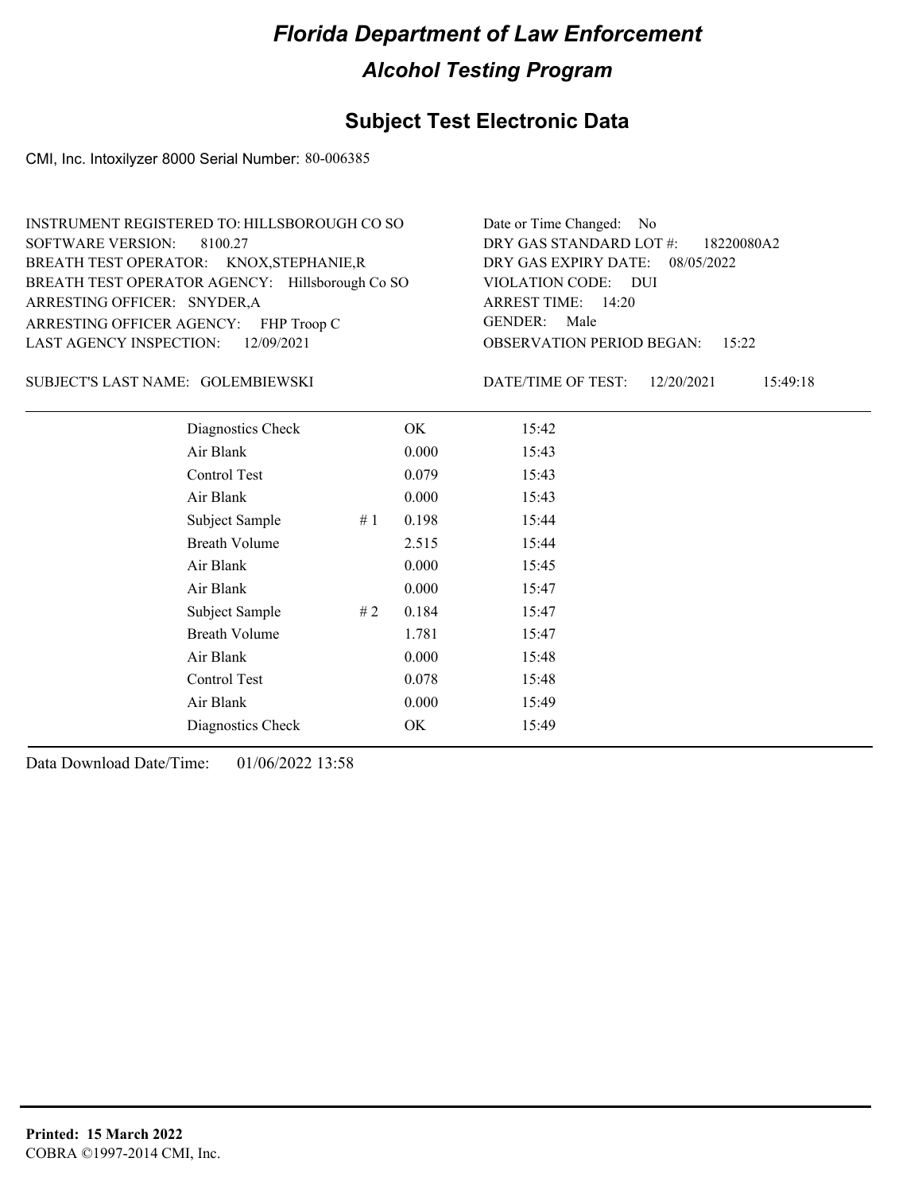# Florida Department of Law Enforcement

## Alcohol Testing Program

## Subject Test Electronic Data

CMI, Inc. Intoxilyzer 8000 Serial Number: 80-006385

INSTRUMENT REGISTERED TO: HILLSBOROUGH CO SO
SOFTWARE VERSION: 8100.27
BREATH TEST OPERATOR: KNOX,STEPHANIE,R
BREATH TEST OPERATOR AGENCY: Hillsborough Co SO
ARRESTING OFFICER: SNYDER,A
ARRESTING OFFICER AGENCY: FHP Troop C
LAST AGENCY INSPECTION: 12/09/2021

Date or Time Changed: No
DRY GAS STANDARD LOT #: 18220080A2
DRY GAS EXPIRY DATE: 08/05/2022
VIOLATION CODE: DUI
ARREST TIME: 14:20
GENDER: Male
OBSERVATION PERIOD BEGAN: 15:22

SUBJECT'S LAST NAME: GOLEMBIEWSKI

DATE/TIME OF TEST: 12/20/2021 15:49:18

| | | | |
|---|---|---|---|
| Diagnostics Check | | OK | 15:42 |
| Air Blank | | 0.000 | 15:43 |
| Control Test | | 0.079 | 15:43 |
| Air Blank | | 0.000 | 15:43 |
| Subject Sample | # 1 | 0.198 | 15:44 |
| Breath Volume | | 2.515 | 15:44 |
| Air Blank | | 0.000 | 15:45 |
| Air Blank | | 0.000 | 15:47 |
| Subject Sample | # 2 | 0.184 | 15:47 |
| Breath Volume | | 1.781 | 15:47 |
| Air Blank | | 0.000 | 15:48 |
| Control Test | | 0.078 | 15:48 |
| Air Blank | | 0.000 | 15:49 |
| Diagnostics Check | | OK | 15:49 |

Data Download Date/Time: 01/06/2022 13:58

**Printed: 15 March 2022**
COBRA ©1997-2014 CMI, Inc.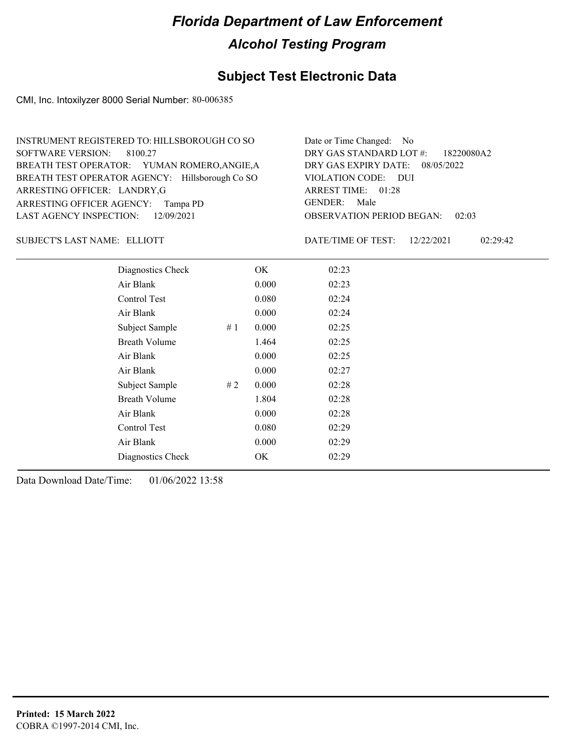# Florida Department of Law Enforcement

## Alcohol Testing Program

### Subject Test Electronic Data

CMI, Inc. Intoxilyzer 8000 Serial Number: 80-006385

INSTRUMENT REGISTERED TO: HILLSBOROUGH CO SO
SOFTWARE VERSION: 8100.27
BREATH TEST OPERATOR: YUMAN ROMERO,ANGIE,A
BREATH TEST OPERATOR AGENCY: Hillsborough Co SO
ARRESTING OFFICER: LANDRY,G
ARRESTING OFFICER AGENCY: Tampa PD
LAST AGENCY INSPECTION: 12/09/2021

Date or Time Changed: No
DRY GAS STANDARD LOT #: 18220080A2
DRY GAS EXPIRY DATE: 08/05/2022
VIOLATION CODE: DUI
ARREST TIME: 01:28
GENDER: Male
OBSERVATION PERIOD BEGAN: 02:03

SUBJECT'S LAST NAME: ELLIOTT

DATE/TIME OF TEST: 12/22/2021 02:29:42

| | | | |
|---|---|---|---|
| Diagnostics Check | | OK | 02:23 |
| Air Blank | | 0.000 | 02:23 |
| Control Test | | 0.080 | 02:24 |
| Air Blank | | 0.000 | 02:24 |
| Subject Sample | # 1 | 0.000 | 02:25 |
| Breath Volume | | 1.464 | 02:25 |
| Air Blank | | 0.000 | 02:25 |
| Air Blank | | 0.000 | 02:27 |
| Subject Sample | # 2 | 0.000 | 02:28 |
| Breath Volume | | 1.804 | 02:28 |
| Air Blank | | 0.000 | 02:28 |
| Control Test | | 0.080 | 02:29 |
| Air Blank | | 0.000 | 02:29 |
| Diagnostics Check | | OK | 02:29 |

Data Download Date/Time: 01/06/2022 13:58

**Printed: 15 March 2022**
COBRA ©1997-2014 CMI, Inc.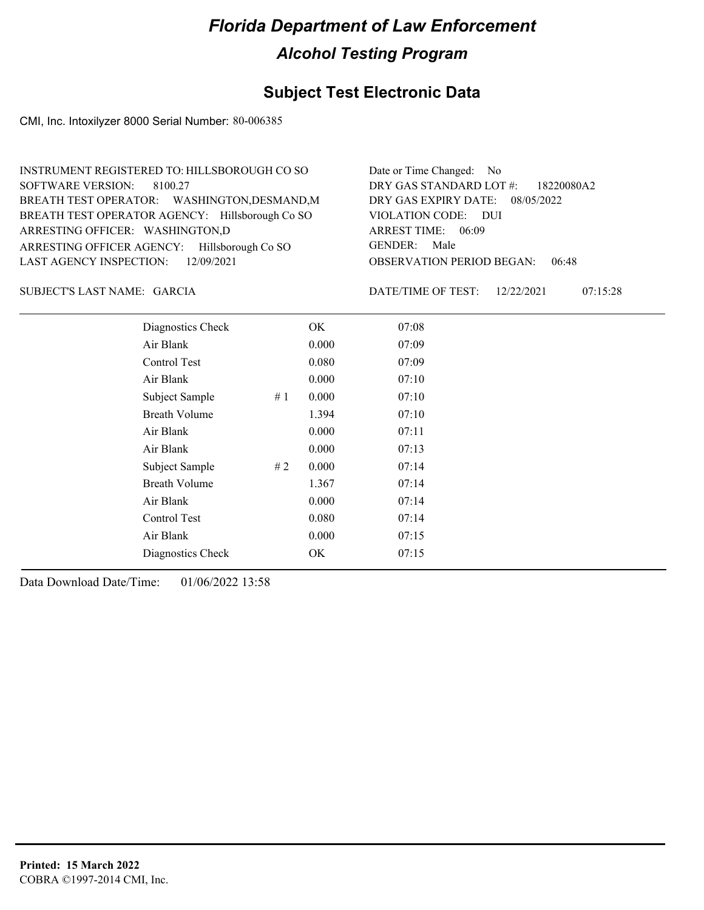# Florida Department of Law Enforcement

## Alcohol Testing Program

### Subject Test Electronic Data

CMI, Inc. Intoxilyzer 8000 Serial Number: 80-006385

INSTRUMENT REGISTERED TO: HILLSBOROUGH CO SO
SOFTWARE VERSION: 8100.27
BREATH TEST OPERATOR: WASHINGTON,DESMAND,M
BREATH TEST OPERATOR AGENCY: Hillsborough Co SO
ARRESTING OFFICER: WASHINGTON,D
ARRESTING OFFICER AGENCY: Hillsborough Co SO
LAST AGENCY INSPECTION: 12/09/2021

Date or Time Changed: No
DRY GAS STANDARD LOT #: 18220080A2
DRY GAS EXPIRY DATE: 08/05/2022
VIOLATION CODE: DUI
ARREST TIME: 06:09
GENDER: Male
OBSERVATION PERIOD BEGAN: 06:48

SUBJECT'S LAST NAME: GARCIA

DATE/TIME OF TEST: 12/22/2021 07:15:28

| | | | |
|---|---|---|---|
| Diagnostics Check | | OK | 07:08 |
| Air Blank | | 0.000 | 07:09 |
| Control Test | | 0.080 | 07:09 |
| Air Blank | | 0.000 | 07:10 |
| Subject Sample | # 1 | 0.000 | 07:10 |
| Breath Volume | | 1.394 | 07:10 |
| Air Blank | | 0.000 | 07:11 |
| Air Blank | | 0.000 | 07:13 |
| Subject Sample | # 2 | 0.000 | 07:14 |
| Breath Volume | | 1.367 | 07:14 |
| Air Blank | | 0.000 | 07:14 |
| Control Test | | 0.080 | 07:14 |
| Air Blank | | 0.000 | 07:15 |
| Diagnostics Check | | OK | 07:15 |

Data Download Date/Time: 01/06/2022 13:58

**Printed: 15 March 2022**
COBRA ©1997-2014 CMI, Inc.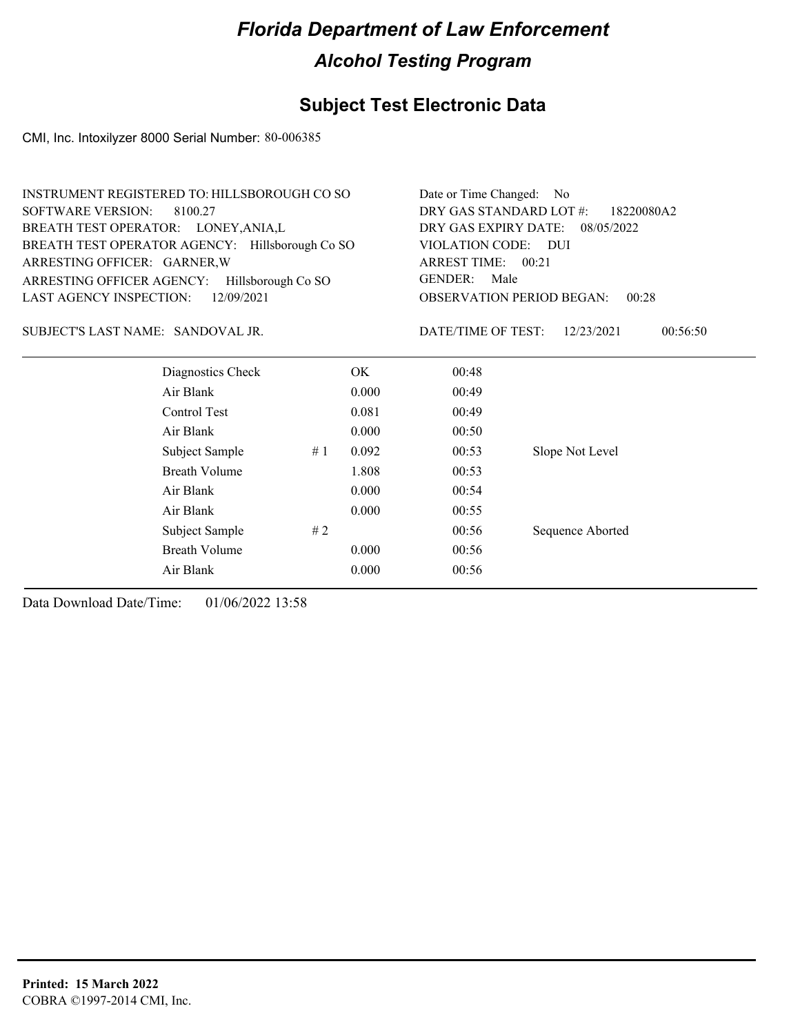# Florida Department of Law Enforcement

## Alcohol Testing Program

### Subject Test Electronic Data

CMI, Inc. Intoxilyzer 8000 Serial Number: 80-006385

INSTRUMENT REGISTERED TO: HILLSBOROUGH CO SO
SOFTWARE VERSION: 8100.27
BREATH TEST OPERATOR: LONEY,ANIA,L
BREATH TEST OPERATOR AGENCY: Hillsborough Co SO
ARRESTING OFFICER: GARNER,W
ARRESTING OFFICER AGENCY: Hillsborough Co SO
LAST AGENCY INSPECTION: 12/09/2021

Date or Time Changed: No
DRY GAS STANDARD LOT #: 18220080A2
DRY GAS EXPIRY DATE: 08/05/2022
VIOLATION CODE: DUI
ARREST TIME: 00:21
GENDER: Male
OBSERVATION PERIOD BEGAN: 00:28

SUBJECT'S LAST NAME: SANDOVAL JR.

DATE/TIME OF TEST: 12/23/2021 00:56:50

| | | | | |
|---|---|---|---|---|
| Diagnostics Check | | OK | 00:48 | |
| Air Blank | | 0.000 | 00:49 | |
| Control Test | | 0.081 | 00:49 | |
| Air Blank | | 0.000 | 00:50 | |
| Subject Sample | # 1 | 0.092 | 00:53 | Slope Not Level |
| Breath Volume | | 1.808 | 00:53 | |
| Air Blank | | 0.000 | 00:54 | |
| Air Blank | | 0.000 | 00:55 | |
| Subject Sample | # 2 | | 00:56 | Sequence Aborted |
| Breath Volume | | 0.000 | 00:56 | |
| Air Blank | | 0.000 | 00:56 | |

Data Download Date/Time: 01/06/2022 13:58

**Printed: 15 March 2022**
COBRA ©1997-2014 CMI, Inc.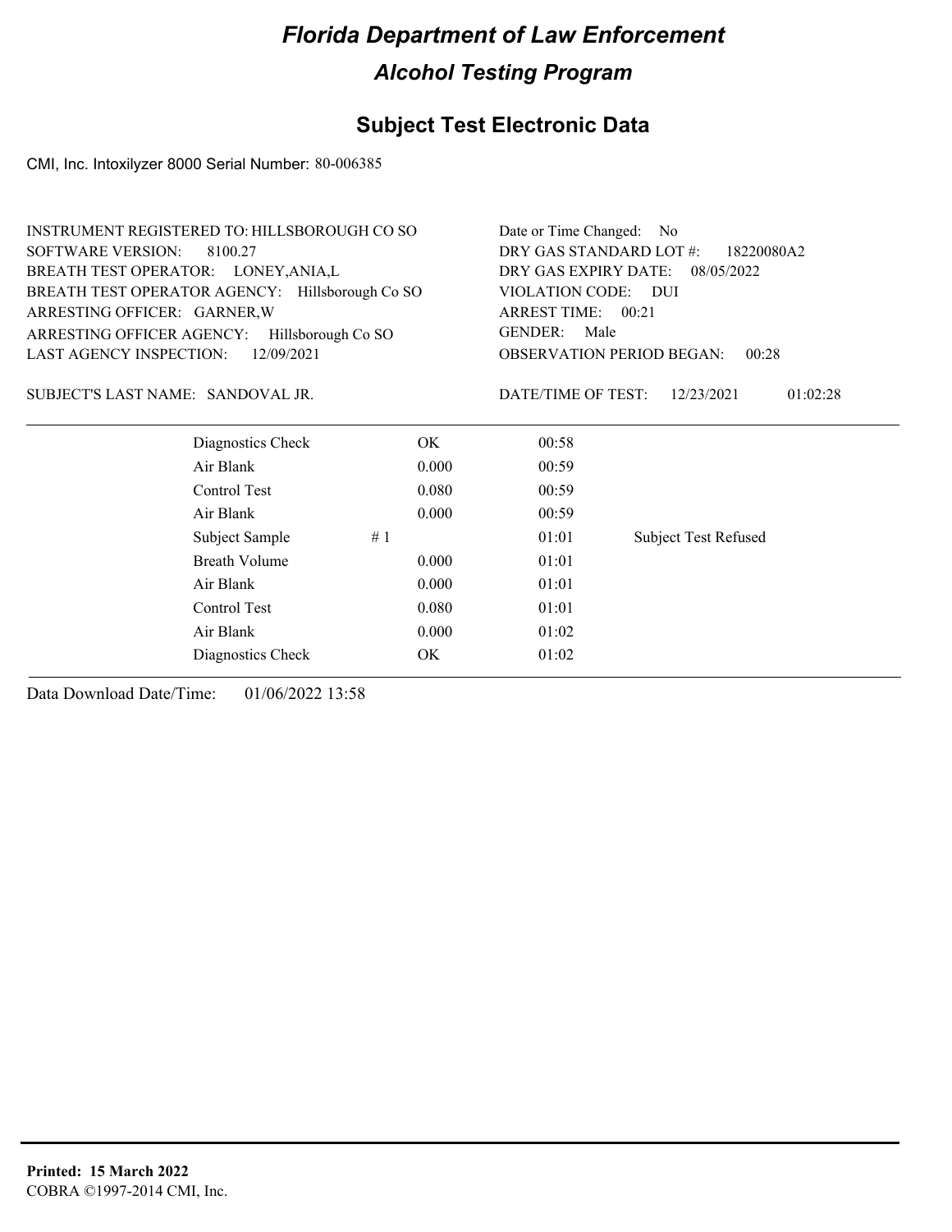# Florida Department of Law Enforcement

## Alcohol Testing Program

### Subject Test Electronic Data

CMI, Inc. Intoxilyzer 8000 Serial Number: 80-006385

INSTRUMENT REGISTERED TO: HILLSBOROUGH CO SO
SOFTWARE VERSION: 8100.27
BREATH TEST OPERATOR: LONEY,ANIA,L
BREATH TEST OPERATOR AGENCY: Hillsborough Co SO
ARRESTING OFFICER: GARNER,W
ARRESTING OFFICER AGENCY: Hillsborough Co SO
LAST AGENCY INSPECTION: 12/09/2021

Date or Time Changed: No
DRY GAS STANDARD LOT #: 18220080A2
DRY GAS EXPIRY DATE: 08/05/2022
VIOLATION CODE: DUI
ARREST TIME: 00:21
GENDER: Male
OBSERVATION PERIOD BEGAN: 00:28

SUBJECT'S LAST NAME: SANDOVAL JR.

DATE/TIME OF TEST: 12/23/2021 01:02:28

| | | | | |
|---|---|---|---|---|
| Diagnostics Check | | OK | 00:58 | |
| Air Blank | | 0.000 | 00:59 | |
| Control Test | | 0.080 | 00:59 | |
| Air Blank | | 0.000 | 00:59 | |
| Subject Sample | # 1 | | 01:01 | Subject Test Refused |
| Breath Volume | | 0.000 | 01:01 | |
| Air Blank | | 0.000 | 01:01 | |
| Control Test | | 0.080 | 01:01 | |
| Air Blank | | 0.000 | 01:02 | |
| Diagnostics Check | | OK | 01:02 | |

Data Download Date/Time: 01/06/2022 13:58

**Printed: 15 March 2022**
COBRA ©1997-2014 CMI, Inc.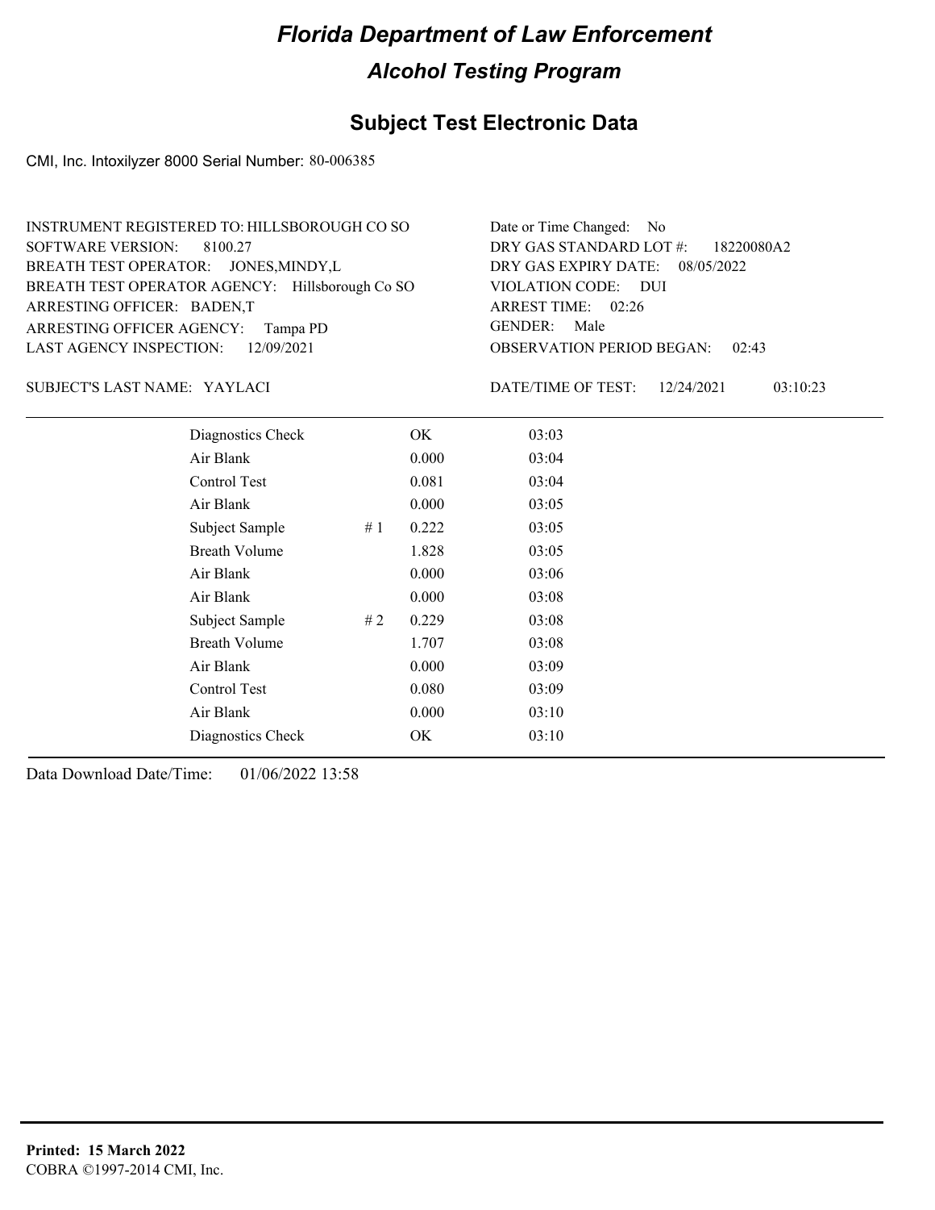# Florida Department of Law Enforcement

## Alcohol Testing Program

### Subject Test Electronic Data

CMI, Inc. Intoxilyzer 8000 Serial Number: 80-006385

INSTRUMENT REGISTERED TO: HILLSBOROUGH CO SO
SOFTWARE VERSION: 8100.27
BREATH TEST OPERATOR: JONES,MINDY,L
BREATH TEST OPERATOR AGENCY: Hillsborough Co SO
ARRESTING OFFICER: BADEN,T
ARRESTING OFFICER AGENCY: Tampa PD
LAST AGENCY INSPECTION: 12/09/2021

Date or Time Changed: No
DRY GAS STANDARD LOT #: 18220080A2
DRY GAS EXPIRY DATE: 08/05/2022
VIOLATION CODE: DUI
ARREST TIME: 02:26
GENDER: Male
OBSERVATION PERIOD BEGAN: 02:43

SUBJECT'S LAST NAME: YAYLACI

DATE/TIME OF TEST: 12/24/2021 03:10:23

| Test | # | Result | Time |
|---|---|---|---|
| Diagnostics Check | | OK | 03:03 |
| Air Blank | | 0.000 | 03:04 |
| Control Test | | 0.081 | 03:04 |
| Air Blank | | 0.000 | 03:05 |
| Subject Sample | # 1 | 0.222 | 03:05 |
| Breath Volume | | 1.828 | 03:05 |
| Air Blank | | 0.000 | 03:06 |
| Air Blank | | 0.000 | 03:08 |
| Subject Sample | # 2 | 0.229 | 03:08 |
| Breath Volume | | 1.707 | 03:08 |
| Air Blank | | 0.000 | 03:09 |
| Control Test | | 0.080 | 03:09 |
| Air Blank | | 0.000 | 03:10 |
| Diagnostics Check | | OK | 03:10 |

Data Download Date/Time: 01/06/2022 13:58

**Printed: 15 March 2022**
COBRA ©1997-2014 CMI, Inc.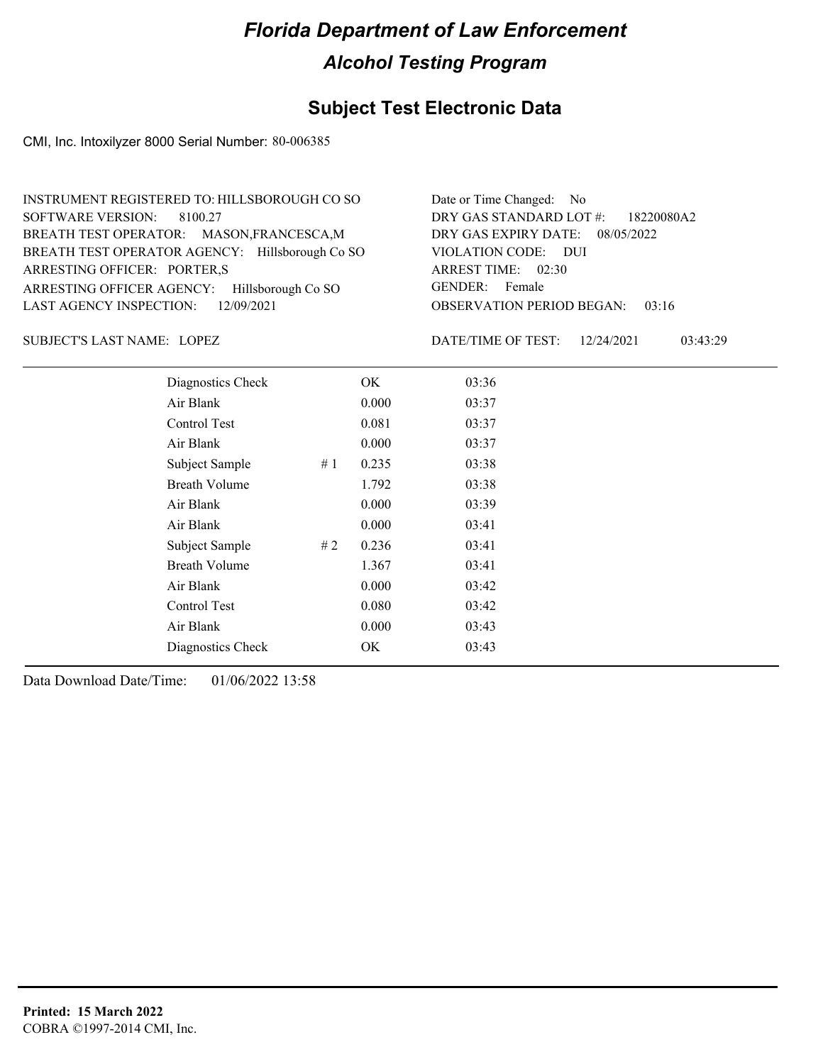# Florida Department of Law Enforcement

## Alcohol Testing Program

### Subject Test Electronic Data

CMI, Inc. Intoxilyzer 8000 Serial Number: 80-006385

INSTRUMENT REGISTERED TO: HILLSBOROUGH CO SO
SOFTWARE VERSION: 8100.27
BREATH TEST OPERATOR: MASON,FRANCESCA,M
BREATH TEST OPERATOR AGENCY: Hillsborough Co SO
ARRESTING OFFICER: PORTER,S
ARRESTING OFFICER AGENCY: Hillsborough Co SO
LAST AGENCY INSPECTION: 12/09/2021

Date or Time Changed: No
DRY GAS STANDARD LOT #: 18220080A2
DRY GAS EXPIRY DATE: 08/05/2022
VIOLATION CODE: DUI
ARREST TIME: 02:30
GENDER: Female
OBSERVATION PERIOD BEGAN: 03:16

SUBJECT'S LAST NAME: LOPEZ

DATE/TIME OF TEST: 12/24/2021 03:43:29

| | | | |
|---|---|---|---|
| Diagnostics Check | | OK | 03:36 |
| Air Blank | | 0.000 | 03:37 |
| Control Test | | 0.081 | 03:37 |
| Air Blank | | 0.000 | 03:37 |
| Subject Sample | # 1 | 0.235 | 03:38 |
| Breath Volume | | 1.792 | 03:38 |
| Air Blank | | 0.000 | 03:39 |
| Air Blank | | 0.000 | 03:41 |
| Subject Sample | # 2 | 0.236 | 03:41 |
| Breath Volume | | 1.367 | 03:41 |
| Air Blank | | 0.000 | 03:42 |
| Control Test | | 0.080 | 03:42 |
| Air Blank | | 0.000 | 03:43 |
| Diagnostics Check | | OK | 03:43 |

Data Download Date/Time: 01/06/2022 13:58

**Printed: 15 March 2022**
COBRA ©1997-2014 CMI, Inc.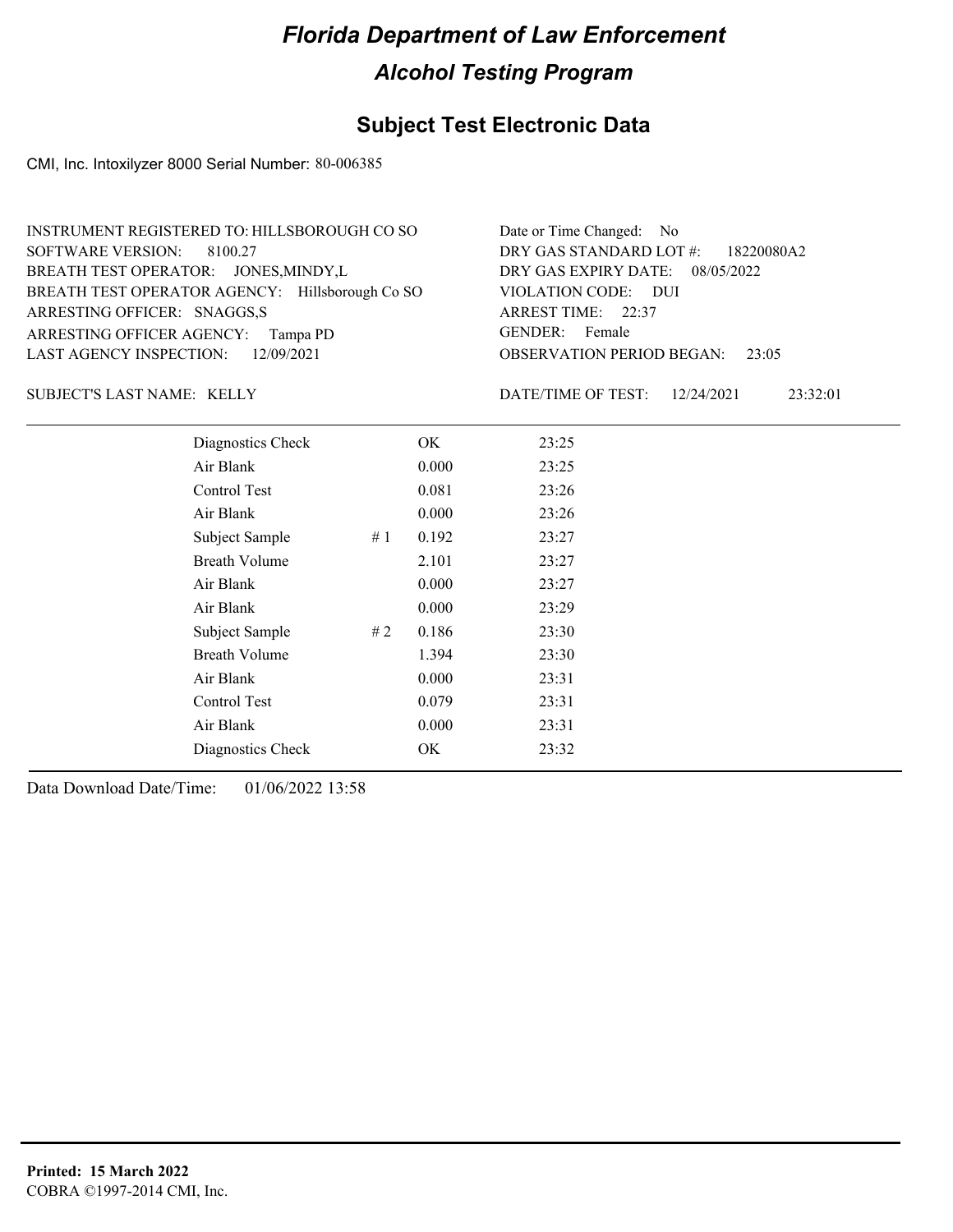# Florida Department of Law Enforcement

## Alcohol Testing Program

### Subject Test Electronic Data

CMI, Inc. Intoxilyzer 8000 Serial Number: 80-006385

INSTRUMENT REGISTERED TO: HILLSBOROUGH CO SO
SOFTWARE VERSION: 8100.27
BREATH TEST OPERATOR: JONES,MINDY,L
BREATH TEST OPERATOR AGENCY: Hillsborough Co SO
ARRESTING OFFICER: SNAGGS,S
ARRESTING OFFICER AGENCY: Tampa PD
LAST AGENCY INSPECTION: 12/09/2021

Date or Time Changed: No
DRY GAS STANDARD LOT #: 18220080A2
DRY GAS EXPIRY DATE: 08/05/2022
VIOLATION CODE: DUI
ARREST TIME: 22:37
GENDER: Female
OBSERVATION PERIOD BEGAN: 23:05

SUBJECT'S LAST NAME: KELLY

DATE/TIME OF TEST: 12/24/2021 23:32:01

| | | | |
|---|---|---|---|
| Diagnostics Check | | OK | 23:25 |
| Air Blank | | 0.000 | 23:25 |
| Control Test | | 0.081 | 23:26 |
| Air Blank | | 0.000 | 23:26 |
| Subject Sample | # 1 | 0.192 | 23:27 |
| Breath Volume | | 2.101 | 23:27 |
| Air Blank | | 0.000 | 23:27 |
| Air Blank | | 0.000 | 23:29 |
| Subject Sample | # 2 | 0.186 | 23:30 |
| Breath Volume | | 1.394 | 23:30 |
| Air Blank | | 0.000 | 23:31 |
| Control Test | | 0.079 | 23:31 |
| Air Blank | | 0.000 | 23:31 |
| Diagnostics Check | | OK | 23:32 |

Data Download Date/Time: 01/06/2022 13:58

**Printed: 15 March 2022**
COBRA ©1997-2014 CMI, Inc.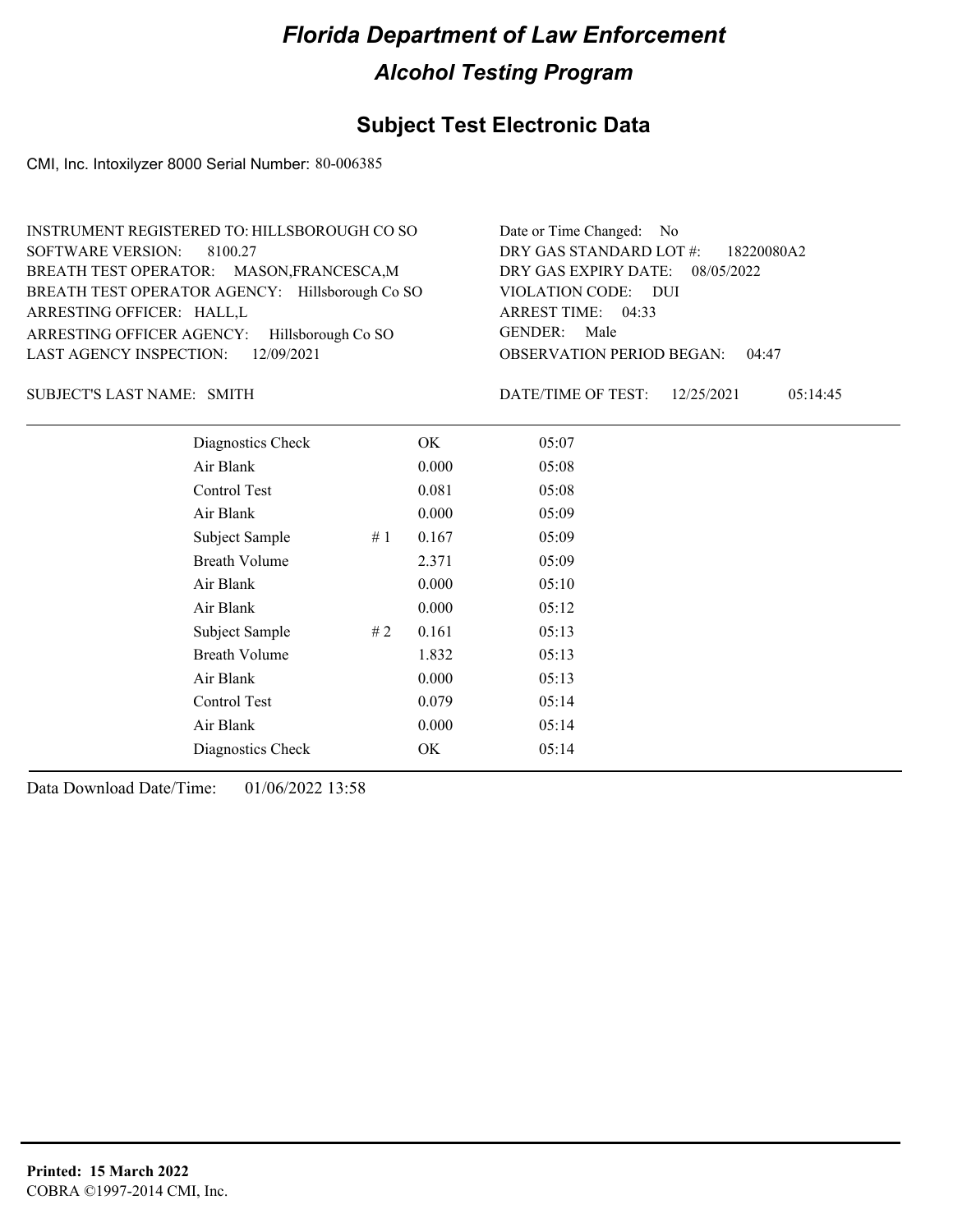# Florida Department of Law Enforcement

## Alcohol Testing Program

## Subject Test Electronic Data

CMI, Inc. Intoxilyzer 8000 Serial Number: 80-006385

INSTRUMENT REGISTERED TO: HILLSBOROUGH CO SO
SOFTWARE VERSION: 8100.27
BREATH TEST OPERATOR: MASON,FRANCESCA,M
BREATH TEST OPERATOR AGENCY: Hillsborough Co SO
ARRESTING OFFICER: HALL,L
ARRESTING OFFICER AGENCY: Hillsborough Co SO
LAST AGENCY INSPECTION: 12/09/2021

Date or Time Changed: No
DRY GAS STANDARD LOT #: 18220080A2
DRY GAS EXPIRY DATE: 08/05/2022
VIOLATION CODE: DUI
ARREST TIME: 04:33
GENDER: Male
OBSERVATION PERIOD BEGAN: 04:47

SUBJECT'S LAST NAME: SMITH

DATE/TIME OF TEST: 12/25/2021 05:14:45

| | | | |
|---|---|---|---|
| Diagnostics Check | | OK | 05:07 |
| Air Blank | | 0.000 | 05:08 |
| Control Test | | 0.081 | 05:08 |
| Air Blank | | 0.000 | 05:09 |
| Subject Sample | # 1 | 0.167 | 05:09 |
| Breath Volume | | 2.371 | 05:09 |
| Air Blank | | 0.000 | 05:10 |
| Air Blank | | 0.000 | 05:12 |
| Subject Sample | # 2 | 0.161 | 05:13 |
| Breath Volume | | 1.832 | 05:13 |
| Air Blank | | 0.000 | 05:13 |
| Control Test | | 0.079 | 05:14 |
| Air Blank | | 0.000 | 05:14 |
| Diagnostics Check | | OK | 05:14 |

Data Download Date/Time: 01/06/2022 13:58

**Printed: 15 March 2022**
COBRA ©1997-2014 CMI, Inc.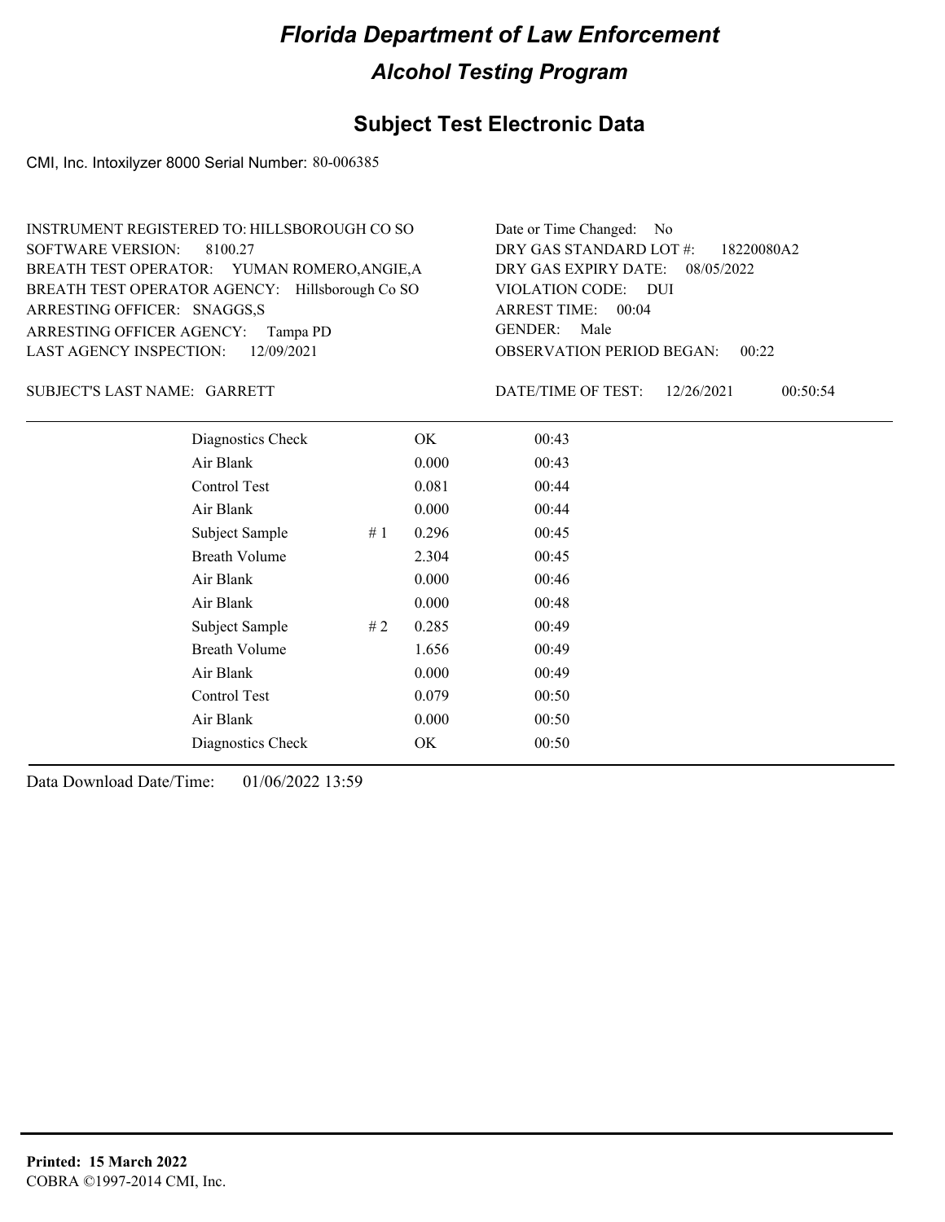# Florida Department of Law Enforcement

## Alcohol Testing Program

### Subject Test Electronic Data

CMI, Inc. Intoxilyzer 8000 Serial Number: 80-006385

INSTRUMENT REGISTERED TO: HILLSBOROUGH CO SO
SOFTWARE VERSION: 8100.27
BREATH TEST OPERATOR: YUMAN ROMERO,ANGIE,A
BREATH TEST OPERATOR AGENCY: Hillsborough Co SO
ARRESTING OFFICER: SNAGGS,S
ARRESTING OFFICER AGENCY: Tampa PD
LAST AGENCY INSPECTION: 12/09/2021

Date or Time Changed: No
DRY GAS STANDARD LOT #: 18220080A2
DRY GAS EXPIRY DATE: 08/05/2022
VIOLATION CODE: DUI
ARREST TIME: 00:04
GENDER: Male
OBSERVATION PERIOD BEGAN: 00:22

SUBJECT'S LAST NAME: GARRETT

DATE/TIME OF TEST: 12/26/2021 00:50:54

| | | | |
|---|---|---|---|
| Diagnostics Check | | OK | 00:43 |
| Air Blank | | 0.000 | 00:43 |
| Control Test | | 0.081 | 00:44 |
| Air Blank | | 0.000 | 00:44 |
| Subject Sample | # 1 | 0.296 | 00:45 |
| Breath Volume | | 2.304 | 00:45 |
| Air Blank | | 0.000 | 00:46 |
| Air Blank | | 0.000 | 00:48 |
| Subject Sample | # 2 | 0.285 | 00:49 |
| Breath Volume | | 1.656 | 00:49 |
| Air Blank | | 0.000 | 00:49 |
| Control Test | | 0.079 | 00:50 |
| Air Blank | | 0.000 | 00:50 |
| Diagnostics Check | | OK | 00:50 |

Data Download Date/Time: 01/06/2022 13:59

**Printed: 15 March 2022**
COBRA ©1997-2014 CMI, Inc.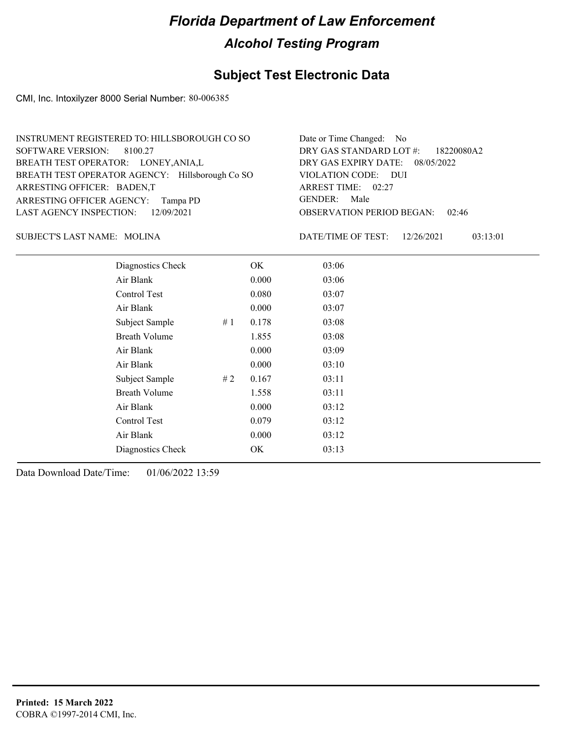# Florida Department of Law Enforcement

## Alcohol Testing Program

### Subject Test Electronic Data

CMI, Inc. Intoxilyzer 8000 Serial Number: 80-006385

INSTRUMENT REGISTERED TO: HILLSBOROUGH CO SO
SOFTWARE VERSION: 8100.27
BREATH TEST OPERATOR: LONEY,ANIA,L
BREATH TEST OPERATOR AGENCY: Hillsborough Co SO
ARRESTING OFFICER: BADEN,T
ARRESTING OFFICER AGENCY: Tampa PD
LAST AGENCY INSPECTION: 12/09/2021

Date or Time Changed: No
DRY GAS STANDARD LOT #: 18220080A2
DRY GAS EXPIRY DATE: 08/05/2022
VIOLATION CODE: DUI
ARREST TIME: 02:27
GENDER: Male
OBSERVATION PERIOD BEGAN: 02:46

SUBJECT'S LAST NAME: MOLINA

DATE/TIME OF TEST: 12/26/2021 03:13:01

| | | | |
|---|---|---|---|
| Diagnostics Check | | OK | 03:06 |
| Air Blank | | 0.000 | 03:06 |
| Control Test | | 0.080 | 03:07 |
| Air Blank | | 0.000 | 03:07 |
| Subject Sample | # 1 | 0.178 | 03:08 |
| Breath Volume | | 1.855 | 03:08 |
| Air Blank | | 0.000 | 03:09 |
| Air Blank | | 0.000 | 03:10 |
| Subject Sample | # 2 | 0.167 | 03:11 |
| Breath Volume | | 1.558 | 03:11 |
| Air Blank | | 0.000 | 03:12 |
| Control Test | | 0.079 | 03:12 |
| Air Blank | | 0.000 | 03:12 |
| Diagnostics Check | | OK | 03:13 |

Data Download Date/Time: 01/06/2022 13:59

**Printed: 15 March 2022**
COBRA ©1997-2014 CMI, Inc.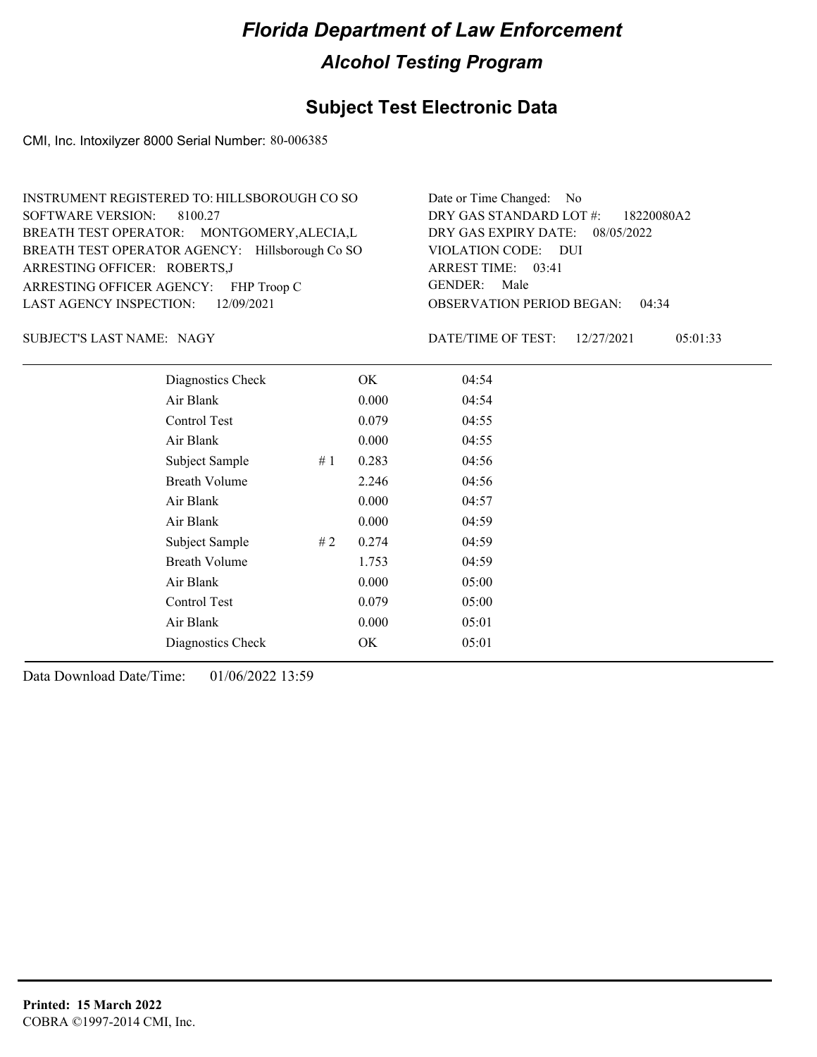# Florida Department of Law Enforcement

## Alcohol Testing Program

### Subject Test Electronic Data

CMI, Inc. Intoxilyzer 8000 Serial Number: 80-006385

INSTRUMENT REGISTERED TO: HILLSBOROUGH CO SO
SOFTWARE VERSION: 8100.27
BREATH TEST OPERATOR: MONTGOMERY,ALECIA,L
BREATH TEST OPERATOR AGENCY: Hillsborough Co SO
ARRESTING OFFICER: ROBERTS,J
ARRESTING OFFICER AGENCY: FHP Troop C
LAST AGENCY INSPECTION: 12/09/2021

Date or Time Changed: No
DRY GAS STANDARD LOT #: 18220080A2
DRY GAS EXPIRY DATE: 08/05/2022
VIOLATION CODE: DUI
ARREST TIME: 03:41
GENDER: Male
OBSERVATION PERIOD BEGAN: 04:34

SUBJECT'S LAST NAME: NAGY

DATE/TIME OF TEST: 12/27/2021 05:01:33

| | | | |
|---|---|---|---|
| Diagnostics Check | | OK | 04:54 |
| Air Blank | | 0.000 | 04:54 |
| Control Test | | 0.079 | 04:55 |
| Air Blank | | 0.000 | 04:55 |
| Subject Sample | # 1 | 0.283 | 04:56 |
| Breath Volume | | 2.246 | 04:56 |
| Air Blank | | 0.000 | 04:57 |
| Air Blank | | 0.000 | 04:59 |
| Subject Sample | # 2 | 0.274 | 04:59 |
| Breath Volume | | 1.753 | 04:59 |
| Air Blank | | 0.000 | 05:00 |
| Control Test | | 0.079 | 05:00 |
| Air Blank | | 0.000 | 05:01 |
| Diagnostics Check | | OK | 05:01 |

Data Download Date/Time: 01/06/2022 13:59

**Printed: 15 March 2022**
COBRA ©1997-2014 CMI, Inc.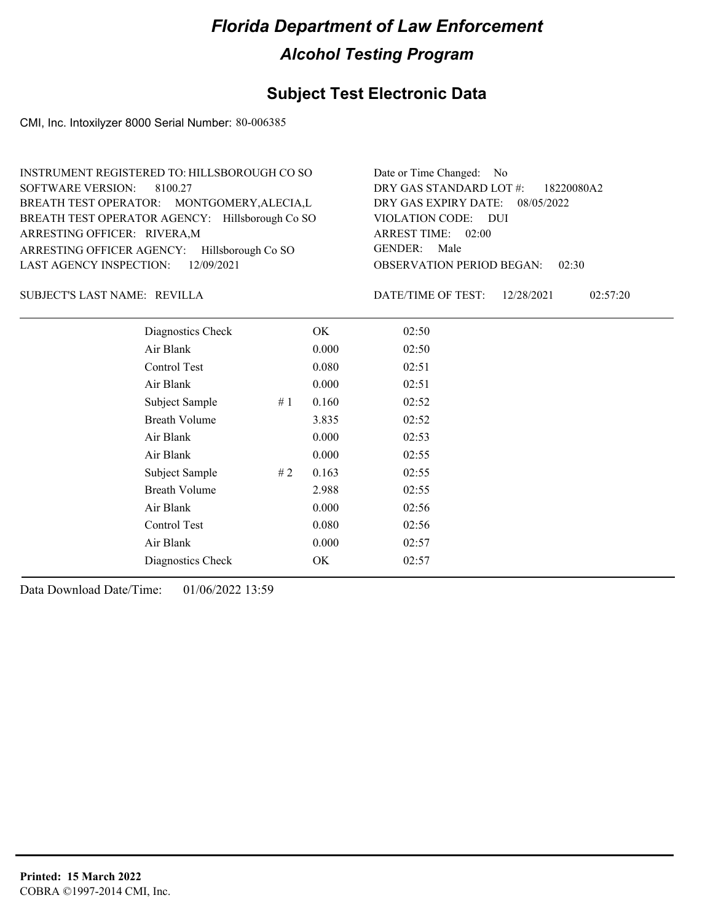# Florida Department of Law Enforcement

## Alcohol Testing Program

## Subject Test Electronic Data

CMI, Inc. Intoxilyzer 8000 Serial Number: 80-006385

INSTRUMENT REGISTERED TO: HILLSBOROUGH CO SO
SOFTWARE VERSION: 8100.27
BREATH TEST OPERATOR: MONTGOMERY,ALECIA,L
BREATH TEST OPERATOR AGENCY: Hillsborough Co SO
ARRESTING OFFICER: RIVERA,M
ARRESTING OFFICER AGENCY: Hillsborough Co SO
LAST AGENCY INSPECTION: 12/09/2021

Date or Time Changed: No
DRY GAS STANDARD LOT #: 18220080A2
DRY GAS EXPIRY DATE: 08/05/2022
VIOLATION CODE: DUI
ARREST TIME: 02:00
GENDER: Male
OBSERVATION PERIOD BEGAN: 02:30

SUBJECT'S LAST NAME: REVILLA

DATE/TIME OF TEST: 12/28/2021 02:57:20

| | | | |
|---|---|---|---|
| Diagnostics Check | | OK | 02:50 |
| Air Blank | | 0.000 | 02:50 |
| Control Test | | 0.080 | 02:51 |
| Air Blank | | 0.000 | 02:51 |
| Subject Sample | # 1 | 0.160 | 02:52 |
| Breath Volume | | 3.835 | 02:52 |
| Air Blank | | 0.000 | 02:53 |
| Air Blank | | 0.000 | 02:55 |
| Subject Sample | # 2 | 0.163 | 02:55 |
| Breath Volume | | 2.988 | 02:55 |
| Air Blank | | 0.000 | 02:56 |
| Control Test | | 0.080 | 02:56 |
| Air Blank | | 0.000 | 02:57 |
| Diagnostics Check | | OK | 02:57 |

Data Download Date/Time: 01/06/2022 13:59

**Printed: 15 March 2022**
COBRA ©1997-2014 CMI, Inc.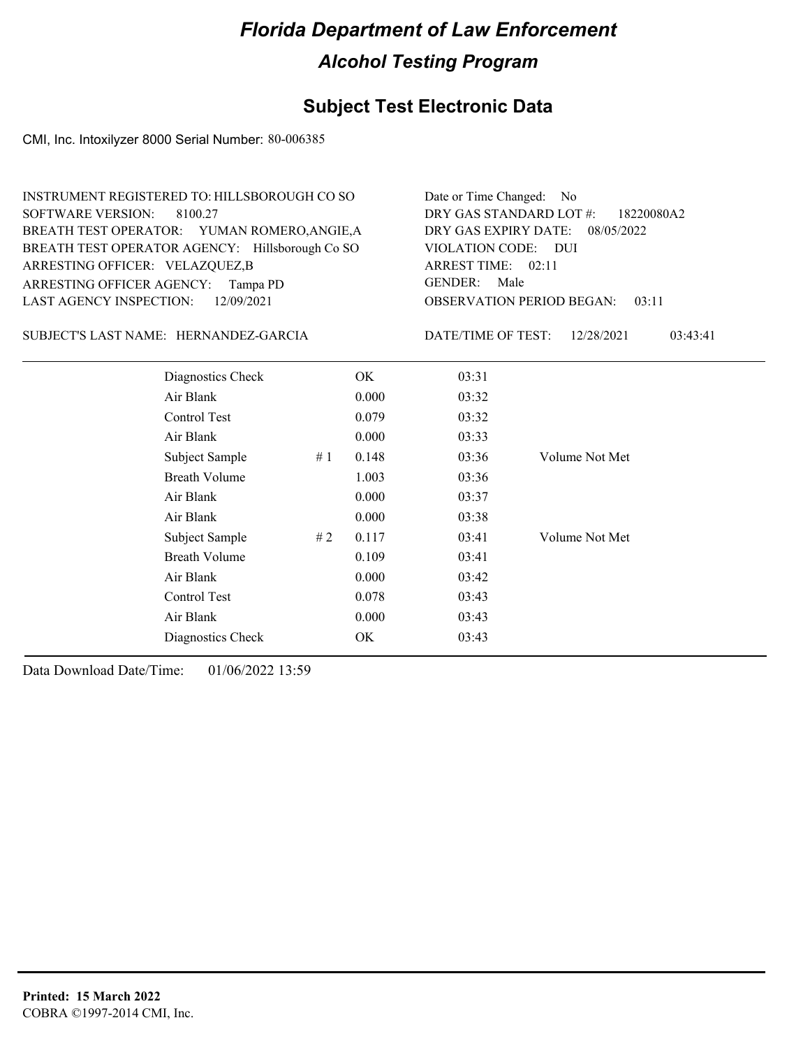# Florida Department of Law Enforcement

## Alcohol Testing Program

### Subject Test Electronic Data

CMI, Inc. Intoxilyzer 8000 Serial Number: 80-006385

INSTRUMENT REGISTERED TO: HILLSBOROUGH CO SO
SOFTWARE VERSION: 8100.27
BREATH TEST OPERATOR: YUMAN ROMERO,ANGIE,A
BREATH TEST OPERATOR AGENCY: Hillsborough Co SO
ARRESTING OFFICER: VELAZQUEZ,B
ARRESTING OFFICER AGENCY: Tampa PD
LAST AGENCY INSPECTION: 12/09/2021

Date or Time Changed: No
DRY GAS STANDARD LOT #: 18220080A2
DRY GAS EXPIRY DATE: 08/05/2022
VIOLATION CODE: DUI
ARREST TIME: 02:11
GENDER: Male
OBSERVATION PERIOD BEGAN: 03:11

SUBJECT'S LAST NAME: HERNANDEZ-GARCIA

DATE/TIME OF TEST: 12/28/2021 03:43:41

| | | | | |
|---|---|---|---|---|
| Diagnostics Check | | OK | 03:31 | |
| Air Blank | | 0.000 | 03:32 | |
| Control Test | | 0.079 | 03:32 | |
| Air Blank | | 0.000 | 03:33 | |
| Subject Sample | # 1 | 0.148 | 03:36 | Volume Not Met |
| Breath Volume | | 1.003 | 03:36 | |
| Air Blank | | 0.000 | 03:37 | |
| Air Blank | | 0.000 | 03:38 | |
| Subject Sample | # 2 | 0.117 | 03:41 | Volume Not Met |
| Breath Volume | | 0.109 | 03:41 | |
| Air Blank | | 0.000 | 03:42 | |
| Control Test | | 0.078 | 03:43 | |
| Air Blank | | 0.000 | 03:43 | |
| Diagnostics Check | | OK | 03:43 | |

Data Download Date/Time: 01/06/2022 13:59

**Printed: 15 March 2022**
COBRA ©1997-2014 CMI, Inc.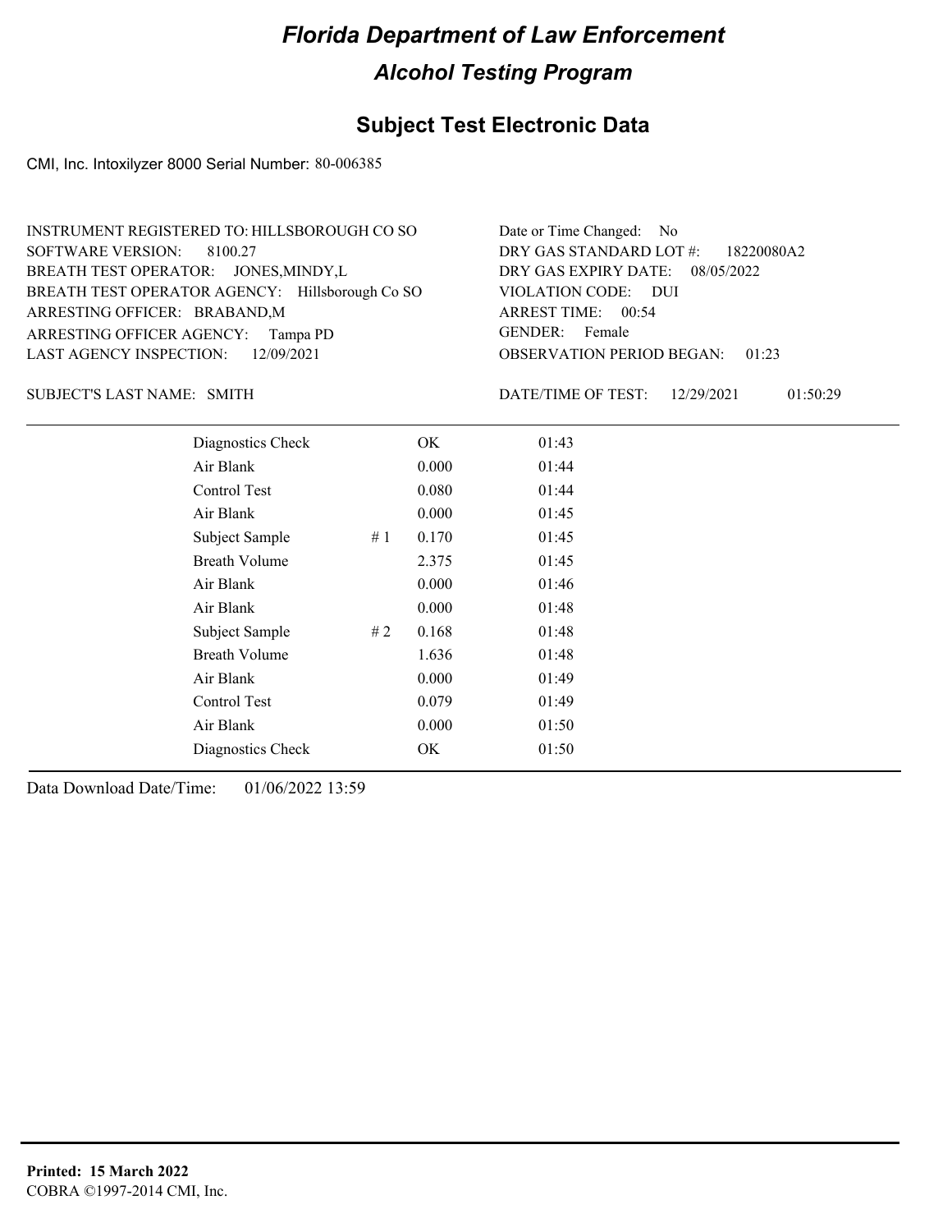# Florida Department of Law Enforcement

## Alcohol Testing Program

## Subject Test Electronic Data

CMI, Inc. Intoxilyzer 8000 Serial Number: 80-006385

INSTRUMENT REGISTERED TO: HILLSBOROUGH CO SO
SOFTWARE VERSION: 8100.27
BREATH TEST OPERATOR: JONES,MINDY,L
BREATH TEST OPERATOR AGENCY: Hillsborough Co SO
ARRESTING OFFICER: BRABAND,M
ARRESTING OFFICER AGENCY: Tampa PD
LAST AGENCY INSPECTION: 12/09/2021

Date or Time Changed: No
DRY GAS STANDARD LOT #: 18220080A2
DRY GAS EXPIRY DATE: 08/05/2022
VIOLATION CODE: DUI
ARREST TIME: 00:54
GENDER: Female
OBSERVATION PERIOD BEGAN: 01:23

SUBJECT'S LAST NAME: SMITH

DATE/TIME OF TEST: 12/29/2021 01:50:29

| Test | # | Result | Time |
|---|---|---|---|
| Diagnostics Check | | OK | 01:43 |
| Air Blank | | 0.000 | 01:44 |
| Control Test | | 0.080 | 01:44 |
| Air Blank | | 0.000 | 01:45 |
| Subject Sample | # 1 | 0.170 | 01:45 |
| Breath Volume | | 2.375 | 01:45 |
| Air Blank | | 0.000 | 01:46 |
| Air Blank | | 0.000 | 01:48 |
| Subject Sample | # 2 | 0.168 | 01:48 |
| Breath Volume | | 1.636 | 01:48 |
| Air Blank | | 0.000 | 01:49 |
| Control Test | | 0.079 | 01:49 |
| Air Blank | | 0.000 | 01:50 |
| Diagnostics Check | | OK | 01:50 |

Data Download Date/Time: 01/06/2022 13:59

**Printed: 15 March 2022**
COBRA ©1997-2014 CMI, Inc.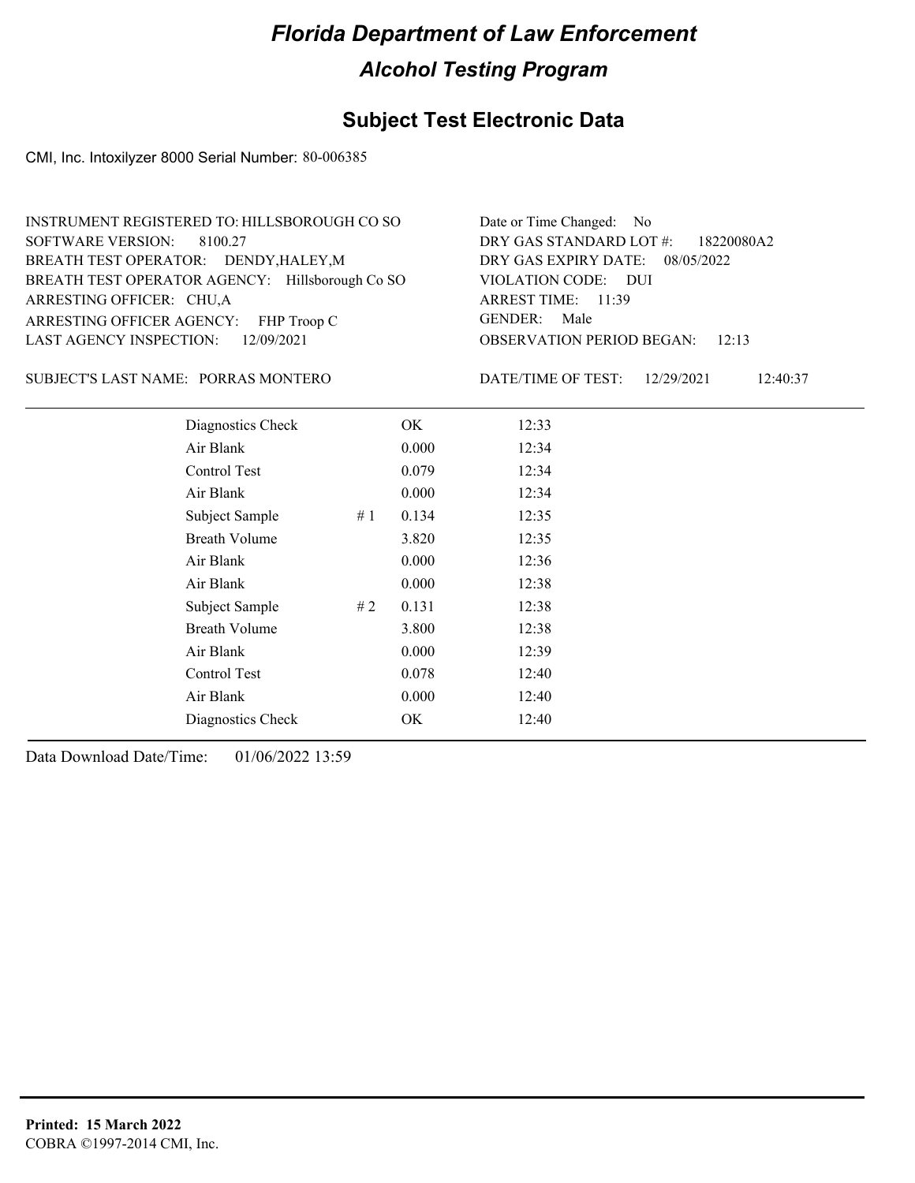# Florida Department of Law Enforcement

## Alcohol Testing Program

### Subject Test Electronic Data

CMI, Inc. Intoxilyzer 8000 Serial Number: 80-006385

INSTRUMENT REGISTERED TO: HILLSBOROUGH CO SO
SOFTWARE VERSION: 8100.27
BREATH TEST OPERATOR: DENDY,HALEY,M
BREATH TEST OPERATOR AGENCY: Hillsborough Co SO
ARRESTING OFFICER: CHU,A
ARRESTING OFFICER AGENCY: FHP Troop C
LAST AGENCY INSPECTION: 12/09/2021

Date or Time Changed: No
DRY GAS STANDARD LOT #: 18220080A2
DRY GAS EXPIRY DATE: 08/05/2022
VIOLATION CODE: DUI
ARREST TIME: 11:39
GENDER: Male
OBSERVATION PERIOD BEGAN: 12:13

SUBJECT'S LAST NAME: PORRAS MONTERO

DATE/TIME OF TEST: 12/29/2021 12:40:37

| | | | |
|---|---|---|---|
| Diagnostics Check | | OK | 12:33 |
| Air Blank | | 0.000 | 12:34 |
| Control Test | | 0.079 | 12:34 |
| Air Blank | | 0.000 | 12:34 |
| Subject Sample | # 1 | 0.134 | 12:35 |
| Breath Volume | | 3.820 | 12:35 |
| Air Blank | | 0.000 | 12:36 |
| Air Blank | | 0.000 | 12:38 |
| Subject Sample | # 2 | 0.131 | 12:38 |
| Breath Volume | | 3.800 | 12:38 |
| Air Blank | | 0.000 | 12:39 |
| Control Test | | 0.078 | 12:40 |
| Air Blank | | 0.000 | 12:40 |
| Diagnostics Check | | OK | 12:40 |

Data Download Date/Time: 01/06/2022 13:59

**Printed: 15 March 2022**
COBRA ©1997-2014 CMI, Inc.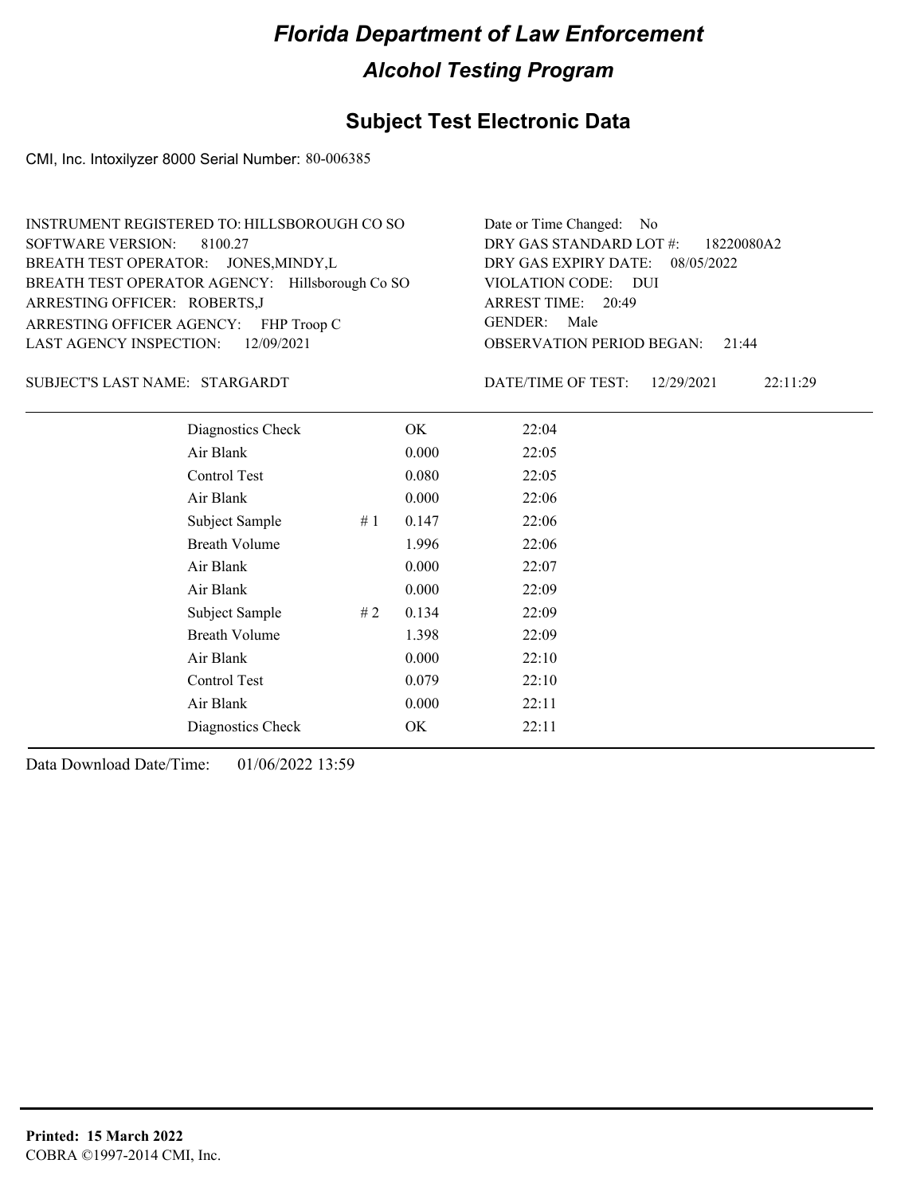# Florida Department of Law Enforcement

## Alcohol Testing Program

### Subject Test Electronic Data

CMI, Inc. Intoxilyzer 8000 Serial Number: 80-006385

INSTRUMENT REGISTERED TO: HILLSBOROUGH CO SO
SOFTWARE VERSION: 8100.27
BREATH TEST OPERATOR: JONES,MINDY,L
BREATH TEST OPERATOR AGENCY: Hillsborough Co SO
ARRESTING OFFICER: ROBERTS,J
ARRESTING OFFICER AGENCY: FHP Troop C
LAST AGENCY INSPECTION: 12/09/2021

Date or Time Changed: No
DRY GAS STANDARD LOT #: 18220080A2
DRY GAS EXPIRY DATE: 08/05/2022
VIOLATION CODE: DUI
ARREST TIME: 20:49
GENDER: Male
OBSERVATION PERIOD BEGAN: 21:44

SUBJECT'S LAST NAME: STARGARDT

DATE/TIME OF TEST: 12/29/2021 22:11:29

| | | | |
|---|---|---|---|
| Diagnostics Check | | OK | 22:04 |
| Air Blank | | 0.000 | 22:05 |
| Control Test | | 0.080 | 22:05 |
| Air Blank | | 0.000 | 22:06 |
| Subject Sample | # 1 | 0.147 | 22:06 |
| Breath Volume | | 1.996 | 22:06 |
| Air Blank | | 0.000 | 22:07 |
| Air Blank | | 0.000 | 22:09 |
| Subject Sample | # 2 | 0.134 | 22:09 |
| Breath Volume | | 1.398 | 22:09 |
| Air Blank | | 0.000 | 22:10 |
| Control Test | | 0.079 | 22:10 |
| Air Blank | | 0.000 | 22:11 |
| Diagnostics Check | | OK | 22:11 |

Data Download Date/Time: 01/06/2022 13:59

**Printed: 15 March 2022**
COBRA ©1997-2014 CMI, Inc.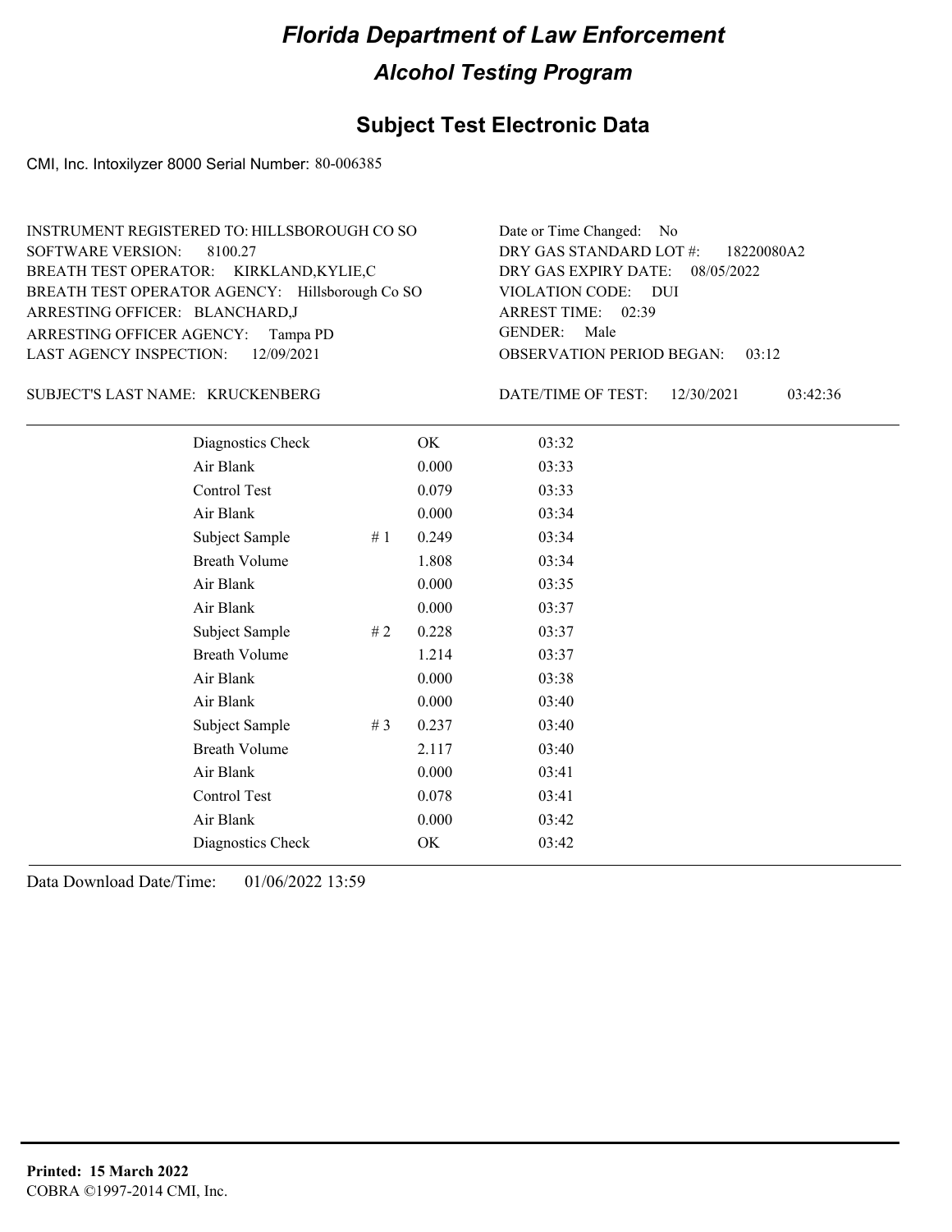# Florida Department of Law Enforcement

## Alcohol Testing Program

### Subject Test Electronic Data

CMI, Inc. Intoxilyzer 8000 Serial Number: 80-006385

INSTRUMENT REGISTERED TO: HILLSBOROUGH CO SO
SOFTWARE VERSION: 8100.27
BREATH TEST OPERATOR: KIRKLAND,KYLIE,C
BREATH TEST OPERATOR AGENCY: Hillsborough Co SO
ARRESTING OFFICER: BLANCHARD,J
ARRESTING OFFICER AGENCY: Tampa PD
LAST AGENCY INSPECTION: 12/09/2021

Date or Time Changed: No
DRY GAS STANDARD LOT #: 18220080A2
DRY GAS EXPIRY DATE: 08/05/2022
VIOLATION CODE: DUI
ARREST TIME: 02:39
GENDER: Male
OBSERVATION PERIOD BEGAN: 03:12

SUBJECT'S LAST NAME: KRUCKENBERG

DATE/TIME OF TEST: 12/30/2021 03:42:36

| Test | # | Result | Time |
|---|---|---|---|
| Diagnostics Check | | OK | 03:32 |
| Air Blank | | 0.000 | 03:33 |
| Control Test | | 0.079 | 03:33 |
| Air Blank | | 0.000 | 03:34 |
| Subject Sample | # 1 | 0.249 | 03:34 |
| Breath Volume | | 1.808 | 03:34 |
| Air Blank | | 0.000 | 03:35 |
| Air Blank | | 0.000 | 03:37 |
| Subject Sample | # 2 | 0.228 | 03:37 |
| Breath Volume | | 1.214 | 03:37 |
| Air Blank | | 0.000 | 03:38 |
| Air Blank | | 0.000 | 03:40 |
| Subject Sample | # 3 | 0.237 | 03:40 |
| Breath Volume | | 2.117 | 03:40 |
| Air Blank | | 0.000 | 03:41 |
| Control Test | | 0.078 | 03:41 |
| Air Blank | | 0.000 | 03:42 |
| Diagnostics Check | | OK | 03:42 |

Data Download Date/Time: 01/06/2022 13:59

**Printed: 15 March 2022**
COBRA ©1997-2014 CMI, Inc.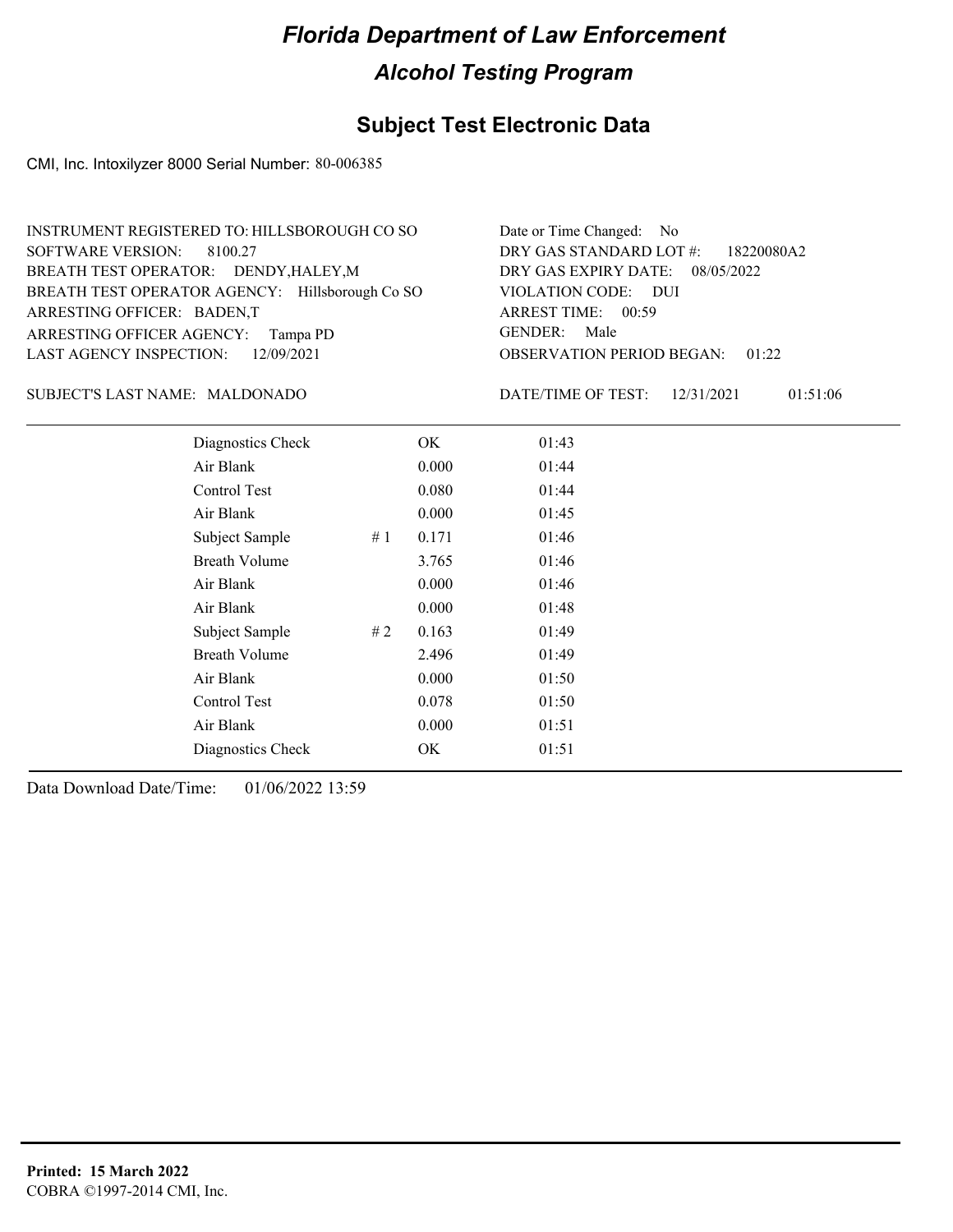# Florida Department of Law Enforcement

## Alcohol Testing Program

### Subject Test Electronic Data

CMI, Inc. Intoxilyzer 8000 Serial Number: 80-006385

INSTRUMENT REGISTERED TO: HILLSBOROUGH CO SO
SOFTWARE VERSION: 8100.27
BREATH TEST OPERATOR: DENDY,HALEY,M
BREATH TEST OPERATOR AGENCY: Hillsborough Co SO
ARRESTING OFFICER: BADEN,T
ARRESTING OFFICER AGENCY: Tampa PD
LAST AGENCY INSPECTION: 12/09/2021

Date or Time Changed: No
DRY GAS STANDARD LOT #: 18220080A2
DRY GAS EXPIRY DATE: 08/05/2022
VIOLATION CODE: DUI
ARREST TIME: 00:59
GENDER: Male
OBSERVATION PERIOD BEGAN: 01:22

SUBJECT'S LAST NAME: MALDONADO

DATE/TIME OF TEST: 12/31/2021 01:51:06

| | | | |
|---|---|---|---|
| Diagnostics Check | | OK | 01:43 |
| Air Blank | | 0.000 | 01:44 |
| Control Test | | 0.080 | 01:44 |
| Air Blank | | 0.000 | 01:45 |
| Subject Sample | # 1 | 0.171 | 01:46 |
| Breath Volume | | 3.765 | 01:46 |
| Air Blank | | 0.000 | 01:46 |
| Air Blank | | 0.000 | 01:48 |
| Subject Sample | # 2 | 0.163 | 01:49 |
| Breath Volume | | 2.496 | 01:49 |
| Air Blank | | 0.000 | 01:50 |
| Control Test | | 0.078 | 01:50 |
| Air Blank | | 0.000 | 01:51 |
| Diagnostics Check | | OK | 01:51 |

Data Download Date/Time: 01/06/2022 13:59

**Printed: 15 March 2022**
COBRA ©1997-2014 CMI, Inc.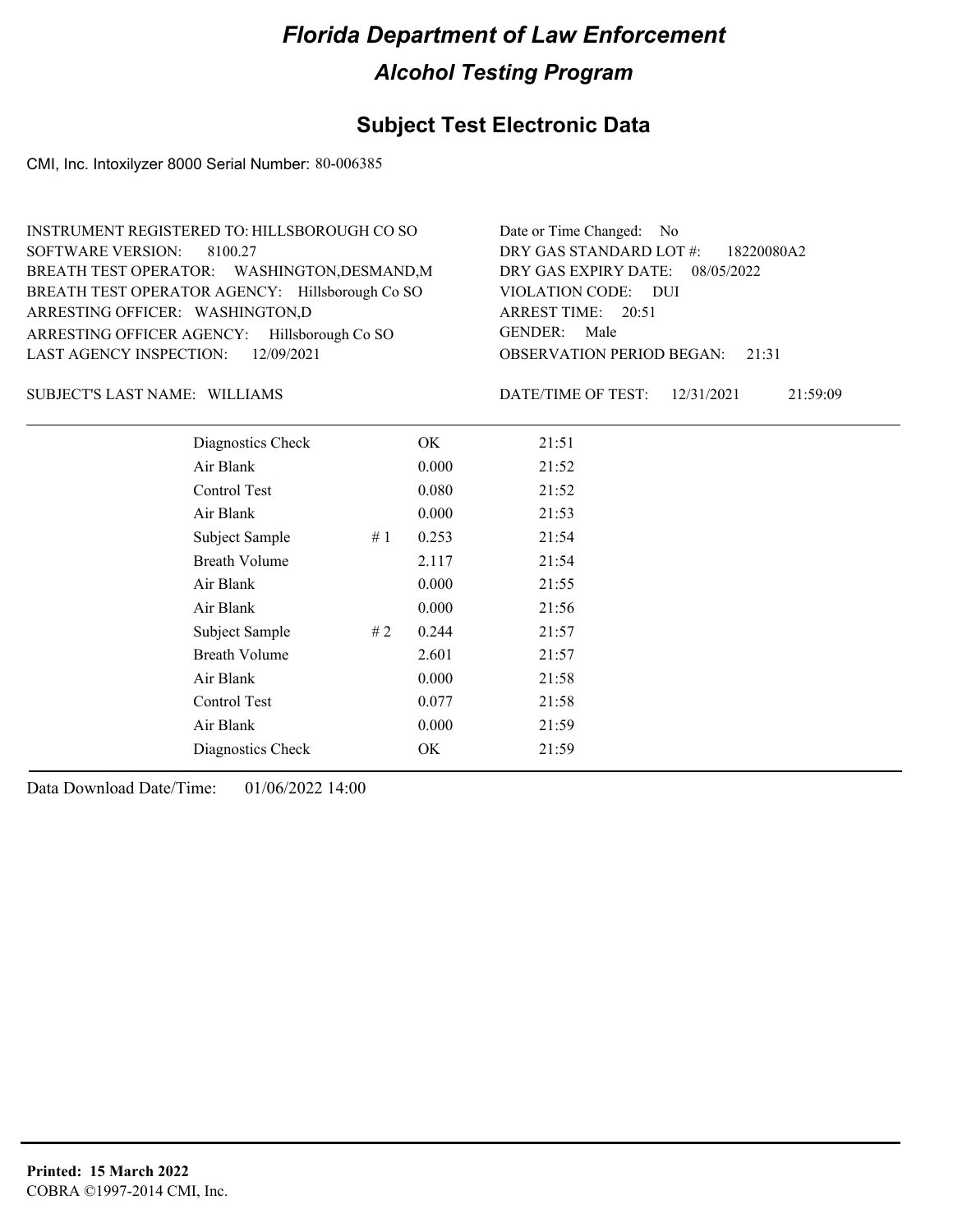# Florida Department of Law Enforcement

## Alcohol Testing Program

### Subject Test Electronic Data

CMI, Inc. Intoxilyzer 8000 Serial Number: 80-006385

INSTRUMENT REGISTERED TO: HILLSBOROUGH CO SO
SOFTWARE VERSION: 8100.27
BREATH TEST OPERATOR: WASHINGTON,DESMAND,M
BREATH TEST OPERATOR AGENCY: Hillsborough Co SO
ARRESTING OFFICER: WASHINGTON,D
ARRESTING OFFICER AGENCY: Hillsborough Co SO
LAST AGENCY INSPECTION: 12/09/2021

Date or Time Changed: No
DRY GAS STANDARD LOT #: 18220080A2
DRY GAS EXPIRY DATE: 08/05/2022
VIOLATION CODE: DUI
ARREST TIME: 20:51
GENDER: Male
OBSERVATION PERIOD BEGAN: 21:31

SUBJECT'S LAST NAME: WILLIAMS

DATE/TIME OF TEST: 12/31/2021 21:59:09

| Test | # | Result | Time |
|---|---|---|---|
| Diagnostics Check | | OK | 21:51 |
| Air Blank | | 0.000 | 21:52 |
| Control Test | | 0.080 | 21:52 |
| Air Blank | | 0.000 | 21:53 |
| Subject Sample | # 1 | 0.253 | 21:54 |
| Breath Volume | | 2.117 | 21:54 |
| Air Blank | | 0.000 | 21:55 |
| Air Blank | | 0.000 | 21:56 |
| Subject Sample | # 2 | 0.244 | 21:57 |
| Breath Volume | | 2.601 | 21:57 |
| Air Blank | | 0.000 | 21:58 |
| Control Test | | 0.077 | 21:58 |
| Air Blank | | 0.000 | 21:59 |
| Diagnostics Check | | OK | 21:59 |

Data Download Date/Time: 01/06/2022 14:00

**Printed: 15 March 2022**
COBRA ©1997-2014 CMI, Inc.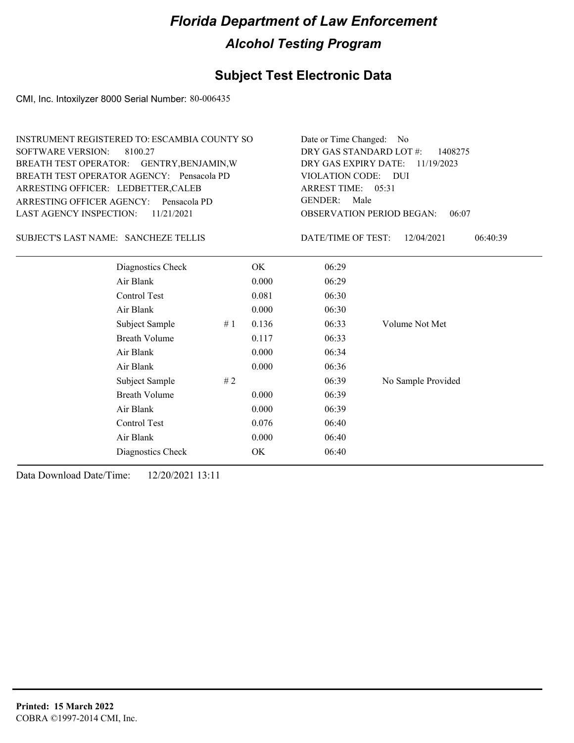# Florida Department of Law Enforcement

## Alcohol Testing Program

### Subject Test Electronic Data

CMI, Inc. Intoxilyzer 8000 Serial Number: 80-006435

INSTRUMENT REGISTERED TO: ESCAMBIA COUNTY SO
SOFTWARE VERSION: 8100.27
BREATH TEST OPERATOR: GENTRY,BENJAMIN,W
BREATH TEST OPERATOR AGENCY: Pensacola PD
ARRESTING OFFICER: LEDBETTER,CALEB
ARRESTING OFFICER AGENCY: Pensacola PD
LAST AGENCY INSPECTION: 11/21/2021

Date or Time Changed: No
DRY GAS STANDARD LOT #: 1408275
DRY GAS EXPIRY DATE: 11/19/2023
VIOLATION CODE: DUI
ARREST TIME: 05:31
GENDER: Male
OBSERVATION PERIOD BEGAN: 06:07

SUBJECT'S LAST NAME: SANCHEZE TELLIS

DATE/TIME OF TEST: 12/04/2021 06:40:39

| | | | | |
|---|---|---|---|---|
| Diagnostics Check | | OK | 06:29 | |
| Air Blank | | 0.000 | 06:29 | |
| Control Test | | 0.081 | 06:30 | |
| Air Blank | | 0.000 | 06:30 | |
| Subject Sample | # 1 | 0.136 | 06:33 | Volume Not Met |
| Breath Volume | | 0.117 | 06:33 | |
| Air Blank | | 0.000 | 06:34 | |
| Air Blank | | 0.000 | 06:36 | |
| Subject Sample | # 2 | | 06:39 | No Sample Provided |
| Breath Volume | | 0.000 | 06:39 | |
| Air Blank | | 0.000 | 06:39 | |
| Control Test | | 0.076 | 06:40 | |
| Air Blank | | 0.000 | 06:40 | |
| Diagnostics Check | | OK | 06:40 | |

Data Download Date/Time: 12/20/2021 13:11

**Printed: 15 March 2022**
COBRA ©1997-2014 CMI, Inc.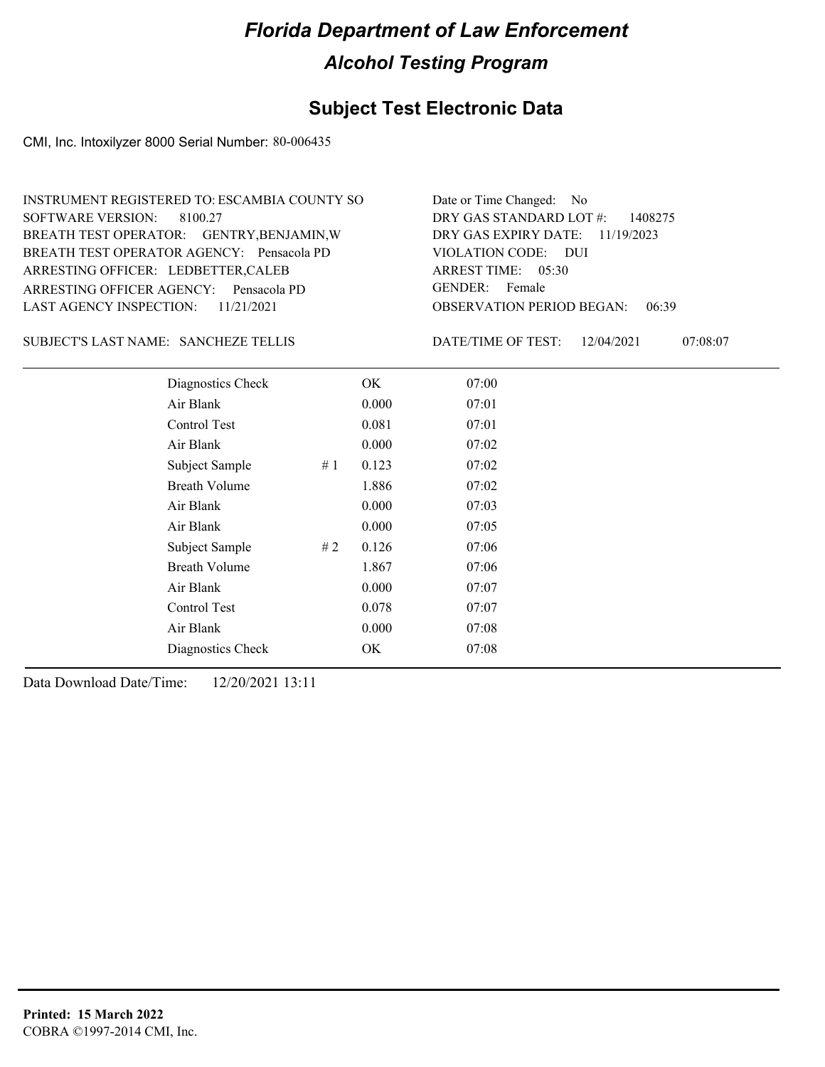# Florida Department of Law Enforcement

## Alcohol Testing Program

### Subject Test Electronic Data

CMI, Inc. Intoxilyzer 8000 Serial Number: 80-006435

INSTRUMENT REGISTERED TO: ESCAMBIA COUNTY SO
SOFTWARE VERSION: 8100.27
BREATH TEST OPERATOR: GENTRY,BENJAMIN,W
BREATH TEST OPERATOR AGENCY: Pensacola PD
ARRESTING OFFICER: LEDBETTER,CALEB
ARRESTING OFFICER AGENCY: Pensacola PD
LAST AGENCY INSPECTION: 11/21/2021

Date or Time Changed: No
DRY GAS STANDARD LOT #: 1408275
DRY GAS EXPIRY DATE: 11/19/2023
VIOLATION CODE: DUI
ARREST TIME: 05:30
GENDER: Female
OBSERVATION PERIOD BEGAN: 06:39

SUBJECT'S LAST NAME: SANCHEZE TELLIS

DATE/TIME OF TEST: 12/04/2021 07:08:07

| | | | |
|---|---|---|---|
| Diagnostics Check | | OK | 07:00 |
| Air Blank | | 0.000 | 07:01 |
| Control Test | | 0.081 | 07:01 |
| Air Blank | | 0.000 | 07:02 |
| Subject Sample | # 1 | 0.123 | 07:02 |
| Breath Volume | | 1.886 | 07:02 |
| Air Blank | | 0.000 | 07:03 |
| Air Blank | | 0.000 | 07:05 |
| Subject Sample | # 2 | 0.126 | 07:06 |
| Breath Volume | | 1.867 | 07:06 |
| Air Blank | | 0.000 | 07:07 |
| Control Test | | 0.078 | 07:07 |
| Air Blank | | 0.000 | 07:08 |
| Diagnostics Check | | OK | 07:08 |

Data Download Date/Time: 12/20/2021 13:11

**Printed: 15 March 2022**
COBRA ©1997-2014 CMI, Inc.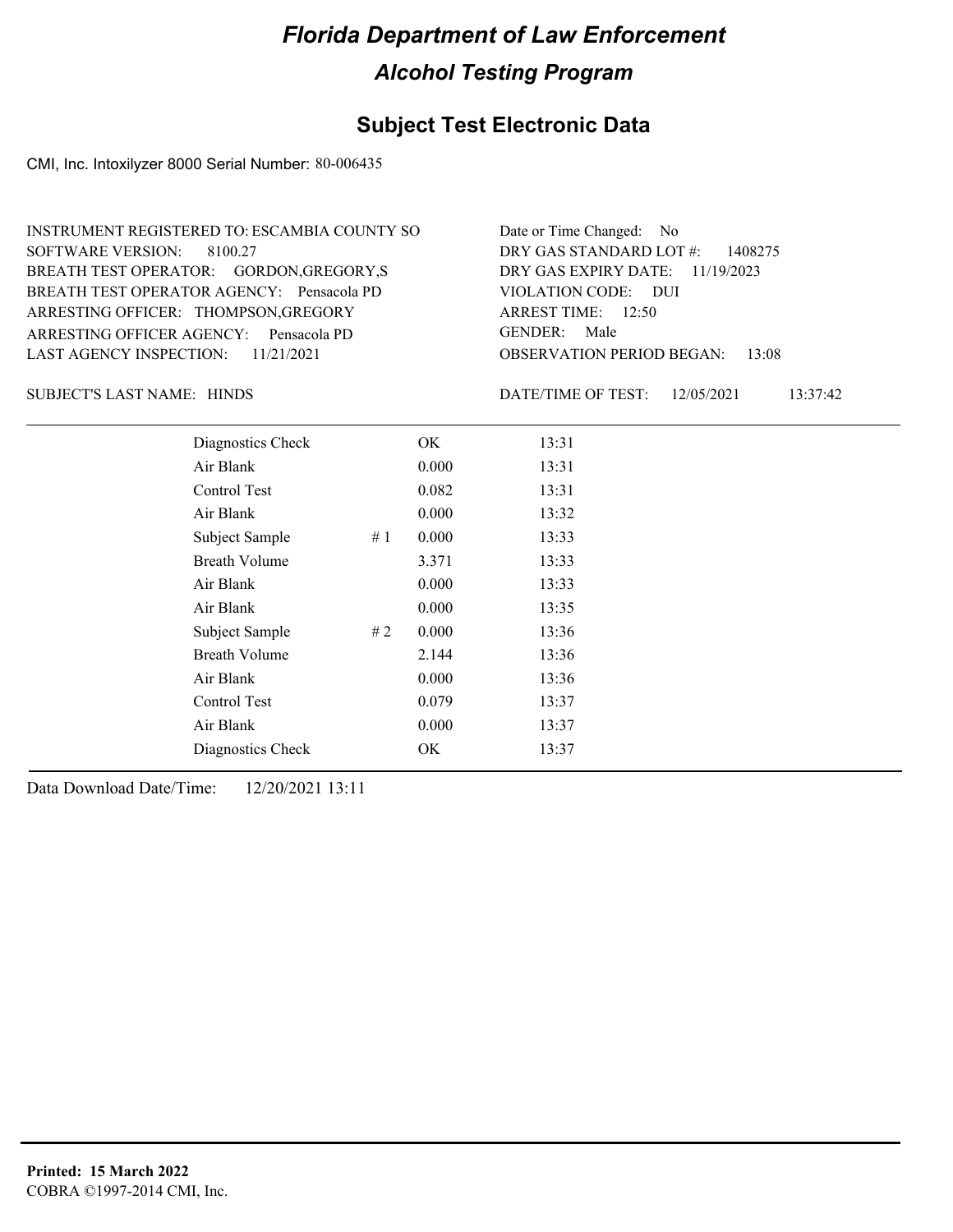# Florida Department of Law Enforcement

## Alcohol Testing Program

### Subject Test Electronic Data

CMI, Inc. Intoxilyzer 8000 Serial Number: 80-006435

INSTRUMENT REGISTERED TO: ESCAMBIA COUNTY SO
SOFTWARE VERSION: 8100.27
BREATH TEST OPERATOR: GORDON,GREGORY,S
BREATH TEST OPERATOR AGENCY: Pensacola PD
ARRESTING OFFICER: THOMPSON,GREGORY
ARRESTING OFFICER AGENCY: Pensacola PD
LAST AGENCY INSPECTION: 11/21/2021

Date or Time Changed: No
DRY GAS STANDARD LOT #: 1408275
DRY GAS EXPIRY DATE: 11/19/2023
VIOLATION CODE: DUI
ARREST TIME: 12:50
GENDER: Male
OBSERVATION PERIOD BEGAN: 13:08

SUBJECT'S LAST NAME: HINDS

DATE/TIME OF TEST: 12/05/2021 13:37:42

| | | | |
|---|---|---|---|
| Diagnostics Check | | OK | 13:31 |
| Air Blank | | 0.000 | 13:31 |
| Control Test | | 0.082 | 13:31 |
| Air Blank | | 0.000 | 13:32 |
| Subject Sample | # 1 | 0.000 | 13:33 |
| Breath Volume | | 3.371 | 13:33 |
| Air Blank | | 0.000 | 13:33 |
| Air Blank | | 0.000 | 13:35 |
| Subject Sample | # 2 | 0.000 | 13:36 |
| Breath Volume | | 2.144 | 13:36 |
| Air Blank | | 0.000 | 13:36 |
| Control Test | | 0.079 | 13:37 |
| Air Blank | | 0.000 | 13:37 |
| Diagnostics Check | | OK | 13:37 |

Data Download Date/Time: 12/20/2021 13:11

**Printed: 15 March 2022**
COBRA ©1997-2014 CMI, Inc.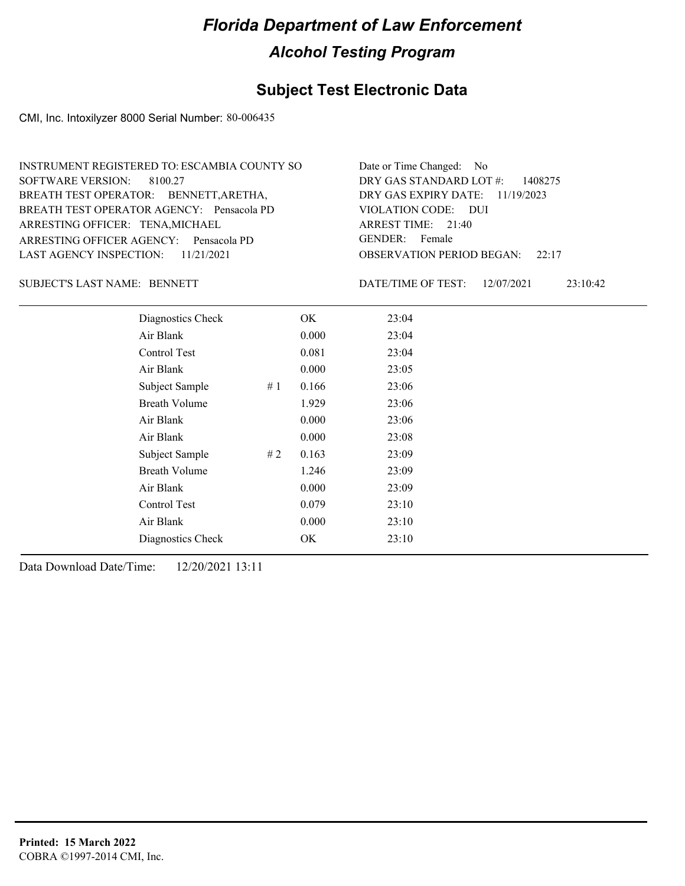# Florida Department of Law Enforcement

## Alcohol Testing Program

### Subject Test Electronic Data

CMI, Inc. Intoxilyzer 8000 Serial Number: 80-006435

INSTRUMENT REGISTERED TO: ESCAMBIA COUNTY SO
SOFTWARE VERSION: 8100.27
BREATH TEST OPERATOR: BENNETT,ARETHA,
BREATH TEST OPERATOR AGENCY: Pensacola PD
ARRESTING OFFICER: TENA,MICHAEL
ARRESTING OFFICER AGENCY: Pensacola PD
LAST AGENCY INSPECTION: 11/21/2021

Date or Time Changed: No
DRY GAS STANDARD LOT #: 1408275
DRY GAS EXPIRY DATE: 11/19/2023
VIOLATION CODE: DUI
ARREST TIME: 21:40
GENDER: Female
OBSERVATION PERIOD BEGAN: 22:17

SUBJECT'S LAST NAME: BENNETT

DATE/TIME OF TEST: 12/07/2021 23:10:42

| Test | | Result | Time |
|---|---|---|---|
| Diagnostics Check | | OK | 23:04 |
| Air Blank | | 0.000 | 23:04 |
| Control Test | | 0.081 | 23:04 |
| Air Blank | | 0.000 | 23:05 |
| Subject Sample | # 1 | 0.166 | 23:06 |
| Breath Volume | | 1.929 | 23:06 |
| Air Blank | | 0.000 | 23:06 |
| Air Blank | | 0.000 | 23:08 |
| Subject Sample | # 2 | 0.163 | 23:09 |
| Breath Volume | | 1.246 | 23:09 |
| Air Blank | | 0.000 | 23:09 |
| Control Test | | 0.079 | 23:10 |
| Air Blank | | 0.000 | 23:10 |
| Diagnostics Check | | OK | 23:10 |

Data Download Date/Time: 12/20/2021 13:11

**Printed: 15 March 2022**
COBRA ©1997-2014 CMI, Inc.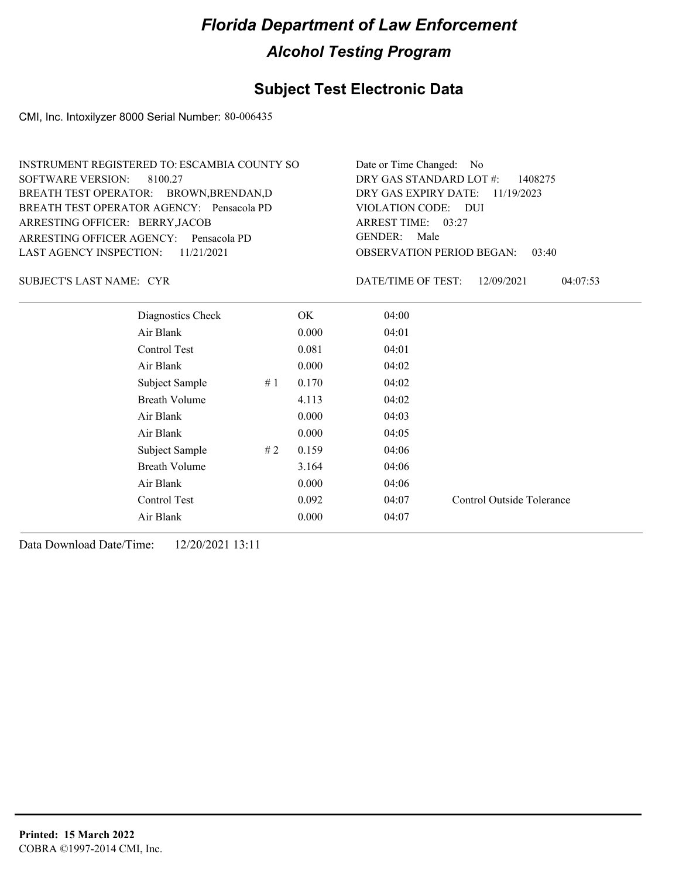# Florida Department of Law Enforcement

## Alcohol Testing Program

### Subject Test Electronic Data

CMI, Inc. Intoxilyzer 8000 Serial Number: 80-006435

INSTRUMENT REGISTERED TO: ESCAMBIA COUNTY SO
SOFTWARE VERSION: 8100.27
BREATH TEST OPERATOR: BROWN,BRENDAN,D
BREATH TEST OPERATOR AGENCY: Pensacola PD
ARRESTING OFFICER: BERRY,JACOB
ARRESTING OFFICER AGENCY: Pensacola PD
LAST AGENCY INSPECTION: 11/21/2021

Date or Time Changed: No
DRY GAS STANDARD LOT #: 1408275
DRY GAS EXPIRY DATE: 11/19/2023
VIOLATION CODE: DUI
ARREST TIME: 03:27
GENDER: Male
OBSERVATION PERIOD BEGAN: 03:40

SUBJECT'S LAST NAME: CYR

DATE/TIME OF TEST: 12/09/2021 04:07:53

| | | | | |
|---|---|---|---|---|
| Diagnostics Check | | OK | 04:00 | |
| Air Blank | | 0.000 | 04:01 | |
| Control Test | | 0.081 | 04:01 | |
| Air Blank | | 0.000 | 04:02 | |
| Subject Sample | # 1 | 0.170 | 04:02 | |
| Breath Volume | | 4.113 | 04:02 | |
| Air Blank | | 0.000 | 04:03 | |
| Air Blank | | 0.000 | 04:05 | |
| Subject Sample | # 2 | 0.159 | 04:06 | |
| Breath Volume | | 3.164 | 04:06 | |
| Air Blank | | 0.000 | 04:06 | |
| Control Test | | 0.092 | 04:07 | Control Outside Tolerance |
| Air Blank | | 0.000 | 04:07 | |

Data Download Date/Time: 12/20/2021 13:11

**Printed: 15 March 2022**
COBRA ©1997-2014 CMI, Inc.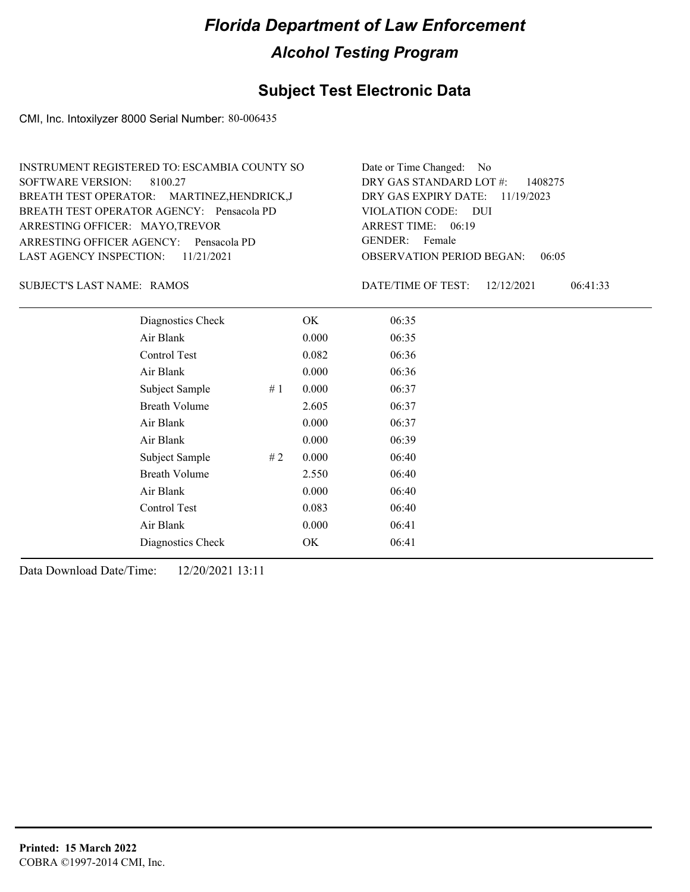# Florida Department of Law Enforcement

## Alcohol Testing Program

## Subject Test Electronic Data

CMI, Inc. Intoxilyzer 8000 Serial Number: 80-006435

INSTRUMENT REGISTERED TO: ESCAMBIA COUNTY SO
SOFTWARE VERSION: 8100.27
BREATH TEST OPERATOR: MARTINEZ,HENDRICK,J
BREATH TEST OPERATOR AGENCY: Pensacola PD
ARRESTING OFFICER: MAYO,TREVOR
ARRESTING OFFICER AGENCY: Pensacola PD
LAST AGENCY INSPECTION: 11/21/2021

Date or Time Changed: No
DRY GAS STANDARD LOT #: 1408275
DRY GAS EXPIRY DATE: 11/19/2023
VIOLATION CODE: DUI
ARREST TIME: 06:19
GENDER: Female
OBSERVATION PERIOD BEGAN: 06:05

SUBJECT'S LAST NAME: RAMOS

DATE/TIME OF TEST: 12/12/2021 06:41:33

| | | | |
|---|---|---|---|
| Diagnostics Check | | OK | 06:35 |
| Air Blank | | 0.000 | 06:35 |
| Control Test | | 0.082 | 06:36 |
| Air Blank | | 0.000 | 06:36 |
| Subject Sample | # 1 | 0.000 | 06:37 |
| Breath Volume | | 2.605 | 06:37 |
| Air Blank | | 0.000 | 06:37 |
| Air Blank | | 0.000 | 06:39 |
| Subject Sample | # 2 | 0.000 | 06:40 |
| Breath Volume | | 2.550 | 06:40 |
| Air Blank | | 0.000 | 06:40 |
| Control Test | | 0.083 | 06:40 |
| Air Blank | | 0.000 | 06:41 |
| Diagnostics Check | | OK | 06:41 |

Data Download Date/Time: 12/20/2021 13:11

**Printed: 15 March 2022**
COBRA ©1997-2014 CMI, Inc.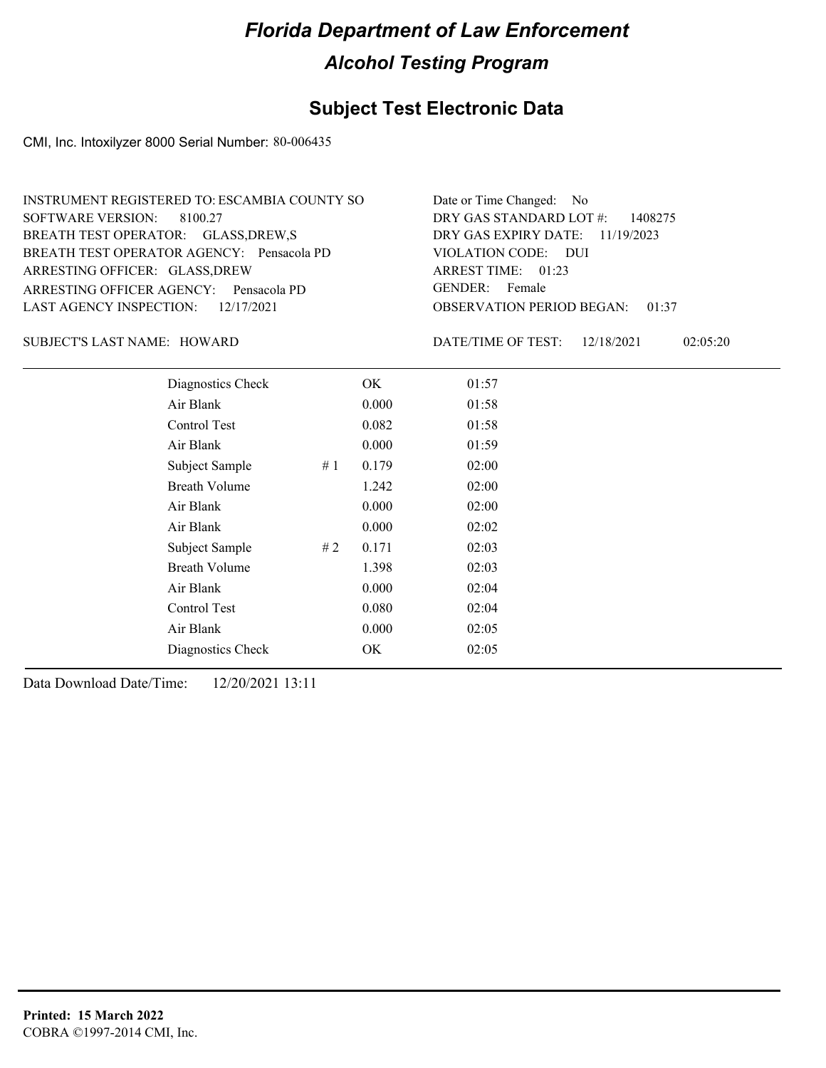# Florida Department of Law Enforcement

## Alcohol Testing Program

### Subject Test Electronic Data

CMI, Inc. Intoxilyzer 8000 Serial Number: 80-006435

INSTRUMENT REGISTERED TO: ESCAMBIA COUNTY SO
SOFTWARE VERSION: 8100.27
BREATH TEST OPERATOR: GLASS,DREW,S
BREATH TEST OPERATOR AGENCY: Pensacola PD
ARRESTING OFFICER: GLASS,DREW
ARRESTING OFFICER AGENCY: Pensacola PD
LAST AGENCY INSPECTION: 12/17/2021

Date or Time Changed: No
DRY GAS STANDARD LOT #: 1408275
DRY GAS EXPIRY DATE: 11/19/2023
VIOLATION CODE: DUI
ARREST TIME: 01:23
GENDER: Female
OBSERVATION PERIOD BEGAN: 01:37

SUBJECT'S LAST NAME: HOWARD

DATE/TIME OF TEST: 12/18/2021 02:05:20

| | | | |
|---|---|---|---|
| Diagnostics Check | | OK | 01:57 |
| Air Blank | | 0.000 | 01:58 |
| Control Test | | 0.082 | 01:58 |
| Air Blank | | 0.000 | 01:59 |
| Subject Sample | # 1 | 0.179 | 02:00 |
| Breath Volume | | 1.242 | 02:00 |
| Air Blank | | 0.000 | 02:00 |
| Air Blank | | 0.000 | 02:02 |
| Subject Sample | # 2 | 0.171 | 02:03 |
| Breath Volume | | 1.398 | 02:03 |
| Air Blank | | 0.000 | 02:04 |
| Control Test | | 0.080 | 02:04 |
| Air Blank | | 0.000 | 02:05 |
| Diagnostics Check | | OK | 02:05 |

Data Download Date/Time: 12/20/2021 13:11

**Printed: 15 March 2022**
COBRA ©1997-2014 CMI, Inc.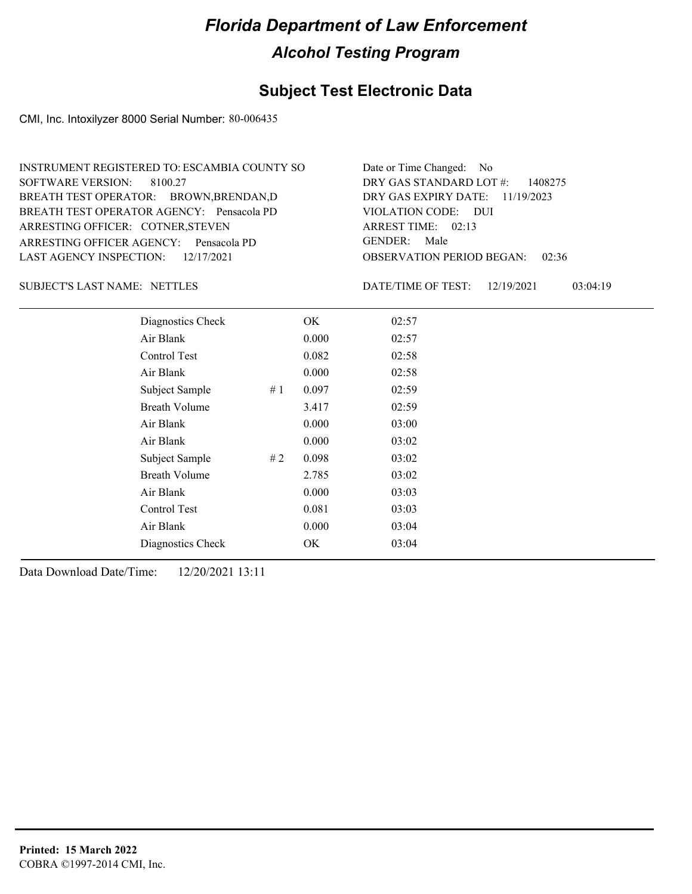# Florida Department of Law Enforcement

## Alcohol Testing Program

### Subject Test Electronic Data

CMI, Inc. Intoxilyzer 8000 Serial Number: 80-006435

INSTRUMENT REGISTERED TO: ESCAMBIA COUNTY SO
SOFTWARE VERSION: 8100.27
BREATH TEST OPERATOR: BROWN,BRENDAN,D
BREATH TEST OPERATOR AGENCY: Pensacola PD
ARRESTING OFFICER: COTNER,STEVEN
ARRESTING OFFICER AGENCY: Pensacola PD
LAST AGENCY INSPECTION: 12/17/2021

Date or Time Changed: No
DRY GAS STANDARD LOT #: 1408275
DRY GAS EXPIRY DATE: 11/19/2023
VIOLATION CODE: DUI
ARREST TIME: 02:13
GENDER: Male
OBSERVATION PERIOD BEGAN: 02:36

SUBJECT'S LAST NAME: NETTLES

DATE/TIME OF TEST: 12/19/2021 03:04:19

| Test | | Result | Time |
|---|---|---|---|
| Diagnostics Check | | OK | 02:57 |
| Air Blank | | 0.000 | 02:57 |
| Control Test | | 0.082 | 02:58 |
| Air Blank | | 0.000 | 02:58 |
| Subject Sample | # 1 | 0.097 | 02:59 |
| Breath Volume | | 3.417 | 02:59 |
| Air Blank | | 0.000 | 03:00 |
| Air Blank | | 0.000 | 03:02 |
| Subject Sample | # 2 | 0.098 | 03:02 |
| Breath Volume | | 2.785 | 03:02 |
| Air Blank | | 0.000 | 03:03 |
| Control Test | | 0.081 | 03:03 |
| Air Blank | | 0.000 | 03:04 |
| Diagnostics Check | | OK | 03:04 |

Data Download Date/Time: 12/20/2021 13:11

**Printed: 15 March 2022**
COBRA ©1997-2014 CMI, Inc.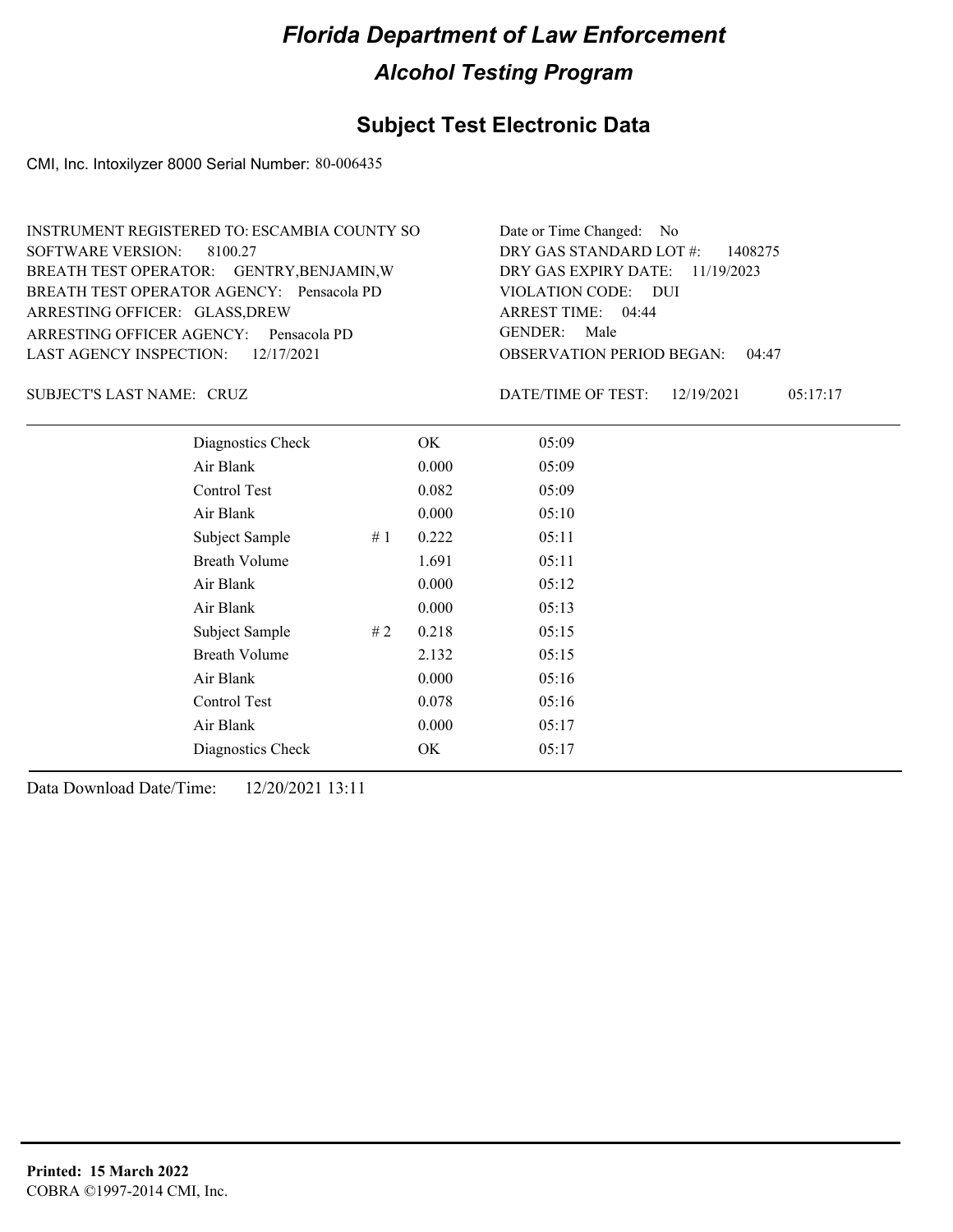# Florida Department of Law Enforcement

## Alcohol Testing Program

## Subject Test Electronic Data

CMI, Inc. Intoxilyzer 8000 Serial Number: 80-006435

INSTRUMENT REGISTERED TO: ESCAMBIA COUNTY SO
SOFTWARE VERSION: 8100.27
BREATH TEST OPERATOR: GENTRY,BENJAMIN,W
BREATH TEST OPERATOR AGENCY: Pensacola PD
ARRESTING OFFICER: GLASS,DREW
ARRESTING OFFICER AGENCY: Pensacola PD
LAST AGENCY INSPECTION: 12/17/2021

Date or Time Changed: No
DRY GAS STANDARD LOT #: 1408275
DRY GAS EXPIRY DATE: 11/19/2023
VIOLATION CODE: DUI
ARREST TIME: 04:44
GENDER: Male
OBSERVATION PERIOD BEGAN: 04:47

SUBJECT'S LAST NAME: CRUZ

DATE/TIME OF TEST: 12/19/2021 05:17:17

| Test | # | Result | Time |
|---|---|---|---|
| Diagnostics Check | | OK | 05:09 |
| Air Blank | | 0.000 | 05:09 |
| Control Test | | 0.082 | 05:09 |
| Air Blank | | 0.000 | 05:10 |
| Subject Sample | # 1 | 0.222 | 05:11 |
| Breath Volume | | 1.691 | 05:11 |
| Air Blank | | 0.000 | 05:12 |
| Air Blank | | 0.000 | 05:13 |
| Subject Sample | # 2 | 0.218 | 05:15 |
| Breath Volume | | 2.132 | 05:15 |
| Air Blank | | 0.000 | 05:16 |
| Control Test | | 0.078 | 05:16 |
| Air Blank | | 0.000 | 05:17 |
| Diagnostics Check | | OK | 05:17 |

Data Download Date/Time: 12/20/2021 13:11

**Printed: 15 March 2022**
COBRA ©1997-2014 CMI, Inc.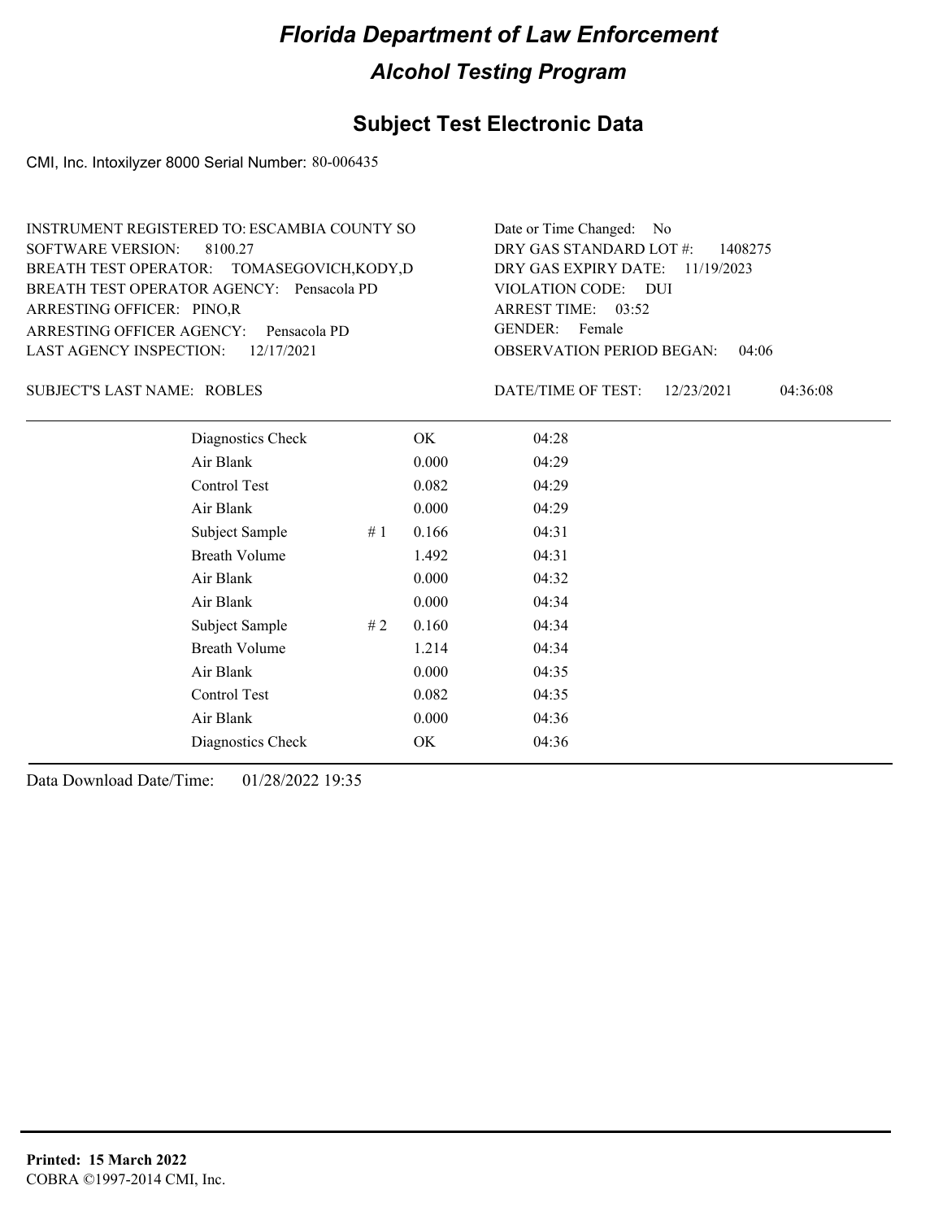# Florida Department of Law Enforcement

## Alcohol Testing Program

## Subject Test Electronic Data

CMI, Inc. Intoxilyzer 8000 Serial Number: 80-006435

INSTRUMENT REGISTERED TO: ESCAMBIA COUNTY SO
SOFTWARE VERSION: 8100.27
BREATH TEST OPERATOR: TOMASEGOVICH,KODY,D
BREATH TEST OPERATOR AGENCY: Pensacola PD
ARRESTING OFFICER: PINO,R
ARRESTING OFFICER AGENCY: Pensacola PD
LAST AGENCY INSPECTION: 12/17/2021

Date or Time Changed: No
DRY GAS STANDARD LOT #: 1408275
DRY GAS EXPIRY DATE: 11/19/2023
VIOLATION CODE: DUI
ARREST TIME: 03:52
GENDER: Female
OBSERVATION PERIOD BEGAN: 04:06

SUBJECT'S LAST NAME: ROBLES

DATE/TIME OF TEST: 12/23/2021 04:36:08

| | | | |
|---|---|---|---|
| Diagnostics Check | | OK | 04:28 |
| Air Blank | | 0.000 | 04:29 |
| Control Test | | 0.082 | 04:29 |
| Air Blank | | 0.000 | 04:29 |
| Subject Sample | # 1 | 0.166 | 04:31 |
| Breath Volume | | 1.492 | 04:31 |
| Air Blank | | 0.000 | 04:32 |
| Air Blank | | 0.000 | 04:34 |
| Subject Sample | # 2 | 0.160 | 04:34 |
| Breath Volume | | 1.214 | 04:34 |
| Air Blank | | 0.000 | 04:35 |
| Control Test | | 0.082 | 04:35 |
| Air Blank | | 0.000 | 04:36 |
| Diagnostics Check | | OK | 04:36 |

Data Download Date/Time: 01/28/2022 19:35

**Printed: 15 March 2022**
COBRA ©1997-2014 CMI, Inc.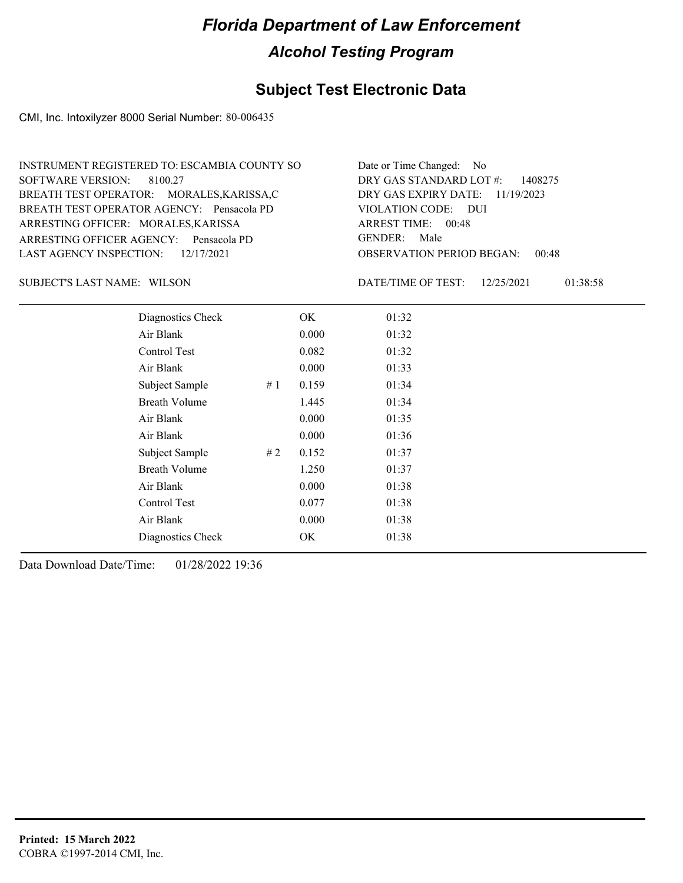# Florida Department of Law Enforcement

## Alcohol Testing Program

### Subject Test Electronic Data

CMI, Inc. Intoxilyzer 8000 Serial Number: 80-006435

INSTRUMENT REGISTERED TO: ESCAMBIA COUNTY SO
SOFTWARE VERSION: 8100.27
BREATH TEST OPERATOR: MORALES,KARISSA,C
BREATH TEST OPERATOR AGENCY: Pensacola PD
ARRESTING OFFICER: MORALES,KARISSA
ARRESTING OFFICER AGENCY: Pensacola PD
LAST AGENCY INSPECTION: 12/17/2021

Date or Time Changed: No
DRY GAS STANDARD LOT #: 1408275
DRY GAS EXPIRY DATE: 11/19/2023
VIOLATION CODE: DUI
ARREST TIME: 00:48
GENDER: Male
OBSERVATION PERIOD BEGAN: 00:48

SUBJECT'S LAST NAME: WILSON

DATE/TIME OF TEST: 12/25/2021 01:38:58

| | | | |
|---|---|---|---|
| Diagnostics Check | | OK | 01:32 |
| Air Blank | | 0.000 | 01:32 |
| Control Test | | 0.082 | 01:32 |
| Air Blank | | 0.000 | 01:33 |
| Subject Sample | # 1 | 0.159 | 01:34 |
| Breath Volume | | 1.445 | 01:34 |
| Air Blank | | 0.000 | 01:35 |
| Air Blank | | 0.000 | 01:36 |
| Subject Sample | # 2 | 0.152 | 01:37 |
| Breath Volume | | 1.250 | 01:37 |
| Air Blank | | 0.000 | 01:38 |
| Control Test | | 0.077 | 01:38 |
| Air Blank | | 0.000 | 01:38 |
| Diagnostics Check | | OK | 01:38 |

Data Download Date/Time: 01/28/2022 19:36

**Printed: 15 March 2022**
COBRA ©1997-2014 CMI, Inc.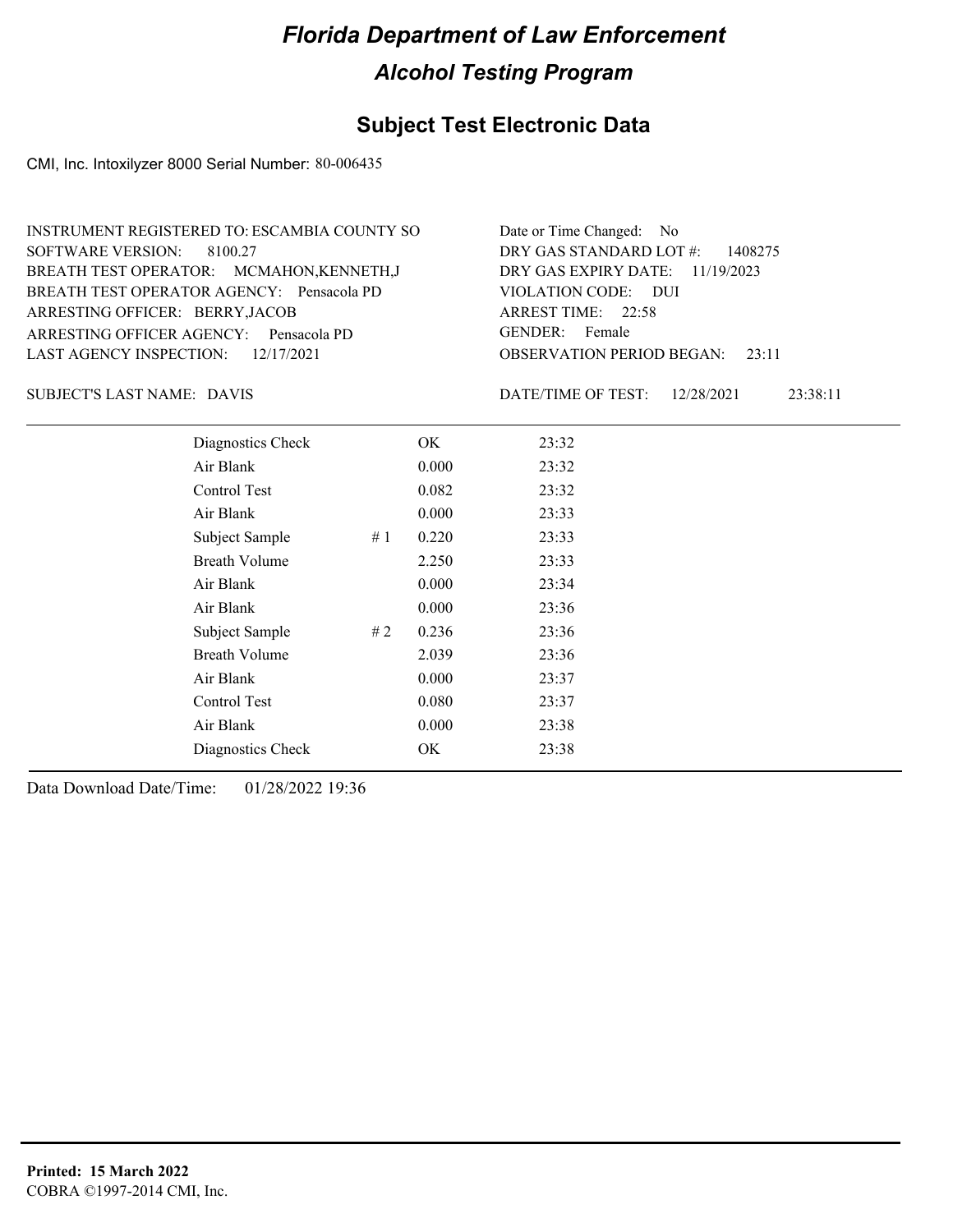# Florida Department of Law Enforcement

## Alcohol Testing Program

### Subject Test Electronic Data

CMI, Inc. Intoxilyzer 8000 Serial Number: 80-006435

INSTRUMENT REGISTERED TO: ESCAMBIA COUNTY SO
SOFTWARE VERSION: 8100.27
BREATH TEST OPERATOR: MCMAHON,KENNETH,J
BREATH TEST OPERATOR AGENCY: Pensacola PD
ARRESTING OFFICER: BERRY,JACOB
ARRESTING OFFICER AGENCY: Pensacola PD
LAST AGENCY INSPECTION: 12/17/2021

Date or Time Changed: No
DRY GAS STANDARD LOT #: 1408275
DRY GAS EXPIRY DATE: 11/19/2023
VIOLATION CODE: DUI
ARREST TIME: 22:58
GENDER: Female
OBSERVATION PERIOD BEGAN: 23:11

SUBJECT'S LAST NAME: DAVIS

DATE/TIME OF TEST: 12/28/2021 23:38:11

| | | | |
|---|---|---|---|
| Diagnostics Check | | OK | 23:32 |
| Air Blank | | 0.000 | 23:32 |
| Control Test | | 0.082 | 23:32 |
| Air Blank | | 0.000 | 23:33 |
| Subject Sample | # 1 | 0.220 | 23:33 |
| Breath Volume | | 2.250 | 23:33 |
| Air Blank | | 0.000 | 23:34 |
| Air Blank | | 0.000 | 23:36 |
| Subject Sample | # 2 | 0.236 | 23:36 |
| Breath Volume | | 2.039 | 23:36 |
| Air Blank | | 0.000 | 23:37 |
| Control Test | | 0.080 | 23:37 |
| Air Blank | | 0.000 | 23:38 |
| Diagnostics Check | | OK | 23:38 |

Data Download Date/Time: 01/28/2022 19:36

**Printed: 15 March 2022**
COBRA ©1997-2014 CMI, Inc.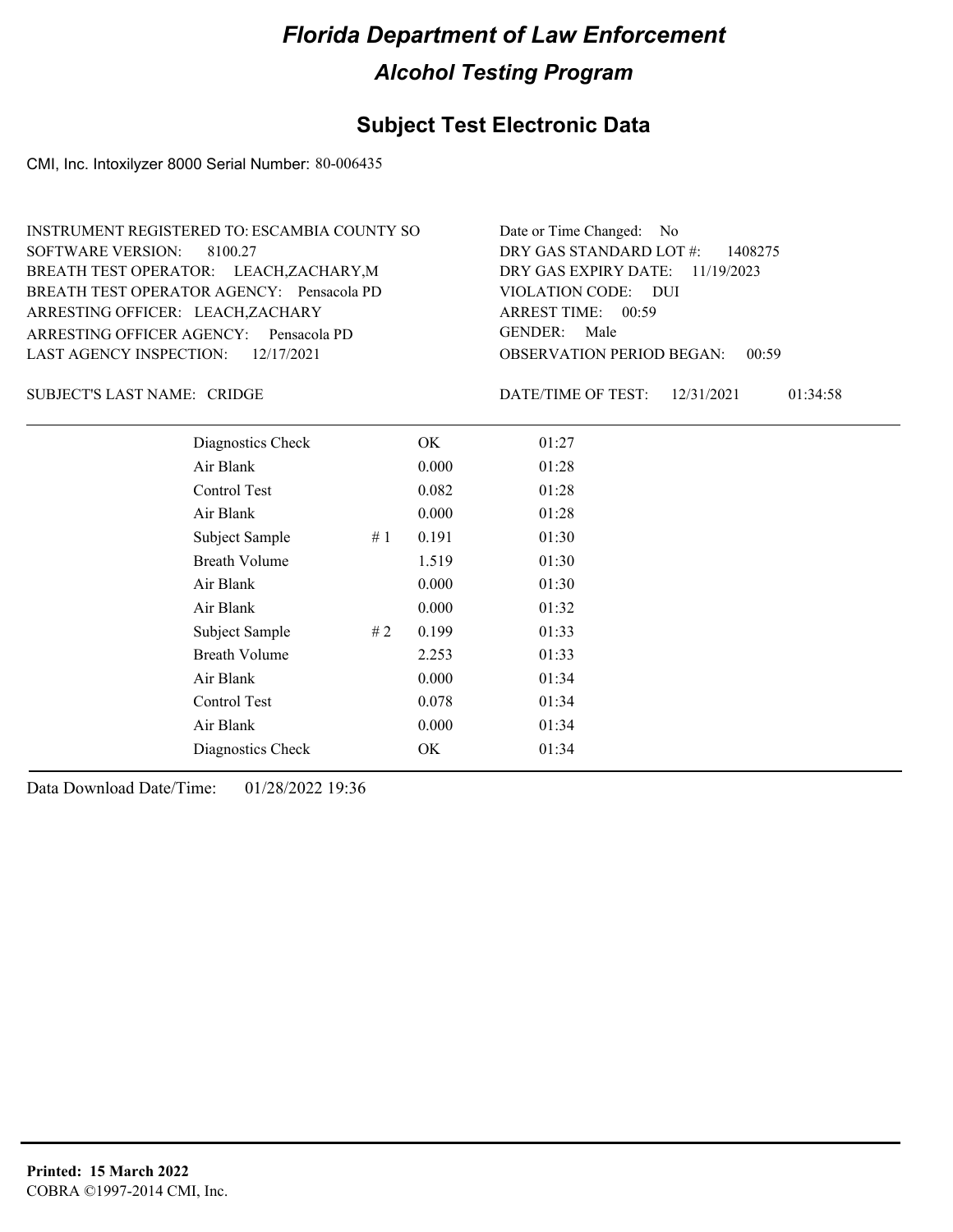# Florida Department of Law Enforcement

## Alcohol Testing Program

### Subject Test Electronic Data

CMI, Inc. Intoxilyzer 8000 Serial Number: 80-006435

INSTRUMENT REGISTERED TO: ESCAMBIA COUNTY SO
SOFTWARE VERSION: 8100.27
BREATH TEST OPERATOR: LEACH,ZACHARY,M
BREATH TEST OPERATOR AGENCY: Pensacola PD
ARRESTING OFFICER: LEACH,ZACHARY
ARRESTING OFFICER AGENCY: Pensacola PD
LAST AGENCY INSPECTION: 12/17/2021

Date or Time Changed: No
DRY GAS STANDARD LOT #: 1408275
DRY GAS EXPIRY DATE: 11/19/2023
VIOLATION CODE: DUI
ARREST TIME: 00:59
GENDER: Male
OBSERVATION PERIOD BEGAN: 00:59

SUBJECT'S LAST NAME: CRIDGE

DATE/TIME OF TEST: 12/31/2021 01:34:58

| | | | |
|---|---|---|---|
| Diagnostics Check | | OK | 01:27 |
| Air Blank | | 0.000 | 01:28 |
| Control Test | | 0.082 | 01:28 |
| Air Blank | | 0.000 | 01:28 |
| Subject Sample | # 1 | 0.191 | 01:30 |
| Breath Volume | | 1.519 | 01:30 |
| Air Blank | | 0.000 | 01:30 |
| Air Blank | | 0.000 | 01:32 |
| Subject Sample | # 2 | 0.199 | 01:33 |
| Breath Volume | | 2.253 | 01:33 |
| Air Blank | | 0.000 | 01:34 |
| Control Test | | 0.078 | 01:34 |
| Air Blank | | 0.000 | 01:34 |
| Diagnostics Check | | OK | 01:34 |

Data Download Date/Time: 01/28/2022 19:36

**Printed: 15 March 2022**
COBRA ©1997-2014 CMI, Inc.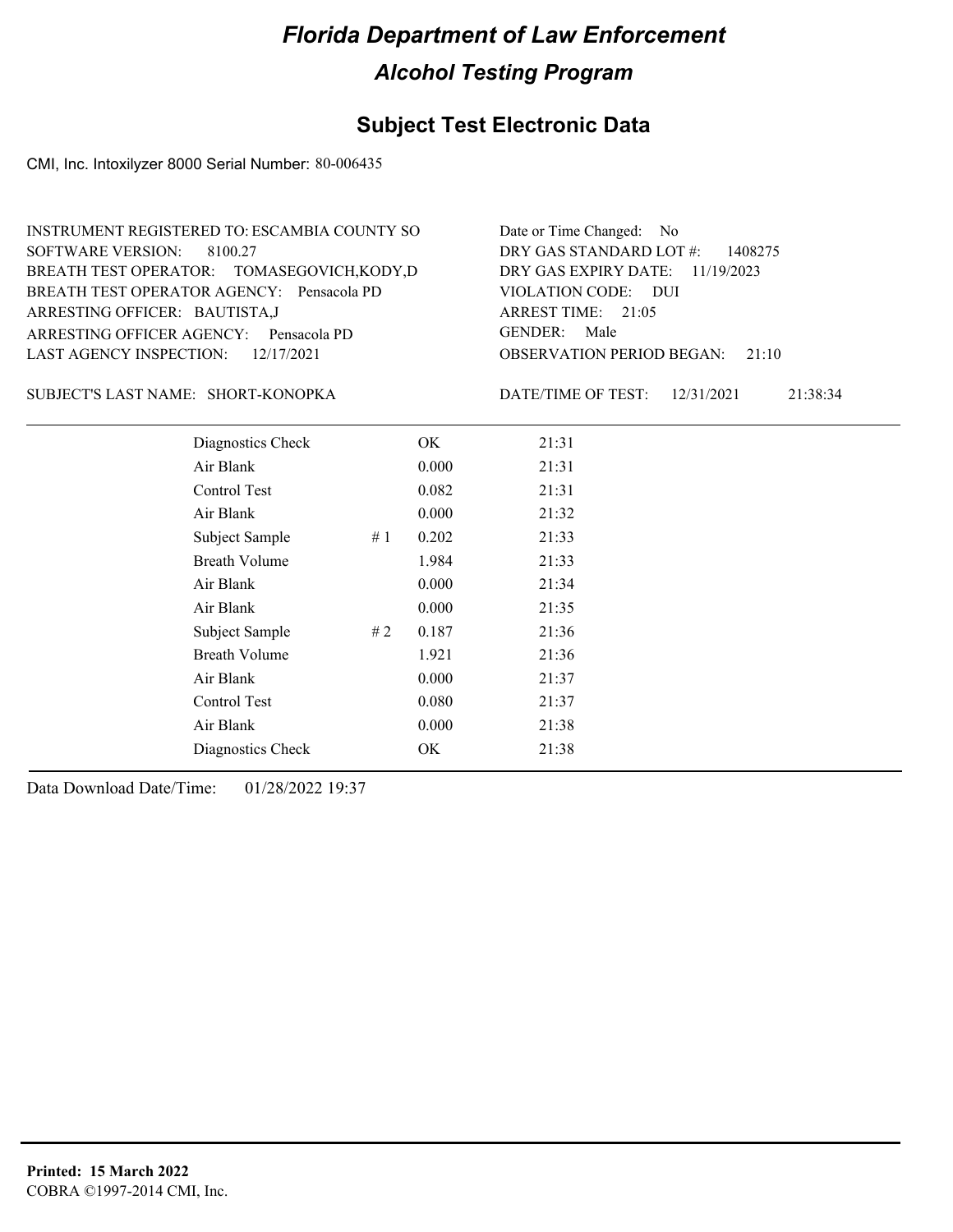# Florida Department of Law Enforcement

## Alcohol Testing Program

### Subject Test Electronic Data

CMI, Inc. Intoxilyzer 8000 Serial Number: 80-006435

INSTRUMENT REGISTERED TO: ESCAMBIA COUNTY SO
SOFTWARE VERSION: 8100.27
BREATH TEST OPERATOR: TOMASEGOVICH,KODY,D
BREATH TEST OPERATOR AGENCY: Pensacola PD
ARRESTING OFFICER: BAUTISTA,J
ARRESTING OFFICER AGENCY: Pensacola PD
LAST AGENCY INSPECTION: 12/17/2021

Date or Time Changed: No
DRY GAS STANDARD LOT #: 1408275
DRY GAS EXPIRY DATE: 11/19/2023
VIOLATION CODE: DUI
ARREST TIME: 21:05
GENDER: Male
OBSERVATION PERIOD BEGAN: 21:10

SUBJECT'S LAST NAME: SHORT-KONOPKA

DATE/TIME OF TEST: 12/31/2021 21:38:34

| | | | |
|---|---|---|---|
| Diagnostics Check | | OK | 21:31 |
| Air Blank | | 0.000 | 21:31 |
| Control Test | | 0.082 | 21:31 |
| Air Blank | | 0.000 | 21:32 |
| Subject Sample | # 1 | 0.202 | 21:33 |
| Breath Volume | | 1.984 | 21:33 |
| Air Blank | | 0.000 | 21:34 |
| Air Blank | | 0.000 | 21:35 |
| Subject Sample | # 2 | 0.187 | 21:36 |
| Breath Volume | | 1.921 | 21:36 |
| Air Blank | | 0.000 | 21:37 |
| Control Test | | 0.080 | 21:37 |
| Air Blank | | 0.000 | 21:38 |
| Diagnostics Check | | OK | 21:38 |

Data Download Date/Time: 01/28/2022 19:37

**Printed: 15 March 2022**
COBRA ©1997-2014 CMI, Inc.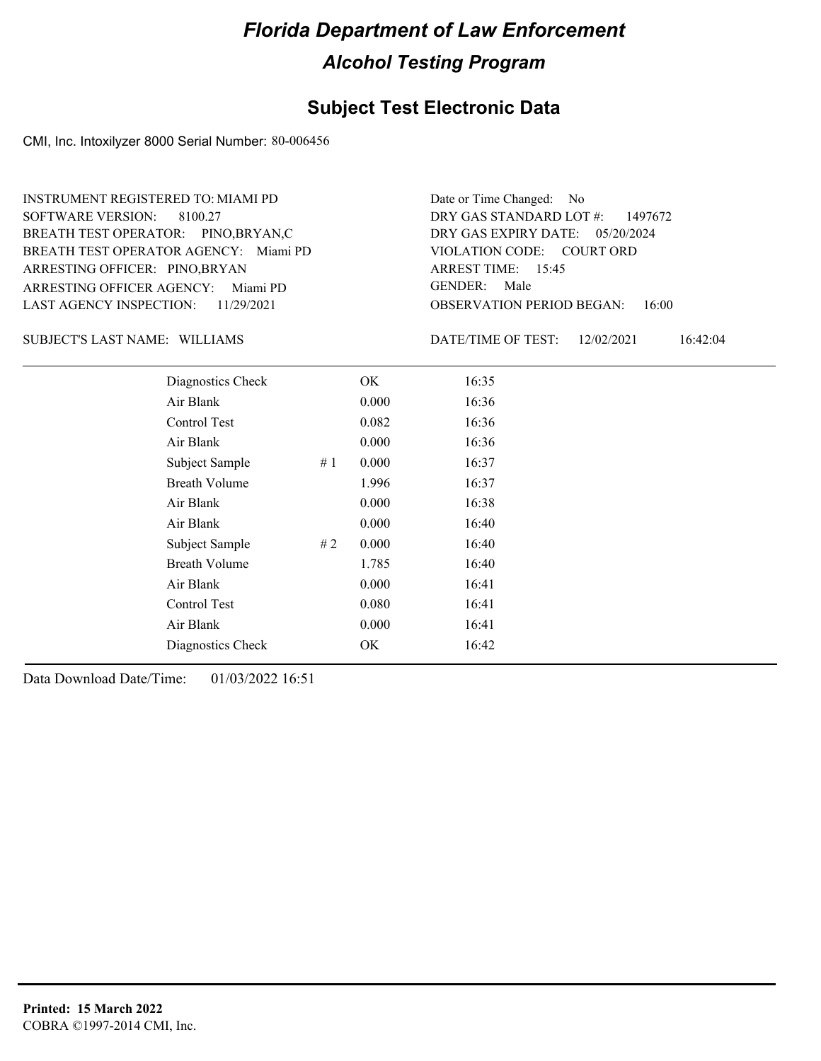# Florida Department of Law Enforcement

## Alcohol Testing Program

### Subject Test Electronic Data

CMI, Inc. Intoxilyzer 8000 Serial Number: 80-006456

INSTRUMENT REGISTERED TO: MIAMI PD
SOFTWARE VERSION: 8100.27
BREATH TEST OPERATOR: PINO,BRYAN,C
BREATH TEST OPERATOR AGENCY: Miami PD
ARRESTING OFFICER: PINO,BRYAN
ARRESTING OFFICER AGENCY: Miami PD
LAST AGENCY INSPECTION: 11/29/2021

Date or Time Changed: No
DRY GAS STANDARD LOT #: 1497672
DRY GAS EXPIRY DATE: 05/20/2024
VIOLATION CODE: COURT ORD
ARREST TIME: 15:45
GENDER: Male
OBSERVATION PERIOD BEGAN: 16:00

SUBJECT'S LAST NAME: WILLIAMS

DATE/TIME OF TEST: 12/02/2021 16:42:04

| | | | |
|---|---|---|---|
| Diagnostics Check | | OK | 16:35 |
| Air Blank | | 0.000 | 16:36 |
| Control Test | | 0.082 | 16:36 |
| Air Blank | | 0.000 | 16:36 |
| Subject Sample | # 1 | 0.000 | 16:37 |
| Breath Volume | | 1.996 | 16:37 |
| Air Blank | | 0.000 | 16:38 |
| Air Blank | | 0.000 | 16:40 |
| Subject Sample | # 2 | 0.000 | 16:40 |
| Breath Volume | | 1.785 | 16:40 |
| Air Blank | | 0.000 | 16:41 |
| Control Test | | 0.080 | 16:41 |
| Air Blank | | 0.000 | 16:41 |
| Diagnostics Check | | OK | 16:42 |

Data Download Date/Time: 01/03/2022 16:51

**Printed: 15 March 2022**
COBRA ©1997-2014 CMI, Inc.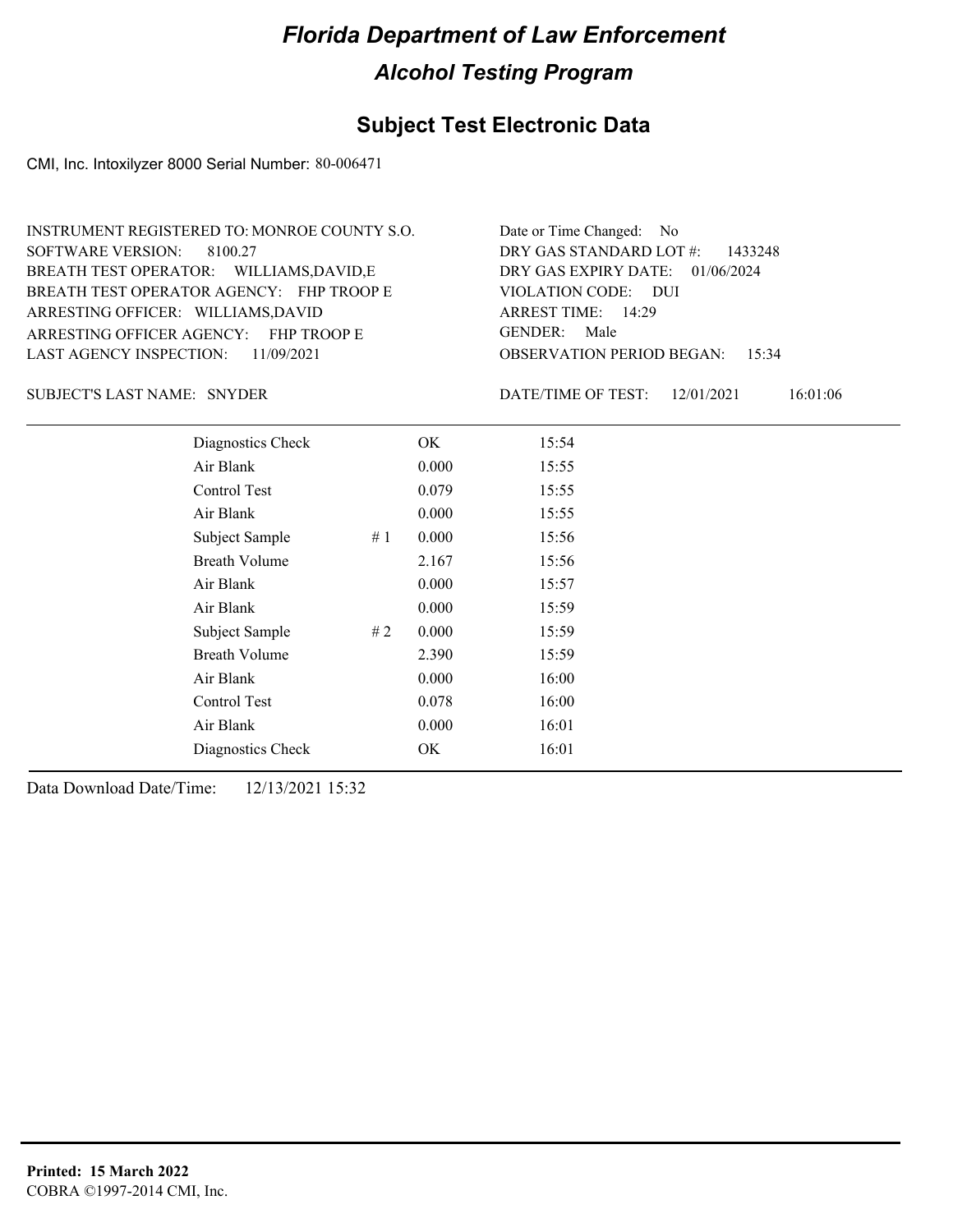# Florida Department of Law Enforcement

## Alcohol Testing Program

### Subject Test Electronic Data

CMI, Inc. Intoxilyzer 8000 Serial Number: 80-006471

INSTRUMENT REGISTERED TO: MONROE COUNTY S.O.
SOFTWARE VERSION: 8100.27
BREATH TEST OPERATOR: WILLIAMS,DAVID,E
BREATH TEST OPERATOR AGENCY: FHP TROOP E
ARRESTING OFFICER: WILLIAMS,DAVID
ARRESTING OFFICER AGENCY: FHP TROOP E
LAST AGENCY INSPECTION: 11/09/2021

Date or Time Changed: No
DRY GAS STANDARD LOT #: 1433248
DRY GAS EXPIRY DATE: 01/06/2024
VIOLATION CODE: DUI
ARREST TIME: 14:29
GENDER: Male
OBSERVATION PERIOD BEGAN: 15:34

SUBJECT'S LAST NAME: SNYDER

DATE/TIME OF TEST: 12/01/2021 16:01:06

| | | | |
|---|---|---|---|
| Diagnostics Check | | OK | 15:54 |
| Air Blank | | 0.000 | 15:55 |
| Control Test | | 0.079 | 15:55 |
| Air Blank | | 0.000 | 15:55 |
| Subject Sample | # 1 | 0.000 | 15:56 |
| Breath Volume | | 2.167 | 15:56 |
| Air Blank | | 0.000 | 15:57 |
| Air Blank | | 0.000 | 15:59 |
| Subject Sample | # 2 | 0.000 | 15:59 |
| Breath Volume | | 2.390 | 15:59 |
| Air Blank | | 0.000 | 16:00 |
| Control Test | | 0.078 | 16:00 |
| Air Blank | | 0.000 | 16:01 |
| Diagnostics Check | | OK | 16:01 |

Data Download Date/Time: 12/13/2021 15:32

**Printed: 15 March 2022**
COBRA ©1997-2014 CMI, Inc.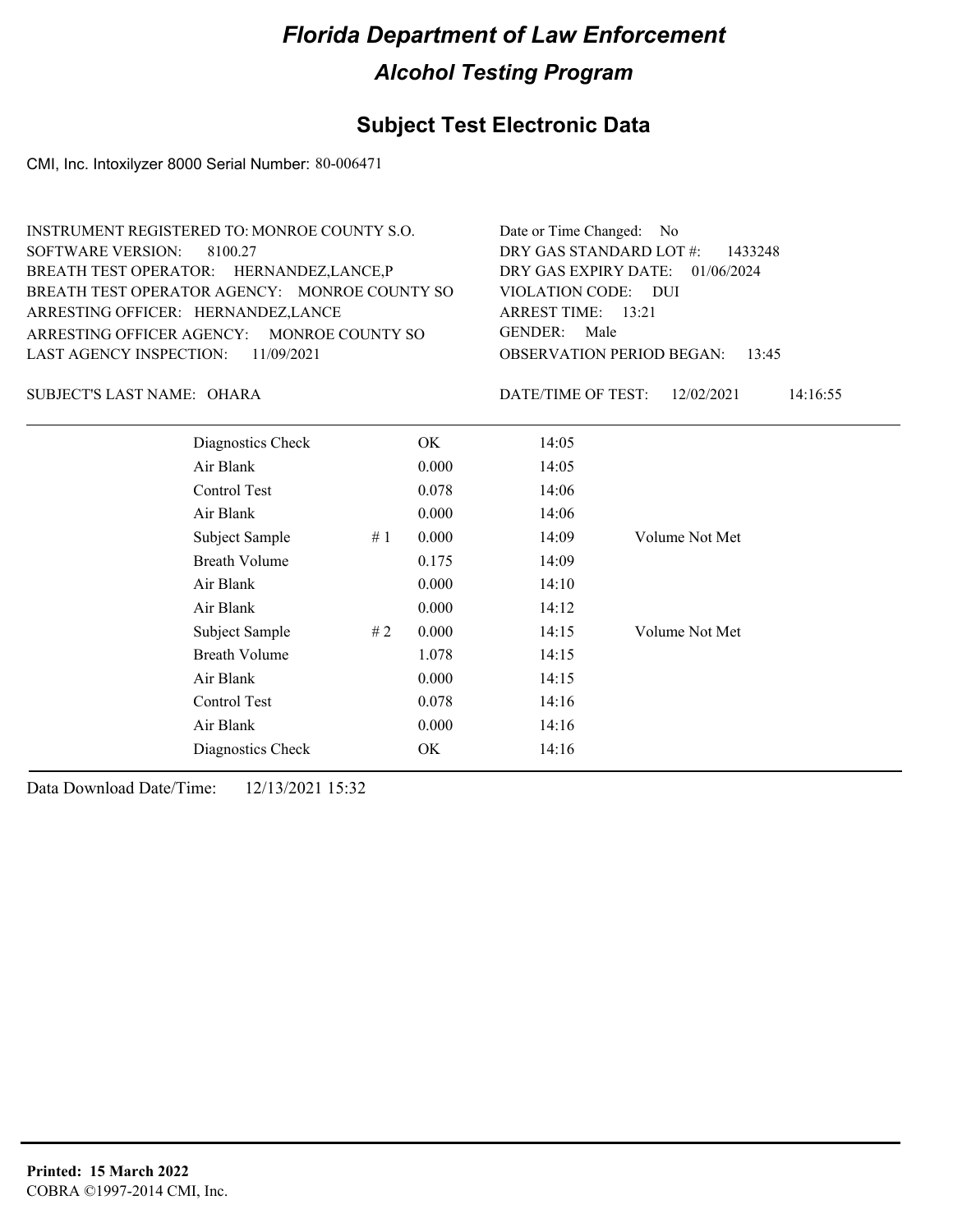# Florida Department of Law Enforcement

## Alcohol Testing Program

## Subject Test Electronic Data

CMI, Inc. Intoxilyzer 8000 Serial Number: 80-006471

INSTRUMENT REGISTERED TO: MONROE COUNTY S.O.
SOFTWARE VERSION: 8100.27
BREATH TEST OPERATOR: HERNANDEZ,LANCE,P
BREATH TEST OPERATOR AGENCY: MONROE COUNTY SO
ARRESTING OFFICER: HERNANDEZ,LANCE
ARRESTING OFFICER AGENCY: MONROE COUNTY SO
LAST AGENCY INSPECTION: 11/09/2021

Date or Time Changed: No
DRY GAS STANDARD LOT #: 1433248
DRY GAS EXPIRY DATE: 01/06/2024
VIOLATION CODE: DUI
ARREST TIME: 13:21
GENDER: Male
OBSERVATION PERIOD BEGAN: 13:45

SUBJECT'S LAST NAME: OHARA

DATE/TIME OF TEST: 12/02/2021 14:16:55

| | | | | |
|---|---|---|---|---|
| Diagnostics Check | | OK | 14:05 | |
| Air Blank | | 0.000 | 14:05 | |
| Control Test | | 0.078 | 14:06 | |
| Air Blank | | 0.000 | 14:06 | |
| Subject Sample | # 1 | 0.000 | 14:09 | Volume Not Met |
| Breath Volume | | 0.175 | 14:09 | |
| Air Blank | | 0.000 | 14:10 | |
| Air Blank | | 0.000 | 14:12 | |
| Subject Sample | # 2 | 0.000 | 14:15 | Volume Not Met |
| Breath Volume | | 1.078 | 14:15 | |
| Air Blank | | 0.000 | 14:15 | |
| Control Test | | 0.078 | 14:16 | |
| Air Blank | | 0.000 | 14:16 | |
| Diagnostics Check | | OK | 14:16 | |

Data Download Date/Time: 12/13/2021 15:32

**Printed: 15 March 2022**
COBRA ©1997-2014 CMI, Inc.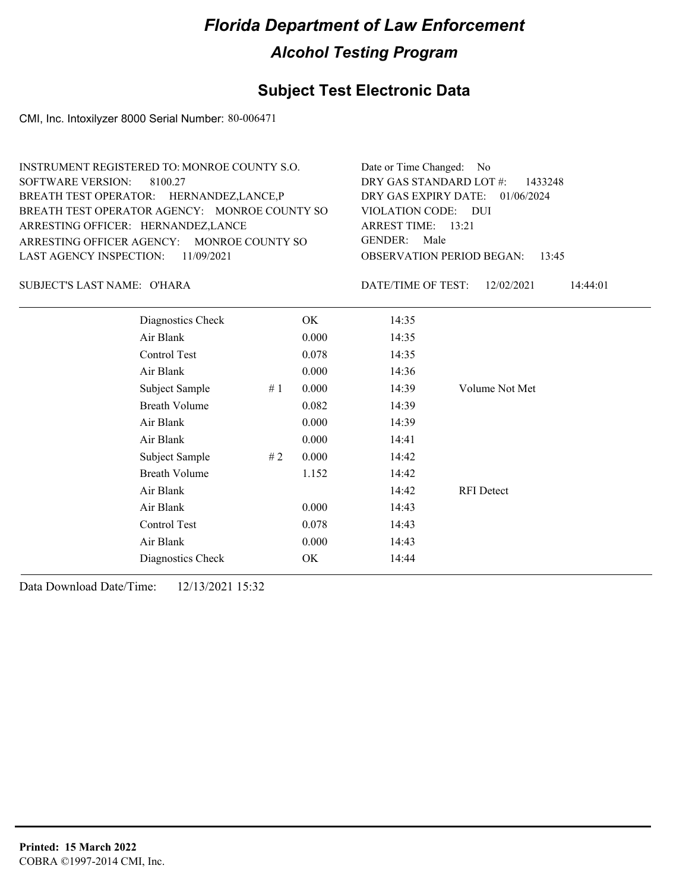# Florida Department of Law Enforcement

## Alcohol Testing Program

### Subject Test Electronic Data

CMI, Inc. Intoxilyzer 8000 Serial Number: 80-006471

INSTRUMENT REGISTERED TO: MONROE COUNTY S.O.
SOFTWARE VERSION: 8100.27
BREATH TEST OPERATOR: HERNANDEZ,LANCE,P
BREATH TEST OPERATOR AGENCY: MONROE COUNTY SO
ARRESTING OFFICER: HERNANDEZ,LANCE
ARRESTING OFFICER AGENCY: MONROE COUNTY SO
LAST AGENCY INSPECTION: 11/09/2021

Date or Time Changed: No
DRY GAS STANDARD LOT #: 1433248
DRY GAS EXPIRY DATE: 01/06/2024
VIOLATION CODE: DUI
ARREST TIME: 13:21
GENDER: Male
OBSERVATION PERIOD BEGAN: 13:45

SUBJECT'S LAST NAME: O'HARA

DATE/TIME OF TEST: 12/02/2021 14:44:01

| | | | | |
|---|---|---|---|---|
| Diagnostics Check | | OK | 14:35 | |
| Air Blank | | 0.000 | 14:35 | |
| Control Test | | 0.078 | 14:35 | |
| Air Blank | | 0.000 | 14:36 | |
| Subject Sample | # 1 | 0.000 | 14:39 | Volume Not Met |
| Breath Volume | | 0.082 | 14:39 | |
| Air Blank | | 0.000 | 14:39 | |
| Air Blank | | 0.000 | 14:41 | |
| Subject Sample | # 2 | 0.000 | 14:42 | |
| Breath Volume | | 1.152 | 14:42 | |
| Air Blank | | | 14:42 | RFI Detect |
| Air Blank | | 0.000 | 14:43 | |
| Control Test | | 0.078 | 14:43 | |
| Air Blank | | 0.000 | 14:43 | |
| Diagnostics Check | | OK | 14:44 | |

Data Download Date/Time: 12/13/2021 15:32

**Printed: 15 March 2022**
COBRA ©1997-2014 CMI, Inc.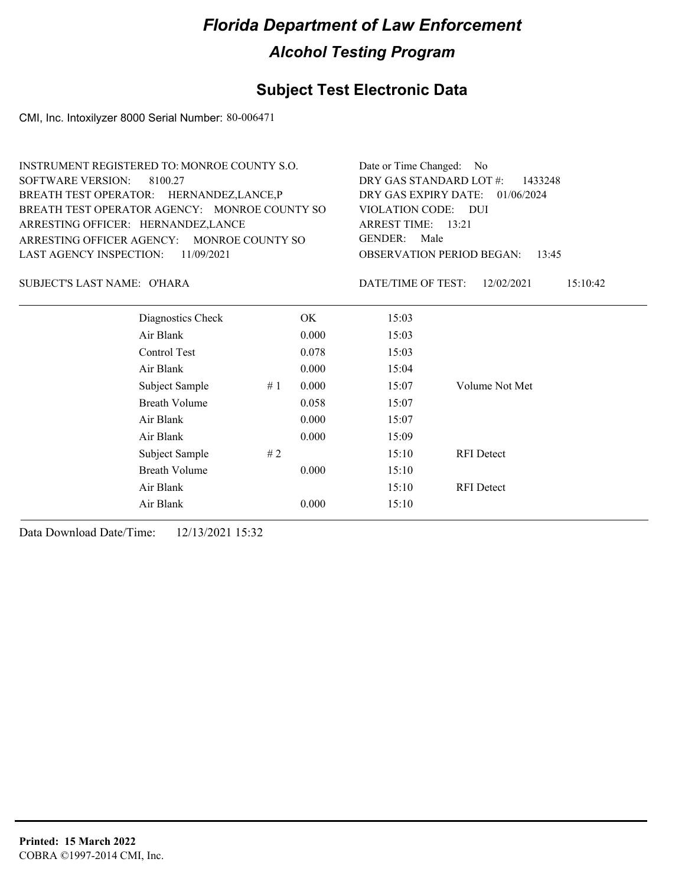# Florida Department of Law Enforcement

## Alcohol Testing Program

## Subject Test Electronic Data

CMI, Inc. Intoxilyzer 8000 Serial Number: 80-006471

INSTRUMENT REGISTERED TO: MONROE COUNTY S.O.
SOFTWARE VERSION: 8100.27
BREATH TEST OPERATOR: HERNANDEZ,LANCE,P
BREATH TEST OPERATOR AGENCY: MONROE COUNTY SO
ARRESTING OFFICER: HERNANDEZ,LANCE
ARRESTING OFFICER AGENCY: MONROE COUNTY SO
LAST AGENCY INSPECTION: 11/09/2021

Date or Time Changed: No
DRY GAS STANDARD LOT #: 1433248
DRY GAS EXPIRY DATE: 01/06/2024
VIOLATION CODE: DUI
ARREST TIME: 13:21
GENDER: Male
OBSERVATION PERIOD BEGAN: 13:45

SUBJECT'S LAST NAME: O'HARA

DATE/TIME OF TEST: 12/02/2021 15:10:42

| | | | | |
|---|---|---|---|---|
| Diagnostics Check | | OK | 15:03 | |
| Air Blank | | 0.000 | 15:03 | |
| Control Test | | 0.078 | 15:03 | |
| Air Blank | | 0.000 | 15:04 | |
| Subject Sample | # 1 | 0.000 | 15:07 | Volume Not Met |
| Breath Volume | | 0.058 | 15:07 | |
| Air Blank | | 0.000 | 15:07 | |
| Air Blank | | 0.000 | 15:09 | |
| Subject Sample | # 2 | | 15:10 | RFI Detect |
| Breath Volume | | 0.000 | 15:10 | |
| Air Blank | | | 15:10 | RFI Detect |
| Air Blank | | 0.000 | 15:10 | |

Data Download Date/Time: 12/13/2021 15:32

**Printed: 15 March 2022**
COBRA ©1997-2014 CMI, Inc.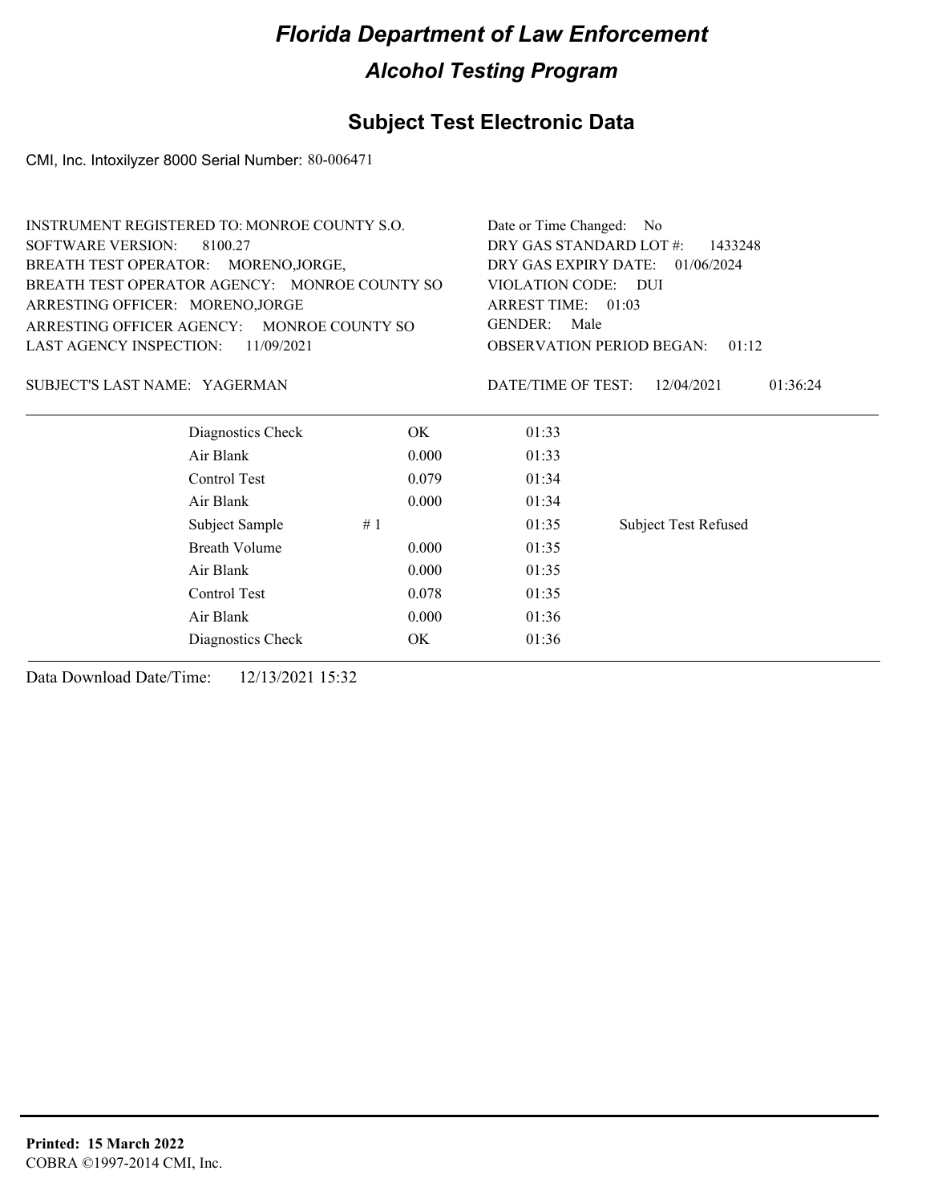# Florida Department of Law Enforcement

## Alcohol Testing Program

### Subject Test Electronic Data

CMI, Inc. Intoxilyzer 8000 Serial Number: 80-006471

INSTRUMENT REGISTERED TO: MONROE COUNTY S.O.
SOFTWARE VERSION: 8100.27
BREATH TEST OPERATOR: MORENO,JORGE,
BREATH TEST OPERATOR AGENCY: MONROE COUNTY SO
ARRESTING OFFICER: MORENO,JORGE
ARRESTING OFFICER AGENCY: MONROE COUNTY SO
LAST AGENCY INSPECTION: 11/09/2021

Date or Time Changed: No
DRY GAS STANDARD LOT #: 1433248
DRY GAS EXPIRY DATE: 01/06/2024
VIOLATION CODE: DUI
ARREST TIME: 01:03
GENDER: Male
OBSERVATION PERIOD BEGAN: 01:12

SUBJECT'S LAST NAME: YAGERMAN

DATE/TIME OF TEST: 12/04/2021 01:36:24

| | | | |
|---|---|---|---|
| Diagnostics Check | OK | 01:33 | |
| Air Blank | 0.000 | 01:33 | |
| Control Test | 0.079 | 01:34 | |
| Air Blank | 0.000 | 01:34 | |
| Subject Sample | # 1 | 01:35 | Subject Test Refused |
| Breath Volume | 0.000 | 01:35 | |
| Air Blank | 0.000 | 01:35 | |
| Control Test | 0.078 | 01:35 | |
| Air Blank | 0.000 | 01:36 | |
| Diagnostics Check | OK | 01:36 | |

Data Download Date/Time: 12/13/2021 15:32

**Printed: 15 March 2022**
COBRA ©1997-2014 CMI, Inc.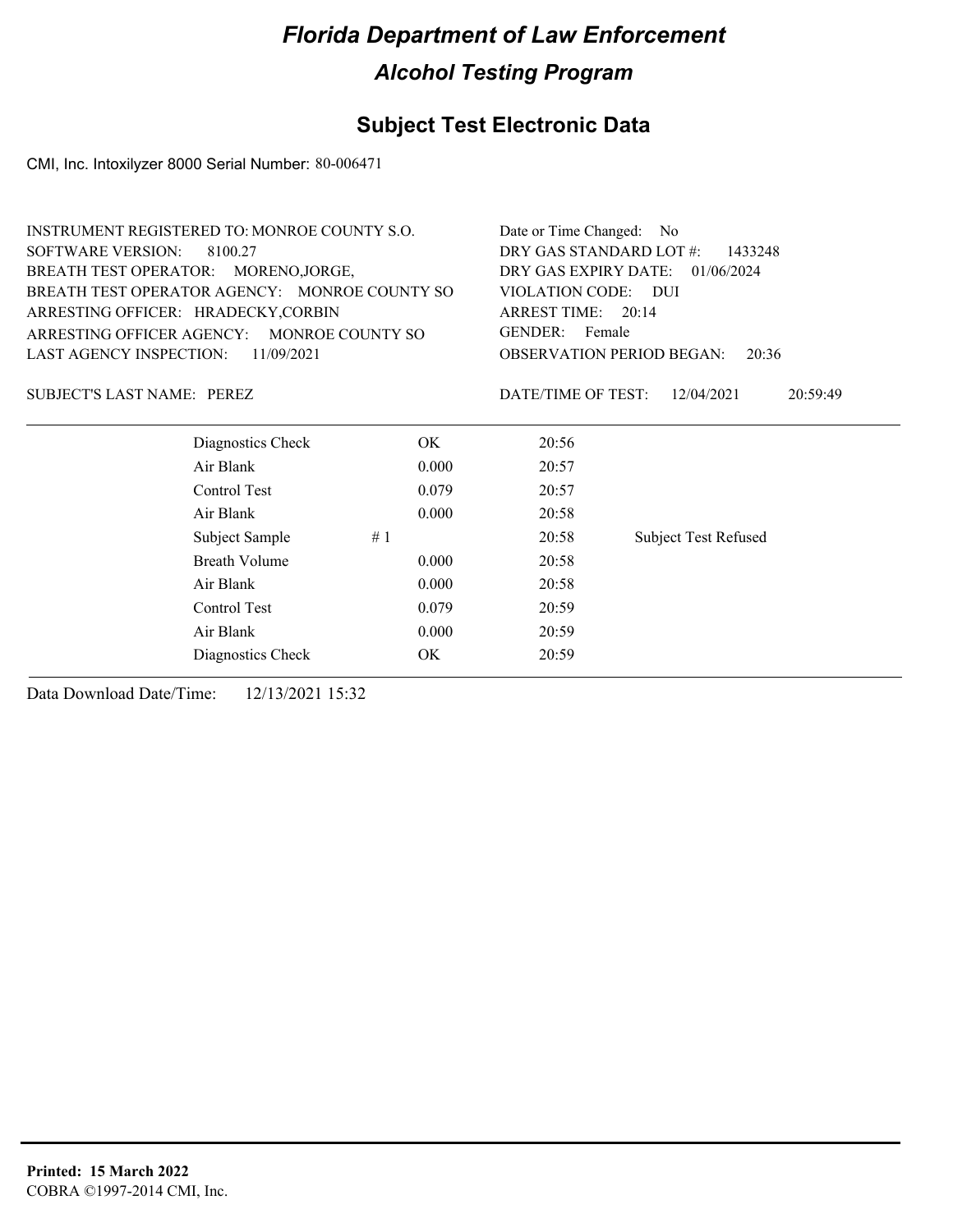# Florida Department of Law Enforcement

## Alcohol Testing Program

### Subject Test Electronic Data

CMI, Inc. Intoxilyzer 8000 Serial Number: 80-006471

INSTRUMENT REGISTERED TO: MONROE COUNTY S.O.
SOFTWARE VERSION: 8100.27
BREATH TEST OPERATOR: MORENO,JORGE,
BREATH TEST OPERATOR AGENCY: MONROE COUNTY SO
ARRESTING OFFICER: HRADECKY,CORBIN
ARRESTING OFFICER AGENCY: MONROE COUNTY SO
LAST AGENCY INSPECTION: 11/09/2021

Date or Time Changed: No
DRY GAS STANDARD LOT #: 1433248
DRY GAS EXPIRY DATE: 01/06/2024
VIOLATION CODE: DUI
ARREST TIME: 20:14
GENDER: Female
OBSERVATION PERIOD BEGAN: 20:36

SUBJECT'S LAST NAME: PEREZ

DATE/TIME OF TEST: 12/04/2021 20:59:49

| | | | |
|---|---|---|---|
| Diagnostics Check | OK | 20:56 | |
| Air Blank | 0.000 | 20:57 | |
| Control Test | 0.079 | 20:57 | |
| Air Blank | 0.000 | 20:58 | |
| Subject Sample | # 1 | 20:58 | Subject Test Refused |
| Breath Volume | 0.000 | 20:58 | |
| Air Blank | 0.000 | 20:58 | |
| Control Test | 0.079 | 20:59 | |
| Air Blank | 0.000 | 20:59 | |
| Diagnostics Check | OK | 20:59 | |

Data Download Date/Time: 12/13/2021 15:32

**Printed: 15 March 2022**
COBRA ©1997-2014 CMI, Inc.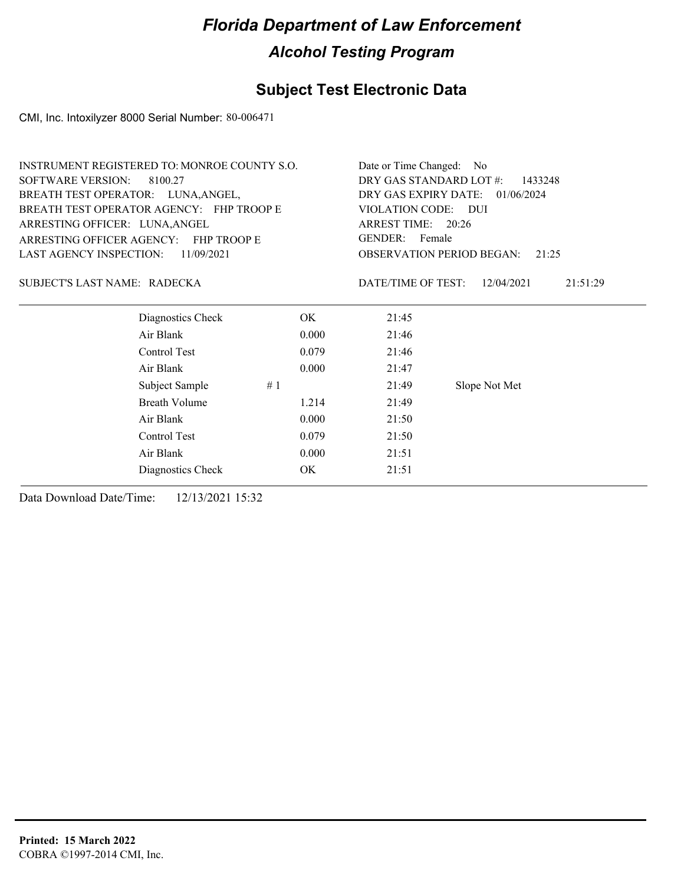# Florida Department of Law Enforcement

## Alcohol Testing Program

### Subject Test Electronic Data

CMI, Inc. Intoxilyzer 8000 Serial Number: 80-006471

INSTRUMENT REGISTERED TO: MONROE COUNTY S.O.
SOFTWARE VERSION: 8100.27
BREATH TEST OPERATOR: LUNA,ANGEL,
BREATH TEST OPERATOR AGENCY: FHP TROOP E
ARRESTING OFFICER: LUNA,ANGEL
ARRESTING OFFICER AGENCY: FHP TROOP E
LAST AGENCY INSPECTION: 11/09/2021

Date or Time Changed: No
DRY GAS STANDARD LOT #: 1433248
DRY GAS EXPIRY DATE: 01/06/2024
VIOLATION CODE: DUI
ARREST TIME: 20:26
GENDER: Female
OBSERVATION PERIOD BEGAN: 21:25

SUBJECT'S LAST NAME: RADECKA

DATE/TIME OF TEST: 12/04/2021 21:51:29

| | | | | |
|---|---|---|---|---|
| Diagnostics Check | | OK | 21:45 | |
| Air Blank | | 0.000 | 21:46 | |
| Control Test | | 0.079 | 21:46 | |
| Air Blank | | 0.000 | 21:47 | |
| Subject Sample | # 1 | | 21:49 | Slope Not Met |
| Breath Volume | | 1.214 | 21:49 | |
| Air Blank | | 0.000 | 21:50 | |
| Control Test | | 0.079 | 21:50 | |
| Air Blank | | 0.000 | 21:51 | |
| Diagnostics Check | | OK | 21:51 | |

Data Download Date/Time: 12/13/2021 15:32

**Printed: 15 March 2022**
COBRA ©1997-2014 CMI, Inc.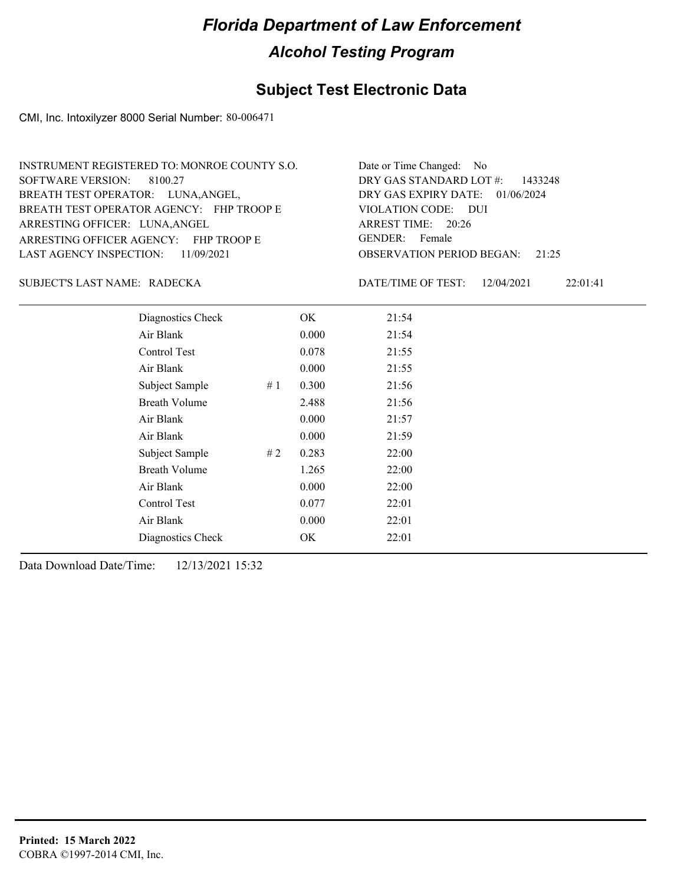# Florida Department of Law Enforcement

## Alcohol Testing Program

### Subject Test Electronic Data

CMI, Inc. Intoxilyzer 8000 Serial Number: 80-006471

INSTRUMENT REGISTERED TO: MONROE COUNTY S.O.
SOFTWARE VERSION: 8100.27
BREATH TEST OPERATOR: LUNA,ANGEL,
BREATH TEST OPERATOR AGENCY: FHP TROOP E
ARRESTING OFFICER: LUNA,ANGEL
ARRESTING OFFICER AGENCY: FHP TROOP E
LAST AGENCY INSPECTION: 11/09/2021

Date or Time Changed: No
DRY GAS STANDARD LOT #: 1433248
DRY GAS EXPIRY DATE: 01/06/2024
VIOLATION CODE: DUI
ARREST TIME: 20:26
GENDER: Female
OBSERVATION PERIOD BEGAN: 21:25

SUBJECT'S LAST NAME: RADECKA

DATE/TIME OF TEST: 12/04/2021 22:01:41

| | | | |
|---|---|---|---|
| Diagnostics Check | | OK | 21:54 |
| Air Blank | | 0.000 | 21:54 |
| Control Test | | 0.078 | 21:55 |
| Air Blank | | 0.000 | 21:55 |
| Subject Sample | # 1 | 0.300 | 21:56 |
| Breath Volume | | 2.488 | 21:56 |
| Air Blank | | 0.000 | 21:57 |
| Air Blank | | 0.000 | 21:59 |
| Subject Sample | # 2 | 0.283 | 22:00 |
| Breath Volume | | 1.265 | 22:00 |
| Air Blank | | 0.000 | 22:00 |
| Control Test | | 0.077 | 22:01 |
| Air Blank | | 0.000 | 22:01 |
| Diagnostics Check | | OK | 22:01 |

Data Download Date/Time: 12/13/2021 15:32

**Printed: 15 March 2022**
COBRA ©1997-2014 CMI, Inc.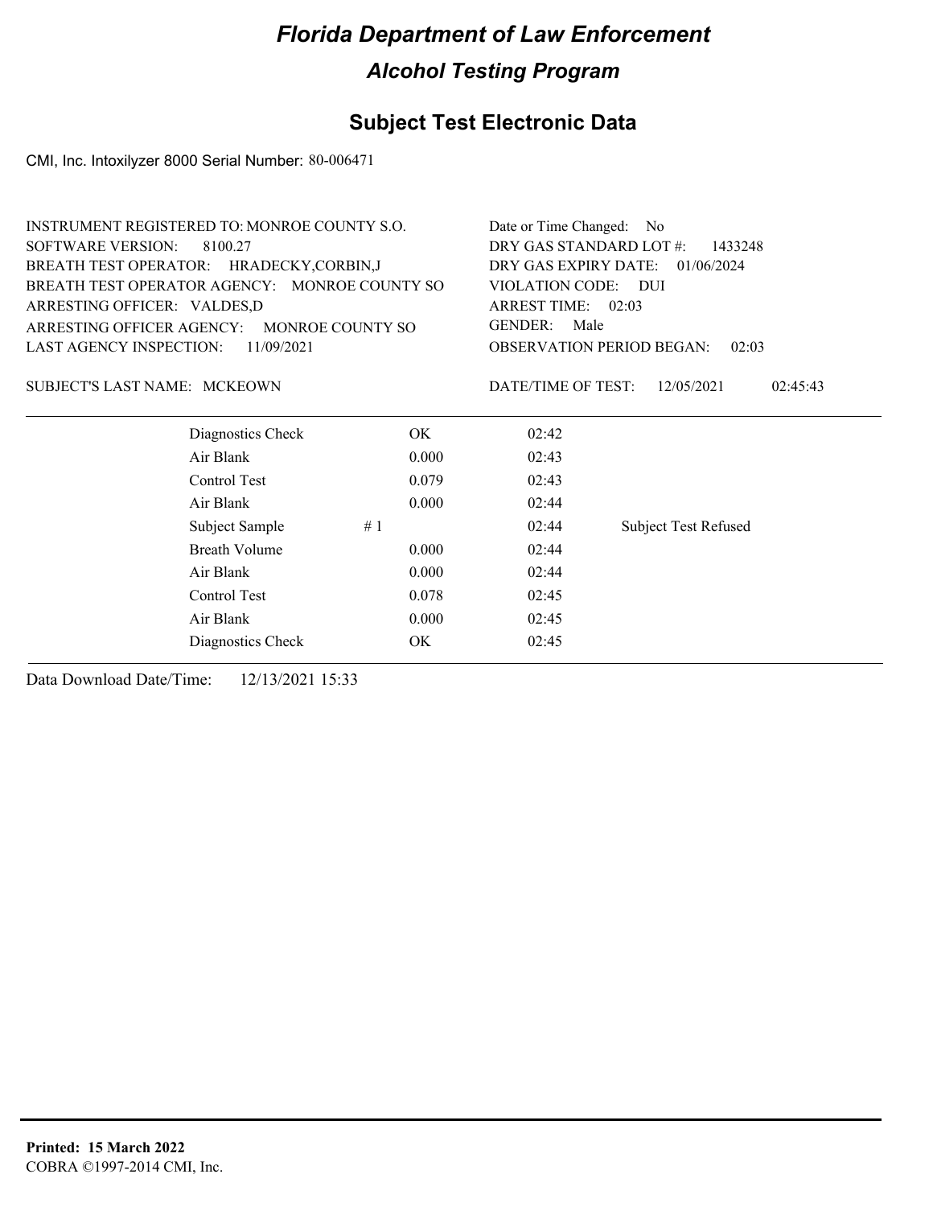# Florida Department of Law Enforcement

## Alcohol Testing Program

## Subject Test Electronic Data

CMI, Inc. Intoxilyzer 8000 Serial Number: 80-006471

INSTRUMENT REGISTERED TO: MONROE COUNTY S.O.
SOFTWARE VERSION: 8100.27
BREATH TEST OPERATOR: HRADECKY,CORBIN,J
BREATH TEST OPERATOR AGENCY: MONROE COUNTY SO
ARRESTING OFFICER: VALDES,D
ARRESTING OFFICER AGENCY: MONROE COUNTY SO
LAST AGENCY INSPECTION: 11/09/2021

Date or Time Changed: No
DRY GAS STANDARD LOT #: 1433248
DRY GAS EXPIRY DATE: 01/06/2024
VIOLATION CODE: DUI
ARREST TIME: 02:03
GENDER: Male
OBSERVATION PERIOD BEGAN: 02:03

SUBJECT'S LAST NAME: MCKEOWN

DATE/TIME OF TEST: 12/05/2021 02:45:43

| | | | |
|---|---|---|---|
| Diagnostics Check | OK | 02:42 | |
| Air Blank | 0.000 | 02:43 | |
| Control Test | 0.079 | 02:43 | |
| Air Blank | 0.000 | 02:44 | |
| Subject Sample # 1 | | 02:44 | Subject Test Refused |
| Breath Volume | 0.000 | 02:44 | |
| Air Blank | 0.000 | 02:44 | |
| Control Test | 0.078 | 02:45 | |
| Air Blank | 0.000 | 02:45 | |
| Diagnostics Check | OK | 02:45 | |

Data Download Date/Time: 12/13/2021 15:33

**Printed: 15 March 2022**
COBRA ©1997-2014 CMI, Inc.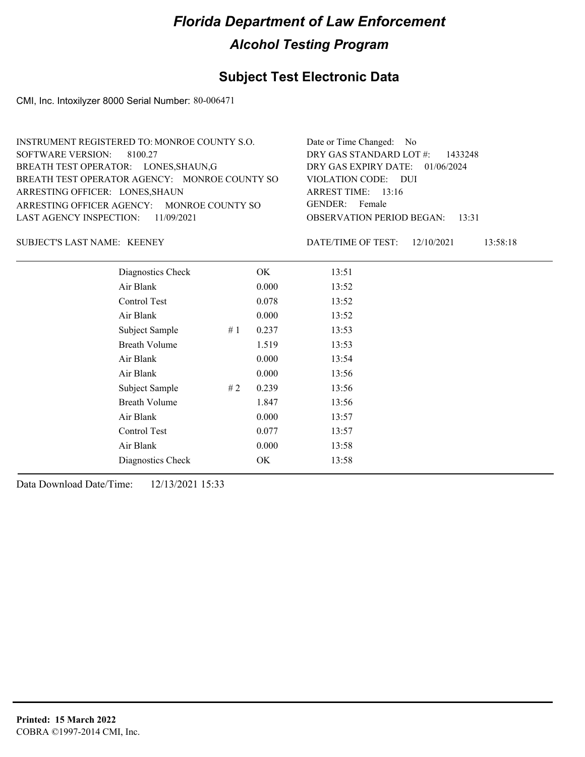# Florida Department of Law Enforcement

## Alcohol Testing Program

### Subject Test Electronic Data

CMI, Inc. Intoxilyzer 8000 Serial Number: 80-006471

INSTRUMENT REGISTERED TO: MONROE COUNTY S.O.
SOFTWARE VERSION: 8100.27
BREATH TEST OPERATOR: LONES,SHAUN,G
BREATH TEST OPERATOR AGENCY: MONROE COUNTY SO
ARRESTING OFFICER: LONES,SHAUN
ARRESTING OFFICER AGENCY: MONROE COUNTY SO
LAST AGENCY INSPECTION: 11/09/2021

Date or Time Changed: No
DRY GAS STANDARD LOT #: 1433248
DRY GAS EXPIRY DATE: 01/06/2024
VIOLATION CODE: DUI
ARREST TIME: 13:16
GENDER: Female
OBSERVATION PERIOD BEGAN: 13:31

SUBJECT'S LAST NAME: KEENEY

DATE/TIME OF TEST: 12/10/2021 13:58:18

| Test | | Result | Time |
|---|---|---|---|
| Diagnostics Check | | OK | 13:51 |
| Air Blank | | 0.000 | 13:52 |
| Control Test | | 0.078 | 13:52 |
| Air Blank | | 0.000 | 13:52 |
| Subject Sample | # 1 | 0.237 | 13:53 |
| Breath Volume | | 1.519 | 13:53 |
| Air Blank | | 0.000 | 13:54 |
| Air Blank | | 0.000 | 13:56 |
| Subject Sample | # 2 | 0.239 | 13:56 |
| Breath Volume | | 1.847 | 13:56 |
| Air Blank | | 0.000 | 13:57 |
| Control Test | | 0.077 | 13:57 |
| Air Blank | | 0.000 | 13:58 |
| Diagnostics Check | | OK | 13:58 |

Data Download Date/Time: 12/13/2021 15:33

**Printed: 15 March 2022**
COBRA ©1997-2014 CMI, Inc.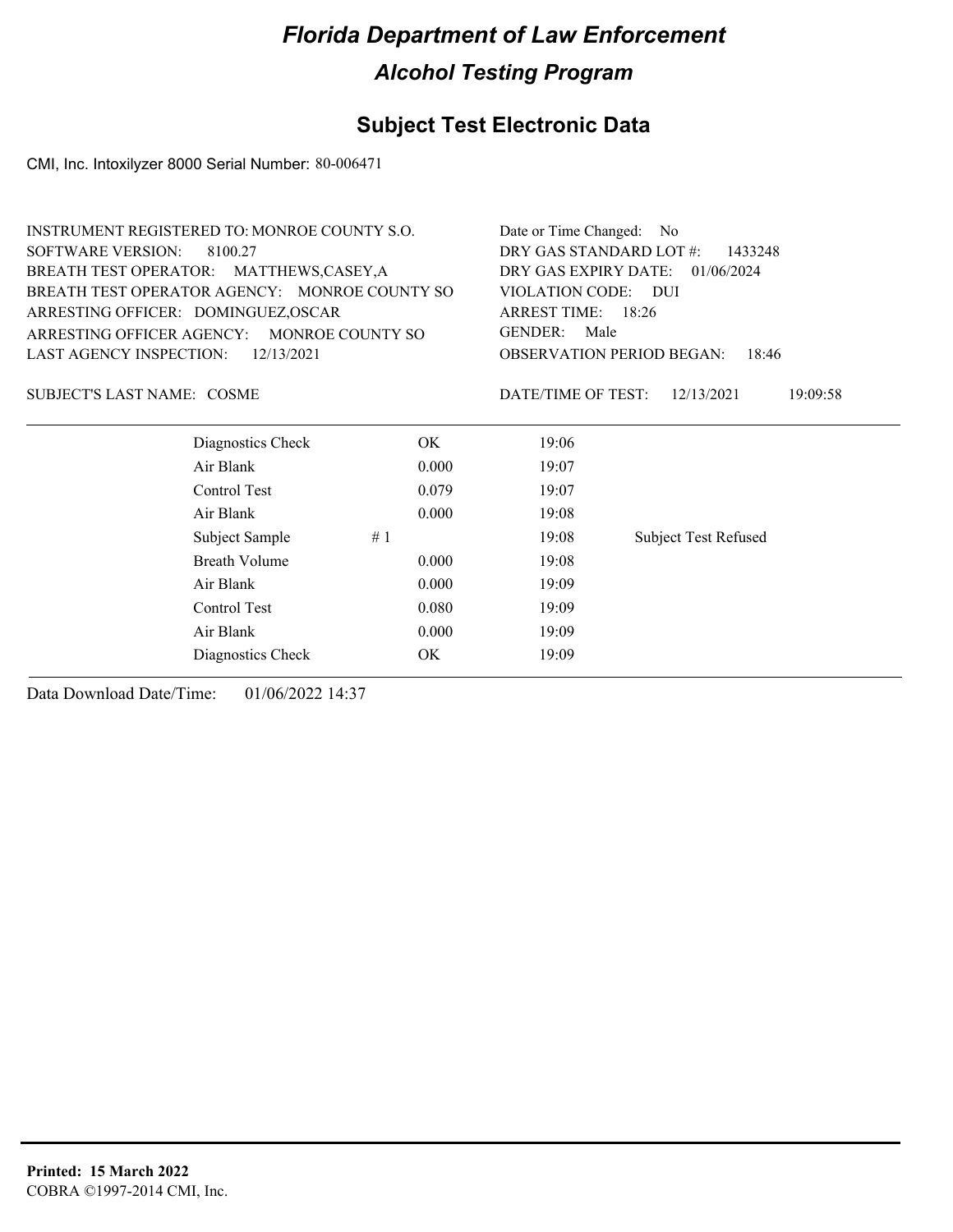# Florida Department of Law Enforcement

## Alcohol Testing Program

## Subject Test Electronic Data

CMI, Inc. Intoxilyzer 8000 Serial Number: 80-006471

INSTRUMENT REGISTERED TO: MONROE COUNTY S.O.
SOFTWARE VERSION: 8100.27
BREATH TEST OPERATOR: MATTHEWS,CASEY,A
BREATH TEST OPERATOR AGENCY: MONROE COUNTY SO
ARRESTING OFFICER: DOMINGUEZ,OSCAR
ARRESTING OFFICER AGENCY: MONROE COUNTY SO
LAST AGENCY INSPECTION: 12/13/2021

Date or Time Changed: No
DRY GAS STANDARD LOT #: 1433248
DRY GAS EXPIRY DATE: 01/06/2024
VIOLATION CODE: DUI
ARREST TIME: 18:26
GENDER: Male
OBSERVATION PERIOD BEGAN: 18:46

SUBJECT'S LAST NAME: COSME

DATE/TIME OF TEST: 12/13/2021 19:09:58

| | | | |
|---|---|---|---|
| Diagnostics Check | OK | 19:06 | |
| Air Blank | 0.000 | 19:07 | |
| Control Test | 0.079 | 19:07 | |
| Air Blank | 0.000 | 19:08 | |
| Subject Sample | # 1 | 19:08 | Subject Test Refused |
| Breath Volume | 0.000 | 19:08 | |
| Air Blank | 0.000 | 19:09 | |
| Control Test | 0.080 | 19:09 | |
| Air Blank | 0.000 | 19:09 | |
| Diagnostics Check | OK | 19:09 | |

Data Download Date/Time: 01/06/2022 14:37

**Printed: 15 March 2022**
COBRA ©1997-2014 CMI, Inc.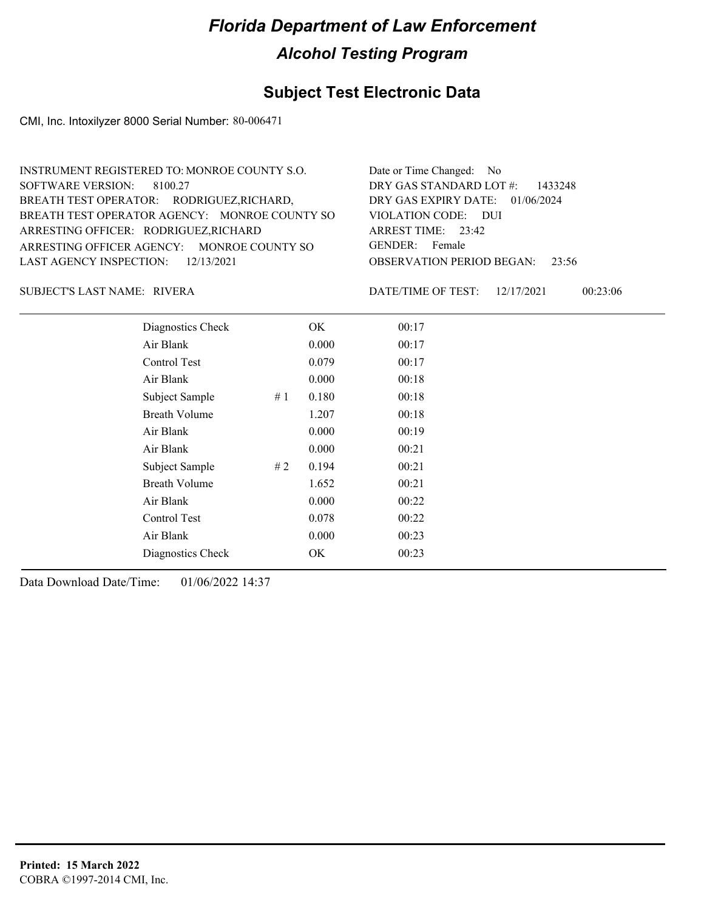# Florida Department of Law Enforcement

## Alcohol Testing Program

### Subject Test Electronic Data

CMI, Inc. Intoxilyzer 8000 Serial Number: 80-006471

INSTRUMENT REGISTERED TO: MONROE COUNTY S.O.
SOFTWARE VERSION: 8100.27
BREATH TEST OPERATOR: RODRIGUEZ,RICHARD,
BREATH TEST OPERATOR AGENCY: MONROE COUNTY SO
ARRESTING OFFICER: RODRIGUEZ,RICHARD
ARRESTING OFFICER AGENCY: MONROE COUNTY SO
LAST AGENCY INSPECTION: 12/13/2021

Date or Time Changed: No
DRY GAS STANDARD LOT #: 1433248
DRY GAS EXPIRY DATE: 01/06/2024
VIOLATION CODE: DUI
ARREST TIME: 23:42
GENDER: Female
OBSERVATION PERIOD BEGAN: 23:56

SUBJECT'S LAST NAME: RIVERA

DATE/TIME OF TEST: 12/17/2021 00:23:06

| | | | |
|---|---|---|---|
| Diagnostics Check | | OK | 00:17 |
| Air Blank | | 0.000 | 00:17 |
| Control Test | | 0.079 | 00:17 |
| Air Blank | | 0.000 | 00:18 |
| Subject Sample | # 1 | 0.180 | 00:18 |
| Breath Volume | | 1.207 | 00:18 |
| Air Blank | | 0.000 | 00:19 |
| Air Blank | | 0.000 | 00:21 |
| Subject Sample | # 2 | 0.194 | 00:21 |
| Breath Volume | | 1.652 | 00:21 |
| Air Blank | | 0.000 | 00:22 |
| Control Test | | 0.078 | 00:22 |
| Air Blank | | 0.000 | 00:23 |
| Diagnostics Check | | OK | 00:23 |

Data Download Date/Time: 01/06/2022 14:37

**Printed: 15 March 2022**
COBRA ©1997-2014 CMI, Inc.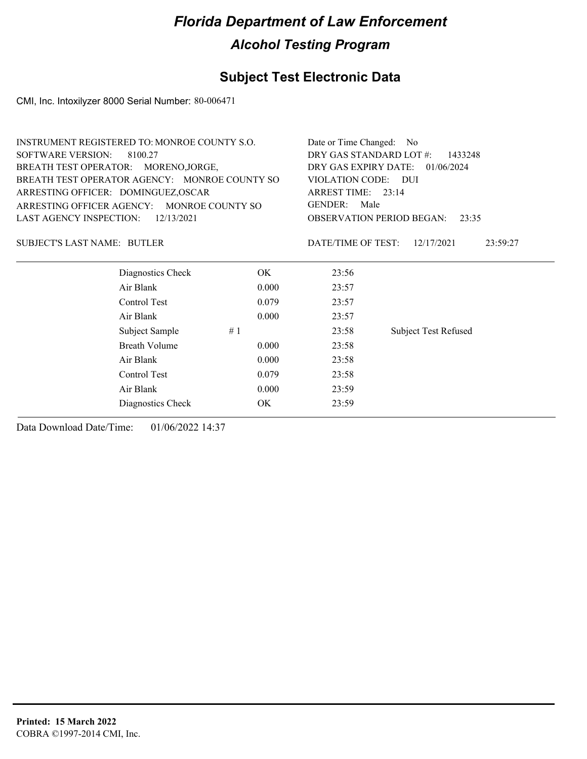# Florida Department of Law Enforcement

## Alcohol Testing Program

### Subject Test Electronic Data

CMI, Inc. Intoxilyzer 8000 Serial Number: 80-006471

INSTRUMENT REGISTERED TO: MONROE COUNTY S.O.
SOFTWARE VERSION: 8100.27
BREATH TEST OPERATOR: MORENO,JORGE,
BREATH TEST OPERATOR AGENCY: MONROE COUNTY SO
ARRESTING OFFICER: DOMINGUEZ,OSCAR
ARRESTING OFFICER AGENCY: MONROE COUNTY SO
LAST AGENCY INSPECTION: 12/13/2021

Date or Time Changed: No
DRY GAS STANDARD LOT #: 1433248
DRY GAS EXPIRY DATE: 01/06/2024
VIOLATION CODE: DUI
ARREST TIME: 23:14
GENDER: Male
OBSERVATION PERIOD BEGAN: 23:35

SUBJECT'S LAST NAME: BUTLER

DATE/TIME OF TEST: 12/17/2021 23:59:27

| | | | |
|---|---|---|---|
| Diagnostics Check | OK | 23:56 | |
| Air Blank | 0.000 | 23:57 | |
| Control Test | 0.079 | 23:57 | |
| Air Blank | 0.000 | 23:57 | |
| Subject Sample | # 1 | 23:58 | Subject Test Refused |
| Breath Volume | 0.000 | 23:58 | |
| Air Blank | 0.000 | 23:58 | |
| Control Test | 0.079 | 23:58 | |
| Air Blank | 0.000 | 23:59 | |
| Diagnostics Check | OK | 23:59 | |

Data Download Date/Time: 01/06/2022 14:37

**Printed: 15 March 2022**
COBRA ©1997-2014 CMI, Inc.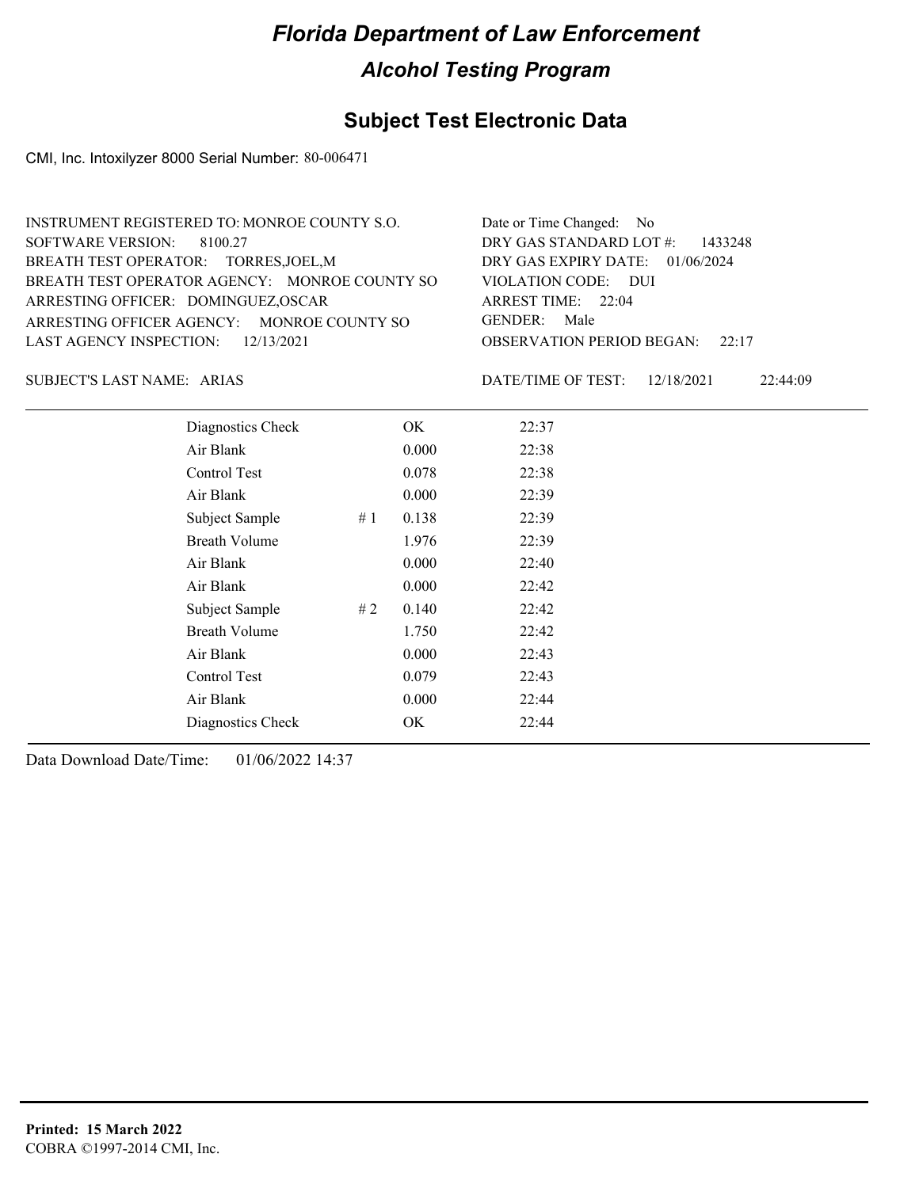# Florida Department of Law Enforcement

## Alcohol Testing Program

### Subject Test Electronic Data

CMI, Inc. Intoxilyzer 8000 Serial Number: 80-006471

INSTRUMENT REGISTERED TO: MONROE COUNTY S.O.
SOFTWARE VERSION: 8100.27
BREATH TEST OPERATOR: TORRES,JOEL,M
BREATH TEST OPERATOR AGENCY: MONROE COUNTY SO
ARRESTING OFFICER: DOMINGUEZ,OSCAR
ARRESTING OFFICER AGENCY: MONROE COUNTY SO
LAST AGENCY INSPECTION: 12/13/2021

Date or Time Changed: No
DRY GAS STANDARD LOT #: 1433248
DRY GAS EXPIRY DATE: 01/06/2024
VIOLATION CODE: DUI
ARREST TIME: 22:04
GENDER: Male
OBSERVATION PERIOD BEGAN: 22:17

SUBJECT'S LAST NAME: ARIAS

DATE/TIME OF TEST: 12/18/2021 22:44:09

| | | | |
|---|---|---|---|
| Diagnostics Check | | OK | 22:37 |
| Air Blank | | 0.000 | 22:38 |
| Control Test | | 0.078 | 22:38 |
| Air Blank | | 0.000 | 22:39 |
| Subject Sample | # 1 | 0.138 | 22:39 |
| Breath Volume | | 1.976 | 22:39 |
| Air Blank | | 0.000 | 22:40 |
| Air Blank | | 0.000 | 22:42 |
| Subject Sample | # 2 | 0.140 | 22:42 |
| Breath Volume | | 1.750 | 22:42 |
| Air Blank | | 0.000 | 22:43 |
| Control Test | | 0.079 | 22:43 |
| Air Blank | | 0.000 | 22:44 |
| Diagnostics Check | | OK | 22:44 |

Data Download Date/Time: 01/06/2022 14:37

**Printed: 15 March 2022**
COBRA ©1997-2014 CMI, Inc.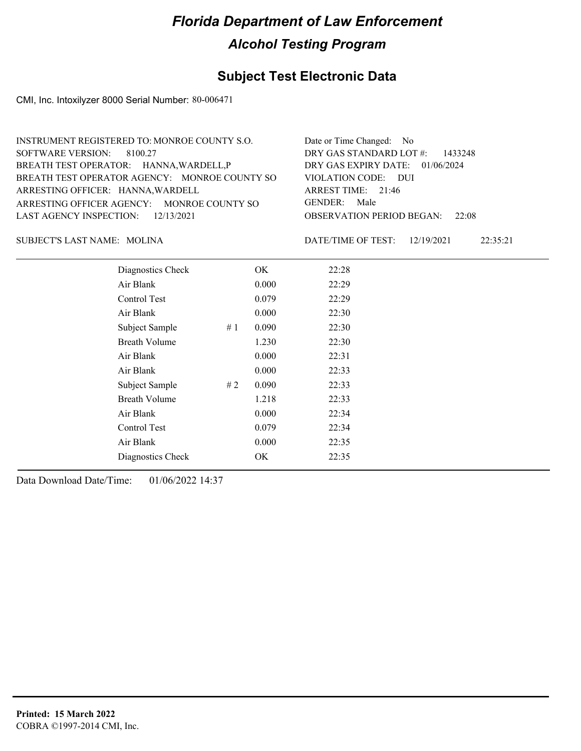# Florida Department of Law Enforcement

## Alcohol Testing Program

## Subject Test Electronic Data

CMI, Inc. Intoxilyzer 8000 Serial Number: 80-006471

INSTRUMENT REGISTERED TO: MONROE COUNTY S.O.
SOFTWARE VERSION: 8100.27
BREATH TEST OPERATOR: HANNA,WARDELL,P
BREATH TEST OPERATOR AGENCY: MONROE COUNTY SO
ARRESTING OFFICER: HANNA,WARDELL
ARRESTING OFFICER AGENCY: MONROE COUNTY SO
LAST AGENCY INSPECTION: 12/13/2021

Date or Time Changed: No
DRY GAS STANDARD LOT #: 1433248
DRY GAS EXPIRY DATE: 01/06/2024
VIOLATION CODE: DUI
ARREST TIME: 21:46
GENDER: Male
OBSERVATION PERIOD BEGAN: 22:08

SUBJECT'S LAST NAME: MOLINA

DATE/TIME OF TEST: 12/19/2021 22:35:21

| | | | |
|---|---|---|---|
| Diagnostics Check | | OK | 22:28 |
| Air Blank | | 0.000 | 22:29 |
| Control Test | | 0.079 | 22:29 |
| Air Blank | | 0.000 | 22:30 |
| Subject Sample | # 1 | 0.090 | 22:30 |
| Breath Volume | | 1.230 | 22:30 |
| Air Blank | | 0.000 | 22:31 |
| Air Blank | | 0.000 | 22:33 |
| Subject Sample | # 2 | 0.090 | 22:33 |
| Breath Volume | | 1.218 | 22:33 |
| Air Blank | | 0.000 | 22:34 |
| Control Test | | 0.079 | 22:34 |
| Air Blank | | 0.000 | 22:35 |
| Diagnostics Check | | OK | 22:35 |

Data Download Date/Time: 01/06/2022 14:37

**Printed: 15 March 2022**
COBRA ©1997-2014 CMI, Inc.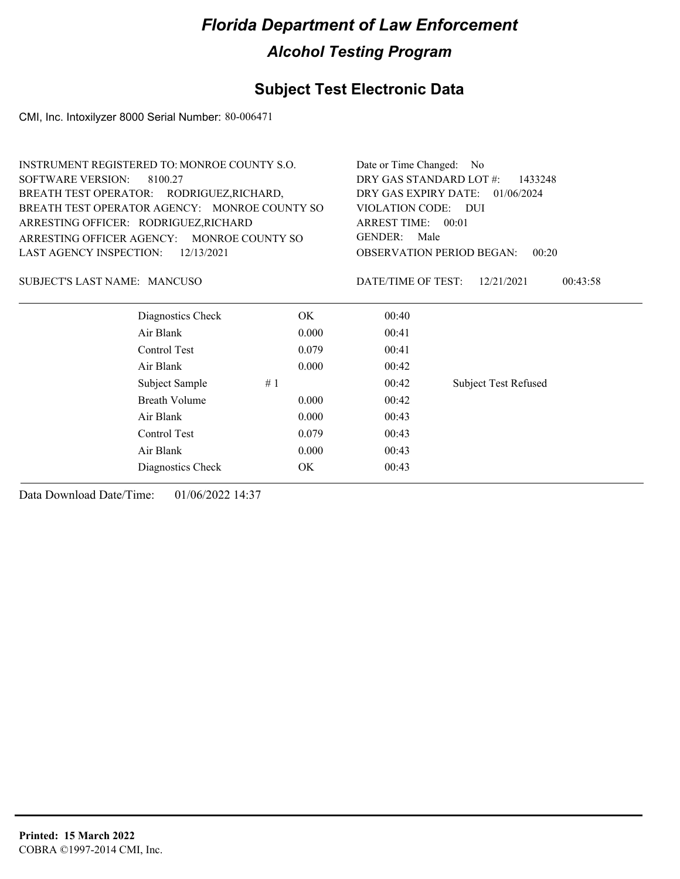# Florida Department of Law Enforcement

## Alcohol Testing Program

## Subject Test Electronic Data

CMI, Inc. Intoxilyzer 8000 Serial Number: 80-006471

INSTRUMENT REGISTERED TO: MONROE COUNTY S.O.
SOFTWARE VERSION: 8100.27
BREATH TEST OPERATOR: RODRIGUEZ,RICHARD,
BREATH TEST OPERATOR AGENCY: MONROE COUNTY SO
ARRESTING OFFICER: RODRIGUEZ,RICHARD
ARRESTING OFFICER AGENCY: MONROE COUNTY SO
LAST AGENCY INSPECTION: 12/13/2021

Date or Time Changed: No
DRY GAS STANDARD LOT #: 1433248
DRY GAS EXPIRY DATE: 01/06/2024
VIOLATION CODE: DUI
ARREST TIME: 00:01
GENDER: Male
OBSERVATION PERIOD BEGAN: 00:20

SUBJECT'S LAST NAME: MANCUSO

DATE/TIME OF TEST: 12/21/2021 00:43:58

| | | | |
|---|---|---|---|
| Diagnostics Check | OK | 00:40 | |
| Air Blank | 0.000 | 00:41 | |
| Control Test | 0.079 | 00:41 | |
| Air Blank | 0.000 | 00:42 | |
| Subject Sample | # 1 | 00:42 | Subject Test Refused |
| Breath Volume | 0.000 | 00:42 | |
| Air Blank | 0.000 | 00:43 | |
| Control Test | 0.079 | 00:43 | |
| Air Blank | 0.000 | 00:43 | |
| Diagnostics Check | OK | 00:43 | |

Data Download Date/Time: 01/06/2022 14:37

**Printed: 15 March 2022**
COBRA ©1997-2014 CMI, Inc.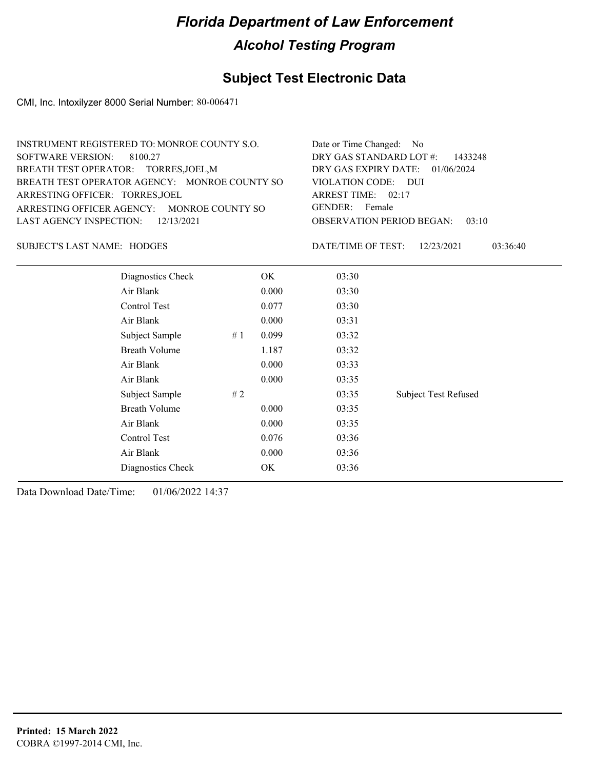# Florida Department of Law Enforcement

## Alcohol Testing Program

### Subject Test Electronic Data

CMI, Inc. Intoxilyzer 8000 Serial Number: 80-006471

INSTRUMENT REGISTERED TO: MONROE COUNTY S.O.
SOFTWARE VERSION: 8100.27
BREATH TEST OPERATOR: TORRES,JOEL,M
BREATH TEST OPERATOR AGENCY: MONROE COUNTY SO
ARRESTING OFFICER: TORRES,JOEL
ARRESTING OFFICER AGENCY: MONROE COUNTY SO
LAST AGENCY INSPECTION: 12/13/2021

Date or Time Changed: No
DRY GAS STANDARD LOT #: 1433248
DRY GAS EXPIRY DATE: 01/06/2024
VIOLATION CODE: DUI
ARREST TIME: 02:17
GENDER: Female
OBSERVATION PERIOD BEGAN: 03:10

SUBJECT'S LAST NAME: HODGES

DATE/TIME OF TEST: 12/23/2021 03:36:40

| | | | | |
|---|---|---|---|---|
| Diagnostics Check | | OK | 03:30 | |
| Air Blank | | 0.000 | 03:30 | |
| Control Test | | 0.077 | 03:30 | |
| Air Blank | | 0.000 | 03:31 | |
| Subject Sample | # 1 | 0.099 | 03:32 | |
| Breath Volume | | 1.187 | 03:32 | |
| Air Blank | | 0.000 | 03:33 | |
| Air Blank | | 0.000 | 03:35 | |
| Subject Sample | # 2 | | 03:35 | Subject Test Refused |
| Breath Volume | | 0.000 | 03:35 | |
| Air Blank | | 0.000 | 03:35 | |
| Control Test | | 0.076 | 03:36 | |
| Air Blank | | 0.000 | 03:36 | |
| Diagnostics Check | | OK | 03:36 | |

Data Download Date/Time: 01/06/2022 14:37

**Printed: 15 March 2022**
COBRA ©1997-2014 CMI, Inc.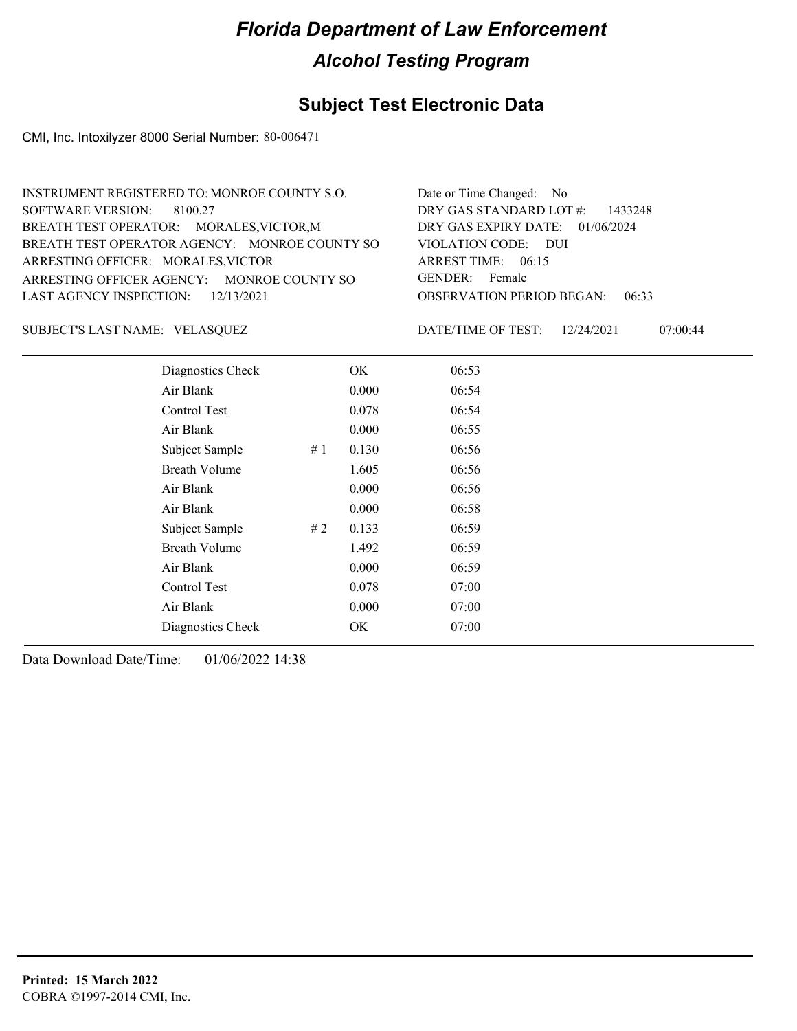# Florida Department of Law Enforcement

## Alcohol Testing Program

### Subject Test Electronic Data

CMI, Inc. Intoxilyzer 8000 Serial Number: 80-006471

INSTRUMENT REGISTERED TO: MONROE COUNTY S.O.
SOFTWARE VERSION: 8100.27
BREATH TEST OPERATOR: MORALES,VICTOR,M
BREATH TEST OPERATOR AGENCY: MONROE COUNTY SO
ARRESTING OFFICER: MORALES,VICTOR
ARRESTING OFFICER AGENCY: MONROE COUNTY SO
LAST AGENCY INSPECTION: 12/13/2021

Date or Time Changed: No
DRY GAS STANDARD LOT #: 1433248
DRY GAS EXPIRY DATE: 01/06/2024
VIOLATION CODE: DUI
ARREST TIME: 06:15
GENDER: Female
OBSERVATION PERIOD BEGAN: 06:33

SUBJECT'S LAST NAME: VELASQUEZ

DATE/TIME OF TEST: 12/24/2021 07:00:44

| | | | |
|---|---|---|---|
| Diagnostics Check | | OK | 06:53 |
| Air Blank | | 0.000 | 06:54 |
| Control Test | | 0.078 | 06:54 |
| Air Blank | | 0.000 | 06:55 |
| Subject Sample | # 1 | 0.130 | 06:56 |
| Breath Volume | | 1.605 | 06:56 |
| Air Blank | | 0.000 | 06:56 |
| Air Blank | | 0.000 | 06:58 |
| Subject Sample | # 2 | 0.133 | 06:59 |
| Breath Volume | | 1.492 | 06:59 |
| Air Blank | | 0.000 | 06:59 |
| Control Test | | 0.078 | 07:00 |
| Air Blank | | 0.000 | 07:00 |
| Diagnostics Check | | OK | 07:00 |

Data Download Date/Time: 01/06/2022 14:38

**Printed: 15 March 2022**
COBRA ©1997-2014 CMI, Inc.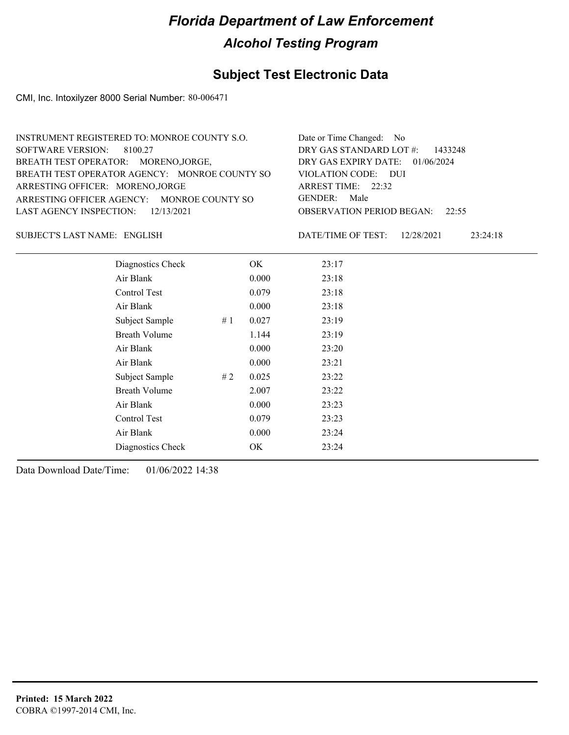# Florida Department of Law Enforcement

## Alcohol Testing Program

### Subject Test Electronic Data

CMI, Inc. Intoxilyzer 8000 Serial Number: 80-006471

INSTRUMENT REGISTERED TO: MONROE COUNTY S.O.
SOFTWARE VERSION: 8100.27
BREATH TEST OPERATOR: MORENO,JORGE,
BREATH TEST OPERATOR AGENCY: MONROE COUNTY SO
ARRESTING OFFICER: MORENO,JORGE
ARRESTING OFFICER AGENCY: MONROE COUNTY SO
LAST AGENCY INSPECTION: 12/13/2021

Date or Time Changed: No
DRY GAS STANDARD LOT #: 1433248
DRY GAS EXPIRY DATE: 01/06/2024
VIOLATION CODE: DUI
ARREST TIME: 22:32
GENDER: Male
OBSERVATION PERIOD BEGAN: 22:55

SUBJECT'S LAST NAME: ENGLISH

DATE/TIME OF TEST: 12/28/2021 23:24:18

| | | | |
|---|---|---|---|
| Diagnostics Check | | OK | 23:17 |
| Air Blank | | 0.000 | 23:18 |
| Control Test | | 0.079 | 23:18 |
| Air Blank | | 0.000 | 23:18 |
| Subject Sample | # 1 | 0.027 | 23:19 |
| Breath Volume | | 1.144 | 23:19 |
| Air Blank | | 0.000 | 23:20 |
| Air Blank | | 0.000 | 23:21 |
| Subject Sample | # 2 | 0.025 | 23:22 |
| Breath Volume | | 2.007 | 23:22 |
| Air Blank | | 0.000 | 23:23 |
| Control Test | | 0.079 | 23:23 |
| Air Blank | | 0.000 | 23:24 |
| Diagnostics Check | | OK | 23:24 |

Data Download Date/Time: 01/06/2022 14:38

**Printed: 15 March 2022**
COBRA ©1997-2014 CMI, Inc.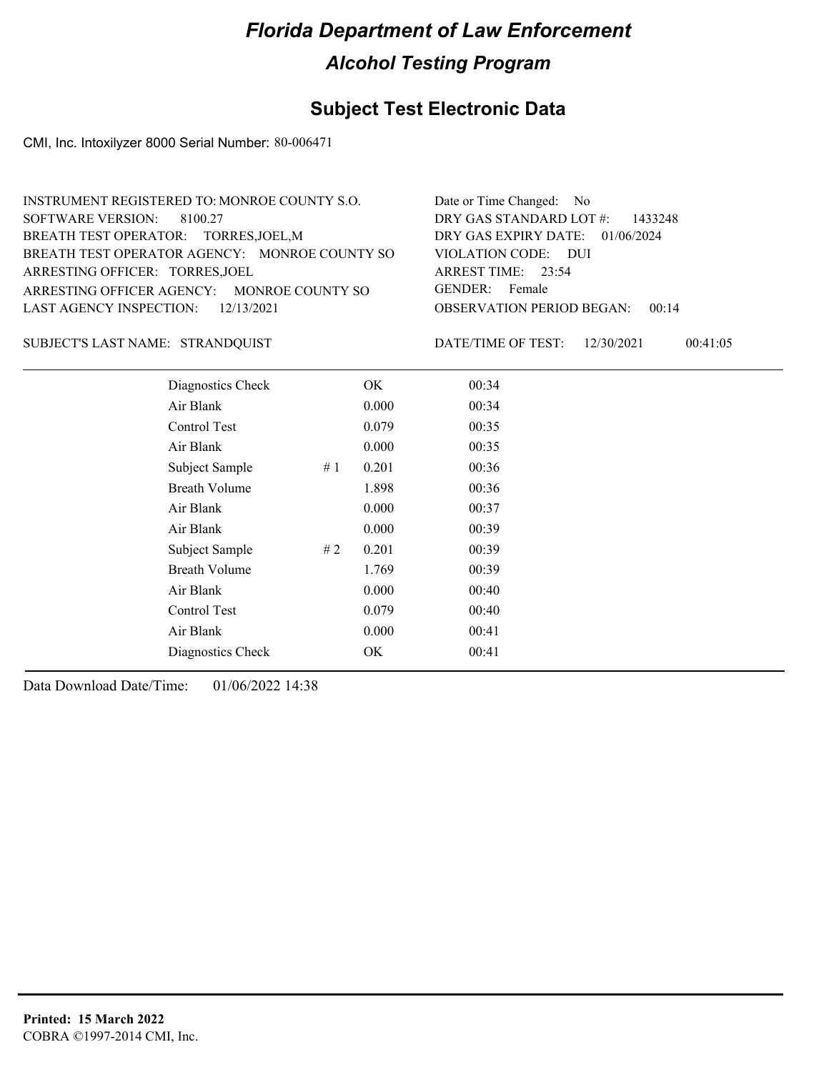# Florida Department of Law Enforcement

## Alcohol Testing Program

## Subject Test Electronic Data

CMI, Inc. Intoxilyzer 8000 Serial Number: 80-006471

INSTRUMENT REGISTERED TO: MONROE COUNTY S.O.
SOFTWARE VERSION: 8100.27
BREATH TEST OPERATOR: TORRES,JOEL,M
BREATH TEST OPERATOR AGENCY: MONROE COUNTY SO
ARRESTING OFFICER: TORRES,JOEL
ARRESTING OFFICER AGENCY: MONROE COUNTY SO
LAST AGENCY INSPECTION: 12/13/2021

Date or Time Changed: No
DRY GAS STANDARD LOT #: 1433248
DRY GAS EXPIRY DATE: 01/06/2024
VIOLATION CODE: DUI
ARREST TIME: 23:54
GENDER: Female
OBSERVATION PERIOD BEGAN: 00:14

SUBJECT'S LAST NAME: STRANDQUIST

DATE/TIME OF TEST: 12/30/2021 00:41:05

| | | | |
|---|---|---|---|
| Diagnostics Check | | OK | 00:34 |
| Air Blank | | 0.000 | 00:34 |
| Control Test | | 0.079 | 00:35 |
| Air Blank | | 0.000 | 00:35 |
| Subject Sample | # 1 | 0.201 | 00:36 |
| Breath Volume | | 1.898 | 00:36 |
| Air Blank | | 0.000 | 00:37 |
| Air Blank | | 0.000 | 00:39 |
| Subject Sample | # 2 | 0.201 | 00:39 |
| Breath Volume | | 1.769 | 00:39 |
| Air Blank | | 0.000 | 00:40 |
| Control Test | | 0.079 | 00:40 |
| Air Blank | | 0.000 | 00:41 |
| Diagnostics Check | | OK | 00:41 |

Data Download Date/Time: 01/06/2022 14:38

**Printed: 15 March 2022**
COBRA ©1997-2014 CMI, Inc.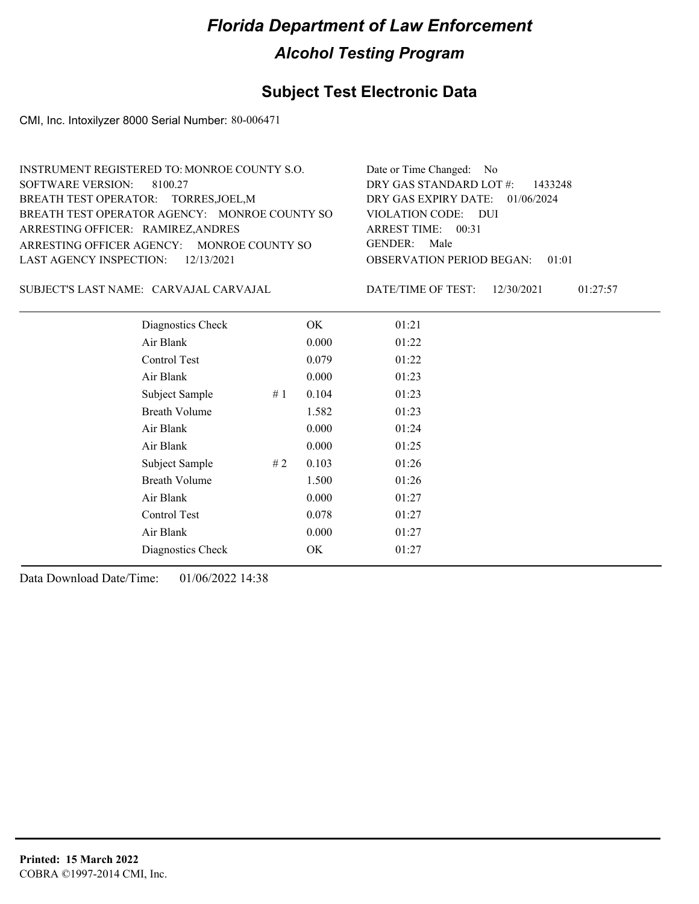# Florida Department of Law Enforcement

## Alcohol Testing Program

### Subject Test Electronic Data

CMI, Inc. Intoxilyzer 8000 Serial Number: 80-006471

INSTRUMENT REGISTERED TO: MONROE COUNTY S.O.
SOFTWARE VERSION: 8100.27
BREATH TEST OPERATOR: TORRES,JOEL,M
BREATH TEST OPERATOR AGENCY: MONROE COUNTY SO
ARRESTING OFFICER: RAMIREZ,ANDRES
ARRESTING OFFICER AGENCY: MONROE COUNTY SO
LAST AGENCY INSPECTION: 12/13/2021

Date or Time Changed: No
DRY GAS STANDARD LOT #: 1433248
DRY GAS EXPIRY DATE: 01/06/2024
VIOLATION CODE: DUI
ARREST TIME: 00:31
GENDER: Male
OBSERVATION PERIOD BEGAN: 01:01

SUBJECT'S LAST NAME: CARVAJAL CARVAJAL

DATE/TIME OF TEST: 12/30/2021 01:27:57

| Test | # | Result | Time |
|---|---|---|---|
| Diagnostics Check | | OK | 01:21 |
| Air Blank | | 0.000 | 01:22 |
| Control Test | | 0.079 | 01:22 |
| Air Blank | | 0.000 | 01:23 |
| Subject Sample | # 1 | 0.104 | 01:23 |
| Breath Volume | | 1.582 | 01:23 |
| Air Blank | | 0.000 | 01:24 |
| Air Blank | | 0.000 | 01:25 |
| Subject Sample | # 2 | 0.103 | 01:26 |
| Breath Volume | | 1.500 | 01:26 |
| Air Blank | | 0.000 | 01:27 |
| Control Test | | 0.078 | 01:27 |
| Air Blank | | 0.000 | 01:27 |
| Diagnostics Check | | OK | 01:27 |

Data Download Date/Time: 01/06/2022 14:38

**Printed: 15 March 2022**
COBRA ©1997-2014 CMI, Inc.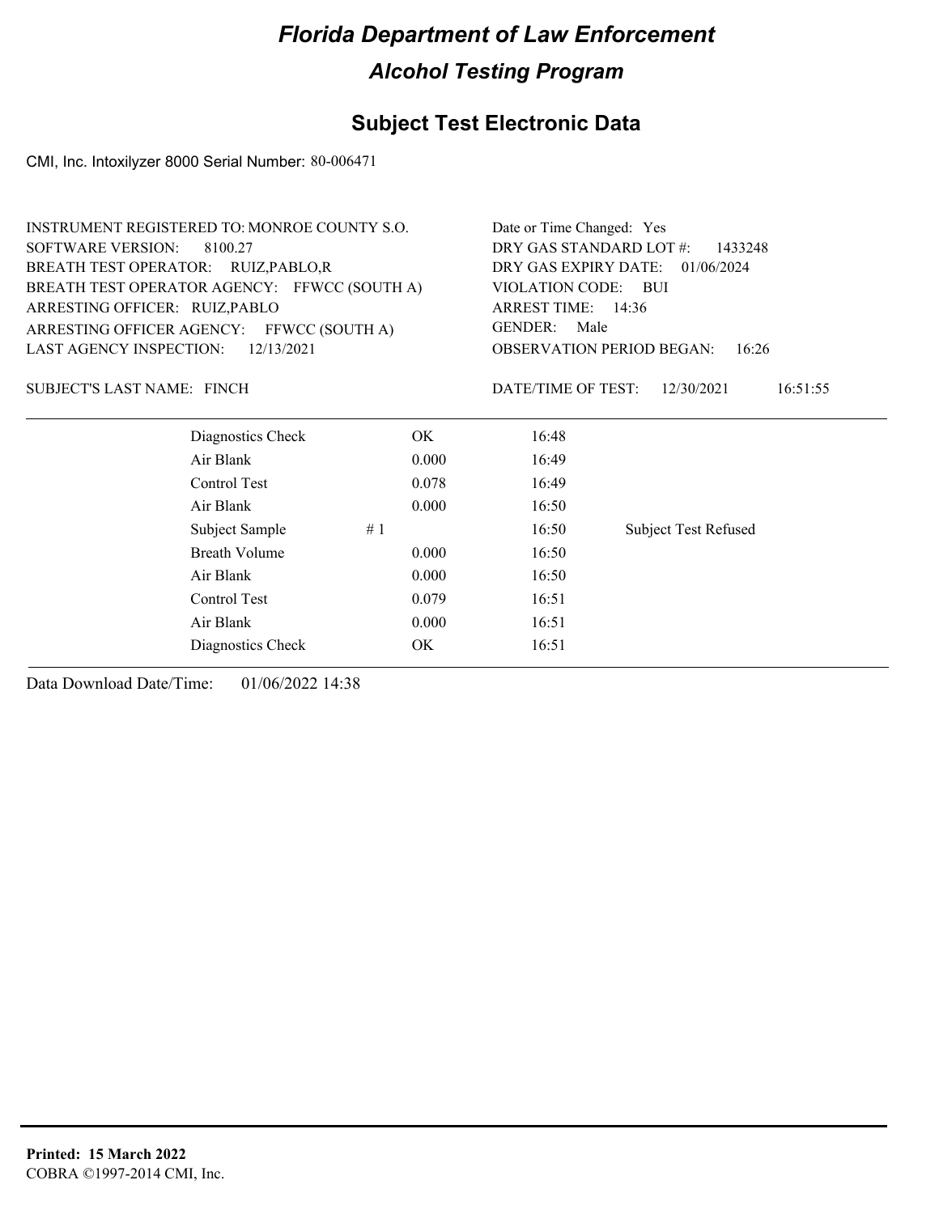# Florida Department of Law Enforcement

## Alcohol Testing Program

### Subject Test Electronic Data

CMI, Inc. Intoxilyzer 8000 Serial Number: 80-006471

INSTRUMENT REGISTERED TO: MONROE COUNTY S.O.
SOFTWARE VERSION: 8100.27
BREATH TEST OPERATOR: RUIZ,PABLO,R
BREATH TEST OPERATOR AGENCY: FFWCC (SOUTH A)
ARRESTING OFFICER: RUIZ,PABLO
ARRESTING OFFICER AGENCY: FFWCC (SOUTH A)
LAST AGENCY INSPECTION: 12/13/2021

Date or Time Changed: Yes
DRY GAS STANDARD LOT #: 1433248
DRY GAS EXPIRY DATE: 01/06/2024
VIOLATION CODE: BUI
ARREST TIME: 14:36
GENDER: Male
OBSERVATION PERIOD BEGAN: 16:26

SUBJECT'S LAST NAME: FINCH

DATE/TIME OF TEST: 12/30/2021 16:51:55

| | | | | |
|---|---|---|---|---|
| Diagnostics Check | | OK | 16:48 | |
| Air Blank | | 0.000 | 16:49 | |
| Control Test | | 0.078 | 16:49 | |
| Air Blank | | 0.000 | 16:50 | |
| Subject Sample | # 1 | | 16:50 | Subject Test Refused |
| Breath Volume | | 0.000 | 16:50 | |
| Air Blank | | 0.000 | 16:50 | |
| Control Test | | 0.079 | 16:51 | |
| Air Blank | | 0.000 | 16:51 | |
| Diagnostics Check | | OK | 16:51 | |

Data Download Date/Time: 01/06/2022 14:38

**Printed: 15 March 2022**
COBRA ©1997-2014 CMI, Inc.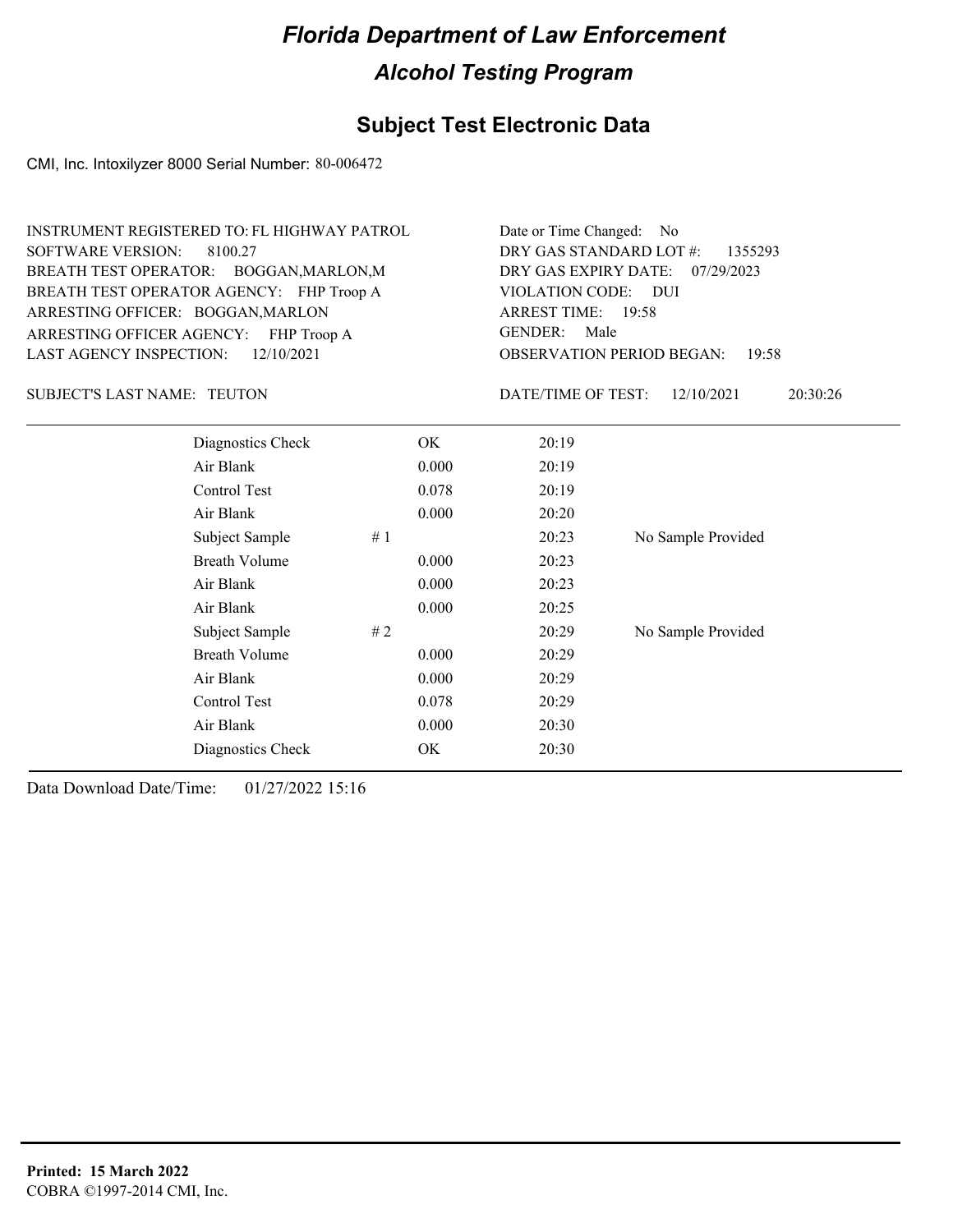# Florida Department of Law Enforcement

## Alcohol Testing Program

### Subject Test Electronic Data

CMI, Inc. Intoxilyzer 8000 Serial Number: 80-006472

INSTRUMENT REGISTERED TO: FL HIGHWAY PATROL
SOFTWARE VERSION: 8100.27
BREATH TEST OPERATOR: BOGGAN,MARLON,M
BREATH TEST OPERATOR AGENCY: FHP Troop A
ARRESTING OFFICER: BOGGAN,MARLON
ARRESTING OFFICER AGENCY: FHP Troop A
LAST AGENCY INSPECTION: 12/10/2021

Date or Time Changed: No
DRY GAS STANDARD LOT #: 1355293
DRY GAS EXPIRY DATE: 07/29/2023
VIOLATION CODE: DUI
ARREST TIME: 19:58
GENDER: Male
OBSERVATION PERIOD BEGAN: 19:58

SUBJECT'S LAST NAME: TEUTON

DATE/TIME OF TEST: 12/10/2021 20:30:26

| | | | |
|---|---|---|---|
| Diagnostics Check | OK | 20:19 | |
| Air Blank | 0.000 | 20:19 | |
| Control Test | 0.078 | 20:19 | |
| Air Blank | 0.000 | 20:20 | |
| Subject Sample | # 1 | 20:23 | No Sample Provided |
| Breath Volume | 0.000 | 20:23 | |
| Air Blank | 0.000 | 20:23 | |
| Air Blank | 0.000 | 20:25 | |
| Subject Sample | # 2 | 20:29 | No Sample Provided |
| Breath Volume | 0.000 | 20:29 | |
| Air Blank | 0.000 | 20:29 | |
| Control Test | 0.078 | 20:29 | |
| Air Blank | 0.000 | 20:30 | |
| Diagnostics Check | OK | 20:30 | |

Data Download Date/Time: 01/27/2022 15:16

**Printed: 15 March 2022**
COBRA ©1997-2014 CMI, Inc.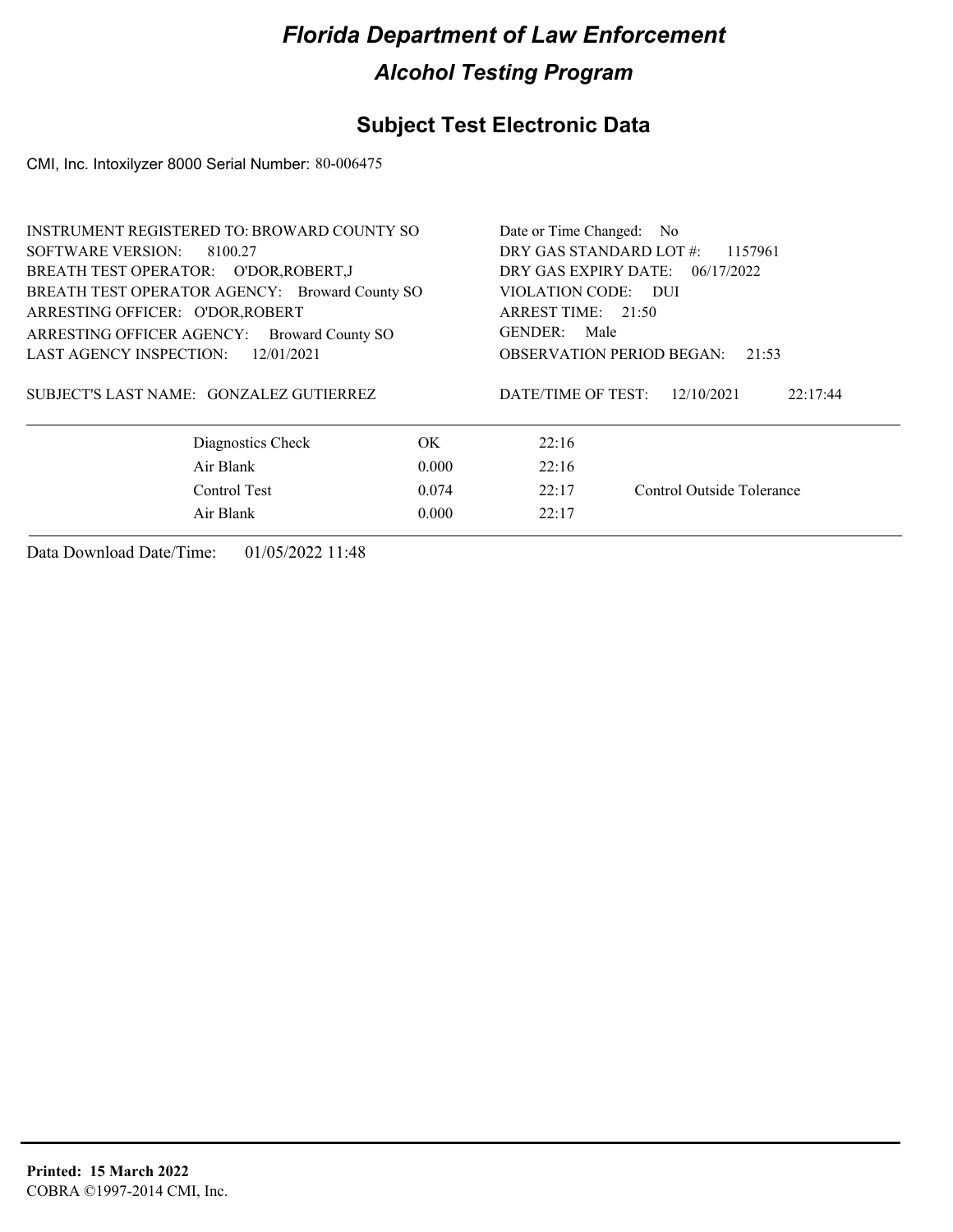# Florida Department of Law Enforcement

## Alcohol Testing Program

### Subject Test Electronic Data

CMI, Inc. Intoxilyzer 8000 Serial Number: 80-006475

INSTRUMENT REGISTERED TO: BROWARD COUNTY SO
SOFTWARE VERSION: 8100.27
BREATH TEST OPERATOR: O'DOR,ROBERT,J
BREATH TEST OPERATOR AGENCY: Broward County SO
ARRESTING OFFICER: O'DOR,ROBERT
ARRESTING OFFICER AGENCY: Broward County SO
LAST AGENCY INSPECTION: 12/01/2021

SUBJECT'S LAST NAME: GONZALEZ GUTIERREZ

Date or Time Changed: No
DRY GAS STANDARD LOT #: 1157961
DRY GAS EXPIRY DATE: 06/17/2022
VIOLATION CODE: DUI
ARREST TIME: 21:50
GENDER: Male
OBSERVATION PERIOD BEGAN: 21:53

DATE/TIME OF TEST: 12/10/2021 22:17:44

| | | | |
|---|---|---|---|
| Diagnostics Check | OK | 22:16 | |
| Air Blank | 0.000 | 22:16 | |
| Control Test | 0.074 | 22:17 | Control Outside Tolerance |
| Air Blank | 0.000 | 22:17 | |

Data Download Date/Time: 01/05/2022 11:48

**Printed: 15 March 2022**
COBRA ©1997-2014 CMI, Inc.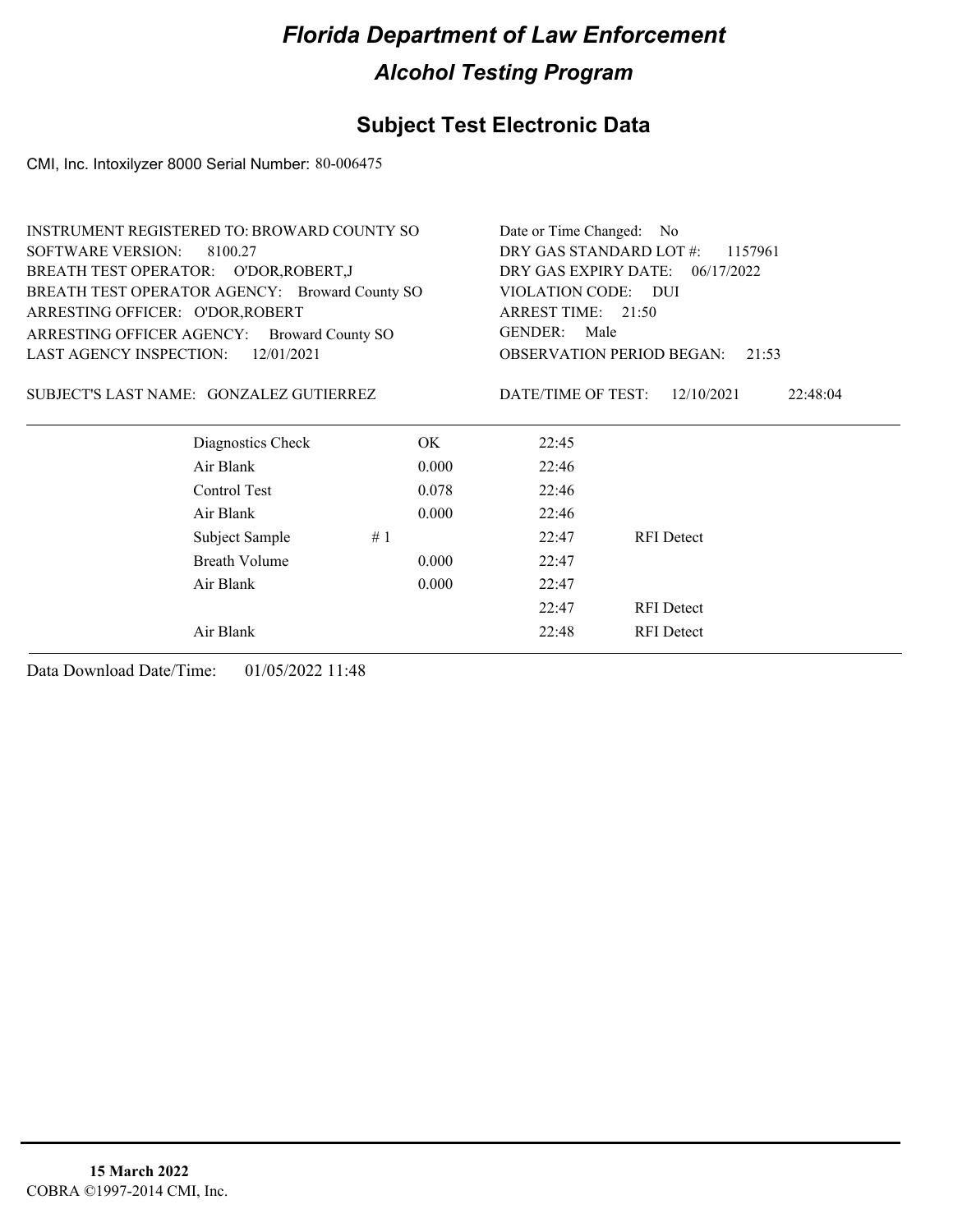# Florida Department of Law Enforcement

## Alcohol Testing Program

### Subject Test Electronic Data

CMI, Inc. Intoxilyzer 8000 Serial Number: 80-006475

INSTRUMENT REGISTERED TO: BROWARD COUNTY SO
SOFTWARE VERSION: 8100.27
BREATH TEST OPERATOR: O'DOR,ROBERT,J
BREATH TEST OPERATOR AGENCY: Broward County SO
ARRESTING OFFICER: O'DOR,ROBERT
ARRESTING OFFICER AGENCY: Broward County SO
LAST AGENCY INSPECTION: 12/01/2021

Date or Time Changed: No
DRY GAS STANDARD LOT #: 1157961
DRY GAS EXPIRY DATE: 06/17/2022
VIOLATION CODE: DUI
ARREST TIME: 21:50
GENDER: Male
OBSERVATION PERIOD BEGAN: 21:53

SUBJECT'S LAST NAME: GONZALEZ GUTIERREZ

DATE/TIME OF TEST: 12/10/2021 22:48:04

| | | | | |
|---|---|---|---|---|
| Diagnostics Check | | OK | 22:45 | |
| Air Blank | | 0.000 | 22:46 | |
| Control Test | | 0.078 | 22:46 | |
| Air Blank | | 0.000 | 22:46 | |
| Subject Sample | # 1 | | 22:47 | RFI Detect |
| Breath Volume | | 0.000 | 22:47 | |
| Air Blank | | 0.000 | 22:47 | |
| | | | 22:47 | RFI Detect |
| Air Blank | | | 22:48 | RFI Detect |

Data Download Date/Time: 01/05/2022 11:48

**15 March 2022**
COBRA ©1997-2014 CMI, Inc.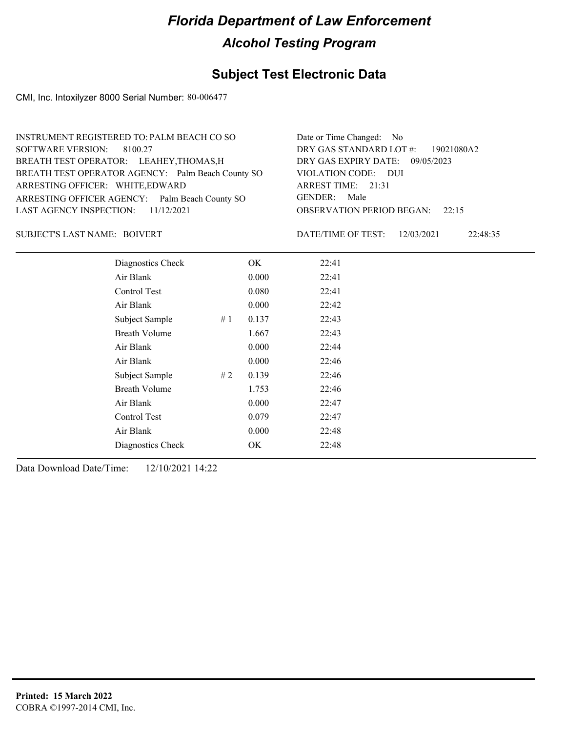# Florida Department of Law Enforcement

## Alcohol Testing Program

### Subject Test Electronic Data

CMI, Inc. Intoxilyzer 8000 Serial Number: 80-006477

INSTRUMENT REGISTERED TO: PALM BEACH CO SO
SOFTWARE VERSION: 8100.27
BREATH TEST OPERATOR: LEAHEY,THOMAS,H
BREATH TEST OPERATOR AGENCY: Palm Beach County SO
ARRESTING OFFICER: WHITE,EDWARD
ARRESTING OFFICER AGENCY: Palm Beach County SO
LAST AGENCY INSPECTION: 11/12/2021

Date or Time Changed: No
DRY GAS STANDARD LOT #: 19021080A2
DRY GAS EXPIRY DATE: 09/05/2023
VIOLATION CODE: DUI
ARREST TIME: 21:31
GENDER: Male
OBSERVATION PERIOD BEGAN: 22:15

SUBJECT'S LAST NAME: BOIVERT

DATE/TIME OF TEST: 12/03/2021 22:48:35

| | | | |
|---|---|---|---|
| Diagnostics Check | | OK | 22:41 |
| Air Blank | | 0.000 | 22:41 |
| Control Test | | 0.080 | 22:41 |
| Air Blank | | 0.000 | 22:42 |
| Subject Sample | # 1 | 0.137 | 22:43 |
| Breath Volume | | 1.667 | 22:43 |
| Air Blank | | 0.000 | 22:44 |
| Air Blank | | 0.000 | 22:46 |
| Subject Sample | # 2 | 0.139 | 22:46 |
| Breath Volume | | 1.753 | 22:46 |
| Air Blank | | 0.000 | 22:47 |
| Control Test | | 0.079 | 22:47 |
| Air Blank | | 0.000 | 22:48 |
| Diagnostics Check | | OK | 22:48 |

Data Download Date/Time: 12/10/2021 14:22

**Printed: 15 March 2022**
COBRA ©1997-2014 CMI, Inc.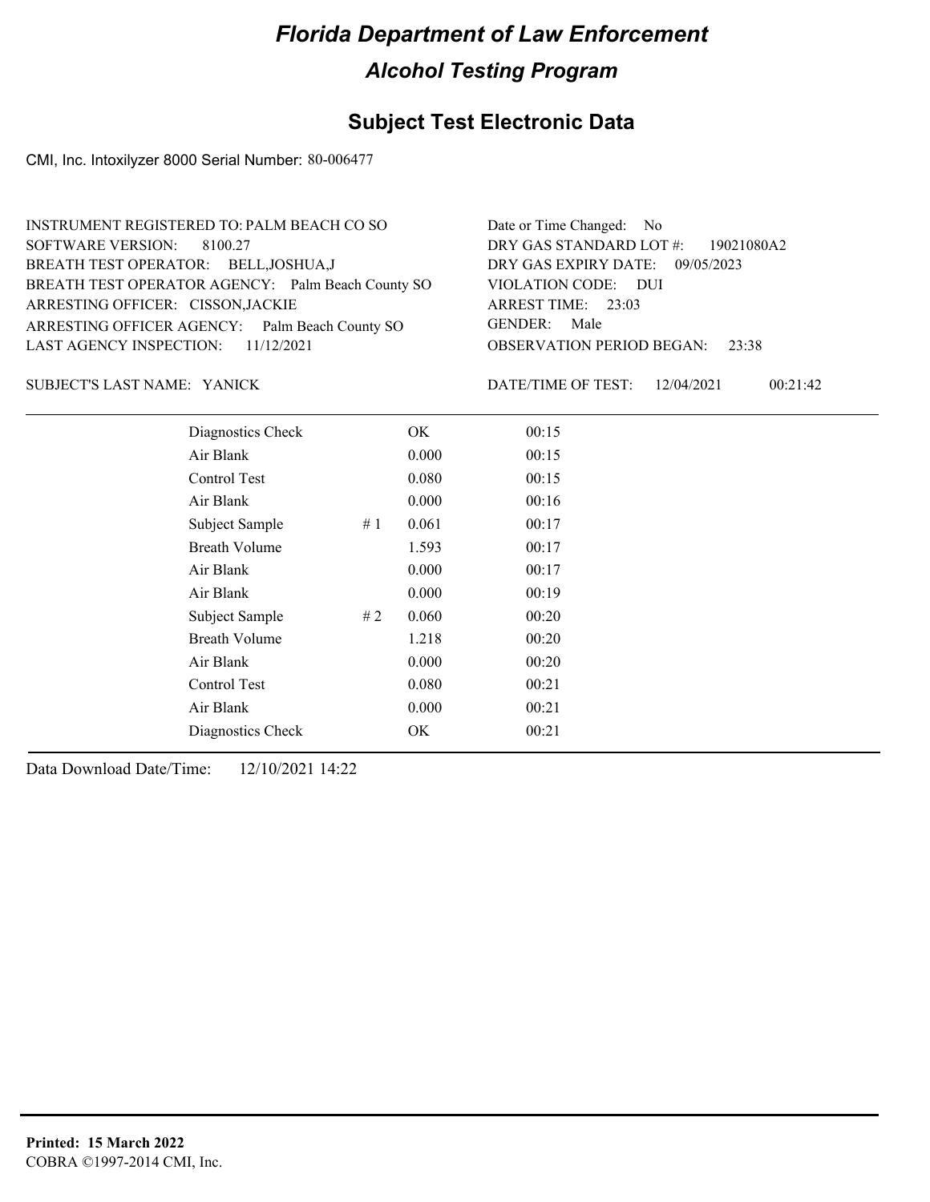# Florida Department of Law Enforcement

## Alcohol Testing Program

### Subject Test Electronic Data

CMI, Inc. Intoxilyzer 8000 Serial Number: 80-006477

INSTRUMENT REGISTERED TO: PALM BEACH CO SO
SOFTWARE VERSION: 8100.27
BREATH TEST OPERATOR: BELL,JOSHUA,J
BREATH TEST OPERATOR AGENCY: Palm Beach County SO
ARRESTING OFFICER: CISSON,JACKIE
ARRESTING OFFICER AGENCY: Palm Beach County SO
LAST AGENCY INSPECTION: 11/12/2021

Date or Time Changed: No
DRY GAS STANDARD LOT #: 19021080A2
DRY GAS EXPIRY DATE: 09/05/2023
VIOLATION CODE: DUI
ARREST TIME: 23:03
GENDER: Male
OBSERVATION PERIOD BEGAN: 23:38

SUBJECT'S LAST NAME: YANICK

DATE/TIME OF TEST: 12/04/2021 00:21:42

| | | | |
|---|---|---|---|
| Diagnostics Check | | OK | 00:15 |
| Air Blank | | 0.000 | 00:15 |
| Control Test | | 0.080 | 00:15 |
| Air Blank | | 0.000 | 00:16 |
| Subject Sample | # 1 | 0.061 | 00:17 |
| Breath Volume | | 1.593 | 00:17 |
| Air Blank | | 0.000 | 00:17 |
| Air Blank | | 0.000 | 00:19 |
| Subject Sample | # 2 | 0.060 | 00:20 |
| Breath Volume | | 1.218 | 00:20 |
| Air Blank | | 0.000 | 00:20 |
| Control Test | | 0.080 | 00:21 |
| Air Blank | | 0.000 | 00:21 |
| Diagnostics Check | | OK | 00:21 |

Data Download Date/Time: 12/10/2021 14:22

**Printed: 15 March 2022**
COBRA ©1997-2014 CMI, Inc.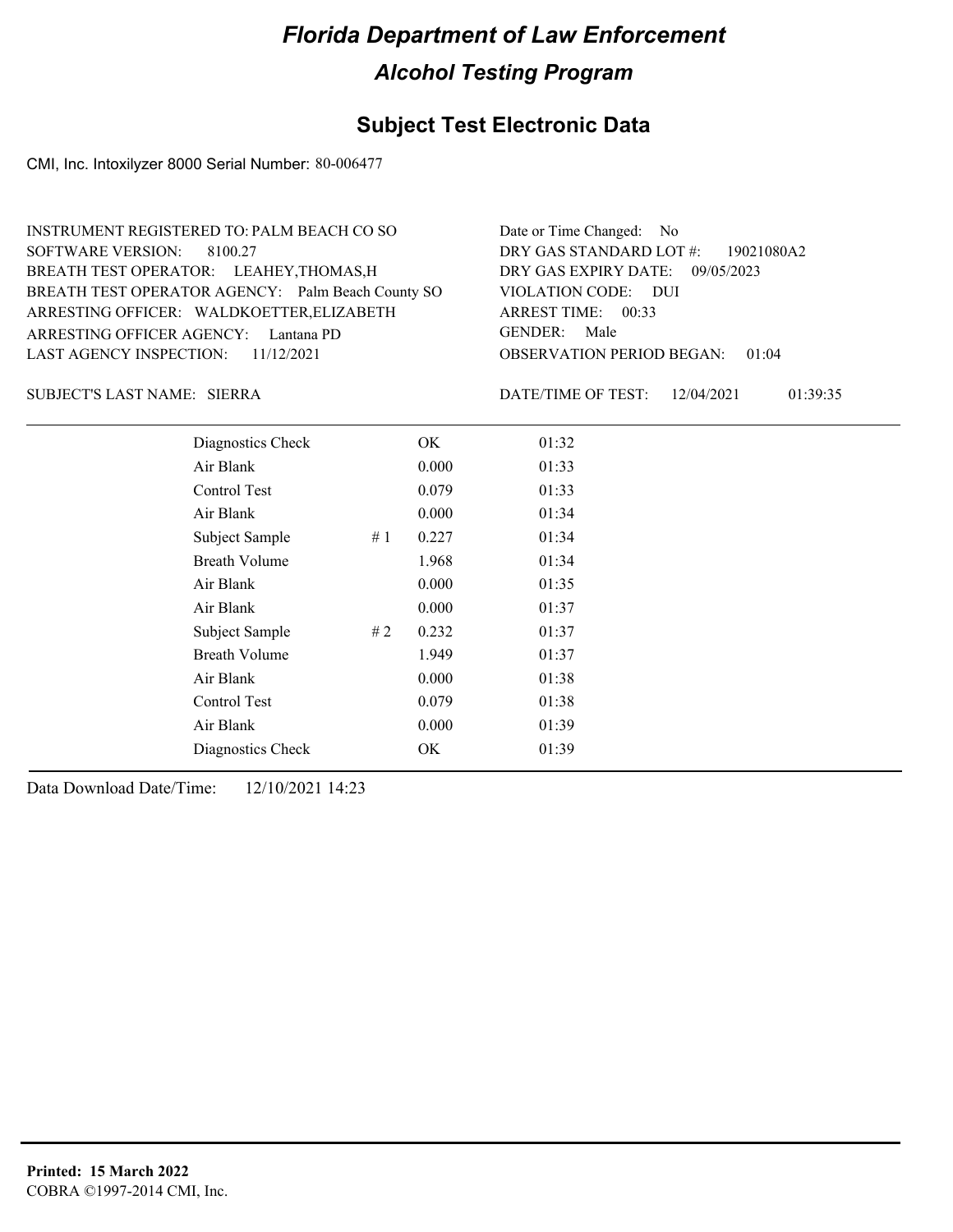# Florida Department of Law Enforcement

## Alcohol Testing Program

### Subject Test Electronic Data

CMI, Inc. Intoxilyzer 8000 Serial Number: 80-006477

INSTRUMENT REGISTERED TO: PALM BEACH CO SO
SOFTWARE VERSION: 8100.27
BREATH TEST OPERATOR: LEAHEY,THOMAS,H
BREATH TEST OPERATOR AGENCY: Palm Beach County SO
ARRESTING OFFICER: WALDKOETTER,ELIZABETH
ARRESTING OFFICER AGENCY: Lantana PD
LAST AGENCY INSPECTION: 11/12/2021

Date or Time Changed: No
DRY GAS STANDARD LOT #: 19021080A2
DRY GAS EXPIRY DATE: 09/05/2023
VIOLATION CODE: DUI
ARREST TIME: 00:33
GENDER: Male
OBSERVATION PERIOD BEGAN: 01:04

SUBJECT'S LAST NAME: SIERRA

DATE/TIME OF TEST: 12/04/2021 01:39:35

| | | | |
|---|---|---|---|
| Diagnostics Check | | OK | 01:32 |
| Air Blank | | 0.000 | 01:33 |
| Control Test | | 0.079 | 01:33 |
| Air Blank | | 0.000 | 01:34 |
| Subject Sample | # 1 | 0.227 | 01:34 |
| Breath Volume | | 1.968 | 01:34 |
| Air Blank | | 0.000 | 01:35 |
| Air Blank | | 0.000 | 01:37 |
| Subject Sample | # 2 | 0.232 | 01:37 |
| Breath Volume | | 1.949 | 01:37 |
| Air Blank | | 0.000 | 01:38 |
| Control Test | | 0.079 | 01:38 |
| Air Blank | | 0.000 | 01:39 |
| Diagnostics Check | | OK | 01:39 |

Data Download Date/Time: 12/10/2021 14:23

**Printed: 15 March 2022**
COBRA ©1997-2014 CMI, Inc.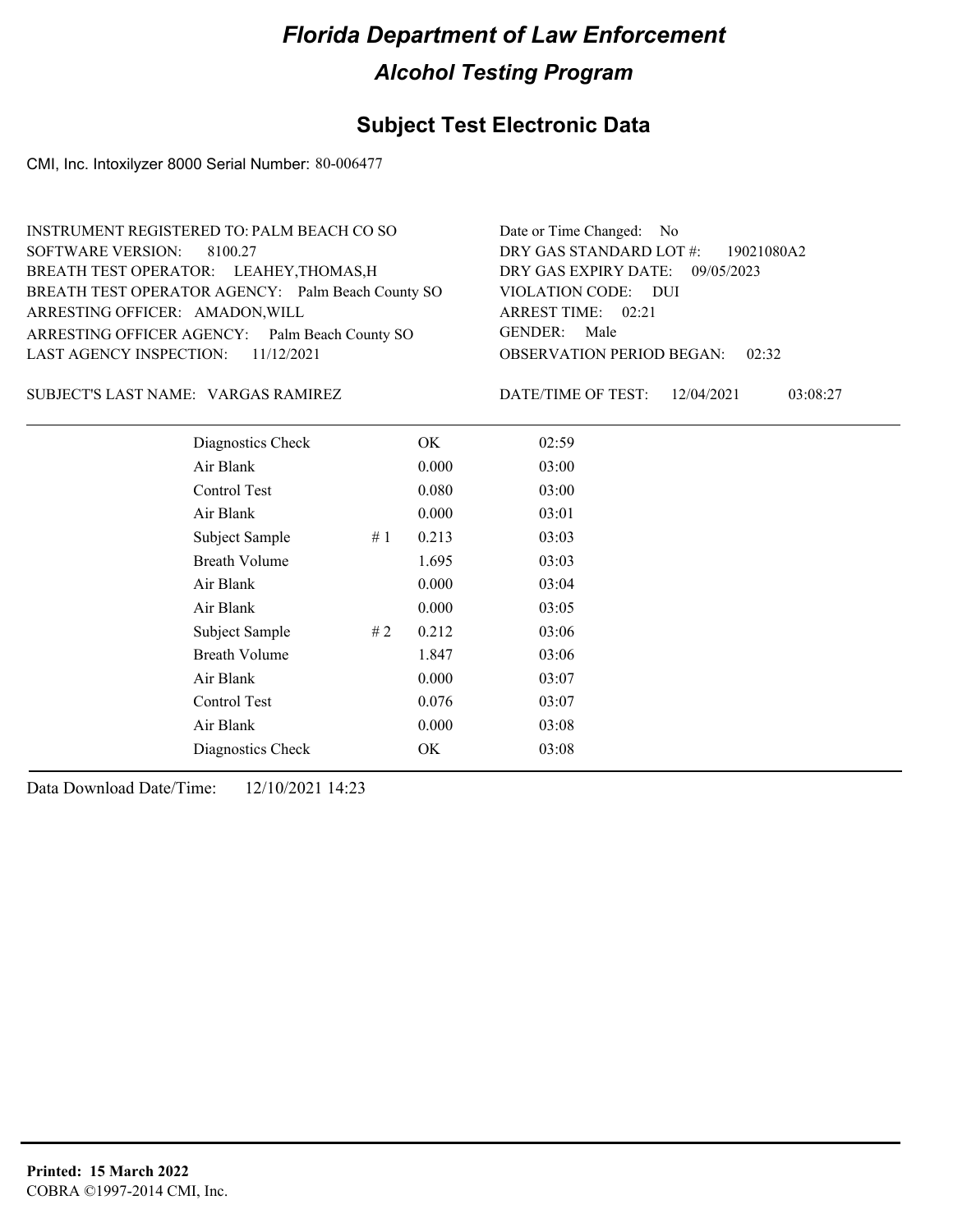# Florida Department of Law Enforcement

## Alcohol Testing Program

### Subject Test Electronic Data

CMI, Inc. Intoxilyzer 8000 Serial Number: 80-006477

INSTRUMENT REGISTERED TO: PALM BEACH CO SO
SOFTWARE VERSION: 8100.27
BREATH TEST OPERATOR: LEAHEY,THOMAS,H
BREATH TEST OPERATOR AGENCY: Palm Beach County SO
ARRESTING OFFICER: AMADON,WILL
ARRESTING OFFICER AGENCY: Palm Beach County SO
LAST AGENCY INSPECTION: 11/12/2021

Date or Time Changed: No
DRY GAS STANDARD LOT #: 19021080A2
DRY GAS EXPIRY DATE: 09/05/2023
VIOLATION CODE: DUI
ARREST TIME: 02:21
GENDER: Male
OBSERVATION PERIOD BEGAN: 02:32

SUBJECT'S LAST NAME: VARGAS RAMIREZ

DATE/TIME OF TEST: 12/04/2021 03:08:27

| | | | |
|---|---|---|---|
| Diagnostics Check | | OK | 02:59 |
| Air Blank | | 0.000 | 03:00 |
| Control Test | | 0.080 | 03:00 |
| Air Blank | | 0.000 | 03:01 |
| Subject Sample | # 1 | 0.213 | 03:03 |
| Breath Volume | | 1.695 | 03:03 |
| Air Blank | | 0.000 | 03:04 |
| Air Blank | | 0.000 | 03:05 |
| Subject Sample | # 2 | 0.212 | 03:06 |
| Breath Volume | | 1.847 | 03:06 |
| Air Blank | | 0.000 | 03:07 |
| Control Test | | 0.076 | 03:07 |
| Air Blank | | 0.000 | 03:08 |
| Diagnostics Check | | OK | 03:08 |

Data Download Date/Time: 12/10/2021 14:23

**Printed: 15 March 2022**
COBRA ©1997-2014 CMI, Inc.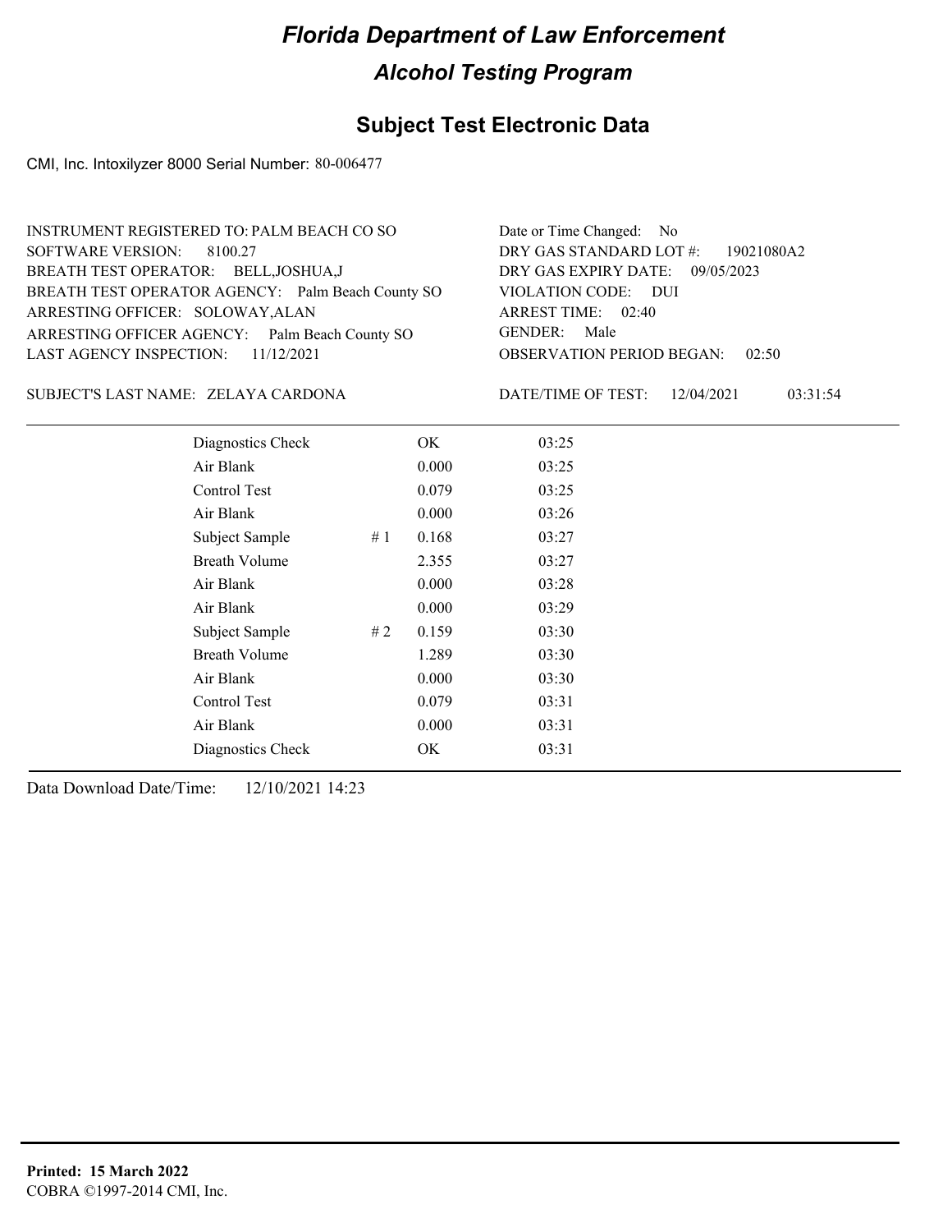# Florida Department of Law Enforcement

## Alcohol Testing Program

### Subject Test Electronic Data

CMI, Inc. Intoxilyzer 8000 Serial Number: 80-006477

INSTRUMENT REGISTERED TO: PALM BEACH CO SO
SOFTWARE VERSION: 8100.27
BREATH TEST OPERATOR: BELL,JOSHUA,J
BREATH TEST OPERATOR AGENCY: Palm Beach County SO
ARRESTING OFFICER: SOLOWAY,ALAN
ARRESTING OFFICER AGENCY: Palm Beach County SO
LAST AGENCY INSPECTION: 11/12/2021

Date or Time Changed: No
DRY GAS STANDARD LOT #: 19021080A2
DRY GAS EXPIRY DATE: 09/05/2023
VIOLATION CODE: DUI
ARREST TIME: 02:40
GENDER: Male
OBSERVATION PERIOD BEGAN: 02:50

SUBJECT'S LAST NAME: ZELAYA CARDONA

DATE/TIME OF TEST: 12/04/2021 03:31:54

| Test | # | Result | Time |
|---|---|---|---|
| Diagnostics Check | | OK | 03:25 |
| Air Blank | | 0.000 | 03:25 |
| Control Test | | 0.079 | 03:25 |
| Air Blank | | 0.000 | 03:26 |
| Subject Sample | # 1 | 0.168 | 03:27 |
| Breath Volume | | 2.355 | 03:27 |
| Air Blank | | 0.000 | 03:28 |
| Air Blank | | 0.000 | 03:29 |
| Subject Sample | # 2 | 0.159 | 03:30 |
| Breath Volume | | 1.289 | 03:30 |
| Air Blank | | 0.000 | 03:30 |
| Control Test | | 0.079 | 03:31 |
| Air Blank | | 0.000 | 03:31 |
| Diagnostics Check | | OK | 03:31 |

Data Download Date/Time: 12/10/2021 14:23

**Printed: 15 March 2022**
COBRA ©1997-2014 CMI, Inc.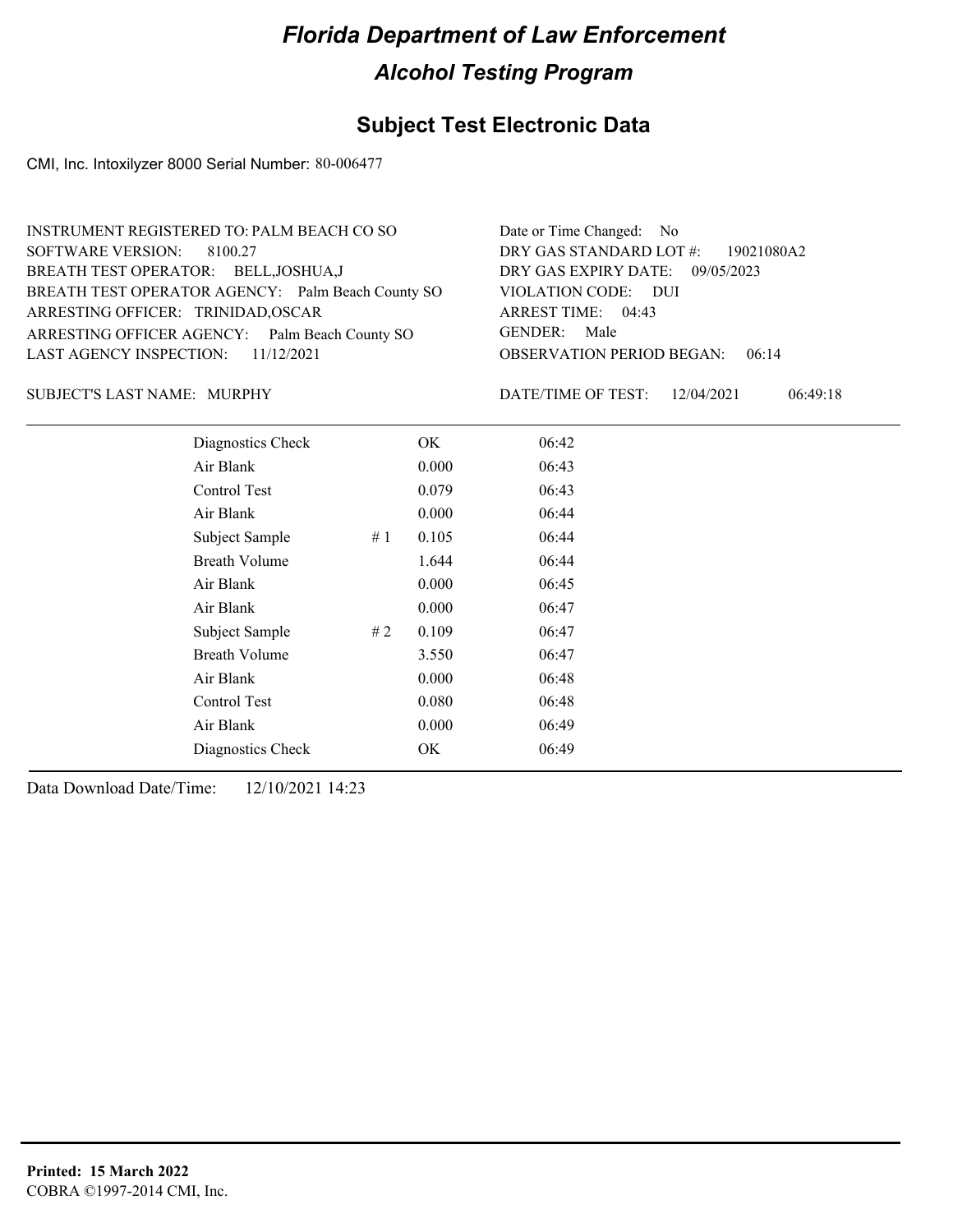# Florida Department of Law Enforcement

## Alcohol Testing Program

### Subject Test Electronic Data

CMI, Inc. Intoxilyzer 8000 Serial Number: 80-006477

INSTRUMENT REGISTERED TO: PALM BEACH CO SO
SOFTWARE VERSION: 8100.27
BREATH TEST OPERATOR: BELL,JOSHUA,J
BREATH TEST OPERATOR AGENCY: Palm Beach County SO
ARRESTING OFFICER: TRINIDAD,OSCAR
ARRESTING OFFICER AGENCY: Palm Beach County SO
LAST AGENCY INSPECTION: 11/12/2021

Date or Time Changed: No
DRY GAS STANDARD LOT #: 19021080A2
DRY GAS EXPIRY DATE: 09/05/2023
VIOLATION CODE: DUI
ARREST TIME: 04:43
GENDER: Male
OBSERVATION PERIOD BEGAN: 06:14

SUBJECT'S LAST NAME: MURPHY

DATE/TIME OF TEST: 12/04/2021 06:49:18

| | | | |
|---|---|---|---|
| Diagnostics Check | | OK | 06:42 |
| Air Blank | | 0.000 | 06:43 |
| Control Test | | 0.079 | 06:43 |
| Air Blank | | 0.000 | 06:44 |
| Subject Sample | # 1 | 0.105 | 06:44 |
| Breath Volume | | 1.644 | 06:44 |
| Air Blank | | 0.000 | 06:45 |
| Air Blank | | 0.000 | 06:47 |
| Subject Sample | # 2 | 0.109 | 06:47 |
| Breath Volume | | 3.550 | 06:47 |
| Air Blank | | 0.000 | 06:48 |
| Control Test | | 0.080 | 06:48 |
| Air Blank | | 0.000 | 06:49 |
| Diagnostics Check | | OK | 06:49 |

Data Download Date/Time: 12/10/2021 14:23

**Printed: 15 March 2022**
COBRA ©1997-2014 CMI, Inc.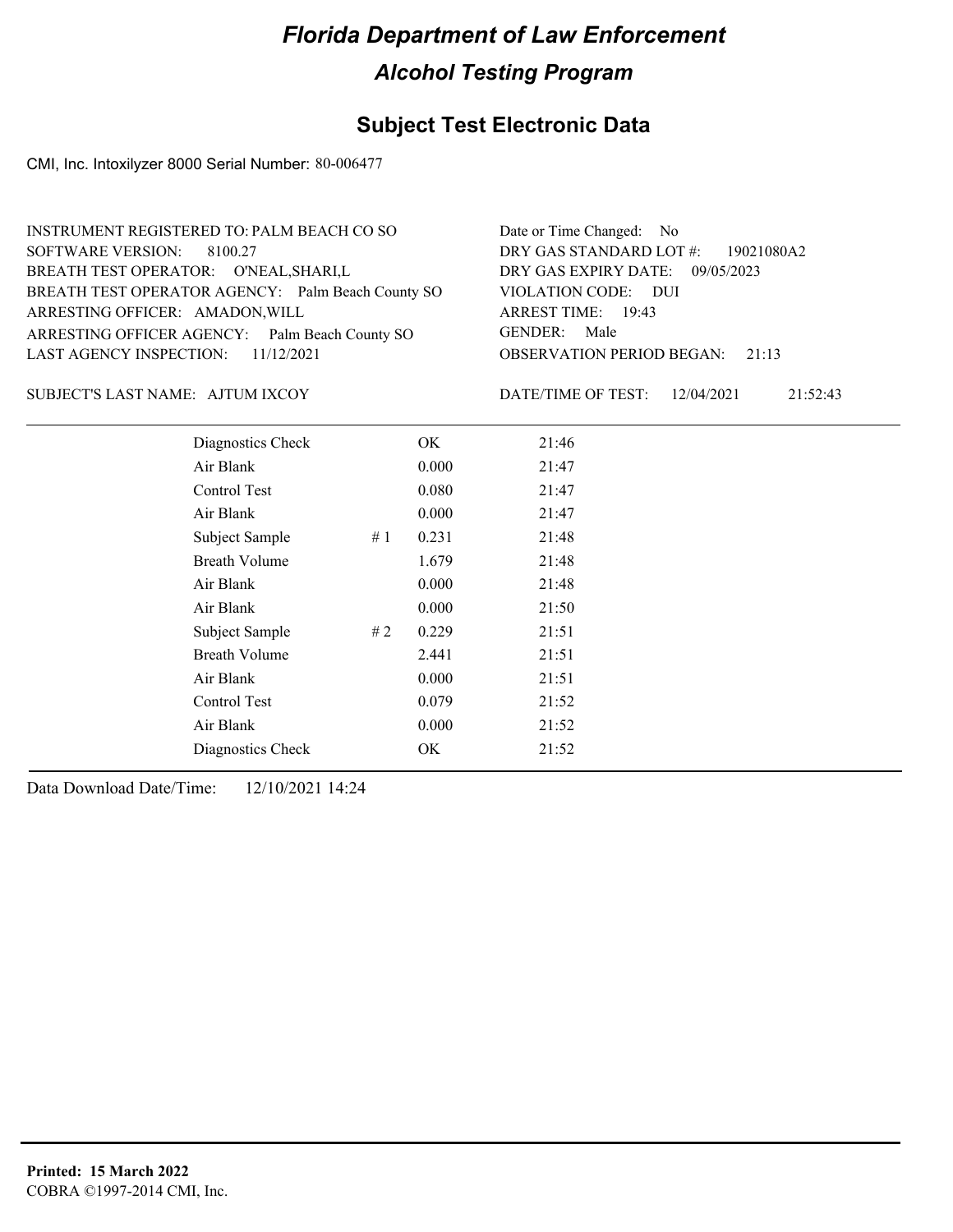# Florida Department of Law Enforcement

## Alcohol Testing Program

## Subject Test Electronic Data

CMI, Inc. Intoxilyzer 8000 Serial Number: 80-006477

INSTRUMENT REGISTERED TO: PALM BEACH CO SO
SOFTWARE VERSION: 8100.27
BREATH TEST OPERATOR: O'NEAL,SHARI,L
BREATH TEST OPERATOR AGENCY: Palm Beach County SO
ARRESTING OFFICER: AMADON,WILL
ARRESTING OFFICER AGENCY: Palm Beach County SO
LAST AGENCY INSPECTION: 11/12/2021

Date or Time Changed: No
DRY GAS STANDARD LOT #: 19021080A2
DRY GAS EXPIRY DATE: 09/05/2023
VIOLATION CODE: DUI
ARREST TIME: 19:43
GENDER: Male
OBSERVATION PERIOD BEGAN: 21:13

SUBJECT'S LAST NAME: AJTUM IXCOY

DATE/TIME OF TEST: 12/04/2021 21:52:43

| | | | |
|---|---|---|---|
| Diagnostics Check | | OK | 21:46 |
| Air Blank | | 0.000 | 21:47 |
| Control Test | | 0.080 | 21:47 |
| Air Blank | | 0.000 | 21:47 |
| Subject Sample | # 1 | 0.231 | 21:48 |
| Breath Volume | | 1.679 | 21:48 |
| Air Blank | | 0.000 | 21:48 |
| Air Blank | | 0.000 | 21:50 |
| Subject Sample | # 2 | 0.229 | 21:51 |
| Breath Volume | | 2.441 | 21:51 |
| Air Blank | | 0.000 | 21:51 |
| Control Test | | 0.079 | 21:52 |
| Air Blank | | 0.000 | 21:52 |
| Diagnostics Check | | OK | 21:52 |

Data Download Date/Time: 12/10/2021 14:24

**Printed: 15 March 2022**
COBRA ©1997-2014 CMI, Inc.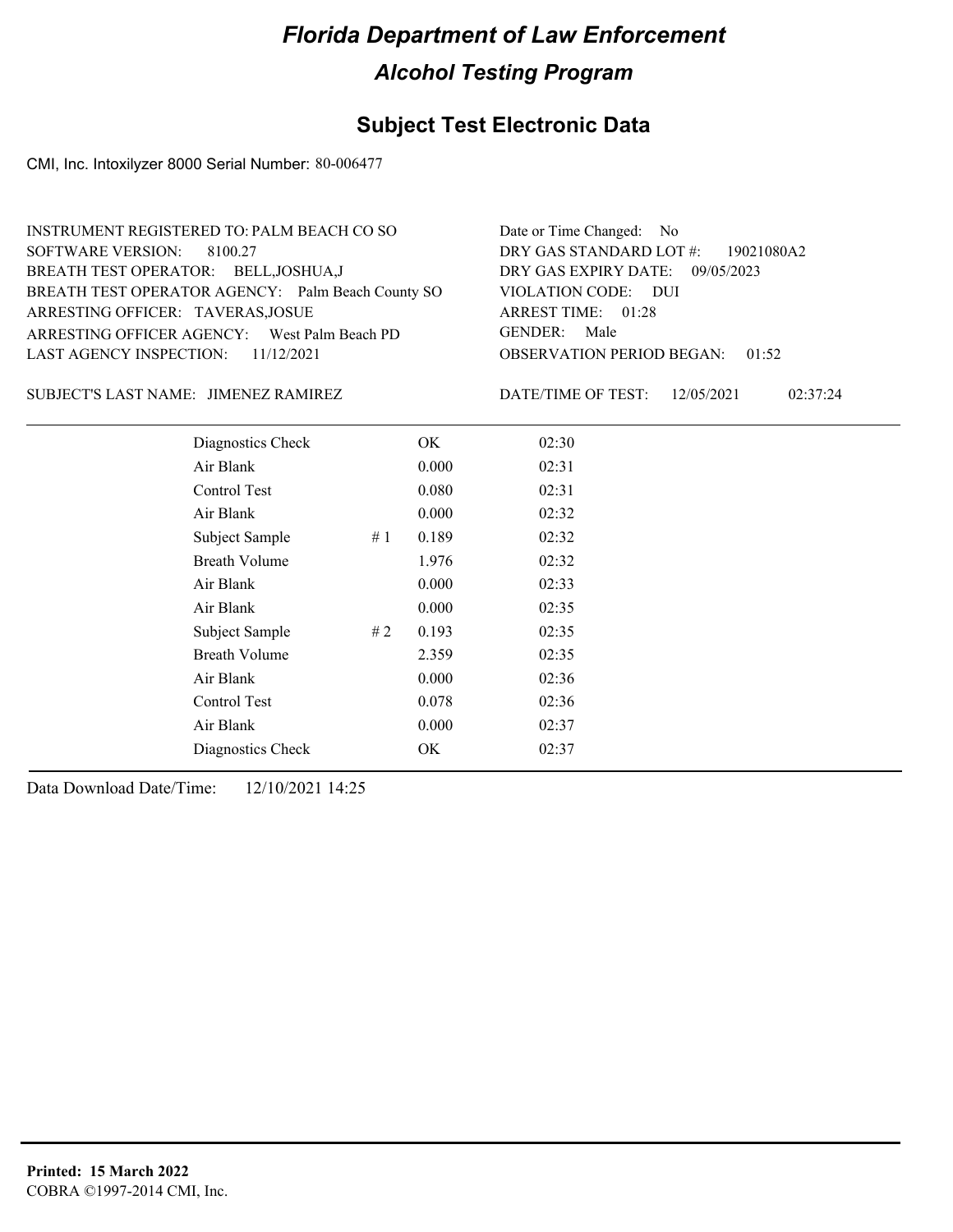# Florida Department of Law Enforcement

## Alcohol Testing Program

### Subject Test Electronic Data

CMI, Inc. Intoxilyzer 8000 Serial Number: 80-006477

INSTRUMENT REGISTERED TO: PALM BEACH CO SO
SOFTWARE VERSION: 8100.27
BREATH TEST OPERATOR: BELL,JOSHUA,J
BREATH TEST OPERATOR AGENCY: Palm Beach County SO
ARRESTING OFFICER: TAVERAS,JOSUE
ARRESTING OFFICER AGENCY: West Palm Beach PD
LAST AGENCY INSPECTION: 11/12/2021

Date or Time Changed: No
DRY GAS STANDARD LOT #: 19021080A2
DRY GAS EXPIRY DATE: 09/05/2023
VIOLATION CODE: DUI
ARREST TIME: 01:28
GENDER: Male
OBSERVATION PERIOD BEGAN: 01:52

SUBJECT'S LAST NAME: JIMENEZ RAMIREZ

DATE/TIME OF TEST: 12/05/2021 02:37:24

| Test | # | Result | Time |
|---|---|---|---|
| Diagnostics Check | | OK | 02:30 |
| Air Blank | | 0.000 | 02:31 |
| Control Test | | 0.080 | 02:31 |
| Air Blank | | 0.000 | 02:32 |
| Subject Sample | # 1 | 0.189 | 02:32 |
| Breath Volume | | 1.976 | 02:32 |
| Air Blank | | 0.000 | 02:33 |
| Air Blank | | 0.000 | 02:35 |
| Subject Sample | # 2 | 0.193 | 02:35 |
| Breath Volume | | 2.359 | 02:35 |
| Air Blank | | 0.000 | 02:36 |
| Control Test | | 0.078 | 02:36 |
| Air Blank | | 0.000 | 02:37 |
| Diagnostics Check | | OK | 02:37 |

Data Download Date/Time: 12/10/2021 14:25

**Printed: 15 March 2022**
COBRA ©1997-2014 CMI, Inc.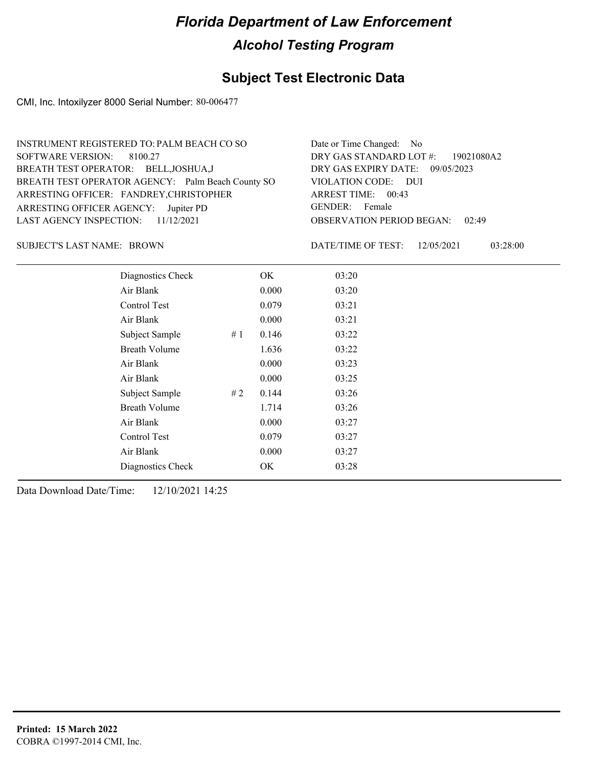# Florida Department of Law Enforcement

## Alcohol Testing Program

### Subject Test Electronic Data

CMI, Inc. Intoxilyzer 8000 Serial Number: 80-006477

INSTRUMENT REGISTERED TO: PALM BEACH CO SO
SOFTWARE VERSION: 8100.27
BREATH TEST OPERATOR: BELL,JOSHUA,J
BREATH TEST OPERATOR AGENCY: Palm Beach County SO
ARRESTING OFFICER: FANDREY,CHRISTOPHER
ARRESTING OFFICER AGENCY: Jupiter PD
LAST AGENCY INSPECTION: 11/12/2021

Date or Time Changed: No
DRY GAS STANDARD LOT #: 19021080A2
DRY GAS EXPIRY DATE: 09/05/2023
VIOLATION CODE: DUI
ARREST TIME: 00:43
GENDER: Female
OBSERVATION PERIOD BEGAN: 02:49

SUBJECT'S LAST NAME: BROWN

DATE/TIME OF TEST: 12/05/2021 03:28:00

| | | | |
|---|---|---|---|
| Diagnostics Check | | OK | 03:20 |
| Air Blank | | 0.000 | 03:20 |
| Control Test | | 0.079 | 03:21 |
| Air Blank | | 0.000 | 03:21 |
| Subject Sample | # 1 | 0.146 | 03:22 |
| Breath Volume | | 1.636 | 03:22 |
| Air Blank | | 0.000 | 03:23 |
| Air Blank | | 0.000 | 03:25 |
| Subject Sample | # 2 | 0.144 | 03:26 |
| Breath Volume | | 1.714 | 03:26 |
| Air Blank | | 0.000 | 03:27 |
| Control Test | | 0.079 | 03:27 |
| Air Blank | | 0.000 | 03:27 |
| Diagnostics Check | | OK | 03:28 |

Data Download Date/Time: 12/10/2021 14:25

**Printed: 15 March 2022**
COBRA ©1997-2014 CMI, Inc.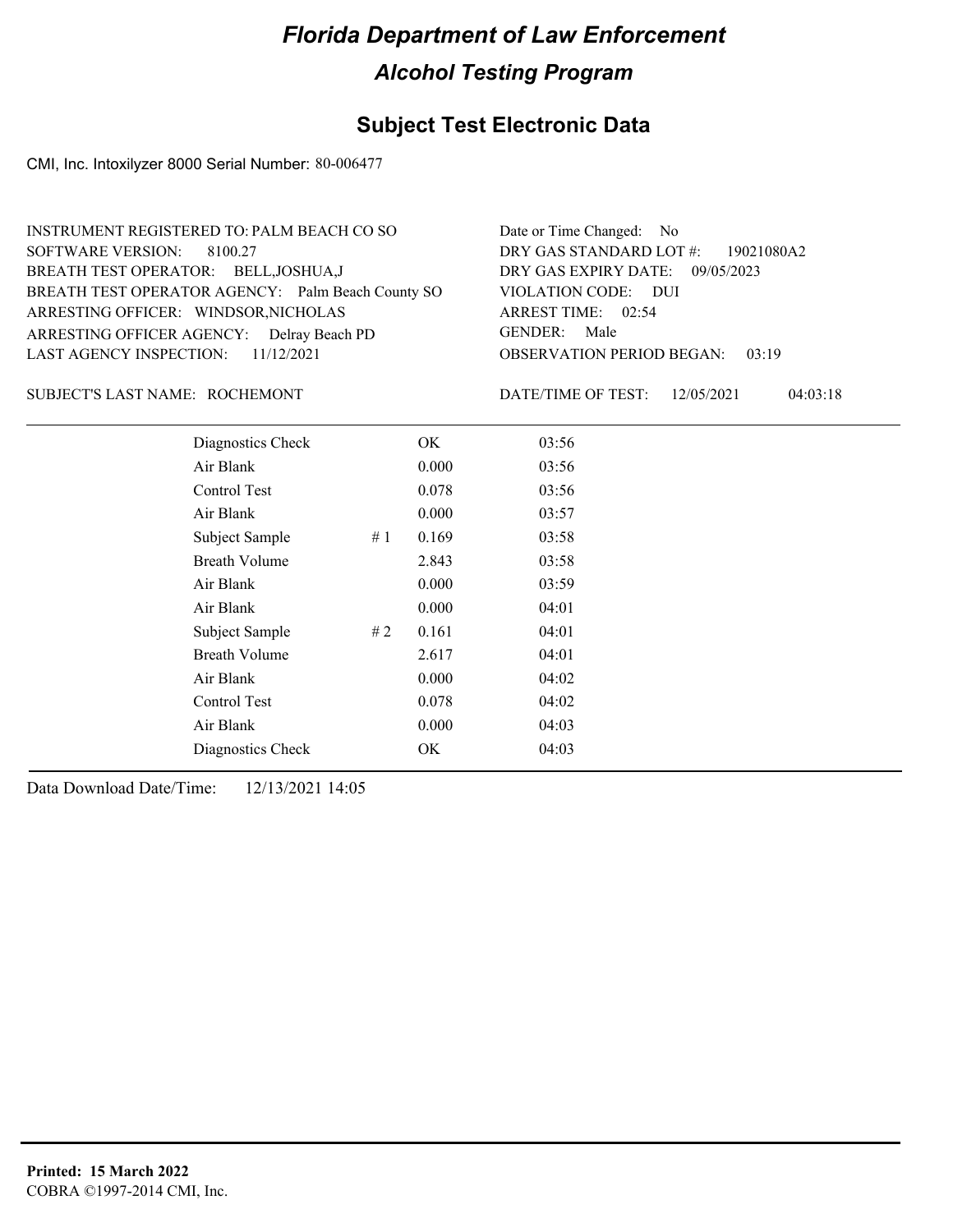# Florida Department of Law Enforcement

## Alcohol Testing Program

### Subject Test Electronic Data

CMI, Inc. Intoxilyzer 8000 Serial Number: 80-006477

INSTRUMENT REGISTERED TO: PALM BEACH CO SO
SOFTWARE VERSION: 8100.27
BREATH TEST OPERATOR: BELL,JOSHUA,J
BREATH TEST OPERATOR AGENCY: Palm Beach County SO
ARRESTING OFFICER: WINDSOR,NICHOLAS
ARRESTING OFFICER AGENCY: Delray Beach PD
LAST AGENCY INSPECTION: 11/12/2021

Date or Time Changed: No
DRY GAS STANDARD LOT #: 19021080A2
DRY GAS EXPIRY DATE: 09/05/2023
VIOLATION CODE: DUI
ARREST TIME: 02:54
GENDER: Male
OBSERVATION PERIOD BEGAN: 03:19

SUBJECT'S LAST NAME: ROCHEMONT

DATE/TIME OF TEST: 12/05/2021 04:03:18

| Test | # | Result | Time |
|---|---|---|---|
| Diagnostics Check | | OK | 03:56 |
| Air Blank | | 0.000 | 03:56 |
| Control Test | | 0.078 | 03:56 |
| Air Blank | | 0.000 | 03:57 |
| Subject Sample | # 1 | 0.169 | 03:58 |
| Breath Volume | | 2.843 | 03:58 |
| Air Blank | | 0.000 | 03:59 |
| Air Blank | | 0.000 | 04:01 |
| Subject Sample | # 2 | 0.161 | 04:01 |
| Breath Volume | | 2.617 | 04:01 |
| Air Blank | | 0.000 | 04:02 |
| Control Test | | 0.078 | 04:02 |
| Air Blank | | 0.000 | 04:03 |
| Diagnostics Check | | OK | 04:03 |

Data Download Date/Time: 12/13/2021 14:05

**Printed: 15 March 2022**
COBRA ©1997-2014 CMI, Inc.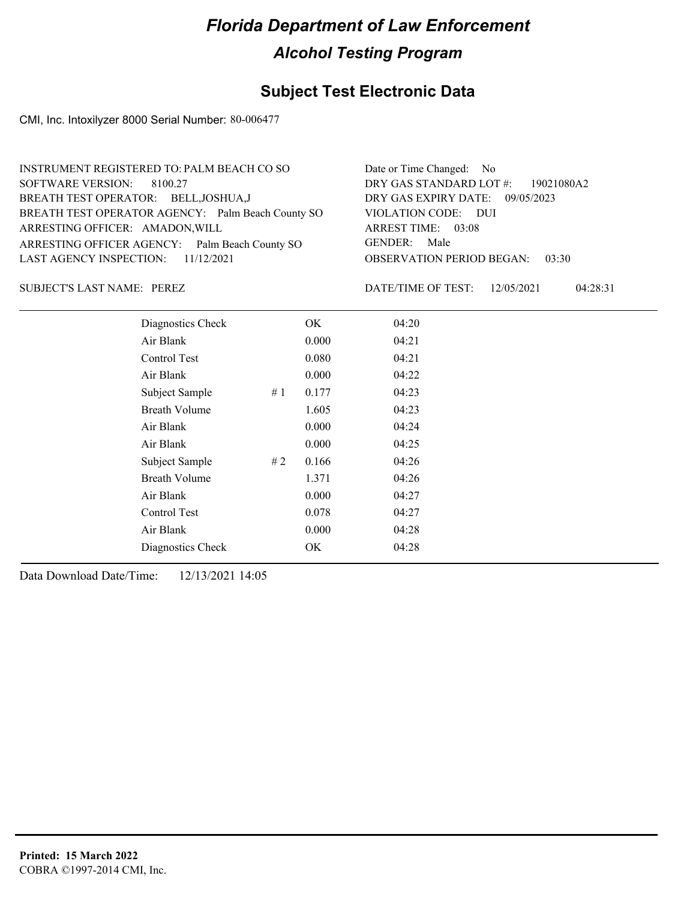# Florida Department of Law Enforcement

## Alcohol Testing Program

### Subject Test Electronic Data

CMI, Inc. Intoxilyzer 8000 Serial Number: 80-006477

INSTRUMENT REGISTERED TO: PALM BEACH CO SO
SOFTWARE VERSION: 8100.27
BREATH TEST OPERATOR: BELL,JOSHUA,J
BREATH TEST OPERATOR AGENCY: Palm Beach County SO
ARRESTING OFFICER: AMADON,WILL
ARRESTING OFFICER AGENCY: Palm Beach County SO
LAST AGENCY INSPECTION: 11/12/2021

Date or Time Changed: No
DRY GAS STANDARD LOT #: 19021080A2
DRY GAS EXPIRY DATE: 09/05/2023
VIOLATION CODE: DUI
ARREST TIME: 03:08
GENDER: Male
OBSERVATION PERIOD BEGAN: 03:30

SUBJECT'S LAST NAME: PEREZ

DATE/TIME OF TEST: 12/05/2021 04:28:31

| | | | |
|---|---|---|---|
| Diagnostics Check | | OK | 04:20 |
| Air Blank | | 0.000 | 04:21 |
| Control Test | | 0.080 | 04:21 |
| Air Blank | | 0.000 | 04:22 |
| Subject Sample | # 1 | 0.177 | 04:23 |
| Breath Volume | | 1.605 | 04:23 |
| Air Blank | | 0.000 | 04:24 |
| Air Blank | | 0.000 | 04:25 |
| Subject Sample | # 2 | 0.166 | 04:26 |
| Breath Volume | | 1.371 | 04:26 |
| Air Blank | | 0.000 | 04:27 |
| Control Test | | 0.078 | 04:27 |
| Air Blank | | 0.000 | 04:28 |
| Diagnostics Check | | OK | 04:28 |

Data Download Date/Time: 12/13/2021 14:05

**Printed: 15 March 2022**
COBRA ©1997-2014 CMI, Inc.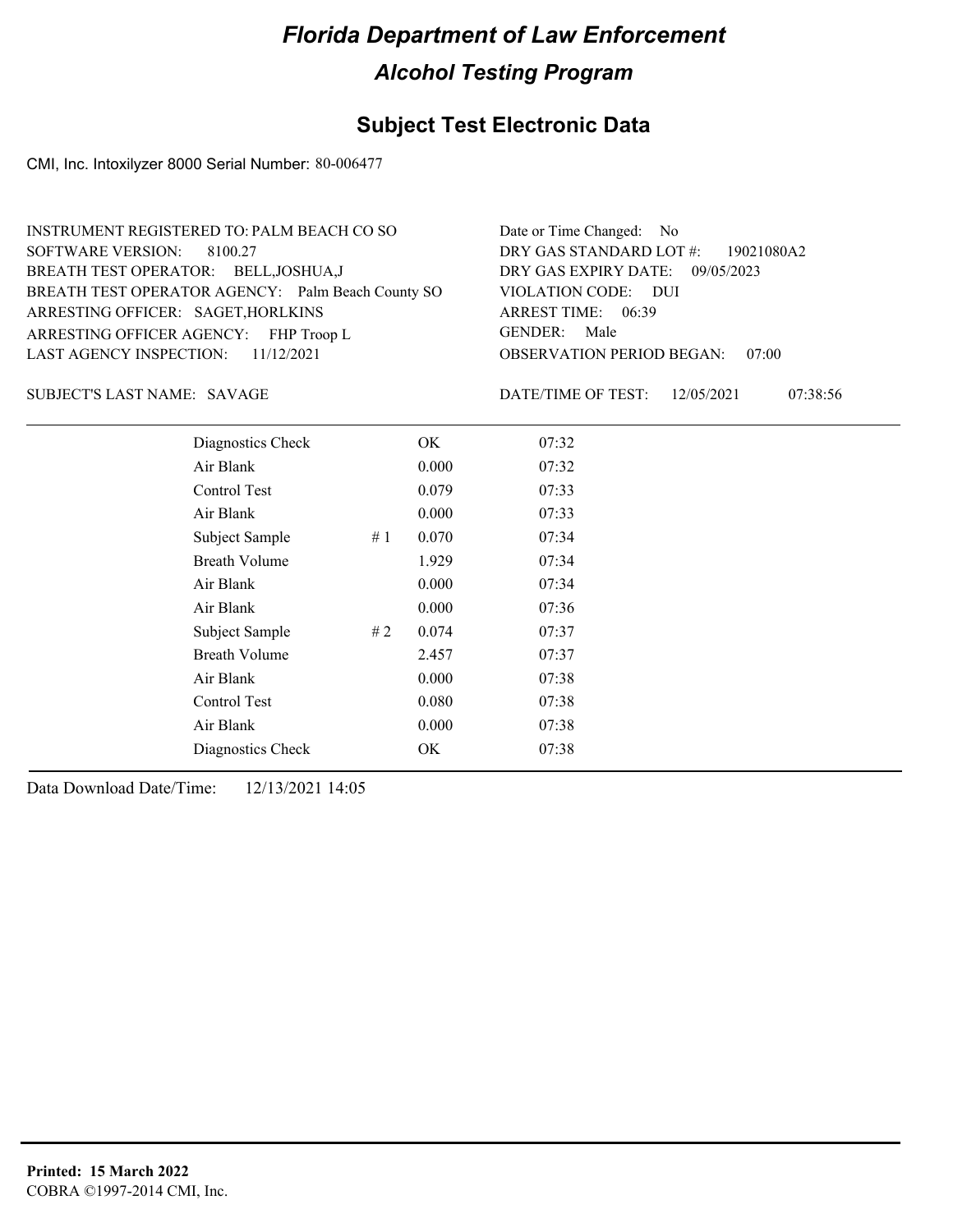# Florida Department of Law Enforcement

## Alcohol Testing Program

### Subject Test Electronic Data

CMI, Inc. Intoxilyzer 8000 Serial Number: 80-006477

INSTRUMENT REGISTERED TO: PALM BEACH CO SO
SOFTWARE VERSION: 8100.27
BREATH TEST OPERATOR: BELL,JOSHUA,J
BREATH TEST OPERATOR AGENCY: Palm Beach County SO
ARRESTING OFFICER: SAGET,HORLKINS
ARRESTING OFFICER AGENCY: FHP Troop L
LAST AGENCY INSPECTION: 11/12/2021

Date or Time Changed: No
DRY GAS STANDARD LOT #: 19021080A2
DRY GAS EXPIRY DATE: 09/05/2023
VIOLATION CODE: DUI
ARREST TIME: 06:39
GENDER: Male
OBSERVATION PERIOD BEGAN: 07:00

SUBJECT'S LAST NAME: SAVAGE

DATE/TIME OF TEST: 12/05/2021 07:38:56

| | | | |
|---|---|---|---|
| Diagnostics Check | | OK | 07:32 |
| Air Blank | | 0.000 | 07:32 |
| Control Test | | 0.079 | 07:33 |
| Air Blank | | 0.000 | 07:33 |
| Subject Sample | # 1 | 0.070 | 07:34 |
| Breath Volume | | 1.929 | 07:34 |
| Air Blank | | 0.000 | 07:34 |
| Air Blank | | 0.000 | 07:36 |
| Subject Sample | # 2 | 0.074 | 07:37 |
| Breath Volume | | 2.457 | 07:37 |
| Air Blank | | 0.000 | 07:38 |
| Control Test | | 0.080 | 07:38 |
| Air Blank | | 0.000 | 07:38 |
| Diagnostics Check | | OK | 07:38 |

Data Download Date/Time: 12/13/2021 14:05

**Printed: 15 March 2022**
COBRA ©1997-2014 CMI, Inc.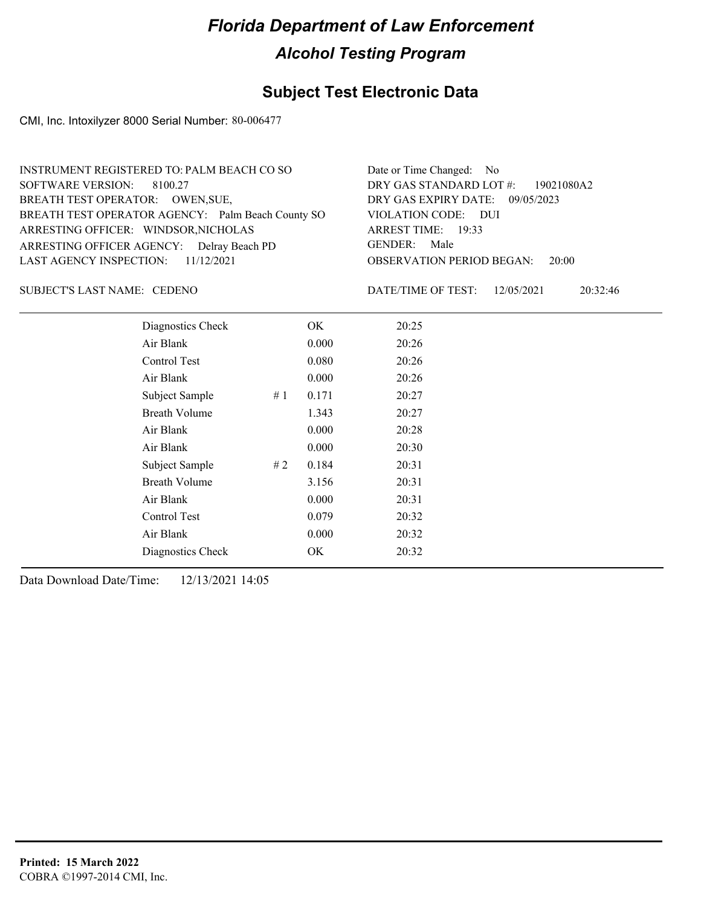# Florida Department of Law Enforcement

## Alcohol Testing Program

## Subject Test Electronic Data

CMI, Inc. Intoxilyzer 8000 Serial Number: 80-006477

INSTRUMENT REGISTERED TO: PALM BEACH CO SO
SOFTWARE VERSION: 8100.27
BREATH TEST OPERATOR: OWEN,SUE,
BREATH TEST OPERATOR AGENCY: Palm Beach County SO
ARRESTING OFFICER: WINDSOR,NICHOLAS
ARRESTING OFFICER AGENCY: Delray Beach PD
LAST AGENCY INSPECTION: 11/12/2021

Date or Time Changed: No
DRY GAS STANDARD LOT #: 19021080A2
DRY GAS EXPIRY DATE: 09/05/2023
VIOLATION CODE: DUI
ARREST TIME: 19:33
GENDER: Male
OBSERVATION PERIOD BEGAN: 20:00

SUBJECT'S LAST NAME: CEDENO

DATE/TIME OF TEST: 12/05/2021 20:32:46

| | | | |
|---|---|---|---|
| Diagnostics Check | | OK | 20:25 |
| Air Blank | | 0.000 | 20:26 |
| Control Test | | 0.080 | 20:26 |
| Air Blank | | 0.000 | 20:26 |
| Subject Sample | # 1 | 0.171 | 20:27 |
| Breath Volume | | 1.343 | 20:27 |
| Air Blank | | 0.000 | 20:28 |
| Air Blank | | 0.000 | 20:30 |
| Subject Sample | # 2 | 0.184 | 20:31 |
| Breath Volume | | 3.156 | 20:31 |
| Air Blank | | 0.000 | 20:31 |
| Control Test | | 0.079 | 20:32 |
| Air Blank | | 0.000 | 20:32 |
| Diagnostics Check | | OK | 20:32 |

Data Download Date/Time: 12/13/2021 14:05

**Printed: 15 March 2022**
COBRA ©1997-2014 CMI, Inc.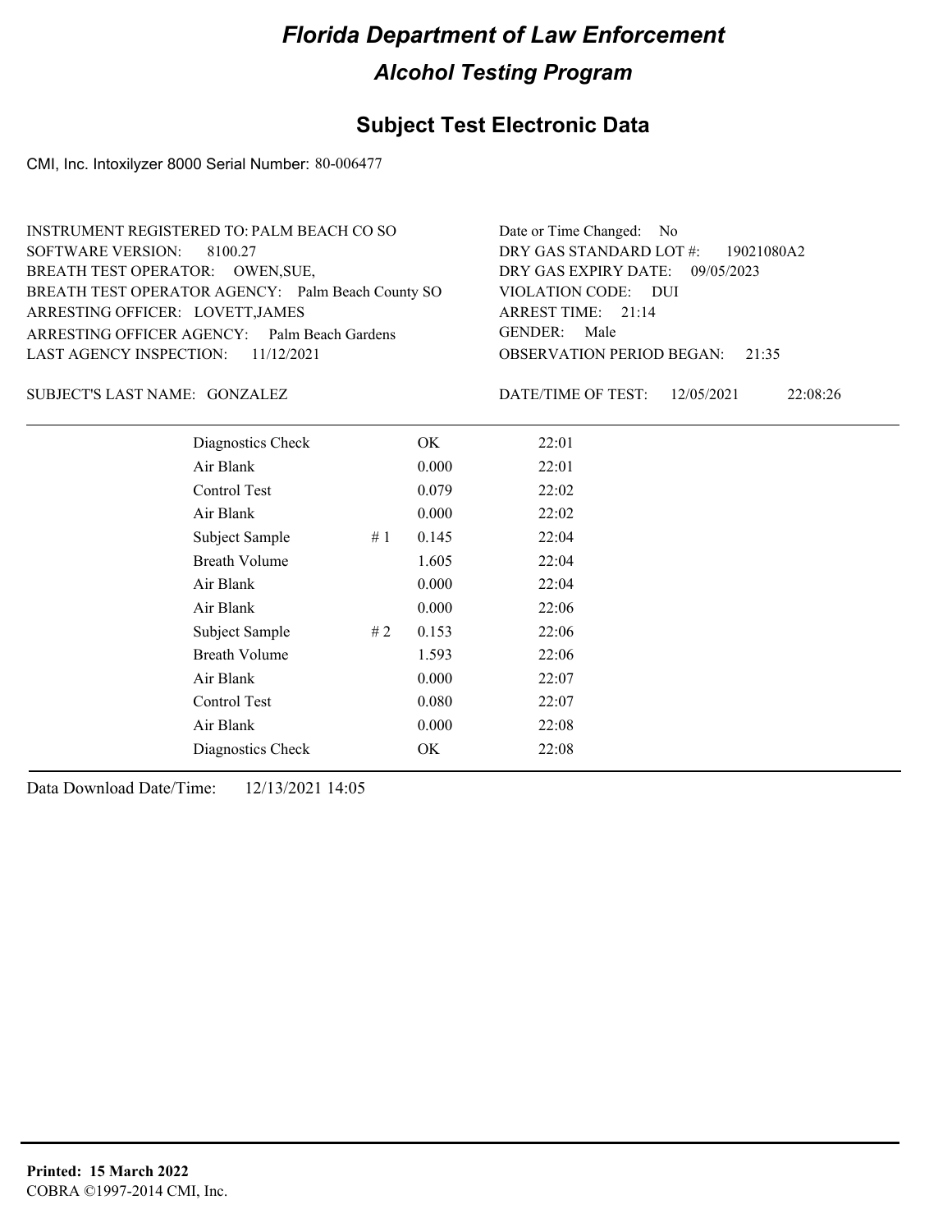# Florida Department of Law Enforcement

## Alcohol Testing Program

### Subject Test Electronic Data

CMI, Inc. Intoxilyzer 8000 Serial Number: 80-006477

INSTRUMENT REGISTERED TO: PALM BEACH CO SO
SOFTWARE VERSION: 8100.27
BREATH TEST OPERATOR: OWEN,SUE,
BREATH TEST OPERATOR AGENCY: Palm Beach County SO
ARRESTING OFFICER: LOVETT,JAMES
ARRESTING OFFICER AGENCY: Palm Beach Gardens
LAST AGENCY INSPECTION: 11/12/2021

Date or Time Changed: No
DRY GAS STANDARD LOT #: 19021080A2
DRY GAS EXPIRY DATE: 09/05/2023
VIOLATION CODE: DUI
ARREST TIME: 21:14
GENDER: Male
OBSERVATION PERIOD BEGAN: 21:35

SUBJECT'S LAST NAME: GONZALEZ

DATE/TIME OF TEST: 12/05/2021 22:08:26

| | | | |
|---|---|---|---|
| Diagnostics Check | | OK | 22:01 |
| Air Blank | | 0.000 | 22:01 |
| Control Test | | 0.079 | 22:02 |
| Air Blank | | 0.000 | 22:02 |
| Subject Sample | # 1 | 0.145 | 22:04 |
| Breath Volume | | 1.605 | 22:04 |
| Air Blank | | 0.000 | 22:04 |
| Air Blank | | 0.000 | 22:06 |
| Subject Sample | # 2 | 0.153 | 22:06 |
| Breath Volume | | 1.593 | 22:06 |
| Air Blank | | 0.000 | 22:07 |
| Control Test | | 0.080 | 22:07 |
| Air Blank | | 0.000 | 22:08 |
| Diagnostics Check | | OK | 22:08 |

Data Download Date/Time: 12/13/2021 14:05

**Printed: 15 March 2022**
COBRA ©1997-2014 CMI, Inc.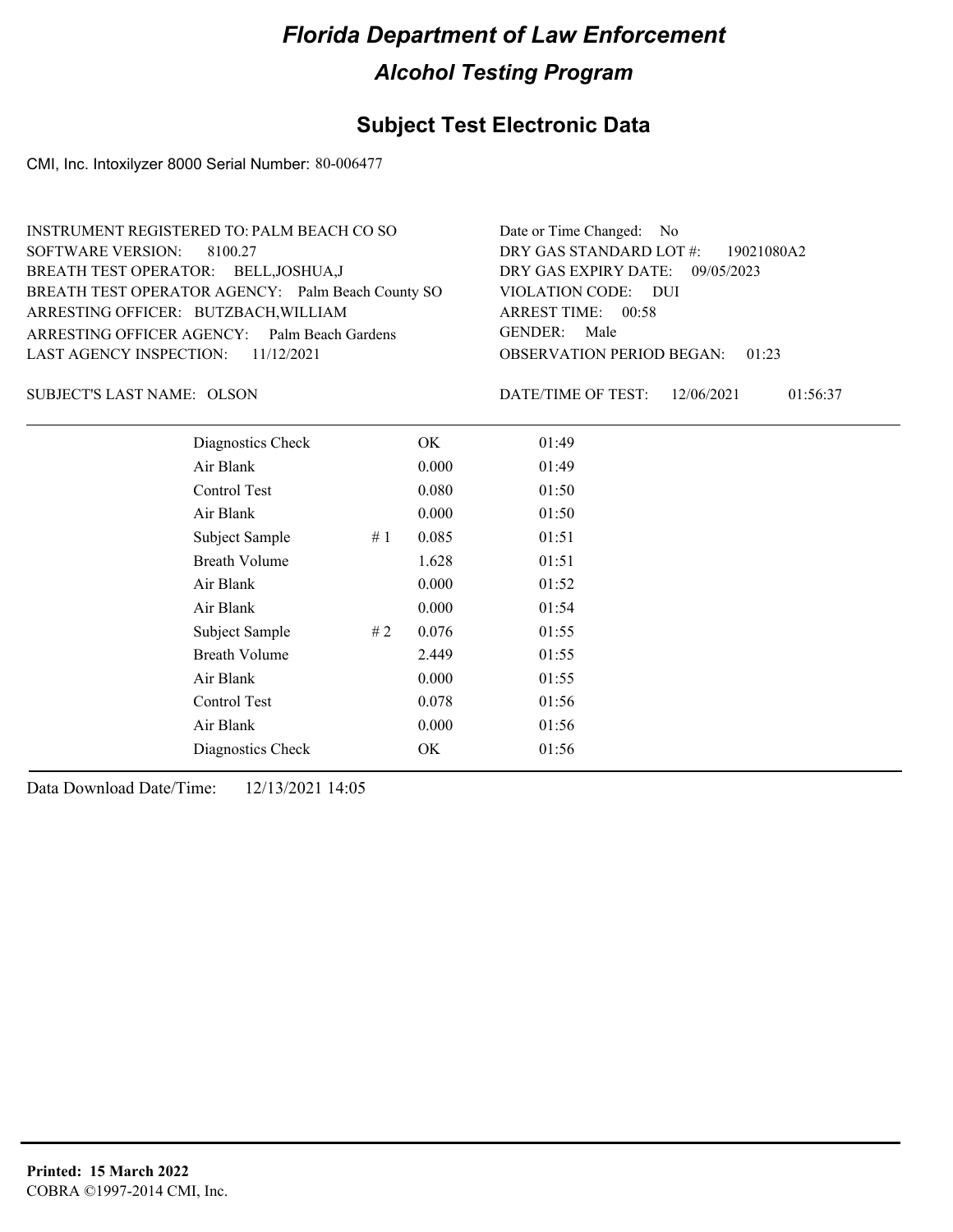# Florida Department of Law Enforcement

## Alcohol Testing Program

### Subject Test Electronic Data

CMI, Inc. Intoxilyzer 8000 Serial Number: 80-006477

INSTRUMENT REGISTERED TO: PALM BEACH CO SO
SOFTWARE VERSION: 8100.27
BREATH TEST OPERATOR: BELL,JOSHUA,J
BREATH TEST OPERATOR AGENCY: Palm Beach County SO
ARRESTING OFFICER: BUTZBACH,WILLIAM
ARRESTING OFFICER AGENCY: Palm Beach Gardens
LAST AGENCY INSPECTION: 11/12/2021

Date or Time Changed: No
DRY GAS STANDARD LOT #: 19021080A2
DRY GAS EXPIRY DATE: 09/05/2023
VIOLATION CODE: DUI
ARREST TIME: 00:58
GENDER: Male
OBSERVATION PERIOD BEGAN: 01:23

SUBJECT'S LAST NAME: OLSON

DATE/TIME OF TEST: 12/06/2021 01:56:37

| | | | |
|---|---|---|---|
| Diagnostics Check | | OK | 01:49 |
| Air Blank | | 0.000 | 01:49 |
| Control Test | | 0.080 | 01:50 |
| Air Blank | | 0.000 | 01:50 |
| Subject Sample | # 1 | 0.085 | 01:51 |
| Breath Volume | | 1.628 | 01:51 |
| Air Blank | | 0.000 | 01:52 |
| Air Blank | | 0.000 | 01:54 |
| Subject Sample | # 2 | 0.076 | 01:55 |
| Breath Volume | | 2.449 | 01:55 |
| Air Blank | | 0.000 | 01:55 |
| Control Test | | 0.078 | 01:56 |
| Air Blank | | 0.000 | 01:56 |
| Diagnostics Check | | OK | 01:56 |

Data Download Date/Time: 12/13/2021 14:05

**Printed: 15 March 2022**
COBRA ©1997-2014 CMI, Inc.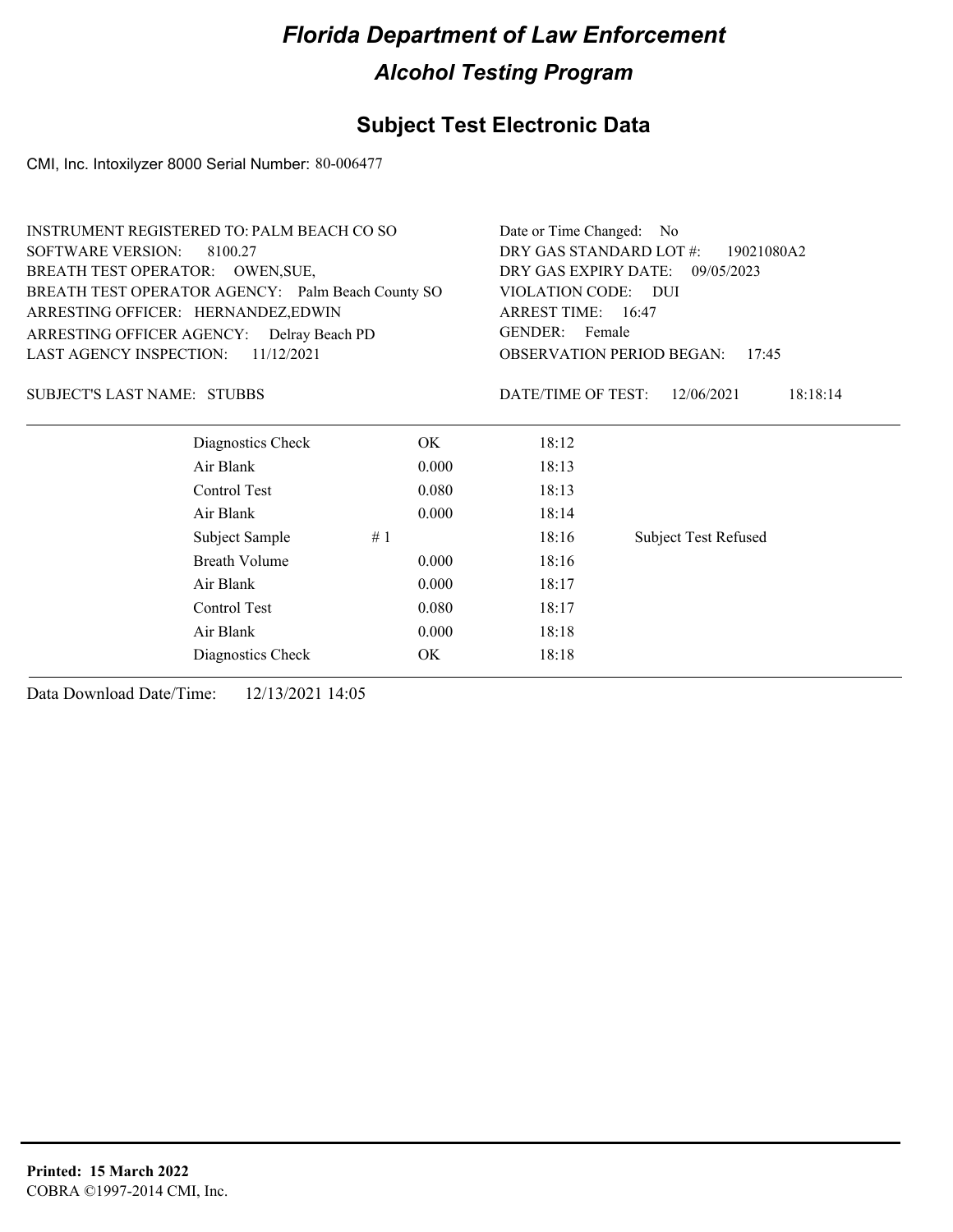# Florida Department of Law Enforcement

## Alcohol Testing Program

### Subject Test Electronic Data

CMI, Inc. Intoxilyzer 8000 Serial Number: 80-006477

INSTRUMENT REGISTERED TO: PALM BEACH CO SO
SOFTWARE VERSION: 8100.27
BREATH TEST OPERATOR: OWEN,SUE,
BREATH TEST OPERATOR AGENCY: Palm Beach County SO
ARRESTING OFFICER: HERNANDEZ,EDWIN
ARRESTING OFFICER AGENCY: Delray Beach PD
LAST AGENCY INSPECTION: 11/12/2021

Date or Time Changed: No
DRY GAS STANDARD LOT #: 19021080A2
DRY GAS EXPIRY DATE: 09/05/2023
VIOLATION CODE: DUI
ARREST TIME: 16:47
GENDER: Female
OBSERVATION PERIOD BEGAN: 17:45

SUBJECT'S LAST NAME: STUBBS

DATE/TIME OF TEST: 12/06/2021 18:18:14

| | | | |
|---|---|---|---|
| Diagnostics Check | OK | 18:12 | |
| Air Blank | 0.000 | 18:13 | |
| Control Test | 0.080 | 18:13 | |
| Air Blank | 0.000 | 18:14 | |
| Subject Sample | # 1 | 18:16 | Subject Test Refused |
| Breath Volume | 0.000 | 18:16 | |
| Air Blank | 0.000 | 18:17 | |
| Control Test | 0.080 | 18:17 | |
| Air Blank | 0.000 | 18:18 | |
| Diagnostics Check | OK | 18:18 | |

Data Download Date/Time: 12/13/2021 14:05

**Printed: 15 March 2022**
COBRA ©1997-2014 CMI, Inc.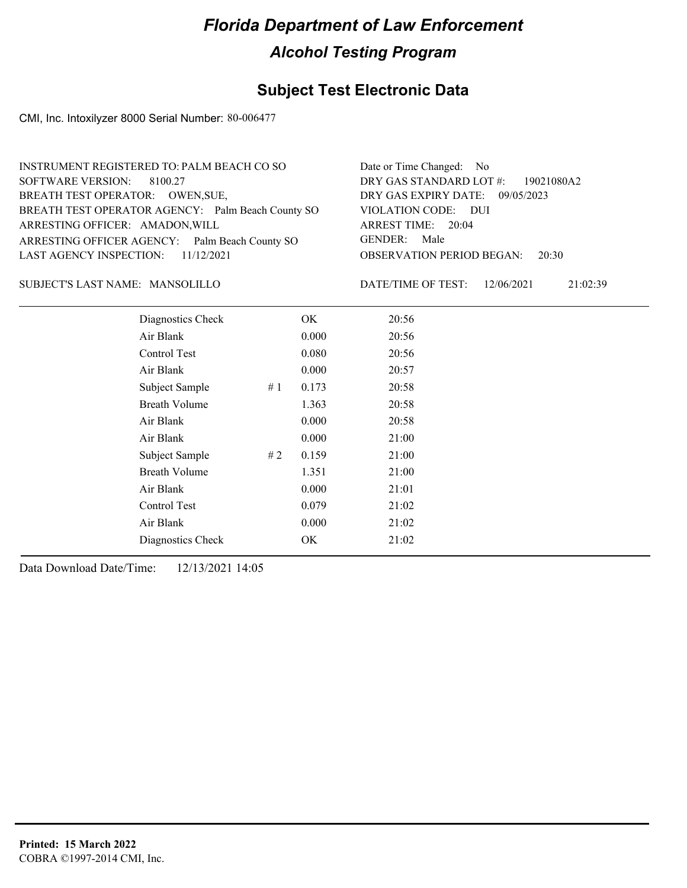# Florida Department of Law Enforcement

## Alcohol Testing Program

### Subject Test Electronic Data

CMI, Inc. Intoxilyzer 8000 Serial Number: 80-006477

INSTRUMENT REGISTERED TO: PALM BEACH CO SO
SOFTWARE VERSION: 8100.27
BREATH TEST OPERATOR: OWEN,SUE,
BREATH TEST OPERATOR AGENCY: Palm Beach County SO
ARRESTING OFFICER: AMADON,WILL
ARRESTING OFFICER AGENCY: Palm Beach County SO
LAST AGENCY INSPECTION: 11/12/2021

Date or Time Changed: No
DRY GAS STANDARD LOT #: 19021080A2
DRY GAS EXPIRY DATE: 09/05/2023
VIOLATION CODE: DUI
ARREST TIME: 20:04
GENDER: Male
OBSERVATION PERIOD BEGAN: 20:30

SUBJECT'S LAST NAME: MANSOLILLO

DATE/TIME OF TEST: 12/06/2021 21:02:39

| Test | # | Result | Time |
|---|---|---|---|
| Diagnostics Check | | OK | 20:56 |
| Air Blank | | 0.000 | 20:56 |
| Control Test | | 0.080 | 20:56 |
| Air Blank | | 0.000 | 20:57 |
| Subject Sample | # 1 | 0.173 | 20:58 |
| Breath Volume | | 1.363 | 20:58 |
| Air Blank | | 0.000 | 20:58 |
| Air Blank | | 0.000 | 21:00 |
| Subject Sample | # 2 | 0.159 | 21:00 |
| Breath Volume | | 1.351 | 21:00 |
| Air Blank | | 0.000 | 21:01 |
| Control Test | | 0.079 | 21:02 |
| Air Blank | | 0.000 | 21:02 |
| Diagnostics Check | | OK | 21:02 |

Data Download Date/Time: 12/13/2021 14:05

**Printed: 15 March 2022**
COBRA ©1997-2014 CMI, Inc.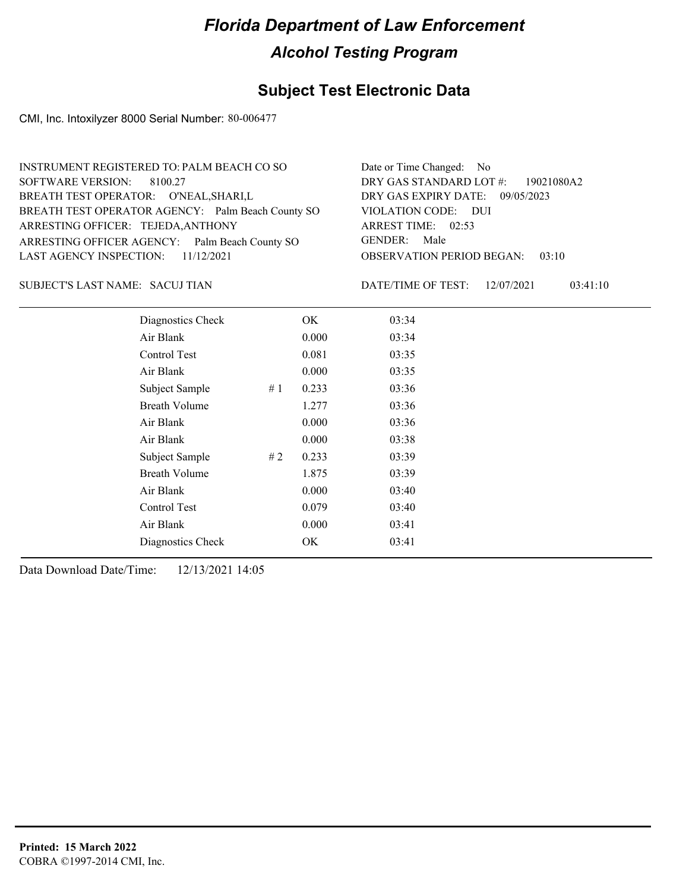# Florida Department of Law Enforcement

## Alcohol Testing Program

### Subject Test Electronic Data

CMI, Inc. Intoxilyzer 8000 Serial Number: 80-006477

INSTRUMENT REGISTERED TO: PALM BEACH CO SO
SOFTWARE VERSION: 8100.27
BREATH TEST OPERATOR: O'NEAL,SHARI,L
BREATH TEST OPERATOR AGENCY: Palm Beach County SO
ARRESTING OFFICER: TEJEDA,ANTHONY
ARRESTING OFFICER AGENCY: Palm Beach County SO
LAST AGENCY INSPECTION: 11/12/2021

Date or Time Changed: No
DRY GAS STANDARD LOT #: 19021080A2
DRY GAS EXPIRY DATE: 09/05/2023
VIOLATION CODE: DUI
ARREST TIME: 02:53
GENDER: Male
OBSERVATION PERIOD BEGAN: 03:10

SUBJECT'S LAST NAME: SACUJ TIAN

DATE/TIME OF TEST: 12/07/2021 03:41:10

| | | | |
|---|---|---|---|
| Diagnostics Check | | OK | 03:34 |
| Air Blank | | 0.000 | 03:34 |
| Control Test | | 0.081 | 03:35 |
| Air Blank | | 0.000 | 03:35 |
| Subject Sample | # 1 | 0.233 | 03:36 |
| Breath Volume | | 1.277 | 03:36 |
| Air Blank | | 0.000 | 03:36 |
| Air Blank | | 0.000 | 03:38 |
| Subject Sample | # 2 | 0.233 | 03:39 |
| Breath Volume | | 1.875 | 03:39 |
| Air Blank | | 0.000 | 03:40 |
| Control Test | | 0.079 | 03:40 |
| Air Blank | | 0.000 | 03:41 |
| Diagnostics Check | | OK | 03:41 |

Data Download Date/Time: 12/13/2021 14:05

**Printed: 15 March 2022**
COBRA ©1997-2014 CMI, Inc.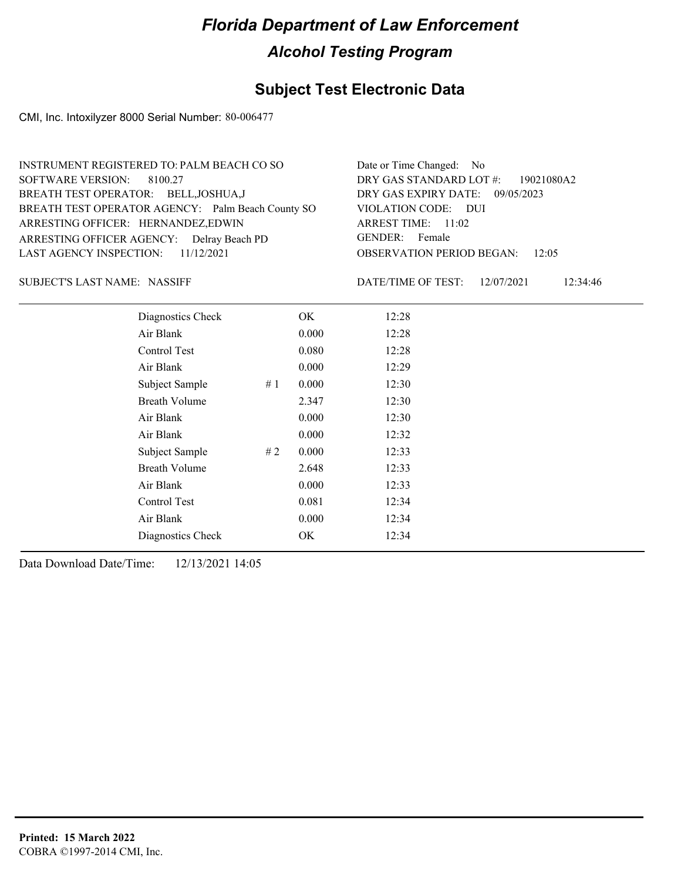# Florida Department of Law Enforcement

## Alcohol Testing Program

### Subject Test Electronic Data

CMI, Inc. Intoxilyzer 8000 Serial Number: 80-006477

INSTRUMENT REGISTERED TO: PALM BEACH CO SO
SOFTWARE VERSION: 8100.27
BREATH TEST OPERATOR: BELL,JOSHUA,J
BREATH TEST OPERATOR AGENCY: Palm Beach County SO
ARRESTING OFFICER: HERNANDEZ,EDWIN
ARRESTING OFFICER AGENCY: Delray Beach PD
LAST AGENCY INSPECTION: 11/12/2021

Date or Time Changed: No
DRY GAS STANDARD LOT #: 19021080A2
DRY GAS EXPIRY DATE: 09/05/2023
VIOLATION CODE: DUI
ARREST TIME: 11:02
GENDER: Female
OBSERVATION PERIOD BEGAN: 12:05

SUBJECT'S LAST NAME: NASSIFF

DATE/TIME OF TEST: 12/07/2021 12:34:46

| | | | |
|---|---|---|---|
| Diagnostics Check | | OK | 12:28 |
| Air Blank | | 0.000 | 12:28 |
| Control Test | | 0.080 | 12:28 |
| Air Blank | | 0.000 | 12:29 |
| Subject Sample | # 1 | 0.000 | 12:30 |
| Breath Volume | | 2.347 | 12:30 |
| Air Blank | | 0.000 | 12:30 |
| Air Blank | | 0.000 | 12:32 |
| Subject Sample | # 2 | 0.000 | 12:33 |
| Breath Volume | | 2.648 | 12:33 |
| Air Blank | | 0.000 | 12:33 |
| Control Test | | 0.081 | 12:34 |
| Air Blank | | 0.000 | 12:34 |
| Diagnostics Check | | OK | 12:34 |

Data Download Date/Time: 12/13/2021 14:05

**Printed: 15 March 2022**
COBRA ©1997-2014 CMI, Inc.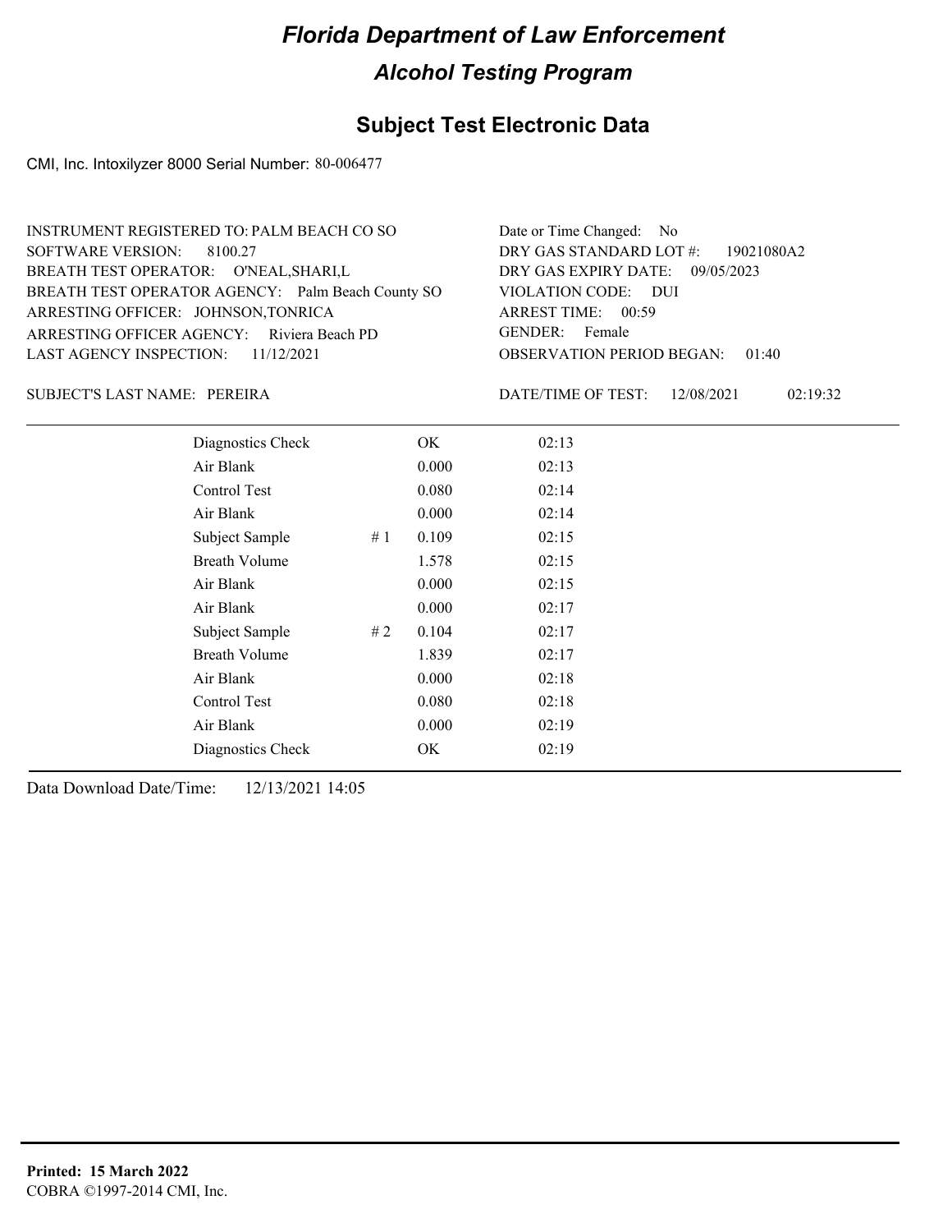# Florida Department of Law Enforcement

## Alcohol Testing Program

### Subject Test Electronic Data

CMI, Inc. Intoxilyzer 8000 Serial Number: 80-006477

INSTRUMENT REGISTERED TO: PALM BEACH CO SO
SOFTWARE VERSION: 8100.27
BREATH TEST OPERATOR: O'NEAL,SHARI,L
BREATH TEST OPERATOR AGENCY: Palm Beach County SO
ARRESTING OFFICER: JOHNSON,TONRICA
ARRESTING OFFICER AGENCY: Riviera Beach PD
LAST AGENCY INSPECTION: 11/12/2021

Date or Time Changed: No
DRY GAS STANDARD LOT #: 19021080A2
DRY GAS EXPIRY DATE: 09/05/2023
VIOLATION CODE: DUI
ARREST TIME: 00:59
GENDER: Female
OBSERVATION PERIOD BEGAN: 01:40

SUBJECT'S LAST NAME: PEREIRA

DATE/TIME OF TEST: 12/08/2021 02:19:32

| | | | |
|---|---|---|---|
| Diagnostics Check | | OK | 02:13 |
| Air Blank | | 0.000 | 02:13 |
| Control Test | | 0.080 | 02:14 |
| Air Blank | | 0.000 | 02:14 |
| Subject Sample | # 1 | 0.109 | 02:15 |
| Breath Volume | | 1.578 | 02:15 |
| Air Blank | | 0.000 | 02:15 |
| Air Blank | | 0.000 | 02:17 |
| Subject Sample | # 2 | 0.104 | 02:17 |
| Breath Volume | | 1.839 | 02:17 |
| Air Blank | | 0.000 | 02:18 |
| Control Test | | 0.080 | 02:18 |
| Air Blank | | 0.000 | 02:19 |
| Diagnostics Check | | OK | 02:19 |

Data Download Date/Time: 12/13/2021 14:05

**Printed: 15 March 2022**
COBRA ©1997-2014 CMI, Inc.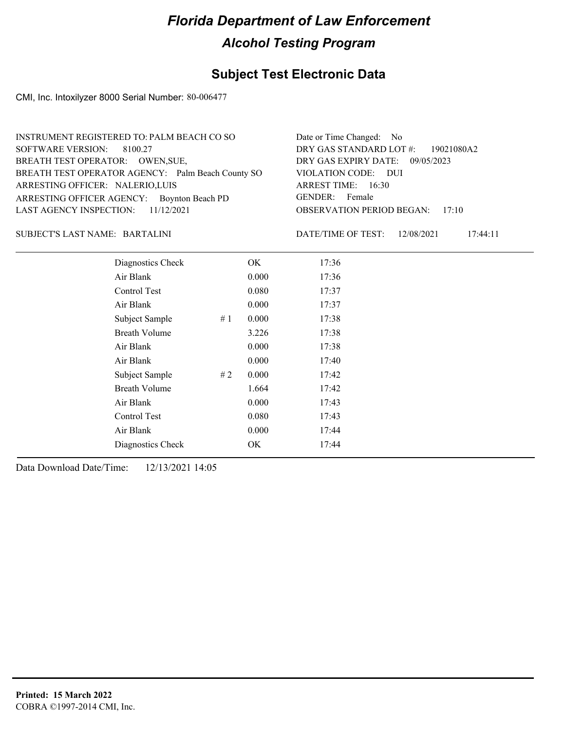# Florida Department of Law Enforcement

## Alcohol Testing Program

### Subject Test Electronic Data

CMI, Inc. Intoxilyzer 8000 Serial Number: 80-006477

INSTRUMENT REGISTERED TO: PALM BEACH CO SO
SOFTWARE VERSION: 8100.27
BREATH TEST OPERATOR: OWEN,SUE,
BREATH TEST OPERATOR AGENCY: Palm Beach County SO
ARRESTING OFFICER: NALERIO,LUIS
ARRESTING OFFICER AGENCY: Boynton Beach PD
LAST AGENCY INSPECTION: 11/12/2021

Date or Time Changed: No
DRY GAS STANDARD LOT #: 19021080A2
DRY GAS EXPIRY DATE: 09/05/2023
VIOLATION CODE: DUI
ARREST TIME: 16:30
GENDER: Female
OBSERVATION PERIOD BEGAN: 17:10

SUBJECT'S LAST NAME: BARTALINI

DATE/TIME OF TEST: 12/08/2021 17:44:11

| | | | |
|---|---|---|---|
| Diagnostics Check | | OK | 17:36 |
| Air Blank | | 0.000 | 17:36 |
| Control Test | | 0.080 | 17:37 |
| Air Blank | | 0.000 | 17:37 |
| Subject Sample | # 1 | 0.000 | 17:38 |
| Breath Volume | | 3.226 | 17:38 |
| Air Blank | | 0.000 | 17:38 |
| Air Blank | | 0.000 | 17:40 |
| Subject Sample | # 2 | 0.000 | 17:42 |
| Breath Volume | | 1.664 | 17:42 |
| Air Blank | | 0.000 | 17:43 |
| Control Test | | 0.080 | 17:43 |
| Air Blank | | 0.000 | 17:44 |
| Diagnostics Check | | OK | 17:44 |

Data Download Date/Time: 12/13/2021 14:05

**Printed: 15 March 2022**
COBRA ©1997-2014 CMI, Inc.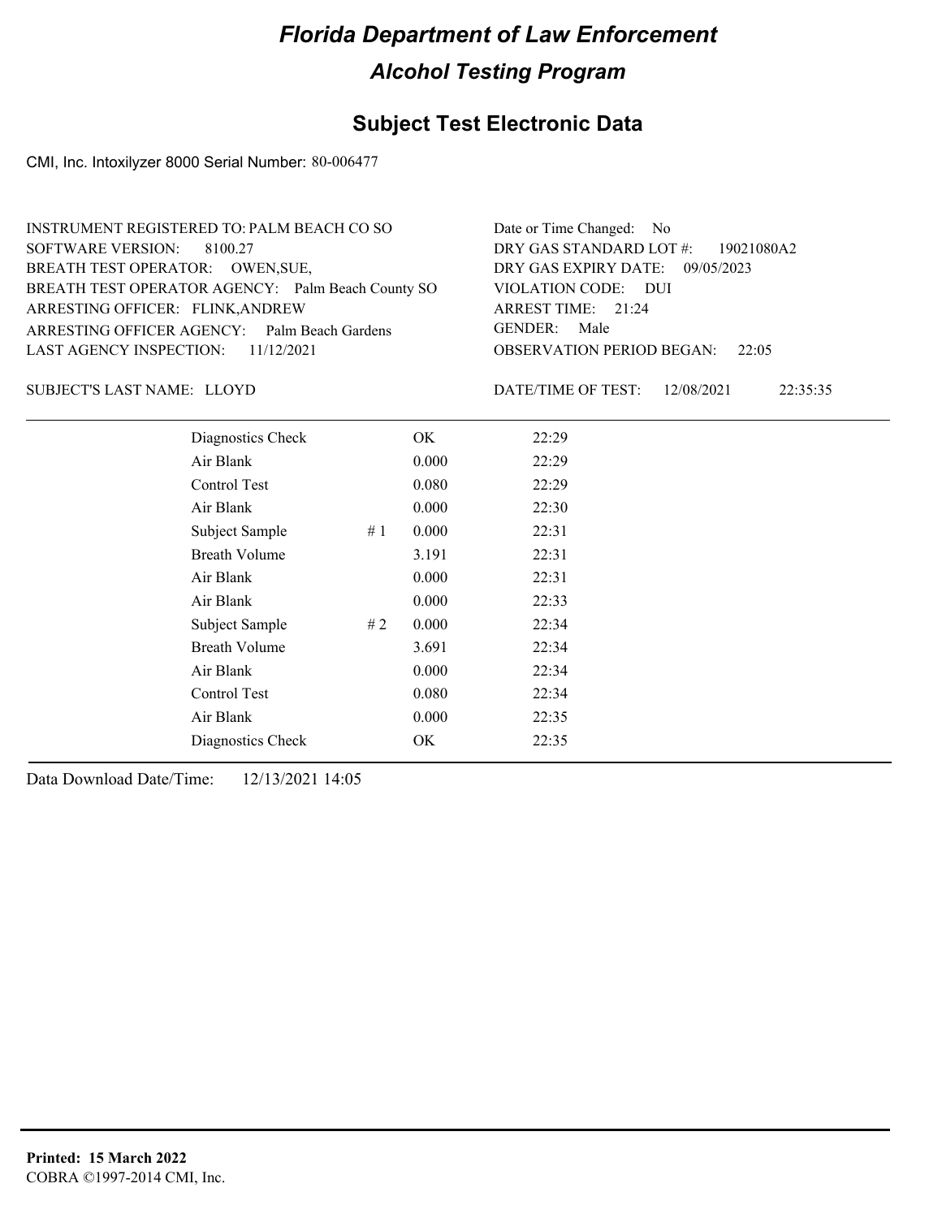# Florida Department of Law Enforcement

## Alcohol Testing Program

### Subject Test Electronic Data

CMI, Inc. Intoxilyzer 8000 Serial Number: 80-006477

INSTRUMENT REGISTERED TO: PALM BEACH CO SO
SOFTWARE VERSION: 8100.27
BREATH TEST OPERATOR: OWEN,SUE,
BREATH TEST OPERATOR AGENCY: Palm Beach County SO
ARRESTING OFFICER: FLINK,ANDREW
ARRESTING OFFICER AGENCY: Palm Beach Gardens
LAST AGENCY INSPECTION: 11/12/2021

Date or Time Changed: No
DRY GAS STANDARD LOT #: 19021080A2
DRY GAS EXPIRY DATE: 09/05/2023
VIOLATION CODE: DUI
ARREST TIME: 21:24
GENDER: Male
OBSERVATION PERIOD BEGAN: 22:05

SUBJECT'S LAST NAME: LLOYD

DATE/TIME OF TEST: 12/08/2021 22:35:35

| | | | |
|---|---|---|---|
| Diagnostics Check | | OK | 22:29 |
| Air Blank | | 0.000 | 22:29 |
| Control Test | | 0.080 | 22:29 |
| Air Blank | | 0.000 | 22:30 |
| Subject Sample | # 1 | 0.000 | 22:31 |
| Breath Volume | | 3.191 | 22:31 |
| Air Blank | | 0.000 | 22:31 |
| Air Blank | | 0.000 | 22:33 |
| Subject Sample | # 2 | 0.000 | 22:34 |
| Breath Volume | | 3.691 | 22:34 |
| Air Blank | | 0.000 | 22:34 |
| Control Test | | 0.080 | 22:34 |
| Air Blank | | 0.000 | 22:35 |
| Diagnostics Check | | OK | 22:35 |

Data Download Date/Time: 12/13/2021 14:05

**Printed: 15 March 2022**
COBRA ©1997-2014 CMI, Inc.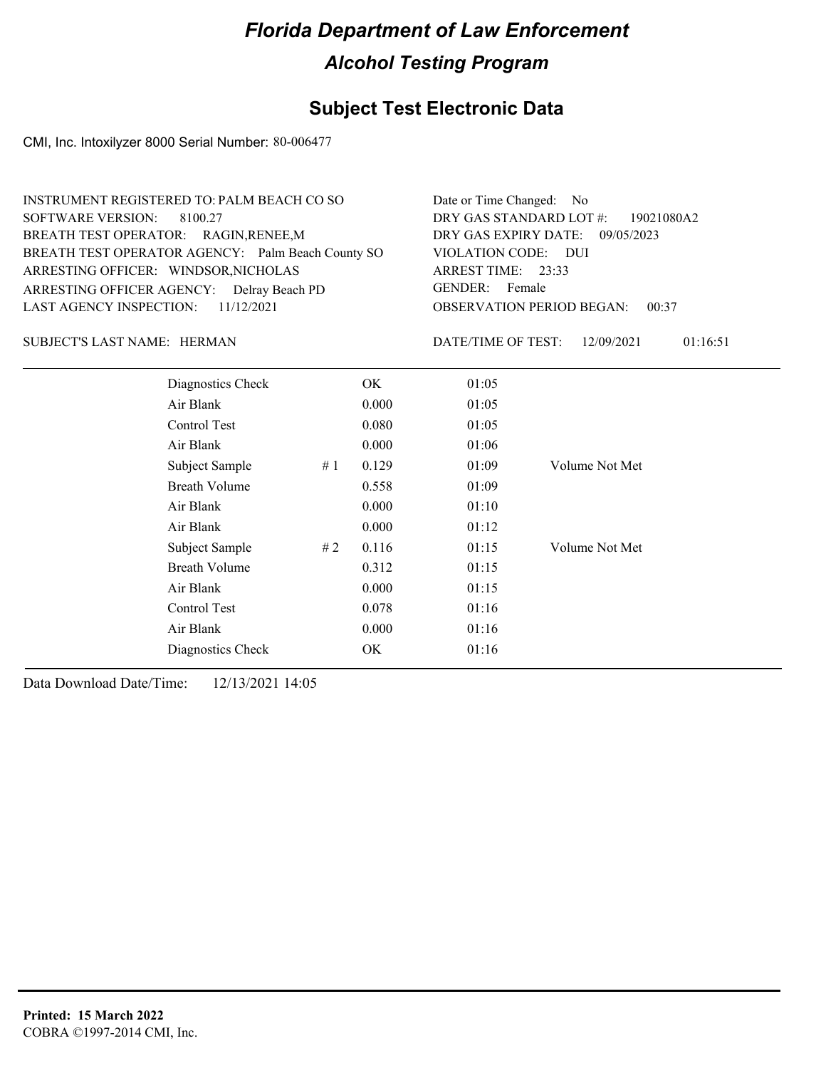# Florida Department of Law Enforcement

## Alcohol Testing Program

### Subject Test Electronic Data

CMI, Inc. Intoxilyzer 8000 Serial Number: 80-006477

INSTRUMENT REGISTERED TO: PALM BEACH CO SO
SOFTWARE VERSION: 8100.27
BREATH TEST OPERATOR: RAGIN,RENEE,M
BREATH TEST OPERATOR AGENCY: Palm Beach County SO
ARRESTING OFFICER: WINDSOR,NICHOLAS
ARRESTING OFFICER AGENCY: Delray Beach PD
LAST AGENCY INSPECTION: 11/12/2021

Date or Time Changed: No
DRY GAS STANDARD LOT #: 19021080A2
DRY GAS EXPIRY DATE: 09/05/2023
VIOLATION CODE: DUI
ARREST TIME: 23:33
GENDER: Female
OBSERVATION PERIOD BEGAN: 00:37

SUBJECT'S LAST NAME: HERMAN

DATE/TIME OF TEST: 12/09/2021 01:16:51

| | | | | |
|---|---|---|---|---|
| Diagnostics Check | | OK | 01:05 | |
| Air Blank | | 0.000 | 01:05 | |
| Control Test | | 0.080 | 01:05 | |
| Air Blank | | 0.000 | 01:06 | |
| Subject Sample | # 1 | 0.129 | 01:09 | Volume Not Met |
| Breath Volume | | 0.558 | 01:09 | |
| Air Blank | | 0.000 | 01:10 | |
| Air Blank | | 0.000 | 01:12 | |
| Subject Sample | # 2 | 0.116 | 01:15 | Volume Not Met |
| Breath Volume | | 0.312 | 01:15 | |
| Air Blank | | 0.000 | 01:15 | |
| Control Test | | 0.078 | 01:16 | |
| Air Blank | | 0.000 | 01:16 | |
| Diagnostics Check | | OK | 01:16 | |

Data Download Date/Time: 12/13/2021 14:05

**Printed: 15 March 2022**
COBRA ©1997-2014 CMI, Inc.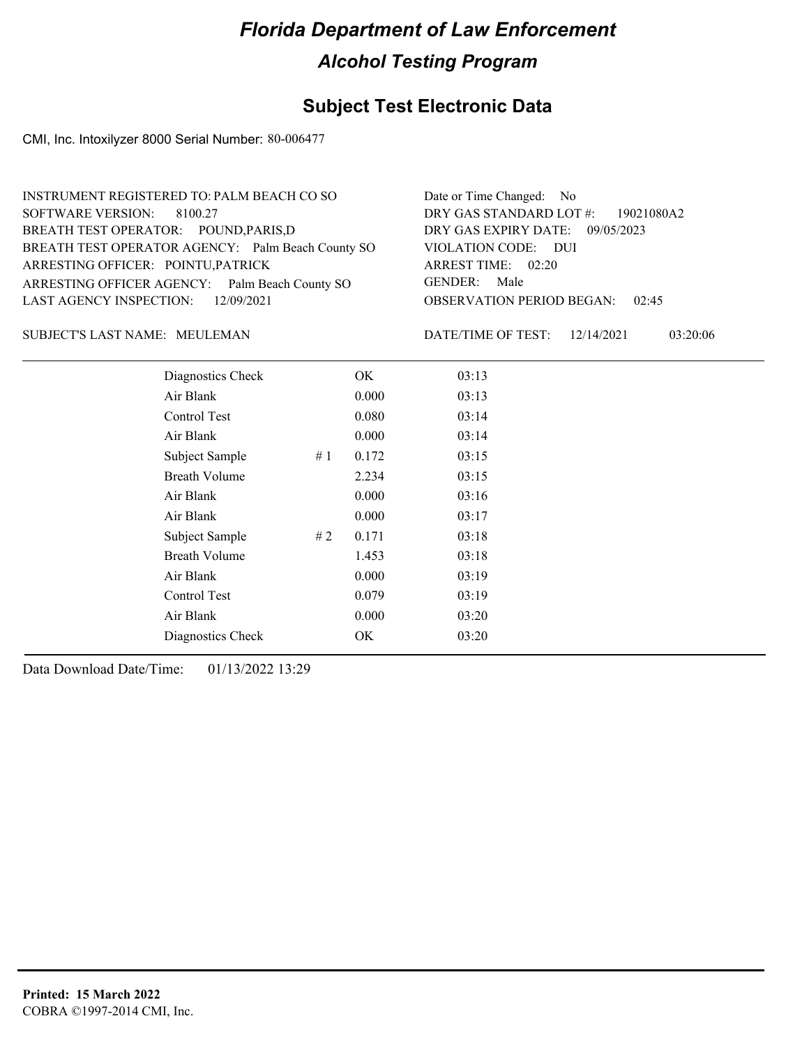# Florida Department of Law Enforcement

## Alcohol Testing Program

### Subject Test Electronic Data

CMI, Inc. Intoxilyzer 8000 Serial Number: 80-006477

INSTRUMENT REGISTERED TO: PALM BEACH CO SO
SOFTWARE VERSION: 8100.27
BREATH TEST OPERATOR: POUND,PARIS,D
BREATH TEST OPERATOR AGENCY: Palm Beach County SO
ARRESTING OFFICER: POINTU,PATRICK
ARRESTING OFFICER AGENCY: Palm Beach County SO
LAST AGENCY INSPECTION: 12/09/2021

Date or Time Changed: No
DRY GAS STANDARD LOT #: 19021080A2
DRY GAS EXPIRY DATE: 09/05/2023
VIOLATION CODE: DUI
ARREST TIME: 02:20
GENDER: Male
OBSERVATION PERIOD BEGAN: 02:45

SUBJECT'S LAST NAME: MEULEMAN

DATE/TIME OF TEST: 12/14/2021 03:20:06

| | | | |
|---|---|---|---|
| Diagnostics Check | | OK | 03:13 |
| Air Blank | | 0.000 | 03:13 |
| Control Test | | 0.080 | 03:14 |
| Air Blank | | 0.000 | 03:14 |
| Subject Sample | # 1 | 0.172 | 03:15 |
| Breath Volume | | 2.234 | 03:15 |
| Air Blank | | 0.000 | 03:16 |
| Air Blank | | 0.000 | 03:17 |
| Subject Sample | # 2 | 0.171 | 03:18 |
| Breath Volume | | 1.453 | 03:18 |
| Air Blank | | 0.000 | 03:19 |
| Control Test | | 0.079 | 03:19 |
| Air Blank | | 0.000 | 03:20 |
| Diagnostics Check | | OK | 03:20 |

Data Download Date/Time: 01/13/2022 13:29

**Printed: 15 March 2022**
COBRA ©1997-2014 CMI, Inc.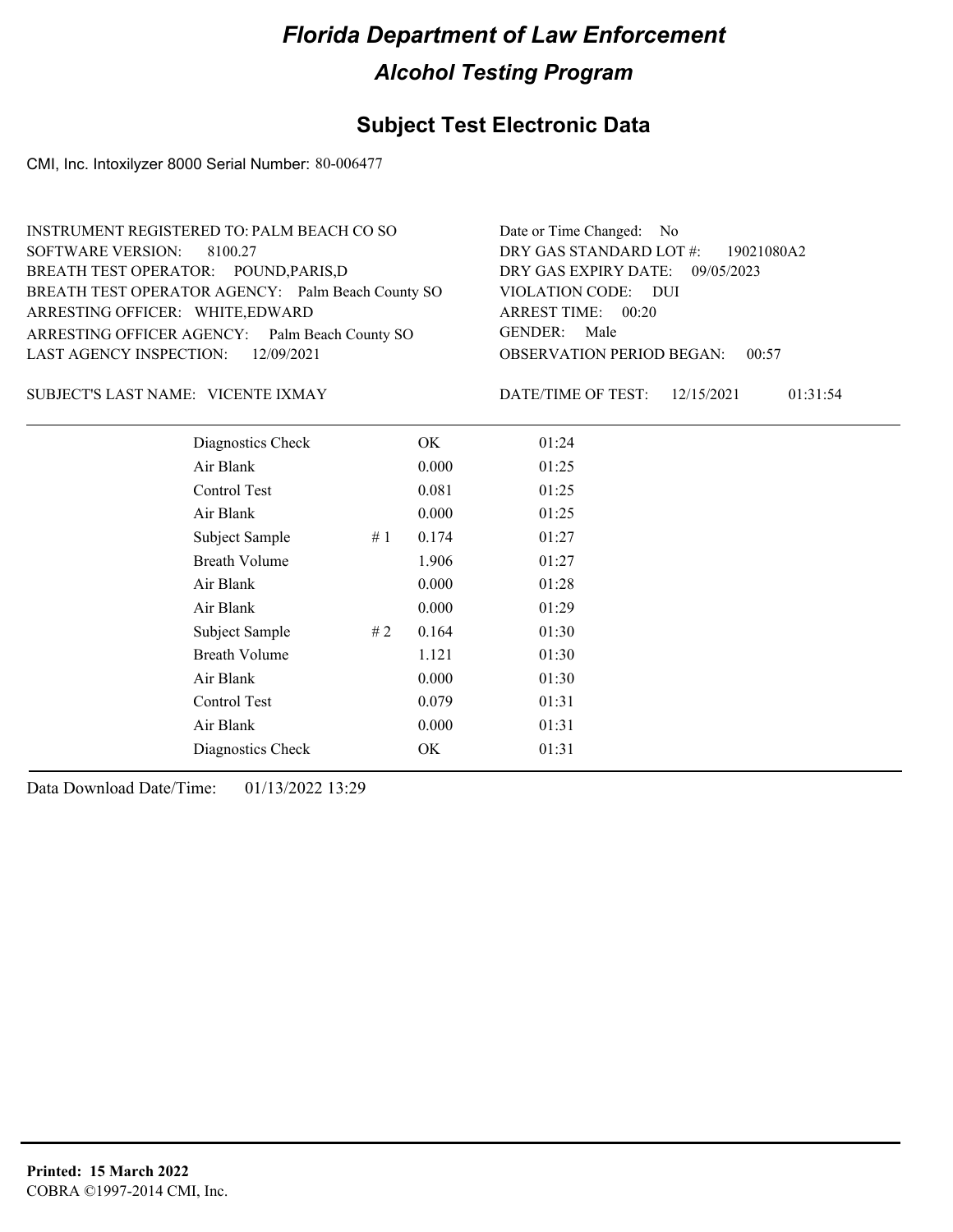# Florida Department of Law Enforcement

## Alcohol Testing Program

### Subject Test Electronic Data

CMI, Inc. Intoxilyzer 8000 Serial Number: 80-006477

INSTRUMENT REGISTERED TO: PALM BEACH CO SO
SOFTWARE VERSION: 8100.27
BREATH TEST OPERATOR: POUND,PARIS,D
BREATH TEST OPERATOR AGENCY: Palm Beach County SO
ARRESTING OFFICER: WHITE,EDWARD
ARRESTING OFFICER AGENCY: Palm Beach County SO
LAST AGENCY INSPECTION: 12/09/2021

Date or Time Changed: No
DRY GAS STANDARD LOT #: 19021080A2
DRY GAS EXPIRY DATE: 09/05/2023
VIOLATION CODE: DUI
ARREST TIME: 00:20
GENDER: Male
OBSERVATION PERIOD BEGAN: 00:57

SUBJECT'S LAST NAME: VICENTE IXMAY

DATE/TIME OF TEST: 12/15/2021 01:31:54

| | | | |
|---|---|---|---|
| Diagnostics Check | | OK | 01:24 |
| Air Blank | | 0.000 | 01:25 |
| Control Test | | 0.081 | 01:25 |
| Air Blank | | 0.000 | 01:25 |
| Subject Sample | # 1 | 0.174 | 01:27 |
| Breath Volume | | 1.906 | 01:27 |
| Air Blank | | 0.000 | 01:28 |
| Air Blank | | 0.000 | 01:29 |
| Subject Sample | # 2 | 0.164 | 01:30 |
| Breath Volume | | 1.121 | 01:30 |
| Air Blank | | 0.000 | 01:30 |
| Control Test | | 0.079 | 01:31 |
| Air Blank | | 0.000 | 01:31 |
| Diagnostics Check | | OK | 01:31 |

Data Download Date/Time: 01/13/2022 13:29

**Printed: 15 March 2022**
COBRA ©1997-2014 CMI, Inc.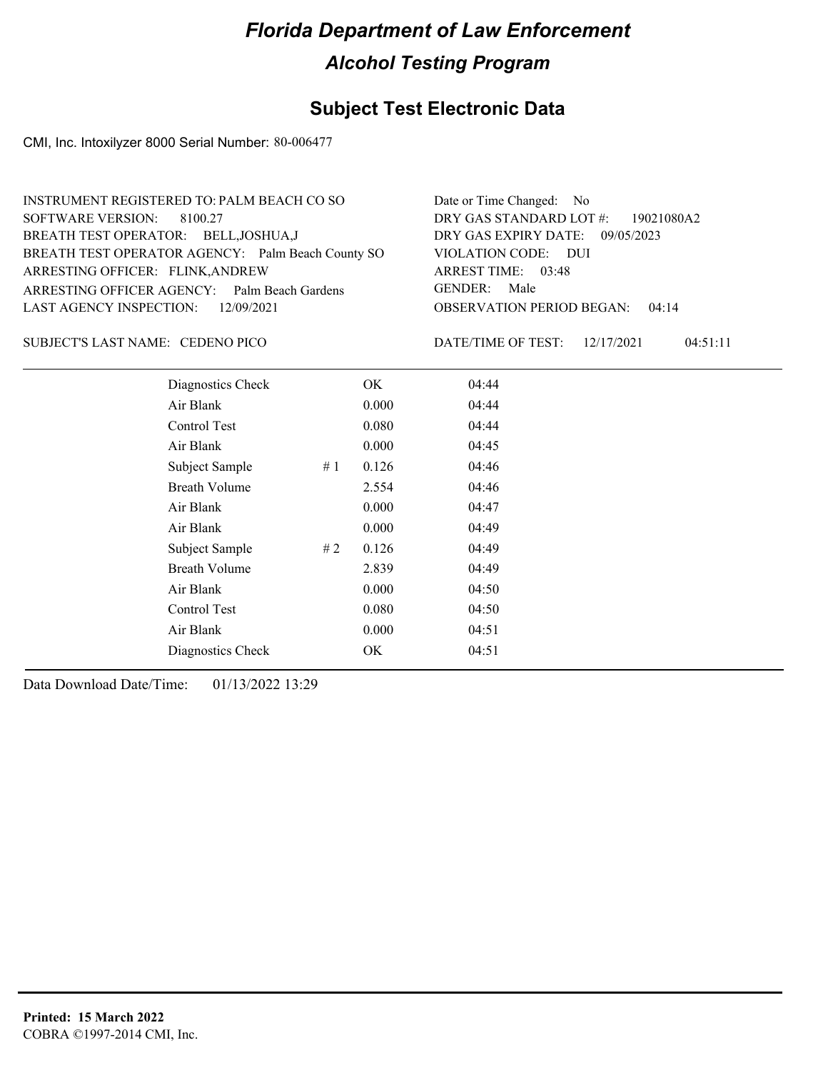# Florida Department of Law Enforcement

## Alcohol Testing Program

### Subject Test Electronic Data

CMI, Inc. Intoxilyzer 8000 Serial Number: 80-006477

INSTRUMENT REGISTERED TO: PALM BEACH CO SO
SOFTWARE VERSION: 8100.27
BREATH TEST OPERATOR: BELL,JOSHUA,J
BREATH TEST OPERATOR AGENCY: Palm Beach County SO
ARRESTING OFFICER: FLINK,ANDREW
ARRESTING OFFICER AGENCY: Palm Beach Gardens
LAST AGENCY INSPECTION: 12/09/2021

Date or Time Changed: No
DRY GAS STANDARD LOT #: 19021080A2
DRY GAS EXPIRY DATE: 09/05/2023
VIOLATION CODE: DUI
ARREST TIME: 03:48
GENDER: Male
OBSERVATION PERIOD BEGAN: 04:14

SUBJECT'S LAST NAME: CEDENO PICO

DATE/TIME OF TEST: 12/17/2021 04:51:11

| | | | |
|---|---|---|---|
| Diagnostics Check | | OK | 04:44 |
| Air Blank | | 0.000 | 04:44 |
| Control Test | | 0.080 | 04:44 |
| Air Blank | | 0.000 | 04:45 |
| Subject Sample | # 1 | 0.126 | 04:46 |
| Breath Volume | | 2.554 | 04:46 |
| Air Blank | | 0.000 | 04:47 |
| Air Blank | | 0.000 | 04:49 |
| Subject Sample | # 2 | 0.126 | 04:49 |
| Breath Volume | | 2.839 | 04:49 |
| Air Blank | | 0.000 | 04:50 |
| Control Test | | 0.080 | 04:50 |
| Air Blank | | 0.000 | 04:51 |
| Diagnostics Check | | OK | 04:51 |

Data Download Date/Time: 01/13/2022 13:29

**Printed: 15 March 2022**
COBRA ©1997-2014 CMI, Inc.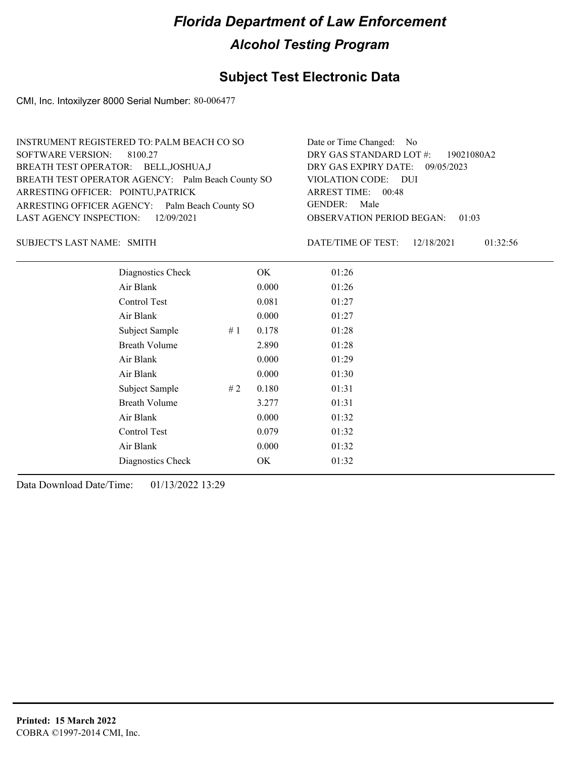# Florida Department of Law Enforcement

## Alcohol Testing Program

### Subject Test Electronic Data

CMI, Inc. Intoxilyzer 8000 Serial Number: 80-006477

INSTRUMENT REGISTERED TO: PALM BEACH CO SO
SOFTWARE VERSION: 8100.27
BREATH TEST OPERATOR: BELL,JOSHUA,J
BREATH TEST OPERATOR AGENCY: Palm Beach County SO
ARRESTING OFFICER: POINTU,PATRICK
ARRESTING OFFICER AGENCY: Palm Beach County SO
LAST AGENCY INSPECTION: 12/09/2021

Date or Time Changed: No
DRY GAS STANDARD LOT #: 19021080A2
DRY GAS EXPIRY DATE: 09/05/2023
VIOLATION CODE: DUI
ARREST TIME: 00:48
GENDER: Male
OBSERVATION PERIOD BEGAN: 01:03

SUBJECT'S LAST NAME: SMITH

DATE/TIME OF TEST: 12/18/2021 01:32:56

| | | | |
|---|---|---|---|
| Diagnostics Check | | OK | 01:26 |
| Air Blank | | 0.000 | 01:26 |
| Control Test | | 0.081 | 01:27 |
| Air Blank | | 0.000 | 01:27 |
| Subject Sample | # 1 | 0.178 | 01:28 |
| Breath Volume | | 2.890 | 01:28 |
| Air Blank | | 0.000 | 01:29 |
| Air Blank | | 0.000 | 01:30 |
| Subject Sample | # 2 | 0.180 | 01:31 |
| Breath Volume | | 3.277 | 01:31 |
| Air Blank | | 0.000 | 01:32 |
| Control Test | | 0.079 | 01:32 |
| Air Blank | | 0.000 | 01:32 |
| Diagnostics Check | | OK | 01:32 |

Data Download Date/Time: 01/13/2022 13:29

**Printed: 15 March 2022**
COBRA ©1997-2014 CMI, Inc.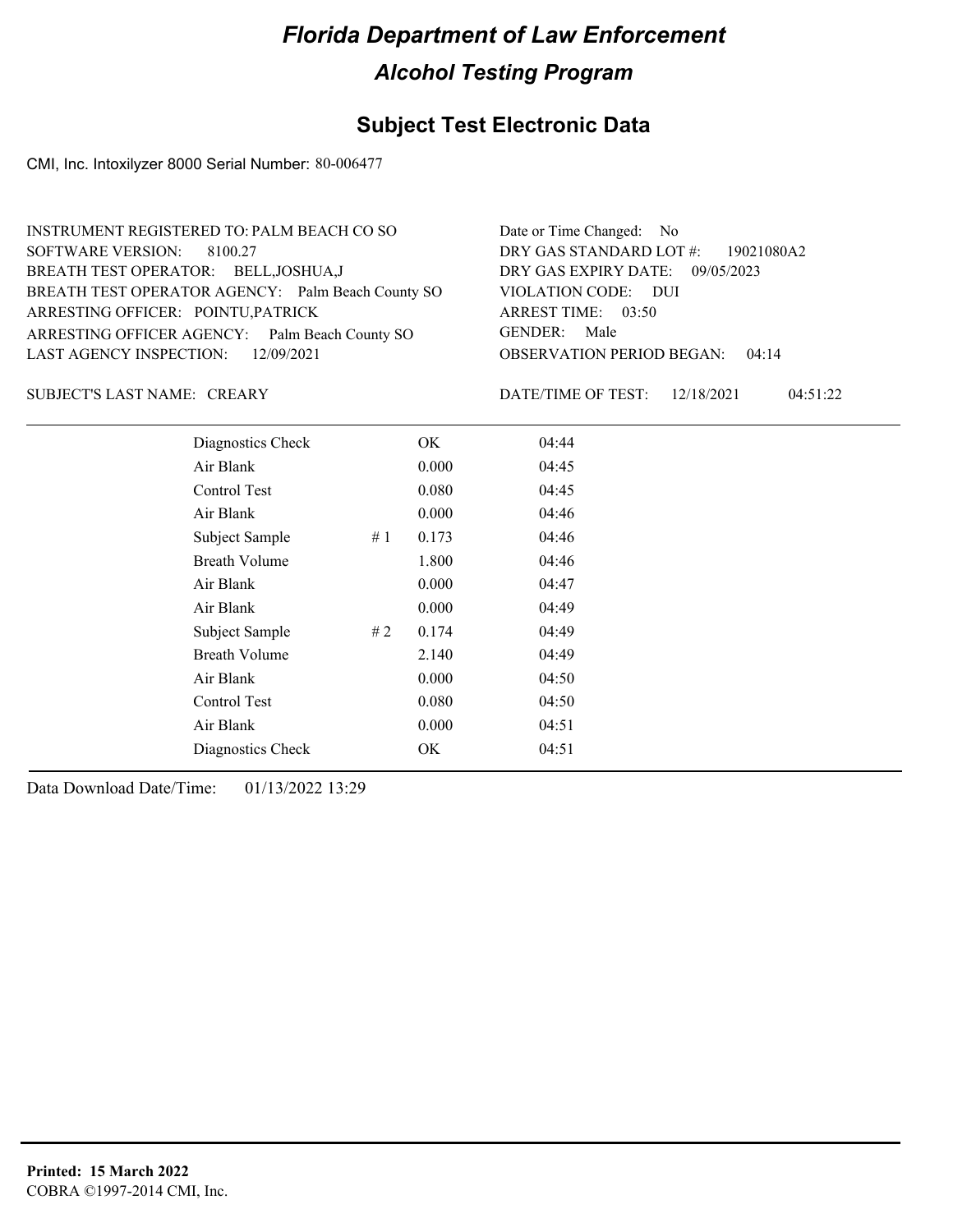# Florida Department of Law Enforcement

## Alcohol Testing Program

### Subject Test Electronic Data

CMI, Inc. Intoxilyzer 8000 Serial Number: 80-006477

INSTRUMENT REGISTERED TO: PALM BEACH CO SO
SOFTWARE VERSION: 8100.27
BREATH TEST OPERATOR: BELL,JOSHUA,J
BREATH TEST OPERATOR AGENCY: Palm Beach County SO
ARRESTING OFFICER: POINTU,PATRICK
ARRESTING OFFICER AGENCY: Palm Beach County SO
LAST AGENCY INSPECTION: 12/09/2021

Date or Time Changed: No
DRY GAS STANDARD LOT #: 19021080A2
DRY GAS EXPIRY DATE: 09/05/2023
VIOLATION CODE: DUI
ARREST TIME: 03:50
GENDER: Male
OBSERVATION PERIOD BEGAN: 04:14

SUBJECT'S LAST NAME: CREARY

DATE/TIME OF TEST: 12/18/2021 04:51:22

| | | | |
|---|---|---|---|
| Diagnostics Check | | OK | 04:44 |
| Air Blank | | 0.000 | 04:45 |
| Control Test | | 0.080 | 04:45 |
| Air Blank | | 0.000 | 04:46 |
| Subject Sample | # 1 | 0.173 | 04:46 |
| Breath Volume | | 1.800 | 04:46 |
| Air Blank | | 0.000 | 04:47 |
| Air Blank | | 0.000 | 04:49 |
| Subject Sample | # 2 | 0.174 | 04:49 |
| Breath Volume | | 2.140 | 04:49 |
| Air Blank | | 0.000 | 04:50 |
| Control Test | | 0.080 | 04:50 |
| Air Blank | | 0.000 | 04:51 |
| Diagnostics Check | | OK | 04:51 |

Data Download Date/Time: 01/13/2022 13:29

**Printed: 15 March 2022**
COBRA ©1997-2014 CMI, Inc.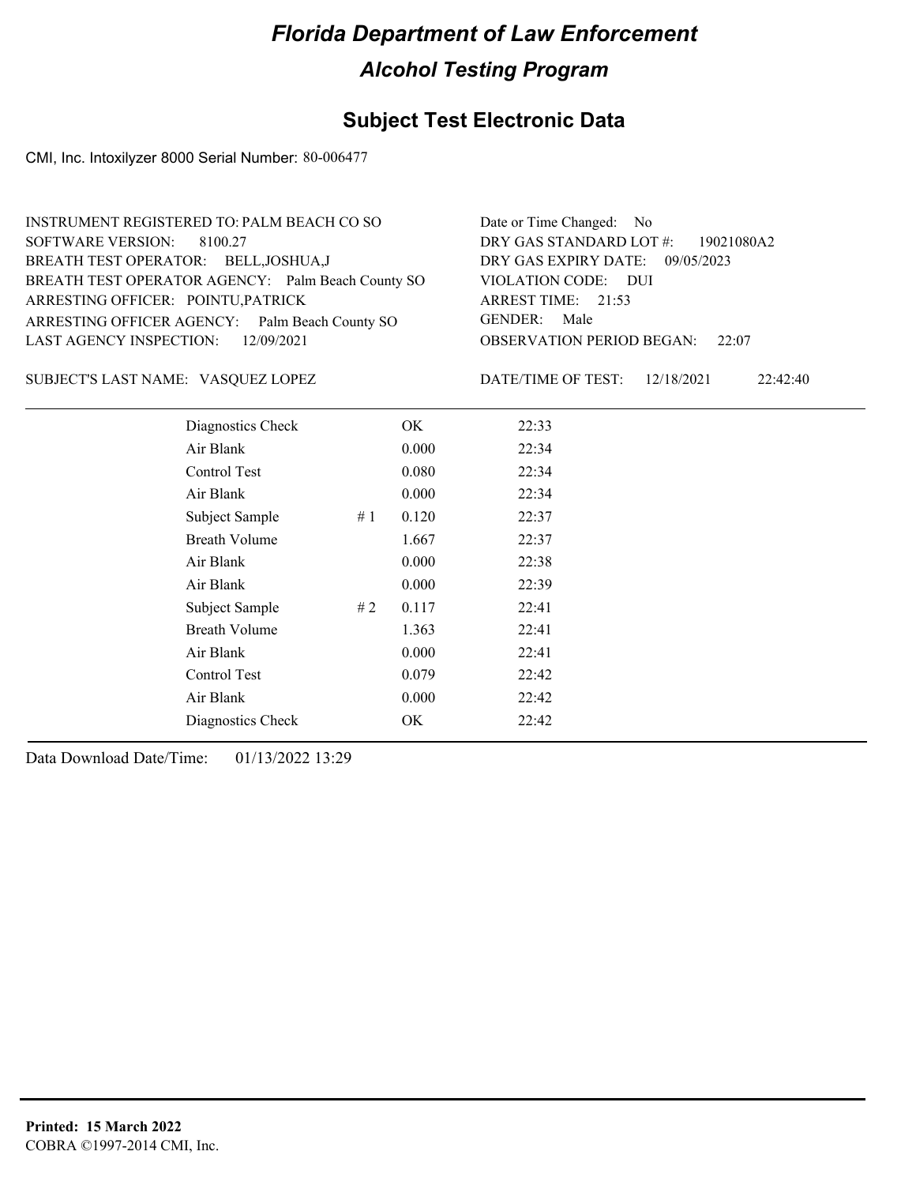# Florida Department of Law Enforcement

## Alcohol Testing Program

### Subject Test Electronic Data

CMI, Inc. Intoxilyzer 8000 Serial Number: 80-006477

INSTRUMENT REGISTERED TO: PALM BEACH CO SO
SOFTWARE VERSION: 8100.27
BREATH TEST OPERATOR: BELL,JOSHUA,J
BREATH TEST OPERATOR AGENCY: Palm Beach County SO
ARRESTING OFFICER: POINTU,PATRICK
ARRESTING OFFICER AGENCY: Palm Beach County SO
LAST AGENCY INSPECTION: 12/09/2021

Date or Time Changed: No
DRY GAS STANDARD LOT #: 19021080A2
DRY GAS EXPIRY DATE: 09/05/2023
VIOLATION CODE: DUI
ARREST TIME: 21:53
GENDER: Male
OBSERVATION PERIOD BEGAN: 22:07

SUBJECT'S LAST NAME: VASQUEZ LOPEZ

DATE/TIME OF TEST: 12/18/2021 22:42:40

| | | | |
|---|---|---|---|
| Diagnostics Check | | OK | 22:33 |
| Air Blank | | 0.000 | 22:34 |
| Control Test | | 0.080 | 22:34 |
| Air Blank | | 0.000 | 22:34 |
| Subject Sample | # 1 | 0.120 | 22:37 |
| Breath Volume | | 1.667 | 22:37 |
| Air Blank | | 0.000 | 22:38 |
| Air Blank | | 0.000 | 22:39 |
| Subject Sample | # 2 | 0.117 | 22:41 |
| Breath Volume | | 1.363 | 22:41 |
| Air Blank | | 0.000 | 22:41 |
| Control Test | | 0.079 | 22:42 |
| Air Blank | | 0.000 | 22:42 |
| Diagnostics Check | | OK | 22:42 |

Data Download Date/Time: 01/13/2022 13:29

**Printed: 15 March 2022**
COBRA ©1997-2014 CMI, Inc.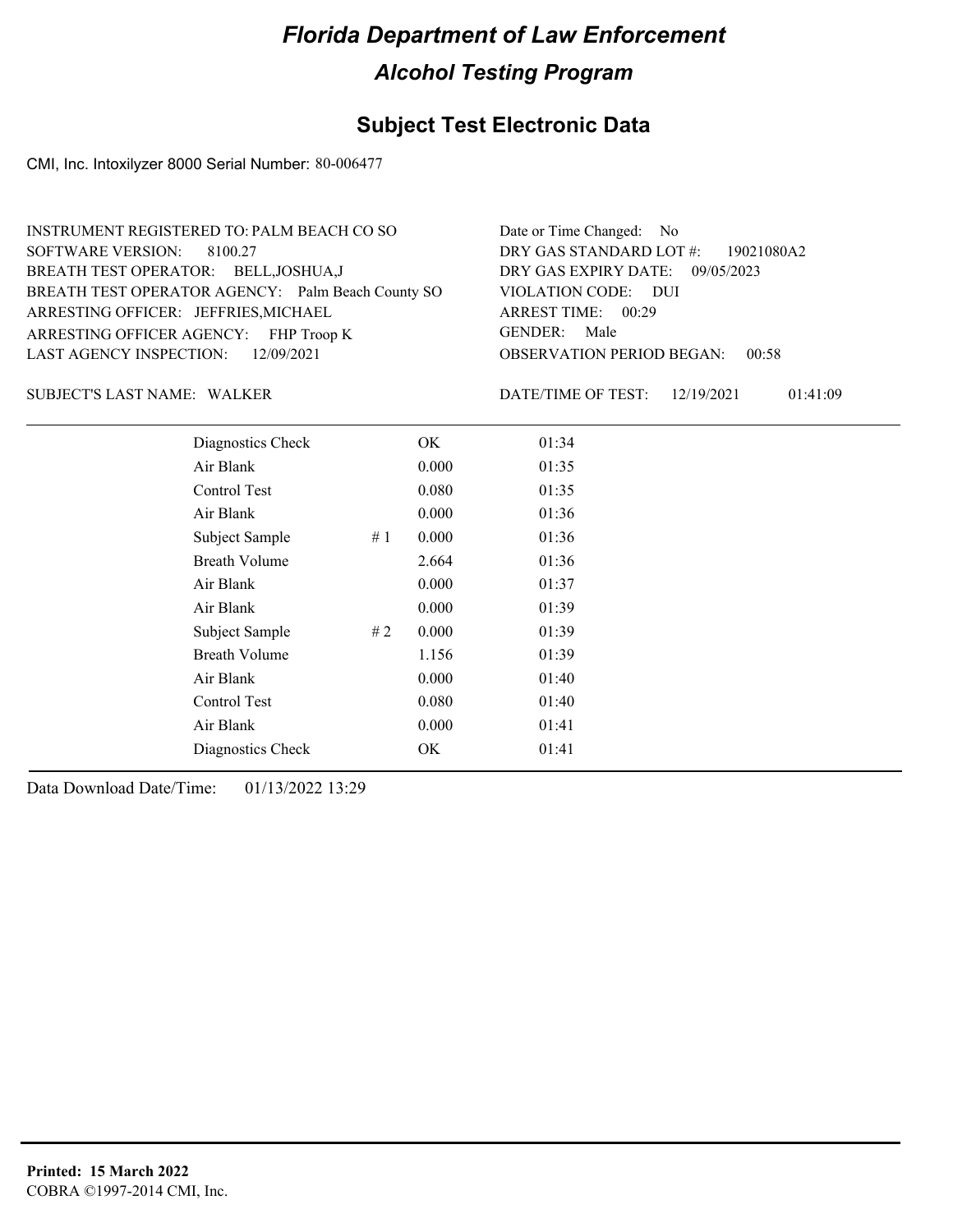# Florida Department of Law Enforcement

## Alcohol Testing Program

### Subject Test Electronic Data

CMI, Inc. Intoxilyzer 8000 Serial Number: 80-006477

INSTRUMENT REGISTERED TO: PALM BEACH CO SO
SOFTWARE VERSION: 8100.27
BREATH TEST OPERATOR: BELL,JOSHUA,J
BREATH TEST OPERATOR AGENCY: Palm Beach County SO
ARRESTING OFFICER: JEFFRIES,MICHAEL
ARRESTING OFFICER AGENCY: FHP Troop K
LAST AGENCY INSPECTION: 12/09/2021

Date or Time Changed: No
DRY GAS STANDARD LOT #: 19021080A2
DRY GAS EXPIRY DATE: 09/05/2023
VIOLATION CODE: DUI
ARREST TIME: 00:29
GENDER: Male
OBSERVATION PERIOD BEGAN: 00:58

SUBJECT'S LAST NAME: WALKER

DATE/TIME OF TEST: 12/19/2021 01:41:09

| | | | |
|---|---|---|---|
| Diagnostics Check | | OK | 01:34 |
| Air Blank | | 0.000 | 01:35 |
| Control Test | | 0.080 | 01:35 |
| Air Blank | | 0.000 | 01:36 |
| Subject Sample | # 1 | 0.000 | 01:36 |
| Breath Volume | | 2.664 | 01:36 |
| Air Blank | | 0.000 | 01:37 |
| Air Blank | | 0.000 | 01:39 |
| Subject Sample | # 2 | 0.000 | 01:39 |
| Breath Volume | | 1.156 | 01:39 |
| Air Blank | | 0.000 | 01:40 |
| Control Test | | 0.080 | 01:40 |
| Air Blank | | 0.000 | 01:41 |
| Diagnostics Check | | OK | 01:41 |

Data Download Date/Time: 01/13/2022 13:29

**Printed: 15 March 2022**
COBRA ©1997-2014 CMI, Inc.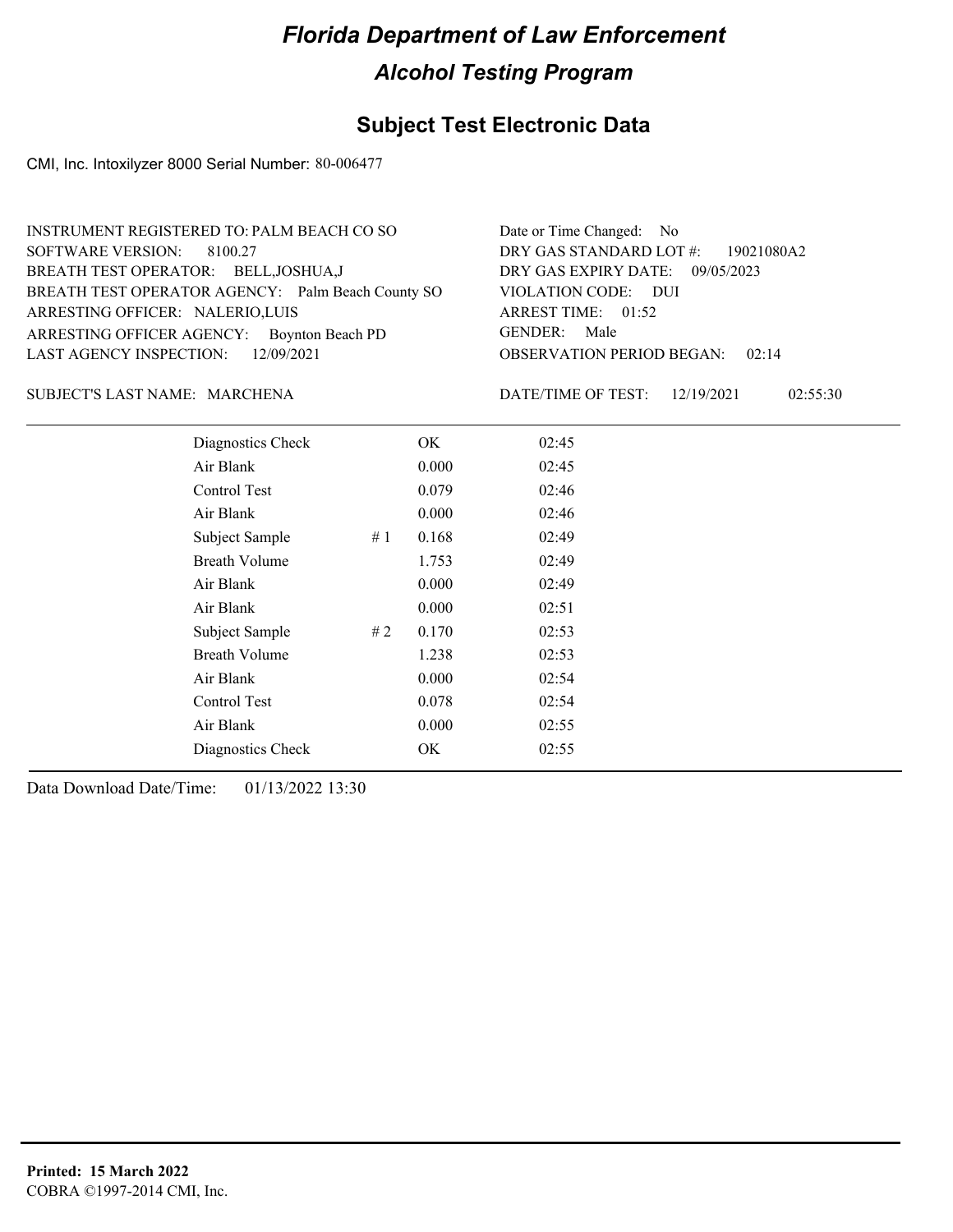# Florida Department of Law Enforcement

## Alcohol Testing Program

### Subject Test Electronic Data

CMI, Inc. Intoxilyzer 8000 Serial Number: 80-006477

INSTRUMENT REGISTERED TO: PALM BEACH CO SO
SOFTWARE VERSION: 8100.27
BREATH TEST OPERATOR: BELL,JOSHUA,J
BREATH TEST OPERATOR AGENCY: Palm Beach County SO
ARRESTING OFFICER: NALERIO,LUIS
ARRESTING OFFICER AGENCY: Boynton Beach PD
LAST AGENCY INSPECTION: 12/09/2021

Date or Time Changed: No
DRY GAS STANDARD LOT #: 19021080A2
DRY GAS EXPIRY DATE: 09/05/2023
VIOLATION CODE: DUI
ARREST TIME: 01:52
GENDER: Male
OBSERVATION PERIOD BEGAN: 02:14

SUBJECT'S LAST NAME: MARCHENA

DATE/TIME OF TEST: 12/19/2021 02:55:30

| | | | |
|---|---|---|---|
| Diagnostics Check | | OK | 02:45 |
| Air Blank | | 0.000 | 02:45 |
| Control Test | | 0.079 | 02:46 |
| Air Blank | | 0.000 | 02:46 |
| Subject Sample | # 1 | 0.168 | 02:49 |
| Breath Volume | | 1.753 | 02:49 |
| Air Blank | | 0.000 | 02:49 |
| Air Blank | | 0.000 | 02:51 |
| Subject Sample | # 2 | 0.170 | 02:53 |
| Breath Volume | | 1.238 | 02:53 |
| Air Blank | | 0.000 | 02:54 |
| Control Test | | 0.078 | 02:54 |
| Air Blank | | 0.000 | 02:55 |
| Diagnostics Check | | OK | 02:55 |

Data Download Date/Time: 01/13/2022 13:30

**Printed: 15 March 2022**
COBRA ©1997-2014 CMI, Inc.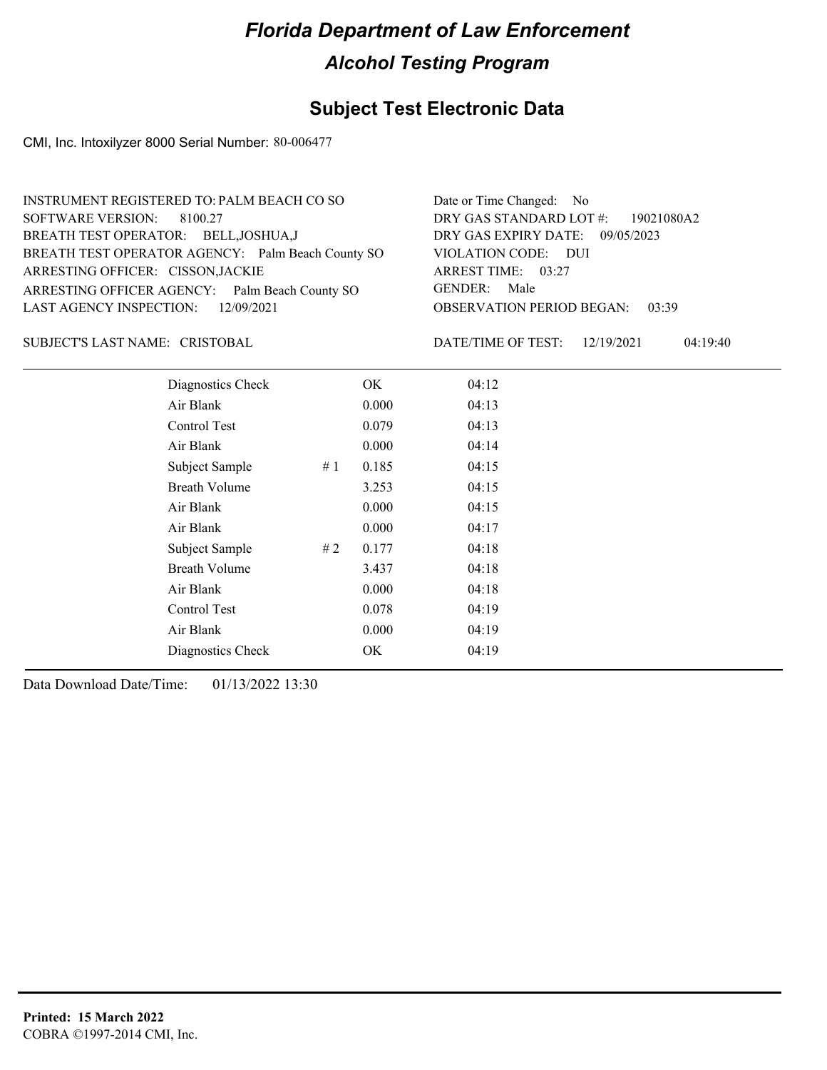# Florida Department of Law Enforcement

## Alcohol Testing Program

### Subject Test Electronic Data

CMI, Inc. Intoxilyzer 8000 Serial Number: 80-006477

INSTRUMENT REGISTERED TO: PALM BEACH CO SO
SOFTWARE VERSION: 8100.27
BREATH TEST OPERATOR: BELL,JOSHUA,J
BREATH TEST OPERATOR AGENCY: Palm Beach County SO
ARRESTING OFFICER: CISSON,JACKIE
ARRESTING OFFICER AGENCY: Palm Beach County SO
LAST AGENCY INSPECTION: 12/09/2021

Date or Time Changed: No
DRY GAS STANDARD LOT #: 19021080A2
DRY GAS EXPIRY DATE: 09/05/2023
VIOLATION CODE: DUI
ARREST TIME: 03:27
GENDER: Male
OBSERVATION PERIOD BEGAN: 03:39

SUBJECT'S LAST NAME: CRISTOBAL

DATE/TIME OF TEST: 12/19/2021 04:19:40

| Test | # | Result | Time |
|---|---|---|---|
| Diagnostics Check | | OK | 04:12 |
| Air Blank | | 0.000 | 04:13 |
| Control Test | | 0.079 | 04:13 |
| Air Blank | | 0.000 | 04:14 |
| Subject Sample | # 1 | 0.185 | 04:15 |
| Breath Volume | | 3.253 | 04:15 |
| Air Blank | | 0.000 | 04:15 |
| Air Blank | | 0.000 | 04:17 |
| Subject Sample | # 2 | 0.177 | 04:18 |
| Breath Volume | | 3.437 | 04:18 |
| Air Blank | | 0.000 | 04:18 |
| Control Test | | 0.078 | 04:19 |
| Air Blank | | 0.000 | 04:19 |
| Diagnostics Check | | OK | 04:19 |

Data Download Date/Time: 01/13/2022 13:30

**Printed: 15 March 2022**
COBRA ©1997-2014 CMI, Inc.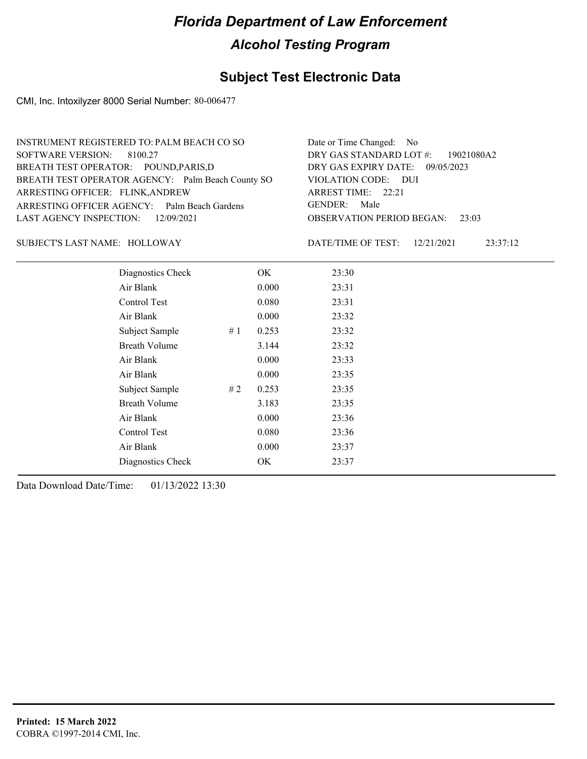# Florida Department of Law Enforcement

## Alcohol Testing Program

### Subject Test Electronic Data

CMI, Inc. Intoxilyzer 8000 Serial Number: 80-006477

INSTRUMENT REGISTERED TO: PALM BEACH CO SO
SOFTWARE VERSION: 8100.27
BREATH TEST OPERATOR: POUND,PARIS,D
BREATH TEST OPERATOR AGENCY: Palm Beach County SO
ARRESTING OFFICER: FLINK,ANDREW
ARRESTING OFFICER AGENCY: Palm Beach Gardens
LAST AGENCY INSPECTION: 12/09/2021

Date or Time Changed: No
DRY GAS STANDARD LOT #: 19021080A2
DRY GAS EXPIRY DATE: 09/05/2023
VIOLATION CODE: DUI
ARREST TIME: 22:21
GENDER: Male
OBSERVATION PERIOD BEGAN: 23:03

SUBJECT'S LAST NAME: HOLLOWAY

DATE/TIME OF TEST: 12/21/2021 23:37:12

| | | | |
|---|---|---|---|
| Diagnostics Check | | OK | 23:30 |
| Air Blank | | 0.000 | 23:31 |
| Control Test | | 0.080 | 23:31 |
| Air Blank | | 0.000 | 23:32 |
| Subject Sample | # 1 | 0.253 | 23:32 |
| Breath Volume | | 3.144 | 23:32 |
| Air Blank | | 0.000 | 23:33 |
| Air Blank | | 0.000 | 23:35 |
| Subject Sample | # 2 | 0.253 | 23:35 |
| Breath Volume | | 3.183 | 23:35 |
| Air Blank | | 0.000 | 23:36 |
| Control Test | | 0.080 | 23:36 |
| Air Blank | | 0.000 | 23:37 |
| Diagnostics Check | | OK | 23:37 |

Data Download Date/Time: 01/13/2022 13:30

**Printed: 15 March 2022**
COBRA ©1997-2014 CMI, Inc.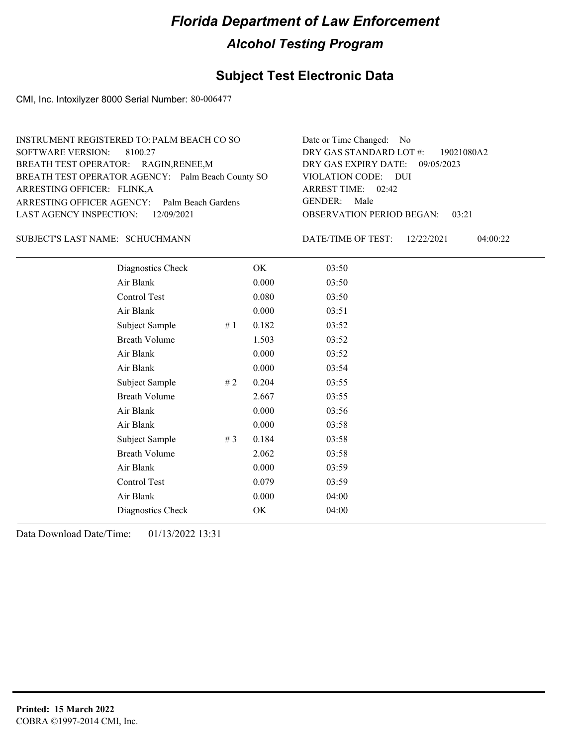# Florida Department of Law Enforcement

## Alcohol Testing Program

### Subject Test Electronic Data

CMI, Inc. Intoxilyzer 8000 Serial Number: 80-006477

INSTRUMENT REGISTERED TO: PALM BEACH CO SO
SOFTWARE VERSION: 8100.27
BREATH TEST OPERATOR: RAGIN,RENEE,M
BREATH TEST OPERATOR AGENCY: Palm Beach County SO
ARRESTING OFFICER: FLINK,A
ARRESTING OFFICER AGENCY: Palm Beach Gardens
LAST AGENCY INSPECTION: 12/09/2021

Date or Time Changed: No
DRY GAS STANDARD LOT #: 19021080A2
DRY GAS EXPIRY DATE: 09/05/2023
VIOLATION CODE: DUI
ARREST TIME: 02:42
GENDER: Male
OBSERVATION PERIOD BEGAN: 03:21

SUBJECT'S LAST NAME: SCHUCHMANN

DATE/TIME OF TEST: 12/22/2021 04:00:22

| Test | | Result | Time |
|---|---|---|---|
| Diagnostics Check | | OK | 03:50 |
| Air Blank | | 0.000 | 03:50 |
| Control Test | | 0.080 | 03:50 |
| Air Blank | | 0.000 | 03:51 |
| Subject Sample | # 1 | 0.182 | 03:52 |
| Breath Volume | | 1.503 | 03:52 |
| Air Blank | | 0.000 | 03:52 |
| Air Blank | | 0.000 | 03:54 |
| Subject Sample | # 2 | 0.204 | 03:55 |
| Breath Volume | | 2.667 | 03:55 |
| Air Blank | | 0.000 | 03:56 |
| Air Blank | | 0.000 | 03:58 |
| Subject Sample | # 3 | 0.184 | 03:58 |
| Breath Volume | | 2.062 | 03:58 |
| Air Blank | | 0.000 | 03:59 |
| Control Test | | 0.079 | 03:59 |
| Air Blank | | 0.000 | 04:00 |
| Diagnostics Check | | OK | 04:00 |

Data Download Date/Time: 01/13/2022 13:31

**Printed: 15 March 2022**
COBRA ©1997-2014 CMI, Inc.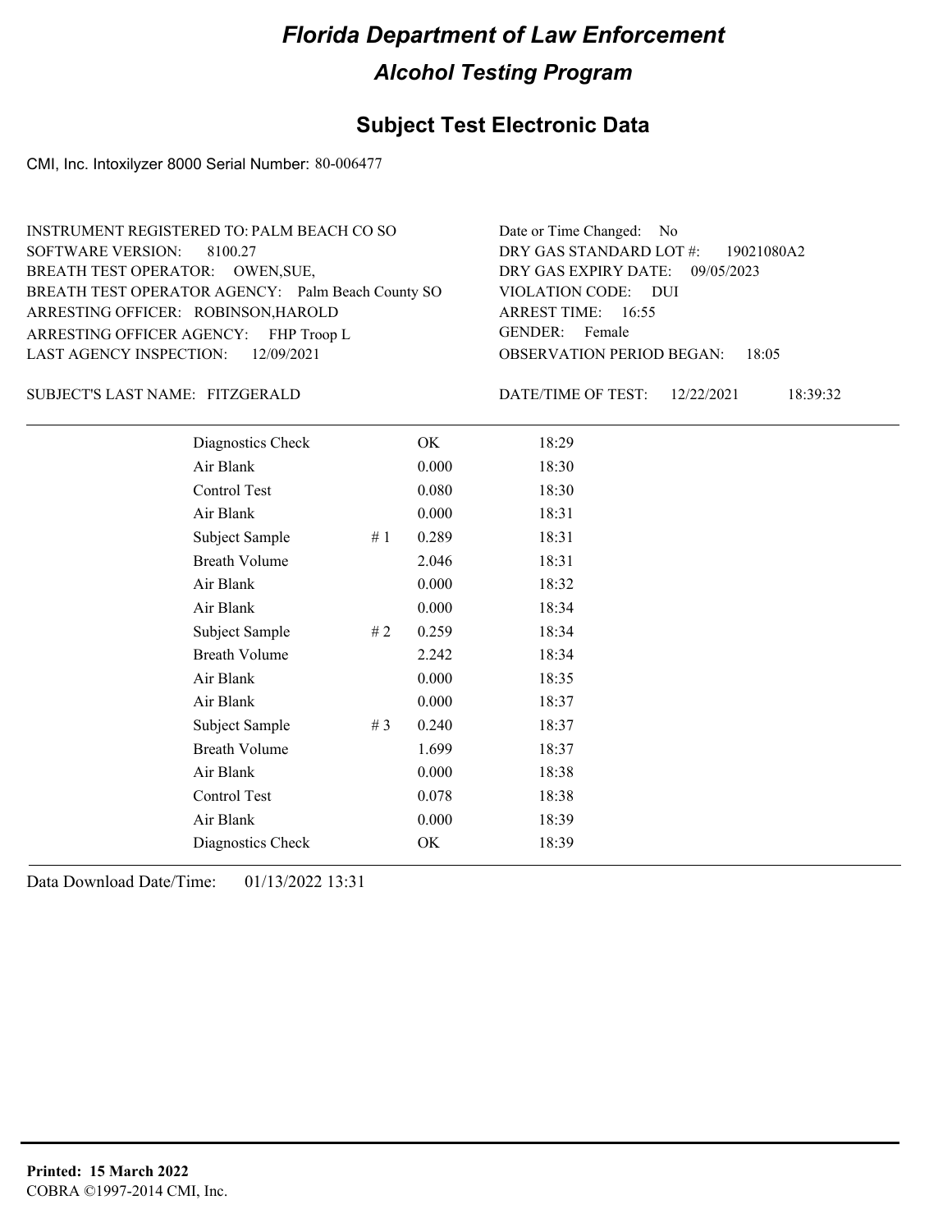# Florida Department of Law Enforcement

## Alcohol Testing Program

### Subject Test Electronic Data

CMI, Inc. Intoxilyzer 8000 Serial Number: 80-006477

INSTRUMENT REGISTERED TO: PALM BEACH CO SO
SOFTWARE VERSION: 8100.27
BREATH TEST OPERATOR: OWEN,SUE,
BREATH TEST OPERATOR AGENCY: Palm Beach County SO
ARRESTING OFFICER: ROBINSON,HAROLD
ARRESTING OFFICER AGENCY: FHP Troop L
LAST AGENCY INSPECTION: 12/09/2021

Date or Time Changed: No
DRY GAS STANDARD LOT #: 19021080A2
DRY GAS EXPIRY DATE: 09/05/2023
VIOLATION CODE: DUI
ARREST TIME: 16:55
GENDER: Female
OBSERVATION PERIOD BEGAN: 18:05

SUBJECT'S LAST NAME: FITZGERALD

DATE/TIME OF TEST: 12/22/2021 18:39:32

| Test | # | Result | Time |
|---|---|---|---|
| Diagnostics Check | | OK | 18:29 |
| Air Blank | | 0.000 | 18:30 |
| Control Test | | 0.080 | 18:30 |
| Air Blank | | 0.000 | 18:31 |
| Subject Sample | # 1 | 0.289 | 18:31 |
| Breath Volume | | 2.046 | 18:31 |
| Air Blank | | 0.000 | 18:32 |
| Air Blank | | 0.000 | 18:34 |
| Subject Sample | # 2 | 0.259 | 18:34 |
| Breath Volume | | 2.242 | 18:34 |
| Air Blank | | 0.000 | 18:35 |
| Air Blank | | 0.000 | 18:37 |
| Subject Sample | # 3 | 0.240 | 18:37 |
| Breath Volume | | 1.699 | 18:37 |
| Air Blank | | 0.000 | 18:38 |
| Control Test | | 0.078 | 18:38 |
| Air Blank | | 0.000 | 18:39 |
| Diagnostics Check | | OK | 18:39 |

Data Download Date/Time: 01/13/2022 13:31

**Printed: 15 March 2022**
COBRA ©1997-2014 CMI, Inc.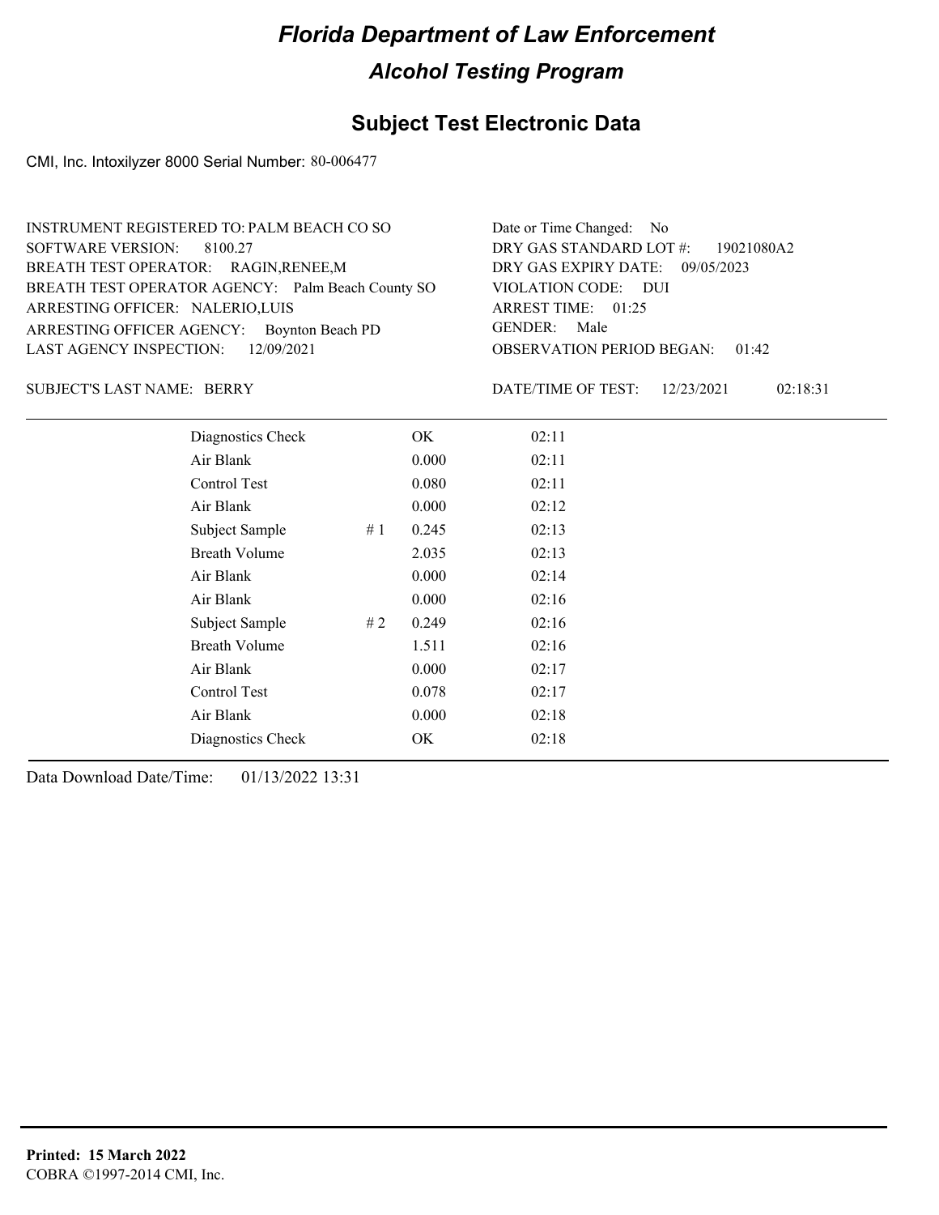# Florida Department of Law Enforcement

## Alcohol Testing Program

### Subject Test Electronic Data

CMI, Inc. Intoxilyzer 8000 Serial Number: 80-006477

INSTRUMENT REGISTERED TO: PALM BEACH CO SO
SOFTWARE VERSION: 8100.27
BREATH TEST OPERATOR: RAGIN,RENEE,M
BREATH TEST OPERATOR AGENCY: Palm Beach County SO
ARRESTING OFFICER: NALERIO,LUIS
ARRESTING OFFICER AGENCY: Boynton Beach PD
LAST AGENCY INSPECTION: 12/09/2021

Date or Time Changed: No
DRY GAS STANDARD LOT #: 19021080A2
DRY GAS EXPIRY DATE: 09/05/2023
VIOLATION CODE: DUI
ARREST TIME: 01:25
GENDER: Male
OBSERVATION PERIOD BEGAN: 01:42

SUBJECT'S LAST NAME: BERRY

DATE/TIME OF TEST: 12/23/2021 02:18:31

| | | | |
|---|---|---|---|
| Diagnostics Check | | OK | 02:11 |
| Air Blank | | 0.000 | 02:11 |
| Control Test | | 0.080 | 02:11 |
| Air Blank | | 0.000 | 02:12 |
| Subject Sample | # 1 | 0.245 | 02:13 |
| Breath Volume | | 2.035 | 02:13 |
| Air Blank | | 0.000 | 02:14 |
| Air Blank | | 0.000 | 02:16 |
| Subject Sample | # 2 | 0.249 | 02:16 |
| Breath Volume | | 1.511 | 02:16 |
| Air Blank | | 0.000 | 02:17 |
| Control Test | | 0.078 | 02:17 |
| Air Blank | | 0.000 | 02:18 |
| Diagnostics Check | | OK | 02:18 |

Data Download Date/Time: 01/13/2022 13:31

**Printed: 15 March 2022**
COBRA ©1997-2014 CMI, Inc.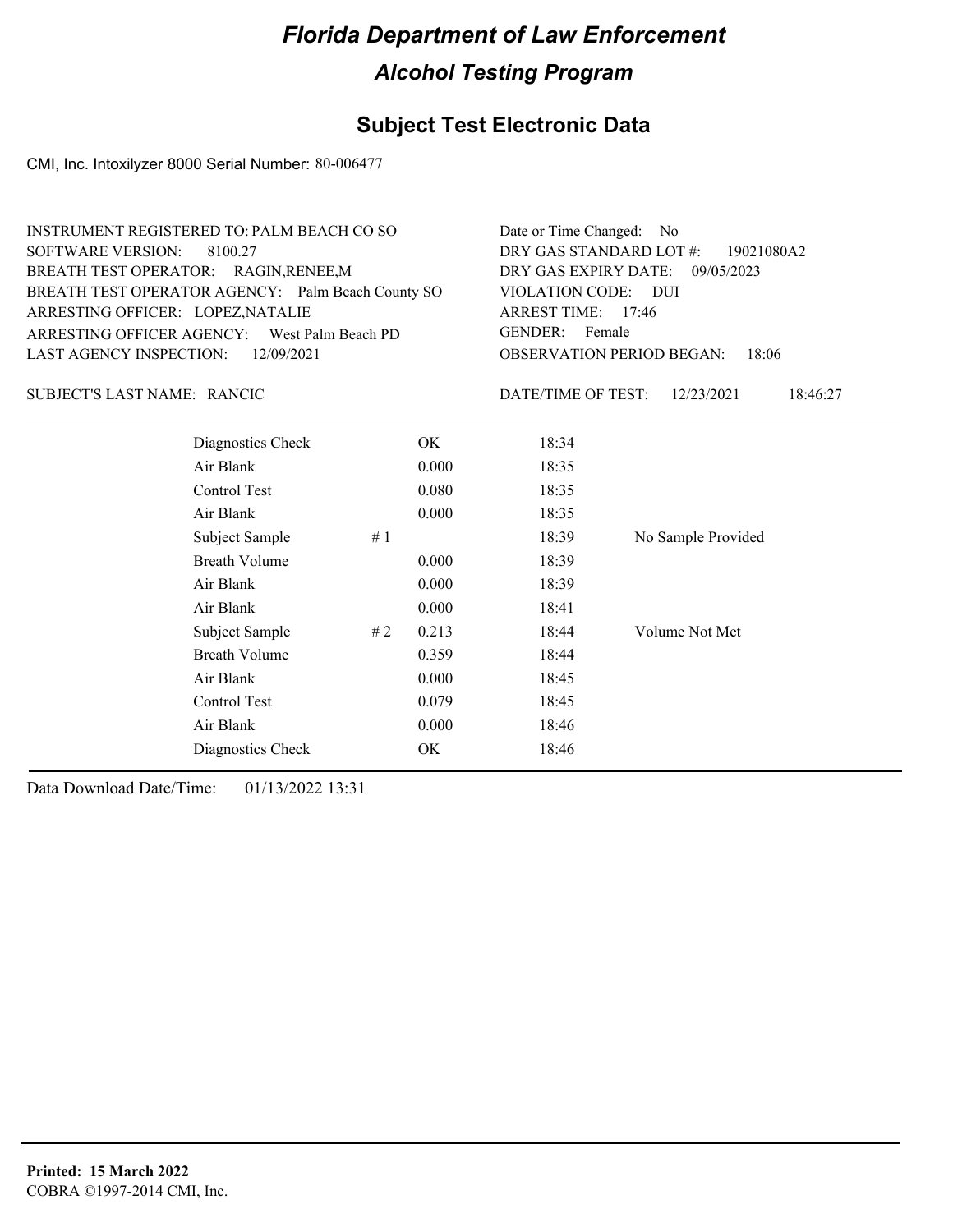# Florida Department of Law Enforcement

## Alcohol Testing Program

### Subject Test Electronic Data

CMI, Inc. Intoxilyzer 8000 Serial Number: 80-006477

INSTRUMENT REGISTERED TO: PALM BEACH CO SO
SOFTWARE VERSION: 8100.27
BREATH TEST OPERATOR: RAGIN,RENEE,M
BREATH TEST OPERATOR AGENCY: Palm Beach County SO
ARRESTING OFFICER: LOPEZ,NATALIE
ARRESTING OFFICER AGENCY: West Palm Beach PD
LAST AGENCY INSPECTION: 12/09/2021

Date or Time Changed: No
DRY GAS STANDARD LOT #: 19021080A2
DRY GAS EXPIRY DATE: 09/05/2023
VIOLATION CODE: DUI
ARREST TIME: 17:46
GENDER: Female
OBSERVATION PERIOD BEGAN: 18:06

SUBJECT'S LAST NAME: RANCIC

DATE/TIME OF TEST: 12/23/2021 18:46:27

| | | | | |
|---|---|---|---|---|
| Diagnostics Check | | OK | 18:34 | |
| Air Blank | | 0.000 | 18:35 | |
| Control Test | | 0.080 | 18:35 | |
| Air Blank | | 0.000 | 18:35 | |
| Subject Sample | # 1 | | 18:39 | No Sample Provided |
| Breath Volume | | 0.000 | 18:39 | |
| Air Blank | | 0.000 | 18:39 | |
| Air Blank | | 0.000 | 18:41 | |
| Subject Sample | # 2 | 0.213 | 18:44 | Volume Not Met |
| Breath Volume | | 0.359 | 18:44 | |
| Air Blank | | 0.000 | 18:45 | |
| Control Test | | 0.079 | 18:45 | |
| Air Blank | | 0.000 | 18:46 | |
| Diagnostics Check | | OK | 18:46 | |

Data Download Date/Time: 01/13/2022 13:31

**Printed: 15 March 2022**
COBRA ©1997-2014 CMI, Inc.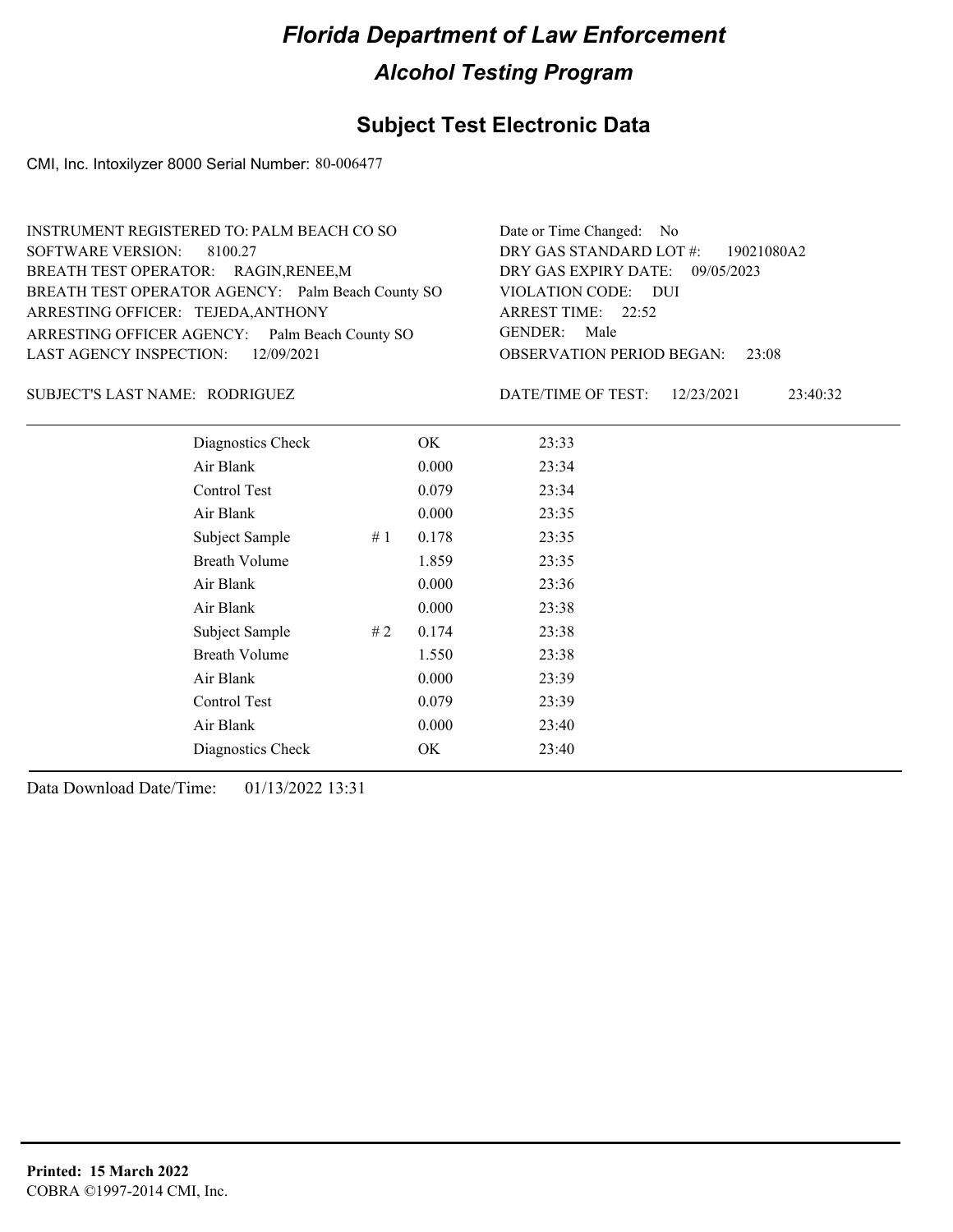# Florida Department of Law Enforcement

## Alcohol Testing Program

## Subject Test Electronic Data

CMI, Inc. Intoxilyzer 8000 Serial Number: 80-006477

INSTRUMENT REGISTERED TO: PALM BEACH CO SO
SOFTWARE VERSION: 8100.27
BREATH TEST OPERATOR: RAGIN,RENEE,M
BREATH TEST OPERATOR AGENCY: Palm Beach County SO
ARRESTING OFFICER: TEJEDA,ANTHONY
ARRESTING OFFICER AGENCY: Palm Beach County SO
LAST AGENCY INSPECTION: 12/09/2021

Date or Time Changed: No
DRY GAS STANDARD LOT #: 19021080A2
DRY GAS EXPIRY DATE: 09/05/2023
VIOLATION CODE: DUI
ARREST TIME: 22:52
GENDER: Male
OBSERVATION PERIOD BEGAN: 23:08

SUBJECT'S LAST NAME: RODRIGUEZ

DATE/TIME OF TEST: 12/23/2021 23:40:32

| | | | |
|---|---|---|---|
| Diagnostics Check | | OK | 23:33 |
| Air Blank | | 0.000 | 23:34 |
| Control Test | | 0.079 | 23:34 |
| Air Blank | | 0.000 | 23:35 |
| Subject Sample | # 1 | 0.178 | 23:35 |
| Breath Volume | | 1.859 | 23:35 |
| Air Blank | | 0.000 | 23:36 |
| Air Blank | | 0.000 | 23:38 |
| Subject Sample | # 2 | 0.174 | 23:38 |
| Breath Volume | | 1.550 | 23:38 |
| Air Blank | | 0.000 | 23:39 |
| Control Test | | 0.079 | 23:39 |
| Air Blank | | 0.000 | 23:40 |
| Diagnostics Check | | OK | 23:40 |

Data Download Date/Time: 01/13/2022 13:31

**Printed: 15 March 2022**
COBRA ©1997-2014 CMI, Inc.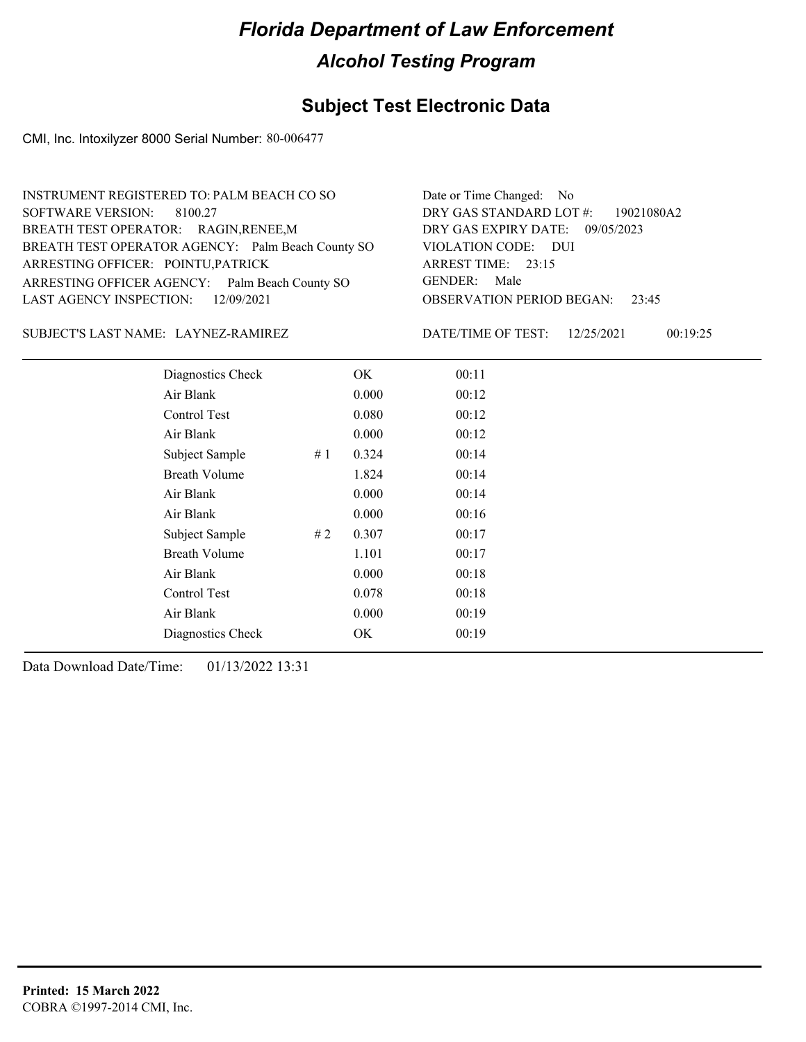# Florida Department of Law Enforcement

## Alcohol Testing Program

### Subject Test Electronic Data

CMI, Inc. Intoxilyzer 8000 Serial Number: 80-006477

INSTRUMENT REGISTERED TO: PALM BEACH CO SO
SOFTWARE VERSION: 8100.27
BREATH TEST OPERATOR: RAGIN,RENEE,M
BREATH TEST OPERATOR AGENCY: Palm Beach County SO
ARRESTING OFFICER: POINTU,PATRICK
ARRESTING OFFICER AGENCY: Palm Beach County SO
LAST AGENCY INSPECTION: 12/09/2021

Date or Time Changed: No
DRY GAS STANDARD LOT #: 19021080A2
DRY GAS EXPIRY DATE: 09/05/2023
VIOLATION CODE: DUI
ARREST TIME: 23:15
GENDER: Male
OBSERVATION PERIOD BEGAN: 23:45

SUBJECT'S LAST NAME: LAYNEZ-RAMIREZ

DATE/TIME OF TEST: 12/25/2021 00:19:25

| Test | # | Result | Time |
|---|---|---|---|
| Diagnostics Check | | OK | 00:11 |
| Air Blank | | 0.000 | 00:12 |
| Control Test | | 0.080 | 00:12 |
| Air Blank | | 0.000 | 00:12 |
| Subject Sample | # 1 | 0.324 | 00:14 |
| Breath Volume | | 1.824 | 00:14 |
| Air Blank | | 0.000 | 00:14 |
| Air Blank | | 0.000 | 00:16 |
| Subject Sample | # 2 | 0.307 | 00:17 |
| Breath Volume | | 1.101 | 00:17 |
| Air Blank | | 0.000 | 00:18 |
| Control Test | | 0.078 | 00:18 |
| Air Blank | | 0.000 | 00:19 |
| Diagnostics Check | | OK | 00:19 |

Data Download Date/Time: 01/13/2022 13:31

**Printed: 15 March 2022**
COBRA ©1997-2014 CMI, Inc.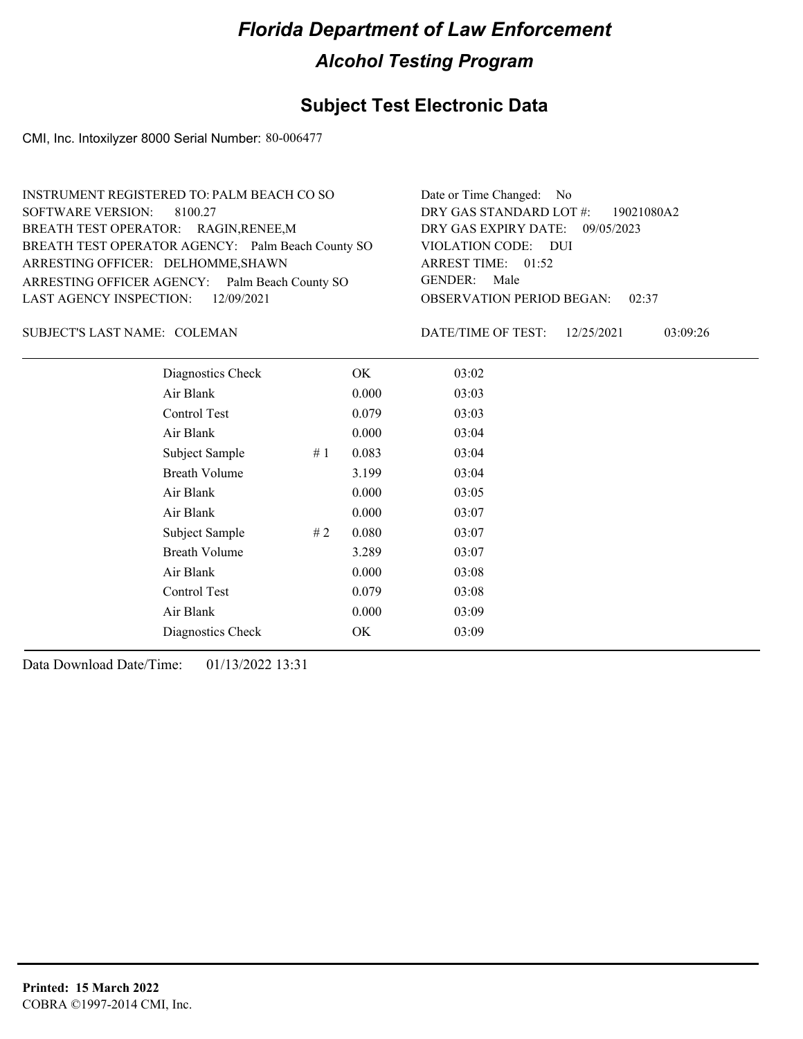# Florida Department of Law Enforcement

## Alcohol Testing Program

## Subject Test Electronic Data

CMI, Inc. Intoxilyzer 8000 Serial Number: 80-006477

INSTRUMENT REGISTERED TO: PALM BEACH CO SO
SOFTWARE VERSION: 8100.27
BREATH TEST OPERATOR: RAGIN,RENEE,M
BREATH TEST OPERATOR AGENCY: Palm Beach County SO
ARRESTING OFFICER: DELHOMME,SHAWN
ARRESTING OFFICER AGENCY: Palm Beach County SO
LAST AGENCY INSPECTION: 12/09/2021

Date or Time Changed: No
DRY GAS STANDARD LOT #: 19021080A2
DRY GAS EXPIRY DATE: 09/05/2023
VIOLATION CODE: DUI
ARREST TIME: 01:52
GENDER: Male
OBSERVATION PERIOD BEGAN: 02:37

SUBJECT'S LAST NAME: COLEMAN

DATE/TIME OF TEST: 12/25/2021 03:09:26

| | | | |
|---|---|---|---|
| Diagnostics Check | | OK | 03:02 |
| Air Blank | | 0.000 | 03:03 |
| Control Test | | 0.079 | 03:03 |
| Air Blank | | 0.000 | 03:04 |
| Subject Sample | # 1 | 0.083 | 03:04 |
| Breath Volume | | 3.199 | 03:04 |
| Air Blank | | 0.000 | 03:05 |
| Air Blank | | 0.000 | 03:07 |
| Subject Sample | # 2 | 0.080 | 03:07 |
| Breath Volume | | 3.289 | 03:07 |
| Air Blank | | 0.000 | 03:08 |
| Control Test | | 0.079 | 03:08 |
| Air Blank | | 0.000 | 03:09 |
| Diagnostics Check | | OK | 03:09 |

Data Download Date/Time: 01/13/2022 13:31

**Printed: 15 March 2022**
COBRA ©1997-2014 CMI, Inc.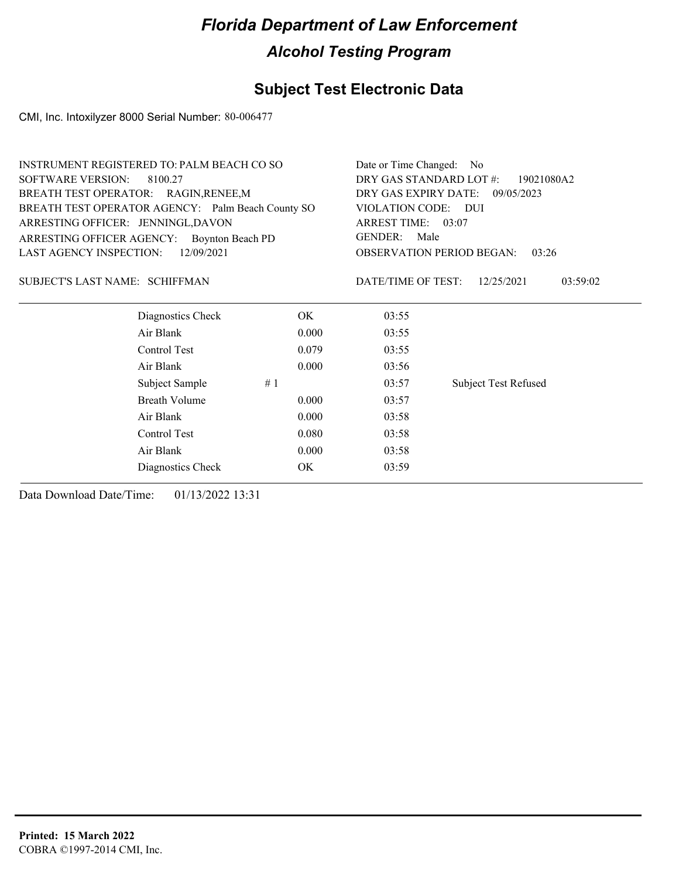# Florida Department of Law Enforcement

## Alcohol Testing Program

### Subject Test Electronic Data

CMI, Inc. Intoxilyzer 8000 Serial Number: 80-006477

INSTRUMENT REGISTERED TO: PALM BEACH CO SO
SOFTWARE VERSION: 8100.27
BREATH TEST OPERATOR: RAGIN,RENEE,M
BREATH TEST OPERATOR AGENCY: Palm Beach County SO
ARRESTING OFFICER: JENNINGL,DAVON
ARRESTING OFFICER AGENCY: Boynton Beach PD
LAST AGENCY INSPECTION: 12/09/2021

Date or Time Changed: No
DRY GAS STANDARD LOT #: 19021080A2
DRY GAS EXPIRY DATE: 09/05/2023
VIOLATION CODE: DUI
ARREST TIME: 03:07
GENDER: Male
OBSERVATION PERIOD BEGAN: 03:26

SUBJECT'S LAST NAME: SCHIFFMAN

DATE/TIME OF TEST: 12/25/2021 03:59:02

| | | | | |
|---|---|---|---|---|
| Diagnostics Check | | OK | 03:55 | |
| Air Blank | | 0.000 | 03:55 | |
| Control Test | | 0.079 | 03:55 | |
| Air Blank | | 0.000 | 03:56 | |
| Subject Sample | # 1 | | 03:57 | Subject Test Refused |
| Breath Volume | | 0.000 | 03:57 | |
| Air Blank | | 0.000 | 03:58 | |
| Control Test | | 0.080 | 03:58 | |
| Air Blank | | 0.000 | 03:58 | |
| Diagnostics Check | | OK | 03:59 | |

Data Download Date/Time: 01/13/2022 13:31

**Printed: 15 March 2022**
COBRA ©1997-2014 CMI, Inc.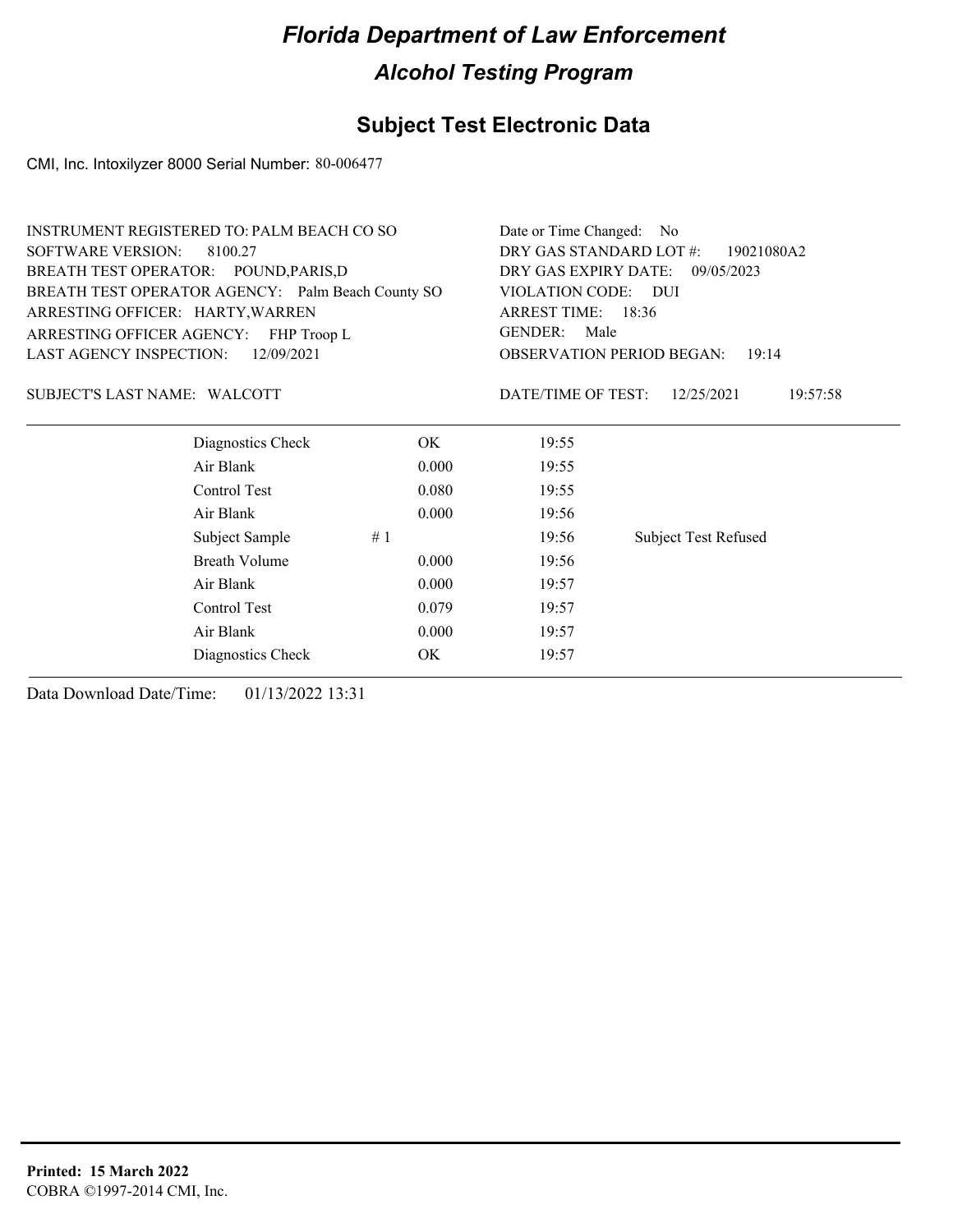# Florida Department of Law Enforcement

## Alcohol Testing Program

### Subject Test Electronic Data

CMI, Inc. Intoxilyzer 8000 Serial Number: 80-006477

INSTRUMENT REGISTERED TO: PALM BEACH CO SO
SOFTWARE VERSION: 8100.27
BREATH TEST OPERATOR: POUND,PARIS,D
BREATH TEST OPERATOR AGENCY: Palm Beach County SO
ARRESTING OFFICER: HARTY,WARREN
ARRESTING OFFICER AGENCY: FHP Troop L
LAST AGENCY INSPECTION: 12/09/2021

Date or Time Changed: No
DRY GAS STANDARD LOT #: 19021080A2
DRY GAS EXPIRY DATE: 09/05/2023
VIOLATION CODE: DUI
ARREST TIME: 18:36
GENDER: Male
OBSERVATION PERIOD BEGAN: 19:14

SUBJECT'S LAST NAME: WALCOTT

DATE/TIME OF TEST: 12/25/2021 19:57:58

| | | | | |
|---|---|---|---|---|
| Diagnostics Check | | OK | 19:55 | |
| Air Blank | | 0.000 | 19:55 | |
| Control Test | | 0.080 | 19:55 | |
| Air Blank | | 0.000 | 19:56 | |
| Subject Sample | # 1 | | 19:56 | Subject Test Refused |
| Breath Volume | | 0.000 | 19:56 | |
| Air Blank | | 0.000 | 19:57 | |
| Control Test | | 0.079 | 19:57 | |
| Air Blank | | 0.000 | 19:57 | |
| Diagnostics Check | | OK | 19:57 | |

Data Download Date/Time: 01/13/2022 13:31

**Printed: 15 March 2022**
COBRA ©1997-2014 CMI, Inc.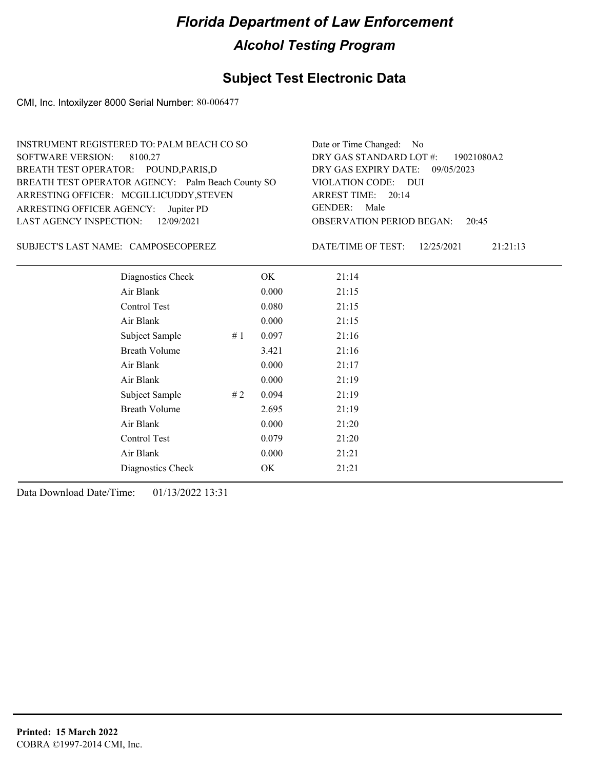# Florida Department of Law Enforcement

## Alcohol Testing Program

## Subject Test Electronic Data

CMI, Inc. Intoxilyzer 8000 Serial Number: 80-006477

INSTRUMENT REGISTERED TO: PALM BEACH CO SO
SOFTWARE VERSION: 8100.27
BREATH TEST OPERATOR: POUND,PARIS,D
BREATH TEST OPERATOR AGENCY: Palm Beach County SO
ARRESTING OFFICER: MCGILLICUDDY,STEVEN
ARRESTING OFFICER AGENCY: Jupiter PD
LAST AGENCY INSPECTION: 12/09/2021

Date or Time Changed: No
DRY GAS STANDARD LOT #: 19021080A2
DRY GAS EXPIRY DATE: 09/05/2023
VIOLATION CODE: DUI
ARREST TIME: 20:14
GENDER: Male
OBSERVATION PERIOD BEGAN: 20:45

SUBJECT'S LAST NAME: CAMPOSECOPEREZ

DATE/TIME OF TEST: 12/25/2021 21:21:13

| | | | |
|---|---|---|---|
| Diagnostics Check | | OK | 21:14 |
| Air Blank | | 0.000 | 21:15 |
| Control Test | | 0.080 | 21:15 |
| Air Blank | | 0.000 | 21:15 |
| Subject Sample | # 1 | 0.097 | 21:16 |
| Breath Volume | | 3.421 | 21:16 |
| Air Blank | | 0.000 | 21:17 |
| Air Blank | | 0.000 | 21:19 |
| Subject Sample | # 2 | 0.094 | 21:19 |
| Breath Volume | | 2.695 | 21:19 |
| Air Blank | | 0.000 | 21:20 |
| Control Test | | 0.079 | 21:20 |
| Air Blank | | 0.000 | 21:21 |
| Diagnostics Check | | OK | 21:21 |

Data Download Date/Time: 01/13/2022 13:31

**Printed: 15 March 2022**
COBRA ©1997-2014 CMI, Inc.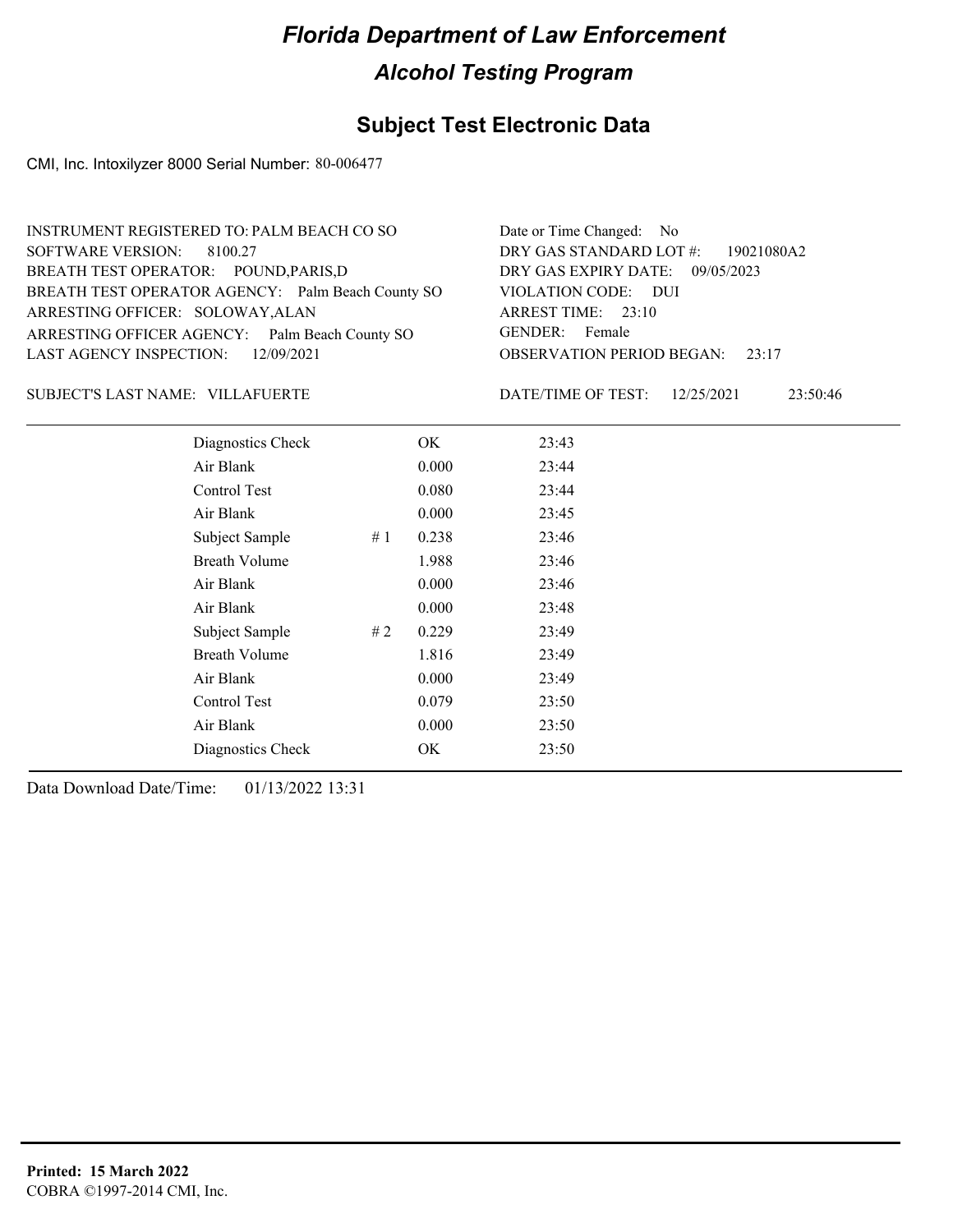# Florida Department of Law Enforcement

## Alcohol Testing Program

### Subject Test Electronic Data

CMI, Inc. Intoxilyzer 8000 Serial Number: 80-006477

INSTRUMENT REGISTERED TO: PALM BEACH CO SO
SOFTWARE VERSION: 8100.27
BREATH TEST OPERATOR: POUND,PARIS,D
BREATH TEST OPERATOR AGENCY: Palm Beach County SO
ARRESTING OFFICER: SOLOWAY,ALAN
ARRESTING OFFICER AGENCY: Palm Beach County SO
LAST AGENCY INSPECTION: 12/09/2021

Date or Time Changed: No
DRY GAS STANDARD LOT #: 19021080A2
DRY GAS EXPIRY DATE: 09/05/2023
VIOLATION CODE: DUI
ARREST TIME: 23:10
GENDER: Female
OBSERVATION PERIOD BEGAN: 23:17

SUBJECT'S LAST NAME: VILLAFUERTE

DATE/TIME OF TEST: 12/25/2021 23:50:46

| | | | |
|---|---|---|---|
| Diagnostics Check | | OK | 23:43 |
| Air Blank | | 0.000 | 23:44 |
| Control Test | | 0.080 | 23:44 |
| Air Blank | | 0.000 | 23:45 |
| Subject Sample | # 1 | 0.238 | 23:46 |
| Breath Volume | | 1.988 | 23:46 |
| Air Blank | | 0.000 | 23:46 |
| Air Blank | | 0.000 | 23:48 |
| Subject Sample | # 2 | 0.229 | 23:49 |
| Breath Volume | | 1.816 | 23:49 |
| Air Blank | | 0.000 | 23:49 |
| Control Test | | 0.079 | 23:50 |
| Air Blank | | 0.000 | 23:50 |
| Diagnostics Check | | OK | 23:50 |

Data Download Date/Time: 01/13/2022 13:31

**Printed: 15 March 2022**
COBRA ©1997-2014 CMI, Inc.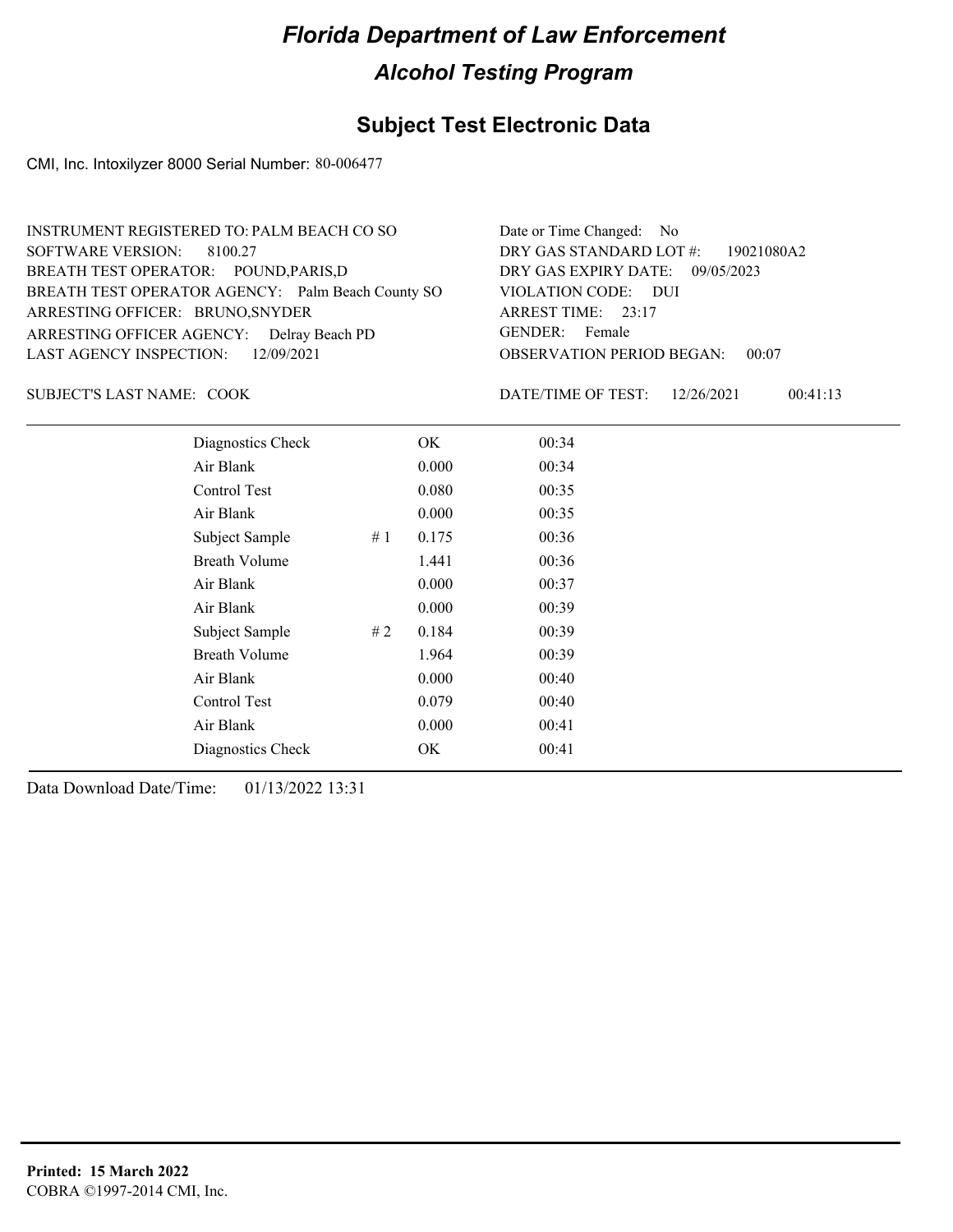# Florida Department of Law Enforcement

## Alcohol Testing Program

## Subject Test Electronic Data

CMI, Inc. Intoxilyzer 8000 Serial Number: 80-006477

INSTRUMENT REGISTERED TO: PALM BEACH CO SO
SOFTWARE VERSION: 8100.27
BREATH TEST OPERATOR: POUND,PARIS,D
BREATH TEST OPERATOR AGENCY: Palm Beach County SO
ARRESTING OFFICER: BRUNO,SNYDER
ARRESTING OFFICER AGENCY: Delray Beach PD
LAST AGENCY INSPECTION: 12/09/2021

Date or Time Changed: No
DRY GAS STANDARD LOT #: 19021080A2
DRY GAS EXPIRY DATE: 09/05/2023
VIOLATION CODE: DUI
ARREST TIME: 23:17
GENDER: Female
OBSERVATION PERIOD BEGAN: 00:07

SUBJECT'S LAST NAME: COOK

DATE/TIME OF TEST: 12/26/2021 00:41:13

| | | | |
|---|---|---|---|
| Diagnostics Check | | OK | 00:34 |
| Air Blank | | 0.000 | 00:34 |
| Control Test | | 0.080 | 00:35 |
| Air Blank | | 0.000 | 00:35 |
| Subject Sample | # 1 | 0.175 | 00:36 |
| Breath Volume | | 1.441 | 00:36 |
| Air Blank | | 0.000 | 00:37 |
| Air Blank | | 0.000 | 00:39 |
| Subject Sample | # 2 | 0.184 | 00:39 |
| Breath Volume | | 1.964 | 00:39 |
| Air Blank | | 0.000 | 00:40 |
| Control Test | | 0.079 | 00:40 |
| Air Blank | | 0.000 | 00:41 |
| Diagnostics Check | | OK | 00:41 |

Data Download Date/Time: 01/13/2022 13:31

**Printed: 15 March 2022**
COBRA ©1997-2014 CMI, Inc.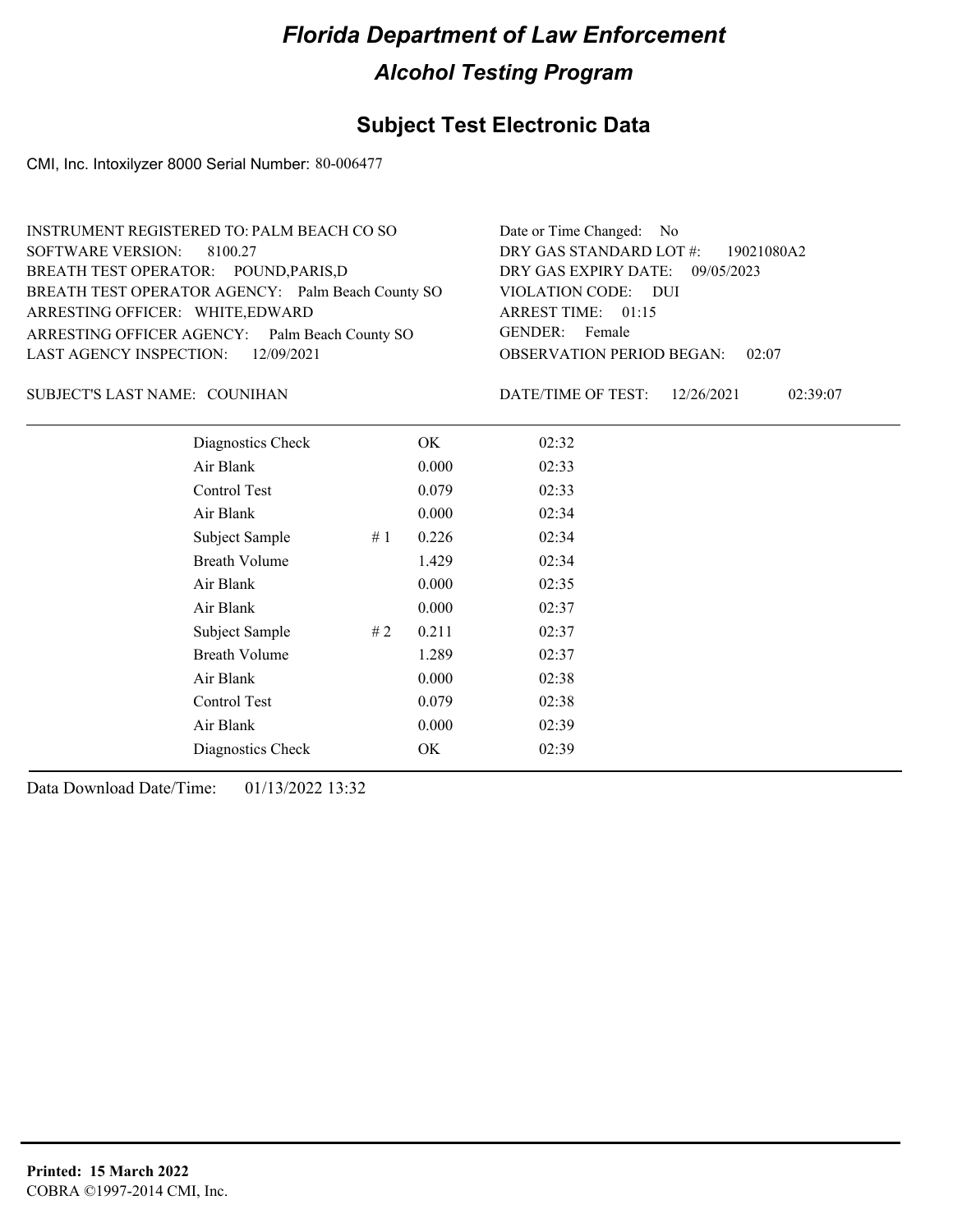# Florida Department of Law Enforcement

## Alcohol Testing Program

### Subject Test Electronic Data

CMI, Inc. Intoxilyzer 8000 Serial Number: 80-006477

INSTRUMENT REGISTERED TO: PALM BEACH CO SO
SOFTWARE VERSION: 8100.27
BREATH TEST OPERATOR: POUND,PARIS,D
BREATH TEST OPERATOR AGENCY: Palm Beach County SO
ARRESTING OFFICER: WHITE,EDWARD
ARRESTING OFFICER AGENCY: Palm Beach County SO
LAST AGENCY INSPECTION: 12/09/2021

Date or Time Changed: No
DRY GAS STANDARD LOT #: 19021080A2
DRY GAS EXPIRY DATE: 09/05/2023
VIOLATION CODE: DUI
ARREST TIME: 01:15
GENDER: Female
OBSERVATION PERIOD BEGAN: 02:07

SUBJECT'S LAST NAME: COUNIHAN

DATE/TIME OF TEST: 12/26/2021 02:39:07

| | | | |
|---|---|---|---|
| Diagnostics Check | | OK | 02:32 |
| Air Blank | | 0.000 | 02:33 |
| Control Test | | 0.079 | 02:33 |
| Air Blank | | 0.000 | 02:34 |
| Subject Sample | # 1 | 0.226 | 02:34 |
| Breath Volume | | 1.429 | 02:34 |
| Air Blank | | 0.000 | 02:35 |
| Air Blank | | 0.000 | 02:37 |
| Subject Sample | # 2 | 0.211 | 02:37 |
| Breath Volume | | 1.289 | 02:37 |
| Air Blank | | 0.000 | 02:38 |
| Control Test | | 0.079 | 02:38 |
| Air Blank | | 0.000 | 02:39 |
| Diagnostics Check | | OK | 02:39 |

Data Download Date/Time: 01/13/2022 13:32

**Printed: 15 March 2022**
COBRA ©1997-2014 CMI, Inc.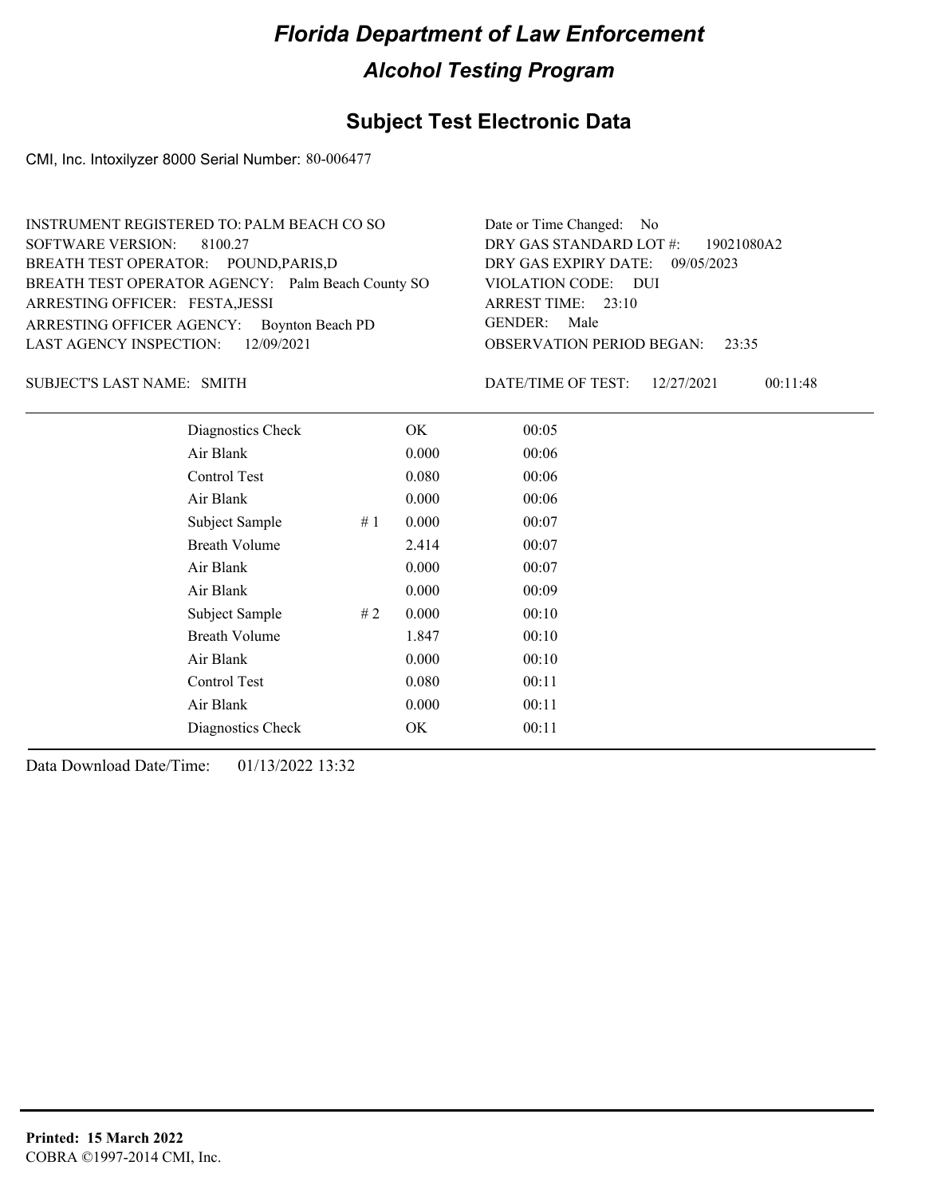# Florida Department of Law Enforcement

## Alcohol Testing Program

### Subject Test Electronic Data

CMI, Inc. Intoxilyzer 8000 Serial Number: 80-006477

INSTRUMENT REGISTERED TO: PALM BEACH CO SO
SOFTWARE VERSION: 8100.27
BREATH TEST OPERATOR: POUND,PARIS,D
BREATH TEST OPERATOR AGENCY: Palm Beach County SO
ARRESTING OFFICER: FESTA,JESSI
ARRESTING OFFICER AGENCY: Boynton Beach PD
LAST AGENCY INSPECTION: 12/09/2021

Date or Time Changed: No
DRY GAS STANDARD LOT #: 19021080A2
DRY GAS EXPIRY DATE: 09/05/2023
VIOLATION CODE: DUI
ARREST TIME: 23:10
GENDER: Male
OBSERVATION PERIOD BEGAN: 23:35

SUBJECT'S LAST NAME: SMITH

DATE/TIME OF TEST: 12/27/2021 00:11:48

| | | | |
|---|---|---|---|
| Diagnostics Check | | OK | 00:05 |
| Air Blank | | 0.000 | 00:06 |
| Control Test | | 0.080 | 00:06 |
| Air Blank | | 0.000 | 00:06 |
| Subject Sample | # 1 | 0.000 | 00:07 |
| Breath Volume | | 2.414 | 00:07 |
| Air Blank | | 0.000 | 00:07 |
| Air Blank | | 0.000 | 00:09 |
| Subject Sample | # 2 | 0.000 | 00:10 |
| Breath Volume | | 1.847 | 00:10 |
| Air Blank | | 0.000 | 00:10 |
| Control Test | | 0.080 | 00:11 |
| Air Blank | | 0.000 | 00:11 |
| Diagnostics Check | | OK | 00:11 |

Data Download Date/Time: 01/13/2022 13:32

**Printed: 15 March 2022**
COBRA ©1997-2014 CMI, Inc.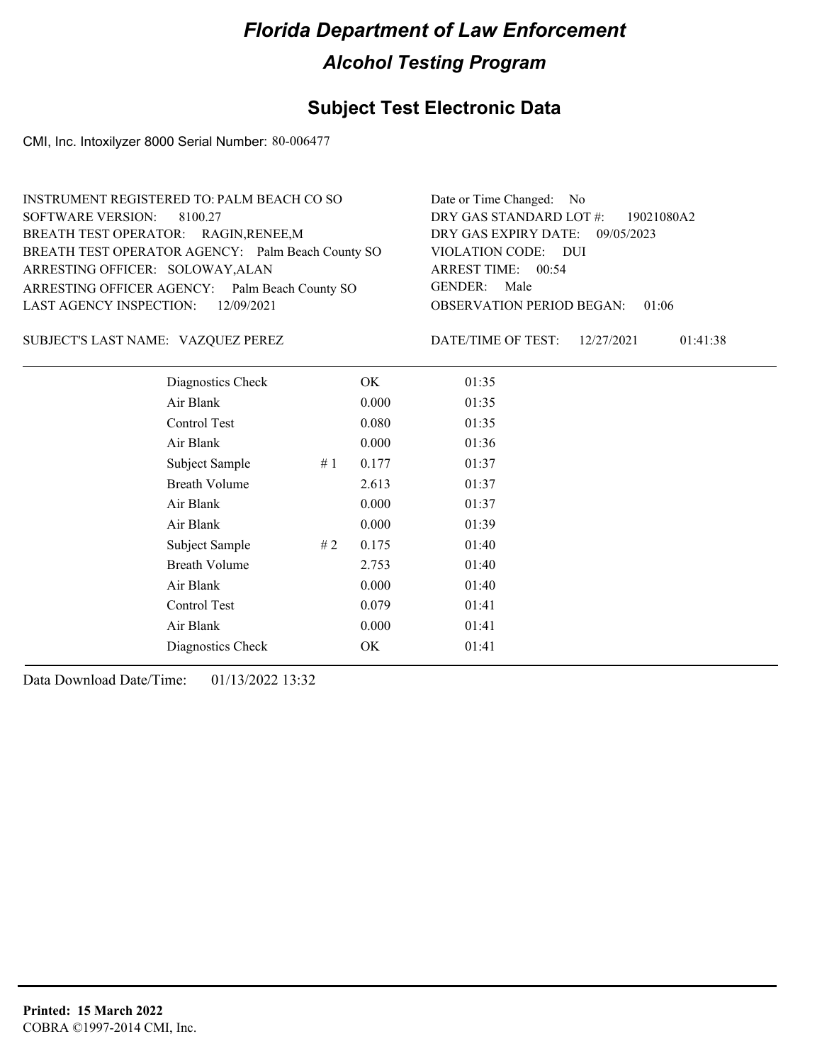# Florida Department of Law Enforcement

## Alcohol Testing Program

## Subject Test Electronic Data

CMI, Inc. Intoxilyzer 8000 Serial Number: 80-006477

INSTRUMENT REGISTERED TO: PALM BEACH CO SO
SOFTWARE VERSION: 8100.27
BREATH TEST OPERATOR: RAGIN,RENEE,M
BREATH TEST OPERATOR AGENCY: Palm Beach County SO
ARRESTING OFFICER: SOLOWAY,ALAN
ARRESTING OFFICER AGENCY: Palm Beach County SO
LAST AGENCY INSPECTION: 12/09/2021

Date or Time Changed: No
DRY GAS STANDARD LOT #: 19021080A2
DRY GAS EXPIRY DATE: 09/05/2023
VIOLATION CODE: DUI
ARREST TIME: 00:54
GENDER: Male
OBSERVATION PERIOD BEGAN: 01:06

SUBJECT'S LAST NAME: VAZQUEZ PEREZ

DATE/TIME OF TEST: 12/27/2021 01:41:38

| | | | |
|---|---|---|---|
| Diagnostics Check | | OK | 01:35 |
| Air Blank | | 0.000 | 01:35 |
| Control Test | | 0.080 | 01:35 |
| Air Blank | | 0.000 | 01:36 |
| Subject Sample | # 1 | 0.177 | 01:37 |
| Breath Volume | | 2.613 | 01:37 |
| Air Blank | | 0.000 | 01:37 |
| Air Blank | | 0.000 | 01:39 |
| Subject Sample | # 2 | 0.175 | 01:40 |
| Breath Volume | | 2.753 | 01:40 |
| Air Blank | | 0.000 | 01:40 |
| Control Test | | 0.079 | 01:41 |
| Air Blank | | 0.000 | 01:41 |
| Diagnostics Check | | OK | 01:41 |

Data Download Date/Time: 01/13/2022 13:32

**Printed: 15 March 2022**
COBRA ©1997-2014 CMI, Inc.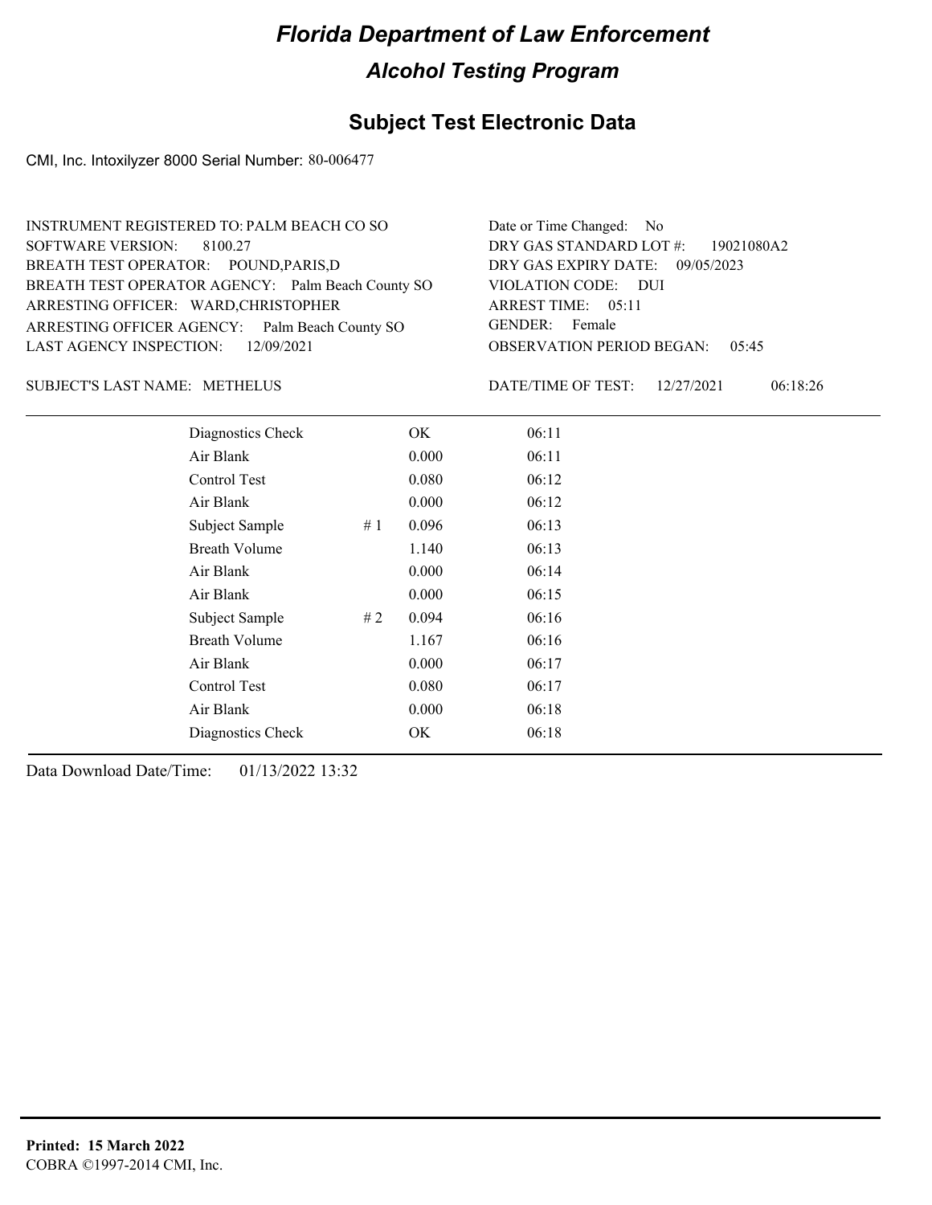# Florida Department of Law Enforcement

## Alcohol Testing Program

### Subject Test Electronic Data

CMI, Inc. Intoxilyzer 8000 Serial Number: 80-006477

INSTRUMENT REGISTERED TO: PALM BEACH CO SO
SOFTWARE VERSION: 8100.27
BREATH TEST OPERATOR: POUND,PARIS,D
BREATH TEST OPERATOR AGENCY: Palm Beach County SO
ARRESTING OFFICER: WARD,CHRISTOPHER
ARRESTING OFFICER AGENCY: Palm Beach County SO
LAST AGENCY INSPECTION: 12/09/2021

Date or Time Changed: No
DRY GAS STANDARD LOT #: 19021080A2
DRY GAS EXPIRY DATE: 09/05/2023
VIOLATION CODE: DUI
ARREST TIME: 05:11
GENDER: Female
OBSERVATION PERIOD BEGAN: 05:45

SUBJECT'S LAST NAME: METHELUS

DATE/TIME OF TEST: 12/27/2021 06:18:26

| Test | # | Result | Time |
|---|---|---|---|
| Diagnostics Check | | OK | 06:11 |
| Air Blank | | 0.000 | 06:11 |
| Control Test | | 0.080 | 06:12 |
| Air Blank | | 0.000 | 06:12 |
| Subject Sample | # 1 | 0.096 | 06:13 |
| Breath Volume | | 1.140 | 06:13 |
| Air Blank | | 0.000 | 06:14 |
| Air Blank | | 0.000 | 06:15 |
| Subject Sample | # 2 | 0.094 | 06:16 |
| Breath Volume | | 1.167 | 06:16 |
| Air Blank | | 0.000 | 06:17 |
| Control Test | | 0.080 | 06:17 |
| Air Blank | | 0.000 | 06:18 |
| Diagnostics Check | | OK | 06:18 |

Data Download Date/Time: 01/13/2022 13:32

**Printed: 15 March 2022**
COBRA ©1997-2014 CMI, Inc.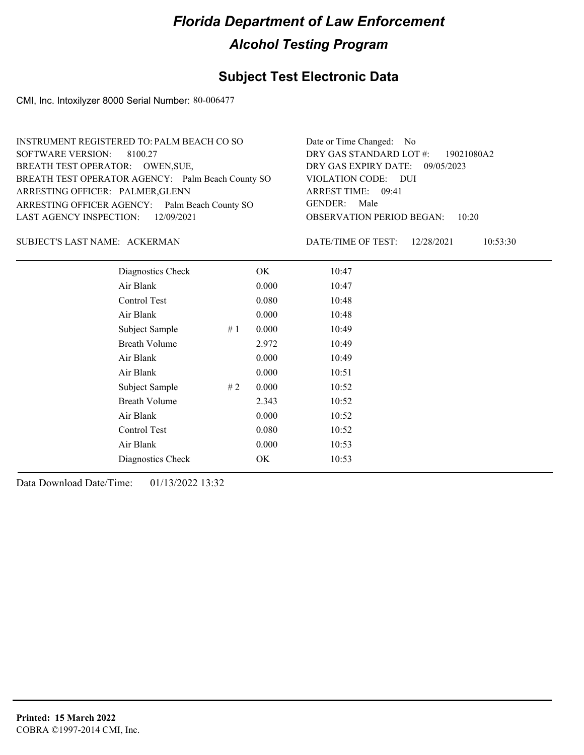# Florida Department of Law Enforcement

## Alcohol Testing Program

### Subject Test Electronic Data

CMI, Inc. Intoxilyzer 8000 Serial Number: 80-006477

INSTRUMENT REGISTERED TO: PALM BEACH CO SO
SOFTWARE VERSION: 8100.27
BREATH TEST OPERATOR: OWEN,SUE,
BREATH TEST OPERATOR AGENCY: Palm Beach County SO
ARRESTING OFFICER: PALMER,GLENN
ARRESTING OFFICER AGENCY: Palm Beach County SO
LAST AGENCY INSPECTION: 12/09/2021

Date or Time Changed: No
DRY GAS STANDARD LOT #: 19021080A2
DRY GAS EXPIRY DATE: 09/05/2023
VIOLATION CODE: DUI
ARREST TIME: 09:41
GENDER: Male
OBSERVATION PERIOD BEGAN: 10:20

SUBJECT'S LAST NAME: ACKERMAN

DATE/TIME OF TEST: 12/28/2021 10:53:30

| | | | |
|---|---|---|---|
| Diagnostics Check | | OK | 10:47 |
| Air Blank | | 0.000 | 10:47 |
| Control Test | | 0.080 | 10:48 |
| Air Blank | | 0.000 | 10:48 |
| Subject Sample | # 1 | 0.000 | 10:49 |
| Breath Volume | | 2.972 | 10:49 |
| Air Blank | | 0.000 | 10:49 |
| Air Blank | | 0.000 | 10:51 |
| Subject Sample | # 2 | 0.000 | 10:52 |
| Breath Volume | | 2.343 | 10:52 |
| Air Blank | | 0.000 | 10:52 |
| Control Test | | 0.080 | 10:52 |
| Air Blank | | 0.000 | 10:53 |
| Diagnostics Check | | OK | 10:53 |

Data Download Date/Time: 01/13/2022 13:32

**Printed: 15 March 2022**
COBRA ©1997-2014 CMI, Inc.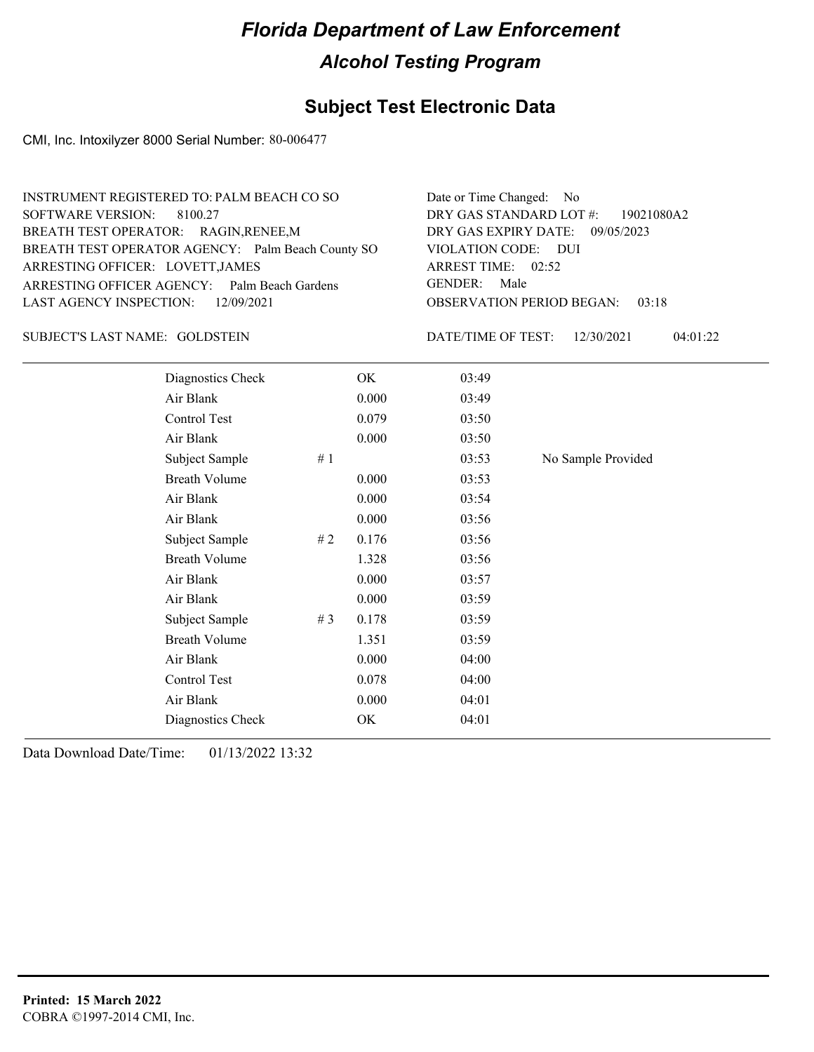# Florida Department of Law Enforcement

## Alcohol Testing Program

### Subject Test Electronic Data

CMI, Inc. Intoxilyzer 8000 Serial Number: 80-006477

INSTRUMENT REGISTERED TO: PALM BEACH CO SO
SOFTWARE VERSION: 8100.27
BREATH TEST OPERATOR: RAGIN,RENEE,M
BREATH TEST OPERATOR AGENCY: Palm Beach County SO
ARRESTING OFFICER: LOVETT,JAMES
ARRESTING OFFICER AGENCY: Palm Beach Gardens
LAST AGENCY INSPECTION: 12/09/2021

Date or Time Changed: No
DRY GAS STANDARD LOT #: 19021080A2
DRY GAS EXPIRY DATE: 09/05/2023
VIOLATION CODE: DUI
ARREST TIME: 02:52
GENDER: Male
OBSERVATION PERIOD BEGAN: 03:18

SUBJECT'S LAST NAME: GOLDSTEIN

DATE/TIME OF TEST: 12/30/2021 04:01:22

| | | | | |
|---|---|---|---|---|
| Diagnostics Check | | OK | 03:49 | |
| Air Blank | | 0.000 | 03:49 | |
| Control Test | | 0.079 | 03:50 | |
| Air Blank | | 0.000 | 03:50 | |
| Subject Sample | # 1 | | 03:53 | No Sample Provided |
| Breath Volume | | 0.000 | 03:53 | |
| Air Blank | | 0.000 | 03:54 | |
| Air Blank | | 0.000 | 03:56 | |
| Subject Sample | # 2 | 0.176 | 03:56 | |
| Breath Volume | | 1.328 | 03:56 | |
| Air Blank | | 0.000 | 03:57 | |
| Air Blank | | 0.000 | 03:59 | |
| Subject Sample | # 3 | 0.178 | 03:59 | |
| Breath Volume | | 1.351 | 03:59 | |
| Air Blank | | 0.000 | 04:00 | |
| Control Test | | 0.078 | 04:00 | |
| Air Blank | | 0.000 | 04:01 | |
| Diagnostics Check | | OK | 04:01 | |

Data Download Date/Time: 01/13/2022 13:32

**Printed: 15 March 2022**
COBRA ©1997-2014 CMI, Inc.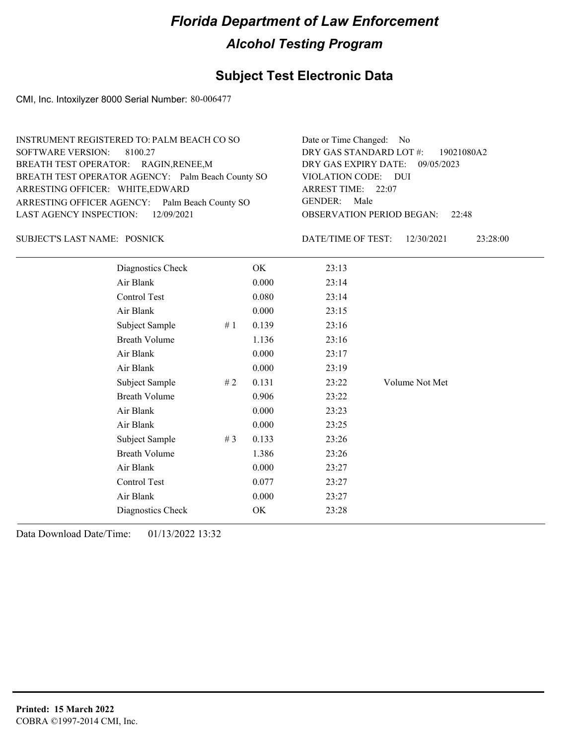# Florida Department of Law Enforcement

## Alcohol Testing Program

### Subject Test Electronic Data

CMI, Inc. Intoxilyzer 8000 Serial Number: 80-006477

INSTRUMENT REGISTERED TO: PALM BEACH CO SO
SOFTWARE VERSION: 8100.27
BREATH TEST OPERATOR: RAGIN,RENEE,M
BREATH TEST OPERATOR AGENCY: Palm Beach County SO
ARRESTING OFFICER: WHITE,EDWARD
ARRESTING OFFICER AGENCY: Palm Beach County SO
LAST AGENCY INSPECTION: 12/09/2021

Date or Time Changed: No
DRY GAS STANDARD LOT #: 19021080A2
DRY GAS EXPIRY DATE: 09/05/2023
VIOLATION CODE: DUI
ARREST TIME: 22:07
GENDER: Male
OBSERVATION PERIOD BEGAN: 22:48

SUBJECT'S LAST NAME: POSNICK

DATE/TIME OF TEST: 12/30/2021 23:28:00

| | | | | |
|---|---|---|---|---|
| Diagnostics Check | | OK | 23:13 | |
| Air Blank | | 0.000 | 23:14 | |
| Control Test | | 0.080 | 23:14 | |
| Air Blank | | 0.000 | 23:15 | |
| Subject Sample | # 1 | 0.139 | 23:16 | |
| Breath Volume | | 1.136 | 23:16 | |
| Air Blank | | 0.000 | 23:17 | |
| Air Blank | | 0.000 | 23:19 | |
| Subject Sample | # 2 | 0.131 | 23:22 | Volume Not Met |
| Breath Volume | | 0.906 | 23:22 | |
| Air Blank | | 0.000 | 23:23 | |
| Air Blank | | 0.000 | 23:25 | |
| Subject Sample | # 3 | 0.133 | 23:26 | |
| Breath Volume | | 1.386 | 23:26 | |
| Air Blank | | 0.000 | 23:27 | |
| Control Test | | 0.077 | 23:27 | |
| Air Blank | | 0.000 | 23:27 | |
| Diagnostics Check | | OK | 23:28 | |

Data Download Date/Time: 01/13/2022 13:32

**Printed: 15 March 2022**
COBRA ©1997-2014 CMI, Inc.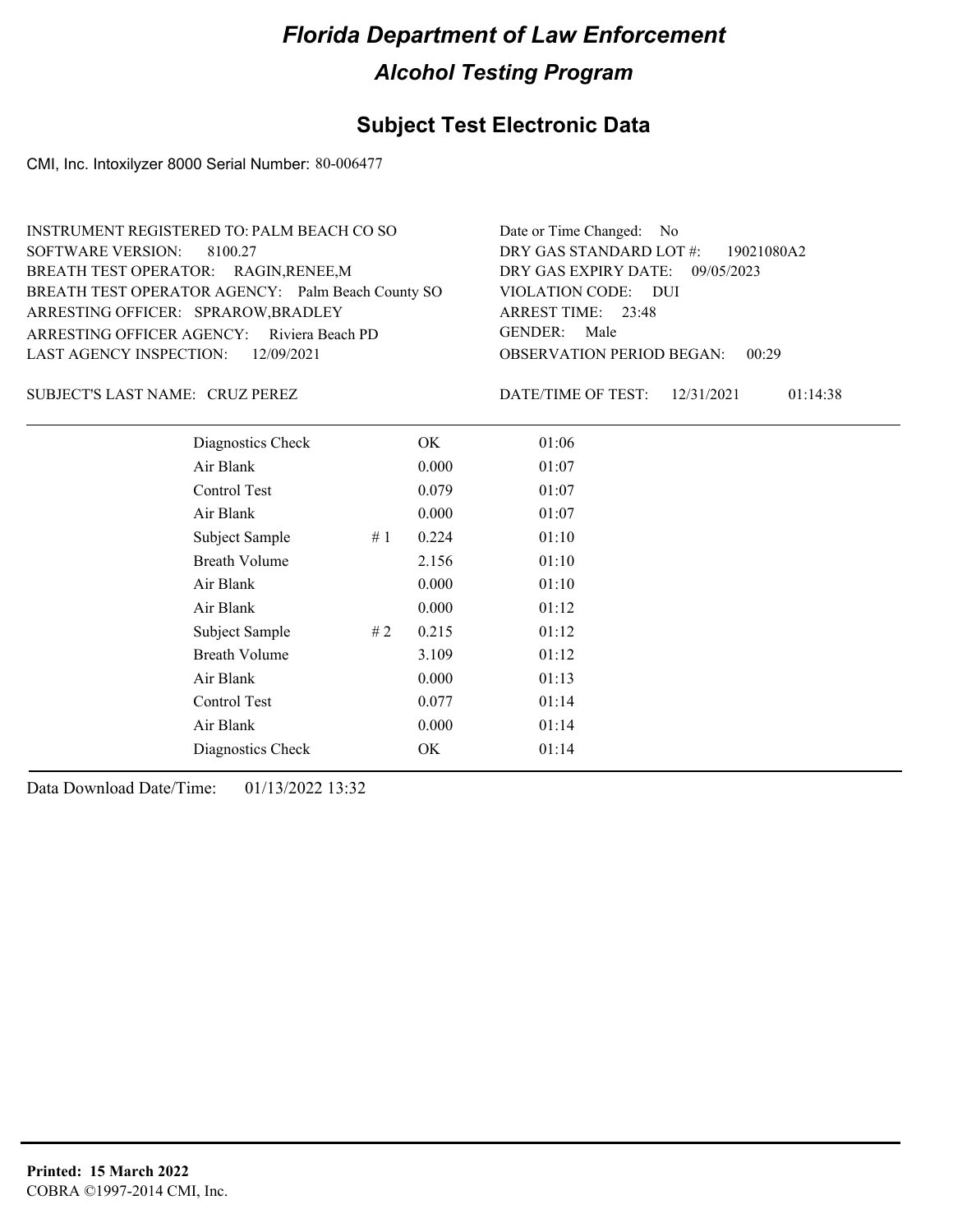# Florida Department of Law Enforcement

## Alcohol Testing Program

### Subject Test Electronic Data

CMI, Inc. Intoxilyzer 8000 Serial Number: 80-006477

INSTRUMENT REGISTERED TO: PALM BEACH CO SO
SOFTWARE VERSION: 8100.27
BREATH TEST OPERATOR: RAGIN,RENEE,M
BREATH TEST OPERATOR AGENCY: Palm Beach County SO
ARRESTING OFFICER: SPRAROW,BRADLEY
ARRESTING OFFICER AGENCY: Riviera Beach PD
LAST AGENCY INSPECTION: 12/09/2021

Date or Time Changed: No
DRY GAS STANDARD LOT #: 19021080A2
DRY GAS EXPIRY DATE: 09/05/2023
VIOLATION CODE: DUI
ARREST TIME: 23:48
GENDER: Male
OBSERVATION PERIOD BEGAN: 00:29

SUBJECT'S LAST NAME: CRUZ PEREZ

DATE/TIME OF TEST: 12/31/2021 01:14:38

| | | | |
|---|---|---|---|
| Diagnostics Check | | OK | 01:06 |
| Air Blank | | 0.000 | 01:07 |
| Control Test | | 0.079 | 01:07 |
| Air Blank | | 0.000 | 01:07 |
| Subject Sample | # 1 | 0.224 | 01:10 |
| Breath Volume | | 2.156 | 01:10 |
| Air Blank | | 0.000 | 01:10 |
| Air Blank | | 0.000 | 01:12 |
| Subject Sample | # 2 | 0.215 | 01:12 |
| Breath Volume | | 3.109 | 01:12 |
| Air Blank | | 0.000 | 01:13 |
| Control Test | | 0.077 | 01:14 |
| Air Blank | | 0.000 | 01:14 |
| Diagnostics Check | | OK | 01:14 |

Data Download Date/Time: 01/13/2022 13:32

**Printed: 15 March 2022**
COBRA ©1997-2014 CMI, Inc.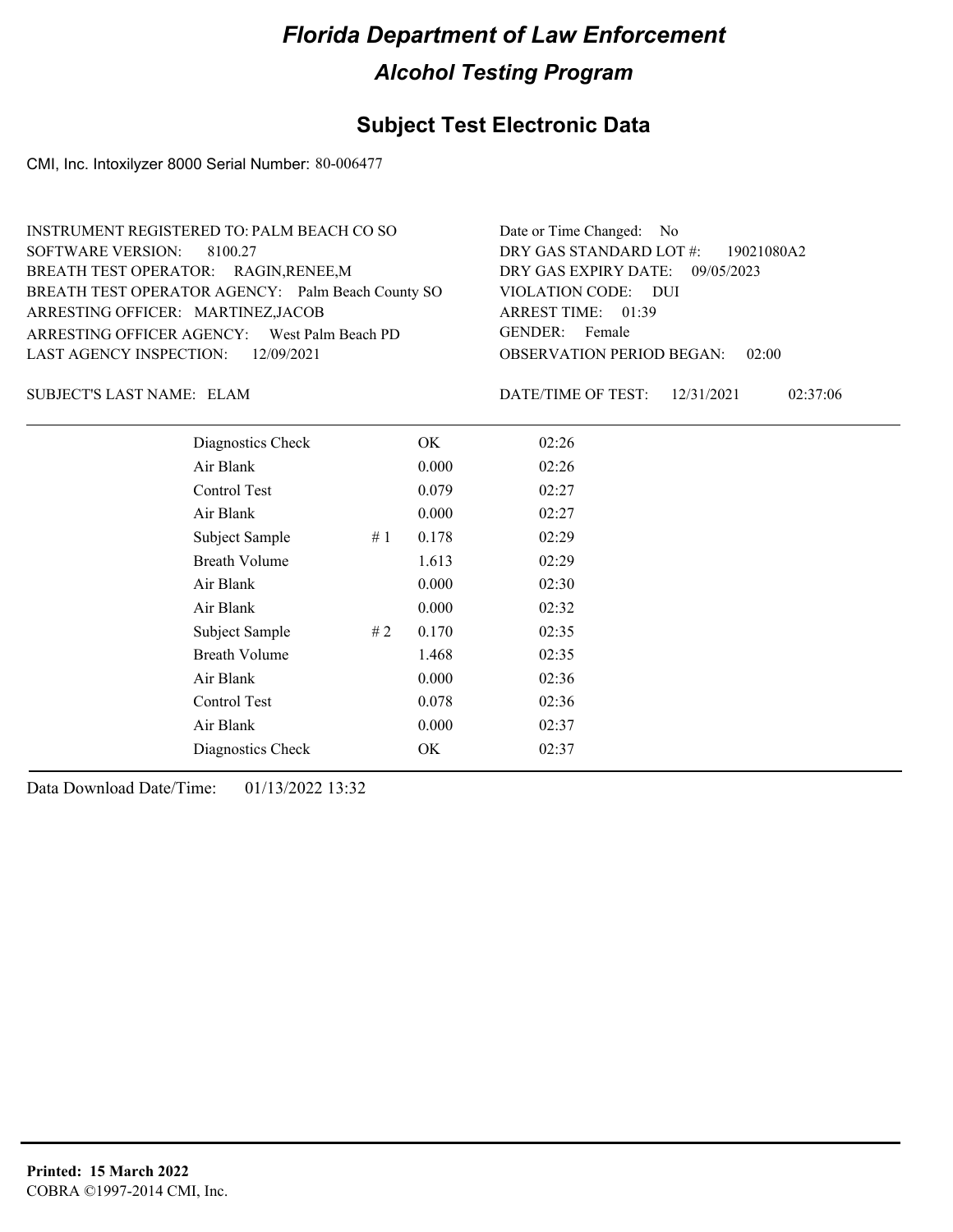# Florida Department of Law Enforcement

## Alcohol Testing Program

### Subject Test Electronic Data

CMI, Inc. Intoxilyzer 8000 Serial Number: 80-006477

INSTRUMENT REGISTERED TO: PALM BEACH CO SO
SOFTWARE VERSION: 8100.27
BREATH TEST OPERATOR: RAGIN,RENEE,M
BREATH TEST OPERATOR AGENCY: Palm Beach County SO
ARRESTING OFFICER: MARTINEZ,JACOB
ARRESTING OFFICER AGENCY: West Palm Beach PD
LAST AGENCY INSPECTION: 12/09/2021

Date or Time Changed: No
DRY GAS STANDARD LOT #: 19021080A2
DRY GAS EXPIRY DATE: 09/05/2023
VIOLATION CODE: DUI
ARREST TIME: 01:39
GENDER: Female
OBSERVATION PERIOD BEGAN: 02:00

SUBJECT'S LAST NAME: ELAM

DATE/TIME OF TEST: 12/31/2021 02:37:06

| Test | # | Result | Time |
|---|---|---|---|
| Diagnostics Check | | OK | 02:26 |
| Air Blank | | 0.000 | 02:26 |
| Control Test | | 0.079 | 02:27 |
| Air Blank | | 0.000 | 02:27 |
| Subject Sample | # 1 | 0.178 | 02:29 |
| Breath Volume | | 1.613 | 02:29 |
| Air Blank | | 0.000 | 02:30 |
| Air Blank | | 0.000 | 02:32 |
| Subject Sample | # 2 | 0.170 | 02:35 |
| Breath Volume | | 1.468 | 02:35 |
| Air Blank | | 0.000 | 02:36 |
| Control Test | | 0.078 | 02:36 |
| Air Blank | | 0.000 | 02:37 |
| Diagnostics Check | | OK | 02:37 |

Data Download Date/Time: 01/13/2022 13:32

**Printed: 15 March 2022**
COBRA ©1997-2014 CMI, Inc.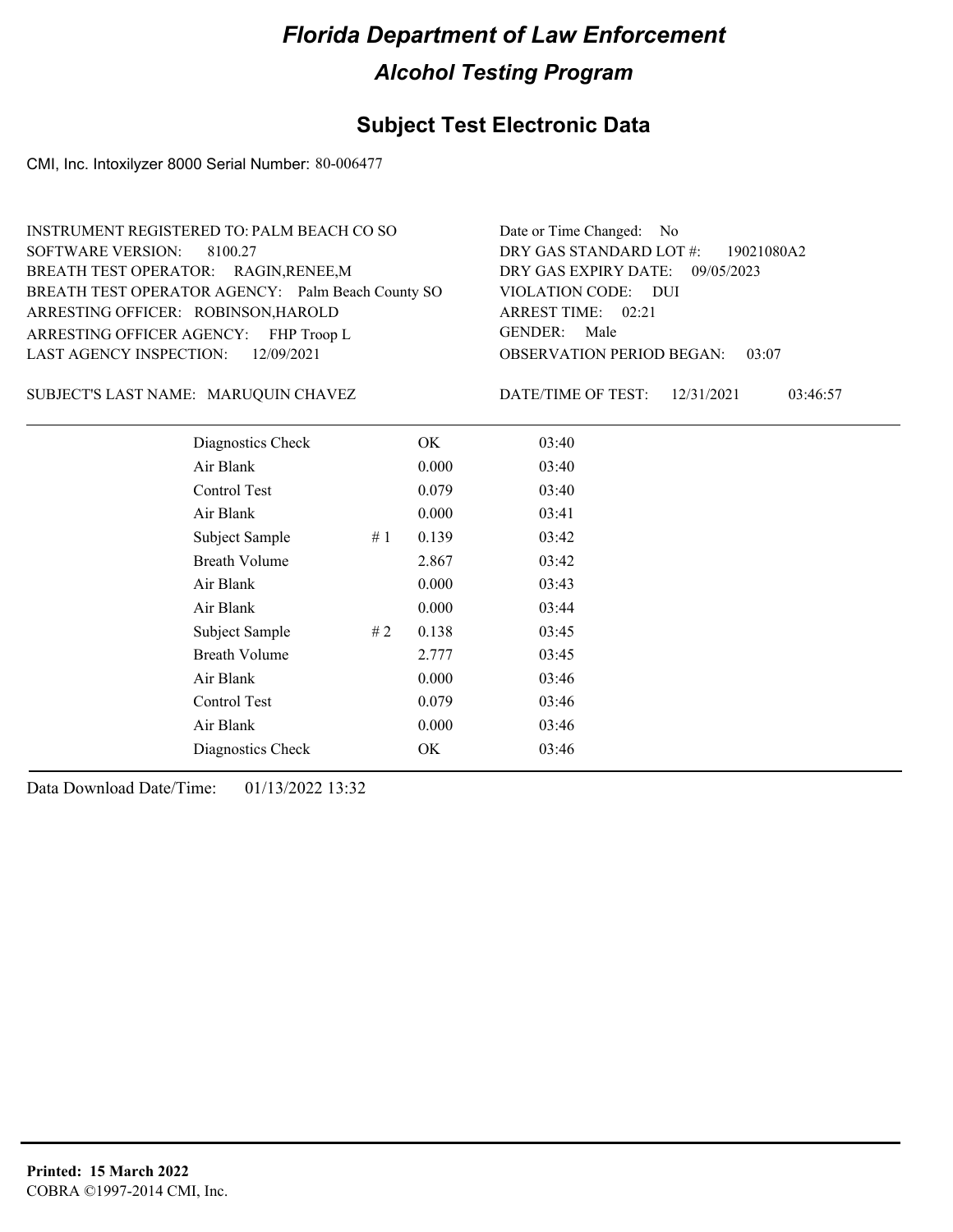# Florida Department of Law Enforcement

## Alcohol Testing Program

### Subject Test Electronic Data

CMI, Inc. Intoxilyzer 8000 Serial Number: 80-006477

INSTRUMENT REGISTERED TO: PALM BEACH CO SO
SOFTWARE VERSION: 8100.27
BREATH TEST OPERATOR: RAGIN,RENEE,M
BREATH TEST OPERATOR AGENCY: Palm Beach County SO
ARRESTING OFFICER: ROBINSON,HAROLD
ARRESTING OFFICER AGENCY: FHP Troop L
LAST AGENCY INSPECTION: 12/09/2021

Date or Time Changed: No
DRY GAS STANDARD LOT #: 19021080A2
DRY GAS EXPIRY DATE: 09/05/2023
VIOLATION CODE: DUI
ARREST TIME: 02:21
GENDER: Male
OBSERVATION PERIOD BEGAN: 03:07

SUBJECT'S LAST NAME: MARUQUIN CHAVEZ

DATE/TIME OF TEST: 12/31/2021 03:46:57

| | | | |
|---|---|---|---|
| Diagnostics Check | | OK | 03:40 |
| Air Blank | | 0.000 | 03:40 |
| Control Test | | 0.079 | 03:40 |
| Air Blank | | 0.000 | 03:41 |
| Subject Sample | # 1 | 0.139 | 03:42 |
| Breath Volume | | 2.867 | 03:42 |
| Air Blank | | 0.000 | 03:43 |
| Air Blank | | 0.000 | 03:44 |
| Subject Sample | # 2 | 0.138 | 03:45 |
| Breath Volume | | 2.777 | 03:45 |
| Air Blank | | 0.000 | 03:46 |
| Control Test | | 0.079 | 03:46 |
| Air Blank | | 0.000 | 03:46 |
| Diagnostics Check | | OK | 03:46 |

Data Download Date/Time: 01/13/2022 13:32

**Printed: 15 March 2022**
COBRA ©1997-2014 CMI, Inc.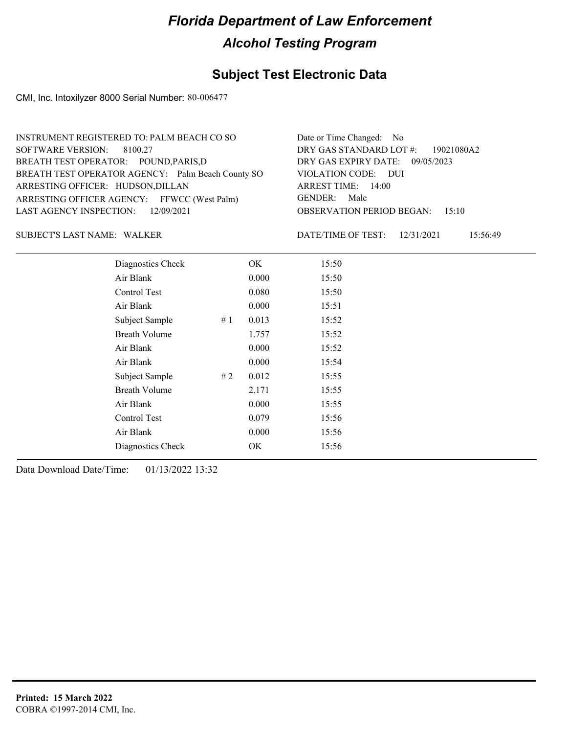# Florida Department of Law Enforcement

## Alcohol Testing Program

### Subject Test Electronic Data

CMI, Inc. Intoxilyzer 8000 Serial Number: 80-006477

INSTRUMENT REGISTERED TO: PALM BEACH CO SO
SOFTWARE VERSION: 8100.27
BREATH TEST OPERATOR: POUND,PARIS,D
BREATH TEST OPERATOR AGENCY: Palm Beach County SO
ARRESTING OFFICER: HUDSON,DILLAN
ARRESTING OFFICER AGENCY: FFWCC (West Palm)
LAST AGENCY INSPECTION: 12/09/2021

Date or Time Changed: No
DRY GAS STANDARD LOT #: 19021080A2
DRY GAS EXPIRY DATE: 09/05/2023
VIOLATION CODE: DUI
ARREST TIME: 14:00
GENDER: Male
OBSERVATION PERIOD BEGAN: 15:10

SUBJECT'S LAST NAME: WALKER

DATE/TIME OF TEST: 12/31/2021 15:56:49

| | | | |
|---|---|---|---|
| Diagnostics Check | | OK | 15:50 |
| Air Blank | | 0.000 | 15:50 |
| Control Test | | 0.080 | 15:50 |
| Air Blank | | 0.000 | 15:51 |
| Subject Sample | # 1 | 0.013 | 15:52 |
| Breath Volume | | 1.757 | 15:52 |
| Air Blank | | 0.000 | 15:52 |
| Air Blank | | 0.000 | 15:54 |
| Subject Sample | # 2 | 0.012 | 15:55 |
| Breath Volume | | 2.171 | 15:55 |
| Air Blank | | 0.000 | 15:55 |
| Control Test | | 0.079 | 15:56 |
| Air Blank | | 0.000 | 15:56 |
| Diagnostics Check | | OK | 15:56 |

Data Download Date/Time: 01/13/2022 13:32

**Printed: 15 March 2022**
COBRA ©1997-2014 CMI, Inc.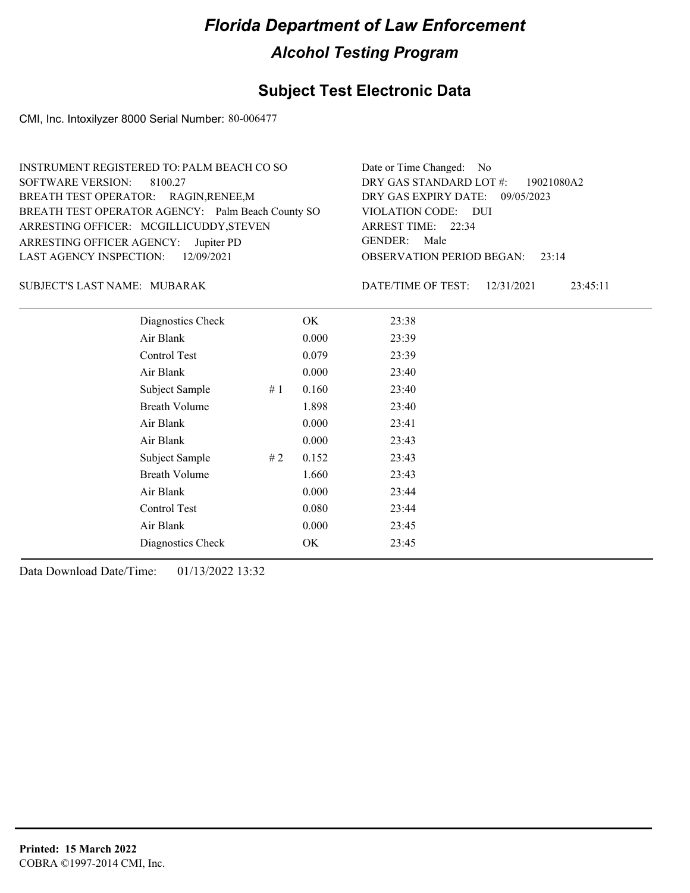# Florida Department of Law Enforcement

## Alcohol Testing Program

### Subject Test Electronic Data

CMI, Inc. Intoxilyzer 8000 Serial Number: 80-006477

INSTRUMENT REGISTERED TO: PALM BEACH CO SO
SOFTWARE VERSION: 8100.27
BREATH TEST OPERATOR: RAGIN,RENEE,M
BREATH TEST OPERATOR AGENCY: Palm Beach County SO
ARRESTING OFFICER: MCGILLICUDDY,STEVEN
ARRESTING OFFICER AGENCY: Jupiter PD
LAST AGENCY INSPECTION: 12/09/2021

Date or Time Changed: No
DRY GAS STANDARD LOT #: 19021080A2
DRY GAS EXPIRY DATE: 09/05/2023
VIOLATION CODE: DUI
ARREST TIME: 22:34
GENDER: Male
OBSERVATION PERIOD BEGAN: 23:14

SUBJECT'S LAST NAME: MUBARAK

DATE/TIME OF TEST: 12/31/2021 23:45:11

| | | | |
|---|---|---|---|
| Diagnostics Check | | OK | 23:38 |
| Air Blank | | 0.000 | 23:39 |
| Control Test | | 0.079 | 23:39 |
| Air Blank | | 0.000 | 23:40 |
| Subject Sample | # 1 | 0.160 | 23:40 |
| Breath Volume | | 1.898 | 23:40 |
| Air Blank | | 0.000 | 23:41 |
| Air Blank | | 0.000 | 23:43 |
| Subject Sample | # 2 | 0.152 | 23:43 |
| Breath Volume | | 1.660 | 23:43 |
| Air Blank | | 0.000 | 23:44 |
| Control Test | | 0.080 | 23:44 |
| Air Blank | | 0.000 | 23:45 |
| Diagnostics Check | | OK | 23:45 |

Data Download Date/Time: 01/13/2022 13:32

**Printed: 15 March 2022**
COBRA ©1997-2014 CMI, Inc.